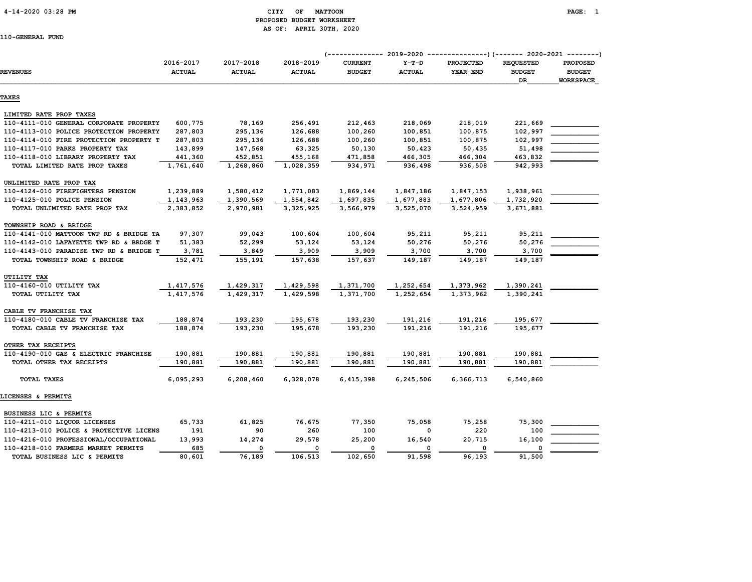CITY OF MATTOON
PROPOSED BUDGET WORKSHEET
AS OF: APRIL 30TH, 2020

110-GENERAL FUND

| REVENUES | 2016-2017 ACTUAL | 2017-2018 ACTUAL | 2018-2019 ACTUAL | 2019-2020 CURRENT BUDGET | 2019-2020 Y-T-D ACTUAL | 2019-2020 PROJECTED YEAR END | 2020-2021 REQUESTED BUDGET DR | 2020-2021 PROPOSED BUDGET WORKSPACE |
|---|---|---|---|---|---|---|---|---|
| **TAXES** | | | | | | | | |
| LIMITED RATE PROP TAXES | | | | | | | | |
| 110-4111-010 GENERAL CORPORATE PROPERTY | 600,775 | 78,169 | 256,491 | 212,463 | 218,069 | 218,019 | 221,669 | |
| 110-4113-010 POLICE PROTECTION PROPERTY | 287,803 | 295,136 | 126,688 | 100,260 | 100,851 | 100,875 | 102,997 | |
| 110-4114-010 FIRE PROTECTION PROPERTY T | 287,803 | 295,136 | 126,688 | 100,260 | 100,851 | 100,875 | 102,997 | |
| 110-4117-010 PARKS PROPERTY TAX | 143,899 | 147,568 | 63,325 | 50,130 | 50,423 | 50,435 | 51,498 | |
| 110-4118-010 LIBRARY PROPERTY TAX | 441,360 | 452,851 | 455,168 | 471,858 | 466,305 | 466,304 | 463,832 | |
| TOTAL LIMITED RATE PROP TAXES | 1,761,640 | 1,268,860 | 1,028,359 | 934,971 | 936,498 | 936,508 | 942,993 | |
| UNLIMITED RATE PROP TAX | | | | | | | | |
| 110-4124-010 FIREFIGHTERS PENSION | 1,239,889 | 1,580,412 | 1,771,083 | 1,869,144 | 1,847,186 | 1,847,153 | 1,938,961 | |
| 110-4125-010 POLICE PENSION | 1,143,963 | 1,390,569 | 1,554,842 | 1,697,835 | 1,677,883 | 1,677,806 | 1,732,920 | |
| TOTAL UNLIMITED RATE PROP TAX | 2,383,852 | 2,970,981 | 3,325,925 | 3,566,979 | 3,525,070 | 3,524,959 | 3,671,881 | |
| TOWNSHIP ROAD & BRIDGE | | | | | | | | |
| 110-4141-010 MATTOON TWP RD & BRIDGE TA | 97,307 | 99,043 | 100,604 | 100,604 | 95,211 | 95,211 | 95,211 | |
| 110-4142-010 LAFAYETTE TWP RD & BRDGE T | 51,383 | 52,299 | 53,124 | 53,124 | 50,276 | 50,276 | 50,276 | |
| 110-4143-010 PARADISE TWP RD & BRIDGE T | 3,781 | 3,849 | 3,909 | 3,909 | 3,700 | 3,700 | 3,700 | |
| TOTAL TOWNSHIP ROAD & BRIDGE | 152,471 | 155,191 | 157,638 | 157,637 | 149,187 | 149,187 | 149,187 | |
| UTILITY TAX | | | | | | | | |
| 110-4160-010 UTILITY TAX | 1,417,576 | 1,429,317 | 1,429,598 | 1,371,700 | 1,252,654 | 1,373,962 | 1,390,241 | |
| TOTAL UTILITY TAX | 1,417,576 | 1,429,317 | 1,429,598 | 1,371,700 | 1,252,654 | 1,373,962 | 1,390,241 | |
| CABLE TV FRANCHISE TAX | | | | | | | | |
| 110-4180-010 CABLE TV FRANCHISE TAX | 188,874 | 193,230 | 195,678 | 193,230 | 191,216 | 191,216 | 195,677 | |
| TOTAL CABLE TV FRANCHISE TAX | 188,874 | 193,230 | 195,678 | 193,230 | 191,216 | 191,216 | 195,677 | |
| OTHER TAX RECEIPTS | | | | | | | | |
| 110-4190-010 GAS & ELECTRIC FRANCHISE | 190,881 | 190,881 | 190,881 | 190,881 | 190,881 | 190,881 | 190,881 | |
| TOTAL OTHER TAX RECEIPTS | 190,881 | 190,881 | 190,881 | 190,881 | 190,881 | 190,881 | 190,881 | |
| TOTAL TAXES | 6,095,293 | 6,208,460 | 6,328,078 | 6,415,398 | 6,245,506 | 6,366,713 | 6,540,860 | |
| **LICENSES & PERMITS** | | | | | | | | |
| BUSINESS LIC & PERMITS | | | | | | | | |
| 110-4211-010 LIQUOR LICENSES | 65,733 | 61,825 | 76,675 | 77,350 | 75,058 | 75,258 | 75,300 | |
| 110-4213-010 POLICE & PROTECTIVE LICENS | 191 | 90 | 260 | 100 | 0 | 220 | 100 | |
| 110-4216-010 PROFESSIONAL/OCCUPATIONAL | 13,993 | 14,274 | 29,578 | 25,200 | 16,540 | 20,715 | 16,100 | |
| 110-4218-010 FARMERS MARKET PERMITS | 685 | 0 | 0 | 0 | 0 | 0 | 0 | |
| TOTAL BUSINESS LIC & PERMITS | 80,601 | 76,189 | 106,513 | 102,650 | 91,598 | 96,193 | 91,500 | |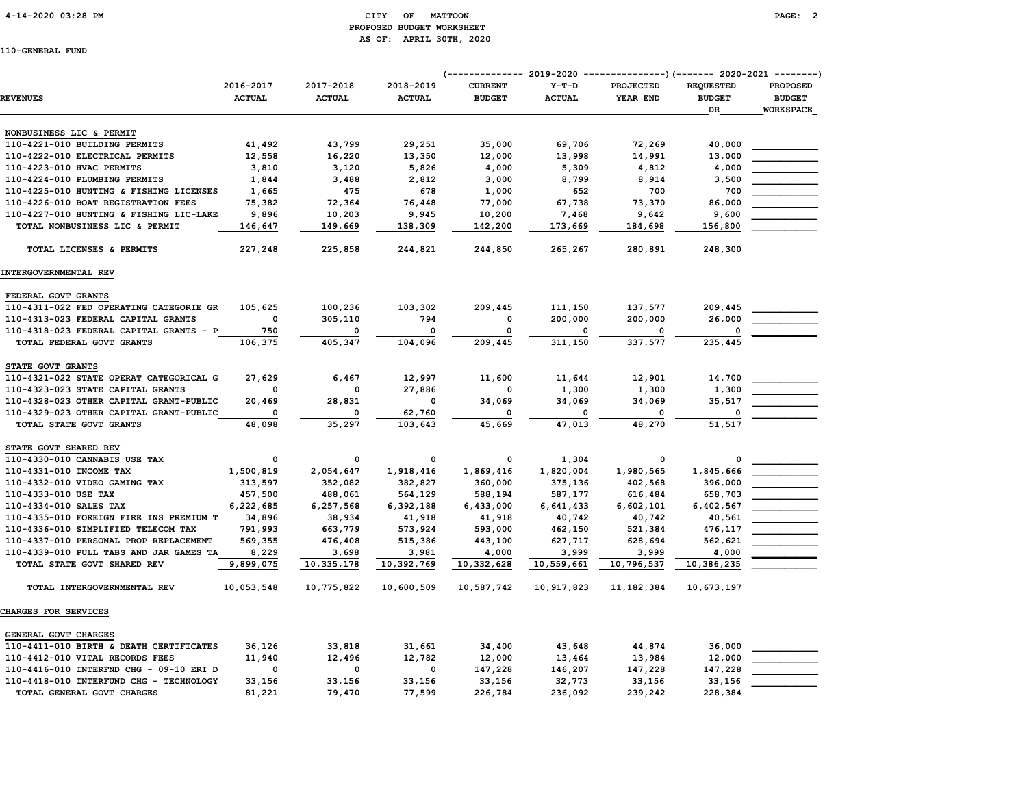CITY OF MATTOON
PROPOSED BUDGET WORKSHEET
AS OF: APRIL 30TH, 2020

110-GENERAL FUND

| REVENUES | 2016-2017 ACTUAL | 2017-2018 ACTUAL | 2018-2019 ACTUAL | 2019-2020 CURRENT BUDGET | 2019-2020 Y-T-D ACTUAL | 2019-2020 PROJECTED YEAR END | 2020-2021 REQUESTED BUDGET DR | 2020-2021 PROPOSED BUDGET WORKSPACE |
|---|---|---|---|---|---|---|---|---|
| **NONBUSINESS LIC & PERMIT** | | | | | | | | |
| 110-4221-010 BUILDING PERMITS | 41,492 | 43,799 | 29,251 | 35,000 | 69,706 | 72,269 | 40,000 | |
| 110-4222-010 ELECTRICAL PERMITS | 12,558 | 16,220 | 13,350 | 12,000 | 13,998 | 14,991 | 13,000 | |
| 110-4223-010 HVAC PERMITS | 3,810 | 3,120 | 5,826 | 4,000 | 5,309 | 4,812 | 4,000 | |
| 110-4224-010 PLUMBING PERMITS | 1,844 | 3,488 | 2,812 | 3,000 | 8,799 | 8,914 | 3,500 | |
| 110-4225-010 HUNTING & FISHING LICENSES | 1,665 | 475 | 678 | 1,000 | 652 | 700 | 700 | |
| 110-4226-010 BOAT REGISTRATION FEES | 75,382 | 72,364 | 76,448 | 77,000 | 67,738 | 73,370 | 86,000 | |
| 110-4227-010 HUNTING & FISHING LIC-LAKE | 9,896 | 10,203 | 9,945 | 10,200 | 7,468 | 9,642 | 9,600 | |
| TOTAL NONBUSINESS LIC & PERMIT | 146,647 | 149,669 | 138,309 | 142,200 | 173,669 | 184,698 | 156,800 | |
| TOTAL LICENSES & PERMITS | 227,248 | 225,858 | 244,821 | 244,850 | 265,267 | 280,891 | 248,300 | |
| **INTERGOVERNMENTAL REV** | | | | | | | | |
| **FEDERAL GOVT GRANTS** | | | | | | | | |
| 110-4311-022 FED OPERATING CATEGORIE GR | 105,625 | 100,236 | 103,302 | 209,445 | 111,150 | 137,577 | 209,445 | |
| 110-4313-023 FEDERAL CAPITAL GRANTS | 0 | 305,110 | 794 | 0 | 200,000 | 200,000 | 26,000 | |
| 110-4318-023 FEDERAL CAPITAL GRANTS - P | 750 | 0 | 0 | 0 | 0 | 0 | 0 | |
| TOTAL FEDERAL GOVT GRANTS | 106,375 | 405,347 | 104,096 | 209,445 | 311,150 | 337,577 | 235,445 | |
| **STATE GOVT GRANTS** | | | | | | | | |
| 110-4321-022 STATE OPERAT CATEGORICAL G | 27,629 | 6,467 | 12,997 | 11,600 | 11,644 | 12,901 | 14,700 | |
| 110-4323-023 STATE CAPITAL GRANTS | 0 | 0 | 27,886 | 0 | 1,300 | 1,300 | 1,300 | |
| 110-4328-023 OTHER CAPITAL GRANT-PUBLIC | 20,469 | 28,831 | 0 | 34,069 | 34,069 | 34,069 | 35,517 | |
| 110-4329-023 OTHER CAPITAL GRANT-PUBLIC | 0 | 0 | 62,760 | 0 | 0 | 0 | 0 | |
| TOTAL STATE GOVT GRANTS | 48,098 | 35,297 | 103,643 | 45,669 | 47,013 | 48,270 | 51,517 | |
| **STATE GOVT SHARED REV** | | | | | | | | |
| 110-4330-010 CANNABIS USE TAX | 0 | 0 | 0 | 0 | 1,304 | 0 | 0 | |
| 110-4331-010 INCOME TAX | 1,500,819 | 2,054,647 | 1,918,416 | 1,869,416 | 1,820,004 | 1,980,565 | 1,845,666 | |
| 110-4332-010 VIDEO GAMING TAX | 313,597 | 352,082 | 382,827 | 360,000 | 375,136 | 402,568 | 396,000 | |
| 110-4333-010 USE TAX | 457,500 | 488,061 | 564,129 | 588,194 | 587,177 | 616,484 | 658,703 | |
| 110-4334-010 SALES TAX | 6,222,685 | 6,257,568 | 6,392,188 | 6,433,000 | 6,641,433 | 6,602,101 | 6,402,567 | |
| 110-4335-010 FOREIGN FIRE INS PREMIUM T | 34,896 | 38,934 | 41,918 | 41,918 | 40,742 | 40,742 | 40,561 | |
| 110-4336-010 SIMPLIFIED TELECOM TAX | 791,993 | 663,779 | 573,924 | 593,000 | 462,150 | 521,384 | 476,117 | |
| 110-4337-010 PERSONAL PROP REPLACEMENT | 569,355 | 476,408 | 515,386 | 443,100 | 627,717 | 628,694 | 562,621 | |
| 110-4339-010 PULL TABS AND JAR GAMES TA | 8,229 | 3,698 | 3,981 | 4,000 | 3,999 | 3,999 | 4,000 | |
| TOTAL STATE GOVT SHARED REV | 9,899,075 | 10,335,178 | 10,392,769 | 10,332,628 | 10,559,661 | 10,796,537 | 10,386,235 | |
| TOTAL INTERGOVERNMENTAL REV | 10,053,548 | 10,775,822 | 10,600,509 | 10,587,742 | 10,917,823 | 11,182,384 | 10,673,197 | |
| **CHARGES FOR SERVICES** | | | | | | | | |
| **GENERAL GOVT CHARGES** | | | | | | | | |
| 110-4411-010 BIRTH & DEATH CERTIFICATES | 36,126 | 33,818 | 31,661 | 34,400 | 43,648 | 44,874 | 36,000 | |
| 110-4412-010 VITAL RECORDS FEES | 11,940 | 12,496 | 12,782 | 12,000 | 13,464 | 13,984 | 12,000 | |
| 110-4416-010 INTERFND CHG - 09-10 ERI D | 0 | 0 | 0 | 147,228 | 146,207 | 147,228 | 147,228 | |
| 110-4418-010 INTERFUND CHG - TECHNOLOGY | 33,156 | 33,156 | 33,156 | 33,156 | 32,773 | 33,156 | 33,156 | |
| TOTAL GENERAL GOVT CHARGES | 81,221 | 79,470 | 77,599 | 226,784 | 236,092 | 239,242 | 228,384 | |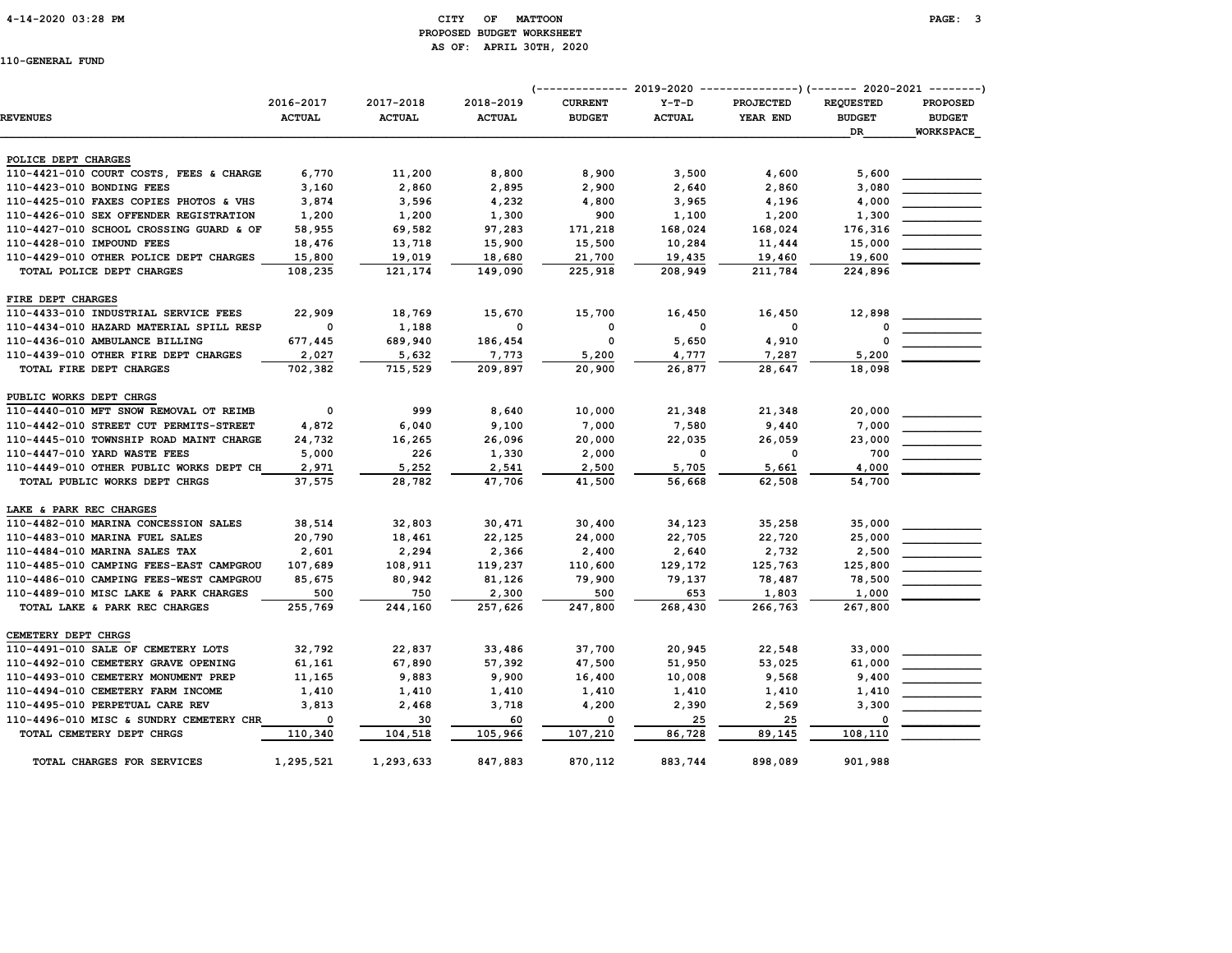CITY OF MATTOON
PROPOSED BUDGET WORKSHEET
AS OF: APRIL 30TH, 2020

110-GENERAL FUND

| REVENUES | 2016-2017 ACTUAL | 2017-2018 ACTUAL | 2018-2019 ACTUAL | 2019-2020 CURRENT BUDGET | 2019-2020 Y-T-D ACTUAL | 2019-2020 PROJECTED YEAR END | 2020-2021 REQUESTED BUDGET DR | 2020-2021 PROPOSED BUDGET WORKSPACE |
|---|---|---|---|---|---|---|---|---|
| **POLICE DEPT CHARGES** | | | | | | | | |
| 110-4421-010 COURT COSTS, FEES & CHARGE | 6,770 | 11,200 | 8,800 | 8,900 | 3,500 | 4,600 | 5,600 | |
| 110-4423-010 BONDING FEES | 3,160 | 2,860 | 2,895 | 2,900 | 2,640 | 2,860 | 3,080 | |
| 110-4425-010 FAXES COPIES PHOTOS & VHS | 3,874 | 3,596 | 4,232 | 4,800 | 3,965 | 4,196 | 4,000 | |
| 110-4426-010 SEX OFFENDER REGISTRATION | 1,200 | 1,200 | 1,300 | 900 | 1,100 | 1,200 | 1,300 | |
| 110-4427-010 SCHOOL CROSSING GUARD & OF | 58,955 | 69,582 | 97,283 | 171,218 | 168,024 | 168,024 | 176,316 | |
| 110-4428-010 IMPOUND FEES | 18,476 | 13,718 | 15,900 | 15,500 | 10,284 | 11,444 | 15,000 | |
| 110-4429-010 OTHER POLICE DEPT CHARGES | 15,800 | 19,019 | 18,680 | 21,700 | 19,435 | 19,460 | 19,600 | |
| TOTAL POLICE DEPT CHARGES | 108,235 | 121,174 | 149,090 | 225,918 | 208,949 | 211,784 | 224,896 | |
| **FIRE DEPT CHARGES** | | | | | | | | |
| 110-4433-010 INDUSTRIAL SERVICE FEES | 22,909 | 18,769 | 15,670 | 15,700 | 16,450 | 16,450 | 12,898 | |
| 110-4434-010 HAZARD MATERIAL SPILL RESP | 0 | 1,188 | 0 | 0 | 0 | 0 | 0 | |
| 110-4436-010 AMBULANCE BILLING | 677,445 | 689,940 | 186,454 | 0 | 5,650 | 4,910 | 0 | |
| 110-4439-010 OTHER FIRE DEPT CHARGES | 2,027 | 5,632 | 7,773 | 5,200 | 4,777 | 7,287 | 5,200 | |
| TOTAL FIRE DEPT CHARGES | 702,382 | 715,529 | 209,897 | 20,900 | 26,877 | 28,647 | 18,098 | |
| **PUBLIC WORKS DEPT CHRGS** | | | | | | | | |
| 110-4440-010 MFT SNOW REMOVAL OT REIMB | 0 | 999 | 8,640 | 10,000 | 21,348 | 21,348 | 20,000 | |
| 110-4442-010 STREET CUT PERMITS-STREET | 4,872 | 6,040 | 9,100 | 7,000 | 7,580 | 9,440 | 7,000 | |
| 110-4445-010 TOWNSHIP ROAD MAINT CHARGE | 24,732 | 16,265 | 26,096 | 20,000 | 22,035 | 26,059 | 23,000 | |
| 110-4447-010 YARD WASTE FEES | 5,000 | 226 | 1,330 | 2,000 | 0 | 0 | 700 | |
| 110-4449-010 OTHER PUBLIC WORKS DEPT CH | 2,971 | 5,252 | 2,541 | 2,500 | 5,705 | 5,661 | 4,000 | |
| TOTAL PUBLIC WORKS DEPT CHRGS | 37,575 | 28,782 | 47,706 | 41,500 | 56,668 | 62,508 | 54,700 | |
| **LAKE & PARK REC CHARGES** | | | | | | | | |
| 110-4482-010 MARINA CONCESSION SALES | 38,514 | 32,803 | 30,471 | 30,400 | 34,123 | 35,258 | 35,000 | |
| 110-4483-010 MARINA FUEL SALES | 20,790 | 18,461 | 22,125 | 24,000 | 22,705 | 22,720 | 25,000 | |
| 110-4484-010 MARINA SALES TAX | 2,601 | 2,294 | 2,366 | 2,400 | 2,640 | 2,732 | 2,500 | |
| 110-4485-010 CAMPING FEES-EAST CAMPGROU | 107,689 | 108,911 | 119,237 | 110,600 | 129,172 | 125,763 | 125,800 | |
| 110-4486-010 CAMPING FEES-WEST CAMPGROU | 85,675 | 80,942 | 81,126 | 79,900 | 79,137 | 78,487 | 78,500 | |
| 110-4489-010 MISC LAKE & PARK CHARGES | 500 | 750 | 2,300 | 500 | 653 | 1,803 | 1,000 | |
| TOTAL LAKE & PARK REC CHARGES | 255,769 | 244,160 | 257,626 | 247,800 | 268,430 | 266,763 | 267,800 | |
| **CEMETERY DEPT CHRGS** | | | | | | | | |
| 110-4491-010 SALE OF CEMETERY LOTS | 32,792 | 22,837 | 33,486 | 37,700 | 20,945 | 22,548 | 33,000 | |
| 110-4492-010 CEMETERY GRAVE OPENING | 61,161 | 67,890 | 57,392 | 47,500 | 51,950 | 53,025 | 61,000 | |
| 110-4493-010 CEMETERY MONUMENT PREP | 11,165 | 9,883 | 9,900 | 16,400 | 10,008 | 9,568 | 9,400 | |
| 110-4494-010 CEMETERY FARM INCOME | 1,410 | 1,410 | 1,410 | 1,410 | 1,410 | 1,410 | 1,410 | |
| 110-4495-010 PERPETUAL CARE REV | 3,813 | 2,468 | 3,718 | 4,200 | 2,390 | 2,569 | 3,300 | |
| 110-4496-010 MISC & SUNDRY CEMETERY CHR | 0 | 30 | 60 | 0 | 25 | 25 | 0 | |
| TOTAL CEMETERY DEPT CHRGS | 110,340 | 104,518 | 105,966 | 107,210 | 86,728 | 89,145 | 108,110 | |
| TOTAL CHARGES FOR SERVICES | 1,295,521 | 1,293,633 | 847,883 | 870,112 | 883,744 | 898,089 | 901,988 | |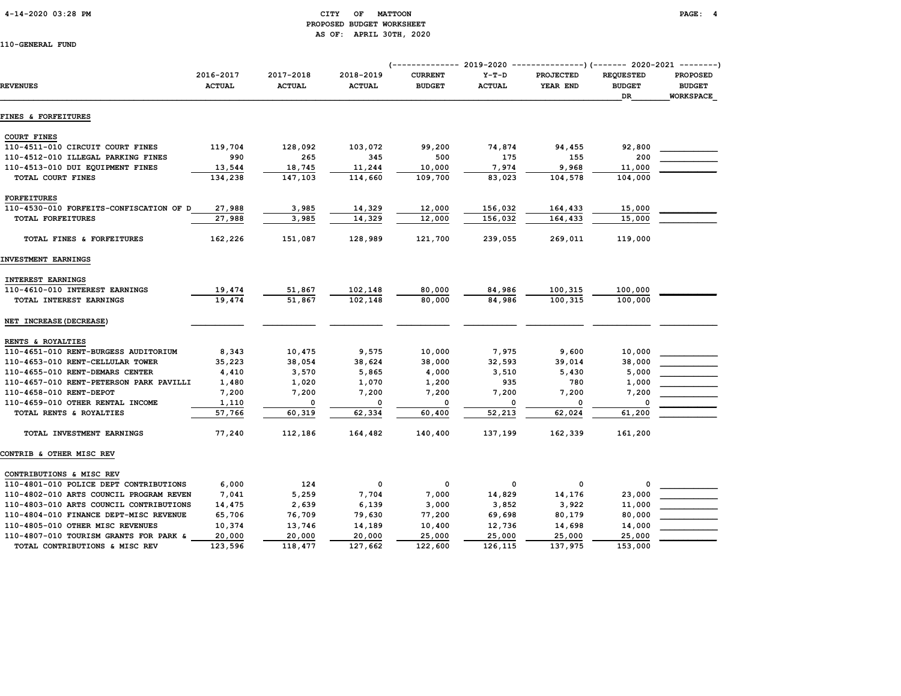CITY OF MATTOON
PROPOSED BUDGET WORKSHEET
AS OF: APRIL 30TH, 2020

110-GENERAL FUND

| REVENUES | 2016-2017 ACTUAL | 2017-2018 ACTUAL | 2018-2019 ACTUAL | 2019-2020 CURRENT BUDGET | 2019-2020 Y-T-D ACTUAL | 2019-2020 PROJECTED YEAR END | 2020-2021 REQUESTED BUDGET DR | 2020-2021 PROPOSED BUDGET WORKSPACE |
|---|---|---|---|---|---|---|---|---|
| **FINES & FORFEITURES** | | | | | | | | |
| COURT FINES | | | | | | | | |
| 110-4511-010 CIRCUIT COURT FINES | 119,704 | 128,092 | 103,072 | 99,200 | 74,874 | 94,455 | 92,800 | |
| 110-4512-010 ILLEGAL PARKING FINES | 990 | 265 | 345 | 500 | 175 | 155 | 200 | |
| 110-4513-010 DUI EQUIPMENT FINES | 13,544 | 18,745 | 11,244 | 10,000 | 7,974 | 9,968 | 11,000 | |
| TOTAL COURT FINES | 134,238 | 147,103 | 114,660 | 109,700 | 83,023 | 104,578 | 104,000 | |
| FORFEITURES | | | | | | | | |
| 110-4530-010 FORFEITS-CONFISCATION OF D | 27,988 | 3,985 | 14,329 | 12,000 | 156,032 | 164,433 | 15,000 | |
| TOTAL FORFEITURES | 27,988 | 3,985 | 14,329 | 12,000 | 156,032 | 164,433 | 15,000 | |
| TOTAL FINES & FORFEITURES | 162,226 | 151,087 | 128,989 | 121,700 | 239,055 | 269,011 | 119,000 | |
| **INVESTMENT EARNINGS** | | | | | | | | |
| INTEREST EARNINGS | | | | | | | | |
| 110-4610-010 INTEREST EARNINGS | 19,474 | 51,867 | 102,148 | 80,000 | 84,986 | 100,315 | 100,000 | |
| TOTAL INTEREST EARNINGS | 19,474 | 51,867 | 102,148 | 80,000 | 84,986 | 100,315 | 100,000 | |
| NET INCREASE(DECREASE) | | | | | | | | |
| RENTS & ROYALTIES | | | | | | | | |
| 110-4651-010 RENT-BURGESS AUDITORIUM | 8,343 | 10,475 | 9,575 | 10,000 | 7,975 | 9,600 | 10,000 | |
| 110-4653-010 RENT-CELLULAR TOWER | 35,223 | 38,054 | 38,624 | 38,000 | 32,593 | 39,014 | 38,000 | |
| 110-4655-010 RENT-DEMARS CENTER | 4,410 | 3,570 | 5,865 | 4,000 | 3,510 | 5,430 | 5,000 | |
| 110-4657-010 RENT-PETERSON PARK PAVILLI | 1,480 | 1,020 | 1,070 | 1,200 | 935 | 780 | 1,000 | |
| 110-4658-010 RENT-DEPOT | 7,200 | 7,200 | 7,200 | 7,200 | 7,200 | 7,200 | 7,200 | |
| 110-4659-010 OTHER RENTAL INCOME | 1,110 | 0 | 0 | 0 | 0 | 0 | 0 | |
| TOTAL RENTS & ROYALTIES | 57,766 | 60,319 | 62,334 | 60,400 | 52,213 | 62,024 | 61,200 | |
| TOTAL INVESTMENT EARNINGS | 77,240 | 112,186 | 164,482 | 140,400 | 137,199 | 162,339 | 161,200 | |
| **CONTRIB & OTHER MISC REV** | | | | | | | | |
| CONTRIBUTIONS & MISC REV | | | | | | | | |
| 110-4801-010 POLICE DEPT CONTRIBUTIONS | 6,000 | 124 | 0 | 0 | 0 | 0 | 0 | |
| 110-4802-010 ARTS COUNCIL PROGRAM REVEN | 7,041 | 5,259 | 7,704 | 7,000 | 14,829 | 14,176 | 23,000 | |
| 110-4803-010 ARTS COUNCIL CONTRIBUTIONS | 14,475 | 2,639 | 6,139 | 3,000 | 3,852 | 3,922 | 11,000 | |
| 110-4804-010 FINANCE DEPT-MISC REVENUE | 65,706 | 76,709 | 79,630 | 77,200 | 69,698 | 80,179 | 80,000 | |
| 110-4805-010 OTHER MISC REVENUES | 10,374 | 13,746 | 14,189 | 10,400 | 12,736 | 14,698 | 14,000 | |
| 110-4807-010 TOURISM GRANTS FOR PARK & | 20,000 | 20,000 | 20,000 | 25,000 | 25,000 | 25,000 | 25,000 | |
| TOTAL CONTRIBUTIONS & MISC REV | 123,596 | 118,477 | 127,662 | 122,600 | 126,115 | 137,975 | 153,000 | |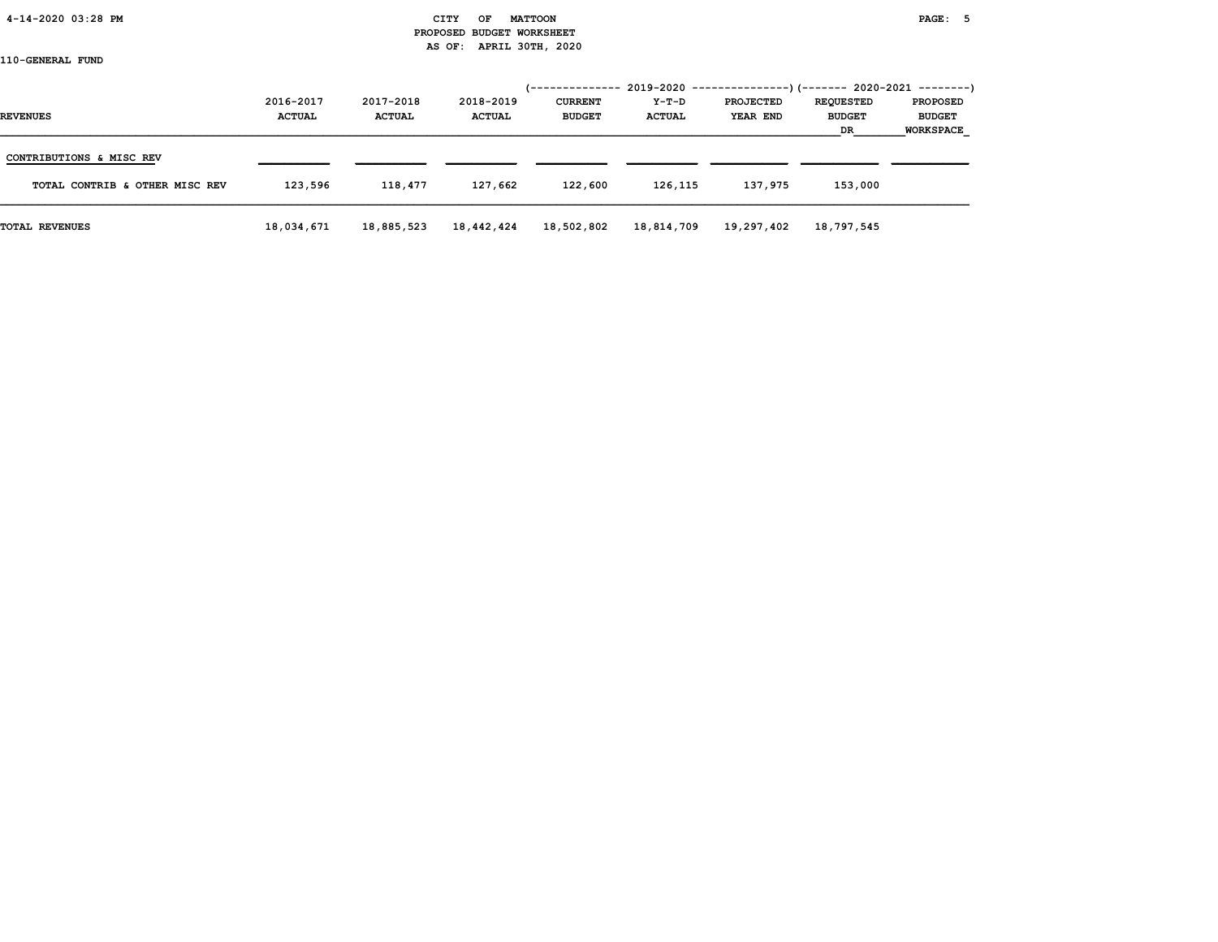110-GENERAL FUND

| REVENUES | 2016-2017 ACTUAL | 2017-2018 ACTUAL | 2018-2019 ACTUAL | 2019-2020 CURRENT BUDGET | 2019-2020 Y-T-D ACTUAL | 2019-2020 PROJECTED YEAR END | 2020-2021 REQUESTED BUDGET DR | 2020-2021 PROPOSED BUDGET WORKSPACE |
|---|---|---|---|---|---|---|---|---|
| CONTRIBUTIONS & MISC REV | | | | | | | | |
| TOTAL CONTRIB & OTHER MISC REV | 123,596 | 118,477 | 127,662 | 122,600 | 126,115 | 137,975 | 153,000 | |
| TOTAL REVENUES | 18,034,671 | 18,885,523 | 18,442,424 | 18,502,802 | 18,814,709 | 19,297,402 | 18,797,545 | |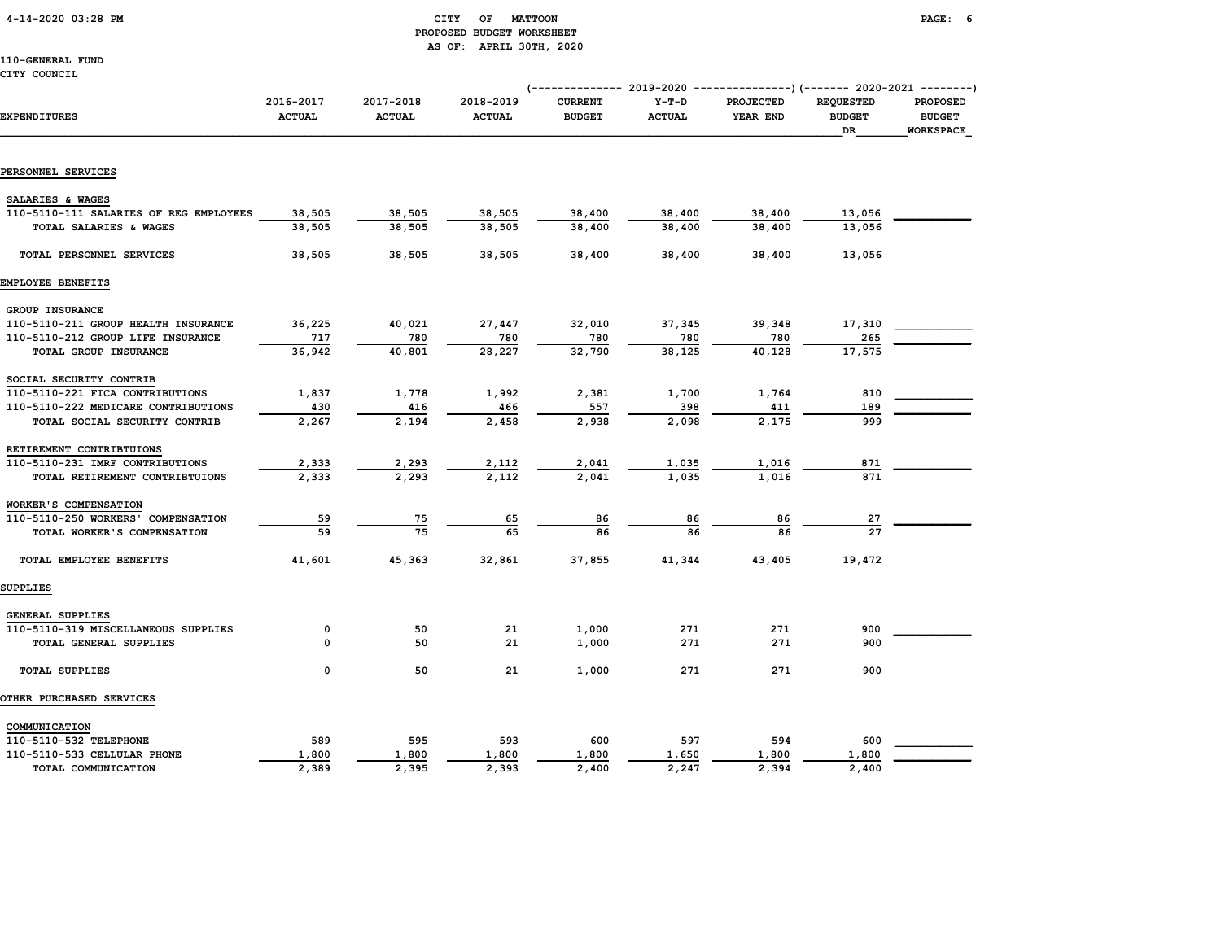**CITY OF MATTOON**
**PROPOSED BUDGET WORKSHEET**
**AS OF: APRIL 30TH, 2020**

110-GENERAL FUND
CITY COUNCIL

| EXPENDITURES | 2016-2017 ACTUAL | 2017-2018 ACTUAL | 2018-2019 ACTUAL | 2019-2020 CURRENT BUDGET | 2019-2020 Y-T-D ACTUAL | 2019-2020 PROJECTED YEAR END | 2020-2021 REQUESTED BUDGET DR | 2020-2021 PROPOSED BUDGET WORKSPACE |
|---|---|---|---|---|---|---|---|---|
| **PERSONNEL SERVICES** | | | | | | | | |
| SALARIES & WAGES | | | | | | | | |
| 110-5110-111 SALARIES OF REG EMPLOYEES | 38,505 | 38,505 | 38,505 | 38,400 | 38,400 | 38,400 | 13,056 | |
| TOTAL SALARIES & WAGES | 38,505 | 38,505 | 38,505 | 38,400 | 38,400 | 38,400 | 13,056 | |
| TOTAL PERSONNEL SERVICES | 38,505 | 38,505 | 38,505 | 38,400 | 38,400 | 38,400 | 13,056 | |
| **EMPLOYEE BENEFITS** | | | | | | | | |
| GROUP INSURANCE | | | | | | | | |
| 110-5110-211 GROUP HEALTH INSURANCE | 36,225 | 40,021 | 27,447 | 32,010 | 37,345 | 39,348 | 17,310 | |
| 110-5110-212 GROUP LIFE INSURANCE | 717 | 780 | 780 | 780 | 780 | 780 | 265 | |
| TOTAL GROUP INSURANCE | 36,942 | 40,801 | 28,227 | 32,790 | 38,125 | 40,128 | 17,575 | |
| SOCIAL SECURITY CONTRIB | | | | | | | | |
| 110-5110-221 FICA CONTRIBUTIONS | 1,837 | 1,778 | 1,992 | 2,381 | 1,700 | 1,764 | 810 | |
| 110-5110-222 MEDICARE CONTRIBUTIONS | 430 | 416 | 466 | 557 | 398 | 411 | 189 | |
| TOTAL SOCIAL SECURITY CONTRIB | 2,267 | 2,194 | 2,458 | 2,938 | 2,098 | 2,175 | 999 | |
| RETIREMENT CONTRIBTUIONS | | | | | | | | |
| 110-5110-231 IMRF CONTRIBUTIONS | 2,333 | 2,293 | 2,112 | 2,041 | 1,035 | 1,016 | 871 | |
| TOTAL RETIREMENT CONTRIBTUIONS | 2,333 | 2,293 | 2,112 | 2,041 | 1,035 | 1,016 | 871 | |
| WORKER'S COMPENSATION | | | | | | | | |
| 110-5110-250 WORKERS' COMPENSATION | 59 | 75 | 65 | 86 | 86 | 86 | 27 | |
| TOTAL WORKER'S COMPENSATION | 59 | 75 | 65 | 86 | 86 | 86 | 27 | |
| TOTAL EMPLOYEE BENEFITS | 41,601 | 45,363 | 32,861 | 37,855 | 41,344 | 43,405 | 19,472 | |
| **SUPPLIES** | | | | | | | | |
| GENERAL SUPPLIES | | | | | | | | |
| 110-5110-319 MISCELLANEOUS SUPPLIES | 0 | 50 | 21 | 1,000 | 271 | 271 | 900 | |
| TOTAL GENERAL SUPPLIES | 0 | 50 | 21 | 1,000 | 271 | 271 | 900 | |
| TOTAL SUPPLIES | 0 | 50 | 21 | 1,000 | 271 | 271 | 900 | |
| **OTHER PURCHASED SERVICES** | | | | | | | | |
| COMMUNICATION | | | | | | | | |
| 110-5110-532 TELEPHONE | 589 | 595 | 593 | 600 | 597 | 594 | 600 | |
| 110-5110-533 CELLULAR PHONE | 1,800 | 1,800 | 1,800 | 1,800 | 1,650 | 1,800 | 1,800 | |
| TOTAL COMMUNICATION | 2,389 | 2,395 | 2,393 | 2,400 | 2,247 | 2,394 | 2,400 | |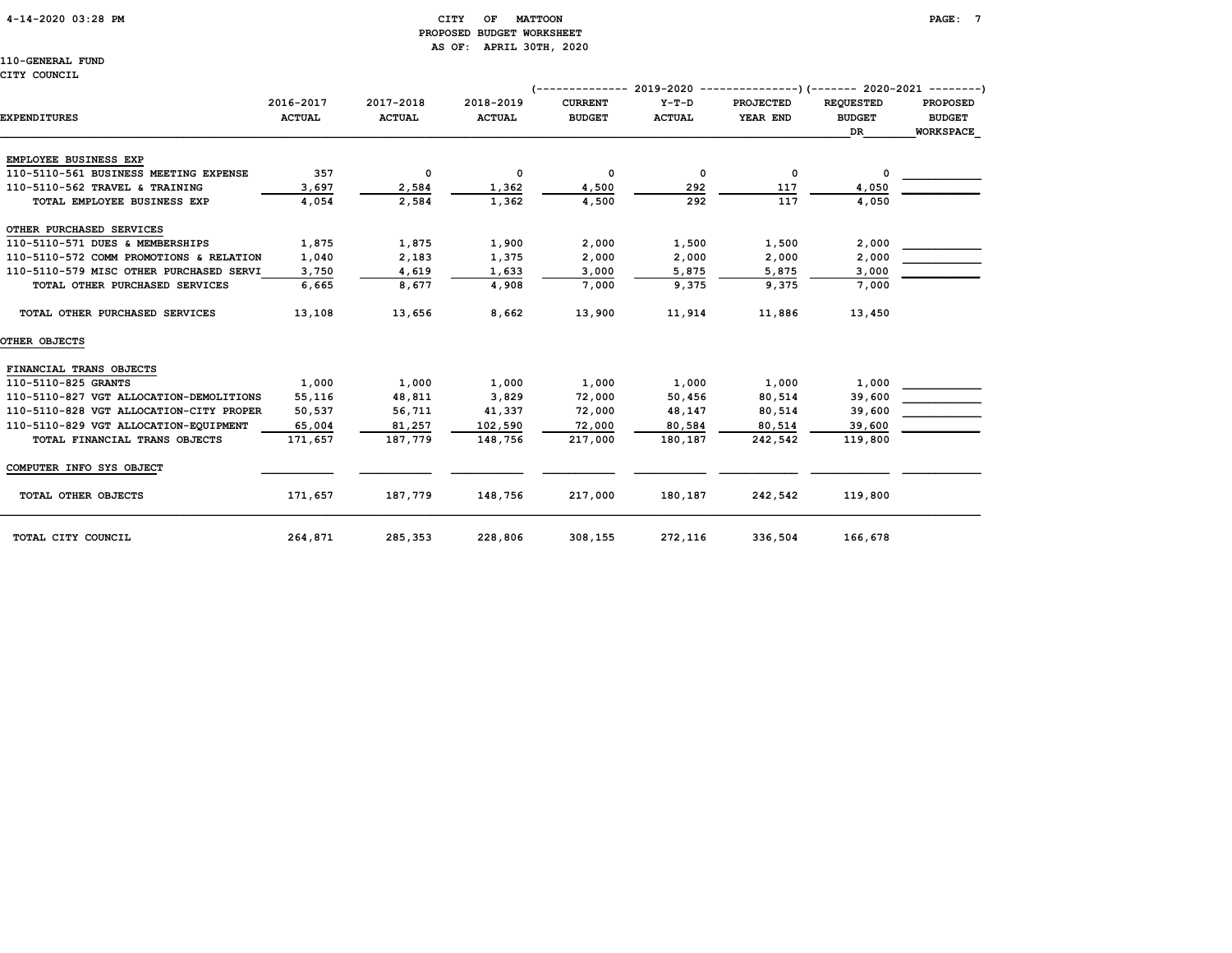CITY OF MATTOON
PROPOSED BUDGET WORKSHEET
AS OF: APRIL 30TH, 2020

110-GENERAL FUND
CITY COUNCIL

| EXPENDITURES | 2016-2017 ACTUAL | 2017-2018 ACTUAL | 2018-2019 ACTUAL | 2019-2020 CURRENT BUDGET | 2019-2020 Y-T-D ACTUAL | 2019-2020 PROJECTED YEAR END | 2020-2021 REQUESTED BUDGET DR | 2020-2021 PROPOSED BUDGET WORKSPACE |
|---|---|---|---|---|---|---|---|---|
| EMPLOYEE BUSINESS EXP | | | | | | | | |
| 110-5110-561 BUSINESS MEETING EXPENSE | 357 | 0 | 0 | 0 | 0 | 0 | 0 | |
| 110-5110-562 TRAVEL & TRAINING | 3,697 | 2,584 | 1,362 | 4,500 | 292 | 117 | 4,050 | |
| TOTAL EMPLOYEE BUSINESS EXP | 4,054 | 2,584 | 1,362 | 4,500 | 292 | 117 | 4,050 | |
| OTHER PURCHASED SERVICES | | | | | | | | |
| 110-5110-571 DUES & MEMBERSHIPS | 1,875 | 1,875 | 1,900 | 2,000 | 1,500 | 1,500 | 2,000 | |
| 110-5110-572 COMM PROMOTIONS & RELATION | 1,040 | 2,183 | 1,375 | 2,000 | 2,000 | 2,000 | 2,000 | |
| 110-5110-579 MISC OTHER PURCHASED SERVI | 3,750 | 4,619 | 1,633 | 3,000 | 5,875 | 5,875 | 3,000 | |
| TOTAL OTHER PURCHASED SERVICES | 6,665 | 8,677 | 4,908 | 7,000 | 9,375 | 9,375 | 7,000 | |
| TOTAL OTHER PURCHASED SERVICES | 13,108 | 13,656 | 8,662 | 13,900 | 11,914 | 11,886 | 13,450 | |
| OTHER OBJECTS | | | | | | | | |
| FINANCIAL TRANS OBJECTS | | | | | | | | |
| 110-5110-825 GRANTS | 1,000 | 1,000 | 1,000 | 1,000 | 1,000 | 1,000 | 1,000 | |
| 110-5110-827 VGT ALLOCATION-DEMOLITIONS | 55,116 | 48,811 | 3,829 | 72,000 | 50,456 | 80,514 | 39,600 | |
| 110-5110-828 VGT ALLOCATION-CITY PROPER | 50,537 | 56,711 | 41,337 | 72,000 | 48,147 | 80,514 | 39,600 | |
| 110-5110-829 VGT ALLOCATION-EQUIPMENT | 65,004 | 81,257 | 102,590 | 72,000 | 80,584 | 80,514 | 39,600 | |
| TOTAL FINANCIAL TRANS OBJECTS | 171,657 | 187,779 | 148,756 | 217,000 | 180,187 | 242,542 | 119,800 | |
| COMPUTER INFO SYS OBJECT | | | | | | | | |
| TOTAL OTHER OBJECTS | 171,657 | 187,779 | 148,756 | 217,000 | 180,187 | 242,542 | 119,800 | |
| TOTAL CITY COUNCIL | 264,871 | 285,353 | 228,806 | 308,155 | 272,116 | 336,504 | 166,678 | |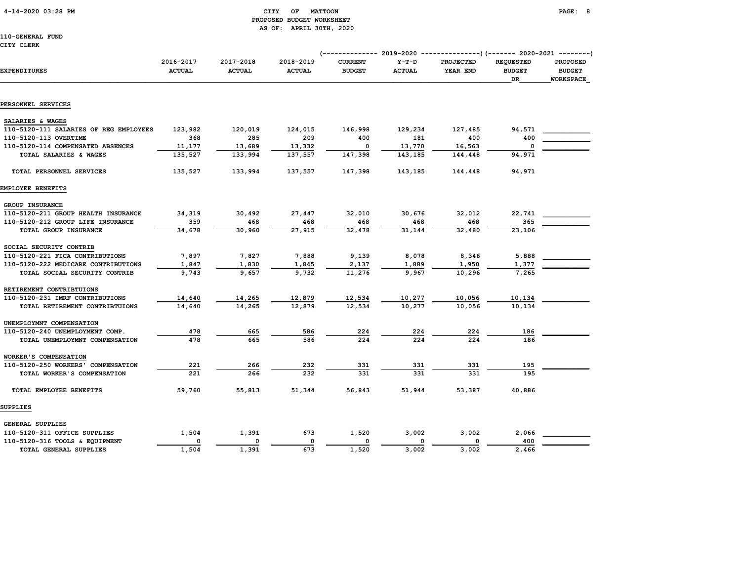# CITY OF MATTOON
## PROPOSED BUDGET WORKSHEET
### AS OF: APRIL 30TH, 2020

110-GENERAL FUND
CITY CLERK

| EXPENDITURES | 2016-2017 ACTUAL | 2017-2018 ACTUAL | 2018-2019 ACTUAL | 2019-2020 CURRENT BUDGET | 2019-2020 Y-T-D ACTUAL | 2019-2020 PROJECTED YEAR END | 2020-2021 REQUESTED BUDGET DR | 2020-2021 PROPOSED BUDGET WORKSPACE |
|---|---|---|---|---|---|---|---|---|
| **PERSONNEL SERVICES** | | | | | | | | |
| SALARIES & WAGES | | | | | | | | |
| 110-5120-111 SALARIES OF REG EMPLOYEES | 123,982 | 120,019 | 124,015 | 146,998 | 129,234 | 127,485 | 94,571 | |
| 110-5120-113 OVERTIME | 368 | 285 | 209 | 400 | 181 | 400 | 400 | |
| 110-5120-114 COMPENSATED ABSENCES | 11,177 | 13,689 | 13,332 | 0 | 13,770 | 16,563 | 0 | |
| TOTAL SALARIES & WAGES | 135,527 | 133,994 | 137,557 | 147,398 | 143,185 | 144,448 | 94,971 | |
| TOTAL PERSONNEL SERVICES | 135,527 | 133,994 | 137,557 | 147,398 | 143,185 | 144,448 | 94,971 | |
| **EMPLOYEE BENEFITS** | | | | | | | | |
| GROUP INSURANCE | | | | | | | | |
| 110-5120-211 GROUP HEALTH INSURANCE | 34,319 | 30,492 | 27,447 | 32,010 | 30,676 | 32,012 | 22,741 | |
| 110-5120-212 GROUP LIFE INSURANCE | 359 | 468 | 468 | 468 | 468 | 468 | 365 | |
| TOTAL GROUP INSURANCE | 34,678 | 30,960 | 27,915 | 32,478 | 31,144 | 32,480 | 23,106 | |
| SOCIAL SECURITY CONTRIB | | | | | | | | |
| 110-5120-221 FICA CONTRIBUTIONS | 7,897 | 7,827 | 7,888 | 9,139 | 8,078 | 8,346 | 5,888 | |
| 110-5120-222 MEDICARE CONTRIBUTIONS | 1,847 | 1,830 | 1,845 | 2,137 | 1,889 | 1,950 | 1,377 | |
| TOTAL SOCIAL SECURITY CONTRIB | 9,743 | 9,657 | 9,732 | 11,276 | 9,967 | 10,296 | 7,265 | |
| RETIREMENT CONTRIBTUIONS | | | | | | | | |
| 110-5120-231 IMRF CONTRIBUTIONS | 14,640 | 14,265 | 12,879 | 12,534 | 10,277 | 10,056 | 10,134 | |
| TOTAL RETIREMENT CONTRIBTUIONS | 14,640 | 14,265 | 12,879 | 12,534 | 10,277 | 10,056 | 10,134 | |
| UNEMPLOYMNT COMPENSATION | | | | | | | | |
| 110-5120-240 UNEMPLOYMENT COMP. | 478 | 665 | 586 | 224 | 224 | 224 | 186 | |
| TOTAL UNEMPLOYMNT COMPENSATION | 478 | 665 | 586 | 224 | 224 | 224 | 186 | |
| WORKER'S COMPENSATION | | | | | | | | |
| 110-5120-250 WORKERS' COMPENSATION | 221 | 266 | 232 | 331 | 331 | 331 | 195 | |
| TOTAL WORKER'S COMPENSATION | 221 | 266 | 232 | 331 | 331 | 331 | 195 | |
| TOTAL EMPLOYEE BENEFITS | 59,760 | 55,813 | 51,344 | 56,843 | 51,944 | 53,387 | 40,886 | |
| **SUPPLIES** | | | | | | | | |
| GENERAL SUPPLIES | | | | | | | | |
| 110-5120-311 OFFICE SUPPLIES | 1,504 | 1,391 | 673 | 1,520 | 3,002 | 3,002 | 2,066 | |
| 110-5120-316 TOOLS & EQUIPMENT | 0 | 0 | 0 | 0 | 0 | 0 | 400 | |
| TOTAL GENERAL SUPPLIES | 1,504 | 1,391 | 673 | 1,520 | 3,002 | 3,002 | 2,466 | |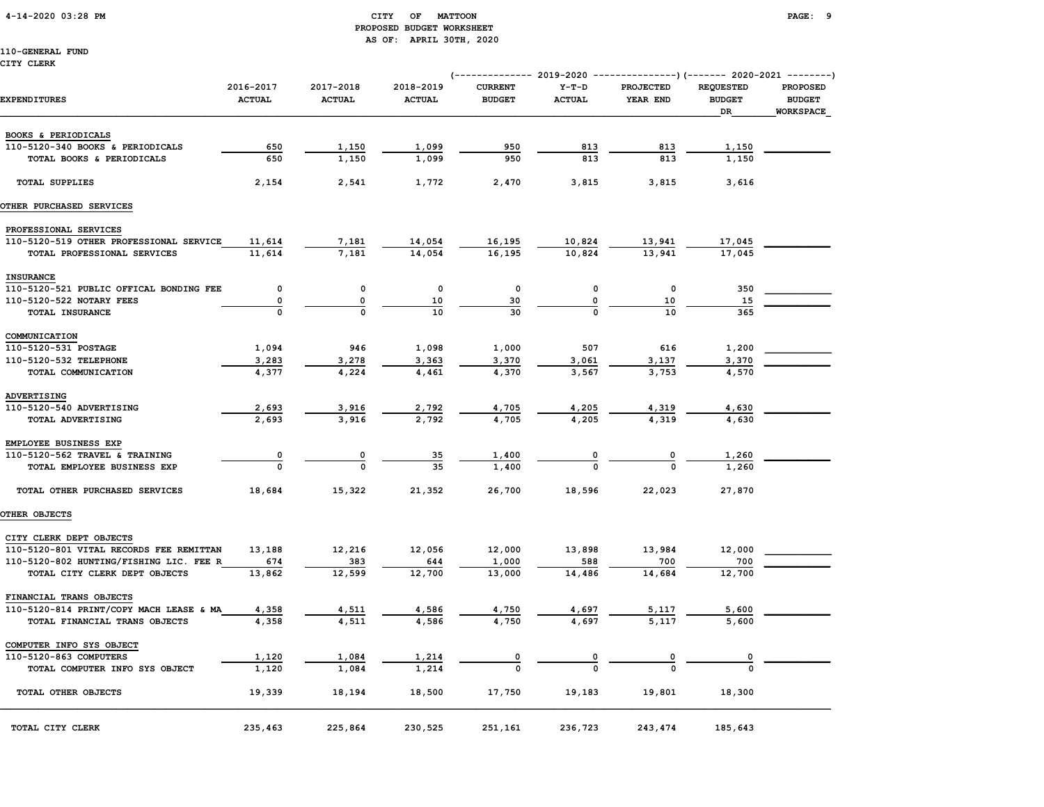# CITY OF MATTOON

## PROPOSED BUDGET WORKSHEET

AS OF: APRIL 30TH, 2020

110-GENERAL FUND

CITY CLERK

| EXPENDITURES | 2016-2017 ACTUAL | 2017-2018 ACTUAL | 2018-2019 ACTUAL | 2019-2020 CURRENT BUDGET | 2019-2020 Y-T-D ACTUAL | 2019-2020 PROJECTED YEAR END | 2020-2021 REQUESTED BUDGET DR | 2020-2021 PROPOSED BUDGET WORKSPACE |
|---|---|---|---|---|---|---|---|---|
| BOOKS & PERIODICALS | | | | | | | | |
| 110-5120-340 BOOKS & PERIODICALS | 650 | 1,150 | 1,099 | 950 | 813 | 813 | 1,150 | |
| TOTAL BOOKS & PERIODICALS | 650 | 1,150 | 1,099 | 950 | 813 | 813 | 1,150 | |
| TOTAL SUPPLIES | 2,154 | 2,541 | 1,772 | 2,470 | 3,815 | 3,815 | 3,616 | |
| OTHER PURCHASED SERVICES | | | | | | | | |
| PROFESSIONAL SERVICES | | | | | | | | |
| 110-5120-519 OTHER PROFESSIONAL SERVICE | 11,614 | 7,181 | 14,054 | 16,195 | 10,824 | 13,941 | 17,045 | |
| TOTAL PROFESSIONAL SERVICES | 11,614 | 7,181 | 14,054 | 16,195 | 10,824 | 13,941 | 17,045 | |
| INSURANCE | | | | | | | | |
| 110-5120-521 PUBLIC OFFICAL BONDING FEE | 0 | 0 | 0 | 0 | 0 | 0 | 350 | |
| 110-5120-522 NOTARY FEES | 0 | 0 | 10 | 30 | 0 | 10 | 15 | |
| TOTAL INSURANCE | 0 | 0 | 10 | 30 | 0 | 10 | 365 | |
| COMMUNICATION | | | | | | | | |
| 110-5120-531 POSTAGE | 1,094 | 946 | 1,098 | 1,000 | 507 | 616 | 1,200 | |
| 110-5120-532 TELEPHONE | 3,283 | 3,278 | 3,363 | 3,370 | 3,061 | 3,137 | 3,370 | |
| TOTAL COMMUNICATION | 4,377 | 4,224 | 4,461 | 4,370 | 3,567 | 3,753 | 4,570 | |
| ADVERTISING | | | | | | | | |
| 110-5120-540 ADVERTISING | 2,693 | 3,916 | 2,792 | 4,705 | 4,205 | 4,319 | 4,630 | |
| TOTAL ADVERTISING | 2,693 | 3,916 | 2,792 | 4,705 | 4,205 | 4,319 | 4,630 | |
| EMPLOYEE BUSINESS EXP | | | | | | | | |
| 110-5120-562 TRAVEL & TRAINING | 0 | 0 | 35 | 1,400 | 0 | 0 | 1,260 | |
| TOTAL EMPLOYEE BUSINESS EXP | 0 | 0 | 35 | 1,400 | 0 | 0 | 1,260 | |
| TOTAL OTHER PURCHASED SERVICES | 18,684 | 15,322 | 21,352 | 26,700 | 18,596 | 22,023 | 27,870 | |
| OTHER OBJECTS | | | | | | | | |
| CITY CLERK DEPT OBJECTS | | | | | | | | |
| 110-5120-801 VITAL RECORDS FEE REMITTAN | 13,188 | 12,216 | 12,056 | 12,000 | 13,898 | 13,984 | 12,000 | |
| 110-5120-802 HUNTING/FISHING LIC. FEE R | 674 | 383 | 644 | 1,000 | 588 | 700 | 700 | |
| TOTAL CITY CLERK DEPT OBJECTS | 13,862 | 12,599 | 12,700 | 13,000 | 14,486 | 14,684 | 12,700 | |
| FINANCIAL TRANS OBJECTS | | | | | | | | |
| 110-5120-814 PRINT/COPY MACH LEASE & MA | 4,358 | 4,511 | 4,586 | 4,750 | 4,697 | 5,117 | 5,600 | |
| TOTAL FINANCIAL TRANS OBJECTS | 4,358 | 4,511 | 4,586 | 4,750 | 4,697 | 5,117 | 5,600 | |
| COMPUTER INFO SYS OBJECT | | | | | | | | |
| 110-5120-863 COMPUTERS | 1,120 | 1,084 | 1,214 | 0 | 0 | 0 | 0 | |
| TOTAL COMPUTER INFO SYS OBJECT | 1,120 | 1,084 | 1,214 | 0 | 0 | 0 | 0 | |
| TOTAL OTHER OBJECTS | 19,339 | 18,194 | 18,500 | 17,750 | 19,183 | 19,801 | 18,300 | |
| TOTAL CITY CLERK | 235,463 | 225,864 | 230,525 | 251,161 | 236,723 | 243,474 | 185,643 | |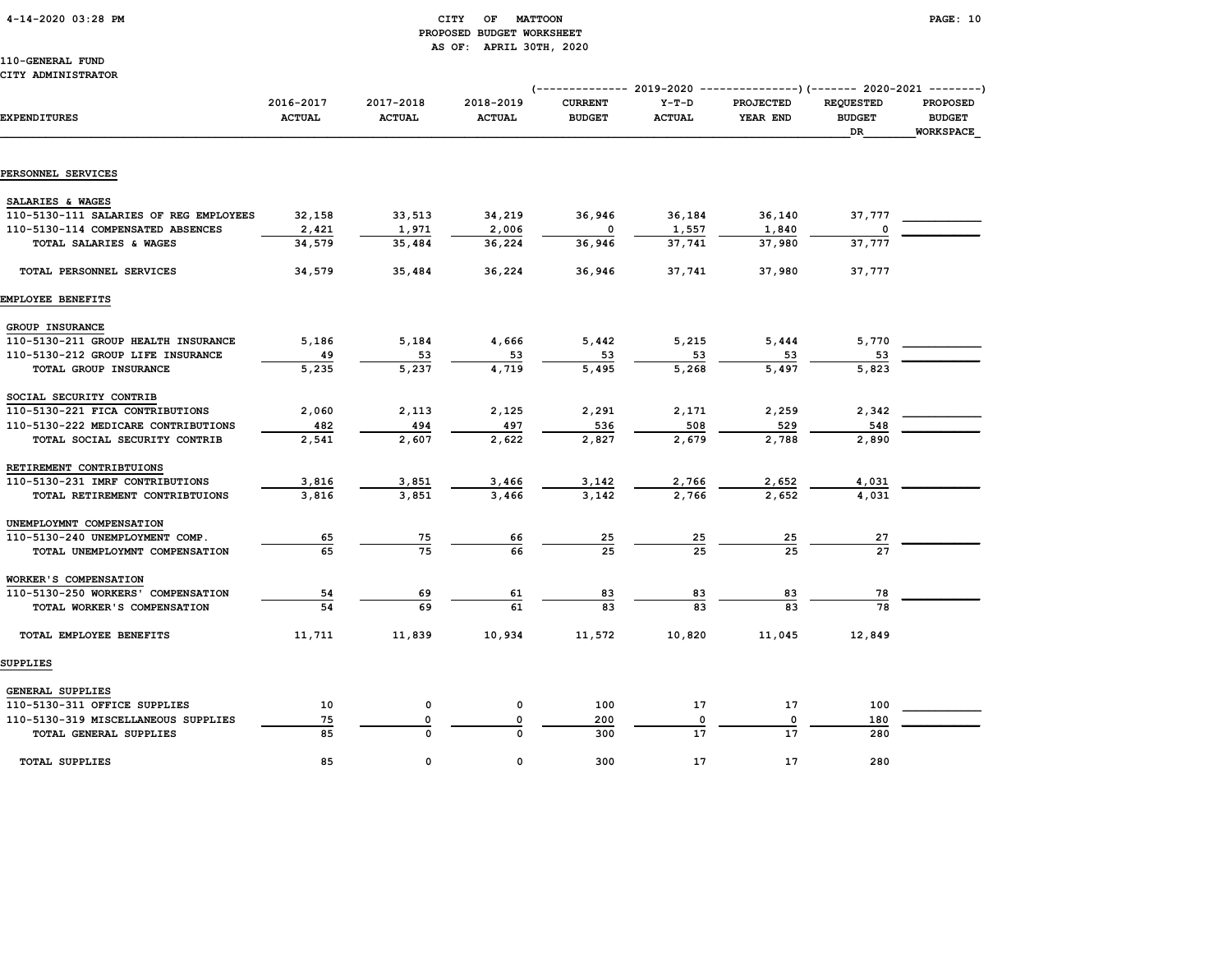CITY OF MATTOON
PROPOSED BUDGET WORKSHEET
AS OF: APRIL 30TH, 2020

110-GENERAL FUND
CITY ADMINISTRATOR

| EXPENDITURES | 2016-2017 ACTUAL | 2017-2018 ACTUAL | 2018-2019 ACTUAL | 2019-2020 CURRENT BUDGET | 2019-2020 Y-T-D ACTUAL | 2019-2020 PROJECTED YEAR END | 2020-2021 REQUESTED BUDGET DR | 2020-2021 PROPOSED BUDGET WORKSPACE |
|---|---|---|---|---|---|---|---|---|
| **PERSONNEL SERVICES** | | | | | | | | |
| SALARIES & WAGES | | | | | | | | |
| 110-5130-111 SALARIES OF REG EMPLOYEES | 32,158 | 33,513 | 34,219 | 36,946 | 36,184 | 36,140 | 37,777 | |
| 110-5130-114 COMPENSATED ABSENCES | 2,421 | 1,971 | 2,006 | 0 | 1,557 | 1,840 | 0 | |
| TOTAL SALARIES & WAGES | 34,579 | 35,484 | 36,224 | 36,946 | 37,741 | 37,980 | 37,777 | |
| TOTAL PERSONNEL SERVICES | 34,579 | 35,484 | 36,224 | 36,946 | 37,741 | 37,980 | 37,777 | |
| **EMPLOYEE BENEFITS** | | | | | | | | |
| GROUP INSURANCE | | | | | | | | |
| 110-5130-211 GROUP HEALTH INSURANCE | 5,186 | 5,184 | 4,666 | 5,442 | 5,215 | 5,444 | 5,770 | |
| 110-5130-212 GROUP LIFE INSURANCE | 49 | 53 | 53 | 53 | 53 | 53 | 53 | |
| TOTAL GROUP INSURANCE | 5,235 | 5,237 | 4,719 | 5,495 | 5,268 | 5,497 | 5,823 | |
| SOCIAL SECURITY CONTRIB | | | | | | | | |
| 110-5130-221 FICA CONTRIBUTIONS | 2,060 | 2,113 | 2,125 | 2,291 | 2,171 | 2,259 | 2,342 | |
| 110-5130-222 MEDICARE CONTRIBUTIONS | 482 | 494 | 497 | 536 | 508 | 529 | 548 | |
| TOTAL SOCIAL SECURITY CONTRIB | 2,541 | 2,607 | 2,622 | 2,827 | 2,679 | 2,788 | 2,890 | |
| RETIREMENT CONTRIBTUIONS | | | | | | | | |
| 110-5130-231 IMRF CONTRIBUTIONS | 3,816 | 3,851 | 3,466 | 3,142 | 2,766 | 2,652 | 4,031 | |
| TOTAL RETIREMENT CONTRIBTUIONS | 3,816 | 3,851 | 3,466 | 3,142 | 2,766 | 2,652 | 4,031 | |
| UNEMPLOYMNT COMPENSATION | | | | | | | | |
| 110-5130-240 UNEMPLOYMENT COMP. | 65 | 75 | 66 | 25 | 25 | 25 | 27 | |
| TOTAL UNEMPLOYMNT COMPENSATION | 65 | 75 | 66 | 25 | 25 | 25 | 27 | |
| WORKER'S COMPENSATION | | | | | | | | |
| 110-5130-250 WORKERS' COMPENSATION | 54 | 69 | 61 | 83 | 83 | 83 | 78 | |
| TOTAL WORKER'S COMPENSATION | 54 | 69 | 61 | 83 | 83 | 83 | 78 | |
| TOTAL EMPLOYEE BENEFITS | 11,711 | 11,839 | 10,934 | 11,572 | 10,820 | 11,045 | 12,849 | |
| **SUPPLIES** | | | | | | | | |
| GENERAL SUPPLIES | | | | | | | | |
| 110-5130-311 OFFICE SUPPLIES | 10 | 0 | 0 | 100 | 17 | 17 | 100 | |
| 110-5130-319 MISCELLANEOUS SUPPLIES | 75 | 0 | 0 | 200 | 0 | 0 | 180 | |
| TOTAL GENERAL SUPPLIES | 85 | 0 | 0 | 300 | 17 | 17 | 280 | |
| TOTAL SUPPLIES | 85 | 0 | 0 | 300 | 17 | 17 | 280 | |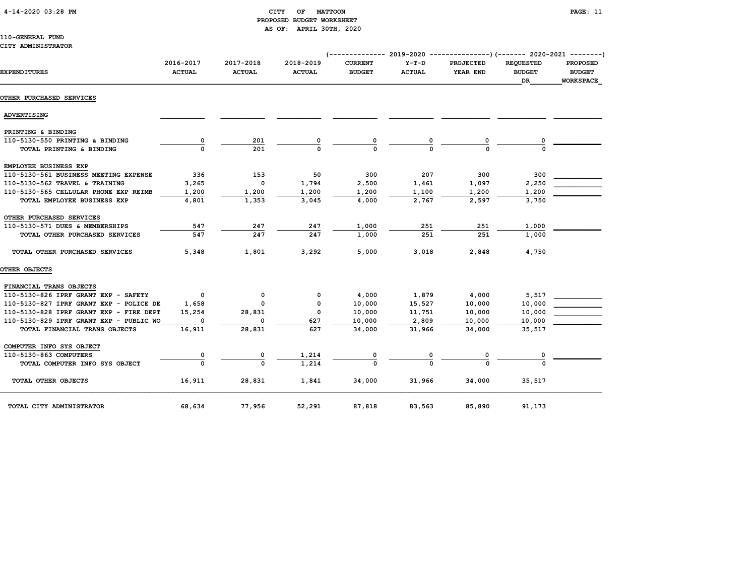CITY OF MATTOON
PROPOSED BUDGET WORKSHEET
AS OF: APRIL 30TH, 2020

110-GENERAL FUND
CITY ADMINISTRATOR

| EXPENDITURES | 2016-2017 ACTUAL | 2017-2018 ACTUAL | 2018-2019 ACTUAL | 2019-2020 CURRENT BUDGET | 2019-2020 Y-T-D ACTUAL | 2019-2020 PROJECTED YEAR END | 2020-2021 REQUESTED BUDGET DR | 2020-2021 PROPOSED BUDGET WORKSPACE |
|---|---|---|---|---|---|---|---|---|
| **OTHER PURCHASED SERVICES** | | | | | | | | |
| ADVERTISING | | | | | | | | |
| PRINTING & BINDING | | | | | | | | |
| 110-5130-550 PRINTING & BINDING | 0 | 201 | 0 | 0 | 0 | 0 | 0 | |
| TOTAL PRINTING & BINDING | 0 | 201 | 0 | 0 | 0 | 0 | 0 | |
| EMPLOYEE BUSINESS EXP | | | | | | | | |
| 110-5130-561 BUSINESS MEETING EXPENSE | 336 | 153 | 50 | 300 | 207 | 300 | 300 | |
| 110-5130-562 TRAVEL & TRAINING | 3,265 | 0 | 1,794 | 2,500 | 1,461 | 1,097 | 2,250 | |
| 110-5130-565 CELLULAR PHONE EXP REIMB | 1,200 | 1,200 | 1,200 | 1,200 | 1,100 | 1,200 | 1,200 | |
| TOTAL EMPLOYEE BUSINESS EXP | 4,801 | 1,353 | 3,045 | 4,000 | 2,767 | 2,597 | 3,750 | |
| OTHER PURCHASED SERVICES | | | | | | | | |
| 110-5130-571 DUES & MEMBERSHIPS | 547 | 247 | 247 | 1,000 | 251 | 251 | 1,000 | |
| TOTAL OTHER PURCHASED SERVICES | 547 | 247 | 247 | 1,000 | 251 | 251 | 1,000 | |
| TOTAL OTHER PURCHASED SERVICES | 5,348 | 1,801 | 3,292 | 5,000 | 3,018 | 2,848 | 4,750 | |
| **OTHER OBJECTS** | | | | | | | | |
| FINANCIAL TRANS OBJECTS | | | | | | | | |
| 110-5130-826 IPRF GRANT EXP - SAFETY | 0 | 0 | 0 | 4,000 | 1,879 | 4,000 | 5,517 | |
| 110-5130-827 IPRF GRANT EXP - POLICE DE | 1,658 | 0 | 0 | 10,000 | 15,527 | 10,000 | 10,000 | |
| 110-5130-828 IPRF GRANT EXP - FIRE DEPT | 15,254 | 28,831 | 0 | 10,000 | 11,751 | 10,000 | 10,000 | |
| 110-5130-829 IPRF GRANT EXP - PUBLIC WO | 0 | 0 | 627 | 10,000 | 2,809 | 10,000 | 10,000 | |
| TOTAL FINANCIAL TRANS OBJECTS | 16,911 | 28,831 | 627 | 34,000 | 31,966 | 34,000 | 35,517 | |
| COMPUTER INFO SYS OBJECT | | | | | | | | |
| 110-5130-863 COMPUTERS | 0 | 0 | 1,214 | 0 | 0 | 0 | 0 | |
| TOTAL COMPUTER INFO SYS OBJECT | 0 | 0 | 1,214 | 0 | 0 | 0 | 0 | |
| TOTAL OTHER OBJECTS | 16,911 | 28,831 | 1,841 | 34,000 | 31,966 | 34,000 | 35,517 | |
| TOTAL CITY ADMINISTRATOR | 68,634 | 77,956 | 52,291 | 87,818 | 83,563 | 85,890 | 91,173 | |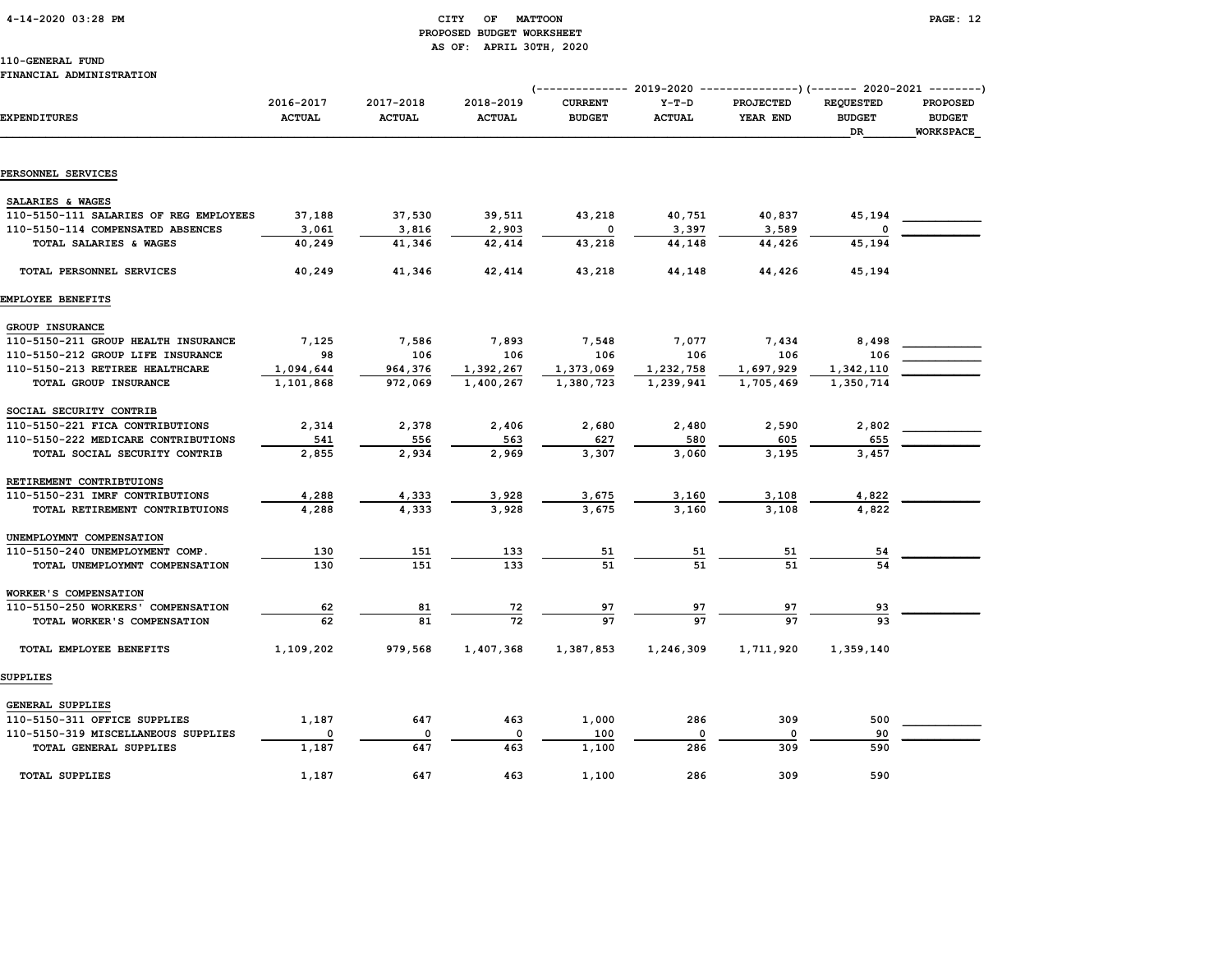# CITY OF MATTOON
## PROPOSED BUDGET WORKSHEET
### AS OF: APRIL 30TH, 2020

4-14-2020 03:28 PM

110-GENERAL FUND
FINANCIAL ADMINISTRATION

| EXPENDITURES | 2016-2017 ACTUAL | 2017-2018 ACTUAL | 2018-2019 ACTUAL | 2019-2020 CURRENT BUDGET | 2019-2020 Y-T-D ACTUAL | 2019-2020 PROJECTED YEAR END | 2020-2021 REQUESTED BUDGET DR | 2020-2021 PROPOSED BUDGET WORKSPACE |
|---|---|---|---|---|---|---|---|---|
| **PERSONNEL SERVICES** | | | | | | | | |
| SALARIES & WAGES | | | | | | | | |
| 110-5150-111 SALARIES OF REG EMPLOYEES | 37,188 | 37,530 | 39,511 | 43,218 | 40,751 | 40,837 | 45,194 | |
| 110-5150-114 COMPENSATED ABSENCES | 3,061 | 3,816 | 2,903 | 0 | 3,397 | 3,589 | 0 | |
| TOTAL SALARIES & WAGES | 40,249 | 41,346 | 42,414 | 43,218 | 44,148 | 44,426 | 45,194 | |
| TOTAL PERSONNEL SERVICES | 40,249 | 41,346 | 42,414 | 43,218 | 44,148 | 44,426 | 45,194 | |
| **EMPLOYEE BENEFITS** | | | | | | | | |
| GROUP INSURANCE | | | | | | | | |
| 110-5150-211 GROUP HEALTH INSURANCE | 7,125 | 7,586 | 7,893 | 7,548 | 7,077 | 7,434 | 8,498 | |
| 110-5150-212 GROUP LIFE INSURANCE | 98 | 106 | 106 | 106 | 106 | 106 | 106 | |
| 110-5150-213 RETIREE HEALTHCARE | 1,094,644 | 964,376 | 1,392,267 | 1,373,069 | 1,232,758 | 1,697,929 | 1,342,110 | |
| TOTAL GROUP INSURANCE | 1,101,868 | 972,069 | 1,400,267 | 1,380,723 | 1,239,941 | 1,705,469 | 1,350,714 | |
| SOCIAL SECURITY CONTRIB | | | | | | | | |
| 110-5150-221 FICA CONTRIBUTIONS | 2,314 | 2,378 | 2,406 | 2,680 | 2,480 | 2,590 | 2,802 | |
| 110-5150-222 MEDICARE CONTRIBUTIONS | 541 | 556 | 563 | 627 | 580 | 605 | 655 | |
| TOTAL SOCIAL SECURITY CONTRIB | 2,855 | 2,934 | 2,969 | 3,307 | 3,060 | 3,195 | 3,457 | |
| RETIREMENT CONTRIBTUIONS | | | | | | | | |
| 110-5150-231 IMRF CONTRIBUTIONS | 4,288 | 4,333 | 3,928 | 3,675 | 3,160 | 3,108 | 4,822 | |
| TOTAL RETIREMENT CONTRIBTUIONS | 4,288 | 4,333 | 3,928 | 3,675 | 3,160 | 3,108 | 4,822 | |
| UNEMPLOYMNT COMPENSATION | | | | | | | | |
| 110-5150-240 UNEMPLOYMENT COMP. | 130 | 151 | 133 | 51 | 51 | 51 | 54 | |
| TOTAL UNEMPLOYMNT COMPENSATION | 130 | 151 | 133 | 51 | 51 | 51 | 54 | |
| WORKER'S COMPENSATION | | | | | | | | |
| 110-5150-250 WORKERS' COMPENSATION | 62 | 81 | 72 | 97 | 97 | 97 | 93 | |
| TOTAL WORKER'S COMPENSATION | 62 | 81 | 72 | 97 | 97 | 97 | 93 | |
| TOTAL EMPLOYEE BENEFITS | 1,109,202 | 979,568 | 1,407,368 | 1,387,853 | 1,246,309 | 1,711,920 | 1,359,140 | |
| **SUPPLIES** | | | | | | | | |
| GENERAL SUPPLIES | | | | | | | | |
| 110-5150-311 OFFICE SUPPLIES | 1,187 | 647 | 463 | 1,000 | 286 | 309 | 500 | |
| 110-5150-319 MISCELLANEOUS SUPPLIES | 0 | 0 | 0 | 100 | 0 | 0 | 90 | |
| TOTAL GENERAL SUPPLIES | 1,187 | 647 | 463 | 1,100 | 286 | 309 | 590 | |
| TOTAL SUPPLIES | 1,187 | 647 | 463 | 1,100 | 286 | 309 | 590 | |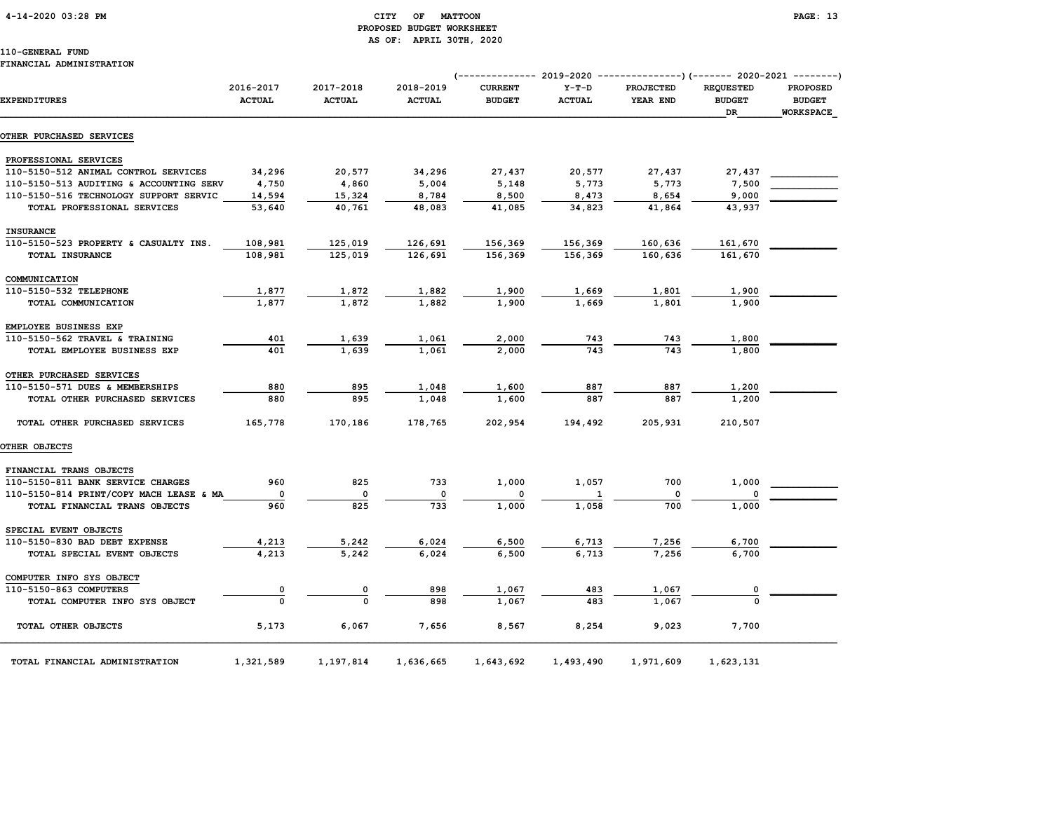CITY OF MATTOON
PROPOSED BUDGET WORKSHEET
AS OF: APRIL 30TH, 2020

110-GENERAL FUND
FINANCIAL ADMINISTRATION

| EXPENDITURES | 2016-2017 ACTUAL | 2017-2018 ACTUAL | 2018-2019 ACTUAL | 2019-2020 CURRENT BUDGET | 2019-2020 Y-T-D ACTUAL | 2019-2020 PROJECTED YEAR END | 2020-2021 REQUESTED BUDGET DR | 2020-2021 PROPOSED BUDGET WORKSPACE |
|---|---|---|---|---|---|---|---|---|
| **OTHER PURCHASED SERVICES** | | | | | | | | |
| PROFESSIONAL SERVICES | | | | | | | | |
| 110-5150-512 ANIMAL CONTROL SERVICES | 34,296 | 20,577 | 34,296 | 27,437 | 20,577 | 27,437 | 27,437 | |
| 110-5150-513 AUDITING & ACCOUNTING SERV | 4,750 | 4,860 | 5,004 | 5,148 | 5,773 | 5,773 | 7,500 | |
| 110-5150-516 TECHNOLOGY SUPPORT SERVIC | 14,594 | 15,324 | 8,784 | 8,500 | 8,473 | 8,654 | 9,000 | |
| TOTAL PROFESSIONAL SERVICES | 53,640 | 40,761 | 48,083 | 41,085 | 34,823 | 41,864 | 43,937 | |
| INSURANCE | | | | | | | | |
| 110-5150-523 PROPERTY & CASUALTY INS. | 108,981 | 125,019 | 126,691 | 156,369 | 156,369 | 160,636 | 161,670 | |
| TOTAL INSURANCE | 108,981 | 125,019 | 126,691 | 156,369 | 156,369 | 160,636 | 161,670 | |
| COMMUNICATION | | | | | | | | |
| 110-5150-532 TELEPHONE | 1,877 | 1,872 | 1,882 | 1,900 | 1,669 | 1,801 | 1,900 | |
| TOTAL COMMUNICATION | 1,877 | 1,872 | 1,882 | 1,900 | 1,669 | 1,801 | 1,900 | |
| EMPLOYEE BUSINESS EXP | | | | | | | | |
| 110-5150-562 TRAVEL & TRAINING | 401 | 1,639 | 1,061 | 2,000 | 743 | 743 | 1,800 | |
| TOTAL EMPLOYEE BUSINESS EXP | 401 | 1,639 | 1,061 | 2,000 | 743 | 743 | 1,800 | |
| OTHER PURCHASED SERVICES | | | | | | | | |
| 110-5150-571 DUES & MEMBERSHIPS | 880 | 895 | 1,048 | 1,600 | 887 | 887 | 1,200 | |
| TOTAL OTHER PURCHASED SERVICES | 880 | 895 | 1,048 | 1,600 | 887 | 887 | 1,200 | |
| TOTAL OTHER PURCHASED SERVICES | 165,778 | 170,186 | 178,765 | 202,954 | 194,492 | 205,931 | 210,507 | |
| **OTHER OBJECTS** | | | | | | | | |
| FINANCIAL TRANS OBJECTS | | | | | | | | |
| 110-5150-811 BANK SERVICE CHARGES | 960 | 825 | 733 | 1,000 | 1,057 | 700 | 1,000 | |
| 110-5150-814 PRINT/COPY MACH LEASE & MA | 0 | 0 | 0 | 0 | 1 | 0 | 0 | |
| TOTAL FINANCIAL TRANS OBJECTS | 960 | 825 | 733 | 1,000 | 1,058 | 700 | 1,000 | |
| SPECIAL EVENT OBJECTS | | | | | | | | |
| 110-5150-830 BAD DEBT EXPENSE | 4,213 | 5,242 | 6,024 | 6,500 | 6,713 | 7,256 | 6,700 | |
| TOTAL SPECIAL EVENT OBJECTS | 4,213 | 5,242 | 6,024 | 6,500 | 6,713 | 7,256 | 6,700 | |
| COMPUTER INFO SYS OBJECT | | | | | | | | |
| 110-5150-863 COMPUTERS | 0 | 0 | 898 | 1,067 | 483 | 1,067 | 0 | |
| TOTAL COMPUTER INFO SYS OBJECT | 0 | 0 | 898 | 1,067 | 483 | 1,067 | 0 | |
| TOTAL OTHER OBJECTS | 5,173 | 6,067 | 7,656 | 8,567 | 8,254 | 9,023 | 7,700 | |
| TOTAL FINANCIAL ADMINISTRATION | 1,321,589 | 1,197,814 | 1,636,665 | 1,643,692 | 1,493,490 | 1,971,609 | 1,623,131 | |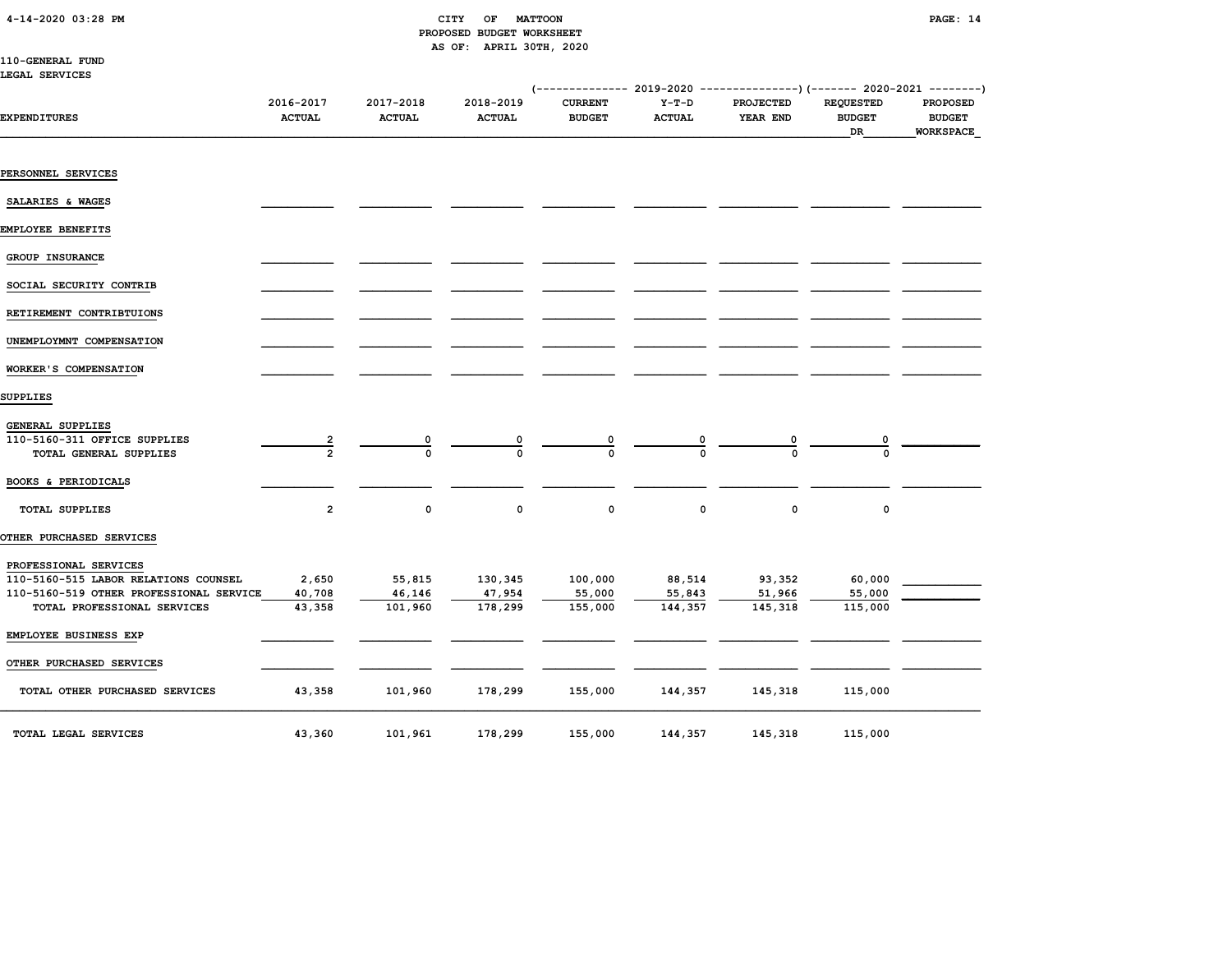CITY OF MATTOON
PROPOSED BUDGET WORKSHEET
AS OF: APRIL 30TH, 2020

110-GENERAL FUND
LEGAL SERVICES

| EXPENDITURES | 2016-2017 ACTUAL | 2017-2018 ACTUAL | 2018-2019 ACTUAL | 2019-2020 CURRENT BUDGET | 2019-2020 Y-T-D ACTUAL | 2019-2020 PROJECTED YEAR END | 2020-2021 REQUESTED BUDGET DR | 2020-2021 PROPOSED BUDGET WORKSPACE |
|---|---|---|---|---|---|---|---|---|
| PERSONNEL SERVICES | | | | | | | | |
| SALARIES & WAGES | | | | | | | | |
| EMPLOYEE BENEFITS | | | | | | | | |
| GROUP INSURANCE | | | | | | | | |
| SOCIAL SECURITY CONTRIB | | | | | | | | |
| RETIREMENT CONTRIBTUIONS | | | | | | | | |
| UNEMPLOYMNT COMPENSATION | | | | | | | | |
| WORKER'S COMPENSATION | | | | | | | | |
| SUPPLIES | | | | | | | | |
| GENERAL SUPPLIES | | | | | | | | |
| 110-5160-311 OFFICE SUPPLIES | 2 | 0 | 0 | 0 | 0 | 0 | 0 | |
| TOTAL GENERAL SUPPLIES | 2 | 0 | 0 | 0 | 0 | 0 | 0 | |
| BOOKS & PERIODICALS | | | | | | | | |
| TOTAL SUPPLIES | 2 | 0 | 0 | 0 | 0 | 0 | 0 | |
| OTHER PURCHASED SERVICES | | | | | | | | |
| PROFESSIONAL SERVICES | | | | | | | | |
| 110-5160-515 LABOR RELATIONS COUNSEL | 2,650 | 55,815 | 130,345 | 100,000 | 88,514 | 93,352 | 60,000 | |
| 110-5160-519 OTHER PROFESSIONAL SERVICE | 40,708 | 46,146 | 47,954 | 55,000 | 55,843 | 51,966 | 55,000 | |
| TOTAL PROFESSIONAL SERVICES | 43,358 | 101,960 | 178,299 | 155,000 | 144,357 | 145,318 | 115,000 | |
| EMPLOYEE BUSINESS EXP | | | | | | | | |
| OTHER PURCHASED SERVICES | | | | | | | | |
| TOTAL OTHER PURCHASED SERVICES | 43,358 | 101,960 | 178,299 | 155,000 | 144,357 | 145,318 | 115,000 | |
| TOTAL LEGAL SERVICES | 43,360 | 101,961 | 178,299 | 155,000 | 144,357 | 145,318 | 115,000 | |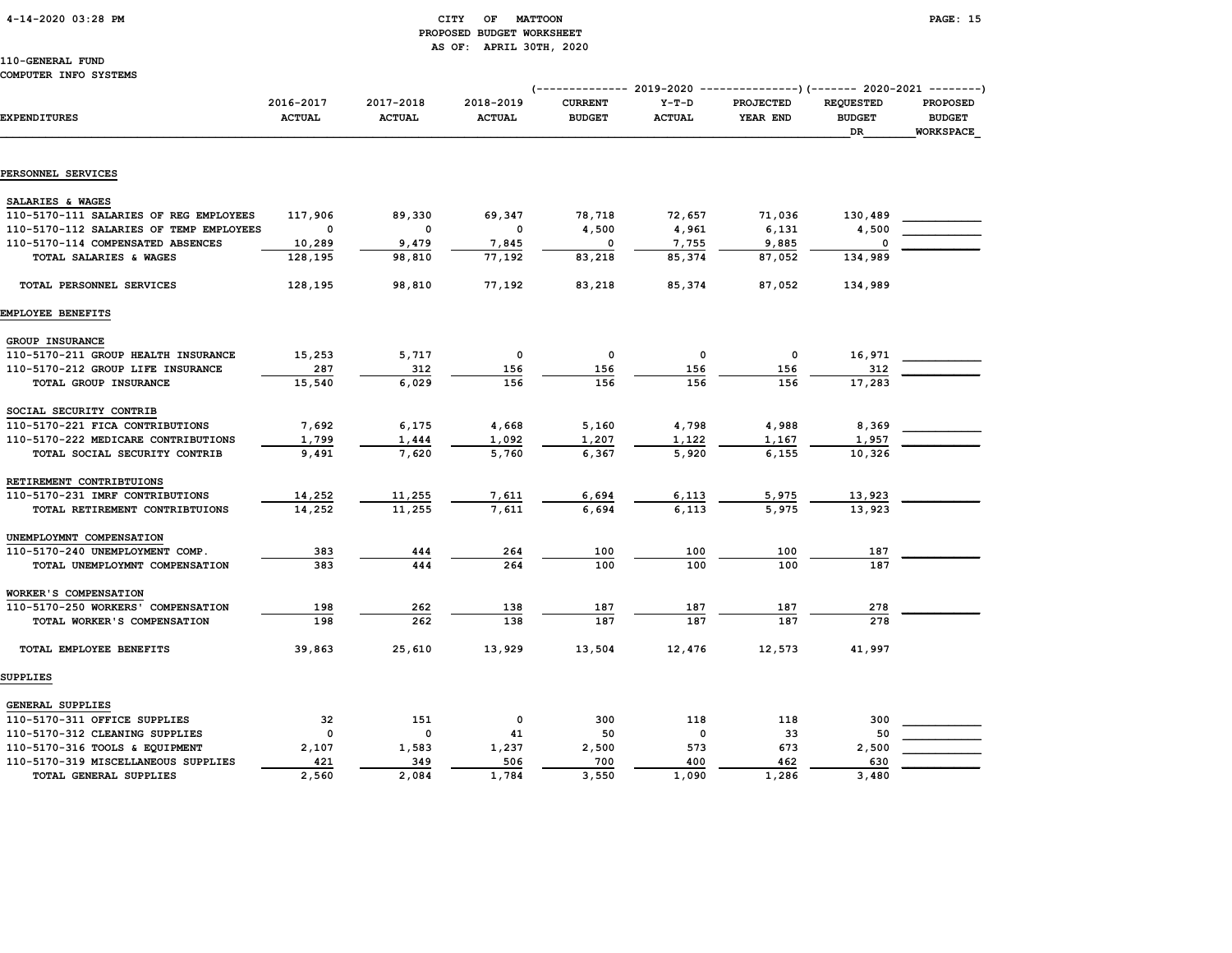# CITY OF MATTOON
## PROPOSED BUDGET WORKSHEET
### AS OF: APRIL 30TH, 2020

110-GENERAL FUND
COMPUTER INFO SYSTEMS

| EXPENDITURES | 2016-2017 ACTUAL | 2017-2018 ACTUAL | 2018-2019 ACTUAL | 2019-2020 CURRENT BUDGET | 2019-2020 Y-T-D ACTUAL | 2019-2020 PROJECTED YEAR END | 2020-2021 REQUESTED BUDGET DR | 2020-2021 PROPOSED BUDGET WORKSPACE |
|---|---|---|---|---|---|---|---|---|
| **PERSONNEL SERVICES** | | | | | | | | |
| SALARIES & WAGES | | | | | | | | |
| 110-5170-111 SALARIES OF REG EMPLOYEES | 117,906 | 89,330 | 69,347 | 78,718 | 72,657 | 71,036 | 130,489 | |
| 110-5170-112 SALARIES OF TEMP EMPLOYEES | 0 | 0 | 0 | 4,500 | 4,961 | 6,131 | 4,500 | |
| 110-5170-114 COMPENSATED ABSENCES | 10,289 | 9,479 | 7,845 | 0 | 7,755 | 9,885 | 0 | |
| TOTAL SALARIES & WAGES | 128,195 | 98,810 | 77,192 | 83,218 | 85,374 | 87,052 | 134,989 | |
| TOTAL PERSONNEL SERVICES | 128,195 | 98,810 | 77,192 | 83,218 | 85,374 | 87,052 | 134,989 | |
| **EMPLOYEE BENEFITS** | | | | | | | | |
| GROUP INSURANCE | | | | | | | | |
| 110-5170-211 GROUP HEALTH INSURANCE | 15,253 | 5,717 | 0 | 0 | 0 | 0 | 16,971 | |
| 110-5170-212 GROUP LIFE INSURANCE | 287 | 312 | 156 | 156 | 156 | 156 | 312 | |
| TOTAL GROUP INSURANCE | 15,540 | 6,029 | 156 | 156 | 156 | 156 | 17,283 | |
| SOCIAL SECURITY CONTRIB | | | | | | | | |
| 110-5170-221 FICA CONTRIBUTIONS | 7,692 | 6,175 | 4,668 | 5,160 | 4,798 | 4,988 | 8,369 | |
| 110-5170-222 MEDICARE CONTRIBUTIONS | 1,799 | 1,444 | 1,092 | 1,207 | 1,122 | 1,167 | 1,957 | |
| TOTAL SOCIAL SECURITY CONTRIB | 9,491 | 7,620 | 5,760 | 6,367 | 5,920 | 6,155 | 10,326 | |
| RETIREMENT CONTRIBTUIONS | | | | | | | | |
| 110-5170-231 IMRF CONTRIBUTIONS | 14,252 | 11,255 | 7,611 | 6,694 | 6,113 | 5,975 | 13,923 | |
| TOTAL RETIREMENT CONTRIBTUIONS | 14,252 | 11,255 | 7,611 | 6,694 | 6,113 | 5,975 | 13,923 | |
| UNEMPLOYMNT COMPENSATION | | | | | | | | |
| 110-5170-240 UNEMPLOYMENT COMP. | 383 | 444 | 264 | 100 | 100 | 100 | 187 | |
| TOTAL UNEMPLOYMNT COMPENSATION | 383 | 444 | 264 | 100 | 100 | 100 | 187 | |
| WORKER'S COMPENSATION | | | | | | | | |
| 110-5170-250 WORKERS' COMPENSATION | 198 | 262 | 138 | 187 | 187 | 187 | 278 | |
| TOTAL WORKER'S COMPENSATION | 198 | 262 | 138 | 187 | 187 | 187 | 278 | |
| TOTAL EMPLOYEE BENEFITS | 39,863 | 25,610 | 13,929 | 13,504 | 12,476 | 12,573 | 41,997 | |
| **SUPPLIES** | | | | | | | | |
| GENERAL SUPPLIES | | | | | | | | |
| 110-5170-311 OFFICE SUPPLIES | 32 | 151 | 0 | 300 | 118 | 118 | 300 | |
| 110-5170-312 CLEANING SUPPLIES | 0 | 0 | 41 | 50 | 0 | 33 | 50 | |
| 110-5170-316 TOOLS & EQUIPMENT | 2,107 | 1,583 | 1,237 | 2,500 | 573 | 673 | 2,500 | |
| 110-5170-319 MISCELLANEOUS SUPPLIES | 421 | 349 | 506 | 700 | 400 | 462 | 630 | |
| TOTAL GENERAL SUPPLIES | 2,560 | 2,084 | 1,784 | 3,550 | 1,090 | 1,286 | 3,480 | |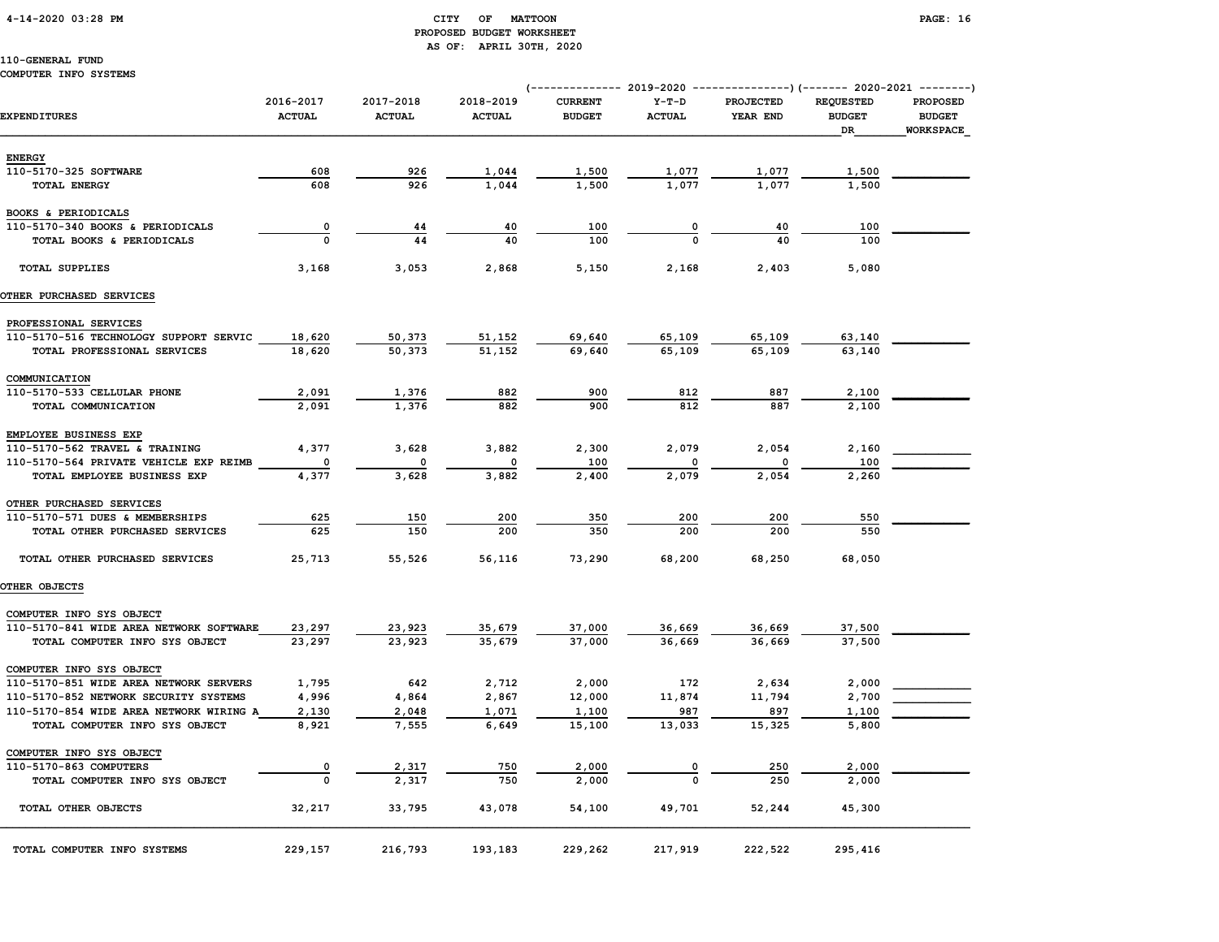CITY OF MATTOON
PROPOSED BUDGET WORKSHEET
AS OF: APRIL 30TH, 2020

110-GENERAL FUND
COMPUTER INFO SYSTEMS

| EXPENDITURES | 2016-2017 ACTUAL | 2017-2018 ACTUAL | 2018-2019 ACTUAL | 2019-2020 CURRENT BUDGET | 2019-2020 Y-T-D ACTUAL | 2019-2020 PROJECTED YEAR END | 2020-2021 REQUESTED BUDGET DR | 2020-2021 PROPOSED BUDGET WORKSPACE |
|---|---|---|---|---|---|---|---|---|
| **ENERGY** | | | | | | | | |
| 110-5170-325 SOFTWARE | 608 | 926 | 1,044 | 1,500 | 1,077 | 1,077 | 1,500 | |
| TOTAL ENERGY | 608 | 926 | 1,044 | 1,500 | 1,077 | 1,077 | 1,500 | |
| **BOOKS & PERIODICALS** | | | | | | | | |
| 110-5170-340 BOOKS & PERIODICALS | 0 | 44 | 40 | 100 | 0 | 40 | 100 | |
| TOTAL BOOKS & PERIODICALS | 0 | 44 | 40 | 100 | 0 | 40 | 100 | |
| TOTAL SUPPLIES | 3,168 | 3,053 | 2,868 | 5,150 | 2,168 | 2,403 | 5,080 | |
| **OTHER PURCHASED SERVICES** | | | | | | | | |
| **PROFESSIONAL SERVICES** | | | | | | | | |
| 110-5170-516 TECHNOLOGY SUPPORT SERVIC | 18,620 | 50,373 | 51,152 | 69,640 | 65,109 | 65,109 | 63,140 | |
| TOTAL PROFESSIONAL SERVICES | 18,620 | 50,373 | 51,152 | 69,640 | 65,109 | 65,109 | 63,140 | |
| **COMMUNICATION** | | | | | | | | |
| 110-5170-533 CELLULAR PHONE | 2,091 | 1,376 | 882 | 900 | 812 | 887 | 2,100 | |
| TOTAL COMMUNICATION | 2,091 | 1,376 | 882 | 900 | 812 | 887 | 2,100 | |
| **EMPLOYEE BUSINESS EXP** | | | | | | | | |
| 110-5170-562 TRAVEL & TRAINING | 4,377 | 3,628 | 3,882 | 2,300 | 2,079 | 2,054 | 2,160 | |
| 110-5170-564 PRIVATE VEHICLE EXP REIMB | 0 | 0 | 0 | 100 | 0 | 0 | 100 | |
| TOTAL EMPLOYEE BUSINESS EXP | 4,377 | 3,628 | 3,882 | 2,400 | 2,079 | 2,054 | 2,260 | |
| **OTHER PURCHASED SERVICES** | | | | | | | | |
| 110-5170-571 DUES & MEMBERSHIPS | 625 | 150 | 200 | 350 | 200 | 200 | 550 | |
| TOTAL OTHER PURCHASED SERVICES | 625 | 150 | 200 | 350 | 200 | 200 | 550 | |
| TOTAL OTHER PURCHASED SERVICES | 25,713 | 55,526 | 56,116 | 73,290 | 68,200 | 68,250 | 68,050 | |
| **OTHER OBJECTS** | | | | | | | | |
| **COMPUTER INFO SYS OBJECT** | | | | | | | | |
| 110-5170-841 WIDE AREA NETWORK SOFTWARE | 23,297 | 23,923 | 35,679 | 37,000 | 36,669 | 36,669 | 37,500 | |
| TOTAL COMPUTER INFO SYS OBJECT | 23,297 | 23,923 | 35,679 | 37,000 | 36,669 | 36,669 | 37,500 | |
| **COMPUTER INFO SYS OBJECT** | | | | | | | | |
| 110-5170-851 WIDE AREA NETWORK SERVERS | 1,795 | 642 | 2,712 | 2,000 | 172 | 2,634 | 2,000 | |
| 110-5170-852 NETWORK SECURITY SYSTEMS | 4,996 | 4,864 | 2,867 | 12,000 | 11,874 | 11,794 | 2,700 | |
| 110-5170-854 WIDE AREA NETWORK WIRING A | 2,130 | 2,048 | 1,071 | 1,100 | 987 | 897 | 1,100 | |
| TOTAL COMPUTER INFO SYS OBJECT | 8,921 | 7,555 | 6,649 | 15,100 | 13,033 | 15,325 | 5,800 | |
| **COMPUTER INFO SYS OBJECT** | | | | | | | | |
| 110-5170-863 COMPUTERS | 0 | 2,317 | 750 | 2,000 | 0 | 250 | 2,000 | |
| TOTAL COMPUTER INFO SYS OBJECT | 0 | 2,317 | 750 | 2,000 | 0 | 250 | 2,000 | |
| TOTAL OTHER OBJECTS | 32,217 | 33,795 | 43,078 | 54,100 | 49,701 | 52,244 | 45,300 | |
| TOTAL COMPUTER INFO SYSTEMS | 229,157 | 216,793 | 193,183 | 229,262 | 217,919 | 222,522 | 295,416 | |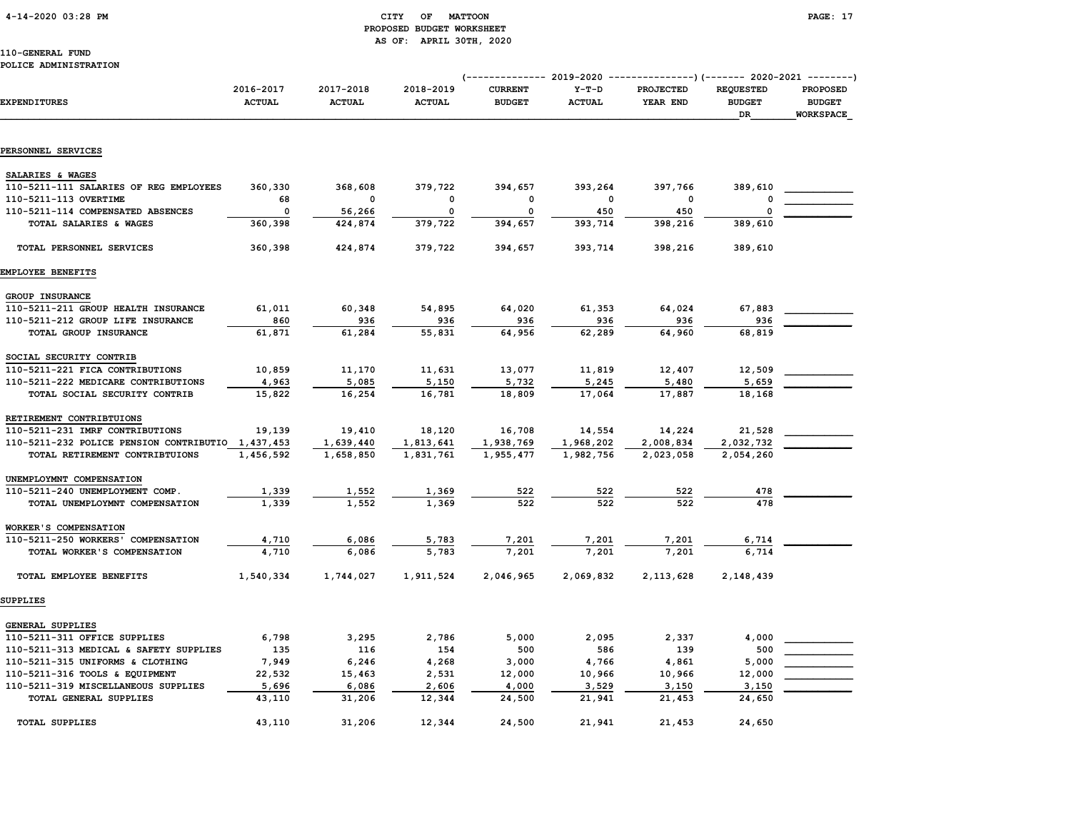CITY OF MATTOON
PROPOSED BUDGET WORKSHEET
AS OF: APRIL 30TH, 2020

110-GENERAL FUND
POLICE ADMINISTRATION

| EXPENDITURES | 2016-2017 ACTUAL | 2017-2018 ACTUAL | 2018-2019 ACTUAL | 2019-2020 CURRENT BUDGET | 2019-2020 Y-T-D ACTUAL | 2019-2020 PROJECTED YEAR END | 2020-2021 REQUESTED BUDGET DR | 2020-2021 PROPOSED BUDGET WORKSPACE |
|---|---|---|---|---|---|---|---|---|
| **PERSONNEL SERVICES** | | | | | | | | |
| SALARIES & WAGES | | | | | | | | |
| 110-5211-111 SALARIES OF REG EMPLOYEES | 360,330 | 368,608 | 379,722 | 394,657 | 393,264 | 397,766 | 389,610 | |
| 110-5211-113 OVERTIME | 68 | 0 | 0 | 0 | 0 | 0 | 0 | |
| 110-5211-114 COMPENSATED ABSENCES | 0 | 56,266 | 0 | 0 | 450 | 450 | 0 | |
| TOTAL SALARIES & WAGES | 360,398 | 424,874 | 379,722 | 394,657 | 393,714 | 398,216 | 389,610 | |
| TOTAL PERSONNEL SERVICES | 360,398 | 424,874 | 379,722 | 394,657 | 393,714 | 398,216 | 389,610 | |
| **EMPLOYEE BENEFITS** | | | | | | | | |
| GROUP INSURANCE | | | | | | | | |
| 110-5211-211 GROUP HEALTH INSURANCE | 61,011 | 60,348 | 54,895 | 64,020 | 61,353 | 64,024 | 67,883 | |
| 110-5211-212 GROUP LIFE INSURANCE | 860 | 936 | 936 | 936 | 936 | 936 | 936 | |
| TOTAL GROUP INSURANCE | 61,871 | 61,284 | 55,831 | 64,956 | 62,289 | 64,960 | 68,819 | |
| SOCIAL SECURITY CONTRIB | | | | | | | | |
| 110-5211-221 FICA CONTRIBUTIONS | 10,859 | 11,170 | 11,631 | 13,077 | 11,819 | 12,407 | 12,509 | |
| 110-5211-222 MEDICARE CONTRIBUTIONS | 4,963 | 5,085 | 5,150 | 5,732 | 5,245 | 5,480 | 5,659 | |
| TOTAL SOCIAL SECURITY CONTRIB | 15,822 | 16,254 | 16,781 | 18,809 | 17,064 | 17,887 | 18,168 | |
| RETIREMENT CONTRIBTUIONS | | | | | | | | |
| 110-5211-231 IMRF CONTRIBUTIONS | 19,139 | 19,410 | 18,120 | 16,708 | 14,554 | 14,224 | 21,528 | |
| 110-5211-232 POLICE PENSION CONTRIBUTIO | 1,437,453 | 1,639,440 | 1,813,641 | 1,938,769 | 1,968,202 | 2,008,834 | 2,032,732 | |
| TOTAL RETIREMENT CONTRIBTUIONS | 1,456,592 | 1,658,850 | 1,831,761 | 1,955,477 | 1,982,756 | 2,023,058 | 2,054,260 | |
| UNEMPLOYMNT COMPENSATION | | | | | | | | |
| 110-5211-240 UNEMPLOYMENT COMP. | 1,339 | 1,552 | 1,369 | 522 | 522 | 522 | 478 | |
| TOTAL UNEMPLOYMNT COMPENSATION | 1,339 | 1,552 | 1,369 | 522 | 522 | 522 | 478 | |
| WORKER'S COMPENSATION | | | | | | | | |
| 110-5211-250 WORKERS' COMPENSATION | 4,710 | 6,086 | 5,783 | 7,201 | 7,201 | 7,201 | 6,714 | |
| TOTAL WORKER'S COMPENSATION | 4,710 | 6,086 | 5,783 | 7,201 | 7,201 | 7,201 | 6,714 | |
| TOTAL EMPLOYEE BENEFITS | 1,540,334 | 1,744,027 | 1,911,524 | 2,046,965 | 2,069,832 | 2,113,628 | 2,148,439 | |
| **SUPPLIES** | | | | | | | | |
| GENERAL SUPPLIES | | | | | | | | |
| 110-5211-311 OFFICE SUPPLIES | 6,798 | 3,295 | 2,786 | 5,000 | 2,095 | 2,337 | 4,000 | |
| 110-5211-313 MEDICAL & SAFETY SUPPLIES | 135 | 116 | 154 | 500 | 586 | 139 | 500 | |
| 110-5211-315 UNIFORMS & CLOTHING | 7,949 | 6,246 | 4,268 | 3,000 | 4,766 | 4,861 | 5,000 | |
| 110-5211-316 TOOLS & EQUIPMENT | 22,532 | 15,463 | 2,531 | 12,000 | 10,966 | 10,966 | 12,000 | |
| 110-5211-319 MISCELLANEOUS SUPPLIES | 5,696 | 6,086 | 2,606 | 4,000 | 3,529 | 3,150 | 3,150 | |
| TOTAL GENERAL SUPPLIES | 43,110 | 31,206 | 12,344 | 24,500 | 21,941 | 21,453 | 24,650 | |
| TOTAL SUPPLIES | 43,110 | 31,206 | 12,344 | 24,500 | 21,941 | 21,453 | 24,650 | |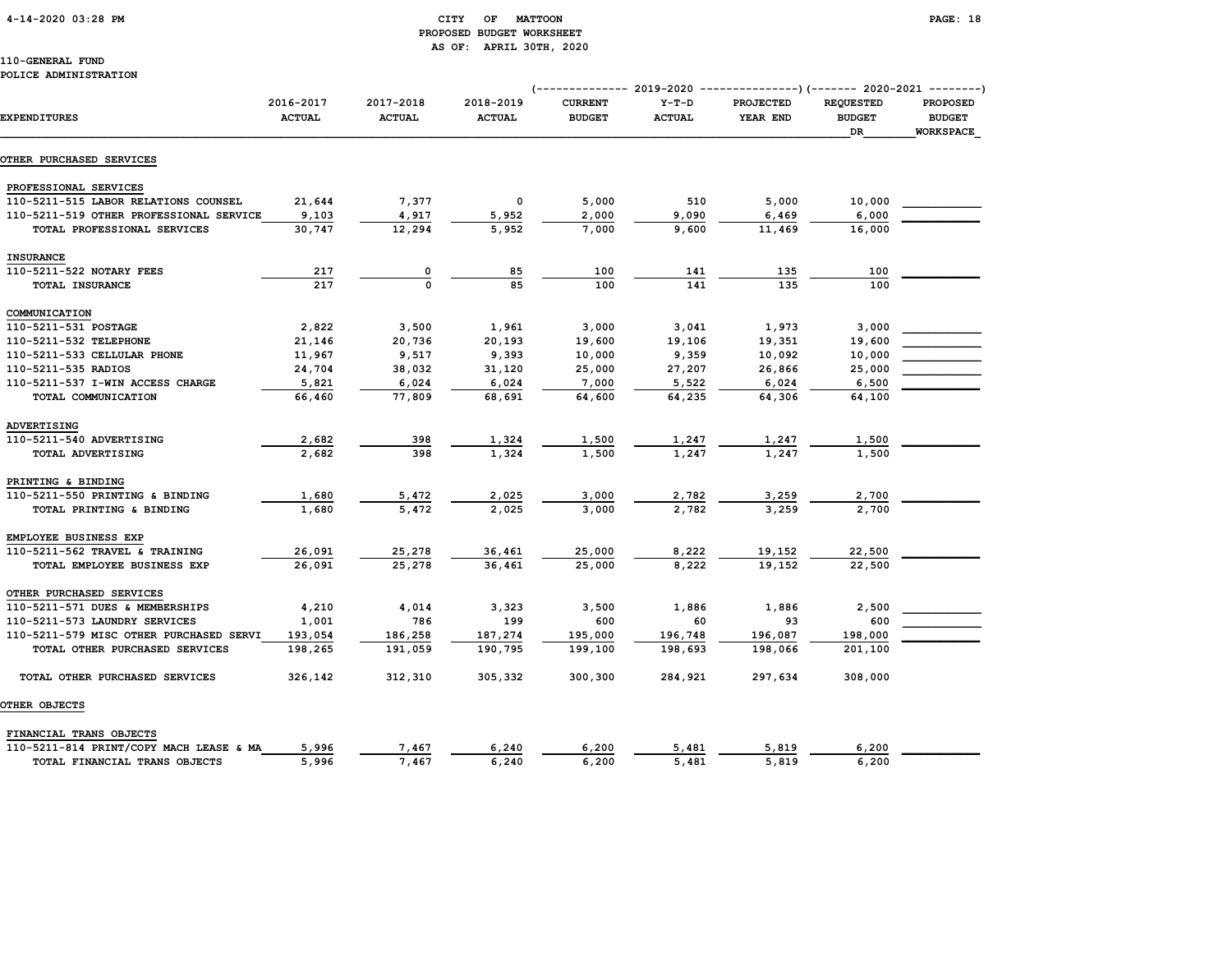CITY OF MATTOON
PROPOSED BUDGET WORKSHEET
AS OF: APRIL 30TH, 2020

110-GENERAL FUND
POLICE ADMINISTRATION

| EXPENDITURES | 2016-2017 ACTUAL | 2017-2018 ACTUAL | 2018-2019 ACTUAL | 2019-2020 CURRENT BUDGET | 2019-2020 Y-T-D ACTUAL | 2019-2020 PROJECTED YEAR END | 2020-2021 REQUESTED BUDGET DR | 2020-2021 PROPOSED BUDGET WORKSPACE |
|---|---|---|---|---|---|---|---|---|
| **OTHER PURCHASED SERVICES** | | | | | | | | |
| PROFESSIONAL SERVICES | | | | | | | | |
| 110-5211-515 LABOR RELATIONS COUNSEL | 21,644 | 7,377 | 0 | 5,000 | 510 | 5,000 | 10,000 | |
| 110-5211-519 OTHER PROFESSIONAL SERVICE | 9,103 | 4,917 | 5,952 | 2,000 | 9,090 | 6,469 | 6,000 | |
| TOTAL PROFESSIONAL SERVICES | 30,747 | 12,294 | 5,952 | 7,000 | 9,600 | 11,469 | 16,000 | |
| INSURANCE | | | | | | | | |
| 110-5211-522 NOTARY FEES | 217 | 0 | 85 | 100 | 141 | 135 | 100 | |
| TOTAL INSURANCE | 217 | 0 | 85 | 100 | 141 | 135 | 100 | |
| COMMUNICATION | | | | | | | | |
| 110-5211-531 POSTAGE | 2,822 | 3,500 | 1,961 | 3,000 | 3,041 | 1,973 | 3,000 | |
| 110-5211-532 TELEPHONE | 21,146 | 20,736 | 20,193 | 19,600 | 19,106 | 19,351 | 19,600 | |
| 110-5211-533 CELLULAR PHONE | 11,967 | 9,517 | 9,393 | 10,000 | 9,359 | 10,092 | 10,000 | |
| 110-5211-535 RADIOS | 24,704 | 38,032 | 31,120 | 25,000 | 27,207 | 26,866 | 25,000 | |
| 110-5211-537 I-WIN ACCESS CHARGE | 5,821 | 6,024 | 6,024 | 7,000 | 5,522 | 6,024 | 6,500 | |
| TOTAL COMMUNICATION | 66,460 | 77,809 | 68,691 | 64,600 | 64,235 | 64,306 | 64,100 | |
| ADVERTISING | | | | | | | | |
| 110-5211-540 ADVERTISING | 2,682 | 398 | 1,324 | 1,500 | 1,247 | 1,247 | 1,500 | |
| TOTAL ADVERTISING | 2,682 | 398 | 1,324 | 1,500 | 1,247 | 1,247 | 1,500 | |
| PRINTING & BINDING | | | | | | | | |
| 110-5211-550 PRINTING & BINDING | 1,680 | 5,472 | 2,025 | 3,000 | 2,782 | 3,259 | 2,700 | |
| TOTAL PRINTING & BINDING | 1,680 | 5,472 | 2,025 | 3,000 | 2,782 | 3,259 | 2,700 | |
| EMPLOYEE BUSINESS EXP | | | | | | | | |
| 110-5211-562 TRAVEL & TRAINING | 26,091 | 25,278 | 36,461 | 25,000 | 8,222 | 19,152 | 22,500 | |
| TOTAL EMPLOYEE BUSINESS EXP | 26,091 | 25,278 | 36,461 | 25,000 | 8,222 | 19,152 | 22,500 | |
| OTHER PURCHASED SERVICES | | | | | | | | |
| 110-5211-571 DUES & MEMBERSHIPS | 4,210 | 4,014 | 3,323 | 3,500 | 1,886 | 1,886 | 2,500 | |
| 110-5211-573 LAUNDRY SERVICES | 1,001 | 786 | 199 | 600 | 60 | 93 | 600 | |
| 110-5211-579 MISC OTHER PURCHASED SERVI | 193,054 | 186,258 | 187,274 | 195,000 | 196,748 | 196,087 | 198,000 | |
| TOTAL OTHER PURCHASED SERVICES | 198,265 | 191,059 | 190,795 | 199,100 | 198,693 | 198,066 | 201,100 | |
| TOTAL OTHER PURCHASED SERVICES | 326,142 | 312,310 | 305,332 | 300,300 | 284,921 | 297,634 | 308,000 | |
| **OTHER OBJECTS** | | | | | | | | |
| FINANCIAL TRANS OBJECTS | | | | | | | | |
| 110-5211-814 PRINT/COPY MACH LEASE & MA | 5,996 | 7,467 | 6,240 | 6,200 | 5,481 | 5,819 | 6,200 | |
| TOTAL FINANCIAL TRANS OBJECTS | 5,996 | 7,467 | 6,240 | 6,200 | 5,481 | 5,819 | 6,200 | |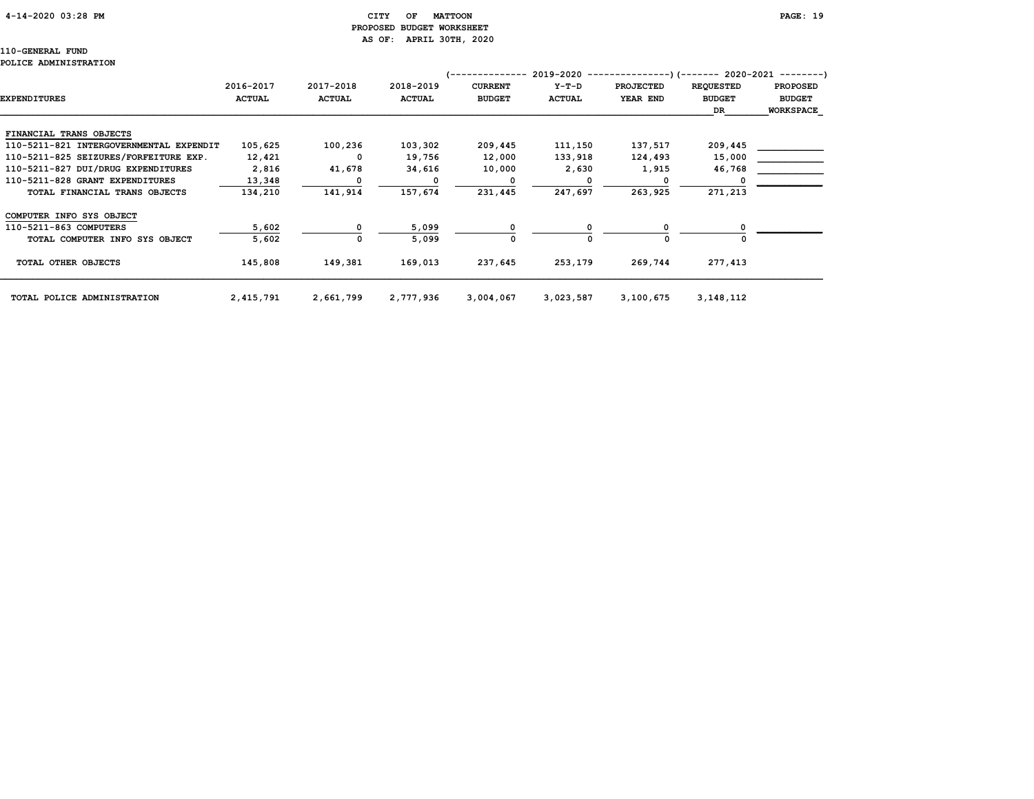CITY OF MATTOON
PROPOSED BUDGET WORKSHEET
AS OF: APRIL 30TH, 2020

110-GENERAL FUND
POLICE ADMINISTRATION

| | | | | (-------------- 2019-2020 | | ---------------) | (------- 2020-2021 | --------) |
|---|---|---|---|---|---|---|---|---|
| EXPENDITURES | 2016-2017 ACTUAL | 2017-2018 ACTUAL | 2018-2019 ACTUAL | CURRENT BUDGET | Y-T-D ACTUAL | PROJECTED YEAR END | REQUESTED BUDGET DR | PROPOSED BUDGET WORKSPACE |
| FINANCIAL TRANS OBJECTS | | | | | | | | |
| 110-5211-821 INTERGOVERNMENTAL EXPENDIT | 105,625 | 100,236 | 103,302 | 209,445 | 111,150 | 137,517 | 209,445 | |
| 110-5211-825 SEIZURES/FORFEITURE EXP. | 12,421 | 0 | 19,756 | 12,000 | 133,918 | 124,493 | 15,000 | |
| 110-5211-827 DUI/DRUG EXPENDITURES | 2,816 | 41,678 | 34,616 | 10,000 | 2,630 | 1,915 | 46,768 | |
| 110-5211-828 GRANT EXPENDITURES | 13,348 | 0 | 0 | 0 | 0 | 0 | 0 | |
| TOTAL FINANCIAL TRANS OBJECTS | 134,210 | 141,914 | 157,674 | 231,445 | 247,697 | 263,925 | 271,213 | |
| COMPUTER INFO SYS OBJECT | | | | | | | | |
| 110-5211-863 COMPUTERS | 5,602 | 0 | 5,099 | 0 | 0 | 0 | 0 | |
| TOTAL COMPUTER INFO SYS OBJECT | 5,602 | 0 | 5,099 | 0 | 0 | 0 | 0 | |
| TOTAL OTHER OBJECTS | 145,808 | 149,381 | 169,013 | 237,645 | 253,179 | 269,744 | 277,413 | |
| TOTAL POLICE ADMINISTRATION | 2,415,791 | 2,661,799 | 2,777,936 | 3,004,067 | 3,023,587 | 3,100,675 | 3,148,112 | |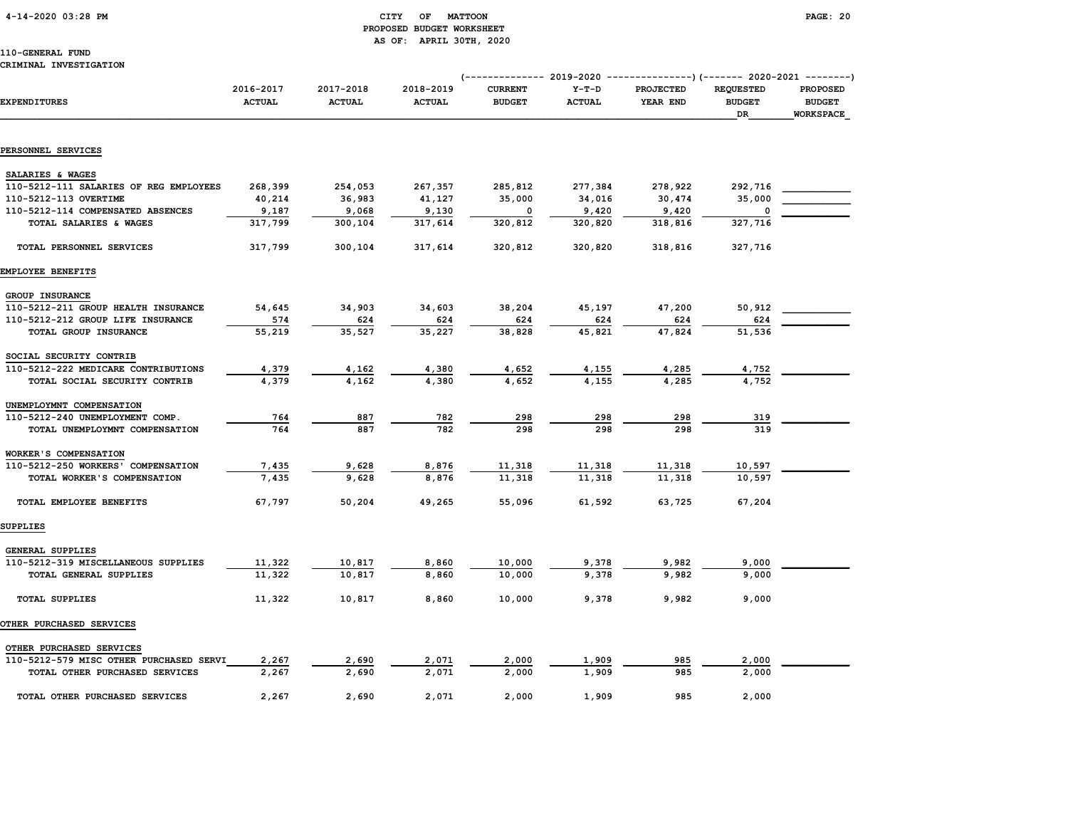CITY OF MATTOON
PROPOSED BUDGET WORKSHEET
AS OF: APRIL 30TH, 2020

110-GENERAL FUND
CRIMINAL INVESTIGATION

| EXPENDITURES | 2016-2017 ACTUAL | 2017-2018 ACTUAL | 2018-2019 ACTUAL | 2019-2020 CURRENT BUDGET | 2019-2020 Y-T-D ACTUAL | 2019-2020 PROJECTED YEAR END | 2020-2021 REQUESTED BUDGET DR | 2020-2021 PROPOSED BUDGET WORKSPACE |
|---|---|---|---|---|---|---|---|---|
| **PERSONNEL SERVICES** | | | | | | | | |
| SALARIES & WAGES | | | | | | | | |
| 110-5212-111 SALARIES OF REG EMPLOYEES | 268,399 | 254,053 | 267,357 | 285,812 | 277,384 | 278,922 | 292,716 | |
| 110-5212-113 OVERTIME | 40,214 | 36,983 | 41,127 | 35,000 | 34,016 | 30,474 | 35,000 | |
| 110-5212-114 COMPENSATED ABSENCES | 9,187 | 9,068 | 9,130 | 0 | 9,420 | 9,420 | 0 | |
| TOTAL SALARIES & WAGES | 317,799 | 300,104 | 317,614 | 320,812 | 320,820 | 318,816 | 327,716 | |
| TOTAL PERSONNEL SERVICES | 317,799 | 300,104 | 317,614 | 320,812 | 320,820 | 318,816 | 327,716 | |
| **EMPLOYEE BENEFITS** | | | | | | | | |
| GROUP INSURANCE | | | | | | | | |
| 110-5212-211 GROUP HEALTH INSURANCE | 54,645 | 34,903 | 34,603 | 38,204 | 45,197 | 47,200 | 50,912 | |
| 110-5212-212 GROUP LIFE INSURANCE | 574 | 624 | 624 | 624 | 624 | 624 | 624 | |
| TOTAL GROUP INSURANCE | 55,219 | 35,527 | 35,227 | 38,828 | 45,821 | 47,824 | 51,536 | |
| SOCIAL SECURITY CONTRIB | | | | | | | | |
| 110-5212-222 MEDICARE CONTRIBUTIONS | 4,379 | 4,162 | 4,380 | 4,652 | 4,155 | 4,285 | 4,752 | |
| TOTAL SOCIAL SECURITY CONTRIB | 4,379 | 4,162 | 4,380 | 4,652 | 4,155 | 4,285 | 4,752 | |
| UNEMPLOYMNT COMPENSATION | | | | | | | | |
| 110-5212-240 UNEMPLOYMENT COMP. | 764 | 887 | 782 | 298 | 298 | 298 | 319 | |
| TOTAL UNEMPLOYMNT COMPENSATION | 764 | 887 | 782 | 298 | 298 | 298 | 319 | |
| WORKER'S COMPENSATION | | | | | | | | |
| 110-5212-250 WORKERS' COMPENSATION | 7,435 | 9,628 | 8,876 | 11,318 | 11,318 | 11,318 | 10,597 | |
| TOTAL WORKER'S COMPENSATION | 7,435 | 9,628 | 8,876 | 11,318 | 11,318 | 11,318 | 10,597 | |
| TOTAL EMPLOYEE BENEFITS | 67,797 | 50,204 | 49,265 | 55,096 | 61,592 | 63,725 | 67,204 | |
| **SUPPLIES** | | | | | | | | |
| GENERAL SUPPLIES | | | | | | | | |
| 110-5212-319 MISCELLANEOUS SUPPLIES | 11,322 | 10,817 | 8,860 | 10,000 | 9,378 | 9,982 | 9,000 | |
| TOTAL GENERAL SUPPLIES | 11,322 | 10,817 | 8,860 | 10,000 | 9,378 | 9,982 | 9,000 | |
| TOTAL SUPPLIES | 11,322 | 10,817 | 8,860 | 10,000 | 9,378 | 9,982 | 9,000 | |
| **OTHER PURCHASED SERVICES** | | | | | | | | |
| OTHER PURCHASED SERVICES | | | | | | | | |
| 110-5212-579 MISC OTHER PURCHASED SERVI | 2,267 | 2,690 | 2,071 | 2,000 | 1,909 | 985 | 2,000 | |
| TOTAL OTHER PURCHASED SERVICES | 2,267 | 2,690 | 2,071 | 2,000 | 1,909 | 985 | 2,000 | |
| TOTAL OTHER PURCHASED SERVICES | 2,267 | 2,690 | 2,071 | 2,000 | 1,909 | 985 | 2,000 | |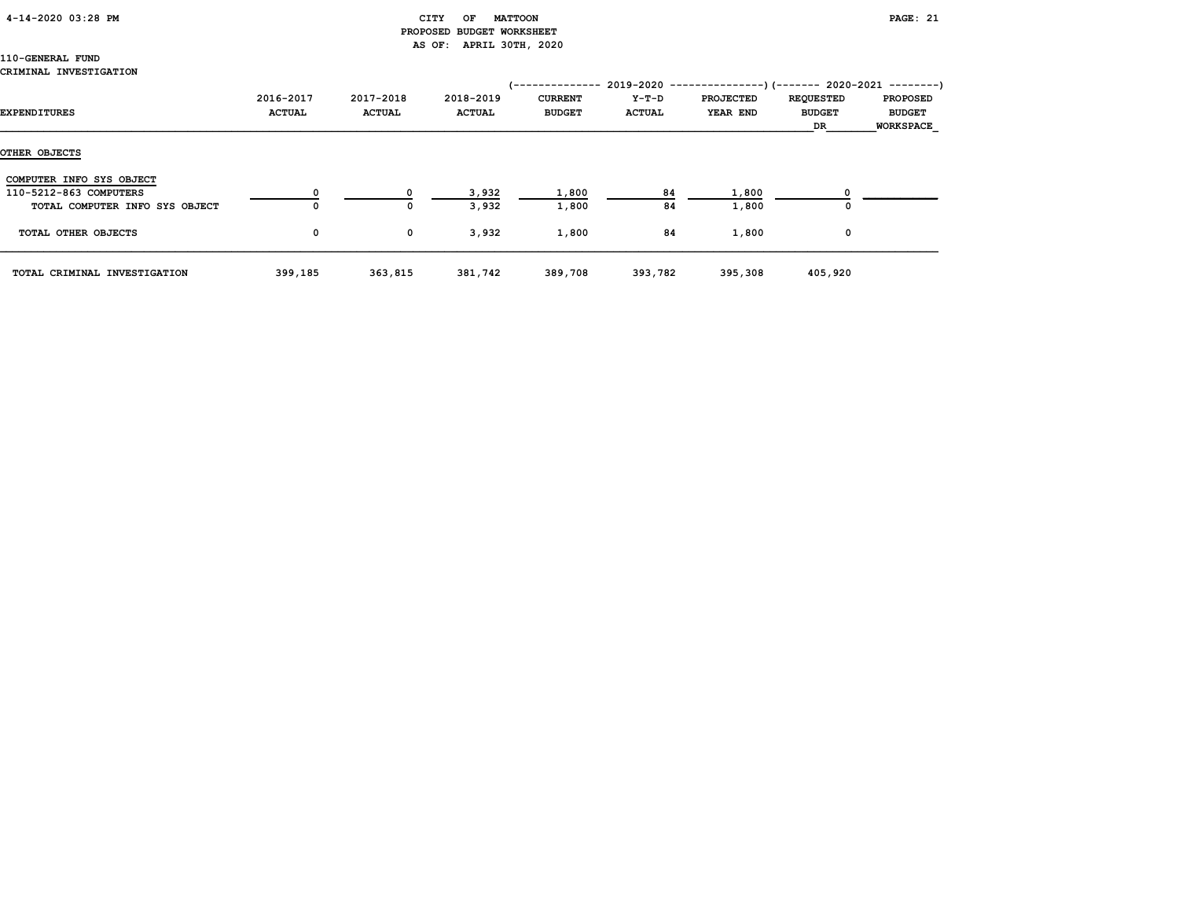CITY OF MATTOON
PROPOSED BUDGET WORKSHEET
AS OF: APRIL 30TH, 2020

110-GENERAL FUND
CRIMINAL INVESTIGATION

| EXPENDITURES | 2016-2017 ACTUAL | 2017-2018 ACTUAL | 2018-2019 ACTUAL | 2019-2020 CURRENT BUDGET | 2019-2020 Y-T-D ACTUAL | 2019-2020 PROJECTED YEAR END | 2020-2021 REQUESTED BUDGET DR | 2020-2021 PROPOSED BUDGET WORKSPACE |
|---|---|---|---|---|---|---|---|---|
| **OTHER OBJECTS** | | | | | | | | |
| COMPUTER INFO SYS OBJECT | | | | | | | | |
| 110-5212-863 COMPUTERS | 0 | 0 | 3,932 | 1,800 | 84 | 1,800 | 0 | |
| TOTAL COMPUTER INFO SYS OBJECT | 0 | 0 | 3,932 | 1,800 | 84 | 1,800 | 0 | |
| TOTAL OTHER OBJECTS | 0 | 0 | 3,932 | 1,800 | 84 | 1,800 | 0 | |
| TOTAL CRIMINAL INVESTIGATION | 399,185 | 363,815 | 381,742 | 389,708 | 393,782 | 395,308 | 405,920 | |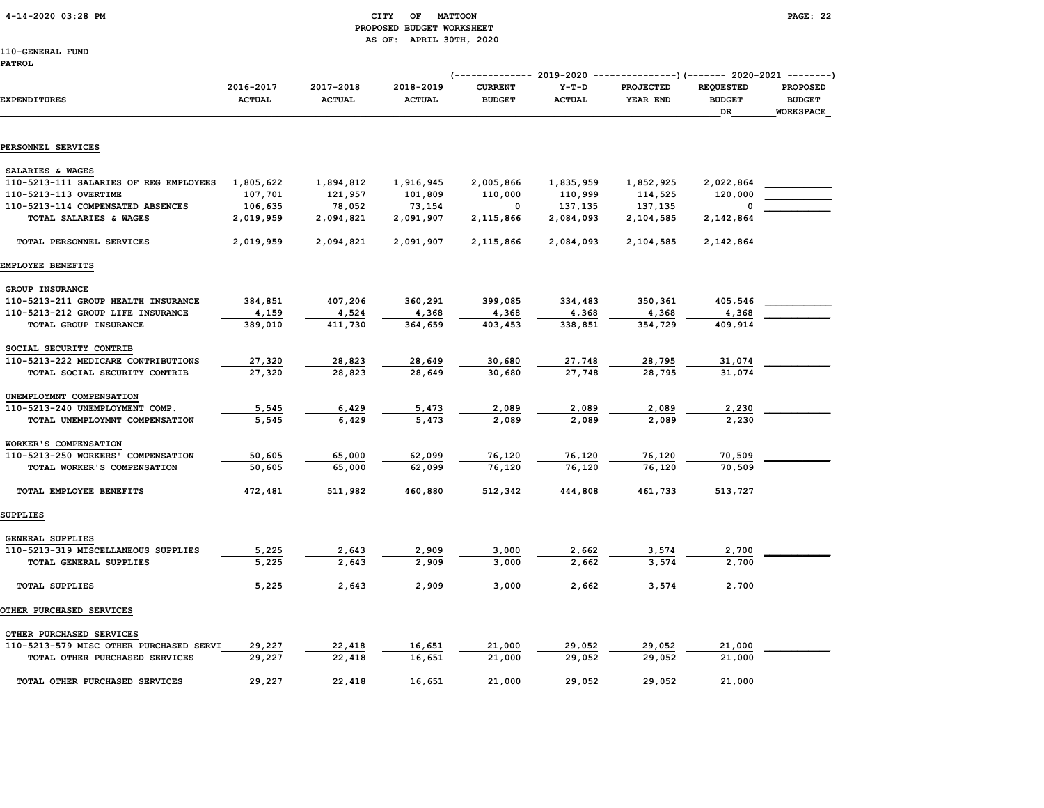CITY OF MATTOON
PROPOSED BUDGET WORKSHEET
AS OF: APRIL 30TH, 2020

110-GENERAL FUND
PATROL

| EXPENDITURES | 2016-2017 ACTUAL | 2017-2018 ACTUAL | 2018-2019 ACTUAL | 2019-2020 CURRENT BUDGET | 2019-2020 Y-T-D ACTUAL | 2019-2020 PROJECTED YEAR END | 2020-2021 REQUESTED BUDGET DR | 2020-2021 PROPOSED BUDGET WORKSPACE |
|---|---|---|---|---|---|---|---|---|
| **PERSONNEL SERVICES** | | | | | | | | |
| SALARIES & WAGES | | | | | | | | |
| 110-5213-111 SALARIES OF REG EMPLOYEES | 1,805,622 | 1,894,812 | 1,916,945 | 2,005,866 | 1,835,959 | 1,852,925 | 2,022,864 | |
| 110-5213-113 OVERTIME | 107,701 | 121,957 | 101,809 | 110,000 | 110,999 | 114,525 | 120,000 | |
| 110-5213-114 COMPENSATED ABSENCES | 106,635 | 78,052 | 73,154 | 0 | 137,135 | 137,135 | 0 | |
| TOTAL SALARIES & WAGES | 2,019,959 | 2,094,821 | 2,091,907 | 2,115,866 | 2,084,093 | 2,104,585 | 2,142,864 | |
| TOTAL PERSONNEL SERVICES | 2,019,959 | 2,094,821 | 2,091,907 | 2,115,866 | 2,084,093 | 2,104,585 | 2,142,864 | |
| **EMPLOYEE BENEFITS** | | | | | | | | |
| GROUP INSURANCE | | | | | | | | |
| 110-5213-211 GROUP HEALTH INSURANCE | 384,851 | 407,206 | 360,291 | 399,085 | 334,483 | 350,361 | 405,546 | |
| 110-5213-212 GROUP LIFE INSURANCE | 4,159 | 4,524 | 4,368 | 4,368 | 4,368 | 4,368 | 4,368 | |
| TOTAL GROUP INSURANCE | 389,010 | 411,730 | 364,659 | 403,453 | 338,851 | 354,729 | 409,914 | |
| SOCIAL SECURITY CONTRIB | | | | | | | | |
| 110-5213-222 MEDICARE CONTRIBUTIONS | 27,320 | 28,823 | 28,649 | 30,680 | 27,748 | 28,795 | 31,074 | |
| TOTAL SOCIAL SECURITY CONTRIB | 27,320 | 28,823 | 28,649 | 30,680 | 27,748 | 28,795 | 31,074 | |
| UNEMPLOYMNT COMPENSATION | | | | | | | | |
| 110-5213-240 UNEMPLOYMENT COMP. | 5,545 | 6,429 | 5,473 | 2,089 | 2,089 | 2,089 | 2,230 | |
| TOTAL UNEMPLOYMNT COMPENSATION | 5,545 | 6,429 | 5,473 | 2,089 | 2,089 | 2,089 | 2,230 | |
| WORKER'S COMPENSATION | | | | | | | | |
| 110-5213-250 WORKERS' COMPENSATION | 50,605 | 65,000 | 62,099 | 76,120 | 76,120 | 76,120 | 70,509 | |
| TOTAL WORKER'S COMPENSATION | 50,605 | 65,000 | 62,099 | 76,120 | 76,120 | 76,120 | 70,509 | |
| TOTAL EMPLOYEE BENEFITS | 472,481 | 511,982 | 460,880 | 512,342 | 444,808 | 461,733 | 513,727 | |
| **SUPPLIES** | | | | | | | | |
| GENERAL SUPPLIES | | | | | | | | |
| 110-5213-319 MISCELLANEOUS SUPPLIES | 5,225 | 2,643 | 2,909 | 3,000 | 2,662 | 3,574 | 2,700 | |
| TOTAL GENERAL SUPPLIES | 5,225 | 2,643 | 2,909 | 3,000 | 2,662 | 3,574 | 2,700 | |
| TOTAL SUPPLIES | 5,225 | 2,643 | 2,909 | 3,000 | 2,662 | 3,574 | 2,700 | |
| **OTHER PURCHASED SERVICES** | | | | | | | | |
| OTHER PURCHASED SERVICES | | | | | | | | |
| 110-5213-579 MISC OTHER PURCHASED SERVI | 29,227 | 22,418 | 16,651 | 21,000 | 29,052 | 29,052 | 21,000 | |
| TOTAL OTHER PURCHASED SERVICES | 29,227 | 22,418 | 16,651 | 21,000 | 29,052 | 29,052 | 21,000 | |
| TOTAL OTHER PURCHASED SERVICES | 29,227 | 22,418 | 16,651 | 21,000 | 29,052 | 29,052 | 21,000 | |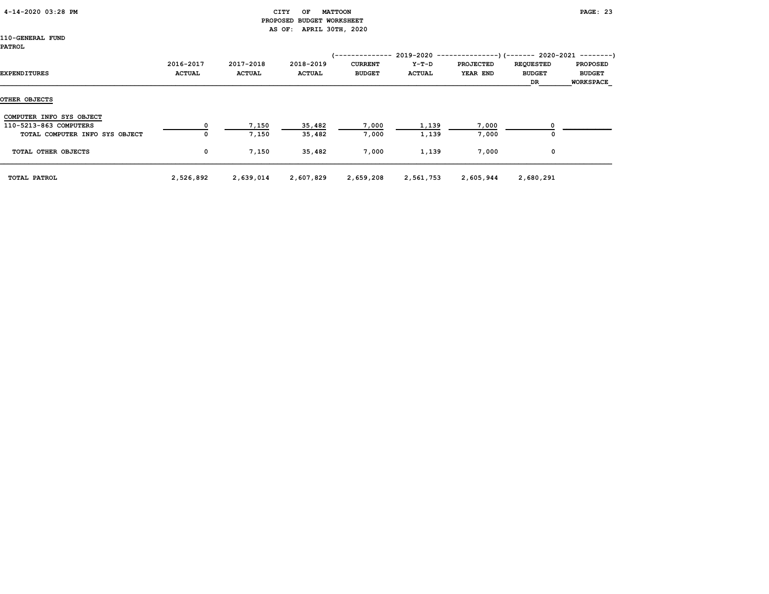CITY OF MATTOON
PROPOSED BUDGET WORKSHEET
AS OF: APRIL 30TH, 2020

110-GENERAL FUND
PATROL

| EXPENDITURES | 2016-2017 ACTUAL | 2017-2018 ACTUAL | 2018-2019 ACTUAL | 2019-2020 CURRENT BUDGET | 2019-2020 Y-T-D ACTUAL | 2019-2020 PROJECTED YEAR END | 2020-2021 REQUESTED BUDGET DR | 2020-2021 PROPOSED BUDGET WORKSPACE |
|---|---|---|---|---|---|---|---|---|
| **OTHER OBJECTS** | | | | | | | | |
| COMPUTER INFO SYS OBJECT | | | | | | | | |
| 110-5213-863 COMPUTERS | 0 | 7,150 | 35,482 | 7,000 | 1,139 | 7,000 | 0 | |
| TOTAL COMPUTER INFO SYS OBJECT | 0 | 7,150 | 35,482 | 7,000 | 1,139 | 7,000 | 0 | |
| TOTAL OTHER OBJECTS | 0 | 7,150 | 35,482 | 7,000 | 1,139 | 7,000 | 0 | |
| TOTAL PATROL | 2,526,892 | 2,639,014 | 2,607,829 | 2,659,208 | 2,561,753 | 2,605,944 | 2,680,291 | |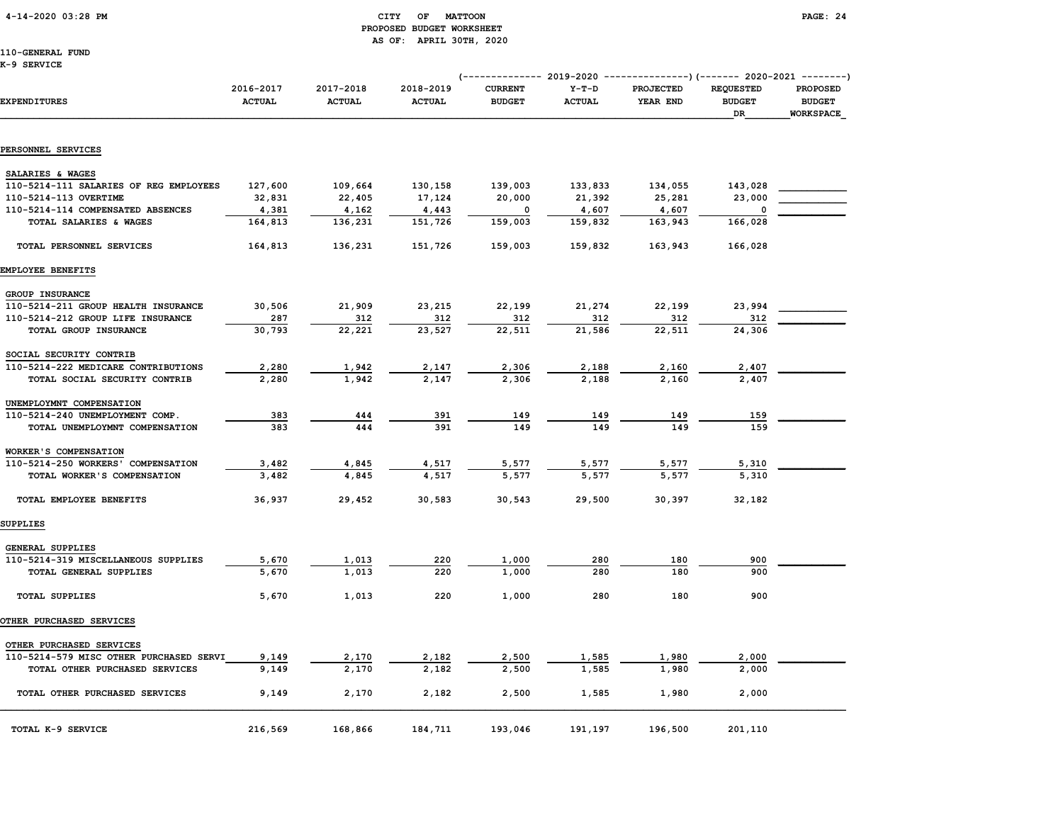CITY OF MATTOON
PROPOSED BUDGET WORKSHEET
AS OF: APRIL 30TH, 2020

110-GENERAL FUND
K-9 SERVICE

| EXPENDITURES | 2016-2017 ACTUAL | 2017-2018 ACTUAL | 2018-2019 ACTUAL | 2019-2020 CURRENT BUDGET | 2019-2020 Y-T-D ACTUAL | 2019-2020 PROJECTED YEAR END | 2020-2021 REQUESTED BUDGET DR | 2020-2021 PROPOSED BUDGET WORKSPACE |
|---|---|---|---|---|---|---|---|---|
| **PERSONNEL SERVICES** | | | | | | | | |
| SALARIES & WAGES | | | | | | | | |
| 110-5214-111 SALARIES OF REG EMPLOYEES | 127,600 | 109,664 | 130,158 | 139,003 | 133,833 | 134,055 | 143,028 | |
| 110-5214-113 OVERTIME | 32,831 | 22,405 | 17,124 | 20,000 | 21,392 | 25,281 | 23,000 | |
| 110-5214-114 COMPENSATED ABSENCES | 4,381 | 4,162 | 4,443 | 0 | 4,607 | 4,607 | 0 | |
| TOTAL SALARIES & WAGES | 164,813 | 136,231 | 151,726 | 159,003 | 159,832 | 163,943 | 166,028 | |
| TOTAL PERSONNEL SERVICES | 164,813 | 136,231 | 151,726 | 159,003 | 159,832 | 163,943 | 166,028 | |
| **EMPLOYEE BENEFITS** | | | | | | | | |
| GROUP INSURANCE | | | | | | | | |
| 110-5214-211 GROUP HEALTH INSURANCE | 30,506 | 21,909 | 23,215 | 22,199 | 21,274 | 22,199 | 23,994 | |
| 110-5214-212 GROUP LIFE INSURANCE | 287 | 312 | 312 | 312 | 312 | 312 | 312 | |
| TOTAL GROUP INSURANCE | 30,793 | 22,221 | 23,527 | 22,511 | 21,586 | 22,511 | 24,306 | |
| SOCIAL SECURITY CONTRIB | | | | | | | | |
| 110-5214-222 MEDICARE CONTRIBUTIONS | 2,280 | 1,942 | 2,147 | 2,306 | 2,188 | 2,160 | 2,407 | |
| TOTAL SOCIAL SECURITY CONTRIB | 2,280 | 1,942 | 2,147 | 2,306 | 2,188 | 2,160 | 2,407 | |
| UNEMPLOYMNT COMPENSATION | | | | | | | | |
| 110-5214-240 UNEMPLOYMENT COMP. | 383 | 444 | 391 | 149 | 149 | 149 | 159 | |
| TOTAL UNEMPLOYMNT COMPENSATION | 383 | 444 | 391 | 149 | 149 | 149 | 159 | |
| WORKER'S COMPENSATION | | | | | | | | |
| 110-5214-250 WORKERS' COMPENSATION | 3,482 | 4,845 | 4,517 | 5,577 | 5,577 | 5,577 | 5,310 | |
| TOTAL WORKER'S COMPENSATION | 3,482 | 4,845 | 4,517 | 5,577 | 5,577 | 5,577 | 5,310 | |
| TOTAL EMPLOYEE BENEFITS | 36,937 | 29,452 | 30,583 | 30,543 | 29,500 | 30,397 | 32,182 | |
| **SUPPLIES** | | | | | | | | |
| GENERAL SUPPLIES | | | | | | | | |
| 110-5214-319 MISCELLANEOUS SUPPLIES | 5,670 | 1,013 | 220 | 1,000 | 280 | 180 | 900 | |
| TOTAL GENERAL SUPPLIES | 5,670 | 1,013 | 220 | 1,000 | 280 | 180 | 900 | |
| TOTAL SUPPLIES | 5,670 | 1,013 | 220 | 1,000 | 280 | 180 | 900 | |
| **OTHER PURCHASED SERVICES** | | | | | | | | |
| OTHER PURCHASED SERVICES | | | | | | | | |
| 110-5214-579 MISC OTHER PURCHASED SERVI | 9,149 | 2,170 | 2,182 | 2,500 | 1,585 | 1,980 | 2,000 | |
| TOTAL OTHER PURCHASED SERVICES | 9,149 | 2,170 | 2,182 | 2,500 | 1,585 | 1,980 | 2,000 | |
| TOTAL OTHER PURCHASED SERVICES | 9,149 | 2,170 | 2,182 | 2,500 | 1,585 | 1,980 | 2,000 | |
| TOTAL K-9 SERVICE | 216,569 | 168,866 | 184,711 | 193,046 | 191,197 | 196,500 | 201,110 | |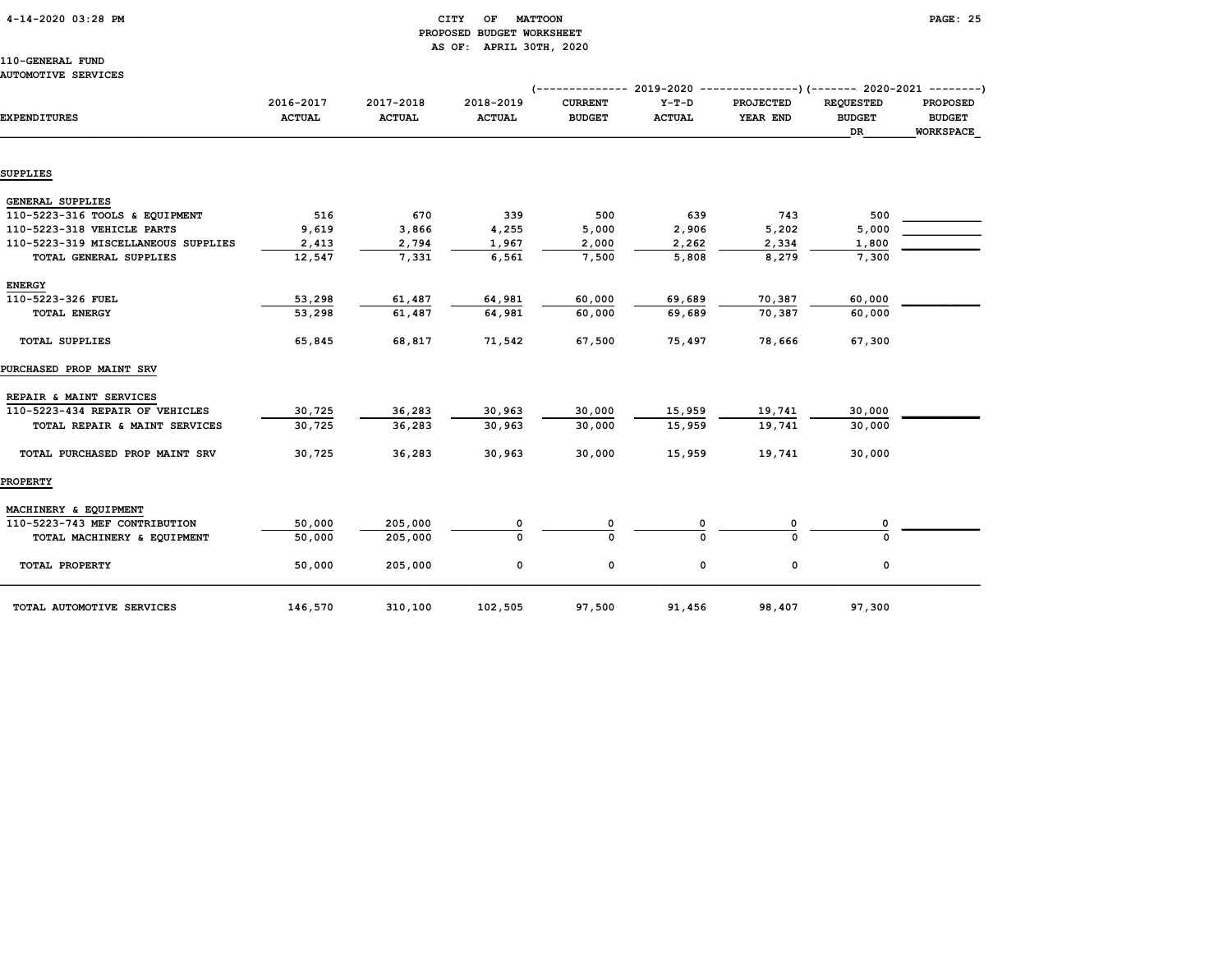CITY OF MATTOON
PROPOSED BUDGET WORKSHEET
AS OF: APRIL 30TH, 2020

110-GENERAL FUND
AUTOMOTIVE SERVICES

| EXPENDITURES | 2016-2017 ACTUAL | 2017-2018 ACTUAL | 2018-2019 ACTUAL | 2019-2020 CURRENT BUDGET | 2019-2020 Y-T-D ACTUAL | 2019-2020 PROJECTED YEAR END | 2020-2021 REQUESTED BUDGET DR | 2020-2021 PROPOSED BUDGET WORKSPACE |
|---|---|---|---|---|---|---|---|---|
| **SUPPLIES** | | | | | | | | |
| GENERAL SUPPLIES | | | | | | | | |
| 110-5223-316 TOOLS & EQUIPMENT | 516 | 670 | 339 | 500 | 639 | 743 | 500 | |
| 110-5223-318 VEHICLE PARTS | 9,619 | 3,866 | 4,255 | 5,000 | 2,906 | 5,202 | 5,000 | |
| 110-5223-319 MISCELLANEOUS SUPPLIES | 2,413 | 2,794 | 1,967 | 2,000 | 2,262 | 2,334 | 1,800 | |
| TOTAL GENERAL SUPPLIES | 12,547 | 7,331 | 6,561 | 7,500 | 5,808 | 8,279 | 7,300 | |
| ENERGY | | | | | | | | |
| 110-5223-326 FUEL | 53,298 | 61,487 | 64,981 | 60,000 | 69,689 | 70,387 | 60,000 | |
| TOTAL ENERGY | 53,298 | 61,487 | 64,981 | 60,000 | 69,689 | 70,387 | 60,000 | |
| TOTAL SUPPLIES | 65,845 | 68,817 | 71,542 | 67,500 | 75,497 | 78,666 | 67,300 | |
| **PURCHASED PROP MAINT SRV** | | | | | | | | |
| REPAIR & MAINT SERVICES | | | | | | | | |
| 110-5223-434 REPAIR OF VEHICLES | 30,725 | 36,283 | 30,963 | 30,000 | 15,959 | 19,741 | 30,000 | |
| TOTAL REPAIR & MAINT SERVICES | 30,725 | 36,283 | 30,963 | 30,000 | 15,959 | 19,741 | 30,000 | |
| TOTAL PURCHASED PROP MAINT SRV | 30,725 | 36,283 | 30,963 | 30,000 | 15,959 | 19,741 | 30,000 | |
| **PROPERTY** | | | | | | | | |
| MACHINERY & EQUIPMENT | | | | | | | | |
| 110-5223-743 MEF CONTRIBUTION | 50,000 | 205,000 | 0 | 0 | 0 | 0 | 0 | |
| TOTAL MACHINERY & EQUIPMENT | 50,000 | 205,000 | 0 | 0 | 0 | 0 | 0 | |
| TOTAL PROPERTY | 50,000 | 205,000 | 0 | 0 | 0 | 0 | 0 | |
| TOTAL AUTOMOTIVE SERVICES | 146,570 | 310,100 | 102,505 | 97,500 | 91,456 | 98,407 | 97,300 | |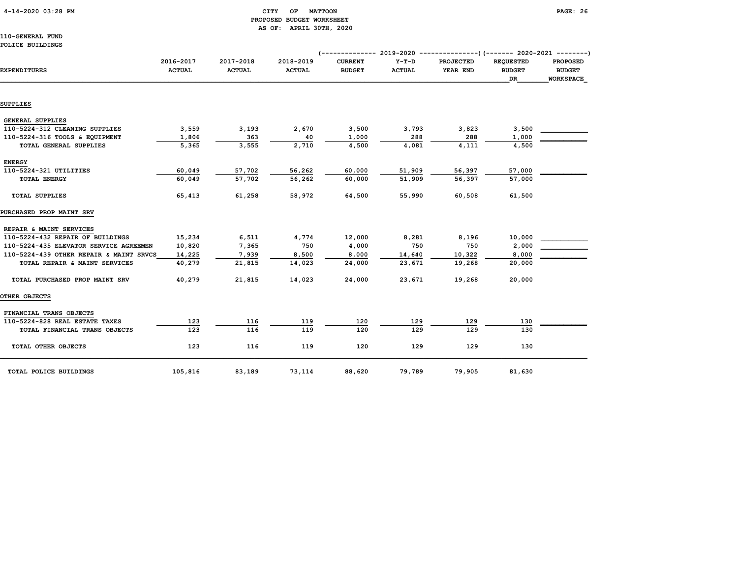# CITY OF MATTOON

## PROPOSED BUDGET WORKSHEET

AS OF: APRIL 30TH, 2020

110-GENERAL FUND

POLICE BUILDINGS

| EXPENDITURES | 2016-2017 ACTUAL | 2017-2018 ACTUAL | 2018-2019 ACTUAL | 2019-2020 CURRENT BUDGET | 2019-2020 Y-T-D ACTUAL | 2019-2020 PROJECTED YEAR END | 2020-2021 REQUESTED BUDGET DR | 2020-2021 PROPOSED BUDGET WORKSPACE |
|---|---|---|---|---|---|---|---|---|
| **SUPPLIES** | | | | | | | | |
| GENERAL SUPPLIES | | | | | | | | |
| 110-5224-312 CLEANING SUPPLIES | 3,559 | 3,193 | 2,670 | 3,500 | 3,793 | 3,823 | 3,500 | |
| 110-5224-316 TOOLS & EQUIPMENT | 1,806 | 363 | 40 | 1,000 | 288 | 288 | 1,000 | |
| TOTAL GENERAL SUPPLIES | 5,365 | 3,555 | 2,710 | 4,500 | 4,081 | 4,111 | 4,500 | |
| ENERGY | | | | | | | | |
| 110-5224-321 UTILITIES | 60,049 | 57,702 | 56,262 | 60,000 | 51,909 | 56,397 | 57,000 | |
| TOTAL ENERGY | 60,049 | 57,702 | 56,262 | 60,000 | 51,909 | 56,397 | 57,000 | |
| TOTAL SUPPLIES | 65,413 | 61,258 | 58,972 | 64,500 | 55,990 | 60,508 | 61,500 | |
| **PURCHASED PROP MAINT SRV** | | | | | | | | |
| REPAIR & MAINT SERVICES | | | | | | | | |
| 110-5224-432 REPAIR OF BUILDINGS | 15,234 | 6,511 | 4,774 | 12,000 | 8,281 | 8,196 | 10,000 | |
| 110-5224-435 ELEVATOR SERVICE AGREEMEN | 10,820 | 7,365 | 750 | 4,000 | 750 | 750 | 2,000 | |
| 110-5224-439 OTHER REPAIR & MAINT SRVCS | 14,225 | 7,939 | 8,500 | 8,000 | 14,640 | 10,322 | 8,000 | |
| TOTAL REPAIR & MAINT SERVICES | 40,279 | 21,815 | 14,023 | 24,000 | 23,671 | 19,268 | 20,000 | |
| TOTAL PURCHASED PROP MAINT SRV | 40,279 | 21,815 | 14,023 | 24,000 | 23,671 | 19,268 | 20,000 | |
| **OTHER OBJECTS** | | | | | | | | |
| FINANCIAL TRANS OBJECTS | | | | | | | | |
| 110-5224-828 REAL ESTATE TAXES | 123 | 116 | 119 | 120 | 129 | 129 | 130 | |
| TOTAL FINANCIAL TRANS OBJECTS | 123 | 116 | 119 | 120 | 129 | 129 | 130 | |
| TOTAL OTHER OBJECTS | 123 | 116 | 119 | 120 | 129 | 129 | 130 | |
| TOTAL POLICE BUILDINGS | 105,816 | 83,189 | 73,114 | 88,620 | 79,789 | 79,905 | 81,630 | |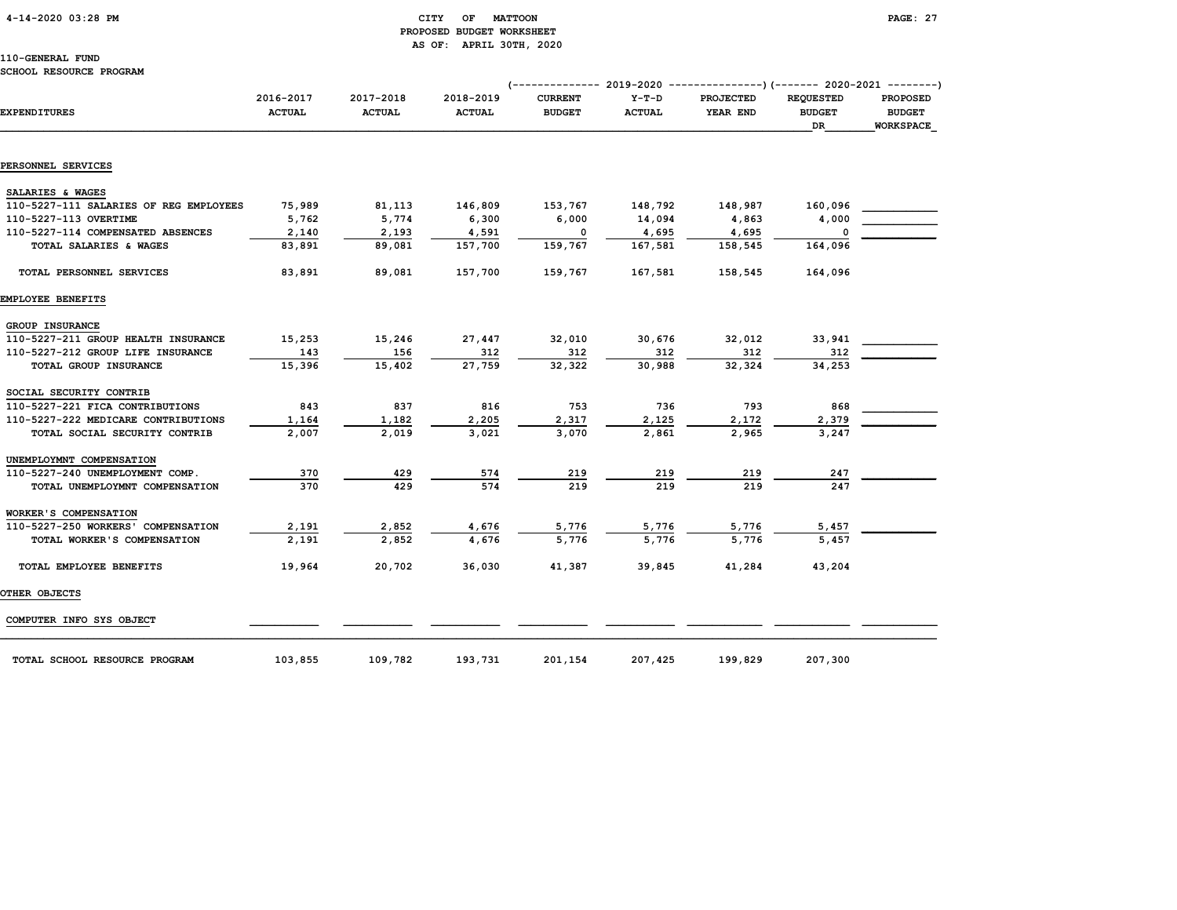CITY OF MATTOON
PROPOSED BUDGET WORKSHEET
AS OF: APRIL 30TH, 2020

110-GENERAL FUND
SCHOOL RESOURCE PROGRAM

| EXPENDITURES | 2016-2017 ACTUAL | 2017-2018 ACTUAL | 2018-2019 ACTUAL | 2019-2020 CURRENT BUDGET | 2019-2020 Y-T-D ACTUAL | 2019-2020 PROJECTED YEAR END | 2020-2021 REQUESTED BUDGET DR | 2020-2021 PROPOSED BUDGET WORKSPACE |
|---|---|---|---|---|---|---|---|---|
| **PERSONNEL SERVICES** | | | | | | | | |
| SALARIES & WAGES | | | | | | | | |
| 110-5227-111 SALARIES OF REG EMPLOYEES | 75,989 | 81,113 | 146,809 | 153,767 | 148,792 | 148,987 | 160,096 | |
| 110-5227-113 OVERTIME | 5,762 | 5,774 | 6,300 | 6,000 | 14,094 | 4,863 | 4,000 | |
| 110-5227-114 COMPENSATED ABSENCES | 2,140 | 2,193 | 4,591 | 0 | 4,695 | 4,695 | 0 | |
| TOTAL SALARIES & WAGES | 83,891 | 89,081 | 157,700 | 159,767 | 167,581 | 158,545 | 164,096 | |
| TOTAL PERSONNEL SERVICES | 83,891 | 89,081 | 157,700 | 159,767 | 167,581 | 158,545 | 164,096 | |
| **EMPLOYEE BENEFITS** | | | | | | | | |
| GROUP INSURANCE | | | | | | | | |
| 110-5227-211 GROUP HEALTH INSURANCE | 15,253 | 15,246 | 27,447 | 32,010 | 30,676 | 32,012 | 33,941 | |
| 110-5227-212 GROUP LIFE INSURANCE | 143 | 156 | 312 | 312 | 312 | 312 | 312 | |
| TOTAL GROUP INSURANCE | 15,396 | 15,402 | 27,759 | 32,322 | 30,988 | 32,324 | 34,253 | |
| SOCIAL SECURITY CONTRIB | | | | | | | | |
| 110-5227-221 FICA CONTRIBUTIONS | 843 | 837 | 816 | 753 | 736 | 793 | 868 | |
| 110-5227-222 MEDICARE CONTRIBUTIONS | 1,164 | 1,182 | 2,205 | 2,317 | 2,125 | 2,172 | 2,379 | |
| TOTAL SOCIAL SECURITY CONTRIB | 2,007 | 2,019 | 3,021 | 3,070 | 2,861 | 2,965 | 3,247 | |
| UNEMPLOYMNT COMPENSATION | | | | | | | | |
| 110-5227-240 UNEMPLOYMENT COMP. | 370 | 429 | 574 | 219 | 219 | 219 | 247 | |
| TOTAL UNEMPLOYMNT COMPENSATION | 370 | 429 | 574 | 219 | 219 | 219 | 247 | |
| WORKER'S COMPENSATION | | | | | | | | |
| 110-5227-250 WORKERS' COMPENSATION | 2,191 | 2,852 | 4,676 | 5,776 | 5,776 | 5,776 | 5,457 | |
| TOTAL WORKER'S COMPENSATION | 2,191 | 2,852 | 4,676 | 5,776 | 5,776 | 5,776 | 5,457 | |
| TOTAL EMPLOYEE BENEFITS | 19,964 | 20,702 | 36,030 | 41,387 | 39,845 | 41,284 | 43,204 | |
| **OTHER OBJECTS** | | | | | | | | |
| COMPUTER INFO SYS OBJECT | | | | | | | | |
| TOTAL SCHOOL RESOURCE PROGRAM | 103,855 | 109,782 | 193,731 | 201,154 | 207,425 | 199,829 | 207,300 | |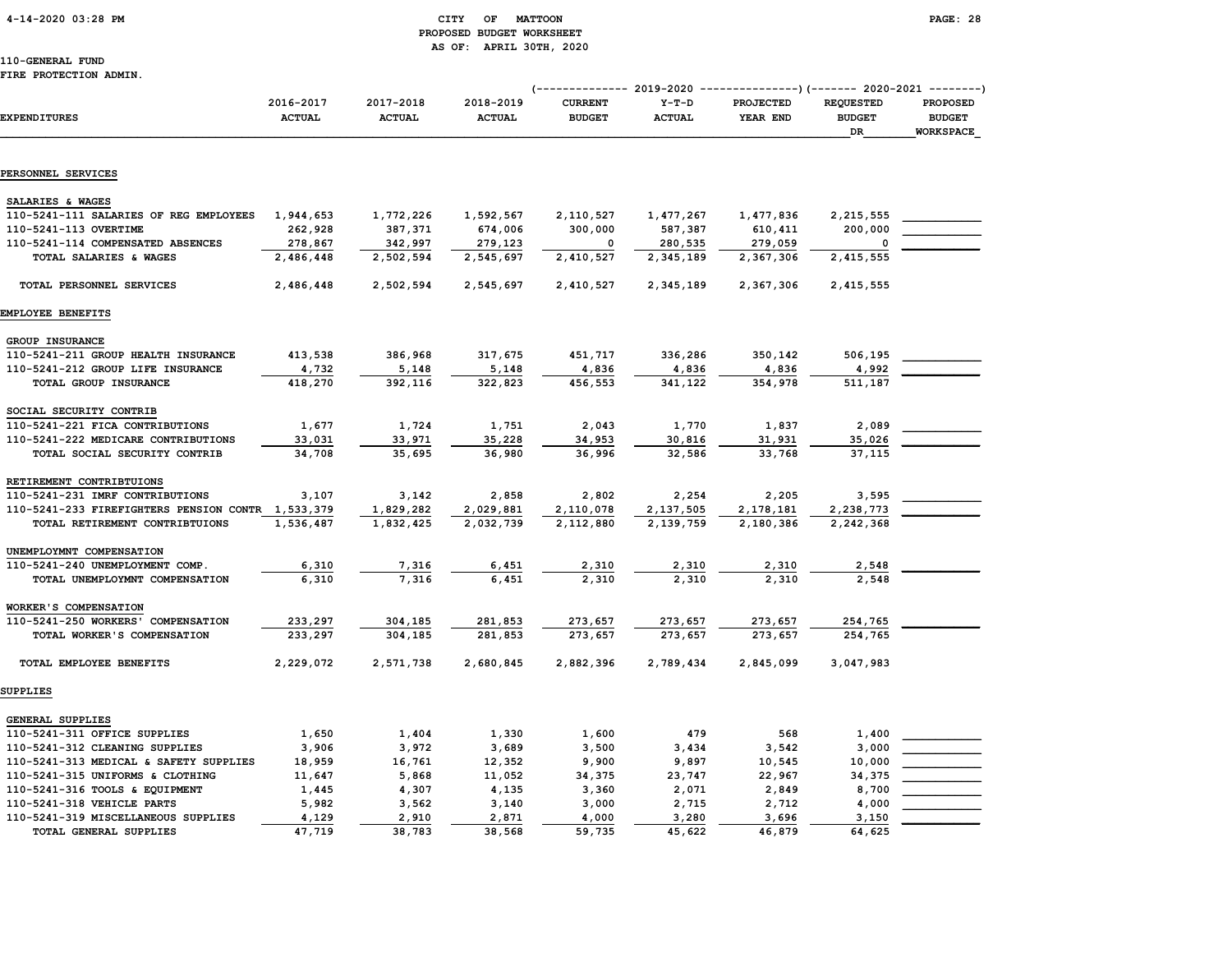# CITY OF MATTOON
## PROPOSED BUDGET WORKSHEET
### AS OF: APRIL 30TH, 2020

110-GENERAL FUND
FIRE PROTECTION ADMIN.

| EXPENDITURES | 2016-2017 ACTUAL | 2017-2018 ACTUAL | 2018-2019 ACTUAL | 2019-2020 CURRENT BUDGET | 2019-2020 Y-T-D ACTUAL | 2019-2020 PROJECTED YEAR END | 2020-2021 REQUESTED BUDGET DR | 2020-2021 PROPOSED BUDGET WORKSPACE |
|---|---|---|---|---|---|---|---|---|
| **PERSONNEL SERVICES** | | | | | | | | |
| SALARIES & WAGES | | | | | | | | |
| 110-5241-111 SALARIES OF REG EMPLOYEES | 1,944,653 | 1,772,226 | 1,592,567 | 2,110,527 | 1,477,267 | 1,477,836 | 2,215,555 | |
| 110-5241-113 OVERTIME | 262,928 | 387,371 | 674,006 | 300,000 | 587,387 | 610,411 | 200,000 | |
| 110-5241-114 COMPENSATED ABSENCES | 278,867 | 342,997 | 279,123 | 0 | 280,535 | 279,059 | 0 | |
| TOTAL SALARIES & WAGES | 2,486,448 | 2,502,594 | 2,545,697 | 2,410,527 | 2,345,189 | 2,367,306 | 2,415,555 | |
| TOTAL PERSONNEL SERVICES | 2,486,448 | 2,502,594 | 2,545,697 | 2,410,527 | 2,345,189 | 2,367,306 | 2,415,555 | |
| **EMPLOYEE BENEFITS** | | | | | | | | |
| GROUP INSURANCE | | | | | | | | |
| 110-5241-211 GROUP HEALTH INSURANCE | 413,538 | 386,968 | 317,675 | 451,717 | 336,286 | 350,142 | 506,195 | |
| 110-5241-212 GROUP LIFE INSURANCE | 4,732 | 5,148 | 5,148 | 4,836 | 4,836 | 4,836 | 4,992 | |
| TOTAL GROUP INSURANCE | 418,270 | 392,116 | 322,823 | 456,553 | 341,122 | 354,978 | 511,187 | |
| SOCIAL SECURITY CONTRIB | | | | | | | | |
| 110-5241-221 FICA CONTRIBUTIONS | 1,677 | 1,724 | 1,751 | 2,043 | 1,770 | 1,837 | 2,089 | |
| 110-5241-222 MEDICARE CONTRIBUTIONS | 33,031 | 33,971 | 35,228 | 34,953 | 30,816 | 31,931 | 35,026 | |
| TOTAL SOCIAL SECURITY CONTRIB | 34,708 | 35,695 | 36,980 | 36,996 | 32,586 | 33,768 | 37,115 | |
| RETIREMENT CONTRIBTUIONS | | | | | | | | |
| 110-5241-231 IMRF CONTRIBUTIONS | 3,107 | 3,142 | 2,858 | 2,802 | 2,254 | 2,205 | 3,595 | |
| 110-5241-233 FIREFIGHTERS PENSION CONTR | 1,533,379 | 1,829,282 | 2,029,881 | 2,110,078 | 2,137,505 | 2,178,181 | 2,238,773 | |
| TOTAL RETIREMENT CONTRIBTUIONS | 1,536,487 | 1,832,425 | 2,032,739 | 2,112,880 | 2,139,759 | 2,180,386 | 2,242,368 | |
| UNEMPLOYMNT COMPENSATION | | | | | | | | |
| 110-5241-240 UNEMPLOYMENT COMP. | 6,310 | 7,316 | 6,451 | 2,310 | 2,310 | 2,310 | 2,548 | |
| TOTAL UNEMPLOYMNT COMPENSATION | 6,310 | 7,316 | 6,451 | 2,310 | 2,310 | 2,310 | 2,548 | |
| WORKER'S COMPENSATION | | | | | | | | |
| 110-5241-250 WORKERS' COMPENSATION | 233,297 | 304,185 | 281,853 | 273,657 | 273,657 | 273,657 | 254,765 | |
| TOTAL WORKER'S COMPENSATION | 233,297 | 304,185 | 281,853 | 273,657 | 273,657 | 273,657 | 254,765 | |
| TOTAL EMPLOYEE BENEFITS | 2,229,072 | 2,571,738 | 2,680,845 | 2,882,396 | 2,789,434 | 2,845,099 | 3,047,983 | |
| **SUPPLIES** | | | | | | | | |
| GENERAL SUPPLIES | | | | | | | | |
| 110-5241-311 OFFICE SUPPLIES | 1,650 | 1,404 | 1,330 | 1,600 | 479 | 568 | 1,400 | |
| 110-5241-312 CLEANING SUPPLIES | 3,906 | 3,972 | 3,689 | 3,500 | 3,434 | 3,542 | 3,000 | |
| 110-5241-313 MEDICAL & SAFETY SUPPLIES | 18,959 | 16,761 | 12,352 | 9,900 | 9,897 | 10,545 | 10,000 | |
| 110-5241-315 UNIFORMS & CLOTHING | 11,647 | 5,868 | 11,052 | 34,375 | 23,747 | 22,967 | 34,375 | |
| 110-5241-316 TOOLS & EQUIPMENT | 1,445 | 4,307 | 4,135 | 3,360 | 2,071 | 2,849 | 8,700 | |
| 110-5241-318 VEHICLE PARTS | 5,982 | 3,562 | 3,140 | 3,000 | 2,715 | 2,712 | 4,000 | |
| 110-5241-319 MISCELLANEOUS SUPPLIES | 4,129 | 2,910 | 2,871 | 4,000 | 3,280 | 3,696 | 3,150 | |
| TOTAL GENERAL SUPPLIES | 47,719 | 38,783 | 38,568 | 59,735 | 45,622 | 46,879 | 64,625 | |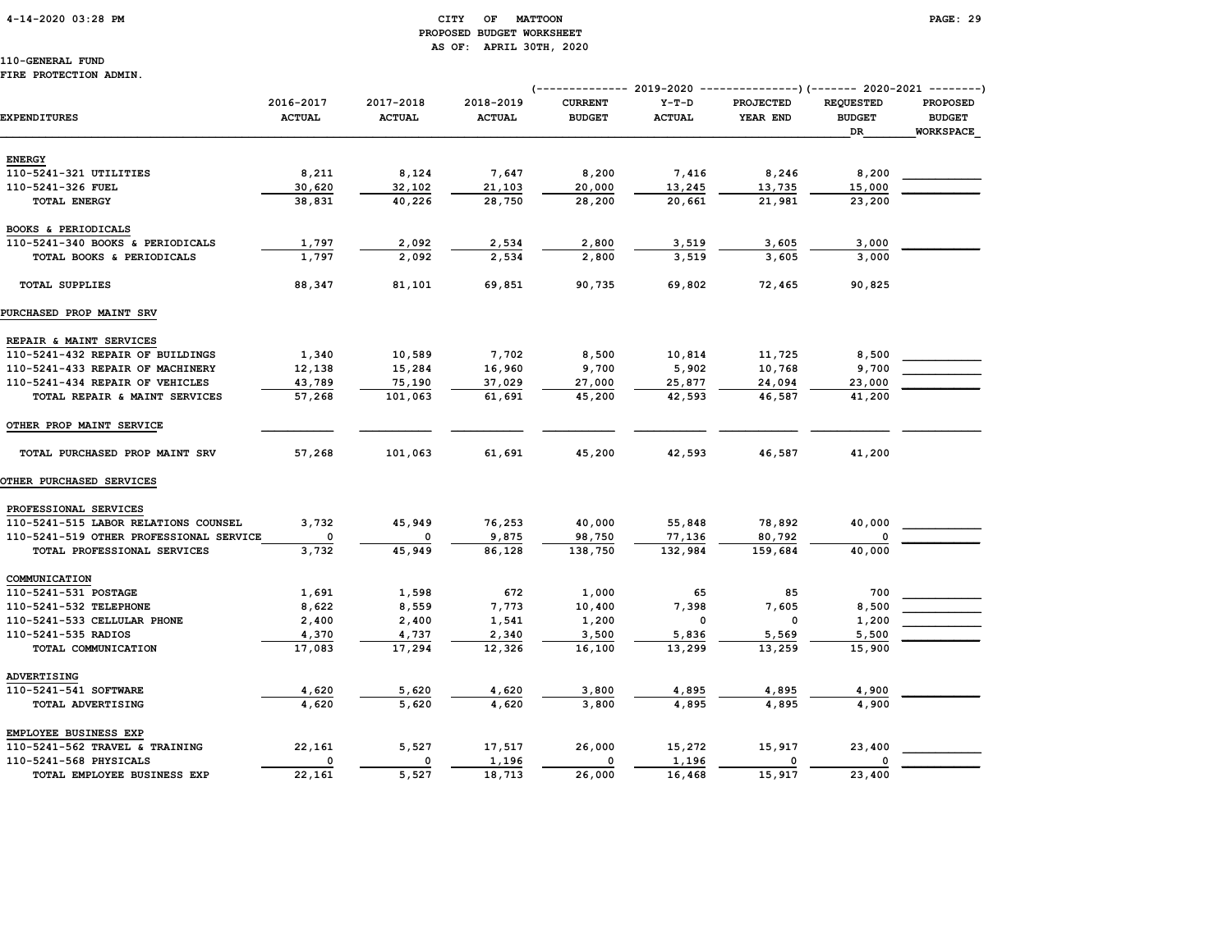CITY OF MATTOON
PROPOSED BUDGET WORKSHEET
AS OF: APRIL 30TH, 2020

110-GENERAL FUND
FIRE PROTECTION ADMIN.

| EXPENDITURES | 2016-2017 ACTUAL | 2017-2018 ACTUAL | 2018-2019 ACTUAL | 2019-2020 CURRENT BUDGET | 2019-2020 Y-T-D ACTUAL | 2019-2020 PROJECTED YEAR END | 2020-2021 REQUESTED BUDGET DR | 2020-2021 PROPOSED BUDGET WORKSPACE |
|---|---|---|---|---|---|---|---|---|
| **ENERGY** | | | | | | | | |
| 110-5241-321 UTILITIES | 8,211 | 8,124 | 7,647 | 8,200 | 7,416 | 8,246 | 8,200 | |
| 110-5241-326 FUEL | 30,620 | 32,102 | 21,103 | 20,000 | 13,245 | 13,735 | 15,000 | |
| TOTAL ENERGY | 38,831 | 40,226 | 28,750 | 28,200 | 20,661 | 21,981 | 23,200 | |
| **BOOKS & PERIODICALS** | | | | | | | | |
| 110-5241-340 BOOKS & PERIODICALS | 1,797 | 2,092 | 2,534 | 2,800 | 3,519 | 3,605 | 3,000 | |
| TOTAL BOOKS & PERIODICALS | 1,797 | 2,092 | 2,534 | 2,800 | 3,519 | 3,605 | 3,000 | |
| TOTAL SUPPLIES | 88,347 | 81,101 | 69,851 | 90,735 | 69,802 | 72,465 | 90,825 | |
| **PURCHASED PROP MAINT SRV** | | | | | | | | |
| **REPAIR & MAINT SERVICES** | | | | | | | | |
| 110-5241-432 REPAIR OF BUILDINGS | 1,340 | 10,589 | 7,702 | 8,500 | 10,814 | 11,725 | 8,500 | |
| 110-5241-433 REPAIR OF MACHINERY | 12,138 | 15,284 | 16,960 | 9,700 | 5,902 | 10,768 | 9,700 | |
| 110-5241-434 REPAIR OF VEHICLES | 43,789 | 75,190 | 37,029 | 27,000 | 25,877 | 24,094 | 23,000 | |
| TOTAL REPAIR & MAINT SERVICES | 57,268 | 101,063 | 61,691 | 45,200 | 42,593 | 46,587 | 41,200 | |
| **OTHER PROP MAINT SERVICE** | | | | | | | | |
| TOTAL PURCHASED PROP MAINT SRV | 57,268 | 101,063 | 61,691 | 45,200 | 42,593 | 46,587 | 41,200 | |
| **OTHER PURCHASED SERVICES** | | | | | | | | |
| **PROFESSIONAL SERVICES** | | | | | | | | |
| 110-5241-515 LABOR RELATIONS COUNSEL | 3,732 | 45,949 | 76,253 | 40,000 | 55,848 | 78,892 | 40,000 | |
| 110-5241-519 OTHER PROFESSIONAL SERVICE | 0 | 0 | 9,875 | 98,750 | 77,136 | 80,792 | 0 | |
| TOTAL PROFESSIONAL SERVICES | 3,732 | 45,949 | 86,128 | 138,750 | 132,984 | 159,684 | 40,000 | |
| **COMMUNICATION** | | | | | | | | |
| 110-5241-531 POSTAGE | 1,691 | 1,598 | 672 | 1,000 | 65 | 85 | 700 | |
| 110-5241-532 TELEPHONE | 8,622 | 8,559 | 7,773 | 10,400 | 7,398 | 7,605 | 8,500 | |
| 110-5241-533 CELLULAR PHONE | 2,400 | 2,400 | 1,541 | 1,200 | 0 | 0 | 1,200 | |
| 110-5241-535 RADIOS | 4,370 | 4,737 | 2,340 | 3,500 | 5,836 | 5,569 | 5,500 | |
| TOTAL COMMUNICATION | 17,083 | 17,294 | 12,326 | 16,100 | 13,299 | 13,259 | 15,900 | |
| **ADVERTISING** | | | | | | | | |
| 110-5241-541 SOFTWARE | 4,620 | 5,620 | 4,620 | 3,800 | 4,895 | 4,895 | 4,900 | |
| TOTAL ADVERTISING | 4,620 | 5,620 | 4,620 | 3,800 | 4,895 | 4,895 | 4,900 | |
| **EMPLOYEE BUSINESS EXP** | | | | | | | | |
| 110-5241-562 TRAVEL & TRAINING | 22,161 | 5,527 | 17,517 | 26,000 | 15,272 | 15,917 | 23,400 | |
| 110-5241-568 PHYSICALS | 0 | 0 | 1,196 | 0 | 1,196 | 0 | 0 | |
| TOTAL EMPLOYEE BUSINESS EXP | 22,161 | 5,527 | 18,713 | 26,000 | 16,468 | 15,917 | 23,400 | |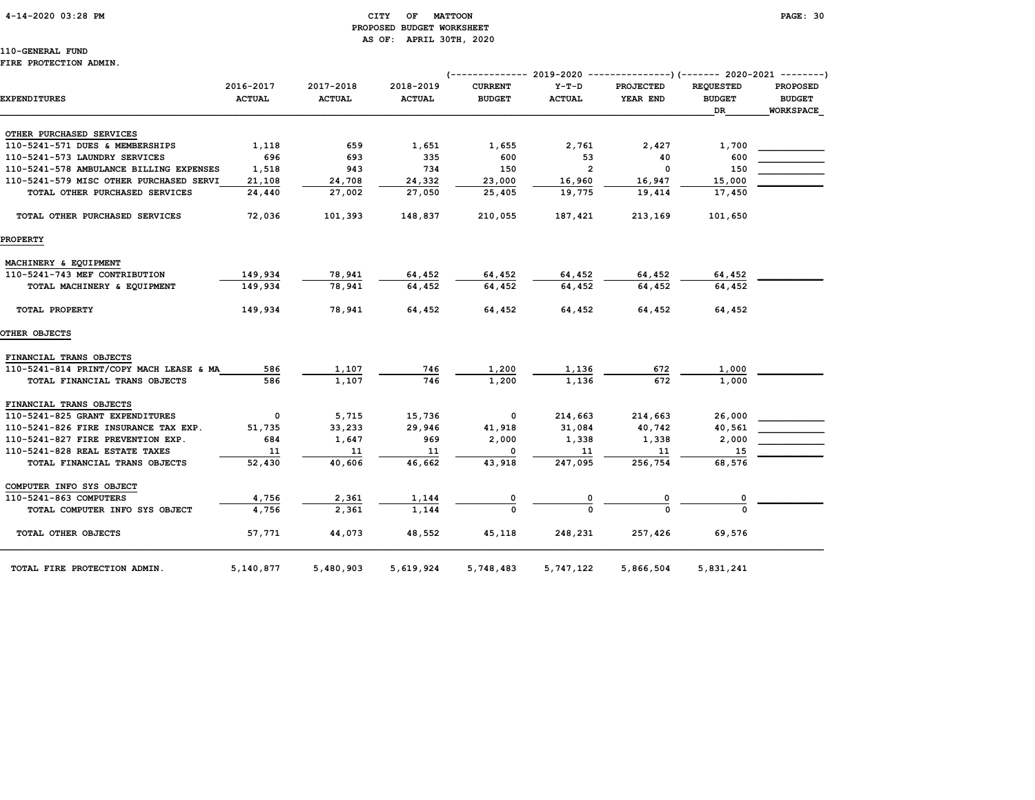CITY OF MATTOON
PROPOSED BUDGET WORKSHEET
AS OF: APRIL 30TH, 2020

110-GENERAL FUND
FIRE PROTECTION ADMIN.

| EXPENDITURES | 2016-2017 ACTUAL | 2017-2018 ACTUAL | 2018-2019 ACTUAL | 2019-2020 CURRENT BUDGET | 2019-2020 Y-T-D ACTUAL | 2019-2020 PROJECTED YEAR END | 2020-2021 REQUESTED BUDGET DR | 2020-2021 PROPOSED BUDGET WORKSPACE |
|---|---|---|---|---|---|---|---|---|
| OTHER PURCHASED SERVICES | | | | | | | | |
| 110-5241-571 DUES & MEMBERSHIPS | 1,118 | 659 | 1,651 | 1,655 | 2,761 | 2,427 | 1,700 | |
| 110-5241-573 LAUNDRY SERVICES | 696 | 693 | 335 | 600 | 53 | 40 | 600 | |
| 110-5241-578 AMBULANCE BILLING EXPENSES | 1,518 | 943 | 734 | 150 | 2 | 0 | 150 | |
| 110-5241-579 MISC OTHER PURCHASED SERVI | 21,108 | 24,708 | 24,332 | 23,000 | 16,960 | 16,947 | 15,000 | |
| TOTAL OTHER PURCHASED SERVICES | 24,440 | 27,002 | 27,050 | 25,405 | 19,775 | 19,414 | 17,450 | |
| TOTAL OTHER PURCHASED SERVICES | 72,036 | 101,393 | 148,837 | 210,055 | 187,421 | 213,169 | 101,650 | |
| PROPERTY | | | | | | | | |
| MACHINERY & EQUIPMENT | | | | | | | | |
| 110-5241-743 MEF CONTRIBUTION | 149,934 | 78,941 | 64,452 | 64,452 | 64,452 | 64,452 | 64,452 | |
| TOTAL MACHINERY & EQUIPMENT | 149,934 | 78,941 | 64,452 | 64,452 | 64,452 | 64,452 | 64,452 | |
| TOTAL PROPERTY | 149,934 | 78,941 | 64,452 | 64,452 | 64,452 | 64,452 | 64,452 | |
| OTHER OBJECTS | | | | | | | | |
| FINANCIAL TRANS OBJECTS | | | | | | | | |
| 110-5241-814 PRINT/COPY MACH LEASE & MA | 586 | 1,107 | 746 | 1,200 | 1,136 | 672 | 1,000 | |
| TOTAL FINANCIAL TRANS OBJECTS | 586 | 1,107 | 746 | 1,200 | 1,136 | 672 | 1,000 | |
| FINANCIAL TRANS OBJECTS | | | | | | | | |
| 110-5241-825 GRANT EXPENDITURES | 0 | 5,715 | 15,736 | 0 | 214,663 | 214,663 | 26,000 | |
| 110-5241-826 FIRE INSURANCE TAX EXP. | 51,735 | 33,233 | 29,946 | 41,918 | 31,084 | 40,742 | 40,561 | |
| 110-5241-827 FIRE PREVENTION EXP. | 684 | 1,647 | 969 | 2,000 | 1,338 | 1,338 | 2,000 | |
| 110-5241-828 REAL ESTATE TAXES | 11 | 11 | 11 | 0 | 11 | 11 | 15 | |
| TOTAL FINANCIAL TRANS OBJECTS | 52,430 | 40,606 | 46,662 | 43,918 | 247,095 | 256,754 | 68,576 | |
| COMPUTER INFO SYS OBJECT | | | | | | | | |
| 110-5241-863 COMPUTERS | 4,756 | 2,361 | 1,144 | 0 | 0 | 0 | 0 | |
| TOTAL COMPUTER INFO SYS OBJECT | 4,756 | 2,361 | 1,144 | 0 | 0 | 0 | 0 | |
| TOTAL OTHER OBJECTS | 57,771 | 44,073 | 48,552 | 45,118 | 248,231 | 257,426 | 69,576 | |
| TOTAL FIRE PROTECTION ADMIN. | 5,140,877 | 5,480,903 | 5,619,924 | 5,748,483 | 5,747,122 | 5,866,504 | 5,831,241 | |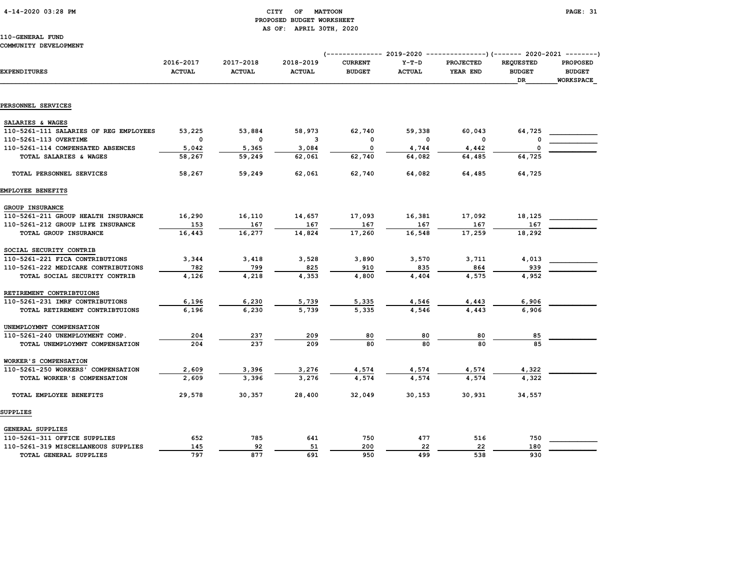CITY OF MATTOON
PROPOSED BUDGET WORKSHEET
AS OF: APRIL 30TH, 2020

110-GENERAL FUND
COMMUNITY DEVELOPMENT

| EXPENDITURES | 2016-2017 ACTUAL | 2017-2018 ACTUAL | 2018-2019 ACTUAL | 2019-2020 CURRENT BUDGET | 2019-2020 Y-T-D ACTUAL | 2019-2020 PROJECTED YEAR END | 2020-2021 REQUESTED BUDGET DR | 2020-2021 PROPOSED BUDGET WORKSPACE |
|---|---|---|---|---|---|---|---|---|
| **PERSONNEL SERVICES** | | | | | | | | |
| SALARIES & WAGES | | | | | | | | |
| 110-5261-111 SALARIES OF REG EMPLOYEES | 53,225 | 53,884 | 58,973 | 62,740 | 59,338 | 60,043 | 64,725 | |
| 110-5261-113 OVERTIME | 0 | 0 | 3 | 0 | 0 | 0 | 0 | |
| 110-5261-114 COMPENSATED ABSENCES | 5,042 | 5,365 | 3,084 | 0 | 4,744 | 4,442 | 0 | |
| TOTAL SALARIES & WAGES | 58,267 | 59,249 | 62,061 | 62,740 | 64,082 | 64,485 | 64,725 | |
| TOTAL PERSONNEL SERVICES | 58,267 | 59,249 | 62,061 | 62,740 | 64,082 | 64,485 | 64,725 | |
| **EMPLOYEE BENEFITS** | | | | | | | | |
| GROUP INSURANCE | | | | | | | | |
| 110-5261-211 GROUP HEALTH INSURANCE | 16,290 | 16,110 | 14,657 | 17,093 | 16,381 | 17,092 | 18,125 | |
| 110-5261-212 GROUP LIFE INSURANCE | 153 | 167 | 167 | 167 | 167 | 167 | 167 | |
| TOTAL GROUP INSURANCE | 16,443 | 16,277 | 14,824 | 17,260 | 16,548 | 17,259 | 18,292 | |
| SOCIAL SECURITY CONTRIB | | | | | | | | |
| 110-5261-221 FICA CONTRIBUTIONS | 3,344 | 3,418 | 3,528 | 3,890 | 3,570 | 3,711 | 4,013 | |
| 110-5261-222 MEDICARE CONTRIBUTIONS | 782 | 799 | 825 | 910 | 835 | 864 | 939 | |
| TOTAL SOCIAL SECURITY CONTRIB | 4,126 | 4,218 | 4,353 | 4,800 | 4,404 | 4,575 | 4,952 | |
| RETIREMENT CONTRIBTUIONS | | | | | | | | |
| 110-5261-231 IMRF CONTRIBUTIONS | 6,196 | 6,230 | 5,739 | 5,335 | 4,546 | 4,443 | 6,906 | |
| TOTAL RETIREMENT CONTRIBTUIONS | 6,196 | 6,230 | 5,739 | 5,335 | 4,546 | 4,443 | 6,906 | |
| UNEMPLOYMNT COMPENSATION | | | | | | | | |
| 110-5261-240 UNEMPLOYMENT COMP. | 204 | 237 | 209 | 80 | 80 | 80 | 85 | |
| TOTAL UNEMPLOYMNT COMPENSATION | 204 | 237 | 209 | 80 | 80 | 80 | 85 | |
| WORKER'S COMPENSATION | | | | | | | | |
| 110-5261-250 WORKERS' COMPENSATION | 2,609 | 3,396 | 3,276 | 4,574 | 4,574 | 4,574 | 4,322 | |
| TOTAL WORKER'S COMPENSATION | 2,609 | 3,396 | 3,276 | 4,574 | 4,574 | 4,574 | 4,322 | |
| TOTAL EMPLOYEE BENEFITS | 29,578 | 30,357 | 28,400 | 32,049 | 30,153 | 30,931 | 34,557 | |
| **SUPPLIES** | | | | | | | | |
| GENERAL SUPPLIES | | | | | | | | |
| 110-5261-311 OFFICE SUPPLIES | 652 | 785 | 641 | 750 | 477 | 516 | 750 | |
| 110-5261-319 MISCELLANEOUS SUPPLIES | 145 | 92 | 51 | 200 | 22 | 22 | 180 | |
| TOTAL GENERAL SUPPLIES | 797 | 877 | 691 | 950 | 499 | 538 | 930 | |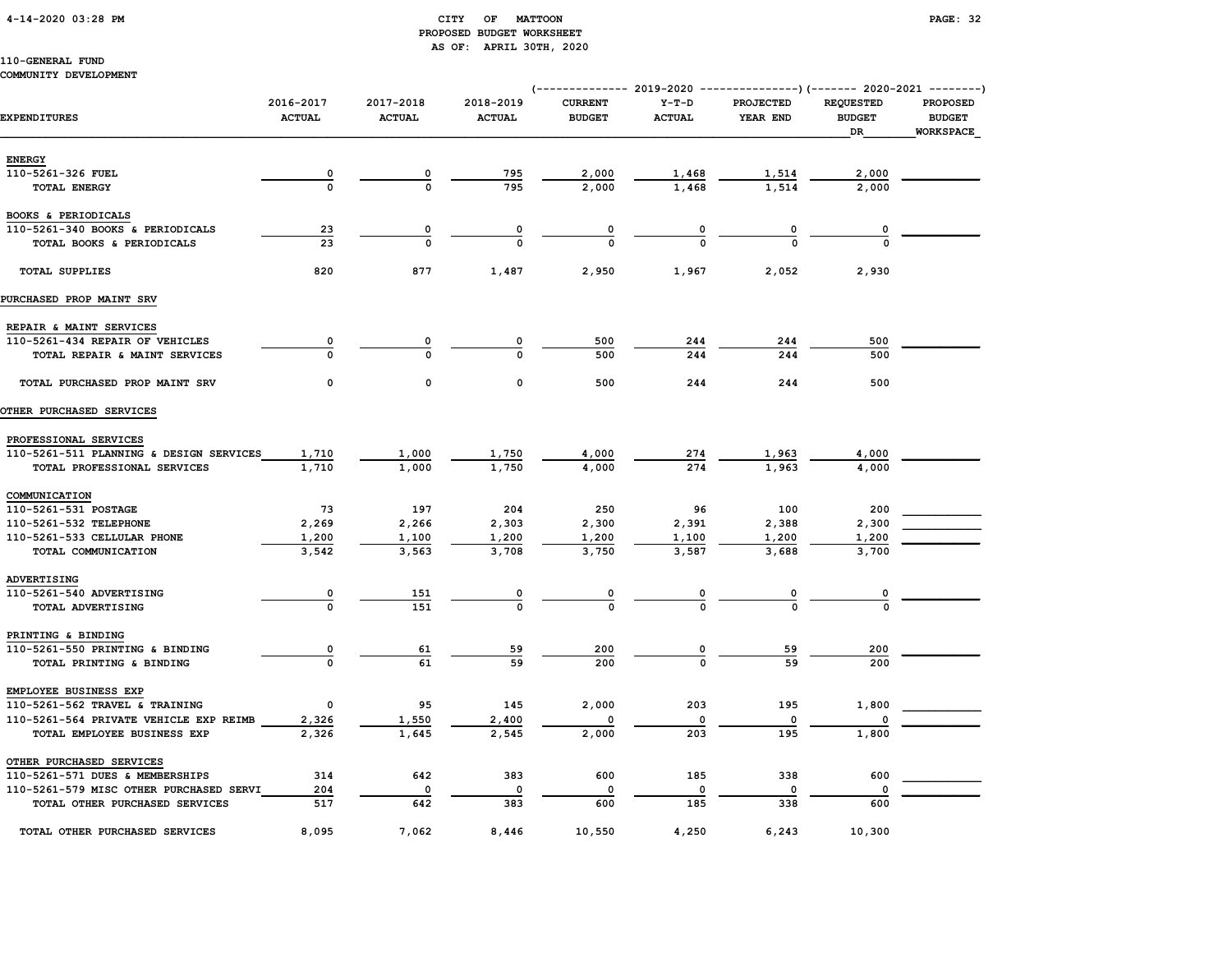CITY OF MATTOON
PROPOSED BUDGET WORKSHEET
AS OF: APRIL 30TH, 2020

110-GENERAL FUND
COMMUNITY DEVELOPMENT

| EXPENDITURES | 2016-2017 ACTUAL | 2017-2018 ACTUAL | 2018-2019 ACTUAL | 2019-2020 CURRENT BUDGET | 2019-2020 Y-T-D ACTUAL | 2019-2020 PROJECTED YEAR END | 2020-2021 REQUESTED BUDGET DR | 2020-2021 PROPOSED BUDGET WORKSPACE |
|---|---|---|---|---|---|---|---|---|
| ENERGY | | | | | | | | |
| 110-5261-326 FUEL | 0 | 0 | 795 | 2,000 | 1,468 | 1,514 | 2,000 | |
| TOTAL ENERGY | 0 | 0 | 795 | 2,000 | 1,468 | 1,514 | 2,000 | |
| BOOKS & PERIODICALS | | | | | | | | |
| 110-5261-340 BOOKS & PERIODICALS | 23 | 0 | 0 | 0 | 0 | 0 | 0 | |
| TOTAL BOOKS & PERIODICALS | 23 | 0 | 0 | 0 | 0 | 0 | 0 | |
| TOTAL SUPPLIES | 820 | 877 | 1,487 | 2,950 | 1,967 | 2,052 | 2,930 | |
| PURCHASED PROP MAINT SRV | | | | | | | | |
| REPAIR & MAINT SERVICES | | | | | | | | |
| 110-5261-434 REPAIR OF VEHICLES | 0 | 0 | 0 | 500 | 244 | 244 | 500 | |
| TOTAL REPAIR & MAINT SERVICES | 0 | 0 | 0 | 500 | 244 | 244 | 500 | |
| TOTAL PURCHASED PROP MAINT SRV | 0 | 0 | 0 | 500 | 244 | 244 | 500 | |
| OTHER PURCHASED SERVICES | | | | | | | | |
| PROFESSIONAL SERVICES | | | | | | | | |
| 110-5261-511 PLANNING & DESIGN SERVICES | 1,710 | 1,000 | 1,750 | 4,000 | 274 | 1,963 | 4,000 | |
| TOTAL PROFESSIONAL SERVICES | 1,710 | 1,000 | 1,750 | 4,000 | 274 | 1,963 | 4,000 | |
| COMMUNICATION | | | | | | | | |
| 110-5261-531 POSTAGE | 73 | 197 | 204 | 250 | 96 | 100 | 200 | |
| 110-5261-532 TELEPHONE | 2,269 | 2,266 | 2,303 | 2,300 | 2,391 | 2,388 | 2,300 | |
| 110-5261-533 CELLULAR PHONE | 1,200 | 1,100 | 1,200 | 1,200 | 1,100 | 1,200 | 1,200 | |
| TOTAL COMMUNICATION | 3,542 | 3,563 | 3,708 | 3,750 | 3,587 | 3,688 | 3,700 | |
| ADVERTISING | | | | | | | | |
| 110-5261-540 ADVERTISING | 0 | 151 | 0 | 0 | 0 | 0 | 0 | |
| TOTAL ADVERTISING | 0 | 151 | 0 | 0 | 0 | 0 | 0 | |
| PRINTING & BINDING | | | | | | | | |
| 110-5261-550 PRINTING & BINDING | 0 | 61 | 59 | 200 | 0 | 59 | 200 | |
| TOTAL PRINTING & BINDING | 0 | 61 | 59 | 200 | 0 | 59 | 200 | |
| EMPLOYEE BUSINESS EXP | | | | | | | | |
| 110-5261-562 TRAVEL & TRAINING | 0 | 95 | 145 | 2,000 | 203 | 195 | 1,800 | |
| 110-5261-564 PRIVATE VEHICLE EXP REIMB | 2,326 | 1,550 | 2,400 | 0 | 0 | 0 | 0 | |
| TOTAL EMPLOYEE BUSINESS EXP | 2,326 | 1,645 | 2,545 | 2,000 | 203 | 195 | 1,800 | |
| OTHER PURCHASED SERVICES | | | | | | | | |
| 110-5261-571 DUES & MEMBERSHIPS | 314 | 642 | 383 | 600 | 185 | 338 | 600 | |
| 110-5261-579 MISC OTHER PURCHASED SERVI | 204 | 0 | 0 | 0 | 0 | 0 | 0 | |
| TOTAL OTHER PURCHASED SERVICES | 517 | 642 | 383 | 600 | 185 | 338 | 600 | |
| TOTAL OTHER PURCHASED SERVICES | 8,095 | 7,062 | 8,446 | 10,550 | 4,250 | 6,243 | 10,300 | |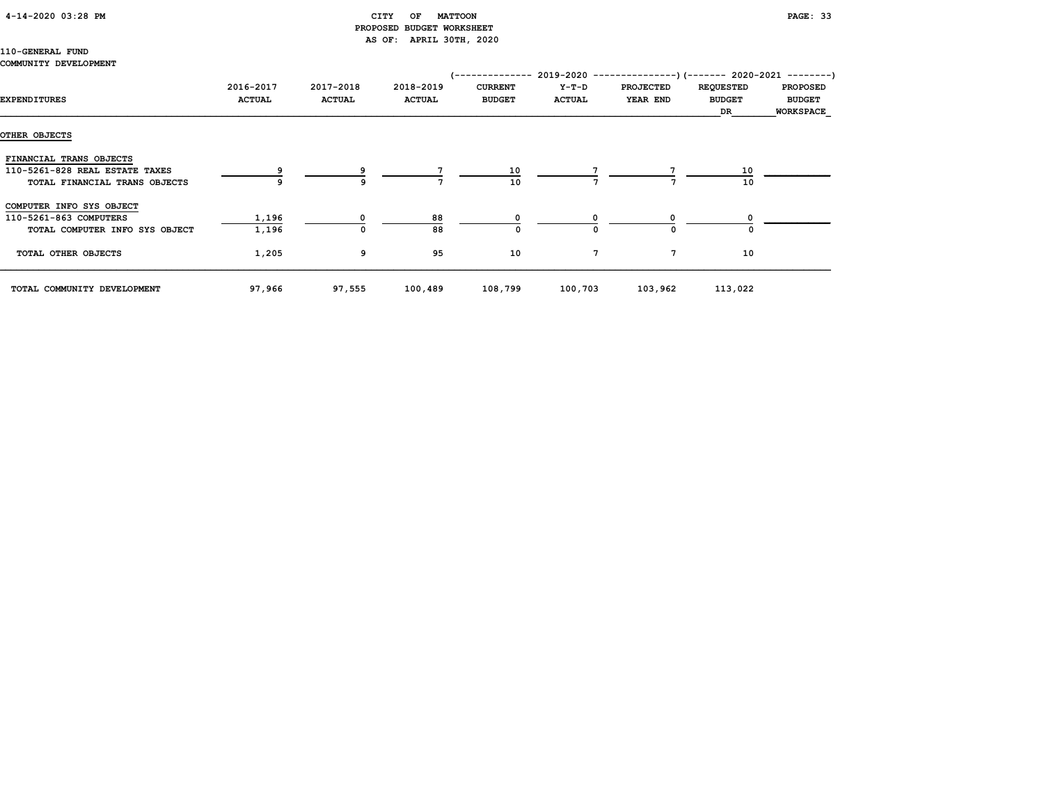CITY OF MATTOON
PROPOSED BUDGET WORKSHEET
AS OF: APRIL 30TH, 2020

110-GENERAL FUND
COMMUNITY DEVELOPMENT

| EXPENDITURES | 2016-2017 ACTUAL | 2017-2018 ACTUAL | 2018-2019 ACTUAL | 2019-2020 CURRENT BUDGET | 2019-2020 Y-T-D ACTUAL | 2019-2020 PROJECTED YEAR END | 2020-2021 REQUESTED BUDGET DR | 2020-2021 PROPOSED BUDGET WORKSPACE |
|---|---|---|---|---|---|---|---|---|
| **OTHER OBJECTS** | | | | | | | | |
| FINANCIAL TRANS OBJECTS | | | | | | | | |
| 110-5261-828 REAL ESTATE TAXES | 9 | 9 | 7 | 10 | 7 | 7 | 10 | |
| TOTAL FINANCIAL TRANS OBJECTS | 9 | 9 | 7 | 10 | 7 | 7 | 10 | |
| COMPUTER INFO SYS OBJECT | | | | | | | | |
| 110-5261-863 COMPUTERS | 1,196 | 0 | 88 | 0 | 0 | 0 | 0 | |
| TOTAL COMPUTER INFO SYS OBJECT | 1,196 | 0 | 88 | 0 | 0 | 0 | 0 | |
| TOTAL OTHER OBJECTS | 1,205 | 9 | 95 | 10 | 7 | 7 | 10 | |
| TOTAL COMMUNITY DEVELOPMENT | 97,966 | 97,555 | 100,489 | 108,799 | 100,703 | 103,962 | 113,022 | |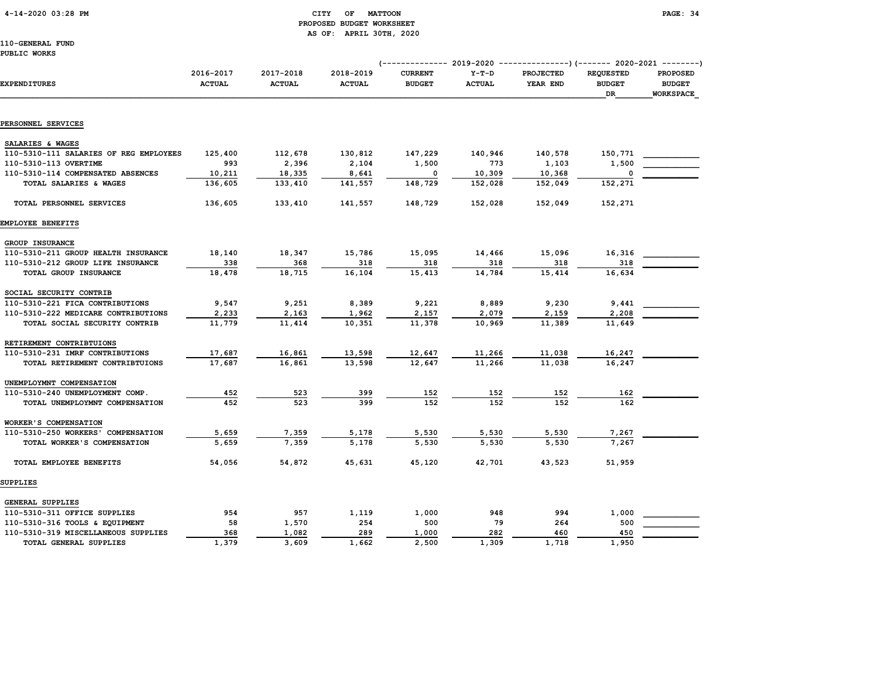CITY OF MATTOON
PROPOSED BUDGET WORKSHEET
AS OF: APRIL 30TH, 2020

110-GENERAL FUND
PUBLIC WORKS

| EXPENDITURES | 2016-2017 ACTUAL | 2017-2018 ACTUAL | 2018-2019 ACTUAL | 2019-2020 CURRENT BUDGET | 2019-2020 Y-T-D ACTUAL | 2019-2020 PROJECTED YEAR END | 2020-2021 REQUESTED BUDGET DR | 2020-2021 PROPOSED BUDGET WORKSPACE |
|---|---|---|---|---|---|---|---|---|
| **PERSONNEL SERVICES** | | | | | | | | |
| SALARIES & WAGES | | | | | | | | |
| 110-5310-111 SALARIES OF REG EMPLOYEES | 125,400 | 112,678 | 130,812 | 147,229 | 140,946 | 140,578 | 150,771 | |
| 110-5310-113 OVERTIME | 993 | 2,396 | 2,104 | 1,500 | 773 | 1,103 | 1,500 | |
| 110-5310-114 COMPENSATED ABSENCES | 10,211 | 18,335 | 8,641 | 0 | 10,309 | 10,368 | 0 | |
| TOTAL SALARIES & WAGES | 136,605 | 133,410 | 141,557 | 148,729 | 152,028 | 152,049 | 152,271 | |
| TOTAL PERSONNEL SERVICES | 136,605 | 133,410 | 141,557 | 148,729 | 152,028 | 152,049 | 152,271 | |
| **EMPLOYEE BENEFITS** | | | | | | | | |
| GROUP INSURANCE | | | | | | | | |
| 110-5310-211 GROUP HEALTH INSURANCE | 18,140 | 18,347 | 15,786 | 15,095 | 14,466 | 15,096 | 16,316 | |
| 110-5310-212 GROUP LIFE INSURANCE | 338 | 368 | 318 | 318 | 318 | 318 | 318 | |
| TOTAL GROUP INSURANCE | 18,478 | 18,715 | 16,104 | 15,413 | 14,784 | 15,414 | 16,634 | |
| SOCIAL SECURITY CONTRIB | | | | | | | | |
| 110-5310-221 FICA CONTRIBUTIONS | 9,547 | 9,251 | 8,389 | 9,221 | 8,889 | 9,230 | 9,441 | |
| 110-5310-222 MEDICARE CONTRIBUTIONS | 2,233 | 2,163 | 1,962 | 2,157 | 2,079 | 2,159 | 2,208 | |
| TOTAL SOCIAL SECURITY CONTRIB | 11,779 | 11,414 | 10,351 | 11,378 | 10,969 | 11,389 | 11,649 | |
| RETIREMENT CONTRIBTUIONS | | | | | | | | |
| 110-5310-231 IMRF CONTRIBUTIONS | 17,687 | 16,861 | 13,598 | 12,647 | 11,266 | 11,038 | 16,247 | |
| TOTAL RETIREMENT CONTRIBTUIONS | 17,687 | 16,861 | 13,598 | 12,647 | 11,266 | 11,038 | 16,247 | |
| UNEMPLOYMNT COMPENSATION | | | | | | | | |
| 110-5310-240 UNEMPLOYMENT COMP. | 452 | 523 | 399 | 152 | 152 | 152 | 162 | |
| TOTAL UNEMPLOYMNT COMPENSATION | 452 | 523 | 399 | 152 | 152 | 152 | 162 | |
| WORKER'S COMPENSATION | | | | | | | | |
| 110-5310-250 WORKERS' COMPENSATION | 5,659 | 7,359 | 5,178 | 5,530 | 5,530 | 5,530 | 7,267 | |
| TOTAL WORKER'S COMPENSATION | 5,659 | 7,359 | 5,178 | 5,530 | 5,530 | 5,530 | 7,267 | |
| TOTAL EMPLOYEE BENEFITS | 54,056 | 54,872 | 45,631 | 45,120 | 42,701 | 43,523 | 51,959 | |
| **SUPPLIES** | | | | | | | | |
| GENERAL SUPPLIES | | | | | | | | |
| 110-5310-311 OFFICE SUPPLIES | 954 | 957 | 1,119 | 1,000 | 948 | 994 | 1,000 | |
| 110-5310-316 TOOLS & EQUIPMENT | 58 | 1,570 | 254 | 500 | 79 | 264 | 500 | |
| 110-5310-319 MISCELLANEOUS SUPPLIES | 368 | 1,082 | 289 | 1,000 | 282 | 460 | 450 | |
| TOTAL GENERAL SUPPLIES | 1,379 | 3,609 | 1,662 | 2,500 | 1,309 | 1,718 | 1,950 | |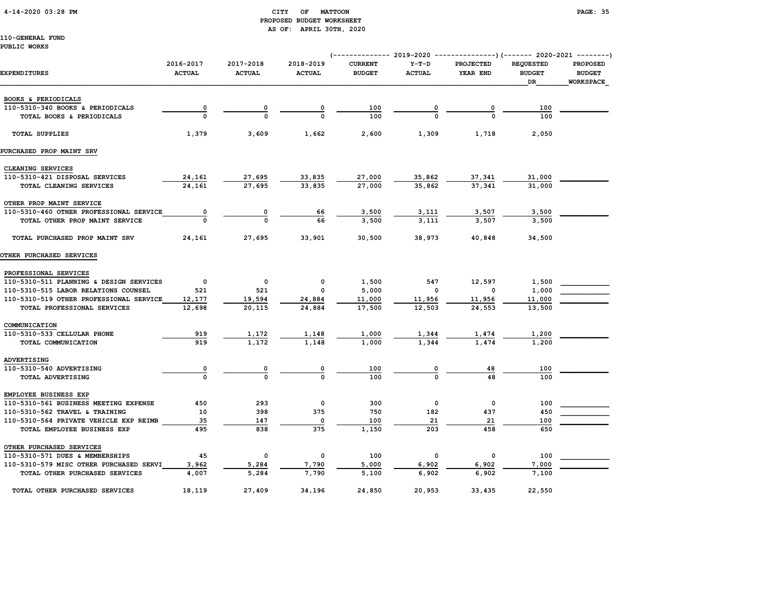CITY OF MATTOON
PROPOSED BUDGET WORKSHEET
AS OF: APRIL 30TH, 2020

110-GENERAL FUND
PUBLIC WORKS

| EXPENDITURES | 2016-2017 ACTUAL | 2017-2018 ACTUAL | 2018-2019 ACTUAL | 2019-2020 CURRENT BUDGET | 2019-2020 Y-T-D ACTUAL | 2019-2020 PROJECTED YEAR END | 2020-2021 REQUESTED BUDGET DR | 2020-2021 PROPOSED BUDGET WORKSPACE |
|---|---|---|---|---|---|---|---|---|
| BOOKS & PERIODICALS | | | | | | | | |
| 110-5310-340 BOOKS & PERIODICALS | 0 | 0 | 0 | 100 | 0 | 0 | 100 | |
| TOTAL BOOKS & PERIODICALS | 0 | 0 | 0 | 100 | 0 | 0 | 100 | |
| TOTAL SUPPLIES | 1,379 | 3,609 | 1,662 | 2,600 | 1,309 | 1,718 | 2,050 | |
| PURCHASED PROP MAINT SRV | | | | | | | | |
| CLEANING SERVICES | | | | | | | | |
| 110-5310-421 DISPOSAL SERVICES | 24,161 | 27,695 | 33,835 | 27,000 | 35,862 | 37,341 | 31,000 | |
| TOTAL CLEANING SERVICES | 24,161 | 27,695 | 33,835 | 27,000 | 35,862 | 37,341 | 31,000 | |
| OTHER PROP MAINT SERVICE | | | | | | | | |
| 110-5310-460 OTHER PROFESSIONAL SERVICE | 0 | 0 | 66 | 3,500 | 3,111 | 3,507 | 3,500 | |
| TOTAL OTHER PROP MAINT SERVICE | 0 | 0 | 66 | 3,500 | 3,111 | 3,507 | 3,500 | |
| TOTAL PURCHASED PROP MAINT SRV | 24,161 | 27,695 | 33,901 | 30,500 | 38,973 | 40,848 | 34,500 | |
| OTHER PURCHASED SERVICES | | | | | | | | |
| PROFESSIONAL SERVICES | | | | | | | | |
| 110-5310-511 PLANNING & DESIGN SERVICES | 0 | 0 | 0 | 1,500 | 547 | 12,597 | 1,500 | |
| 110-5310-515 LABOR RELATIONS COUNSEL | 521 | 521 | 0 | 5,000 | 0 | 0 | 1,000 | |
| 110-5310-519 OTHER PROFESSIONAL SERVICE | 12,177 | 19,594 | 24,884 | 11,000 | 11,956 | 11,956 | 11,000 | |
| TOTAL PROFESSIONAL SERVICES | 12,698 | 20,115 | 24,884 | 17,500 | 12,503 | 24,553 | 13,500 | |
| COMMUNICATION | | | | | | | | |
| 110-5310-533 CELLULAR PHONE | 919 | 1,172 | 1,148 | 1,000 | 1,344 | 1,474 | 1,200 | |
| TOTAL COMMUNICATION | 919 | 1,172 | 1,148 | 1,000 | 1,344 | 1,474 | 1,200 | |
| ADVERTISING | | | | | | | | |
| 110-5310-540 ADVERTISING | 0 | 0 | 0 | 100 | 0 | 48 | 100 | |
| TOTAL ADVERTISING | 0 | 0 | 0 | 100 | 0 | 48 | 100 | |
| EMPLOYEE BUSINESS EXP | | | | | | | | |
| 110-5310-561 BUSINESS MEETING EXPENSE | 450 | 293 | 0 | 300 | 0 | 0 | 100 | |
| 110-5310-562 TRAVEL & TRAINING | 10 | 398 | 375 | 750 | 182 | 437 | 450 | |
| 110-5310-564 PRIVATE VEHICLE EXP REIMB | 35 | 147 | 0 | 100 | 21 | 21 | 100 | |
| TOTAL EMPLOYEE BUSINESS EXP | 495 | 838 | 375 | 1,150 | 203 | 458 | 650 | |
| OTHER PURCHASED SERVICES | | | | | | | | |
| 110-5310-571 DUES & MEMBERSHIPS | 45 | 0 | 0 | 100 | 0 | 0 | 100 | |
| 110-5310-579 MISC OTHER PURCHASED SERVI | 3,962 | 5,284 | 7,790 | 5,000 | 6,902 | 6,902 | 7,000 | |
| TOTAL OTHER PURCHASED SERVICES | 4,007 | 5,284 | 7,790 | 5,100 | 6,902 | 6,902 | 7,100 | |
| TOTAL OTHER PURCHASED SERVICES | 18,119 | 27,409 | 34,196 | 24,850 | 20,953 | 33,435 | 22,550 | |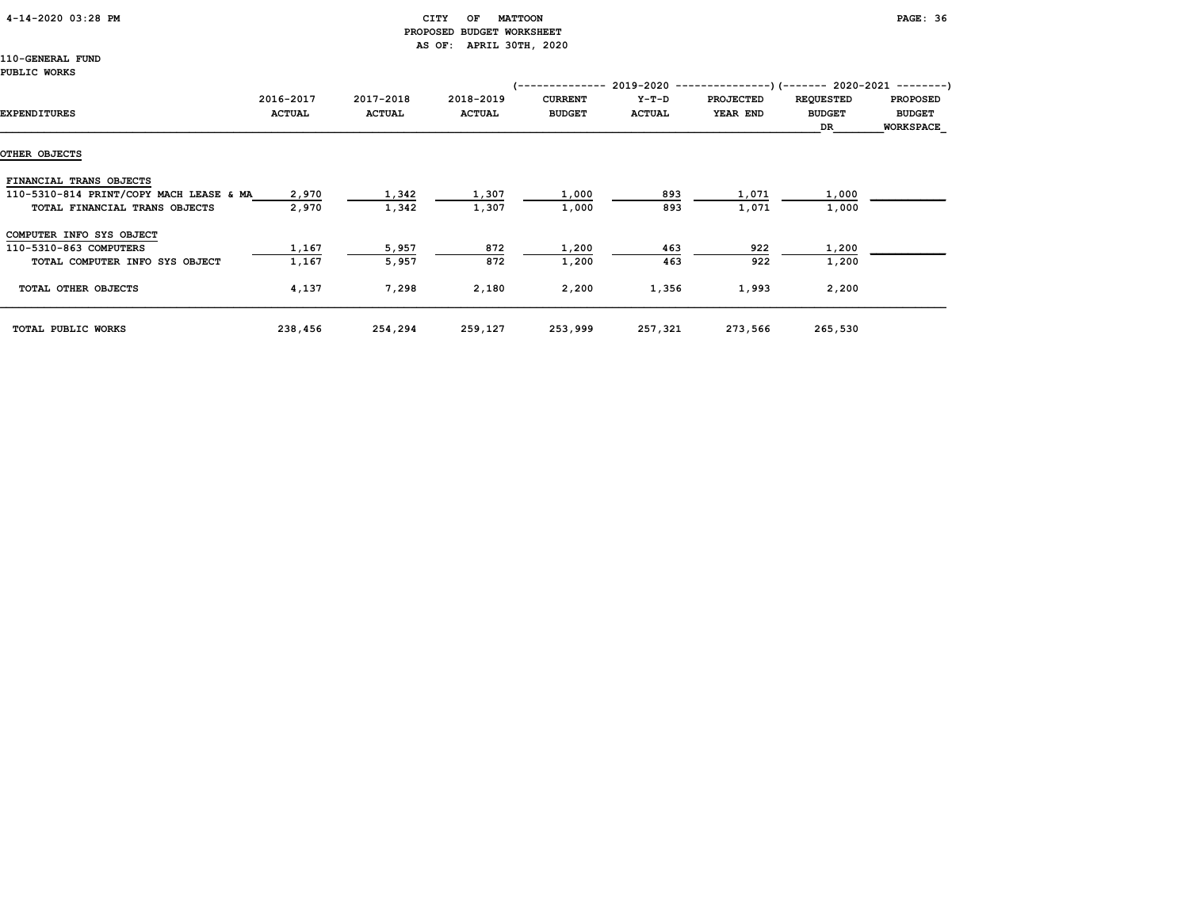CITY OF MATTOON
PROPOSED BUDGET WORKSHEET
AS OF: APRIL 30TH, 2020

110-GENERAL FUND
PUBLIC WORKS

| EXPENDITURES | 2016-2017 ACTUAL | 2017-2018 ACTUAL | 2018-2019 ACTUAL | 2019-2020 CURRENT BUDGET | 2019-2020 Y-T-D ACTUAL | 2019-2020 PROJECTED YEAR END | 2020-2021 REQUESTED BUDGET DR | 2020-2021 PROPOSED BUDGET WORKSPACE |
|---|---|---|---|---|---|---|---|---|
| **OTHER OBJECTS** | | | | | | | | |
| FINANCIAL TRANS OBJECTS | | | | | | | | |
| 110-5310-814 PRINT/COPY MACH LEASE & MA | 2,970 | 1,342 | 1,307 | 1,000 | 893 | 1,071 | 1,000 | |
| TOTAL FINANCIAL TRANS OBJECTS | 2,970 | 1,342 | 1,307 | 1,000 | 893 | 1,071 | 1,000 | |
| COMPUTER INFO SYS OBJECT | | | | | | | | |
| 110-5310-863 COMPUTERS | 1,167 | 5,957 | 872 | 1,200 | 463 | 922 | 1,200 | |
| TOTAL COMPUTER INFO SYS OBJECT | 1,167 | 5,957 | 872 | 1,200 | 463 | 922 | 1,200 | |
| TOTAL OTHER OBJECTS | 4,137 | 7,298 | 2,180 | 2,200 | 1,356 | 1,993 | 2,200 | |
| TOTAL PUBLIC WORKS | 238,456 | 254,294 | 259,127 | 253,999 | 257,321 | 273,566 | 265,530 | |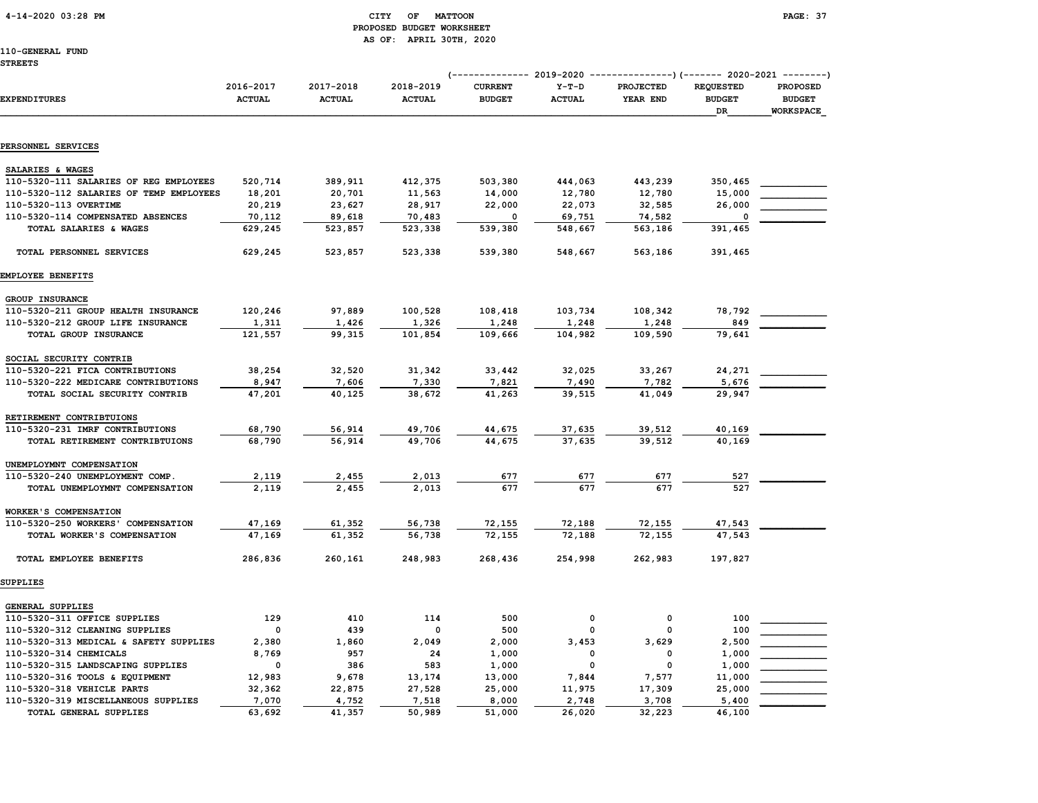CITY OF MATTOON
PROPOSED BUDGET WORKSHEET
AS OF: APRIL 30TH, 2020

110-GENERAL FUND
STREETS

| EXPENDITURES | 2016-2017 ACTUAL | 2017-2018 ACTUAL | 2018-2019 ACTUAL | 2019-2020 CURRENT BUDGET | 2019-2020 Y-T-D ACTUAL | 2019-2020 PROJECTED YEAR END | 2020-2021 REQUESTED BUDGET DR | 2020-2021 PROPOSED BUDGET WORKSPACE |
|---|---|---|---|---|---|---|---|---|
| **PERSONNEL SERVICES** | | | | | | | | |
| SALARIES & WAGES | | | | | | | | |
| 110-5320-111 SALARIES OF REG EMPLOYEES | 520,714 | 389,911 | 412,375 | 503,380 | 444,063 | 443,239 | 350,465 | |
| 110-5320-112 SALARIES OF TEMP EMPLOYEES | 18,201 | 20,701 | 11,563 | 14,000 | 12,780 | 12,780 | 15,000 | |
| 110-5320-113 OVERTIME | 20,219 | 23,627 | 28,917 | 22,000 | 22,073 | 32,585 | 26,000 | |
| 110-5320-114 COMPENSATED ABSENCES | 70,112 | 89,618 | 70,483 | 0 | 69,751 | 74,582 | 0 | |
| TOTAL SALARIES & WAGES | 629,245 | 523,857 | 523,338 | 539,380 | 548,667 | 563,186 | 391,465 | |
| TOTAL PERSONNEL SERVICES | 629,245 | 523,857 | 523,338 | 539,380 | 548,667 | 563,186 | 391,465 | |
| **EMPLOYEE BENEFITS** | | | | | | | | |
| GROUP INSURANCE | | | | | | | | |
| 110-5320-211 GROUP HEALTH INSURANCE | 120,246 | 97,889 | 100,528 | 108,418 | 103,734 | 108,342 | 78,792 | |
| 110-5320-212 GROUP LIFE INSURANCE | 1,311 | 1,426 | 1,326 | 1,248 | 1,248 | 1,248 | 849 | |
| TOTAL GROUP INSURANCE | 121,557 | 99,315 | 101,854 | 109,666 | 104,982 | 109,590 | 79,641 | |
| SOCIAL SECURITY CONTRIB | | | | | | | | |
| 110-5320-221 FICA CONTRIBUTIONS | 38,254 | 32,520 | 31,342 | 33,442 | 32,025 | 33,267 | 24,271 | |
| 110-5320-222 MEDICARE CONTRIBUTIONS | 8,947 | 7,606 | 7,330 | 7,821 | 7,490 | 7,782 | 5,676 | |
| TOTAL SOCIAL SECURITY CONTRIB | 47,201 | 40,125 | 38,672 | 41,263 | 39,515 | 41,049 | 29,947 | |
| RETIREMENT CONTRIBTUIONS | | | | | | | | |
| 110-5320-231 IMRF CONTRIBUTIONS | 68,790 | 56,914 | 49,706 | 44,675 | 37,635 | 39,512 | 40,169 | |
| TOTAL RETIREMENT CONTRIBTUIONS | 68,790 | 56,914 | 49,706 | 44,675 | 37,635 | 39,512 | 40,169 | |
| UNEMPLOYMNT COMPENSATION | | | | | | | | |
| 110-5320-240 UNEMPLOYMENT COMP. | 2,119 | 2,455 | 2,013 | 677 | 677 | 677 | 527 | |
| TOTAL UNEMPLOYMNT COMPENSATION | 2,119 | 2,455 | 2,013 | 677 | 677 | 677 | 527 | |
| WORKER'S COMPENSATION | | | | | | | | |
| 110-5320-250 WORKERS' COMPENSATION | 47,169 | 61,352 | 56,738 | 72,155 | 72,188 | 72,155 | 47,543 | |
| TOTAL WORKER'S COMPENSATION | 47,169 | 61,352 | 56,738 | 72,155 | 72,188 | 72,155 | 47,543 | |
| TOTAL EMPLOYEE BENEFITS | 286,836 | 260,161 | 248,983 | 268,436 | 254,998 | 262,983 | 197,827 | |
| **SUPPLIES** | | | | | | | | |
| GENERAL SUPPLIES | | | | | | | | |
| 110-5320-311 OFFICE SUPPLIES | 129 | 410 | 114 | 500 | 0 | 0 | 100 | |
| 110-5320-312 CLEANING SUPPLIES | 0 | 439 | 0 | 500 | 0 | 0 | 100 | |
| 110-5320-313 MEDICAL & SAFETY SUPPLIES | 2,380 | 1,860 | 2,049 | 2,000 | 3,453 | 3,629 | 2,500 | |
| 110-5320-314 CHEMICALS | 8,769 | 957 | 24 | 1,000 | 0 | 0 | 1,000 | |
| 110-5320-315 LANDSCAPING SUPPLIES | 0 | 386 | 583 | 1,000 | 0 | 0 | 1,000 | |
| 110-5320-316 TOOLS & EQUIPMENT | 12,983 | 9,678 | 13,174 | 13,000 | 7,844 | 7,577 | 11,000 | |
| 110-5320-318 VEHICLE PARTS | 32,362 | 22,875 | 27,528 | 25,000 | 11,975 | 17,309 | 25,000 | |
| 110-5320-319 MISCELLANEOUS SUPPLIES | 7,070 | 4,752 | 7,518 | 8,000 | 2,748 | 3,708 | 5,400 | |
| TOTAL GENERAL SUPPLIES | 63,692 | 41,357 | 50,989 | 51,000 | 26,020 | 32,223 | 46,100 | |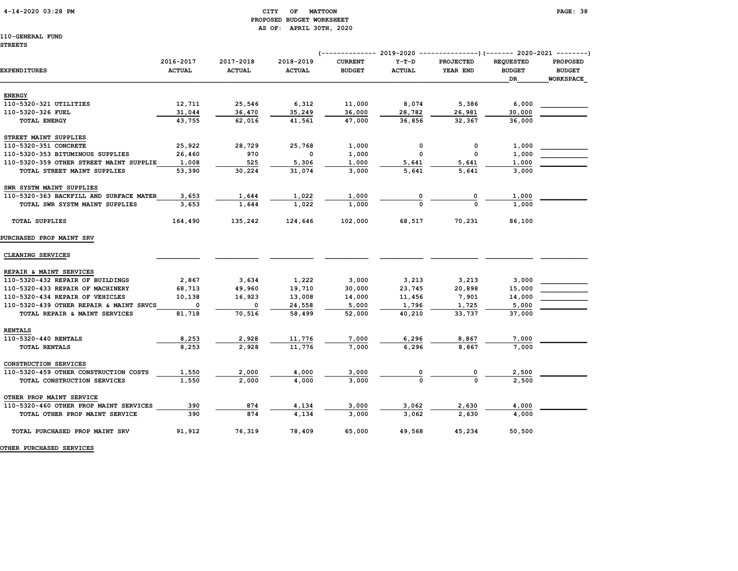CITY OF MATTOON
PROPOSED BUDGET WORKSHEET
AS OF: APRIL 30TH, 2020

110-GENERAL FUND
STREETS

| EXPENDITURES | 2016-2017 ACTUAL | 2017-2018 ACTUAL | 2018-2019 ACTUAL | 2019-2020 CURRENT BUDGET | 2019-2020 Y-T-D ACTUAL | 2019-2020 PROJECTED YEAR END | 2020-2021 REQUESTED BUDGET DR | 2020-2021 PROPOSED BUDGET WORKSPACE |
|---|---|---|---|---|---|---|---|---|
| **ENERGY** | | | | | | | | |
| 110-5320-321 UTILITIES | 12,711 | 25,546 | 6,312 | 11,000 | 8,074 | 5,386 | 6,000 | |
| 110-5320-326 FUEL | 31,044 | 36,470 | 35,249 | 36,000 | 28,782 | 26,981 | 30,000 | |
| TOTAL ENERGY | 43,755 | 62,016 | 41,561 | 47,000 | 36,856 | 32,367 | 36,000 | |
| **STREET MAINT SUPPLIES** | | | | | | | | |
| 110-5320-351 CONCRETE | 25,922 | 28,729 | 25,768 | 1,000 | 0 | 0 | 1,000 | |
| 110-5320-353 BITUMINOUS SUPPLIES | 26,460 | 970 | 0 | 1,000 | 0 | 0 | 1,000 | |
| 110-5320-359 OTHER STREET MAINT SUPPLIE | 1,008 | 525 | 5,306 | 1,000 | 5,641 | 5,641 | 1,000 | |
| TOTAL STREET MAINT SUPPLIES | 53,390 | 30,224 | 31,074 | 3,000 | 5,641 | 5,641 | 3,000 | |
| **SWR SYSTM MAINT SUPPLIES** | | | | | | | | |
| 110-5320-363 BACKFILL AND SURFACE MATER | 3,653 | 1,644 | 1,022 | 1,000 | 0 | 0 | 1,000 | |
| TOTAL SWR SYSTM MAINT SUPPLIES | 3,653 | 1,644 | 1,022 | 1,000 | 0 | 0 | 1,000 | |
| TOTAL SUPPLIES | 164,490 | 135,242 | 124,646 | 102,000 | 68,517 | 70,231 | 86,100 | |
| **PURCHASED PROP MAINT SRV** | | | | | | | | |
| **CLEANING SERVICES** | | | | | | | | |
| **REPAIR & MAINT SERVICES** | | | | | | | | |
| 110-5320-432 REPAIR OF BUILDINGS | 2,867 | 3,634 | 1,222 | 3,000 | 3,213 | 3,213 | 3,000 | |
| 110-5320-433 REPAIR OF MACHINERY | 68,713 | 49,960 | 19,710 | 30,000 | 23,745 | 20,898 | 15,000 | |
| 110-5320-434 REPAIR OF VEHICLES | 10,138 | 16,923 | 13,008 | 14,000 | 11,456 | 7,901 | 14,000 | |
| 110-5320-439 OTHER REPAIR & MAINT SRVCS | 0 | 0 | 24,558 | 5,000 | 1,796 | 1,725 | 5,000 | |
| TOTAL REPAIR & MAINT SERVICES | 81,718 | 70,516 | 58,499 | 52,000 | 40,210 | 33,737 | 37,000 | |
| **RENTALS** | | | | | | | | |
| 110-5320-440 RENTALS | 8,253 | 2,928 | 11,776 | 7,000 | 6,296 | 8,867 | 7,000 | |
| TOTAL RENTALS | 8,253 | 2,928 | 11,776 | 7,000 | 6,296 | 8,867 | 7,000 | |
| **CONSTRUCTION SERVICES** | | | | | | | | |
| 110-5320-459 OTHER CONSTRUCTION COSTS | 1,550 | 2,000 | 4,000 | 3,000 | 0 | 0 | 2,500 | |
| TOTAL CONSTRUCTION SERVICES | 1,550 | 2,000 | 4,000 | 3,000 | 0 | 0 | 2,500 | |
| **OTHER PROP MAINT SERVICE** | | | | | | | | |
| 110-5320-460 OTHER PROP MAINT SERVICES | 390 | 874 | 4,134 | 3,000 | 3,062 | 2,630 | 4,000 | |
| TOTAL OTHER PROP MAINT SERVICE | 390 | 874 | 4,134 | 3,000 | 3,062 | 2,630 | 4,000 | |
| TOTAL PURCHASED PROP MAINT SRV | 91,912 | 76,319 | 78,409 | 65,000 | 49,568 | 45,234 | 50,500 | |
| **OTHER PURCHASED SERVICES** | | | | | | | | |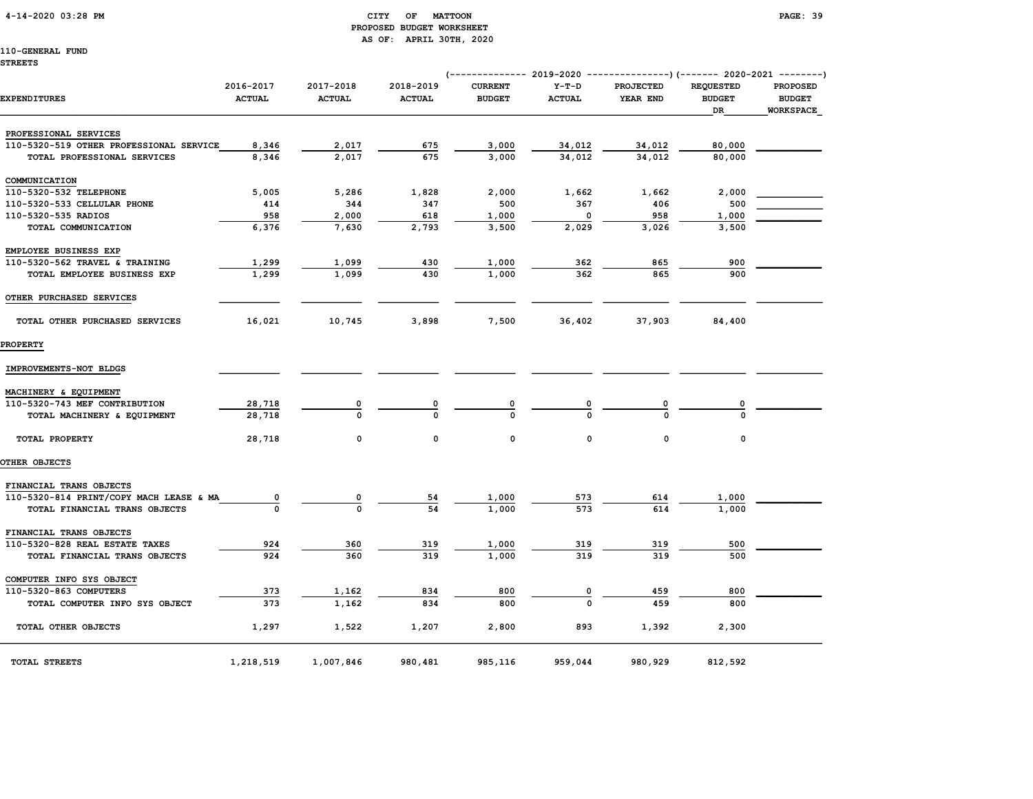CITY OF MATTOON
PROPOSED BUDGET WORKSHEET
AS OF: APRIL 30TH, 2020

110-GENERAL FUND
STREETS

| EXPENDITURES | 2016-2017 ACTUAL | 2017-2018 ACTUAL | 2018-2019 ACTUAL | 2019-2020 CURRENT BUDGET | 2019-2020 Y-T-D ACTUAL | 2019-2020 PROJECTED YEAR END | 2020-2021 REQUESTED BUDGET DR | 2020-2021 PROPOSED BUDGET WORKSPACE |
|---|---|---|---|---|---|---|---|---|
| PROFESSIONAL SERVICES | | | | | | | | |
| 110-5320-519 OTHER PROFESSIONAL SERVICE | 8,346 | 2,017 | 675 | 3,000 | 34,012 | 34,012 | 80,000 | |
| TOTAL PROFESSIONAL SERVICES | 8,346 | 2,017 | 675 | 3,000 | 34,012 | 34,012 | 80,000 | |
| COMMUNICATION | | | | | | | | |
| 110-5320-532 TELEPHONE | 5,005 | 5,286 | 1,828 | 2,000 | 1,662 | 1,662 | 2,000 | |
| 110-5320-533 CELLULAR PHONE | 414 | 344 | 347 | 500 | 367 | 406 | 500 | |
| 110-5320-535 RADIOS | 958 | 2,000 | 618 | 1,000 | 0 | 958 | 1,000 | |
| TOTAL COMMUNICATION | 6,376 | 7,630 | 2,793 | 3,500 | 2,029 | 3,026 | 3,500 | |
| EMPLOYEE BUSINESS EXP | | | | | | | | |
| 110-5320-562 TRAVEL & TRAINING | 1,299 | 1,099 | 430 | 1,000 | 362 | 865 | 900 | |
| TOTAL EMPLOYEE BUSINESS EXP | 1,299 | 1,099 | 430 | 1,000 | 362 | 865 | 900 | |
| OTHER PURCHASED SERVICES | | | | | | | | |
| TOTAL OTHER PURCHASED SERVICES | 16,021 | 10,745 | 3,898 | 7,500 | 36,402 | 37,903 | 84,400 | |
| PROPERTY | | | | | | | | |
| IMPROVEMENTS-NOT BLDGS | | | | | | | | |
| MACHINERY & EQUIPMENT | | | | | | | | |
| 110-5320-743 MEF CONTRIBUTION | 28,718 | 0 | 0 | 0 | 0 | 0 | 0 | |
| TOTAL MACHINERY & EQUIPMENT | 28,718 | 0 | 0 | 0 | 0 | 0 | 0 | |
| TOTAL PROPERTY | 28,718 | 0 | 0 | 0 | 0 | 0 | 0 | |
| OTHER OBJECTS | | | | | | | | |
| FINANCIAL TRANS OBJECTS | | | | | | | | |
| 110-5320-814 PRINT/COPY MACH LEASE & MA | 0 | 0 | 54 | 1,000 | 573 | 614 | 1,000 | |
| TOTAL FINANCIAL TRANS OBJECTS | 0 | 0 | 54 | 1,000 | 573 | 614 | 1,000 | |
| FINANCIAL TRANS OBJECTS | | | | | | | | |
| 110-5320-828 REAL ESTATE TAXES | 924 | 360 | 319 | 1,000 | 319 | 319 | 500 | |
| TOTAL FINANCIAL TRANS OBJECTS | 924 | 360 | 319 | 1,000 | 319 | 319 | 500 | |
| COMPUTER INFO SYS OBJECT | | | | | | | | |
| 110-5320-863 COMPUTERS | 373 | 1,162 | 834 | 800 | 0 | 459 | 800 | |
| TOTAL COMPUTER INFO SYS OBJECT | 373 | 1,162 | 834 | 800 | 0 | 459 | 800 | |
| TOTAL OTHER OBJECTS | 1,297 | 1,522 | 1,207 | 2,800 | 893 | 1,392 | 2,300 | |
| TOTAL STREETS | 1,218,519 | 1,007,846 | 980,481 | 985,116 | 959,044 | 980,929 | 812,592 | |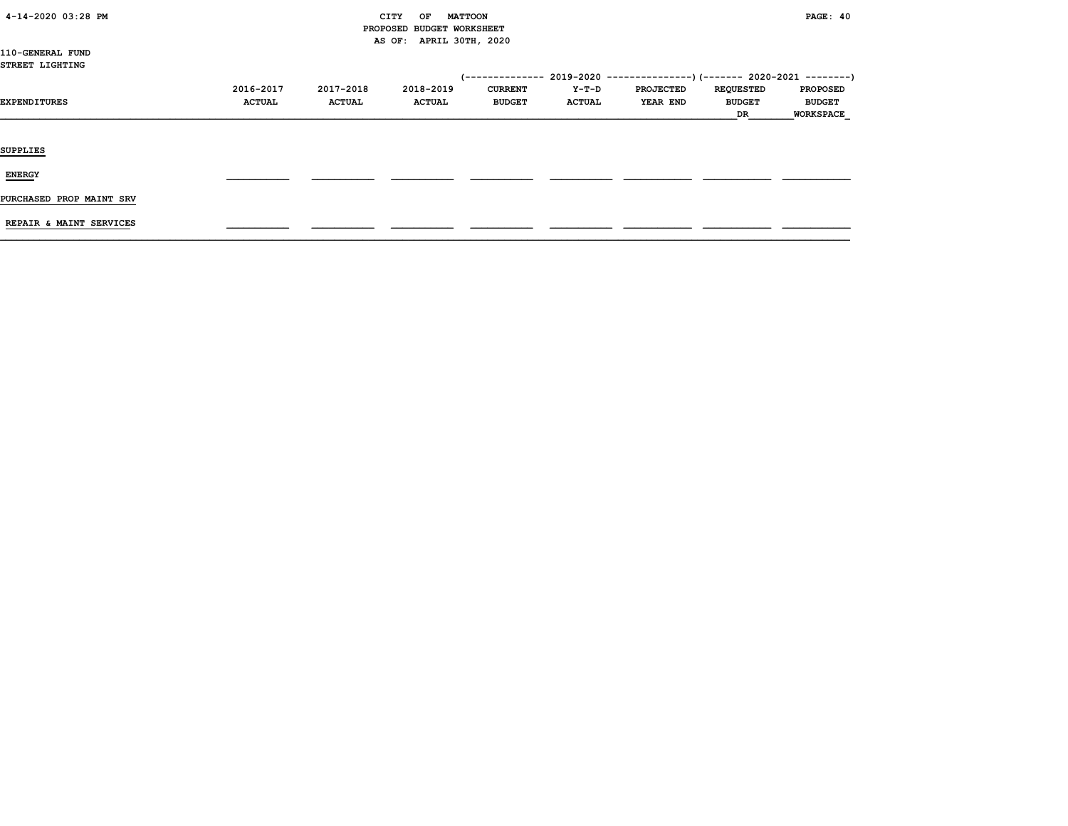110-GENERAL FUND
STREET LIGHTING

| EXPENDITURES | 2016-2017 ACTUAL | 2017-2018 ACTUAL | 2018-2019 ACTUAL | (-------------- 2019-2020 CURRENT BUDGET | Y-T-D ACTUAL | PROJECTED YEAR END ---------------) | (------- 2020-2021 REQUESTED BUDGET DR | PROPOSED BUDGET WORKSPACE --------) |
|---|---|---|---|---|---|---|---|---|
| SUPPLIES | | | | | | | | |
| ENERGY | | | | | | | | |
| PURCHASED PROP MAINT SRV | | | | | | | | |
| REPAIR & MAINT SERVICES | | | | | | | | |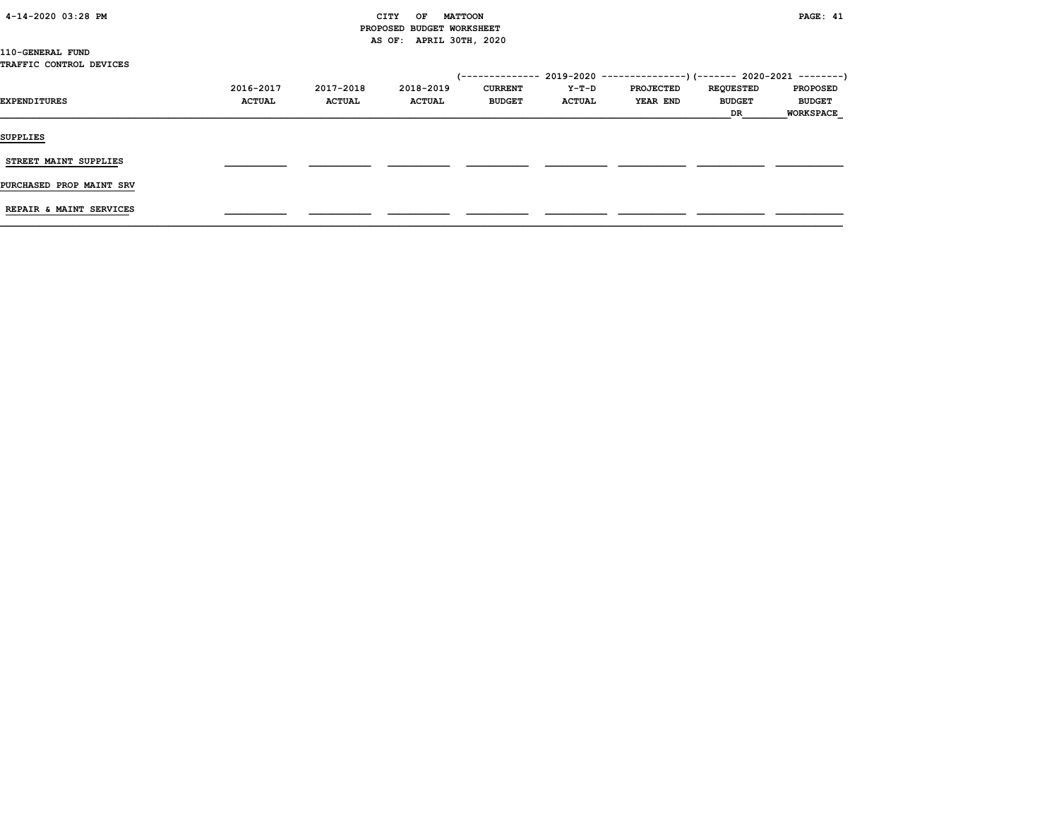CITY OF MATTOON
PROPOSED BUDGET WORKSHEET
AS OF: APRIL 30TH, 2020

110-GENERAL FUND
TRAFFIC CONTROL DEVICES

| EXPENDITURES | 2016-2017 ACTUAL | 2017-2018 ACTUAL | 2018-2019 ACTUAL | 2019-2020 CURRENT BUDGET | 2019-2020 Y-T-D ACTUAL | 2019-2020 PROJECTED YEAR END | 2020-2021 REQUESTED BUDGET DR | 2020-2021 PROPOSED BUDGET WORKSPACE |
|---|---|---|---|---|---|---|---|---|
| **SUPPLIES** | | | | | | | | |
| STREET MAINT SUPPLIES | | | | | | | | |
| **PURCHASED PROP MAINT SRV** | | | | | | | | |
| REPAIR & MAINT SERVICES | | | | | | | | |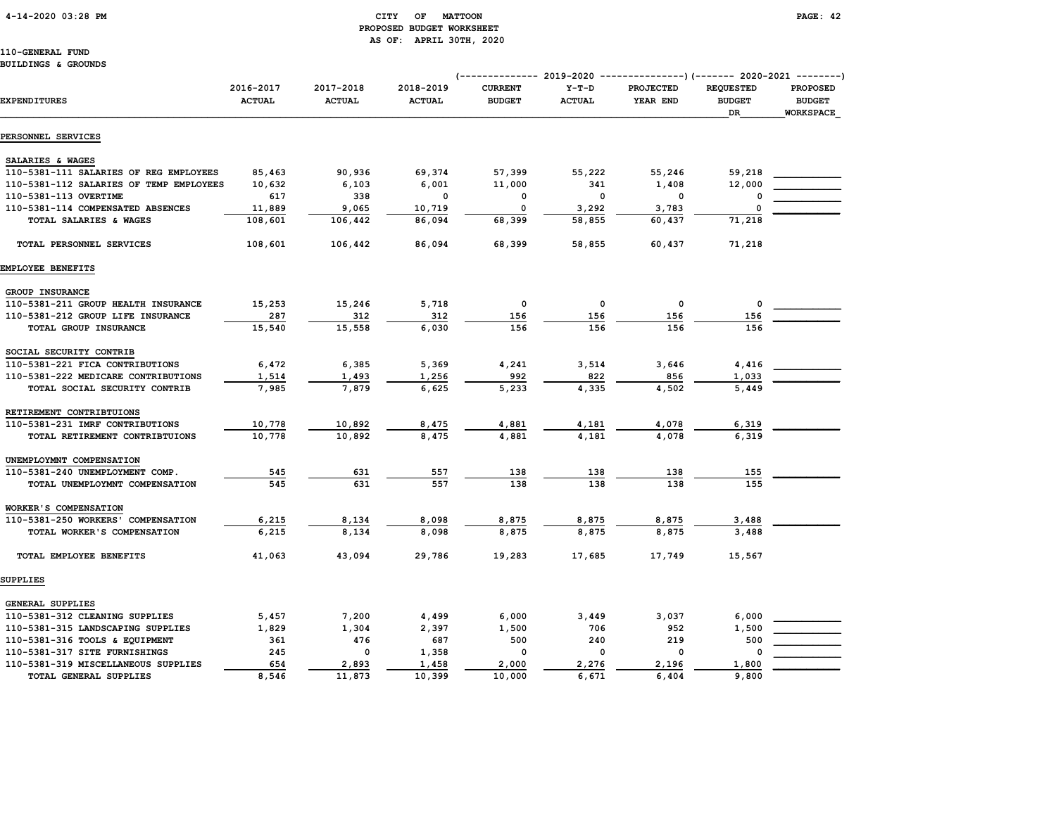CITY OF MATTOON
PROPOSED BUDGET WORKSHEET
AS OF: APRIL 30TH, 2020

110-GENERAL FUND
BUILDINGS & GROUNDS

| EXPENDITURES | 2016-2017 ACTUAL | 2017-2018 ACTUAL | 2018-2019 ACTUAL | 2019-2020 CURRENT BUDGET | 2019-2020 Y-T-D ACTUAL | 2019-2020 PROJECTED YEAR END | 2020-2021 REQUESTED BUDGET DR | 2020-2021 PROPOSED BUDGET WORKSPACE |
|---|---|---|---|---|---|---|---|---|
| **PERSONNEL SERVICES** | | | | | | | | |
| SALARIES & WAGES | | | | | | | | |
| 110-5381-111 SALARIES OF REG EMPLOYEES | 85,463 | 90,936 | 69,374 | 57,399 | 55,222 | 55,246 | 59,218 | |
| 110-5381-112 SALARIES OF TEMP EMPLOYEES | 10,632 | 6,103 | 6,001 | 11,000 | 341 | 1,408 | 12,000 | |
| 110-5381-113 OVERTIME | 617 | 338 | 0 | 0 | 0 | 0 | 0 | |
| 110-5381-114 COMPENSATED ABSENCES | 11,889 | 9,065 | 10,719 | 0 | 3,292 | 3,783 | 0 | |
| TOTAL SALARIES & WAGES | 108,601 | 106,442 | 86,094 | 68,399 | 58,855 | 60,437 | 71,218 | |
| TOTAL PERSONNEL SERVICES | 108,601 | 106,442 | 86,094 | 68,399 | 58,855 | 60,437 | 71,218 | |
| **EMPLOYEE BENEFITS** | | | | | | | | |
| GROUP INSURANCE | | | | | | | | |
| 110-5381-211 GROUP HEALTH INSURANCE | 15,253 | 15,246 | 5,718 | 0 | 0 | 0 | 0 | |
| 110-5381-212 GROUP LIFE INSURANCE | 287 | 312 | 312 | 156 | 156 | 156 | 156 | |
| TOTAL GROUP INSURANCE | 15,540 | 15,558 | 6,030 | 156 | 156 | 156 | 156 | |
| SOCIAL SECURITY CONTRIB | | | | | | | | |
| 110-5381-221 FICA CONTRIBUTIONS | 6,472 | 6,385 | 5,369 | 4,241 | 3,514 | 3,646 | 4,416 | |
| 110-5381-222 MEDICARE CONTRIBUTIONS | 1,514 | 1,493 | 1,256 | 992 | 822 | 856 | 1,033 | |
| TOTAL SOCIAL SECURITY CONTRIB | 7,985 | 7,879 | 6,625 | 5,233 | 4,335 | 4,502 | 5,449 | |
| RETIREMENT CONTRIBTUIONS | | | | | | | | |
| 110-5381-231 IMRF CONTRIBUTIONS | 10,778 | 10,892 | 8,475 | 4,881 | 4,181 | 4,078 | 6,319 | |
| TOTAL RETIREMENT CONTRIBTUIONS | 10,778 | 10,892 | 8,475 | 4,881 | 4,181 | 4,078 | 6,319 | |
| UNEMPLOYMNT COMPENSATION | | | | | | | | |
| 110-5381-240 UNEMPLOYMENT COMP. | 545 | 631 | 557 | 138 | 138 | 138 | 155 | |
| TOTAL UNEMPLOYMNT COMPENSATION | 545 | 631 | 557 | 138 | 138 | 138 | 155 | |
| WORKER'S COMPENSATION | | | | | | | | |
| 110-5381-250 WORKERS' COMPENSATION | 6,215 | 8,134 | 8,098 | 8,875 | 8,875 | 8,875 | 3,488 | |
| TOTAL WORKER'S COMPENSATION | 6,215 | 8,134 | 8,098 | 8,875 | 8,875 | 8,875 | 3,488 | |
| TOTAL EMPLOYEE BENEFITS | 41,063 | 43,094 | 29,786 | 19,283 | 17,685 | 17,749 | 15,567 | |
| **SUPPLIES** | | | | | | | | |
| GENERAL SUPPLIES | | | | | | | | |
| 110-5381-312 CLEANING SUPPLIES | 5,457 | 7,200 | 4,499 | 6,000 | 3,449 | 3,037 | 6,000 | |
| 110-5381-315 LANDSCAPING SUPPLIES | 1,829 | 1,304 | 2,397 | 1,500 | 706 | 952 | 1,500 | |
| 110-5381-316 TOOLS & EQUIPMENT | 361 | 476 | 687 | 500 | 240 | 219 | 500 | |
| 110-5381-317 SITE FURNISHINGS | 245 | 0 | 1,358 | 0 | 0 | 0 | 0 | |
| 110-5381-319 MISCELLANEOUS SUPPLIES | 654 | 2,893 | 1,458 | 2,000 | 2,276 | 2,196 | 1,800 | |
| TOTAL GENERAL SUPPLIES | 8,546 | 11,873 | 10,399 | 10,000 | 6,671 | 6,404 | 9,800 | |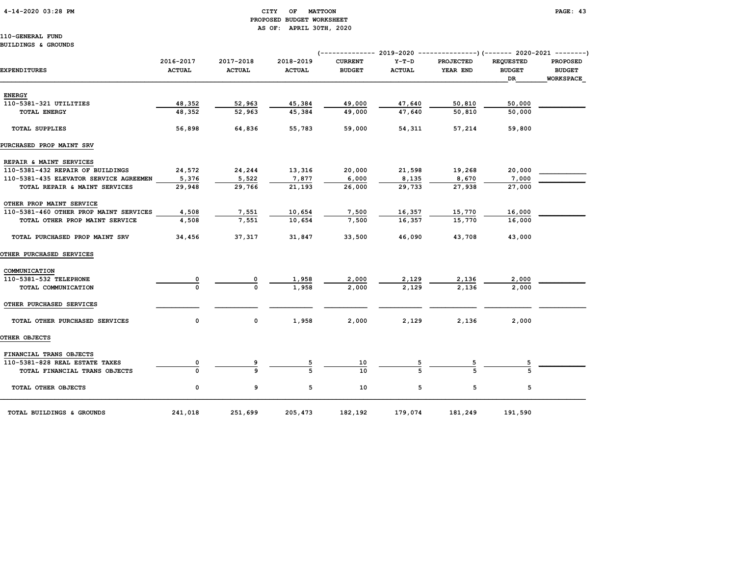CITY OF MATTOON
PROPOSED BUDGET WORKSHEET
AS OF: APRIL 30TH, 2020

110-GENERAL FUND
BUILDINGS & GROUNDS

| EXPENDITURES | 2016-2017 ACTUAL | 2017-2018 ACTUAL | 2018-2019 ACTUAL | 2019-2020 CURRENT BUDGET | 2019-2020 Y-T-D ACTUAL | 2019-2020 PROJECTED YEAR END | 2020-2021 REQUESTED BUDGET DR | 2020-2021 PROPOSED BUDGET WORKSPACE |
|---|---|---|---|---|---|---|---|---|
| ENERGY | | | | | | | | |
| 110-5381-321 UTILITIES | 48,352 | 52,963 | 45,384 | 49,000 | 47,640 | 50,810 | 50,000 | |
| TOTAL ENERGY | 48,352 | 52,963 | 45,384 | 49,000 | 47,640 | 50,810 | 50,000 | |
| TOTAL SUPPLIES | 56,898 | 64,836 | 55,783 | 59,000 | 54,311 | 57,214 | 59,800 | |
| PURCHASED PROP MAINT SRV | | | | | | | | |
| REPAIR & MAINT SERVICES | | | | | | | | |
| 110-5381-432 REPAIR OF BUILDINGS | 24,572 | 24,244 | 13,316 | 20,000 | 21,598 | 19,268 | 20,000 | |
| 110-5381-435 ELEVATOR SERVICE AGREEMEN | 5,376 | 5,522 | 7,877 | 6,000 | 8,135 | 8,670 | 7,000 | |
| TOTAL REPAIR & MAINT SERVICES | 29,948 | 29,766 | 21,193 | 26,000 | 29,733 | 27,938 | 27,000 | |
| OTHER PROP MAINT SERVICE | | | | | | | | |
| 110-5381-460 OTHER PROP MAINT SERVICES | 4,508 | 7,551 | 10,654 | 7,500 | 16,357 | 15,770 | 16,000 | |
| TOTAL OTHER PROP MAINT SERVICE | 4,508 | 7,551 | 10,654 | 7,500 | 16,357 | 15,770 | 16,000 | |
| TOTAL PURCHASED PROP MAINT SRV | 34,456 | 37,317 | 31,847 | 33,500 | 46,090 | 43,708 | 43,000 | |
| OTHER PURCHASED SERVICES | | | | | | | | |
| COMMUNICATION | | | | | | | | |
| 110-5381-532 TELEPHONE | 0 | 0 | 1,958 | 2,000 | 2,129 | 2,136 | 2,000 | |
| TOTAL COMMUNICATION | 0 | 0 | 1,958 | 2,000 | 2,129 | 2,136 | 2,000 | |
| OTHER PURCHASED SERVICES | | | | | | | | |
| TOTAL OTHER PURCHASED SERVICES | 0 | 0 | 1,958 | 2,000 | 2,129 | 2,136 | 2,000 | |
| OTHER OBJECTS | | | | | | | | |
| FINANCIAL TRANS OBJECTS | | | | | | | | |
| 110-5381-828 REAL ESTATE TAXES | 0 | 9 | 5 | 10 | 5 | 5 | 5 | |
| TOTAL FINANCIAL TRANS OBJECTS | 0 | 9 | 5 | 10 | 5 | 5 | 5 | |
| TOTAL OTHER OBJECTS | 0 | 9 | 5 | 10 | 5 | 5 | 5 | |
| TOTAL BUILDINGS & GROUNDS | 241,018 | 251,699 | 205,473 | 182,192 | 179,074 | 181,249 | 191,590 | |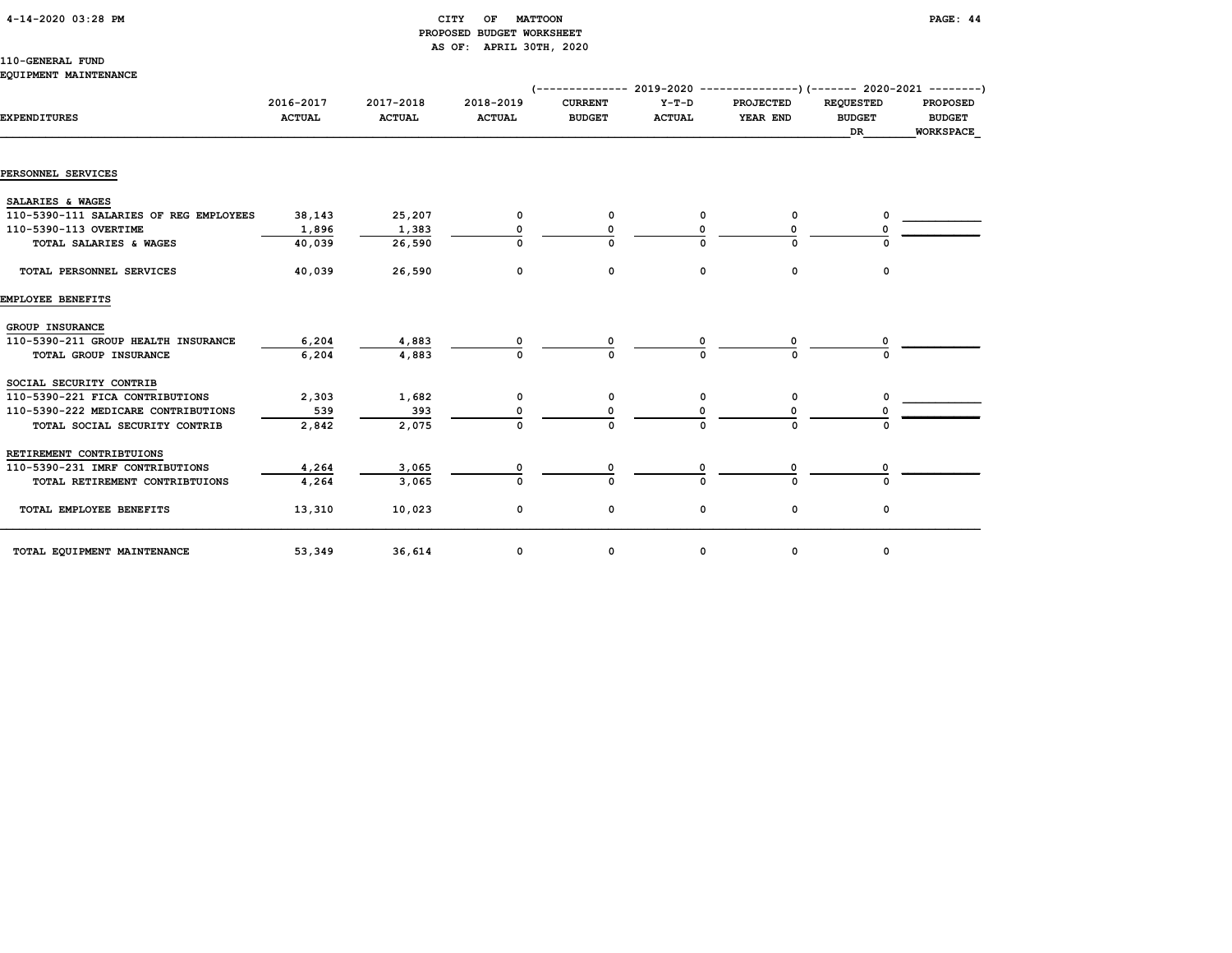CITY OF MATTOON
PROPOSED BUDGET WORKSHEET
AS OF: APRIL 30TH, 2020

110-GENERAL FUND
EQUIPMENT MAINTENANCE

| EXPENDITURES | 2016-2017 ACTUAL | 2017-2018 ACTUAL | 2018-2019 ACTUAL | 2019-2020 CURRENT BUDGET | 2019-2020 Y-T-D ACTUAL | 2019-2020 PROJECTED YEAR END | 2020-2021 REQUESTED BUDGET DR | 2020-2021 PROPOSED BUDGET WORKSPACE |
|---|---|---|---|---|---|---|---|---|
| **PERSONNEL SERVICES** | | | | | | | | |
| SALARIES & WAGES | | | | | | | | |
| 110-5390-111 SALARIES OF REG EMPLOYEES | 38,143 | 25,207 | 0 | 0 | 0 | 0 | 0 | |
| 110-5390-113 OVERTIME | 1,896 | 1,383 | 0 | 0 | 0 | 0 | 0 | |
| TOTAL SALARIES & WAGES | 40,039 | 26,590 | 0 | 0 | 0 | 0 | 0 | |
| TOTAL PERSONNEL SERVICES | 40,039 | 26,590 | 0 | 0 | 0 | 0 | 0 | |
| **EMPLOYEE BENEFITS** | | | | | | | | |
| GROUP INSURANCE | | | | | | | | |
| 110-5390-211 GROUP HEALTH INSURANCE | 6,204 | 4,883 | 0 | 0 | 0 | 0 | 0 | |
| TOTAL GROUP INSURANCE | 6,204 | 4,883 | 0 | 0 | 0 | 0 | 0 | |
| SOCIAL SECURITY CONTRIB | | | | | | | | |
| 110-5390-221 FICA CONTRIBUTIONS | 2,303 | 1,682 | 0 | 0 | 0 | 0 | 0 | |
| 110-5390-222 MEDICARE CONTRIBUTIONS | 539 | 393 | 0 | 0 | 0 | 0 | 0 | |
| TOTAL SOCIAL SECURITY CONTRIB | 2,842 | 2,075 | 0 | 0 | 0 | 0 | 0 | |
| RETIREMENT CONTRIBTUIONS | | | | | | | | |
| 110-5390-231 IMRF CONTRIBUTIONS | 4,264 | 3,065 | 0 | 0 | 0 | 0 | 0 | |
| TOTAL RETIREMENT CONTRIBTUIONS | 4,264 | 3,065 | 0 | 0 | 0 | 0 | 0 | |
| TOTAL EMPLOYEE BENEFITS | 13,310 | 10,023 | 0 | 0 | 0 | 0 | 0 | |
| TOTAL EQUIPMENT MAINTENANCE | 53,349 | 36,614 | 0 | 0 | 0 | 0 | 0 | |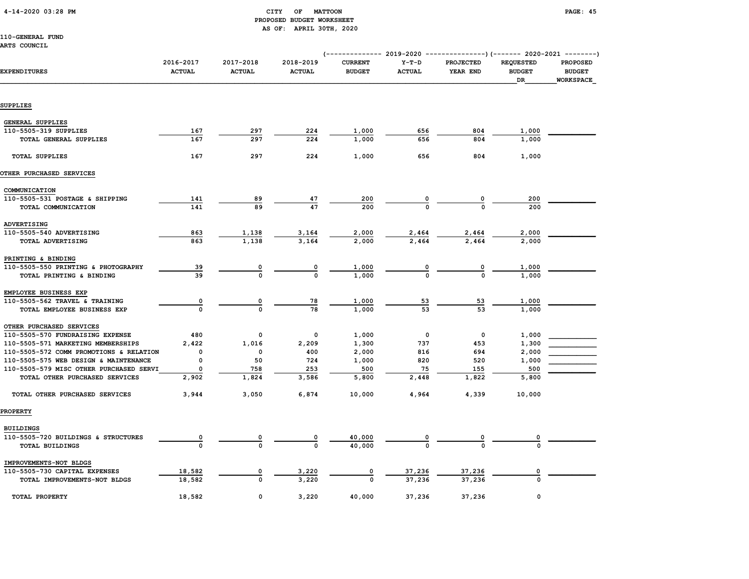CITY OF MATTOON
PROPOSED BUDGET WORKSHEET
AS OF: APRIL 30TH, 2020

4-14-2020 03:28 PM

110-GENERAL FUND
ARTS COUNCIL

| EXPENDITURES | 2016-2017 ACTUAL | 2017-2018 ACTUAL | 2018-2019 ACTUAL | 2019-2020 CURRENT BUDGET | 2019-2020 Y-T-D ACTUAL | 2019-2020 PROJECTED YEAR END | 2020-2021 REQUESTED BUDGET DR | 2020-2021 PROPOSED BUDGET WORKSPACE |
|---|---|---|---|---|---|---|---|---|
| **SUPPLIES** | | | | | | | | |
| GENERAL SUPPLIES | | | | | | | | |
| 110-5505-319 SUPPLIES | 167 | 297 | 224 | 1,000 | 656 | 804 | 1,000 | |
| TOTAL GENERAL SUPPLIES | 167 | 297 | 224 | 1,000 | 656 | 804 | 1,000 | |
| TOTAL SUPPLIES | 167 | 297 | 224 | 1,000 | 656 | 804 | 1,000 | |
| **OTHER PURCHASED SERVICES** | | | | | | | | |
| COMMUNICATION | | | | | | | | |
| 110-5505-531 POSTAGE & SHIPPING | 141 | 89 | 47 | 200 | 0 | 0 | 200 | |
| TOTAL COMMUNICATION | 141 | 89 | 47 | 200 | 0 | 0 | 200 | |
| ADVERTISING | | | | | | | | |
| 110-5505-540 ADVERTISING | 863 | 1,138 | 3,164 | 2,000 | 2,464 | 2,464 | 2,000 | |
| TOTAL ADVERTISING | 863 | 1,138 | 3,164 | 2,000 | 2,464 | 2,464 | 2,000 | |
| PRINTING & BINDING | | | | | | | | |
| 110-5505-550 PRINTING & PHOTOGRAPHY | 39 | 0 | 0 | 1,000 | 0 | 0 | 1,000 | |
| TOTAL PRINTING & BINDING | 39 | 0 | 0 | 1,000 | 0 | 0 | 1,000 | |
| EMPLOYEE BUSINESS EXP | | | | | | | | |
| 110-5505-562 TRAVEL & TRAINING | 0 | 0 | 78 | 1,000 | 53 | 53 | 1,000 | |
| TOTAL EMPLOYEE BUSINESS EXP | 0 | 0 | 78 | 1,000 | 53 | 53 | 1,000 | |
| OTHER PURCHASED SERVICES | | | | | | | | |
| 110-5505-570 FUNDRAISING EXPENSE | 480 | 0 | 0 | 1,000 | 0 | 0 | 1,000 | |
| 110-5505-571 MARKETING MEMBERSHIPS | 2,422 | 1,016 | 2,209 | 1,300 | 737 | 453 | 1,300 | |
| 110-5505-572 COMM PROMOTIONS & RELATION | 0 | 0 | 400 | 2,000 | 816 | 694 | 2,000 | |
| 110-5505-575 WEB DESIGN & MAINTENANCE | 0 | 50 | 724 | 1,000 | 820 | 520 | 1,000 | |
| 110-5505-579 MISC OTHER PURCHASED SERVI | 0 | 758 | 253 | 500 | 75 | 155 | 500 | |
| TOTAL OTHER PURCHASED SERVICES | 2,902 | 1,824 | 3,586 | 5,800 | 2,448 | 1,822 | 5,800 | |
| TOTAL OTHER PURCHASED SERVICES | 3,944 | 3,050 | 6,874 | 10,000 | 4,964 | 4,339 | 10,000 | |
| **PROPERTY** | | | | | | | | |
| BUILDINGS | | | | | | | | |
| 110-5505-720 BUILDINGS & STRUCTURES | 0 | 0 | 0 | 40,000 | 0 | 0 | 0 | |
| TOTAL BUILDINGS | 0 | 0 | 0 | 40,000 | 0 | 0 | 0 | |
| IMPROVEMENTS-NOT BLDGS | | | | | | | | |
| 110-5505-730 CAPITAL EXPENSES | 18,582 | 0 | 3,220 | 0 | 37,236 | 37,236 | 0 | |
| TOTAL IMPROVEMENTS-NOT BLDGS | 18,582 | 0 | 3,220 | 0 | 37,236 | 37,236 | 0 | |
| TOTAL PROPERTY | 18,582 | 0 | 3,220 | 40,000 | 37,236 | 37,236 | 0 | |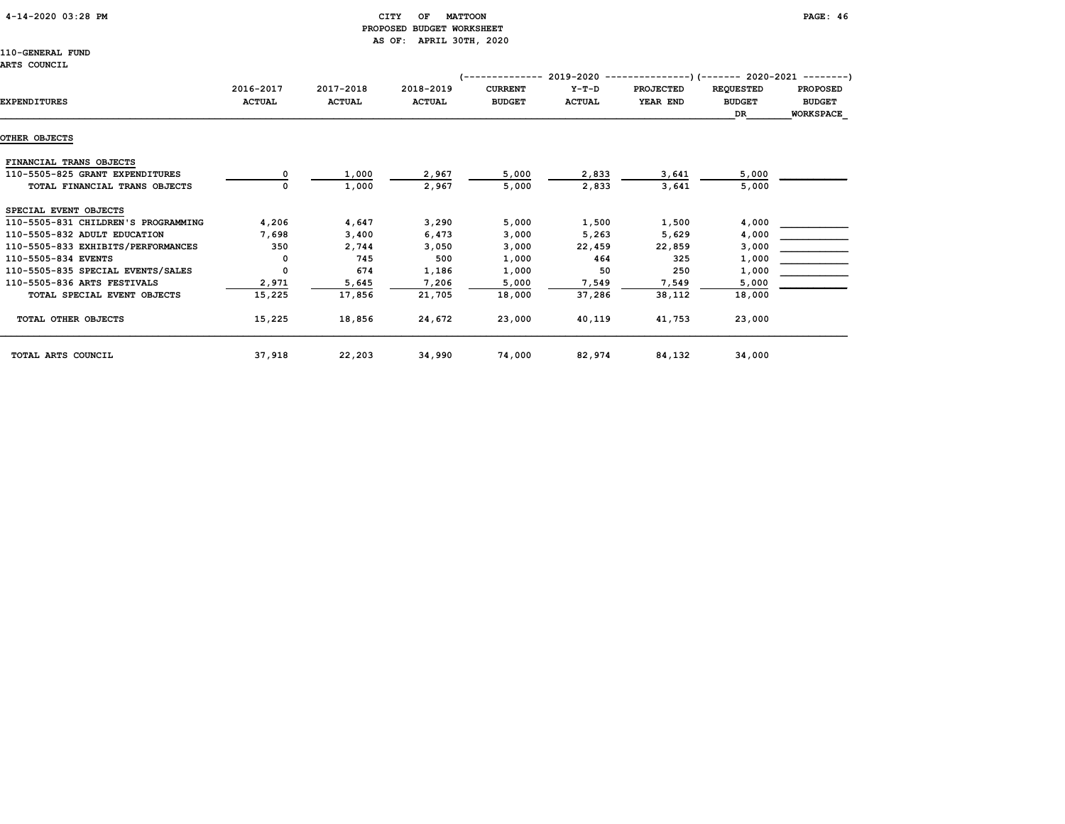CITY OF MATTOON
PROPOSED BUDGET WORKSHEET
AS OF: APRIL 30TH, 2020

110-GENERAL FUND
ARTS COUNCIL

| EXPENDITURES | 2016-2017 ACTUAL | 2017-2018 ACTUAL | 2018-2019 ACTUAL | 2019-2020 CURRENT BUDGET | 2019-2020 Y-T-D ACTUAL | 2019-2020 PROJECTED YEAR END | 2020-2021 REQUESTED BUDGET DR | 2020-2021 PROPOSED BUDGET WORKSPACE |
|---|---|---|---|---|---|---|---|---|
| **OTHER OBJECTS** | | | | | | | | |
| FINANCIAL TRANS OBJECTS | | | | | | | | |
| 110-5505-825 GRANT EXPENDITURES | 0 | 1,000 | 2,967 | 5,000 | 2,833 | 3,641 | 5,000 | |
| TOTAL FINANCIAL TRANS OBJECTS | 0 | 1,000 | 2,967 | 5,000 | 2,833 | 3,641 | 5,000 | |
| SPECIAL EVENT OBJECTS | | | | | | | | |
| 110-5505-831 CHILDREN'S PROGRAMMING | 4,206 | 4,647 | 3,290 | 5,000 | 1,500 | 1,500 | 4,000 | |
| 110-5505-832 ADULT EDUCATION | 7,698 | 3,400 | 6,473 | 3,000 | 5,263 | 5,629 | 4,000 | |
| 110-5505-833 EXHIBITS/PERFORMANCES | 350 | 2,744 | 3,050 | 3,000 | 22,459 | 22,859 | 3,000 | |
| 110-5505-834 EVENTS | 0 | 745 | 500 | 1,000 | 464 | 325 | 1,000 | |
| 110-5505-835 SPECIAL EVENTS/SALES | 0 | 674 | 1,186 | 1,000 | 50 | 250 | 1,000 | |
| 110-5505-836 ARTS FESTIVALS | 2,971 | 5,645 | 7,206 | 5,000 | 7,549 | 7,549 | 5,000 | |
| TOTAL SPECIAL EVENT OBJECTS | 15,225 | 17,856 | 21,705 | 18,000 | 37,286 | 38,112 | 18,000 | |
| TOTAL OTHER OBJECTS | 15,225 | 18,856 | 24,672 | 23,000 | 40,119 | 41,753 | 23,000 | |
| TOTAL ARTS COUNCIL | 37,918 | 22,203 | 34,990 | 74,000 | 82,974 | 84,132 | 34,000 | |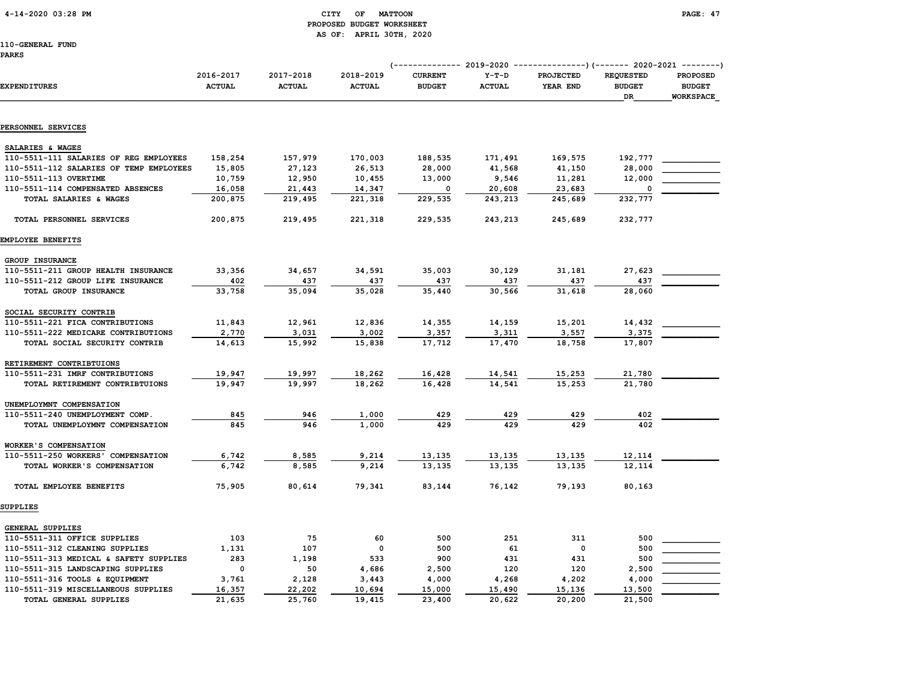CITY OF MATTOON
PROPOSED BUDGET WORKSHEET
AS OF: APRIL 30TH, 2020

110-GENERAL FUND
PARKS

| EXPENDITURES | 2016-2017 ACTUAL | 2017-2018 ACTUAL | 2018-2019 ACTUAL | 2019-2020 CURRENT BUDGET | 2019-2020 Y-T-D ACTUAL | 2019-2020 PROJECTED YEAR END | 2020-2021 REQUESTED BUDGET DR | 2020-2021 PROPOSED BUDGET WORKSPACE |
|---|---|---|---|---|---|---|---|---|
| **PERSONNEL SERVICES** | | | | | | | | |
| SALARIES & WAGES | | | | | | | | |
| 110-5511-111 SALARIES OF REG EMPLOYEES | 158,254 | 157,979 | 170,003 | 188,535 | 171,491 | 169,575 | 192,777 | |
| 110-5511-112 SALARIES OF TEMP EMPLOYEES | 15,805 | 27,123 | 26,513 | 28,000 | 41,568 | 41,150 | 28,000 | |
| 110-5511-113 OVERTIME | 10,759 | 12,950 | 10,455 | 13,000 | 9,546 | 11,281 | 12,000 | |
| 110-5511-114 COMPENSATED ABSENCES | 16,058 | 21,443 | 14,347 | 0 | 20,608 | 23,683 | 0 | |
| TOTAL SALARIES & WAGES | 200,875 | 219,495 | 221,318 | 229,535 | 243,213 | 245,689 | 232,777 | |
| TOTAL PERSONNEL SERVICES | 200,875 | 219,495 | 221,318 | 229,535 | 243,213 | 245,689 | 232,777 | |
| **EMPLOYEE BENEFITS** | | | | | | | | |
| GROUP INSURANCE | | | | | | | | |
| 110-5511-211 GROUP HEALTH INSURANCE | 33,356 | 34,657 | 34,591 | 35,003 | 30,129 | 31,181 | 27,623 | |
| 110-5511-212 GROUP LIFE INSURANCE | 402 | 437 | 437 | 437 | 437 | 437 | 437 | |
| TOTAL GROUP INSURANCE | 33,758 | 35,094 | 35,028 | 35,440 | 30,566 | 31,618 | 28,060 | |
| SOCIAL SECURITY CONTRIB | | | | | | | | |
| 110-5511-221 FICA CONTRIBUTIONS | 11,843 | 12,961 | 12,836 | 14,355 | 14,159 | 15,201 | 14,432 | |
| 110-5511-222 MEDICARE CONTRIBUTIONS | 2,770 | 3,031 | 3,002 | 3,357 | 3,311 | 3,557 | 3,375 | |
| TOTAL SOCIAL SECURITY CONTRIB | 14,613 | 15,992 | 15,838 | 17,712 | 17,470 | 18,758 | 17,807 | |
| RETIREMENT CONTRIBTUIONS | | | | | | | | |
| 110-5511-231 IMRF CONTRIBUTIONS | 19,947 | 19,997 | 18,262 | 16,428 | 14,541 | 15,253 | 21,780 | |
| TOTAL RETIREMENT CONTRIBTUIONS | 19,947 | 19,997 | 18,262 | 16,428 | 14,541 | 15,253 | 21,780 | |
| UNEMPLOYMNT COMPENSATION | | | | | | | | |
| 110-5511-240 UNEMPLOYMENT COMP. | 845 | 946 | 1,000 | 429 | 429 | 429 | 402 | |
| TOTAL UNEMPLOYMNT COMPENSATION | 845 | 946 | 1,000 | 429 | 429 | 429 | 402 | |
| WORKER'S COMPENSATION | | | | | | | | |
| 110-5511-250 WORKERS' COMPENSATION | 6,742 | 8,585 | 9,214 | 13,135 | 13,135 | 13,135 | 12,114 | |
| TOTAL WORKER'S COMPENSATION | 6,742 | 8,585 | 9,214 | 13,135 | 13,135 | 13,135 | 12,114 | |
| TOTAL EMPLOYEE BENEFITS | 75,905 | 80,614 | 79,341 | 83,144 | 76,142 | 79,193 | 80,163 | |
| **SUPPLIES** | | | | | | | | |
| GENERAL SUPPLIES | | | | | | | | |
| 110-5511-311 OFFICE SUPPLIES | 103 | 75 | 60 | 500 | 251 | 311 | 500 | |
| 110-5511-312 CLEANING SUPPLIES | 1,131 | 107 | 0 | 500 | 61 | 0 | 500 | |
| 110-5511-313 MEDICAL & SAFETY SUPPLIES | 283 | 1,198 | 533 | 900 | 431 | 431 | 500 | |
| 110-5511-315 LANDSCAPING SUPPLIES | 0 | 50 | 4,686 | 2,500 | 120 | 120 | 2,500 | |
| 110-5511-316 TOOLS & EQUIPMENT | 3,761 | 2,128 | 3,443 | 4,000 | 4,268 | 4,202 | 4,000 | |
| 110-5511-319 MISCELLANEOUS SUPPLIES | 16,357 | 22,202 | 10,694 | 15,000 | 15,490 | 15,136 | 13,500 | |
| TOTAL GENERAL SUPPLIES | 21,635 | 25,760 | 19,415 | 23,400 | 20,622 | 20,200 | 21,500 | |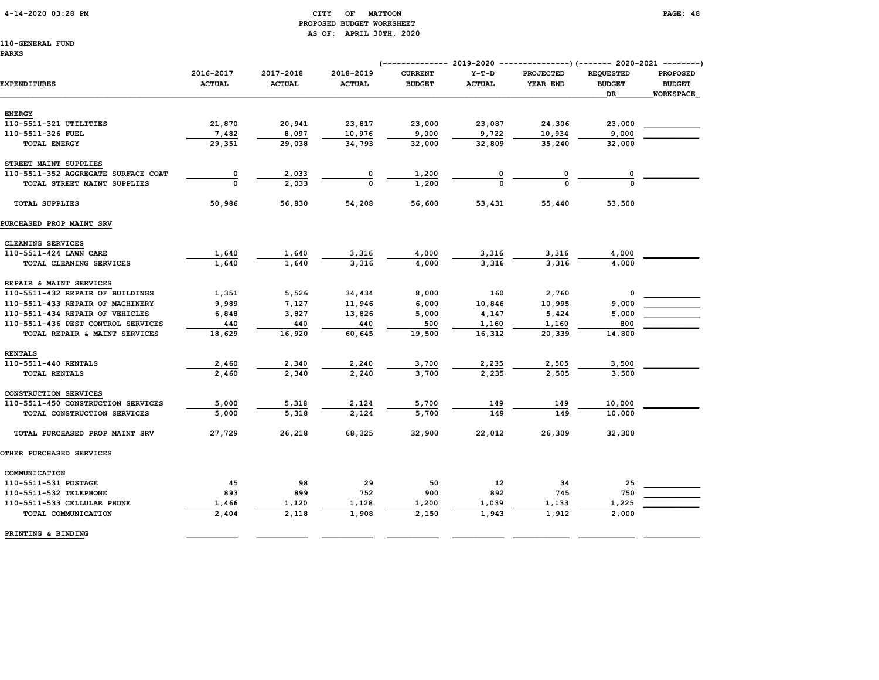CITY OF MATTOON
PROPOSED BUDGET WORKSHEET
AS OF: APRIL 30TH, 2020

110-GENERAL FUND
PARKS

| EXPENDITURES | 2016-2017 ACTUAL | 2017-2018 ACTUAL | 2018-2019 ACTUAL | 2019-2020 CURRENT BUDGET | 2019-2020 Y-T-D ACTUAL | 2019-2020 PROJECTED YEAR END | 2020-2021 REQUESTED BUDGET DR | 2020-2021 PROPOSED BUDGET WORKSPACE |
|---|---|---|---|---|---|---|---|---|
| **ENERGY** | | | | | | | | |
| 110-5511-321 UTILITIES | 21,870 | 20,941 | 23,817 | 23,000 | 23,087 | 24,306 | 23,000 | |
| 110-5511-326 FUEL | 7,482 | 8,097 | 10,976 | 9,000 | 9,722 | 10,934 | 9,000 | |
| TOTAL ENERGY | 29,351 | 29,038 | 34,793 | 32,000 | 32,809 | 35,240 | 32,000 | |
| **STREET MAINT SUPPLIES** | | | | | | | | |
| 110-5511-352 AGGREGATE SURFACE COAT | 0 | 2,033 | 0 | 1,200 | 0 | 0 | 0 | |
| TOTAL STREET MAINT SUPPLIES | 0 | 2,033 | 0 | 1,200 | 0 | 0 | 0 | |
| TOTAL SUPPLIES | 50,986 | 56,830 | 54,208 | 56,600 | 53,431 | 55,440 | 53,500 | |
| **PURCHASED PROP MAINT SRV** | | | | | | | | |
| **CLEANING SERVICES** | | | | | | | | |
| 110-5511-424 LAWN CARE | 1,640 | 1,640 | 3,316 | 4,000 | 3,316 | 3,316 | 4,000 | |
| TOTAL CLEANING SERVICES | 1,640 | 1,640 | 3,316 | 4,000 | 3,316 | 3,316 | 4,000 | |
| **REPAIR & MAINT SERVICES** | | | | | | | | |
| 110-5511-432 REPAIR OF BUILDINGS | 1,351 | 5,526 | 34,434 | 8,000 | 160 | 2,760 | 0 | |
| 110-5511-433 REPAIR OF MACHINERY | 9,989 | 7,127 | 11,946 | 6,000 | 10,846 | 10,995 | 9,000 | |
| 110-5511-434 REPAIR OF VEHICLES | 6,848 | 3,827 | 13,826 | 5,000 | 4,147 | 5,424 | 5,000 | |
| 110-5511-436 PEST CONTROL SERVICES | 440 | 440 | 440 | 500 | 1,160 | 1,160 | 800 | |
| TOTAL REPAIR & MAINT SERVICES | 18,629 | 16,920 | 60,645 | 19,500 | 16,312 | 20,339 | 14,800 | |
| **RENTALS** | | | | | | | | |
| 110-5511-440 RENTALS | 2,460 | 2,340 | 2,240 | 3,700 | 2,235 | 2,505 | 3,500 | |
| TOTAL RENTALS | 2,460 | 2,340 | 2,240 | 3,700 | 2,235 | 2,505 | 3,500 | |
| **CONSTRUCTION SERVICES** | | | | | | | | |
| 110-5511-450 CONSTRUCTION SERVICES | 5,000 | 5,318 | 2,124 | 5,700 | 149 | 149 | 10,000 | |
| TOTAL CONSTRUCTION SERVICES | 5,000 | 5,318 | 2,124 | 5,700 | 149 | 149 | 10,000 | |
| TOTAL PURCHASED PROP MAINT SRV | 27,729 | 26,218 | 68,325 | 32,900 | 22,012 | 26,309 | 32,300 | |
| **OTHER PURCHASED SERVICES** | | | | | | | | |
| **COMMUNICATION** | | | | | | | | |
| 110-5511-531 POSTAGE | 45 | 98 | 29 | 50 | 12 | 34 | 25 | |
| 110-5511-532 TELEPHONE | 893 | 899 | 752 | 900 | 892 | 745 | 750 | |
| 110-5511-533 CELLULAR PHONE | 1,466 | 1,120 | 1,128 | 1,200 | 1,039 | 1,133 | 1,225 | |
| TOTAL COMMUNICATION | 2,404 | 2,118 | 1,908 | 2,150 | 1,943 | 1,912 | 2,000 | |
| **PRINTING & BINDING** | | | | | | | | |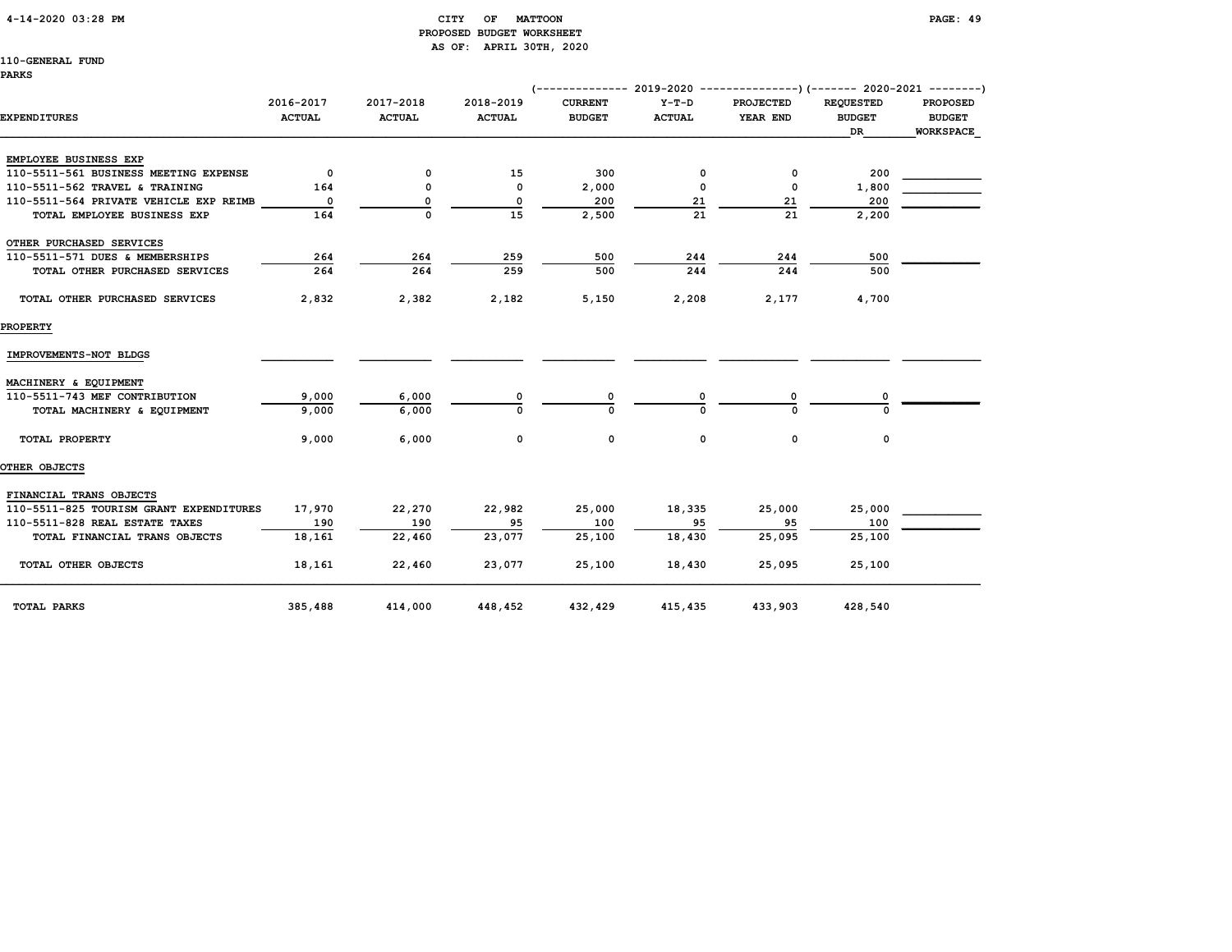CITY OF MATTOON
PROPOSED BUDGET WORKSHEET
AS OF: APRIL 30TH, 2020

110-GENERAL FUND
PARKS

| EXPENDITURES | 2016-2017 ACTUAL | 2017-2018 ACTUAL | 2018-2019 ACTUAL | 2019-2020 CURRENT BUDGET | 2019-2020 Y-T-D ACTUAL | 2019-2020 PROJECTED YEAR END | 2020-2021 REQUESTED BUDGET DR | 2020-2021 PROPOSED BUDGET WORKSPACE |
|---|---|---|---|---|---|---|---|---|
| EMPLOYEE BUSINESS EXP | | | | | | | | |
| 110-5511-561 BUSINESS MEETING EXPENSE | 0 | 0 | 15 | 300 | 0 | 0 | 200 | |
| 110-5511-562 TRAVEL & TRAINING | 164 | 0 | 0 | 2,000 | 0 | 0 | 1,800 | |
| 110-5511-564 PRIVATE VEHICLE EXP REIMB | 0 | 0 | 0 | 200 | 21 | 21 | 200 | |
| TOTAL EMPLOYEE BUSINESS EXP | 164 | 0 | 15 | 2,500 | 21 | 21 | 2,200 | |
| OTHER PURCHASED SERVICES | | | | | | | | |
| 110-5511-571 DUES & MEMBERSHIPS | 264 | 264 | 259 | 500 | 244 | 244 | 500 | |
| TOTAL OTHER PURCHASED SERVICES | 264 | 264 | 259 | 500 | 244 | 244 | 500 | |
| TOTAL OTHER PURCHASED SERVICES | 2,832 | 2,382 | 2,182 | 5,150 | 2,208 | 2,177 | 4,700 | |
| PROPERTY | | | | | | | | |
| IMPROVEMENTS-NOT BLDGS | | | | | | | | |
| MACHINERY & EQUIPMENT | | | | | | | | |
| 110-5511-743 MEF CONTRIBUTION | 9,000 | 6,000 | 0 | 0 | 0 | 0 | 0 | |
| TOTAL MACHINERY & EQUIPMENT | 9,000 | 6,000 | 0 | 0 | 0 | 0 | 0 | |
| TOTAL PROPERTY | 9,000 | 6,000 | 0 | 0 | 0 | 0 | 0 | |
| OTHER OBJECTS | | | | | | | | |
| FINANCIAL TRANS OBJECTS | | | | | | | | |
| 110-5511-825 TOURISM GRANT EXPENDITURES | 17,970 | 22,270 | 22,982 | 25,000 | 18,335 | 25,000 | 25,000 | |
| 110-5511-828 REAL ESTATE TAXES | 190 | 190 | 95 | 100 | 95 | 95 | 100 | |
| TOTAL FINANCIAL TRANS OBJECTS | 18,161 | 22,460 | 23,077 | 25,100 | 18,430 | 25,095 | 25,100 | |
| TOTAL OTHER OBJECTS | 18,161 | 22,460 | 23,077 | 25,100 | 18,430 | 25,095 | 25,100 | |
| TOTAL PARKS | 385,488 | 414,000 | 448,452 | 432,429 | 415,435 | 433,903 | 428,540 | |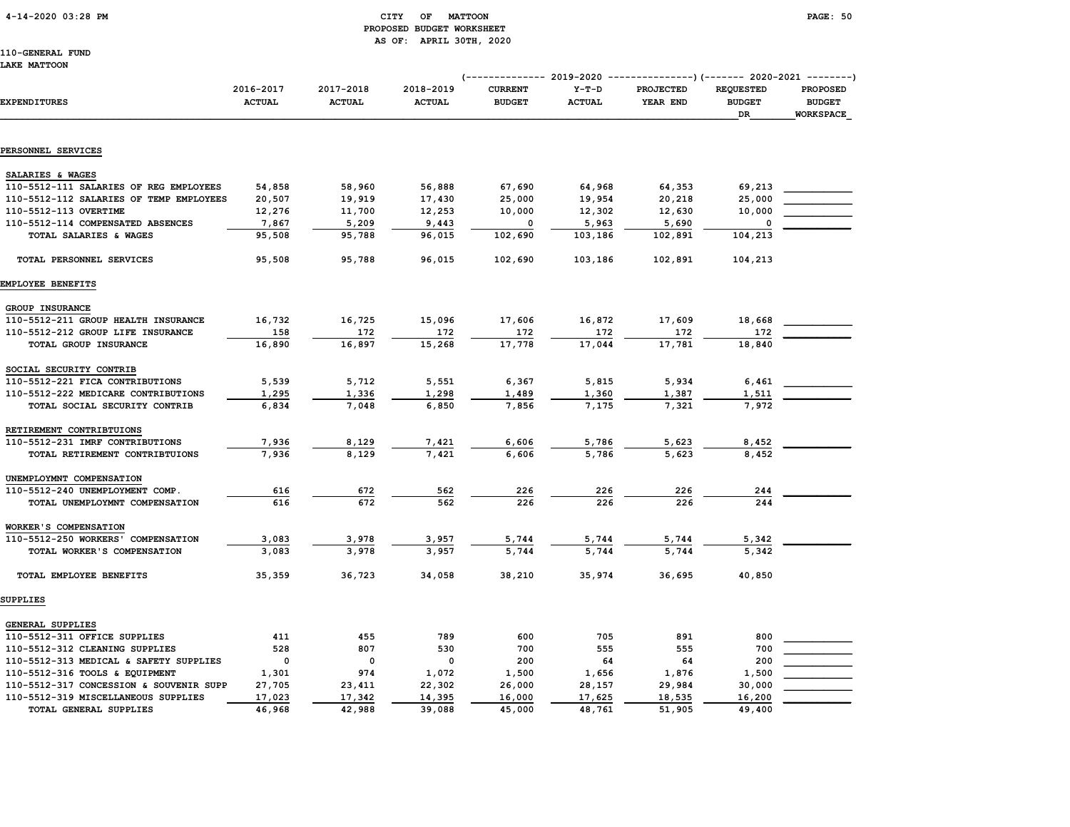CITY OF MATTOON
PROPOSED BUDGET WORKSHEET
AS OF: APRIL 30TH, 2020

110-GENERAL FUND
LAKE MATTOON

| EXPENDITURES | 2016-2017 ACTUAL | 2017-2018 ACTUAL | 2018-2019 ACTUAL | 2019-2020 CURRENT BUDGET | 2019-2020 Y-T-D ACTUAL | 2019-2020 PROJECTED YEAR END | 2020-2021 REQUESTED BUDGET DR | 2020-2021 PROPOSED BUDGET WORKSPACE |
|---|---|---|---|---|---|---|---|---|
| **PERSONNEL SERVICES** | | | | | | | | |
| SALARIES & WAGES | | | | | | | | |
| 110-5512-111 SALARIES OF REG EMPLOYEES | 54,858 | 58,960 | 56,888 | 67,690 | 64,968 | 64,353 | 69,213 | |
| 110-5512-112 SALARIES OF TEMP EMPLOYEES | 20,507 | 19,919 | 17,430 | 25,000 | 19,954 | 20,218 | 25,000 | |
| 110-5512-113 OVERTIME | 12,276 | 11,700 | 12,253 | 10,000 | 12,302 | 12,630 | 10,000 | |
| 110-5512-114 COMPENSATED ABSENCES | 7,867 | 5,209 | 9,443 | 0 | 5,963 | 5,690 | 0 | |
| TOTAL SALARIES & WAGES | 95,508 | 95,788 | 96,015 | 102,690 | 103,186 | 102,891 | 104,213 | |
| TOTAL PERSONNEL SERVICES | 95,508 | 95,788 | 96,015 | 102,690 | 103,186 | 102,891 | 104,213 | |
| **EMPLOYEE BENEFITS** | | | | | | | | |
| GROUP INSURANCE | | | | | | | | |
| 110-5512-211 GROUP HEALTH INSURANCE | 16,732 | 16,725 | 15,096 | 17,606 | 16,872 | 17,609 | 18,668 | |
| 110-5512-212 GROUP LIFE INSURANCE | 158 | 172 | 172 | 172 | 172 | 172 | 172 | |
| TOTAL GROUP INSURANCE | 16,890 | 16,897 | 15,268 | 17,778 | 17,044 | 17,781 | 18,840 | |
| SOCIAL SECURITY CONTRIB | | | | | | | | |
| 110-5512-221 FICA CONTRIBUTIONS | 5,539 | 5,712 | 5,551 | 6,367 | 5,815 | 5,934 | 6,461 | |
| 110-5512-222 MEDICARE CONTRIBUTIONS | 1,295 | 1,336 | 1,298 | 1,489 | 1,360 | 1,387 | 1,511 | |
| TOTAL SOCIAL SECURITY CONTRIB | 6,834 | 7,048 | 6,850 | 7,856 | 7,175 | 7,321 | 7,972 | |
| RETIREMENT CONTRIBTUIONS | | | | | | | | |
| 110-5512-231 IMRF CONTRIBUTIONS | 7,936 | 8,129 | 7,421 | 6,606 | 5,786 | 5,623 | 8,452 | |
| TOTAL RETIREMENT CONTRIBTUIONS | 7,936 | 8,129 | 7,421 | 6,606 | 5,786 | 5,623 | 8,452 | |
| UNEMPLOYMNT COMPENSATION | | | | | | | | |
| 110-5512-240 UNEMPLOYMENT COMP. | 616 | 672 | 562 | 226 | 226 | 226 | 244 | |
| TOTAL UNEMPLOYMNT COMPENSATION | 616 | 672 | 562 | 226 | 226 | 226 | 244 | |
| WORKER'S COMPENSATION | | | | | | | | |
| 110-5512-250 WORKERS' COMPENSATION | 3,083 | 3,978 | 3,957 | 5,744 | 5,744 | 5,744 | 5,342 | |
| TOTAL WORKER'S COMPENSATION | 3,083 | 3,978 | 3,957 | 5,744 | 5,744 | 5,744 | 5,342 | |
| TOTAL EMPLOYEE BENEFITS | 35,359 | 36,723 | 34,058 | 38,210 | 35,974 | 36,695 | 40,850 | |
| **SUPPLIES** | | | | | | | | |
| GENERAL SUPPLIES | | | | | | | | |
| 110-5512-311 OFFICE SUPPLIES | 411 | 455 | 789 | 600 | 705 | 891 | 800 | |
| 110-5512-312 CLEANING SUPPLIES | 528 | 807 | 530 | 700 | 555 | 555 | 700 | |
| 110-5512-313 MEDICAL & SAFETY SUPPLIES | 0 | 0 | 0 | 200 | 64 | 64 | 200 | |
| 110-5512-316 TOOLS & EQUIPMENT | 1,301 | 974 | 1,072 | 1,500 | 1,656 | 1,876 | 1,500 | |
| 110-5512-317 CONCESSION & SOUVENIR SUPP | 27,705 | 23,411 | 22,302 | 26,000 | 28,157 | 29,984 | 30,000 | |
| 110-5512-319 MISCELLANEOUS SUPPLIES | 17,023 | 17,342 | 14,395 | 16,000 | 17,625 | 18,535 | 16,200 | |
| TOTAL GENERAL SUPPLIES | 46,968 | 42,988 | 39,088 | 45,000 | 48,761 | 51,905 | 49,400 | |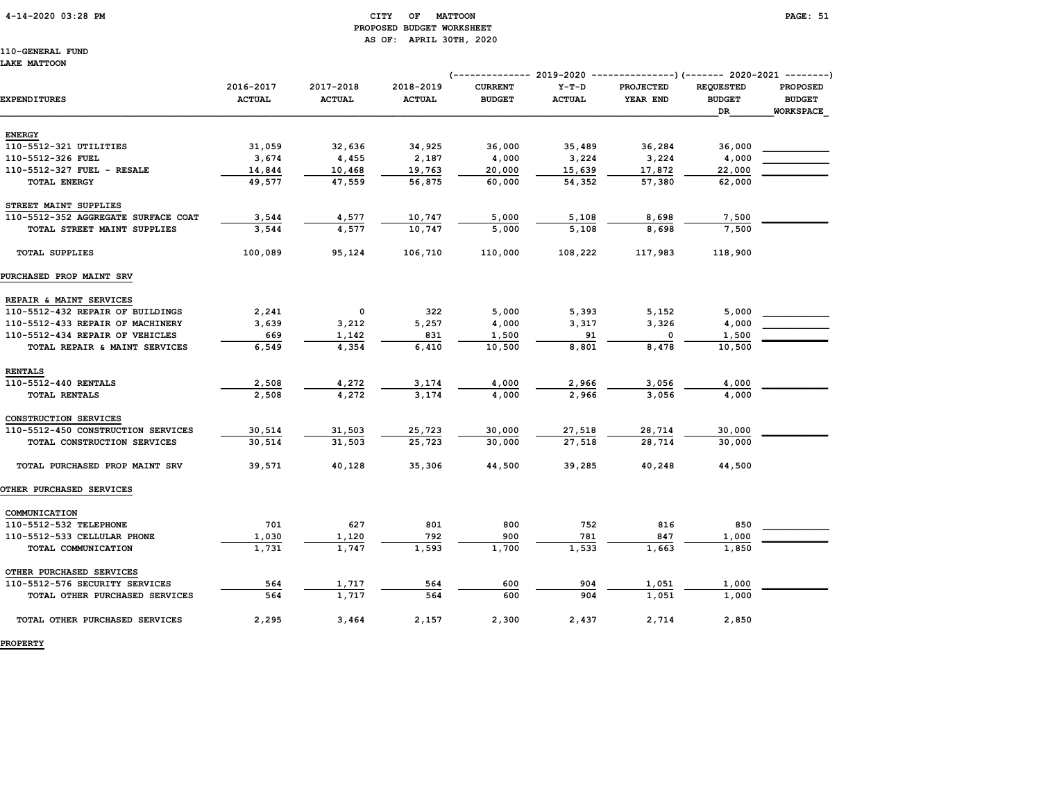110-GENERAL FUND
LAKE MATTOON

| EXPENDITURES | 2016-2017 ACTUAL | 2017-2018 ACTUAL | 2018-2019 ACTUAL | 2019-2020 CURRENT BUDGET | 2019-2020 Y-T-D ACTUAL | 2019-2020 PROJECTED YEAR END | 2020-2021 REQUESTED BUDGET DR | 2020-2021 PROPOSED BUDGET WORKSPACE |
|---|---|---|---|---|---|---|---|---|
| **ENERGY** | | | | | | | | |
| 110-5512-321 UTILITIES | 31,059 | 32,636 | 34,925 | 36,000 | 35,489 | 36,284 | 36,000 | |
| 110-5512-326 FUEL | 3,674 | 4,455 | 2,187 | 4,000 | 3,224 | 3,224 | 4,000 | |
| 110-5512-327 FUEL - RESALE | 14,844 | 10,468 | 19,763 | 20,000 | 15,639 | 17,872 | 22,000 | |
| TOTAL ENERGY | 49,577 | 47,559 | 56,875 | 60,000 | 54,352 | 57,380 | 62,000 | |
| **STREET MAINT SUPPLIES** | | | | | | | | |
| 110-5512-352 AGGREGATE SURFACE COAT | 3,544 | 4,577 | 10,747 | 5,000 | 5,108 | 8,698 | 7,500 | |
| TOTAL STREET MAINT SUPPLIES | 3,544 | 4,577 | 10,747 | 5,000 | 5,108 | 8,698 | 7,500 | |
| TOTAL SUPPLIES | 100,089 | 95,124 | 106,710 | 110,000 | 108,222 | 117,983 | 118,900 | |
| **PURCHASED PROP MAINT SRV** | | | | | | | | |
| **REPAIR & MAINT SERVICES** | | | | | | | | |
| 110-5512-432 REPAIR OF BUILDINGS | 2,241 | 0 | 322 | 5,000 | 5,393 | 5,152 | 5,000 | |
| 110-5512-433 REPAIR OF MACHINERY | 3,639 | 3,212 | 5,257 | 4,000 | 3,317 | 3,326 | 4,000 | |
| 110-5512-434 REPAIR OF VEHICLES | 669 | 1,142 | 831 | 1,500 | 91 | 0 | 1,500 | |
| TOTAL REPAIR & MAINT SERVICES | 6,549 | 4,354 | 6,410 | 10,500 | 8,801 | 8,478 | 10,500 | |
| **RENTALS** | | | | | | | | |
| 110-5512-440 RENTALS | 2,508 | 4,272 | 3,174 | 4,000 | 2,966 | 3,056 | 4,000 | |
| TOTAL RENTALS | 2,508 | 4,272 | 3,174 | 4,000 | 2,966 | 3,056 | 4,000 | |
| **CONSTRUCTION SERVICES** | | | | | | | | |
| 110-5512-450 CONSTRUCTION SERVICES | 30,514 | 31,503 | 25,723 | 30,000 | 27,518 | 28,714 | 30,000 | |
| TOTAL CONSTRUCTION SERVICES | 30,514 | 31,503 | 25,723 | 30,000 | 27,518 | 28,714 | 30,000 | |
| TOTAL PURCHASED PROP MAINT SRV | 39,571 | 40,128 | 35,306 | 44,500 | 39,285 | 40,248 | 44,500 | |
| **OTHER PURCHASED SERVICES** | | | | | | | | |
| **COMMUNICATION** | | | | | | | | |
| 110-5512-532 TELEPHONE | 701 | 627 | 801 | 800 | 752 | 816 | 850 | |
| 110-5512-533 CELLULAR PHONE | 1,030 | 1,120 | 792 | 900 | 781 | 847 | 1,000 | |
| TOTAL COMMUNICATION | 1,731 | 1,747 | 1,593 | 1,700 | 1,533 | 1,663 | 1,850 | |
| **OTHER PURCHASED SERVICES** | | | | | | | | |
| 110-5512-576 SECURITY SERVICES | 564 | 1,717 | 564 | 600 | 904 | 1,051 | 1,000 | |
| TOTAL OTHER PURCHASED SERVICES | 564 | 1,717 | 564 | 600 | 904 | 1,051 | 1,000 | |
| TOTAL OTHER PURCHASED SERVICES | 2,295 | 3,464 | 2,157 | 2,300 | 2,437 | 2,714 | 2,850 | |
| **PROPERTY** | | | | | | | | |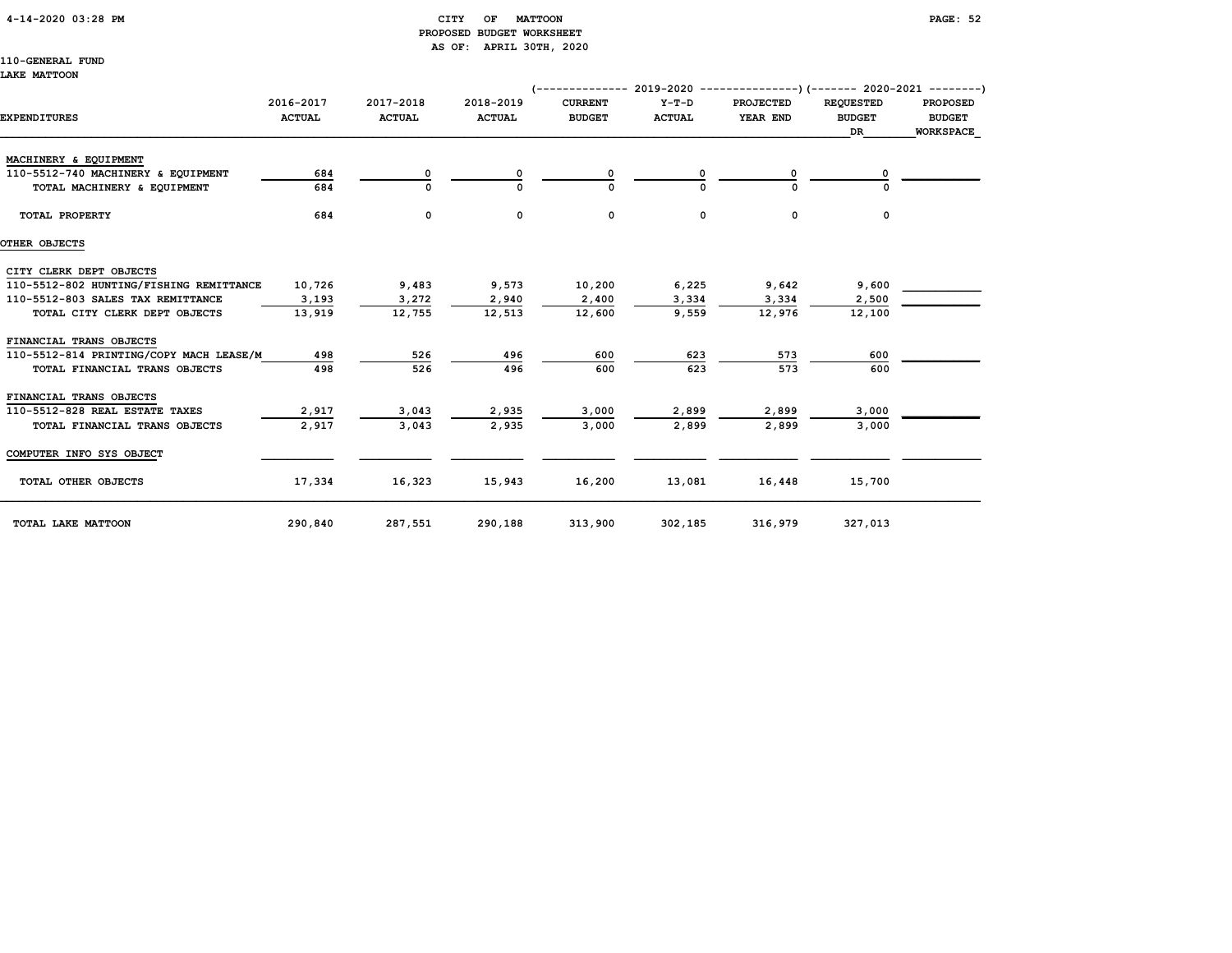CITY OF MATTOON
PROPOSED BUDGET WORKSHEET
AS OF: APRIL 30TH, 2020

110-GENERAL FUND
LAKE MATTOON

| EXPENDITURES | 2016-2017 ACTUAL | 2017-2018 ACTUAL | 2018-2019 ACTUAL | 2019-2020 CURRENT BUDGET | 2019-2020 Y-T-D ACTUAL | 2019-2020 PROJECTED YEAR END | 2020-2021 REQUESTED BUDGET DR | 2020-2021 PROPOSED BUDGET WORKSPACE |
|---|---|---|---|---|---|---|---|---|
| MACHINERY & EQUIPMENT | | | | | | | | |
| 110-5512-740 MACHINERY & EQUIPMENT | 684 | 0 | 0 | 0 | 0 | 0 | 0 | |
| TOTAL MACHINERY & EQUIPMENT | 684 | 0 | 0 | 0 | 0 | 0 | 0 | |
| TOTAL PROPERTY | 684 | 0 | 0 | 0 | 0 | 0 | 0 | |
| OTHER OBJECTS | | | | | | | | |
| CITY CLERK DEPT OBJECTS | | | | | | | | |
| 110-5512-802 HUNTING/FISHING REMITTANCE | 10,726 | 9,483 | 9,573 | 10,200 | 6,225 | 9,642 | 9,600 | |
| 110-5512-803 SALES TAX REMITTANCE | 3,193 | 3,272 | 2,940 | 2,400 | 3,334 | 3,334 | 2,500 | |
| TOTAL CITY CLERK DEPT OBJECTS | 13,919 | 12,755 | 12,513 | 12,600 | 9,559 | 12,976 | 12,100 | |
| FINANCIAL TRANS OBJECTS | | | | | | | | |
| 110-5512-814 PRINTING/COPY MACH LEASE/M | 498 | 526 | 496 | 600 | 623 | 573 | 600 | |
| TOTAL FINANCIAL TRANS OBJECTS | 498 | 526 | 496 | 600 | 623 | 573 | 600 | |
| FINANCIAL TRANS OBJECTS | | | | | | | | |
| 110-5512-828 REAL ESTATE TAXES | 2,917 | 3,043 | 2,935 | 3,000 | 2,899 | 2,899 | 3,000 | |
| TOTAL FINANCIAL TRANS OBJECTS | 2,917 | 3,043 | 2,935 | 3,000 | 2,899 | 2,899 | 3,000 | |
| COMPUTER INFO SYS OBJECT | | | | | | | | |
| TOTAL OTHER OBJECTS | 17,334 | 16,323 | 15,943 | 16,200 | 13,081 | 16,448 | 15,700 | |
| TOTAL LAKE MATTOON | 290,840 | 287,551 | 290,188 | 313,900 | 302,185 | 316,979 | 327,013 | |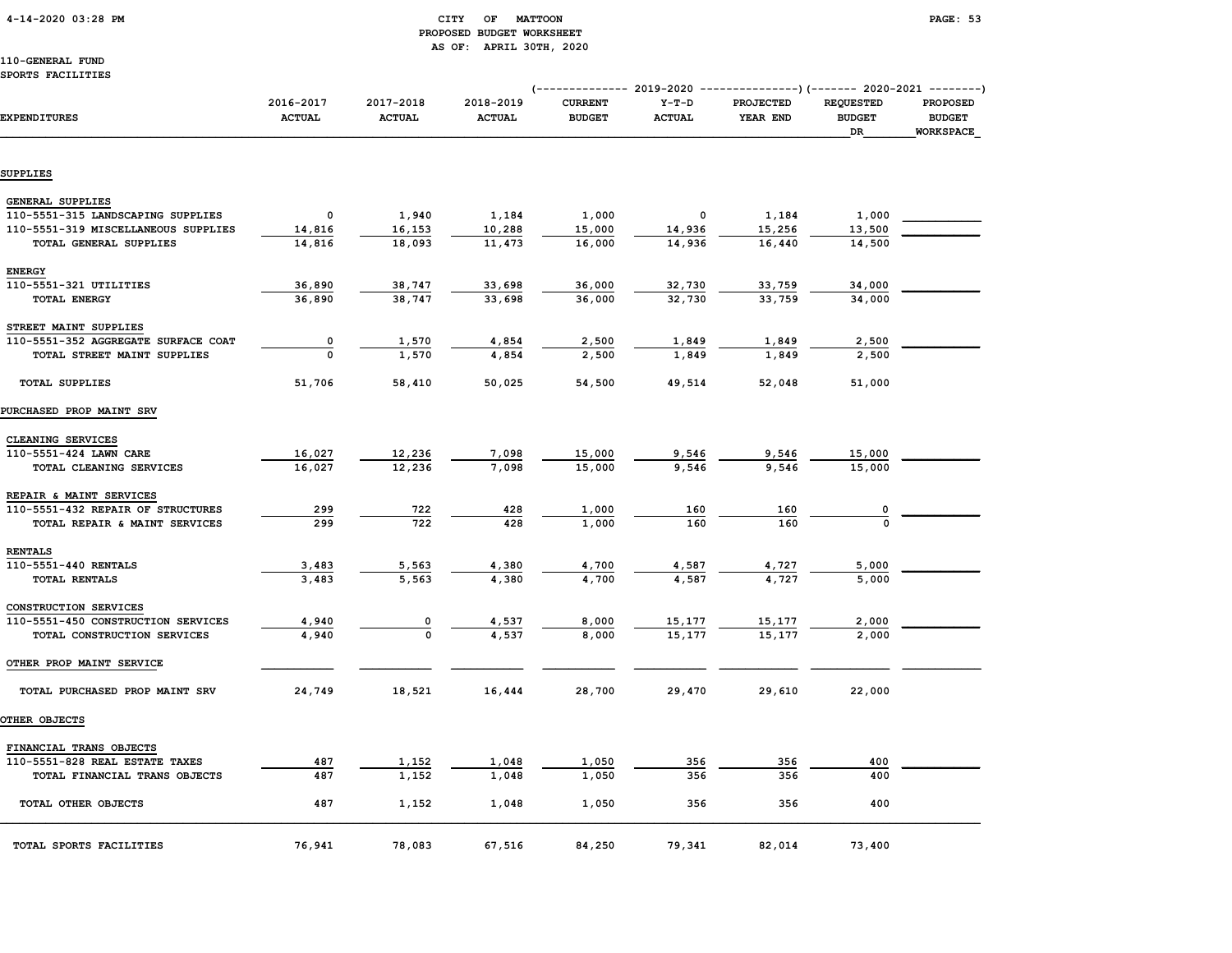CITY OF MATTOON
PROPOSED BUDGET WORKSHEET
AS OF: APRIL 30TH, 2020

110-GENERAL FUND
SPORTS FACILITIES

| EXPENDITURES | 2016-2017 ACTUAL | 2017-2018 ACTUAL | 2018-2019 ACTUAL | 2019-2020 CURRENT BUDGET | 2019-2020 Y-T-D ACTUAL | 2019-2020 PROJECTED YEAR END | 2020-2021 REQUESTED BUDGET DR | 2020-2021 PROPOSED BUDGET WORKSPACE |
|---|---|---|---|---|---|---|---|---|
| **SUPPLIES** | | | | | | | | |
| GENERAL SUPPLIES | | | | | | | | |
| 110-5551-315 LANDSCAPING SUPPLIES | 0 | 1,940 | 1,184 | 1,000 | 0 | 1,184 | 1,000 | |
| 110-5551-319 MISCELLANEOUS SUPPLIES | 14,816 | 16,153 | 10,288 | 15,000 | 14,936 | 15,256 | 13,500 | |
| TOTAL GENERAL SUPPLIES | 14,816 | 18,093 | 11,473 | 16,000 | 14,936 | 16,440 | 14,500 | |
| ENERGY | | | | | | | | |
| 110-5551-321 UTILITIES | 36,890 | 38,747 | 33,698 | 36,000 | 32,730 | 33,759 | 34,000 | |
| TOTAL ENERGY | 36,890 | 38,747 | 33,698 | 36,000 | 32,730 | 33,759 | 34,000 | |
| STREET MAINT SUPPLIES | | | | | | | | |
| 110-5551-352 AGGREGATE SURFACE COAT | 0 | 1,570 | 4,854 | 2,500 | 1,849 | 1,849 | 2,500 | |
| TOTAL STREET MAINT SUPPLIES | 0 | 1,570 | 4,854 | 2,500 | 1,849 | 1,849 | 2,500 | |
| TOTAL SUPPLIES | 51,706 | 58,410 | 50,025 | 54,500 | 49,514 | 52,048 | 51,000 | |
| **PURCHASED PROP MAINT SRV** | | | | | | | | |
| CLEANING SERVICES | | | | | | | | |
| 110-5551-424 LAWN CARE | 16,027 | 12,236 | 7,098 | 15,000 | 9,546 | 9,546 | 15,000 | |
| TOTAL CLEANING SERVICES | 16,027 | 12,236 | 7,098 | 15,000 | 9,546 | 9,546 | 15,000 | |
| REPAIR & MAINT SERVICES | | | | | | | | |
| 110-5551-432 REPAIR OF STRUCTURES | 299 | 722 | 428 | 1,000 | 160 | 160 | 0 | |
| TOTAL REPAIR & MAINT SERVICES | 299 | 722 | 428 | 1,000 | 160 | 160 | 0 | |
| RENTALS | | | | | | | | |
| 110-5551-440 RENTALS | 3,483 | 5,563 | 4,380 | 4,700 | 4,587 | 4,727 | 5,000 | |
| TOTAL RENTALS | 3,483 | 5,563 | 4,380 | 4,700 | 4,587 | 4,727 | 5,000 | |
| CONSTRUCTION SERVICES | | | | | | | | |
| 110-5551-450 CONSTRUCTION SERVICES | 4,940 | 0 | 4,537 | 8,000 | 15,177 | 15,177 | 2,000 | |
| TOTAL CONSTRUCTION SERVICES | 4,940 | 0 | 4,537 | 8,000 | 15,177 | 15,177 | 2,000 | |
| OTHER PROP MAINT SERVICE | | | | | | | | |
| TOTAL PURCHASED PROP MAINT SRV | 24,749 | 18,521 | 16,444 | 28,700 | 29,470 | 29,610 | 22,000 | |
| **OTHER OBJECTS** | | | | | | | | |
| FINANCIAL TRANS OBJECTS | | | | | | | | |
| 110-5551-828 REAL ESTATE TAXES | 487 | 1,152 | 1,048 | 1,050 | 356 | 356 | 400 | |
| TOTAL FINANCIAL TRANS OBJECTS | 487 | 1,152 | 1,048 | 1,050 | 356 | 356 | 400 | |
| TOTAL OTHER OBJECTS | 487 | 1,152 | 1,048 | 1,050 | 356 | 356 | 400 | |
| TOTAL SPORTS FACILITIES | 76,941 | 78,083 | 67,516 | 84,250 | 79,341 | 82,014 | 73,400 | |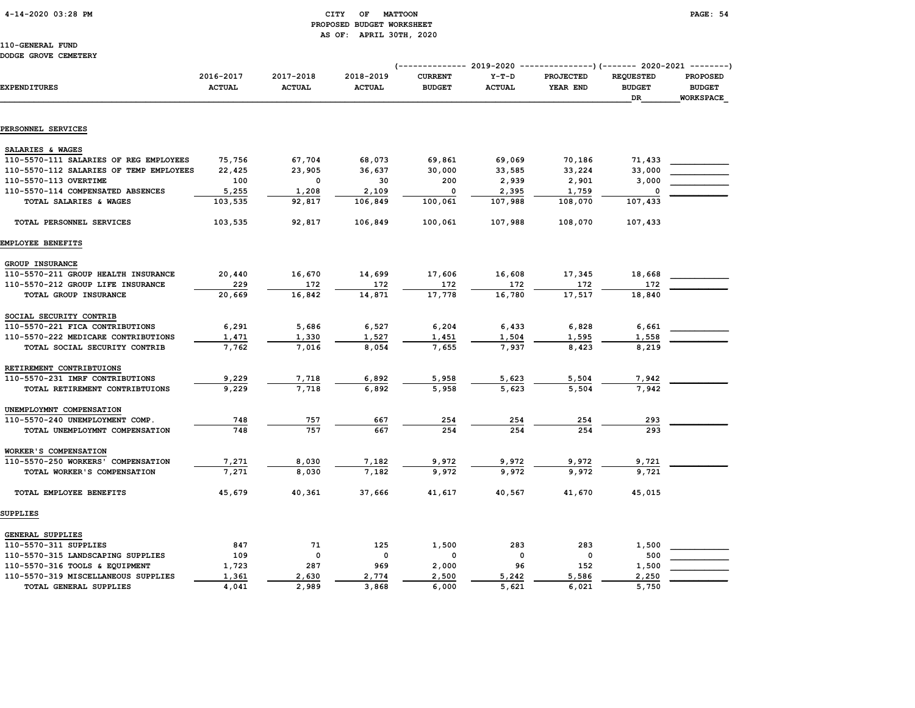CITY OF MATTOON
PROPOSED BUDGET WORKSHEET
AS OF: APRIL 30TH, 2020

110-GENERAL FUND
DODGE GROVE CEMETERY

| EXPENDITURES | 2016-2017 ACTUAL | 2017-2018 ACTUAL | 2018-2019 ACTUAL | 2019-2020 CURRENT BUDGET | 2019-2020 Y-T-D ACTUAL | 2019-2020 PROJECTED YEAR END | 2020-2021 REQUESTED BUDGET DR | 2020-2021 PROPOSED BUDGET WORKSPACE |
|---|---|---|---|---|---|---|---|---|
| **PERSONNEL SERVICES** | | | | | | | | |
| SALARIES & WAGES | | | | | | | | |
| 110-5570-111 SALARIES OF REG EMPLOYEES | 75,756 | 67,704 | 68,073 | 69,861 | 69,069 | 70,186 | 71,433 | ___________ |
| 110-5570-112 SALARIES OF TEMP EMPLOYEES | 22,425 | 23,905 | 36,637 | 30,000 | 33,585 | 33,224 | 33,000 | ___________ |
| 110-5570-113 OVERTIME | 100 | 0 | 30 | 200 | 2,939 | 2,901 | 3,000 | ___________ |
| 110-5570-114 COMPENSATED ABSENCES | 5,255 | 1,208 | 2,109 | 0 | 2,395 | 1,759 | 0 | ___________ |
| TOTAL SALARIES & WAGES | 103,535 | 92,817 | 106,849 | 100,061 | 107,988 | 108,070 | 107,433 | |
| TOTAL PERSONNEL SERVICES | 103,535 | 92,817 | 106,849 | 100,061 | 107,988 | 108,070 | 107,433 | |
| **EMPLOYEE BENEFITS** | | | | | | | | |
| GROUP INSURANCE | | | | | | | | |
| 110-5570-211 GROUP HEALTH INSURANCE | 20,440 | 16,670 | 14,699 | 17,606 | 16,608 | 17,345 | 18,668 | ___________ |
| 110-5570-212 GROUP LIFE INSURANCE | 229 | 172 | 172 | 172 | 172 | 172 | 172 | ___________ |
| TOTAL GROUP INSURANCE | 20,669 | 16,842 | 14,871 | 17,778 | 16,780 | 17,517 | 18,840 | |
| SOCIAL SECURITY CONTRIB | | | | | | | | |
| 110-5570-221 FICA CONTRIBUTIONS | 6,291 | 5,686 | 6,527 | 6,204 | 6,433 | 6,828 | 6,661 | ___________ |
| 110-5570-222 MEDICARE CONTRIBUTIONS | 1,471 | 1,330 | 1,527 | 1,451 | 1,504 | 1,595 | 1,558 | ___________ |
| TOTAL SOCIAL SECURITY CONTRIB | 7,762 | 7,016 | 8,054 | 7,655 | 7,937 | 8,423 | 8,219 | |
| RETIREMENT CONTRIBTUIONS | | | | | | | | |
| 110-5570-231 IMRF CONTRIBUTIONS | 9,229 | 7,718 | 6,892 | 5,958 | 5,623 | 5,504 | 7,942 | ___________ |
| TOTAL RETIREMENT CONTRIBTUIONS | 9,229 | 7,718 | 6,892 | 5,958 | 5,623 | 5,504 | 7,942 | |
| UNEMPLOYMNT COMPENSATION | | | | | | | | |
| 110-5570-240 UNEMPLOYMENT COMP. | 748 | 757 | 667 | 254 | 254 | 254 | 293 | ___________ |
| TOTAL UNEMPLOYMNT COMPENSATION | 748 | 757 | 667 | 254 | 254 | 254 | 293 | |
| WORKER'S COMPENSATION | | | | | | | | |
| 110-5570-250 WORKERS' COMPENSATION | 7,271 | 8,030 | 7,182 | 9,972 | 9,972 | 9,972 | 9,721 | ___________ |
| TOTAL WORKER'S COMPENSATION | 7,271 | 8,030 | 7,182 | 9,972 | 9,972 | 9,972 | 9,721 | |
| TOTAL EMPLOYEE BENEFITS | 45,679 | 40,361 | 37,666 | 41,617 | 40,567 | 41,670 | 45,015 | |
| **SUPPLIES** | | | | | | | | |
| GENERAL SUPPLIES | | | | | | | | |
| 110-5570-311 SUPPLIES | 847 | 71 | 125 | 1,500 | 283 | 283 | 1,500 | ___________ |
| 110-5570-315 LANDSCAPING SUPPLIES | 109 | 0 | 0 | 0 | 0 | 0 | 500 | ___________ |
| 110-5570-316 TOOLS & EQUIPMENT | 1,723 | 287 | 969 | 2,000 | 96 | 152 | 1,500 | ___________ |
| 110-5570-319 MISCELLANEOUS SUPPLIES | 1,361 | 2,630 | 2,774 | 2,500 | 5,242 | 5,586 | 2,250 | ___________ |
| TOTAL GENERAL SUPPLIES | 4,041 | 2,989 | 3,868 | 6,000 | 5,621 | 6,021 | 5,750 | ___________ |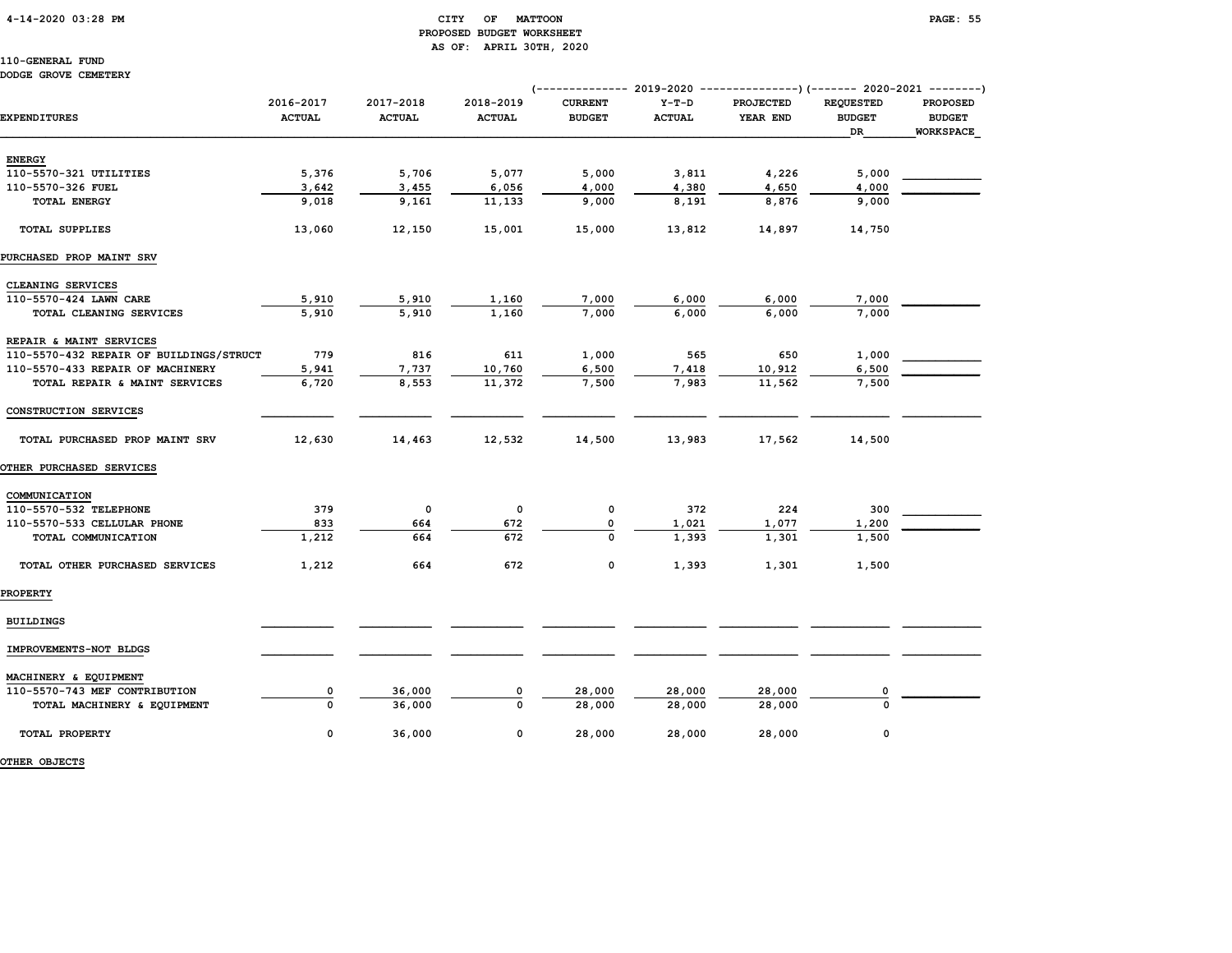CITY OF MATTOON
PROPOSED BUDGET WORKSHEET
AS OF: APRIL 30TH, 2020

110-GENERAL FUND
DODGE GROVE CEMETERY

| EXPENDITURES | 2016-2017 ACTUAL | 2017-2018 ACTUAL | 2018-2019 ACTUAL | 2019-2020 CURRENT BUDGET | 2019-2020 Y-T-D ACTUAL | 2019-2020 PROJECTED YEAR END | 2020-2021 REQUESTED BUDGET DR | 2020-2021 PROPOSED BUDGET WORKSPACE |
|---|---|---|---|---|---|---|---|---|
| **ENERGY** | | | | | | | | |
| 110-5570-321 UTILITIES | 5,376 | 5,706 | 5,077 | 5,000 | 3,811 | 4,226 | 5,000 | |
| 110-5570-326 FUEL | 3,642 | 3,455 | 6,056 | 4,000 | 4,380 | 4,650 | 4,000 | |
| TOTAL ENERGY | 9,018 | 9,161 | 11,133 | 9,000 | 8,191 | 8,876 | 9,000 | |
| TOTAL SUPPLIES | 13,060 | 12,150 | 15,001 | 15,000 | 13,812 | 14,897 | 14,750 | |
| **PURCHASED PROP MAINT SRV** | | | | | | | | |
| CLEANING SERVICES | | | | | | | | |
| 110-5570-424 LAWN CARE | 5,910 | 5,910 | 1,160 | 7,000 | 6,000 | 6,000 | 7,000 | |
| TOTAL CLEANING SERVICES | 5,910 | 5,910 | 1,160 | 7,000 | 6,000 | 6,000 | 7,000 | |
| REPAIR & MAINT SERVICES | | | | | | | | |
| 110-5570-432 REPAIR OF BUILDINGS/STRUCT | 779 | 816 | 611 | 1,000 | 565 | 650 | 1,000 | |
| 110-5570-433 REPAIR OF MACHINERY | 5,941 | 7,737 | 10,760 | 6,500 | 7,418 | 10,912 | 6,500 | |
| TOTAL REPAIR & MAINT SERVICES | 6,720 | 8,553 | 11,372 | 7,500 | 7,983 | 11,562 | 7,500 | |
| CONSTRUCTION SERVICES | | | | | | | | |
| TOTAL PURCHASED PROP MAINT SRV | 12,630 | 14,463 | 12,532 | 14,500 | 13,983 | 17,562 | 14,500 | |
| **OTHER PURCHASED SERVICES** | | | | | | | | |
| COMMUNICATION | | | | | | | | |
| 110-5570-532 TELEPHONE | 379 | 0 | 0 | 0 | 372 | 224 | 300 | |
| 110-5570-533 CELLULAR PHONE | 833 | 664 | 672 | 0 | 1,021 | 1,077 | 1,200 | |
| TOTAL COMMUNICATION | 1,212 | 664 | 672 | 0 | 1,393 | 1,301 | 1,500 | |
| TOTAL OTHER PURCHASED SERVICES | 1,212 | 664 | 672 | 0 | 1,393 | 1,301 | 1,500 | |
| **PROPERTY** | | | | | | | | |
| BUILDINGS | | | | | | | | |
| IMPROVEMENTS-NOT BLDGS | | | | | | | | |
| MACHINERY & EQUIPMENT | | | | | | | | |
| 110-5570-743 MEF CONTRIBUTION | 0 | 36,000 | 0 | 28,000 | 28,000 | 28,000 | 0 | |
| TOTAL MACHINERY & EQUIPMENT | 0 | 36,000 | 0 | 28,000 | 28,000 | 28,000 | 0 | |
| TOTAL PROPERTY | 0 | 36,000 | 0 | 28,000 | 28,000 | 28,000 | 0 | |
| **OTHER OBJECTS** | | | | | | | | |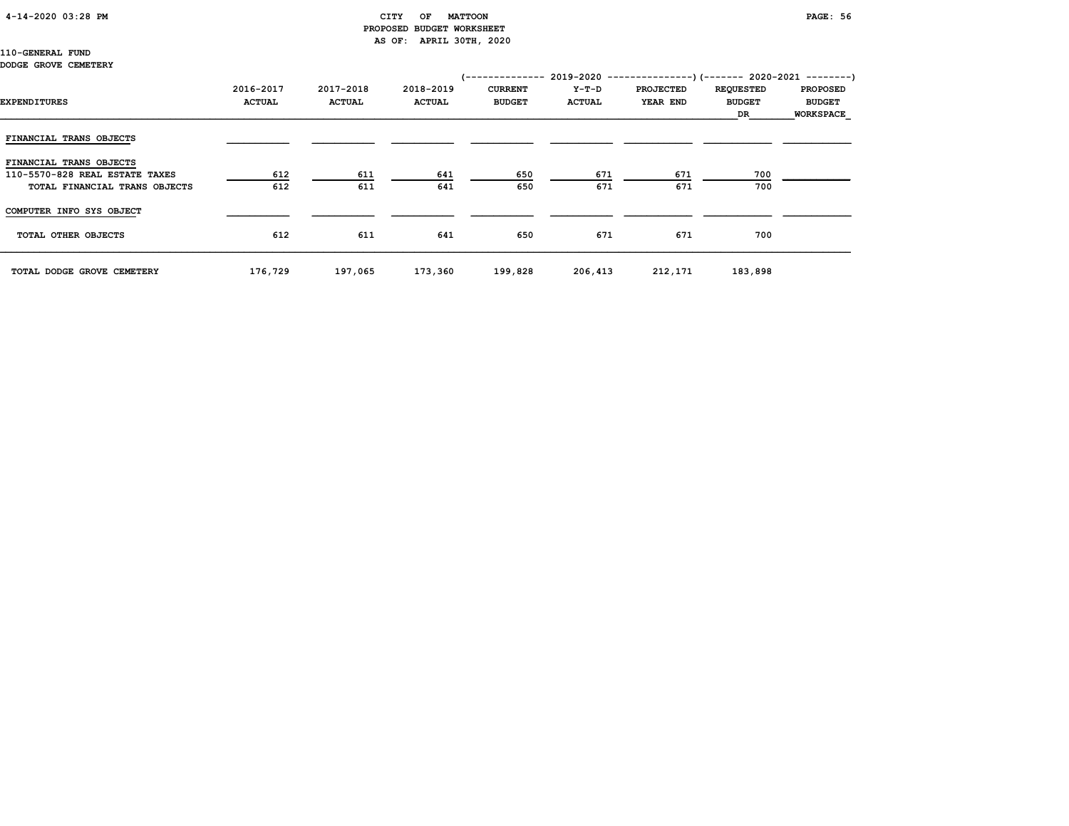CITY OF MATTOON
PROPOSED BUDGET WORKSHEET
AS OF: APRIL 30TH, 2020

110-GENERAL FUND
DODGE GROVE CEMETERY

| EXPENDITURES | 2016-2017 ACTUAL | 2017-2018 ACTUAL | 2018-2019 ACTUAL | 2019-2020 CURRENT BUDGET | 2019-2020 Y-T-D ACTUAL | 2019-2020 PROJECTED YEAR END | 2020-2021 REQUESTED BUDGET DR | 2020-2021 PROPOSED BUDGET WORKSPACE |
|---|---|---|---|---|---|---|---|---|
| FINANCIAL TRANS OBJECTS | | | | | | | | |
| FINANCIAL TRANS OBJECTS | | | | | | | | |
| 110-5570-828 REAL ESTATE TAXES | 612 | 611 | 641 | 650 | 671 | 671 | 700 | |
| TOTAL FINANCIAL TRANS OBJECTS | 612 | 611 | 641 | 650 | 671 | 671 | 700 | |
| COMPUTER INFO SYS OBJECT | | | | | | | | |
| TOTAL OTHER OBJECTS | 612 | 611 | 641 | 650 | 671 | 671 | 700 | |
| TOTAL DODGE GROVE CEMETERY | 176,729 | 197,065 | 173,360 | 199,828 | 206,413 | 212,171 | 183,898 | |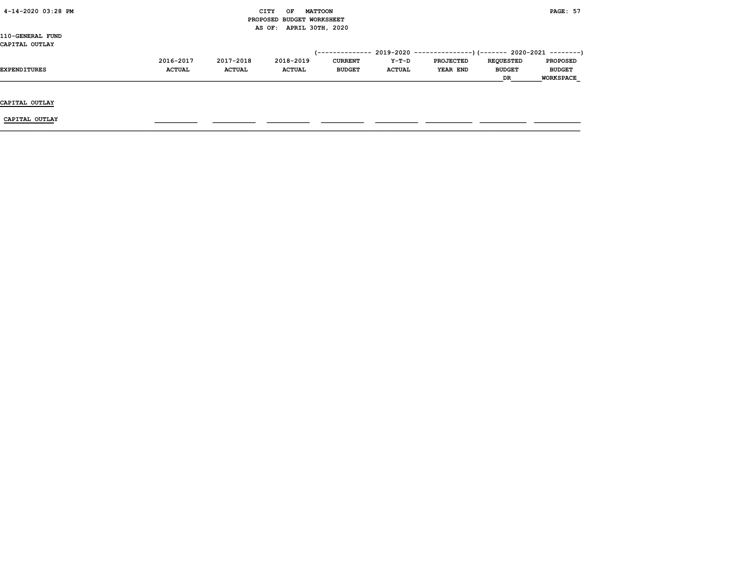CITY OF MATTOON
PROPOSED BUDGET WORKSHEET
AS OF: APRIL 30TH, 2020

110-GENERAL FUND
CAPITAL OUTLAY

| EXPENDITURES | 2016-2017 ACTUAL | 2017-2018 ACTUAL | 2018-2019 ACTUAL | 2019-2020 CURRENT BUDGET | 2019-2020 Y-T-D ACTUAL | 2019-2020 PROJECTED YEAR END | 2020-2021 REQUESTED BUDGET DR | 2020-2021 PROPOSED BUDGET WORKSPACE |
|---|---|---|---|---|---|---|---|---|
| **CAPITAL OUTLAY** | | | | | | | | |
| CAPITAL OUTLAY | | | | | | | | |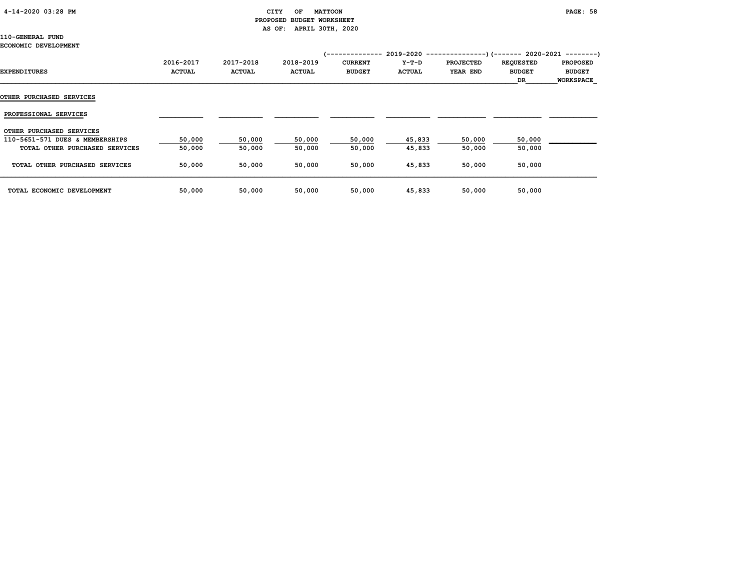CITY OF MATTOON
PROPOSED BUDGET WORKSHEET
AS OF: APRIL 30TH, 2020

110-GENERAL FUND
ECONOMIC DEVELOPMENT

| EXPENDITURES | 2016-2017 ACTUAL | 2017-2018 ACTUAL | 2018-2019 ACTUAL | 2019-2020 CURRENT BUDGET | 2019-2020 Y-T-D ACTUAL | 2019-2020 PROJECTED YEAR END | 2020-2021 REQUESTED BUDGET DR | 2020-2021 PROPOSED BUDGET WORKSPACE |
|---|---|---|---|---|---|---|---|---|
| **OTHER PURCHASED SERVICES** | | | | | | | | |
| PROFESSIONAL SERVICES | | | | | | | | |
| OTHER PURCHASED SERVICES | | | | | | | | |
| 110-5651-571 DUES & MEMBERSHIPS | 50,000 | 50,000 | 50,000 | 50,000 | 45,833 | 50,000 | 50,000 | |
| TOTAL OTHER PURCHASED SERVICES | 50,000 | 50,000 | 50,000 | 50,000 | 45,833 | 50,000 | 50,000 | |
| TOTAL OTHER PURCHASED SERVICES | 50,000 | 50,000 | 50,000 | 50,000 | 45,833 | 50,000 | 50,000 | |
| TOTAL ECONOMIC DEVELOPMENT | 50,000 | 50,000 | 50,000 | 50,000 | 45,833 | 50,000 | 50,000 | |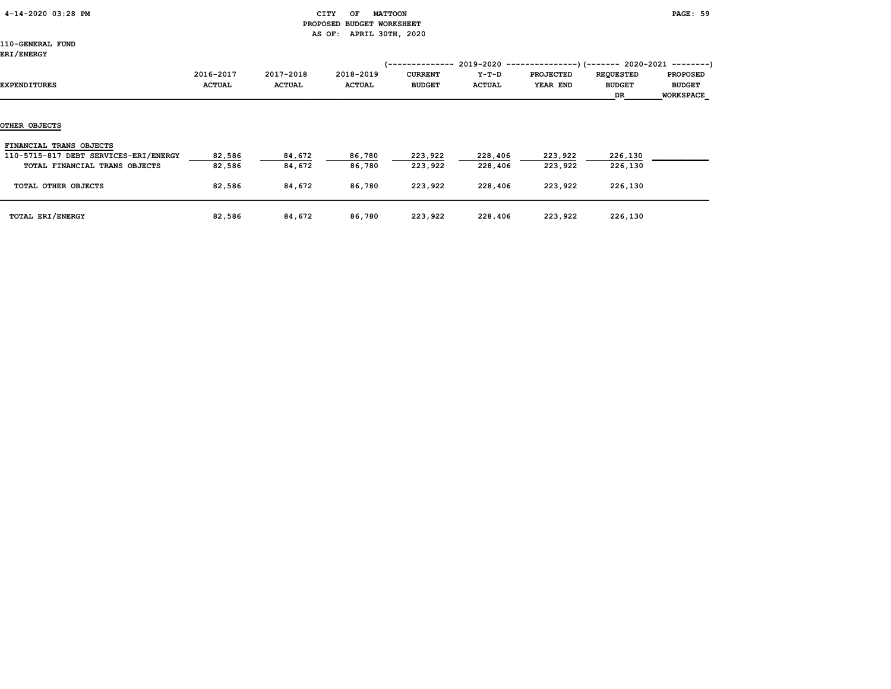CITY OF MATTOON
PROPOSED BUDGET WORKSHEET
AS OF: APRIL 30TH, 2020

110-GENERAL FUND
ERI/ENERGY

| EXPENDITURES | 2016-2017 ACTUAL | 2017-2018 ACTUAL | 2018-2019 ACTUAL | 2019-2020 CURRENT BUDGET | 2019-2020 Y-T-D ACTUAL | 2019-2020 PROJECTED YEAR END | 2020-2021 REQUESTED BUDGET DR | 2020-2021 PROPOSED BUDGET WORKSPACE |
|---|---|---|---|---|---|---|---|---|
| **OTHER OBJECTS** | | | | | | | | |
| FINANCIAL TRANS OBJECTS | | | | | | | | |
| 110-5715-817 DEBT SERVICES-ERI/ENERGY | 82,586 | 84,672 | 86,780 | 223,922 | 228,406 | 223,922 | 226,130 | |
| TOTAL FINANCIAL TRANS OBJECTS | 82,586 | 84,672 | 86,780 | 223,922 | 228,406 | 223,922 | 226,130 | |
| TOTAL OTHER OBJECTS | 82,586 | 84,672 | 86,780 | 223,922 | 228,406 | 223,922 | 226,130 | |
| TOTAL ERI/ENERGY | 82,586 | 84,672 | 86,780 | 223,922 | 228,406 | 223,922 | 226,130 | |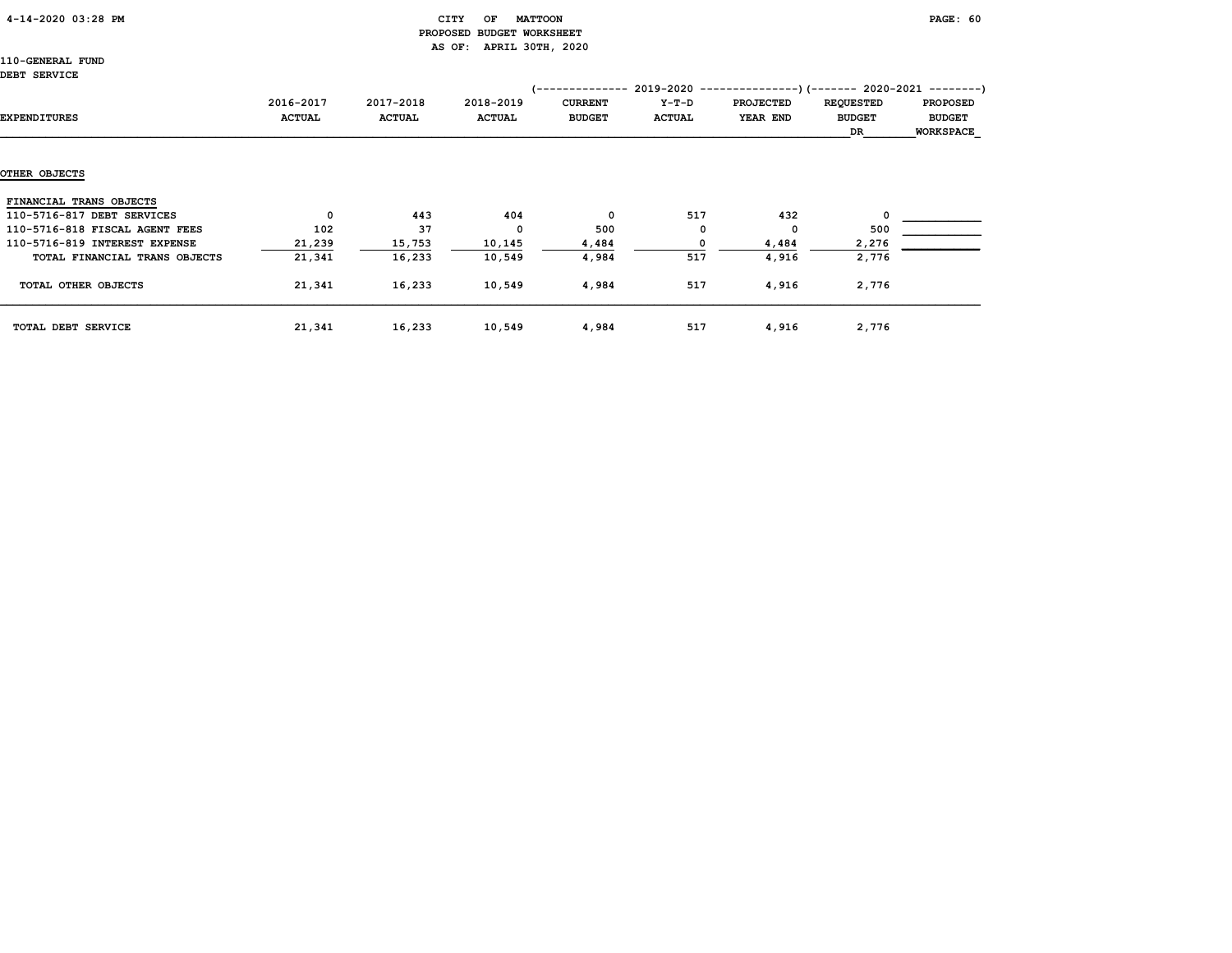CITY OF MATTOON
PROPOSED BUDGET WORKSHEET
AS OF: APRIL 30TH, 2020

110-GENERAL FUND
DEBT SERVICE

| EXPENDITURES | 2016-2017 ACTUAL | 2017-2018 ACTUAL | 2018-2019 ACTUAL | 2019-2020 CURRENT BUDGET | 2019-2020 Y-T-D ACTUAL | 2019-2020 PROJECTED YEAR END | 2020-2021 REQUESTED BUDGET DR | 2020-2021 PROPOSED BUDGET WORKSPACE |
|---|---|---|---|---|---|---|---|---|
| OTHER OBJECTS | | | | | | | | |
| FINANCIAL TRANS OBJECTS | | | | | | | | |
| 110-5716-817 DEBT SERVICES | 0 | 443 | 404 | 0 | 517 | 432 | 0 | |
| 110-5716-818 FISCAL AGENT FEES | 102 | 37 | 0 | 500 | 0 | 0 | 500 | |
| 110-5716-819 INTEREST EXPENSE | 21,239 | 15,753 | 10,145 | 4,484 | 0 | 4,484 | 2,276 | |
| TOTAL FINANCIAL TRANS OBJECTS | 21,341 | 16,233 | 10,549 | 4,984 | 517 | 4,916 | 2,776 | |
| TOTAL OTHER OBJECTS | 21,341 | 16,233 | 10,549 | 4,984 | 517 | 4,916 | 2,776 | |
| TOTAL DEBT SERVICE | 21,341 | 16,233 | 10,549 | 4,984 | 517 | 4,916 | 2,776 | |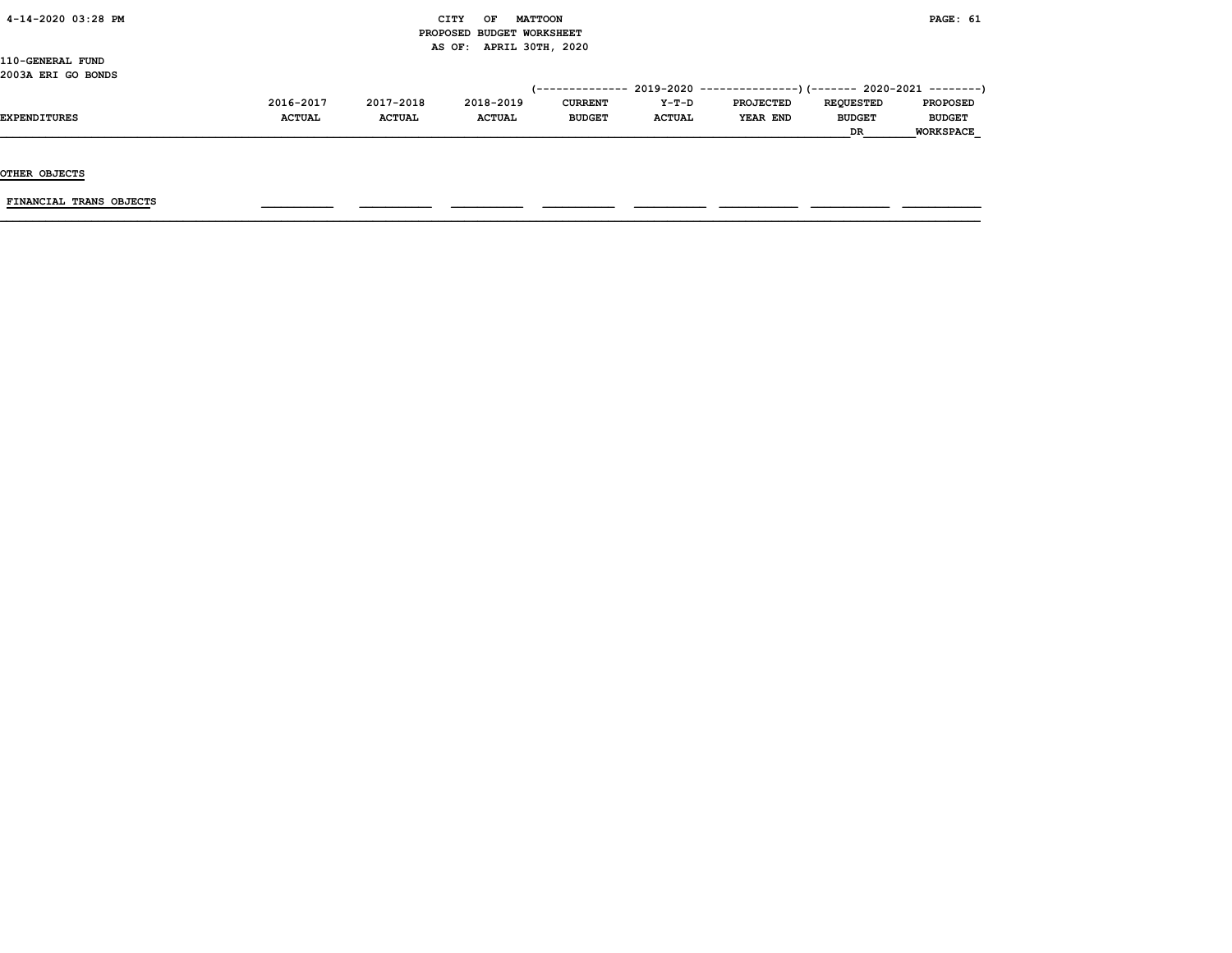110-GENERAL FUND
2003A ERI GO BONDS

| EXPENDITURES | 2016-2017 ACTUAL | 2017-2018 ACTUAL | 2018-2019 ACTUAL | 2019-2020 CURRENT BUDGET | 2019-2020 Y-T-D ACTUAL | 2019-2020 PROJECTED YEAR END | 2020-2021 REQUESTED BUDGET DR | 2020-2021 PROPOSED BUDGET WORKSPACE |
|---|---|---|---|---|---|---|---|---|
| OTHER OBJECTS | | | | | | | | |
| FINANCIAL TRANS OBJECTS | | | | | | | | |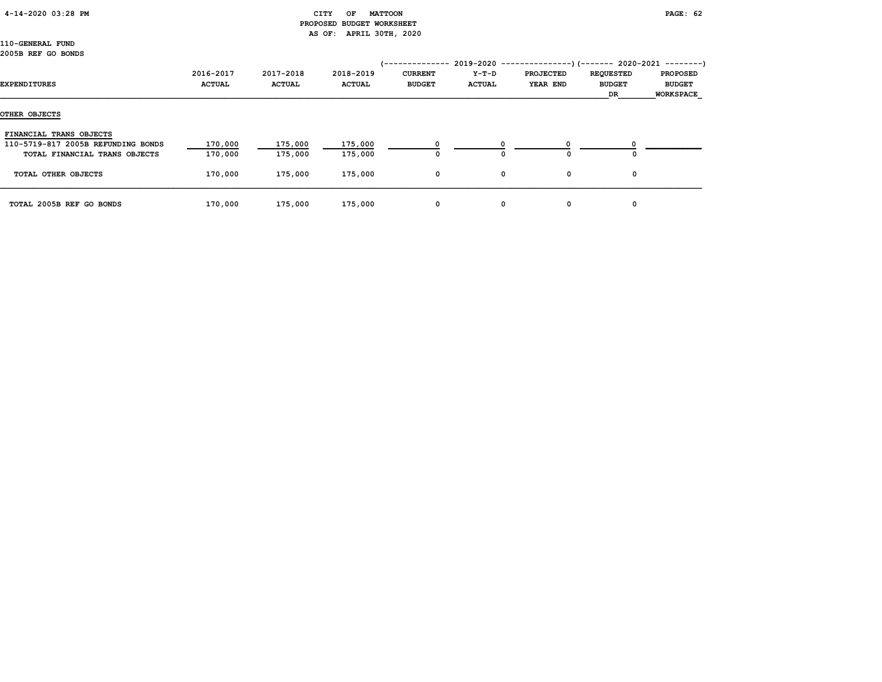CITY OF MATTOON
PROPOSED BUDGET WORKSHEET
AS OF: APRIL 30TH, 2020

110-GENERAL FUND
2005B REF GO BONDS

| EXPENDITURES | 2016-2017 ACTUAL | 2017-2018 ACTUAL | 2018-2019 ACTUAL | 2019-2020 CURRENT BUDGET | 2019-2020 Y-T-D ACTUAL | 2019-2020 PROJECTED YEAR END | 2020-2021 REQUESTED BUDGET DR | 2020-2021 PROPOSED BUDGET WORKSPACE |
|---|---|---|---|---|---|---|---|---|
| **OTHER OBJECTS** | | | | | | | | |
| FINANCIAL TRANS OBJECTS | | | | | | | | |
| 110-5719-817 2005B REFUNDING BONDS | 170,000 | 175,000 | 175,000 | 0 | 0 | 0 | 0 | |
| TOTAL FINANCIAL TRANS OBJECTS | 170,000 | 175,000 | 175,000 | 0 | 0 | 0 | 0 | |
| TOTAL OTHER OBJECTS | 170,000 | 175,000 | 175,000 | 0 | 0 | 0 | 0 | |
| TOTAL 2005B REF GO BONDS | 170,000 | 175,000 | 175,000 | 0 | 0 | 0 | 0 | |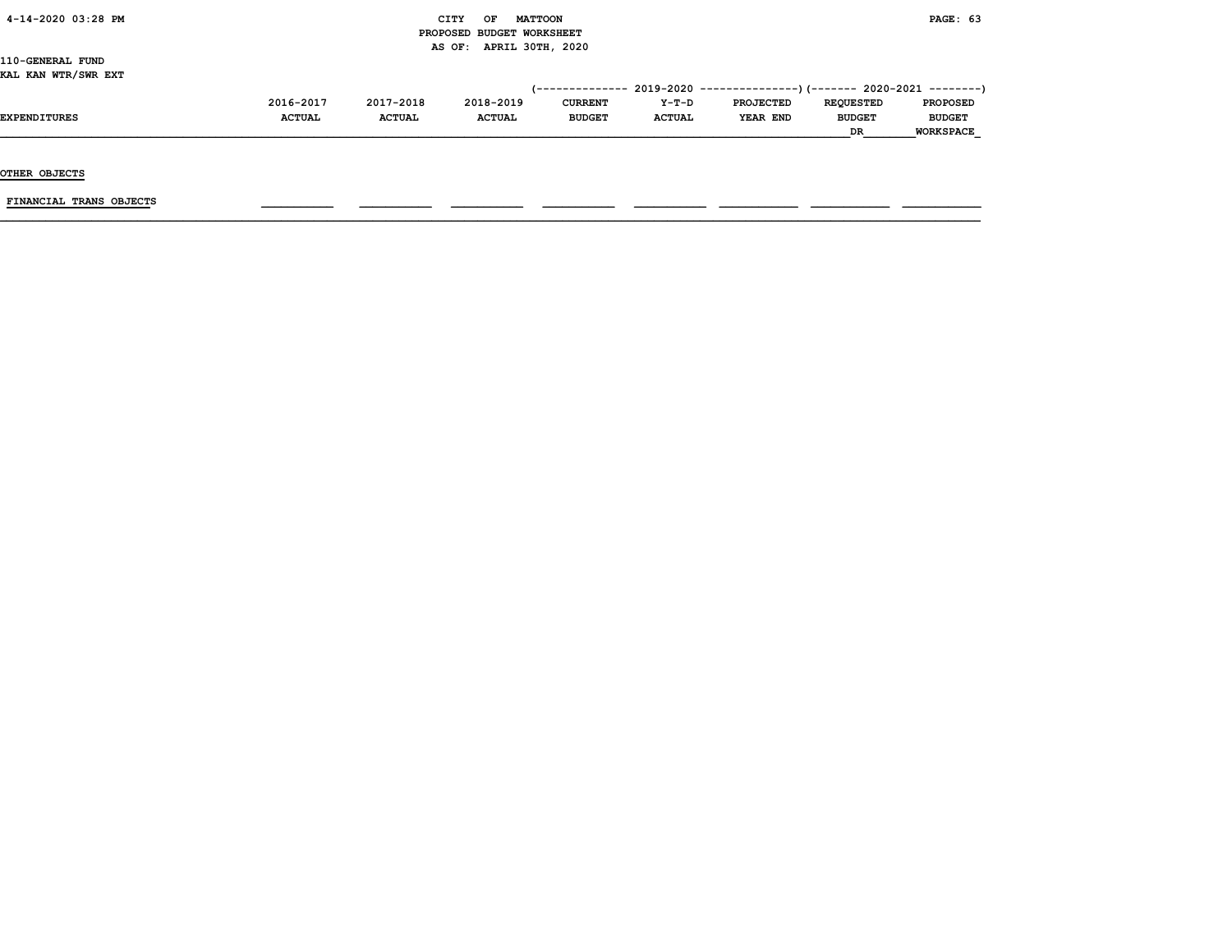110-GENERAL FUND
KAL KAN WTR/SWR EXT

| EXPENDITURES | 2016-2017 ACTUAL | 2017-2018 ACTUAL | 2018-2019 ACTUAL | 2019-2020 CURRENT BUDGET | 2019-2020 Y-T-D ACTUAL | 2019-2020 PROJECTED YEAR END | 2020-2021 REQUESTED BUDGET DR | 2020-2021 PROPOSED BUDGET WORKSPACE |
|---|---|---|---|---|---|---|---|---|
| OTHER OBJECTS | | | | | | | | |
| FINANCIAL TRANS OBJECTS | | | | | | | | |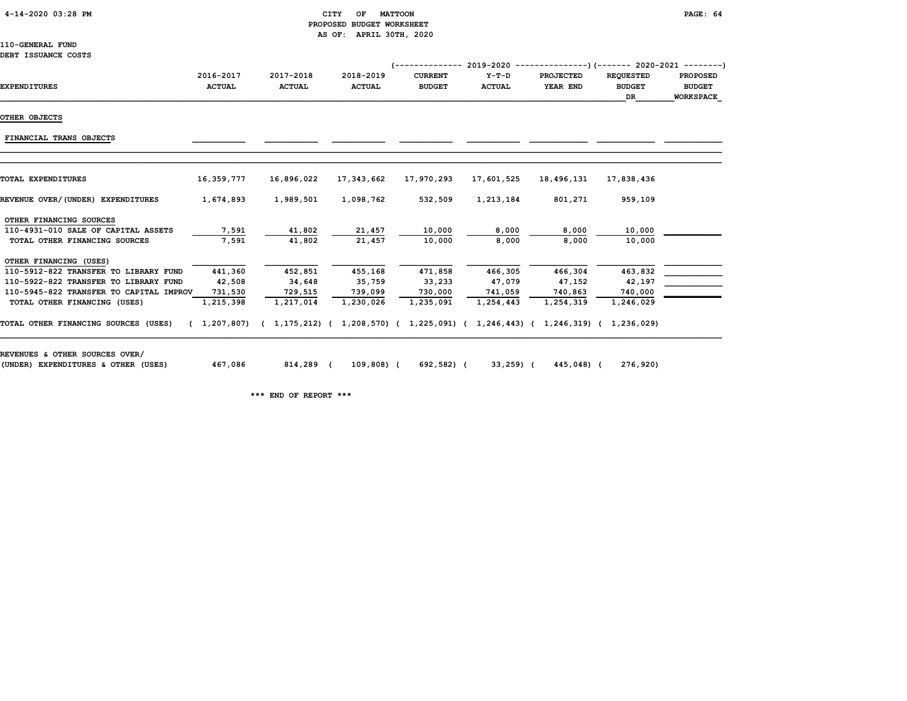CITY OF MATTOON
PROPOSED BUDGET WORKSHEET
AS OF: APRIL 30TH, 2020

110-GENERAL FUND
DEBT ISSUANCE COSTS

| EXPENDITURES | 2016-2017 ACTUAL | 2017-2018 ACTUAL | 2018-2019 ACTUAL | 2019-2020 CURRENT BUDGET | 2019-2020 Y-T-D ACTUAL | 2019-2020 PROJECTED YEAR END | 2020-2021 REQUESTED BUDGET DR | 2020-2021 PROPOSED BUDGET WORKSPACE |
|---|---|---|---|---|---|---|---|---|
| **OTHER OBJECTS** | | | | | | | | |
| FINANCIAL TRANS OBJECTS | | | | | | | | |
| TOTAL EXPENDITURES | 16,359,777 | 16,896,022 | 17,343,662 | 17,970,293 | 17,601,525 | 18,496,131 | 17,838,436 | |
| REVENUE OVER/(UNDER) EXPENDITURES | 1,674,893 | 1,989,501 | 1,098,762 | 532,509 | 1,213,184 | 801,271 | 959,109 | |
| OTHER FINANCING SOURCES | | | | | | | | |
| 110-4931-010 SALE OF CAPITAL ASSETS | 7,591 | 41,802 | 21,457 | 10,000 | 8,000 | 8,000 | 10,000 | |
| TOTAL OTHER FINANCING SOURCES | 7,591 | 41,802 | 21,457 | 10,000 | 8,000 | 8,000 | 10,000 | |
| OTHER FINANCING (USES) | | | | | | | | |
| 110-5912-822 TRANSFER TO LIBRARY FUND | 441,360 | 452,851 | 455,168 | 471,858 | 466,305 | 466,304 | 463,832 | |
| 110-5922-822 TRANSFER TO LIBRARY FUND | 42,508 | 34,648 | 35,759 | 33,233 | 47,079 | 47,152 | 42,197 | |
| 110-5945-822 TRANSFER TO CAPITAL IMPROV | 731,530 | 729,515 | 739,099 | 730,000 | 741,059 | 740,863 | 740,000 | |
| TOTAL OTHER FINANCING (USES) | 1,215,398 | 1,217,014 | 1,230,026 | 1,235,091 | 1,254,443 | 1,254,319 | 1,246,029 | |
| TOTAL OTHER FINANCING SOURCES (USES) | ( 1,207,807) | ( 1,175,212) | ( 1,208,570) | ( 1,225,091) | ( 1,246,443) | ( 1,246,319) | ( 1,236,029) | |
| REVENUES & OTHER SOURCES OVER/ (UNDER) EXPENDITURES & OTHER (USES) | 467,086 | 814,289 | ( 109,808) | ( 692,582) | ( 33,259) | ( 445,048) | ( 276,920) | |

*** END OF REPORT ***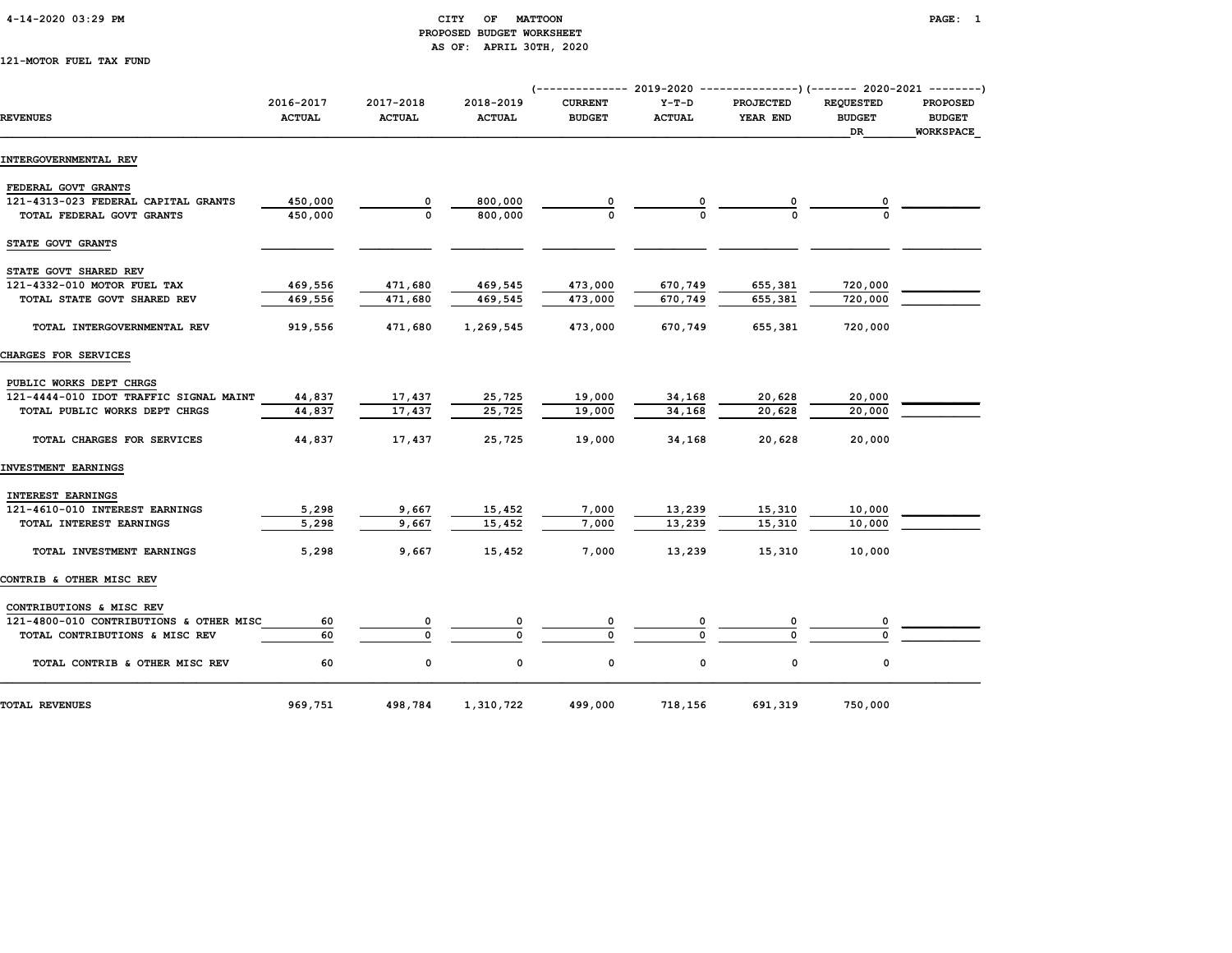CITY OF MATTOON
PROPOSED BUDGET WORKSHEET
AS OF: APRIL 30TH, 2020

121-MOTOR FUEL TAX FUND

| REVENUES | 2016-2017 ACTUAL | 2017-2018 ACTUAL | 2018-2019 ACTUAL | 2019-2020 CURRENT BUDGET | 2019-2020 Y-T-D ACTUAL | 2019-2020 PROJECTED YEAR END | 2020-2021 REQUESTED BUDGET DR | 2020-2021 PROPOSED BUDGET WORKSPACE |
|---|---|---|---|---|---|---|---|---|
| **INTERGOVERNMENTAL REV** | | | | | | | | |
| FEDERAL GOVT GRANTS | | | | | | | | |
| 121-4313-023 FEDERAL CAPITAL GRANTS | 450,000 | 0 | 800,000 | 0 | 0 | 0 | 0 | |
| TOTAL FEDERAL GOVT GRANTS | 450,000 | 0 | 800,000 | 0 | 0 | 0 | 0 | |
| STATE GOVT GRANTS | | | | | | | | |
| STATE GOVT SHARED REV | | | | | | | | |
| 121-4332-010 MOTOR FUEL TAX | 469,556 | 471,680 | 469,545 | 473,000 | 670,749 | 655,381 | 720,000 | |
| TOTAL STATE GOVT SHARED REV | 469,556 | 471,680 | 469,545 | 473,000 | 670,749 | 655,381 | 720,000 | |
| TOTAL INTERGOVERNMENTAL REV | 919,556 | 471,680 | 1,269,545 | 473,000 | 670,749 | 655,381 | 720,000 | |
| **CHARGES FOR SERVICES** | | | | | | | | |
| PUBLIC WORKS DEPT CHRGS | | | | | | | | |
| 121-4444-010 IDOT TRAFFIC SIGNAL MAINT | 44,837 | 17,437 | 25,725 | 19,000 | 34,168 | 20,628 | 20,000 | |
| TOTAL PUBLIC WORKS DEPT CHRGS | 44,837 | 17,437 | 25,725 | 19,000 | 34,168 | 20,628 | 20,000 | |
| TOTAL CHARGES FOR SERVICES | 44,837 | 17,437 | 25,725 | 19,000 | 34,168 | 20,628 | 20,000 | |
| **INVESTMENT EARNINGS** | | | | | | | | |
| INTEREST EARNINGS | | | | | | | | |
| 121-4610-010 INTEREST EARNINGS | 5,298 | 9,667 | 15,452 | 7,000 | 13,239 | 15,310 | 10,000 | |
| TOTAL INTEREST EARNINGS | 5,298 | 9,667 | 15,452 | 7,000 | 13,239 | 15,310 | 10,000 | |
| TOTAL INVESTMENT EARNINGS | 5,298 | 9,667 | 15,452 | 7,000 | 13,239 | 15,310 | 10,000 | |
| **CONTRIB & OTHER MISC REV** | | | | | | | | |
| CONTRIBUTIONS & MISC REV | | | | | | | | |
| 121-4800-010 CONTRIBUTIONS & OTHER MISC | 60 | 0 | 0 | 0 | 0 | 0 | 0 | |
| TOTAL CONTRIBUTIONS & MISC REV | 60 | 0 | 0 | 0 | 0 | 0 | 0 | |
| TOTAL CONTRIB & OTHER MISC REV | 60 | 0 | 0 | 0 | 0 | 0 | 0 | |
| **TOTAL REVENUES** | 969,751 | 498,784 | 1,310,722 | 499,000 | 718,156 | 691,319 | 750,000 | |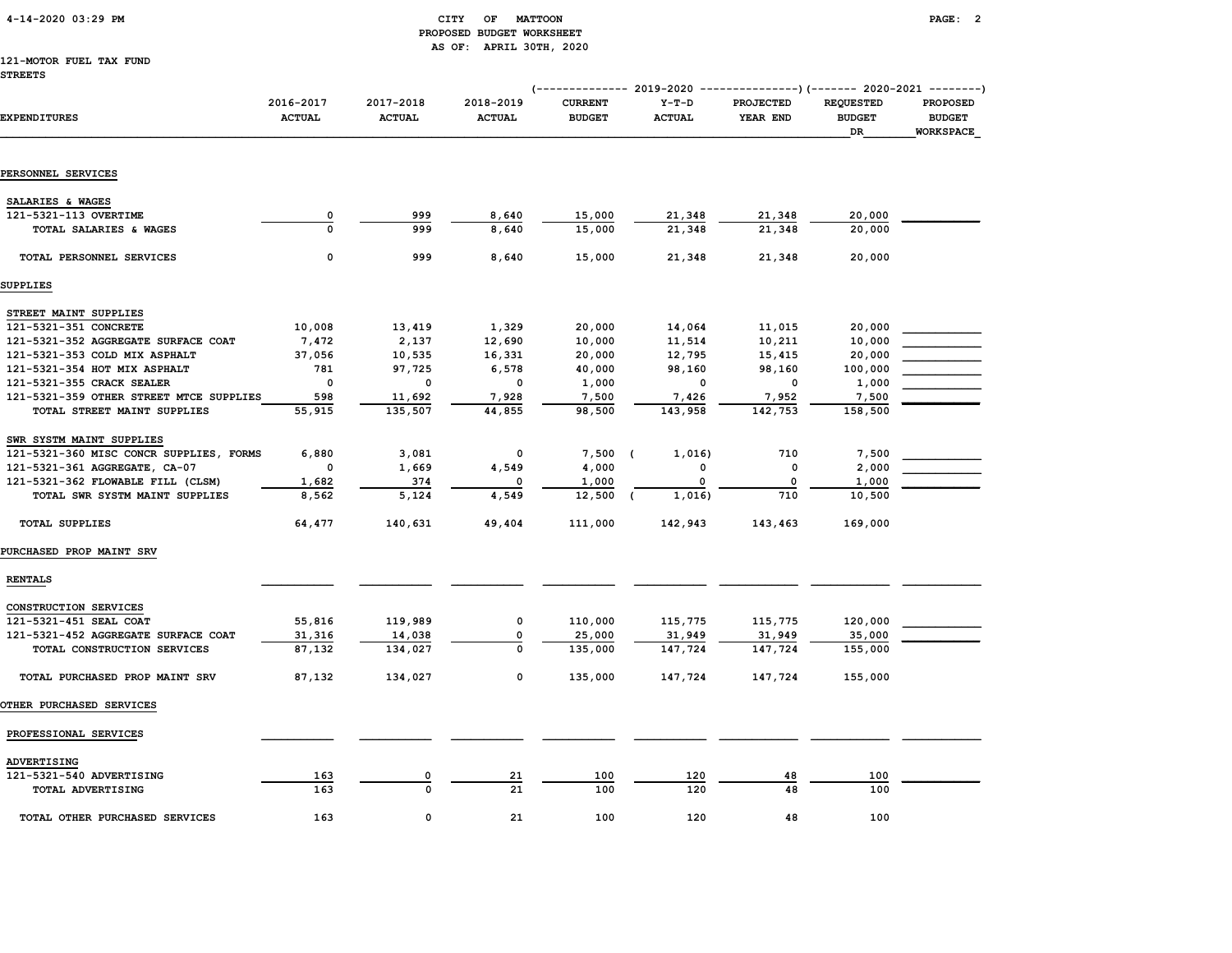CITY OF MATTOON
PROPOSED BUDGET WORKSHEET
AS OF: APRIL 30TH, 2020

121-MOTOR FUEL TAX FUND
STREETS

| EXPENDITURES | 2016-2017 ACTUAL | 2017-2018 ACTUAL | 2018-2019 ACTUAL | 2019-2020 CURRENT BUDGET | 2019-2020 Y-T-D ACTUAL | 2019-2020 PROJECTED YEAR END | 2020-2021 REQUESTED BUDGET DR | 2020-2021 PROPOSED BUDGET WORKSPACE |
|---|---|---|---|---|---|---|---|---|
| **PERSONNEL SERVICES** | | | | | | | | |
| SALARIES & WAGES | | | | | | | | |
| 121-5321-113 OVERTIME | 0 | 999 | 8,640 | 15,000 | 21,348 | 21,348 | 20,000 | |
| TOTAL SALARIES & WAGES | 0 | 999 | 8,640 | 15,000 | 21,348 | 21,348 | 20,000 | |
| TOTAL PERSONNEL SERVICES | 0 | 999 | 8,640 | 15,000 | 21,348 | 21,348 | 20,000 | |
| **SUPPLIES** | | | | | | | | |
| STREET MAINT SUPPLIES | | | | | | | | |
| 121-5321-351 CONCRETE | 10,008 | 13,419 | 1,329 | 20,000 | 14,064 | 11,015 | 20,000 | |
| 121-5321-352 AGGREGATE SURFACE COAT | 7,472 | 2,137 | 12,690 | 10,000 | 11,514 | 10,211 | 10,000 | |
| 121-5321-353 COLD MIX ASPHALT | 37,056 | 10,535 | 16,331 | 20,000 | 12,795 | 15,415 | 20,000 | |
| 121-5321-354 HOT MIX ASPHALT | 781 | 97,725 | 6,578 | 40,000 | 98,160 | 98,160 | 100,000 | |
| 121-5321-355 CRACK SEALER | 0 | 0 | 0 | 1,000 | 0 | 0 | 1,000 | |
| 121-5321-359 OTHER STREET MTCE SUPPLIES | 598 | 11,692 | 7,928 | 7,500 | 7,426 | 7,952 | 7,500 | |
| TOTAL STREET MAINT SUPPLIES | 55,915 | 135,507 | 44,855 | 98,500 | 143,958 | 142,753 | 158,500 | |
| SWR SYSTM MAINT SUPPLIES | | | | | | | | |
| 121-5321-360 MISC CONCR SUPPLIES, FORMS | 6,880 | 3,081 | 0 | 7,500 | ( 1,016) | 710 | 7,500 | |
| 121-5321-361 AGGREGATE, CA-07 | 0 | 1,669 | 4,549 | 4,000 | 0 | 0 | 2,000 | |
| 121-5321-362 FLOWABLE FILL (CLSM) | 1,682 | 374 | 0 | 1,000 | 0 | 0 | 1,000 | |
| TOTAL SWR SYSTM MAINT SUPPLIES | 8,562 | 5,124 | 4,549 | 12,500 | ( 1,016) | 710 | 10,500 | |
| TOTAL SUPPLIES | 64,477 | 140,631 | 49,404 | 111,000 | 142,943 | 143,463 | 169,000 | |
| **PURCHASED PROP MAINT SRV** | | | | | | | | |
| RENTALS | | | | | | | | |
| CONSTRUCTION SERVICES | | | | | | | | |
| 121-5321-451 SEAL COAT | 55,816 | 119,989 | 0 | 110,000 | 115,775 | 115,775 | 120,000 | |
| 121-5321-452 AGGREGATE SURFACE COAT | 31,316 | 14,038 | 0 | 25,000 | 31,949 | 31,949 | 35,000 | |
| TOTAL CONSTRUCTION SERVICES | 87,132 | 134,027 | 0 | 135,000 | 147,724 | 147,724 | 155,000 | |
| TOTAL PURCHASED PROP MAINT SRV | 87,132 | 134,027 | 0 | 135,000 | 147,724 | 147,724 | 155,000 | |
| **OTHER PURCHASED SERVICES** | | | | | | | | |
| PROFESSIONAL SERVICES | | | | | | | | |
| ADVERTISING | | | | | | | | |
| 121-5321-540 ADVERTISING | 163 | 0 | 21 | 100 | 120 | 48 | 100 | |
| TOTAL ADVERTISING | 163 | 0 | 21 | 100 | 120 | 48 | 100 | |
| TOTAL OTHER PURCHASED SERVICES | 163 | 0 | 21 | 100 | 120 | 48 | 100 | |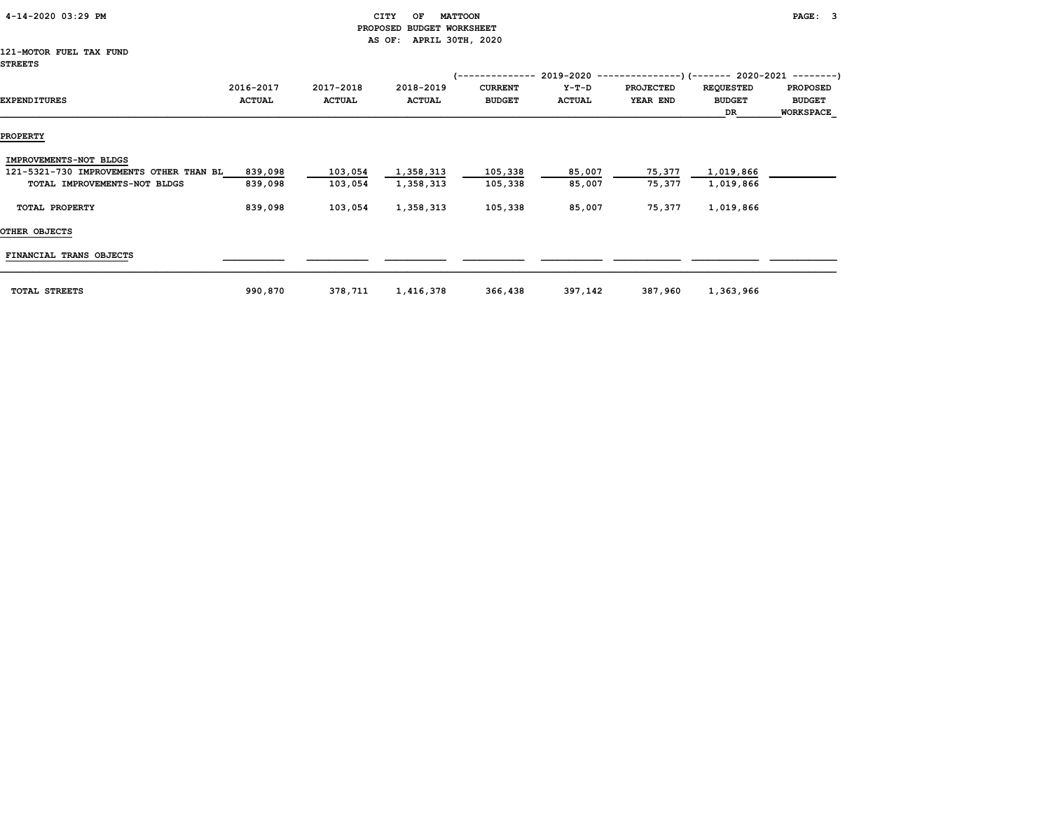CITY OF MATTOON
PROPOSED BUDGET WORKSHEET
AS OF: APRIL 30TH, 2020

121-MOTOR FUEL TAX FUND
STREETS

| | | | | 2019-2020 | | | 2020-2021 | |
|---|---|---|---|---|---|---|---|---|
| EXPENDITURES | 2016-2017 ACTUAL | 2017-2018 ACTUAL | 2018-2019 ACTUAL | CURRENT BUDGET | Y-T-D ACTUAL | PROJECTED YEAR END | REQUESTED BUDGET DR | PROPOSED BUDGET WORKSPACE |
| **PROPERTY** | | | | | | | | |
| IMPROVEMENTS-NOT BLDGS | | | | | | | | |
| 121-5321-730 IMPROVEMENTS OTHER THAN BL | 839,098 | 103,054 | 1,358,313 | 105,338 | 85,007 | 75,377 | 1,019,866 | |
| TOTAL IMPROVEMENTS-NOT BLDGS | 839,098 | 103,054 | 1,358,313 | 105,338 | 85,007 | 75,377 | 1,019,866 | |
| TOTAL PROPERTY | 839,098 | 103,054 | 1,358,313 | 105,338 | 85,007 | 75,377 | 1,019,866 | |
| **OTHER OBJECTS** | | | | | | | | |
| FINANCIAL TRANS OBJECTS | | | | | | | | |
| TOTAL STREETS | 990,870 | 378,711 | 1,416,378 | 366,438 | 397,142 | 387,960 | 1,363,966 | |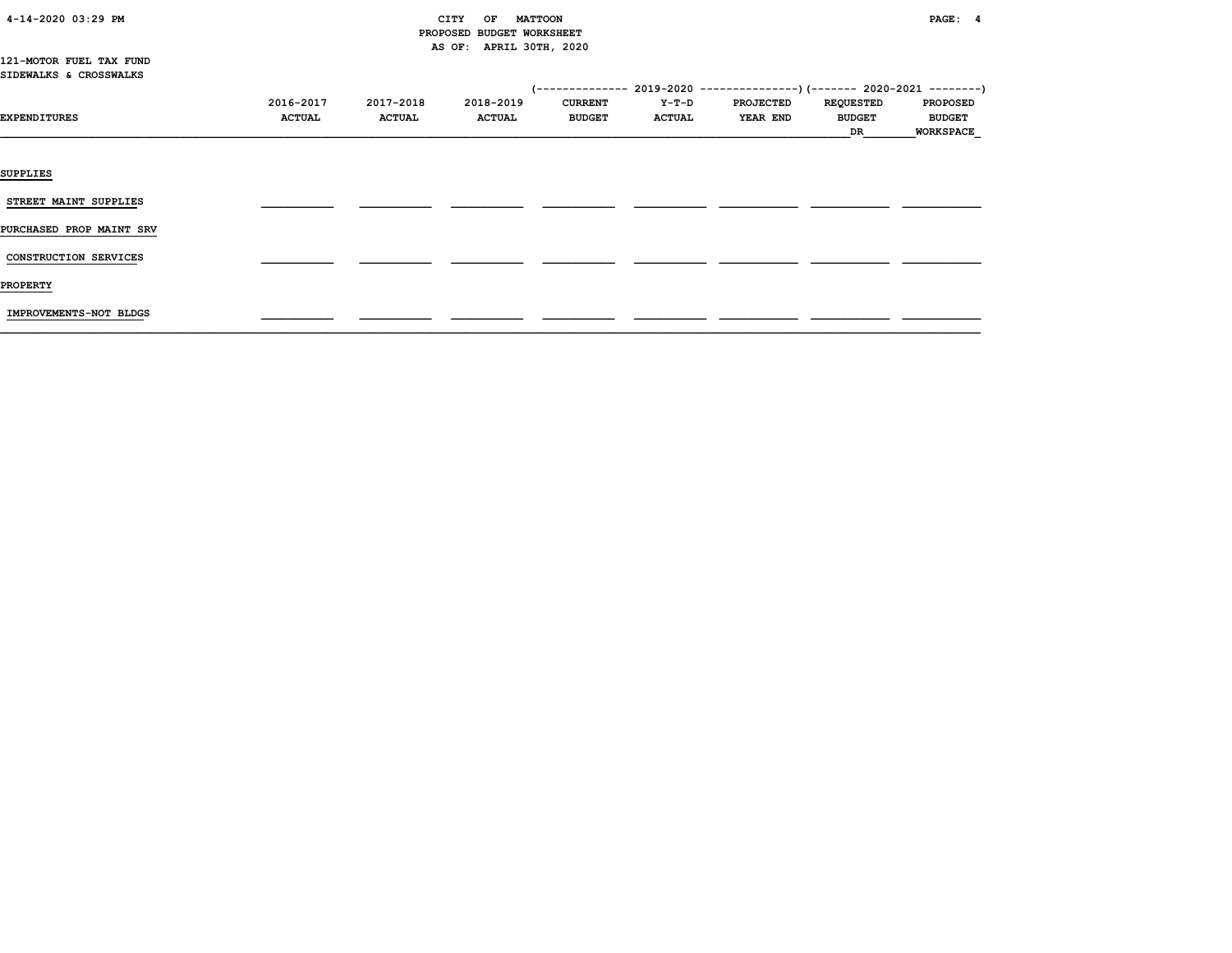CITY OF MATTOON
PROPOSED BUDGET WORKSHEET
AS OF: APRIL 30TH, 2020

121-MOTOR FUEL TAX FUND
SIDEWALKS & CROSSWALKS

| EXPENDITURES | 2016-2017 ACTUAL | 2017-2018 ACTUAL | 2018-2019 ACTUAL | 2019-2020 CURRENT BUDGET | 2019-2020 Y-T-D ACTUAL | 2019-2020 PROJECTED YEAR END | 2020-2021 REQUESTED BUDGET DR | 2020-2021 PROPOSED BUDGET WORKSPACE |
|---|---|---|---|---|---|---|---|---|
| **SUPPLIES** | | | | | | | | |
| STREET MAINT SUPPLIES | | | | | | | | |
| **PURCHASED PROP MAINT SRV** | | | | | | | | |
| CONSTRUCTION SERVICES | | | | | | | | |
| **PROPERTY** | | | | | | | | |
| IMPROVEMENTS-NOT BLDGS | | | | | | | | |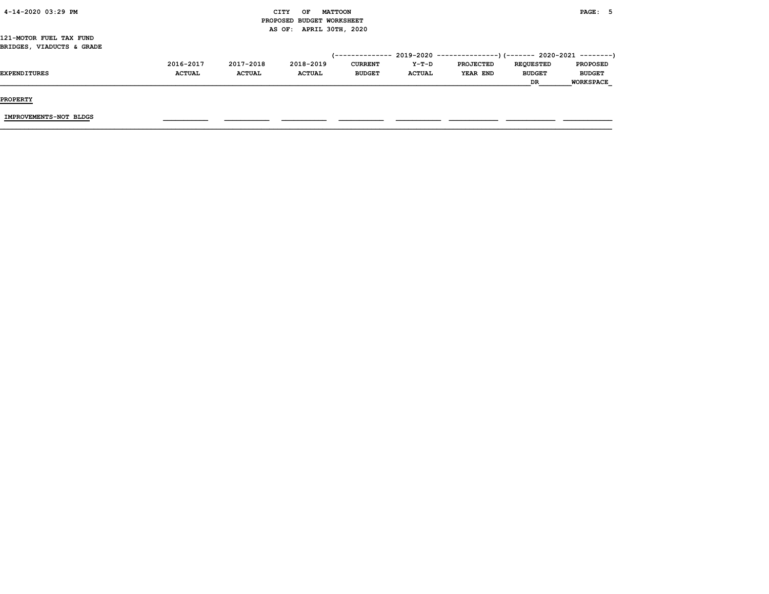121-MOTOR FUEL TAX FUND
BRIDGES, VIADUCTS & GRADE

| EXPENDITURES | 2016-2017 ACTUAL | 2017-2018 ACTUAL | 2018-2019 ACTUAL | 2019-2020 CURRENT BUDGET | 2019-2020 Y-T-D ACTUAL | 2019-2020 PROJECTED YEAR END | 2020-2021 REQUESTED BUDGET DR | 2020-2021 PROPOSED BUDGET WORKSPACE |
|---|---|---|---|---|---|---|---|---|
| **PROPERTY** | | | | | | | | |
| IMPROVEMENTS-NOT BLDGS | | | | | | | | |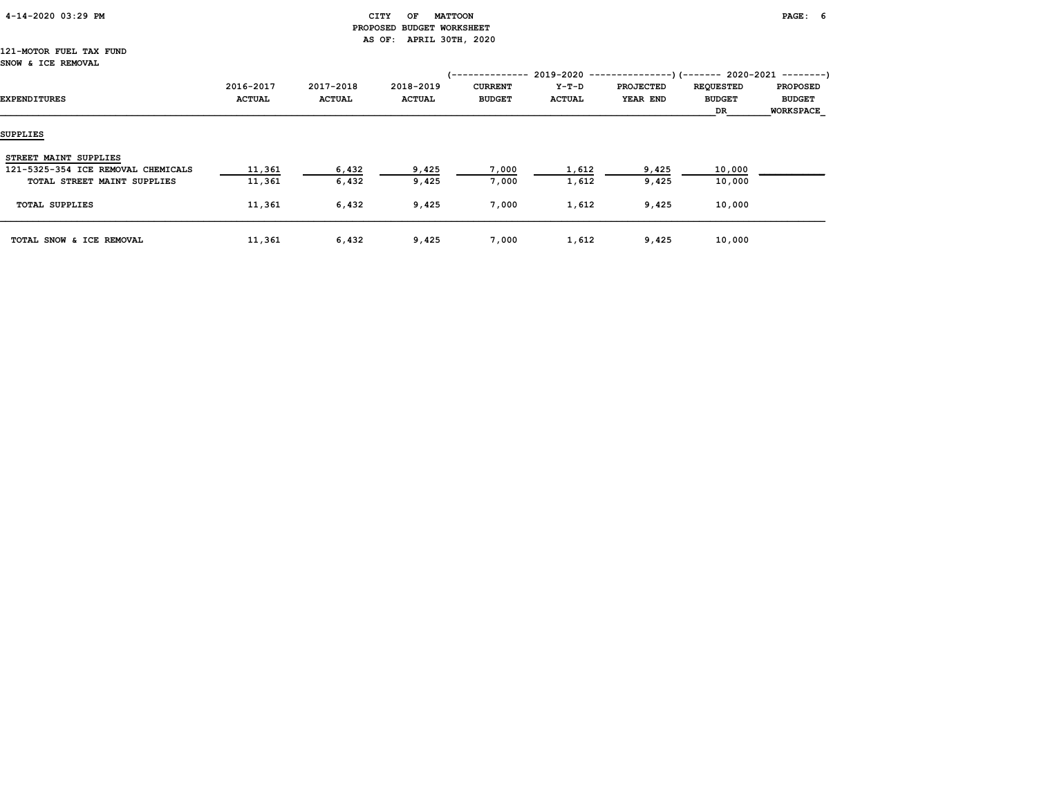CITY OF MATTOON
PROPOSED BUDGET WORKSHEET
AS OF: APRIL 30TH, 2020

121-MOTOR FUEL TAX FUND
SNOW & ICE REMOVAL

| EXPENDITURES | 2016-2017 ACTUAL | 2017-2018 ACTUAL | 2018-2019 ACTUAL | 2019-2020 CURRENT BUDGET | 2019-2020 Y-T-D ACTUAL | 2019-2020 PROJECTED YEAR END | 2020-2021 REQUESTED BUDGET DR | 2020-2021 PROPOSED BUDGET WORKSPACE |
|---|---|---|---|---|---|---|---|---|
| **SUPPLIES** | | | | | | | | |
| STREET MAINT SUPPLIES | | | | | | | | |
| 121-5325-354 ICE REMOVAL CHEMICALS | 11,361 | 6,432 | 9,425 | 7,000 | 1,612 | 9,425 | 10,000 | |
| TOTAL STREET MAINT SUPPLIES | 11,361 | 6,432 | 9,425 | 7,000 | 1,612 | 9,425 | 10,000 | |
| TOTAL SUPPLIES | 11,361 | 6,432 | 9,425 | 7,000 | 1,612 | 9,425 | 10,000 | |
| TOTAL SNOW & ICE REMOVAL | 11,361 | 6,432 | 9,425 | 7,000 | 1,612 | 9,425 | 10,000 | |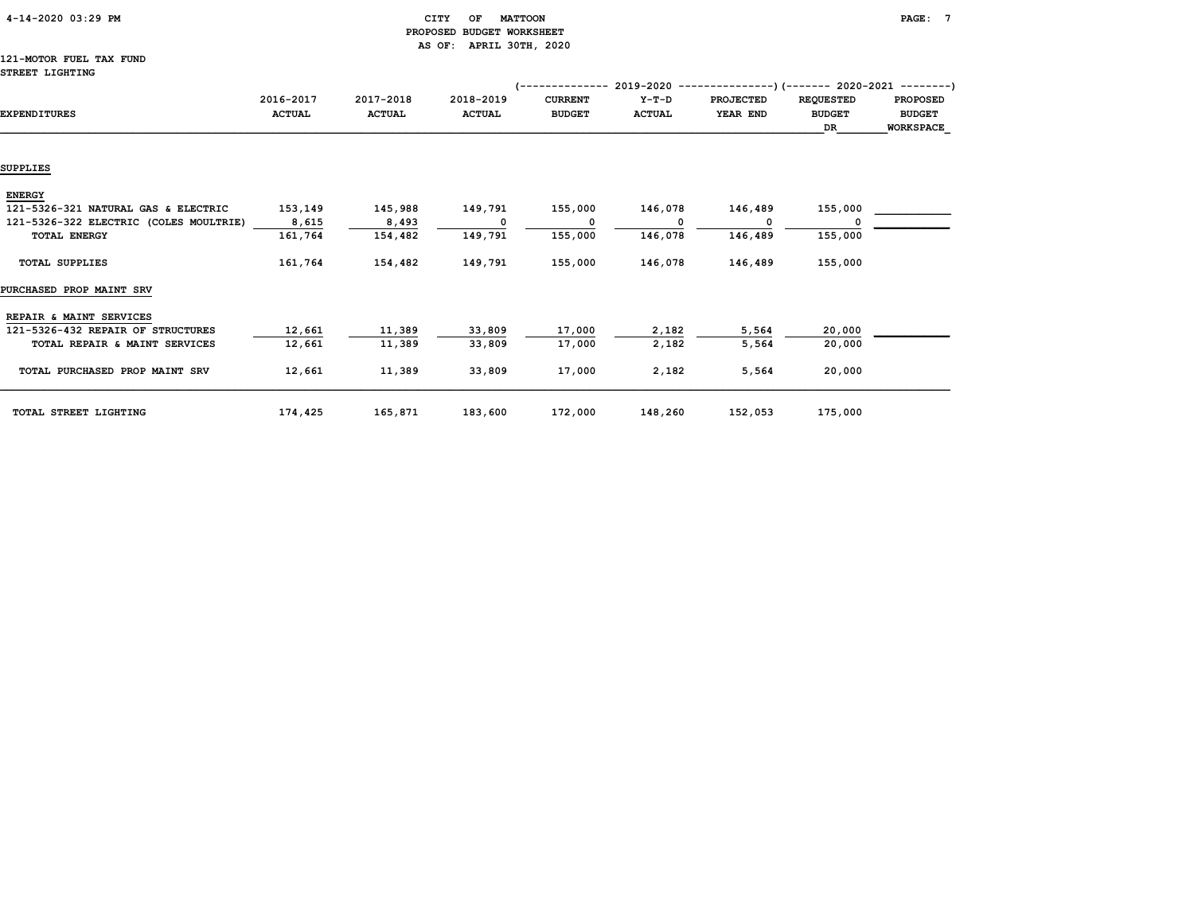CITY OF MATTOON
PROPOSED BUDGET WORKSHEET
AS OF: APRIL 30TH, 2020

121-MOTOR FUEL TAX FUND
STREET LIGHTING

| EXPENDITURES | 2016-2017 ACTUAL | 2017-2018 ACTUAL | 2018-2019 ACTUAL | 2019-2020 CURRENT BUDGET | 2019-2020 Y-T-D ACTUAL | 2019-2020 PROJECTED YEAR END | 2020-2021 REQUESTED BUDGET DR | 2020-2021 PROPOSED BUDGET WORKSPACE |
|---|---|---|---|---|---|---|---|---|
| **SUPPLIES** | | | | | | | | |
| **ENERGY** | | | | | | | | |
| 121-5326-321 NATURAL GAS & ELECTRIC | 153,149 | 145,988 | 149,791 | 155,000 | 146,078 | 146,489 | 155,000 | |
| 121-5326-322 ELECTRIC (COLES MOULTRIE) | 8,615 | 8,493 | 0 | 0 | 0 | 0 | 0 | |
| TOTAL ENERGY | 161,764 | 154,482 | 149,791 | 155,000 | 146,078 | 146,489 | 155,000 | |
| TOTAL SUPPLIES | 161,764 | 154,482 | 149,791 | 155,000 | 146,078 | 146,489 | 155,000 | |
| **PURCHASED PROP MAINT SRV** | | | | | | | | |
| **REPAIR & MAINT SERVICES** | | | | | | | | |
| 121-5326-432 REPAIR OF STRUCTURES | 12,661 | 11,389 | 33,809 | 17,000 | 2,182 | 5,564 | 20,000 | |
| TOTAL REPAIR & MAINT SERVICES | 12,661 | 11,389 | 33,809 | 17,000 | 2,182 | 5,564 | 20,000 | |
| TOTAL PURCHASED PROP MAINT SRV | 12,661 | 11,389 | 33,809 | 17,000 | 2,182 | 5,564 | 20,000 | |
| TOTAL STREET LIGHTING | 174,425 | 165,871 | 183,600 | 172,000 | 148,260 | 152,053 | 175,000 | |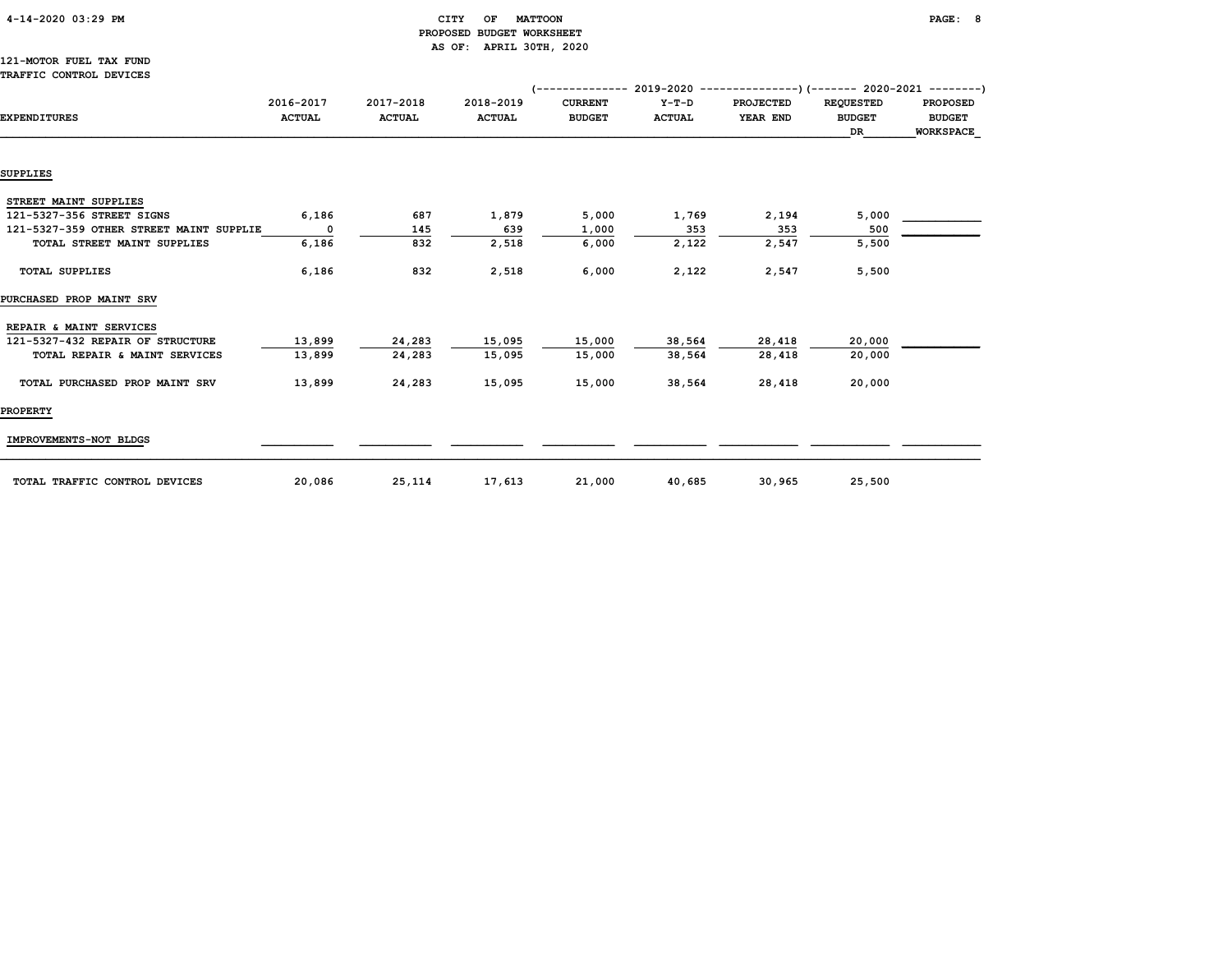CITY OF MATTOON
PROPOSED BUDGET WORKSHEET
AS OF: APRIL 30TH, 2020

121-MOTOR FUEL TAX FUND
TRAFFIC CONTROL DEVICES

| EXPENDITURES | 2016-2017 ACTUAL | 2017-2018 ACTUAL | 2018-2019 ACTUAL | 2019-2020 CURRENT BUDGET | 2019-2020 Y-T-D ACTUAL | 2019-2020 PROJECTED YEAR END | 2020-2021 REQUESTED BUDGET DR | 2020-2021 PROPOSED BUDGET WORKSPACE |
|---|---|---|---|---|---|---|---|---|
| **SUPPLIES** | | | | | | | | |
| STREET MAINT SUPPLIES | | | | | | | | |
| 121-5327-356 STREET SIGNS | 6,186 | 687 | 1,879 | 5,000 | 1,769 | 2,194 | 5,000 | |
| 121-5327-359 OTHER STREET MAINT SUPPLIE | 0 | 145 | 639 | 1,000 | 353 | 353 | 500 | |
| TOTAL STREET MAINT SUPPLIES | 6,186 | 832 | 2,518 | 6,000 | 2,122 | 2,547 | 5,500 | |
| TOTAL SUPPLIES | 6,186 | 832 | 2,518 | 6,000 | 2,122 | 2,547 | 5,500 | |
| **PURCHASED PROP MAINT SRV** | | | | | | | | |
| REPAIR & MAINT SERVICES | | | | | | | | |
| 121-5327-432 REPAIR OF STRUCTURE | 13,899 | 24,283 | 15,095 | 15,000 | 38,564 | 28,418 | 20,000 | |
| TOTAL REPAIR & MAINT SERVICES | 13,899 | 24,283 | 15,095 | 15,000 | 38,564 | 28,418 | 20,000 | |
| TOTAL PURCHASED PROP MAINT SRV | 13,899 | 24,283 | 15,095 | 15,000 | 38,564 | 28,418 | 20,000 | |
| **PROPERTY** | | | | | | | | |
| IMPROVEMENTS-NOT BLDGS | | | | | | | | |
| TOTAL TRAFFIC CONTROL DEVICES | 20,086 | 25,114 | 17,613 | 21,000 | 40,685 | 30,965 | 25,500 | |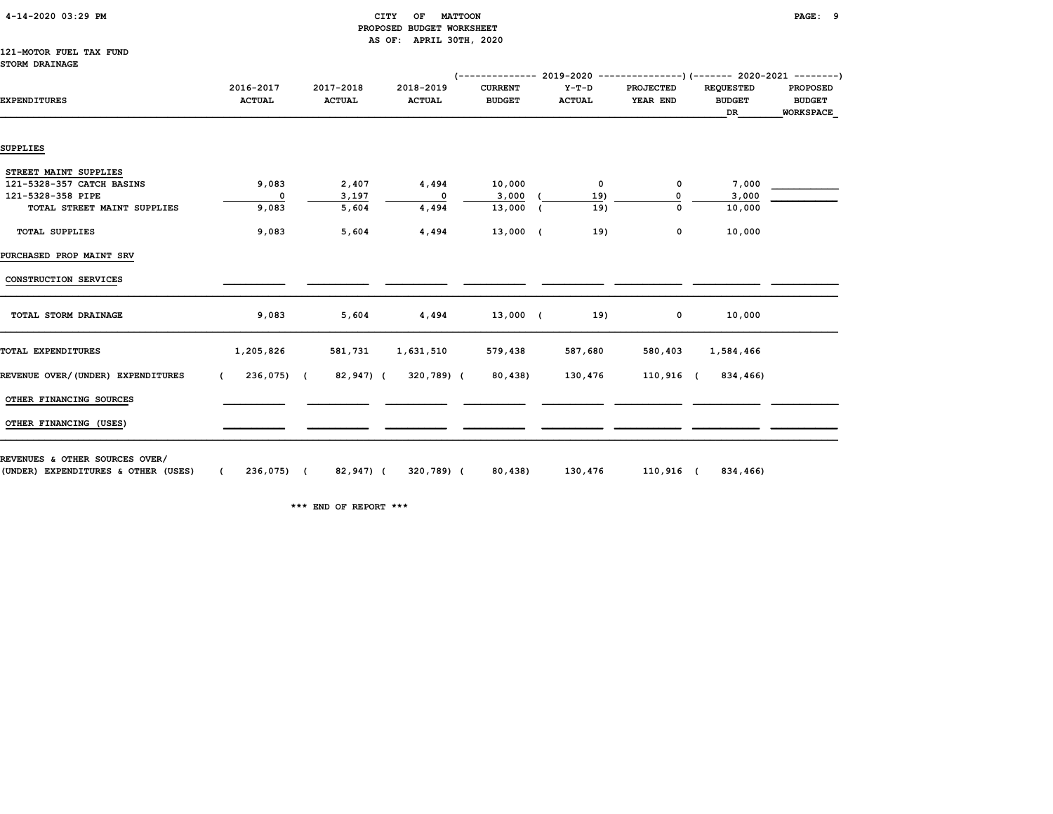CITY OF MATTOON
PROPOSED BUDGET WORKSHEET
AS OF: APRIL 30TH, 2020

121-MOTOR FUEL TAX FUND
STORM DRAINAGE

| EXPENDITURES | 2016-2017 ACTUAL | 2017-2018 ACTUAL | 2018-2019 ACTUAL | 2019-2020 CURRENT BUDGET | 2019-2020 Y-T-D ACTUAL | 2019-2020 PROJECTED YEAR END | 2020-2021 REQUESTED BUDGET DR | 2020-2021 PROPOSED BUDGET WORKSPACE |
|---|---|---|---|---|---|---|---|---|
| **SUPPLIES** | | | | | | | | |
| STREET MAINT SUPPLIES | | | | | | | | |
| 121-5328-357 CATCH BASINS | 9,083 | 2,407 | 4,494 | 10,000 | 0 | 0 | 7,000 | |
| 121-5328-358 PIPE | 0 | 3,197 | 0 | 3,000 | ( 19) | 0 | 3,000 | |
| TOTAL STREET MAINT SUPPLIES | 9,083 | 5,604 | 4,494 | 13,000 | ( 19) | 0 | 10,000 | |
| TOTAL SUPPLIES | 9,083 | 5,604 | 4,494 | 13,000 | ( 19) | 0 | 10,000 | |
| **PURCHASED PROP MAINT SRV** | | | | | | | | |
| CONSTRUCTION SERVICES | | | | | | | | |
| TOTAL STORM DRAINAGE | 9,083 | 5,604 | 4,494 | 13,000 | ( 19) | 0 | 10,000 | |
| TOTAL EXPENDITURES | 1,205,826 | 581,731 | 1,631,510 | 579,438 | 587,680 | 580,403 | 1,584,466 | |
| REVENUE OVER/(UNDER) EXPENDITURES | ( 236,075) | ( 82,947) | ( 320,789) | ( 80,438) | 130,476 | 110,916 | ( 834,466) | |
| OTHER FINANCING SOURCES | | | | | | | | |
| OTHER FINANCING (USES) | | | | | | | | |
| REVENUES & OTHER SOURCES OVER/ (UNDER) EXPENDITURES & OTHER (USES) | ( 236,075) | ( 82,947) | ( 320,789) | ( 80,438) | 130,476 | 110,916 | ( 834,466) | |

*** END OF REPORT ***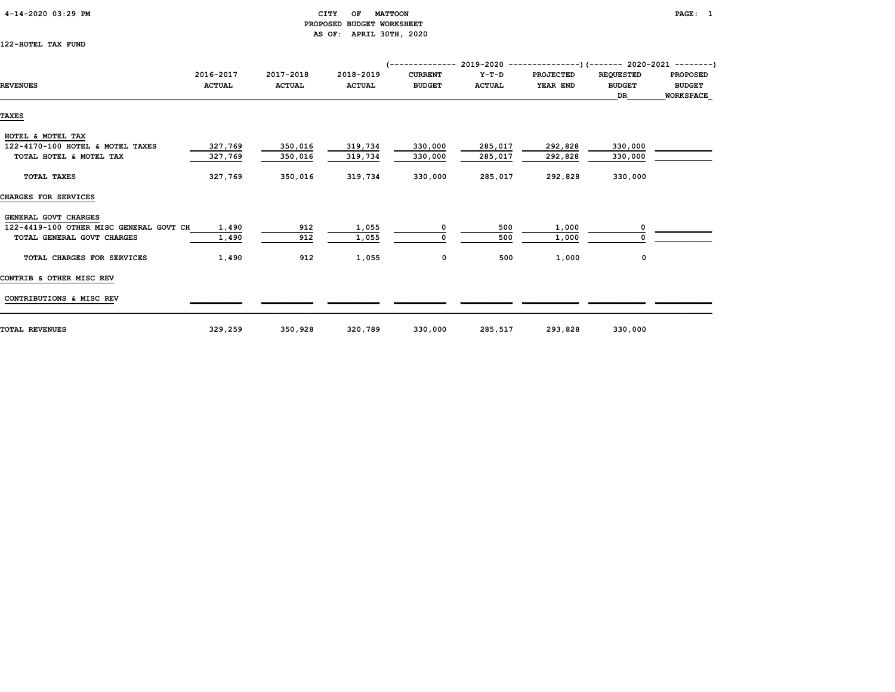CITY OF MATTOON
PROPOSED BUDGET WORKSHEET
AS OF: APRIL 30TH, 2020

4-14-2020 03:29 PM

122-HOTEL TAX FUND

| REVENUES | 2016-2017 ACTUAL | 2017-2018 ACTUAL | 2018-2019 ACTUAL | 2019-2020 CURRENT BUDGET | 2019-2020 Y-T-D ACTUAL | 2019-2020 PROJECTED YEAR END | 2020-2021 REQUESTED BUDGET DR | 2020-2021 PROPOSED BUDGET WORKSPACE |
|---|---|---|---|---|---|---|---|---|
| **TAXES** | | | | | | | | |
| HOTEL & MOTEL TAX | | | | | | | | |
| 122-4170-100 HOTEL & MOTEL TAXES | 327,769 | 350,016 | 319,734 | 330,000 | 285,017 | 292,828 | 330,000 | |
| TOTAL HOTEL & MOTEL TAX | 327,769 | 350,016 | 319,734 | 330,000 | 285,017 | 292,828 | 330,000 | |
| TOTAL TAXES | 327,769 | 350,016 | 319,734 | 330,000 | 285,017 | 292,828 | 330,000 | |
| **CHARGES FOR SERVICES** | | | | | | | | |
| GENERAL GOVT CHARGES | | | | | | | | |
| 122-4419-100 OTHER MISC GENERAL GOVT CH | 1,490 | 912 | 1,055 | 0 | 500 | 1,000 | 0 | |
| TOTAL GENERAL GOVT CHARGES | 1,490 | 912 | 1,055 | 0 | 500 | 1,000 | 0 | |
| TOTAL CHARGES FOR SERVICES | 1,490 | 912 | 1,055 | 0 | 500 | 1,000 | 0 | |
| **CONTRIB & OTHER MISC REV** | | | | | | | | |
| CONTRIBUTIONS & MISC REV | | | | | | | | |
| **TOTAL REVENUES** | 329,259 | 350,928 | 320,789 | 330,000 | 285,517 | 293,828 | 330,000 | |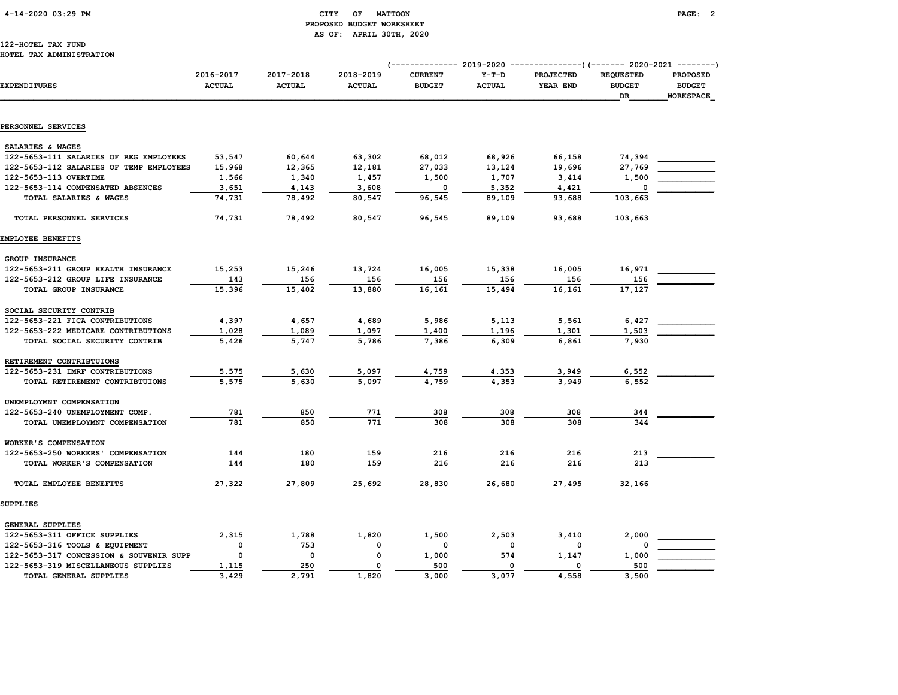CITY OF MATTOON
PROPOSED BUDGET WORKSHEET
AS OF: APRIL 30TH, 2020

122-HOTEL TAX FUND
HOTEL TAX ADMINISTRATION

| EXPENDITURES | 2016-2017 ACTUAL | 2017-2018 ACTUAL | 2018-2019 ACTUAL | 2019-2020 CURRENT BUDGET | 2019-2020 Y-T-D ACTUAL | 2019-2020 PROJECTED YEAR END | 2020-2021 REQUESTED BUDGET DR | 2020-2021 PROPOSED BUDGET WORKSPACE |
|---|---|---|---|---|---|---|---|---|
| **PERSONNEL SERVICES** | | | | | | | | |
| SALARIES & WAGES | | | | | | | | |
| 122-5653-111 SALARIES OF REG EMPLOYEES | 53,547 | 60,644 | 63,302 | 68,012 | 68,926 | 66,158 | 74,394 | |
| 122-5653-112 SALARIES OF TEMP EMPLOYEES | 15,968 | 12,365 | 12,181 | 27,033 | 13,124 | 19,696 | 27,769 | |
| 122-5653-113 OVERTIME | 1,566 | 1,340 | 1,457 | 1,500 | 1,707 | 3,414 | 1,500 | |
| 122-5653-114 COMPENSATED ABSENCES | 3,651 | 4,143 | 3,608 | 0 | 5,352 | 4,421 | 0 | |
| TOTAL SALARIES & WAGES | 74,731 | 78,492 | 80,547 | 96,545 | 89,109 | 93,688 | 103,663 | |
| TOTAL PERSONNEL SERVICES | 74,731 | 78,492 | 80,547 | 96,545 | 89,109 | 93,688 | 103,663 | |
| **EMPLOYEE BENEFITS** | | | | | | | | |
| GROUP INSURANCE | | | | | | | | |
| 122-5653-211 GROUP HEALTH INSURANCE | 15,253 | 15,246 | 13,724 | 16,005 | 15,338 | 16,005 | 16,971 | |
| 122-5653-212 GROUP LIFE INSURANCE | 143 | 156 | 156 | 156 | 156 | 156 | 156 | |
| TOTAL GROUP INSURANCE | 15,396 | 15,402 | 13,880 | 16,161 | 15,494 | 16,161 | 17,127 | |
| SOCIAL SECURITY CONTRIB | | | | | | | | |
| 122-5653-221 FICA CONTRIBUTIONS | 4,397 | 4,657 | 4,689 | 5,986 | 5,113 | 5,561 | 6,427 | |
| 122-5653-222 MEDICARE CONTRIBUTIONS | 1,028 | 1,089 | 1,097 | 1,400 | 1,196 | 1,301 | 1,503 | |
| TOTAL SOCIAL SECURITY CONTRIB | 5,426 | 5,747 | 5,786 | 7,386 | 6,309 | 6,861 | 7,930 | |
| RETIREMENT CONTRIBTUIONS | | | | | | | | |
| 122-5653-231 IMRF CONTRIBUTIONS | 5,575 | 5,630 | 5,097 | 4,759 | 4,353 | 3,949 | 6,552 | |
| TOTAL RETIREMENT CONTRIBTUIONS | 5,575 | 5,630 | 5,097 | 4,759 | 4,353 | 3,949 | 6,552 | |
| UNEMPLOYMNT COMPENSATION | | | | | | | | |
| 122-5653-240 UNEMPLOYMENT COMP. | 781 | 850 | 771 | 308 | 308 | 308 | 344 | |
| TOTAL UNEMPLOYMNT COMPENSATION | 781 | 850 | 771 | 308 | 308 | 308 | 344 | |
| WORKER'S COMPENSATION | | | | | | | | |
| 122-5653-250 WORKERS' COMPENSATION | 144 | 180 | 159 | 216 | 216 | 216 | 213 | |
| TOTAL WORKER'S COMPENSATION | 144 | 180 | 159 | 216 | 216 | 216 | 213 | |
| TOTAL EMPLOYEE BENEFITS | 27,322 | 27,809 | 25,692 | 28,830 | 26,680 | 27,495 | 32,166 | |
| **SUPPLIES** | | | | | | | | |
| GENERAL SUPPLIES | | | | | | | | |
| 122-5653-311 OFFICE SUPPLIES | 2,315 | 1,788 | 1,820 | 1,500 | 2,503 | 3,410 | 2,000 | |
| 122-5653-316 TOOLS & EQUIPMENT | 0 | 753 | 0 | 0 | 0 | 0 | 0 | |
| 122-5653-317 CONCESSION & SOUVENIR SUPP | 0 | 0 | 0 | 1,000 | 574 | 1,147 | 1,000 | |
| 122-5653-319 MISCELLANEOUS SUPPLIES | 1,115 | 250 | 0 | 500 | 0 | 0 | 500 | |
| TOTAL GENERAL SUPPLIES | 3,429 | 2,791 | 1,820 | 3,000 | 3,077 | 4,558 | 3,500 | |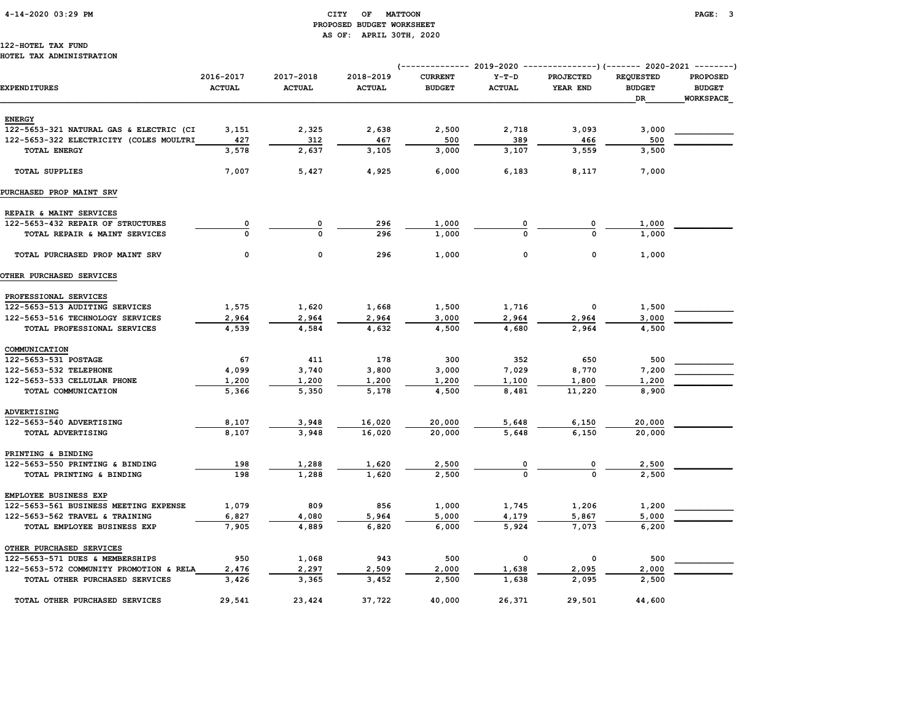CITY OF MATTOON
PROPOSED BUDGET WORKSHEET
AS OF: APRIL 30TH, 2020

122-HOTEL TAX FUND
HOTEL TAX ADMINISTRATION

| EXPENDITURES | 2016-2017 ACTUAL | 2017-2018 ACTUAL | 2018-2019 ACTUAL | 2019-2020 CURRENT BUDGET | 2019-2020 Y-T-D ACTUAL | 2019-2020 PROJECTED YEAR END | 2020-2021 REQUESTED BUDGET DR | 2020-2021 PROPOSED BUDGET WORKSPACE |
|---|---|---|---|---|---|---|---|---|
| **ENERGY** | | | | | | | | |
| 122-5653-321 NATURAL GAS & ELECTRIC (CI | 3,151 | 2,325 | 2,638 | 2,500 | 2,718 | 3,093 | 3,000 | |
| 122-5653-322 ELECTRICITY (COLES MOULTRI | 427 | 312 | 467 | 500 | 389 | 466 | 500 | |
| TOTAL ENERGY | 3,578 | 2,637 | 3,105 | 3,000 | 3,107 | 3,559 | 3,500 | |
| TOTAL SUPPLIES | 7,007 | 5,427 | 4,925 | 6,000 | 6,183 | 8,117 | 7,000 | |
| **PURCHASED PROP MAINT SRV** | | | | | | | | |
| **REPAIR & MAINT SERVICES** | | | | | | | | |
| 122-5653-432 REPAIR OF STRUCTURES | 0 | 0 | 296 | 1,000 | 0 | 0 | 1,000 | |
| TOTAL REPAIR & MAINT SERVICES | 0 | 0 | 296 | 1,000 | 0 | 0 | 1,000 | |
| TOTAL PURCHASED PROP MAINT SRV | 0 | 0 | 296 | 1,000 | 0 | 0 | 1,000 | |
| **OTHER PURCHASED SERVICES** | | | | | | | | |
| **PROFESSIONAL SERVICES** | | | | | | | | |
| 122-5653-513 AUDITING SERVICES | 1,575 | 1,620 | 1,668 | 1,500 | 1,716 | 0 | 1,500 | |
| 122-5653-516 TECHNOLOGY SERVICES | 2,964 | 2,964 | 2,964 | 3,000 | 2,964 | 2,964 | 3,000 | |
| TOTAL PROFESSIONAL SERVICES | 4,539 | 4,584 | 4,632 | 4,500 | 4,680 | 2,964 | 4,500 | |
| **COMMUNICATION** | | | | | | | | |
| 122-5653-531 POSTAGE | 67 | 411 | 178 | 300 | 352 | 650 | 500 | |
| 122-5653-532 TELEPHONE | 4,099 | 3,740 | 3,800 | 3,000 | 7,029 | 8,770 | 7,200 | |
| 122-5653-533 CELLULAR PHONE | 1,200 | 1,200 | 1,200 | 1,200 | 1,100 | 1,800 | 1,200 | |
| TOTAL COMMUNICATION | 5,366 | 5,350 | 5,178 | 4,500 | 8,481 | 11,220 | 8,900 | |
| **ADVERTISING** | | | | | | | | |
| 122-5653-540 ADVERTISING | 8,107 | 3,948 | 16,020 | 20,000 | 5,648 | 6,150 | 20,000 | |
| TOTAL ADVERTISING | 8,107 | 3,948 | 16,020 | 20,000 | 5,648 | 6,150 | 20,000 | |
| **PRINTING & BINDING** | | | | | | | | |
| 122-5653-550 PRINTING & BINDING | 198 | 1,288 | 1,620 | 2,500 | 0 | 0 | 2,500 | |
| TOTAL PRINTING & BINDING | 198 | 1,288 | 1,620 | 2,500 | 0 | 0 | 2,500 | |
| **EMPLOYEE BUSINESS EXP** | | | | | | | | |
| 122-5653-561 BUSINESS MEETING EXPENSE | 1,079 | 809 | 856 | 1,000 | 1,745 | 1,206 | 1,200 | |
| 122-5653-562 TRAVEL & TRAINING | 6,827 | 4,080 | 5,964 | 5,000 | 4,179 | 5,867 | 5,000 | |
| TOTAL EMPLOYEE BUSINESS EXP | 7,905 | 4,889 | 6,820 | 6,000 | 5,924 | 7,073 | 6,200 | |
| **OTHER PURCHASED SERVICES** | | | | | | | | |
| 122-5653-571 DUES & MEMBERSHIPS | 950 | 1,068 | 943 | 500 | 0 | 0 | 500 | |
| 122-5653-572 COMMUNITY PROMOTION & RELA | 2,476 | 2,297 | 2,509 | 2,000 | 1,638 | 2,095 | 2,000 | |
| TOTAL OTHER PURCHASED SERVICES | 3,426 | 3,365 | 3,452 | 2,500 | 1,638 | 2,095 | 2,500 | |
| TOTAL OTHER PURCHASED SERVICES | 29,541 | 23,424 | 37,722 | 40,000 | 26,371 | 29,501 | 44,600 | |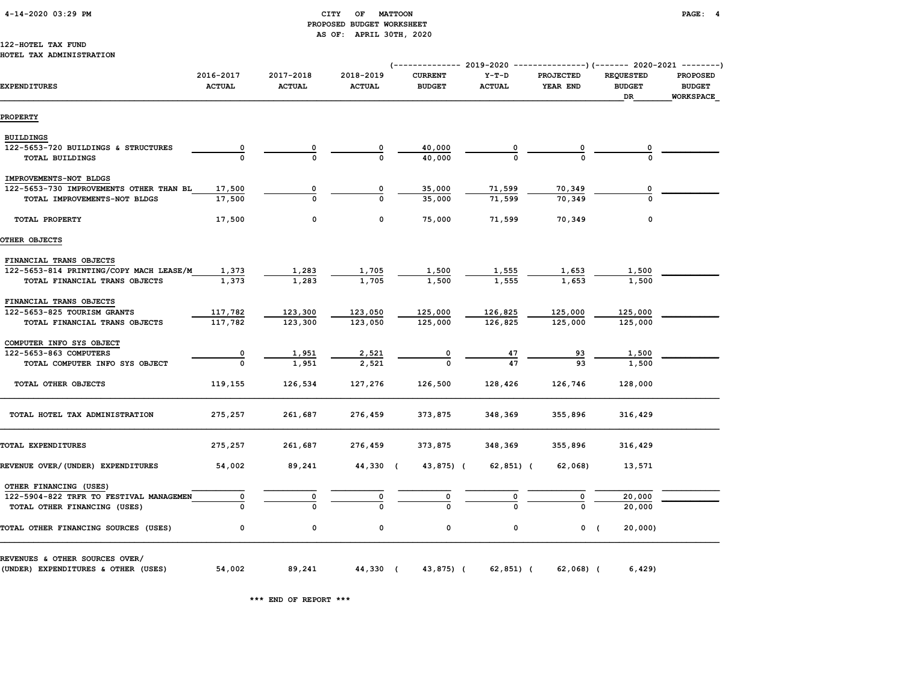CITY OF MATTOON
PROPOSED BUDGET WORKSHEET
AS OF: APRIL 30TH, 2020

122-HOTEL TAX FUND
HOTEL TAX ADMINISTRATION

| EXPENDITURES | 2016-2017 ACTUAL | 2017-2018 ACTUAL | 2018-2019 ACTUAL | 2019-2020 CURRENT BUDGET | 2019-2020 Y-T-D ACTUAL | 2019-2020 PROJECTED YEAR END | 2020-2021 REQUESTED BUDGET DR | 2020-2021 PROPOSED BUDGET WORKSPACE |
|---|---|---|---|---|---|---|---|---|
| **PROPERTY** | | | | | | | | |
| BUILDINGS | | | | | | | | |
| 122-5653-720 BUILDINGS & STRUCTURES | 0 | 0 | 0 | 40,000 | 0 | 0 | 0 | |
| TOTAL BUILDINGS | 0 | 0 | 0 | 40,000 | 0 | 0 | 0 | |
| IMPROVEMENTS-NOT BLDGS | | | | | | | | |
| 122-5653-730 IMPROVEMENTS OTHER THAN BL | 17,500 | 0 | 0 | 35,000 | 71,599 | 70,349 | 0 | |
| TOTAL IMPROVEMENTS-NOT BLDGS | 17,500 | 0 | 0 | 35,000 | 71,599 | 70,349 | 0 | |
| TOTAL PROPERTY | 17,500 | 0 | 0 | 75,000 | 71,599 | 70,349 | 0 | |
| **OTHER OBJECTS** | | | | | | | | |
| FINANCIAL TRANS OBJECTS | | | | | | | | |
| 122-5653-814 PRINTING/COPY MACH LEASE/M | 1,373 | 1,283 | 1,705 | 1,500 | 1,555 | 1,653 | 1,500 | |
| TOTAL FINANCIAL TRANS OBJECTS | 1,373 | 1,283 | 1,705 | 1,500 | 1,555 | 1,653 | 1,500 | |
| FINANCIAL TRANS OBJECTS | | | | | | | | |
| 122-5653-825 TOURISM GRANTS | 117,782 | 123,300 | 123,050 | 125,000 | 126,825 | 125,000 | 125,000 | |
| TOTAL FINANCIAL TRANS OBJECTS | 117,782 | 123,300 | 123,050 | 125,000 | 126,825 | 125,000 | 125,000 | |
| COMPUTER INFO SYS OBJECT | | | | | | | | |
| 122-5653-863 COMPUTERS | 0 | 1,951 | 2,521 | 0 | 47 | 93 | 1,500 | |
| TOTAL COMPUTER INFO SYS OBJECT | 0 | 1,951 | 2,521 | 0 | 47 | 93 | 1,500 | |
| TOTAL OTHER OBJECTS | 119,155 | 126,534 | 127,276 | 126,500 | 128,426 | 126,746 | 128,000 | |
| TOTAL HOTEL TAX ADMINISTRATION | 275,257 | 261,687 | 276,459 | 373,875 | 348,369 | 355,896 | 316,429 | |
| TOTAL EXPENDITURES | 275,257 | 261,687 | 276,459 | 373,875 | 348,369 | 355,896 | 316,429 | |
| REVENUE OVER/(UNDER) EXPENDITURES | 54,002 | 89,241 | 44,330 | ( 43,875) | ( 62,851) | ( 62,068) | 13,571 | |
| OTHER FINANCING (USES) | | | | | | | | |
| 122-5904-822 TRFR TO FESTIVAL MANAGEMEN | 0 | 0 | 0 | 0 | 0 | 0 | 20,000 | |
| TOTAL OTHER FINANCING (USES) | 0 | 0 | 0 | 0 | 0 | 0 | 20,000 | |
| TOTAL OTHER FINANCING SOURCES (USES) | 0 | 0 | 0 | 0 | 0 | 0 | ( 20,000) | |
| REVENUES & OTHER SOURCES OVER/ (UNDER) EXPENDITURES & OTHER (USES) | 54,002 | 89,241 | 44,330 | ( 43,875) | ( 62,851) | ( 62,068) | ( 6,429) | |

*** END OF REPORT ***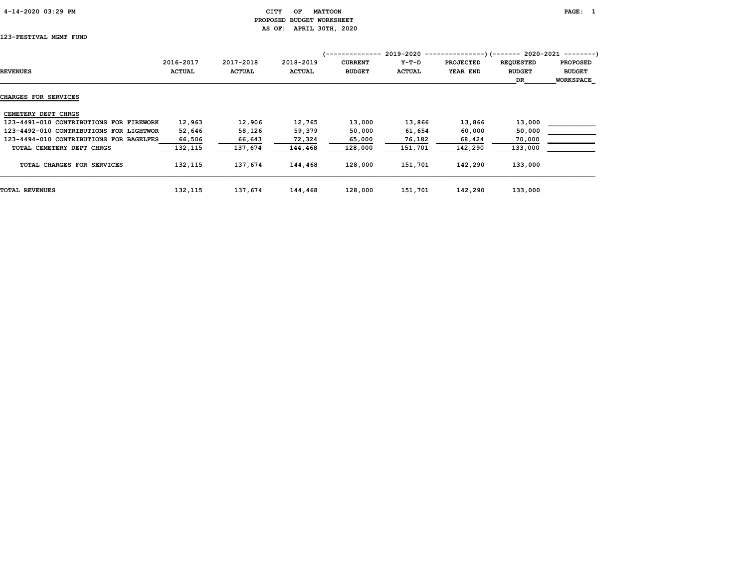CITY OF MATTOON
PROPOSED BUDGET WORKSHEET
AS OF: APRIL 30TH, 2020

123-FESTIVAL MGMT FUND

| REVENUES | 2016-2017 ACTUAL | 2017-2018 ACTUAL | 2018-2019 ACTUAL | 2019-2020 CURRENT BUDGET | 2019-2020 Y-T-D ACTUAL | 2019-2020 PROJECTED YEAR END | 2020-2021 REQUESTED BUDGET DR | 2020-2021 PROPOSED BUDGET WORKSPACE |
|---|---|---|---|---|---|---|---|---|
| **CHARGES FOR SERVICES** | | | | | | | | |
| CEMETERY DEPT CHRGS | | | | | | | | |
| 123-4491-010 CONTRIBUTIONS FOR FIREWORK | 12,963 | 12,906 | 12,765 | 13,000 | 13,866 | 13,866 | 13,000 | ___________ |
| 123-4492-010 CONTRIBUTIONS FOR LIGHTWOR | 52,646 | 58,126 | 59,379 | 50,000 | 61,654 | 60,000 | 50,000 | ___________ |
| 123-4494-010 CONTRIBUTIONS FOR BAGELFES | 66,506 | 66,643 | 72,324 | 65,000 | 76,182 | 68,424 | 70,000 | ___________ |
| TOTAL CEMETERY DEPT CHRGS | 132,115 | 137,674 | 144,468 | 128,000 | 151,701 | 142,290 | 133,000 | ___________ |
| TOTAL CHARGES FOR SERVICES | 132,115 | 137,674 | 144,468 | 128,000 | 151,701 | 142,290 | 133,000 | |
| TOTAL REVENUES | 132,115 | 137,674 | 144,468 | 128,000 | 151,701 | 142,290 | 133,000 | |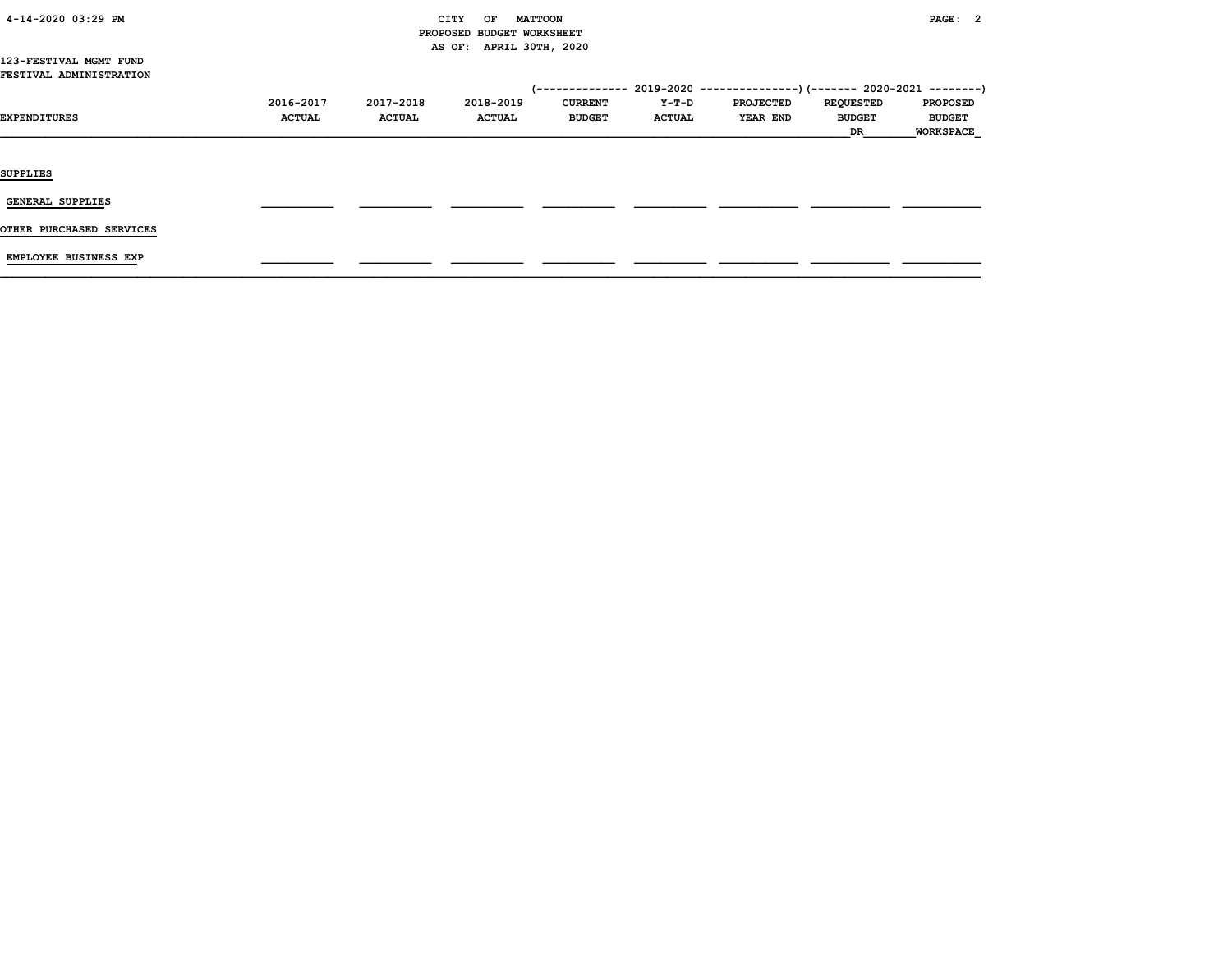CITY OF MATTOON
PROPOSED BUDGET WORKSHEET
AS OF: APRIL 30TH, 2020

123-FESTIVAL MGMT FUND
FESTIVAL ADMINISTRATION

| EXPENDITURES | 2016-2017 ACTUAL | 2017-2018 ACTUAL | 2018-2019 ACTUAL | 2019-2020 CURRENT BUDGET | 2019-2020 Y-T-D ACTUAL | 2019-2020 PROJECTED YEAR END | 2020-2021 REQUESTED BUDGET DR | 2020-2021 PROPOSED BUDGET WORKSPACE |
|---|---|---|---|---|---|---|---|---|
| SUPPLIES | | | | | | | | |
| GENERAL SUPPLIES | | | | | | | | |
| OTHER PURCHASED SERVICES | | | | | | | | |
| EMPLOYEE BUSINESS EXP | | | | | | | | |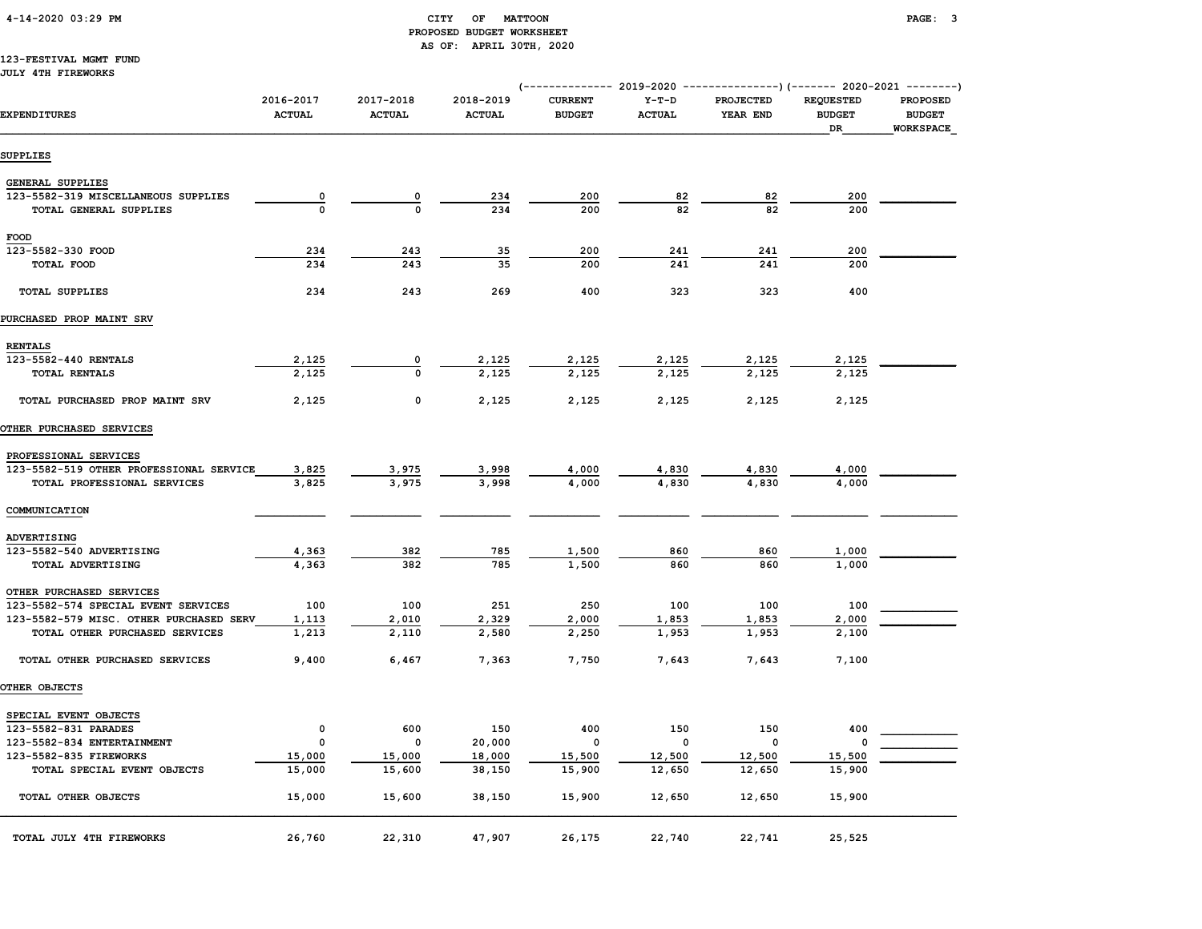CITY OF MATTOON
PROPOSED BUDGET WORKSHEET
AS OF: APRIL 30TH, 2020

123-FESTIVAL MGMT FUND
JULY 4TH FIREWORKS

| EXPENDITURES | 2016-2017 ACTUAL | 2017-2018 ACTUAL | 2018-2019 ACTUAL | 2019-2020 CURRENT BUDGET | 2019-2020 Y-T-D ACTUAL | 2019-2020 PROJECTED YEAR END | 2020-2021 REQUESTED BUDGET DR | 2020-2021 PROPOSED BUDGET WORKSPACE |
|---|---|---|---|---|---|---|---|---|
| **SUPPLIES** | | | | | | | | |
| GENERAL SUPPLIES | | | | | | | | |
| 123-5582-319 MISCELLANEOUS SUPPLIES | 0 | 0 | 234 | 200 | 82 | 82 | 200 | |
| TOTAL GENERAL SUPPLIES | 0 | 0 | 234 | 200 | 82 | 82 | 200 | |
| FOOD | | | | | | | | |
| 123-5582-330 FOOD | 234 | 243 | 35 | 200 | 241 | 241 | 200 | |
| TOTAL FOOD | 234 | 243 | 35 | 200 | 241 | 241 | 200 | |
| TOTAL SUPPLIES | 234 | 243 | 269 | 400 | 323 | 323 | 400 | |
| **PURCHASED PROP MAINT SRV** | | | | | | | | |
| RENTALS | | | | | | | | |
| 123-5582-440 RENTALS | 2,125 | 0 | 2,125 | 2,125 | 2,125 | 2,125 | 2,125 | |
| TOTAL RENTALS | 2,125 | 0 | 2,125 | 2,125 | 2,125 | 2,125 | 2,125 | |
| TOTAL PURCHASED PROP MAINT SRV | 2,125 | 0 | 2,125 | 2,125 | 2,125 | 2,125 | 2,125 | |
| **OTHER PURCHASED SERVICES** | | | | | | | | |
| PROFESSIONAL SERVICES | | | | | | | | |
| 123-5582-519 OTHER PROFESSIONAL SERVICE | 3,825 | 3,975 | 3,998 | 4,000 | 4,830 | 4,830 | 4,000 | |
| TOTAL PROFESSIONAL SERVICES | 3,825 | 3,975 | 3,998 | 4,000 | 4,830 | 4,830 | 4,000 | |
| COMMUNICATION | | | | | | | | |
| ADVERTISING | | | | | | | | |
| 123-5582-540 ADVERTISING | 4,363 | 382 | 785 | 1,500 | 860 | 860 | 1,000 | |
| TOTAL ADVERTISING | 4,363 | 382 | 785 | 1,500 | 860 | 860 | 1,000 | |
| OTHER PURCHASED SERVICES | | | | | | | | |
| 123-5582-574 SPECIAL EVENT SERVICES | 100 | 100 | 251 | 250 | 100 | 100 | 100 | |
| 123-5582-579 MISC. OTHER PURCHASED SERV | 1,113 | 2,010 | 2,329 | 2,000 | 1,853 | 1,853 | 2,000 | |
| TOTAL OTHER PURCHASED SERVICES | 1,213 | 2,110 | 2,580 | 2,250 | 1,953 | 1,953 | 2,100 | |
| TOTAL OTHER PURCHASED SERVICES | 9,400 | 6,467 | 7,363 | 7,750 | 7,643 | 7,643 | 7,100 | |
| **OTHER OBJECTS** | | | | | | | | |
| SPECIAL EVENT OBJECTS | | | | | | | | |
| 123-5582-831 PARADES | 0 | 600 | 150 | 400 | 150 | 150 | 400 | |
| 123-5582-834 ENTERTAINMENT | 0 | 0 | 20,000 | 0 | 0 | 0 | 0 | |
| 123-5582-835 FIREWORKS | 15,000 | 15,000 | 18,000 | 15,500 | 12,500 | 12,500 | 15,500 | |
| TOTAL SPECIAL EVENT OBJECTS | 15,000 | 15,600 | 38,150 | 15,900 | 12,650 | 12,650 | 15,900 | |
| TOTAL OTHER OBJECTS | 15,000 | 15,600 | 38,150 | 15,900 | 12,650 | 12,650 | 15,900 | |
| **TOTAL JULY 4TH FIREWORKS** | 26,760 | 22,310 | 47,907 | 26,175 | 22,740 | 22,741 | 25,525 | |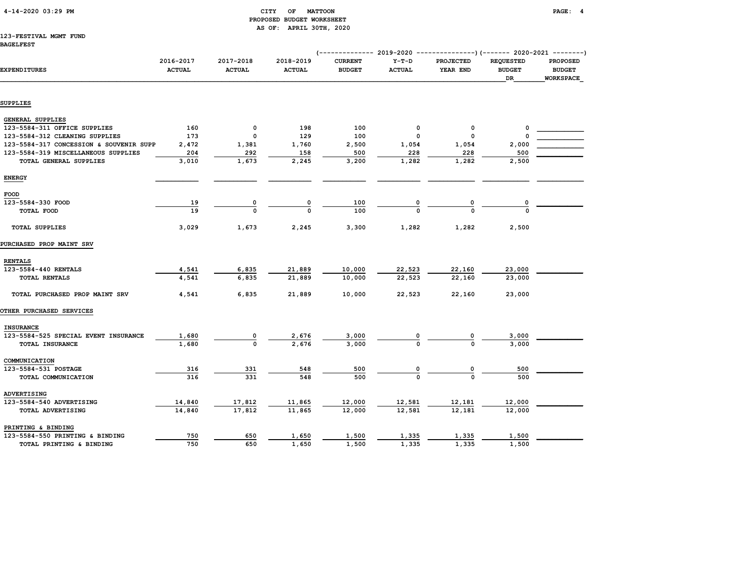# CITY OF MATTOON
## PROPOSED BUDGET WORKSHEET
### AS OF: APRIL 30TH, 2020

123-FESTIVAL MGMT FUND
BAGELFEST

| EXPENDITURES | 2016-2017 ACTUAL | 2017-2018 ACTUAL | 2018-2019 ACTUAL | 2019-2020 CURRENT BUDGET | 2019-2020 Y-T-D ACTUAL | 2019-2020 PROJECTED YEAR END | 2020-2021 REQUESTED BUDGET DR | 2020-2021 PROPOSED BUDGET WORKSPACE |
|---|---|---|---|---|---|---|---|---|
| **SUPPLIES** | | | | | | | | |
| GENERAL SUPPLIES | | | | | | | | |
| 123-5584-311 OFFICE SUPPLIES | 160 | 0 | 198 | 100 | 0 | 0 | 0 | |
| 123-5584-312 CLEANING SUPPLIES | 173 | 0 | 129 | 100 | 0 | 0 | 0 | |
| 123-5584-317 CONCESSION & SOUVENIR SUPP | 2,472 | 1,381 | 1,760 | 2,500 | 1,054 | 1,054 | 2,000 | |
| 123-5584-319 MISCELLANEOUS SUPPLIES | 204 | 292 | 158 | 500 | 228 | 228 | 500 | |
| TOTAL GENERAL SUPPLIES | 3,010 | 1,673 | 2,245 | 3,200 | 1,282 | 1,282 | 2,500 | |
| ENERGY | | | | | | | | |
| FOOD | | | | | | | | |
| 123-5584-330 FOOD | 19 | 0 | 0 | 100 | 0 | 0 | 0 | |
| TOTAL FOOD | 19 | 0 | 0 | 100 | 0 | 0 | 0 | |
| TOTAL SUPPLIES | 3,029 | 1,673 | 2,245 | 3,300 | 1,282 | 1,282 | 2,500 | |
| **PURCHASED PROP MAINT SRV** | | | | | | | | |
| RENTALS | | | | | | | | |
| 123-5584-440 RENTALS | 4,541 | 6,835 | 21,889 | 10,000 | 22,523 | 22,160 | 23,000 | |
| TOTAL RENTALS | 4,541 | 6,835 | 21,889 | 10,000 | 22,523 | 22,160 | 23,000 | |
| TOTAL PURCHASED PROP MAINT SRV | 4,541 | 6,835 | 21,889 | 10,000 | 22,523 | 22,160 | 23,000 | |
| **OTHER PURCHASED SERVICES** | | | | | | | | |
| INSURANCE | | | | | | | | |
| 123-5584-525 SPECIAL EVENT INSURANCE | 1,680 | 0 | 2,676 | 3,000 | 0 | 0 | 3,000 | |
| TOTAL INSURANCE | 1,680 | 0 | 2,676 | 3,000 | 0 | 0 | 3,000 | |
| COMMUNICATION | | | | | | | | |
| 123-5584-531 POSTAGE | 316 | 331 | 548 | 500 | 0 | 0 | 500 | |
| TOTAL COMMUNICATION | 316 | 331 | 548 | 500 | 0 | 0 | 500 | |
| ADVERTISING | | | | | | | | |
| 123-5584-540 ADVERTISING | 14,840 | 17,812 | 11,865 | 12,000 | 12,581 | 12,181 | 12,000 | |
| TOTAL ADVERTISING | 14,840 | 17,812 | 11,865 | 12,000 | 12,581 | 12,181 | 12,000 | |
| PRINTING & BINDING | | | | | | | | |
| 123-5584-550 PRINTING & BINDING | 750 | 650 | 1,650 | 1,500 | 1,335 | 1,335 | 1,500 | |
| TOTAL PRINTING & BINDING | 750 | 650 | 1,650 | 1,500 | 1,335 | 1,335 | 1,500 | |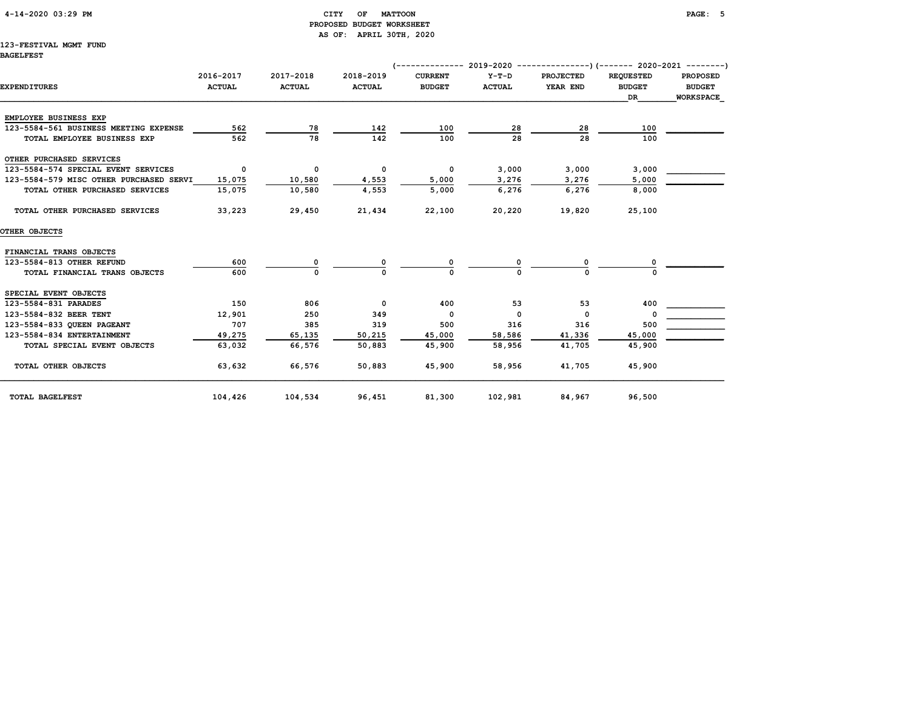CITY OF MATTOON
PROPOSED BUDGET WORKSHEET
AS OF: APRIL 30TH, 2020

123-FESTIVAL MGMT FUND
BAGELFEST

| EXPENDITURES | 2016-2017 ACTUAL | 2017-2018 ACTUAL | 2018-2019 ACTUAL | 2019-2020 CURRENT BUDGET | 2019-2020 Y-T-D ACTUAL | 2019-2020 PROJECTED YEAR END | 2020-2021 REQUESTED BUDGET DR | 2020-2021 PROPOSED BUDGET WORKSPACE |
|---|---|---|---|---|---|---|---|---|
| **EMPLOYEE BUSINESS EXP** | | | | | | | | |
| 123-5584-561 BUSINESS MEETING EXPENSE | 562 | 78 | 142 | 100 | 28 | 28 | 100 | |
| TOTAL EMPLOYEE BUSINESS EXP | 562 | 78 | 142 | 100 | 28 | 28 | 100 | |
| **OTHER PURCHASED SERVICES** | | | | | | | | |
| 123-5584-574 SPECIAL EVENT SERVICES | 0 | 0 | 0 | 0 | 3,000 | 3,000 | 3,000 | |
| 123-5584-579 MISC OTHER PURCHASED SERVI | 15,075 | 10,580 | 4,553 | 5,000 | 3,276 | 3,276 | 5,000 | |
| TOTAL OTHER PURCHASED SERVICES | 15,075 | 10,580 | 4,553 | 5,000 | 6,276 | 6,276 | 8,000 | |
| TOTAL OTHER PURCHASED SERVICES | 33,223 | 29,450 | 21,434 | 22,100 | 20,220 | 19,820 | 25,100 | |
| **OTHER OBJECTS** | | | | | | | | |
| **FINANCIAL TRANS OBJECTS** | | | | | | | | |
| 123-5584-813 OTHER REFUND | 600 | 0 | 0 | 0 | 0 | 0 | 0 | |
| TOTAL FINANCIAL TRANS OBJECTS | 600 | 0 | 0 | 0 | 0 | 0 | 0 | |
| **SPECIAL EVENT OBJECTS** | | | | | | | | |
| 123-5584-831 PARADES | 150 | 806 | 0 | 400 | 53 | 53 | 400 | |
| 123-5584-832 BEER TENT | 12,901 | 250 | 349 | 0 | 0 | 0 | 0 | |
| 123-5584-833 QUEEN PAGEANT | 707 | 385 | 319 | 500 | 316 | 316 | 500 | |
| 123-5584-834 ENTERTAINMENT | 49,275 | 65,135 | 50,215 | 45,000 | 58,586 | 41,336 | 45,000 | |
| TOTAL SPECIAL EVENT OBJECTS | 63,032 | 66,576 | 50,883 | 45,900 | 58,956 | 41,705 | 45,900 | |
| TOTAL OTHER OBJECTS | 63,632 | 66,576 | 50,883 | 45,900 | 58,956 | 41,705 | 45,900 | |
| TOTAL BAGELFEST | 104,426 | 104,534 | 96,451 | 81,300 | 102,981 | 84,967 | 96,500 | |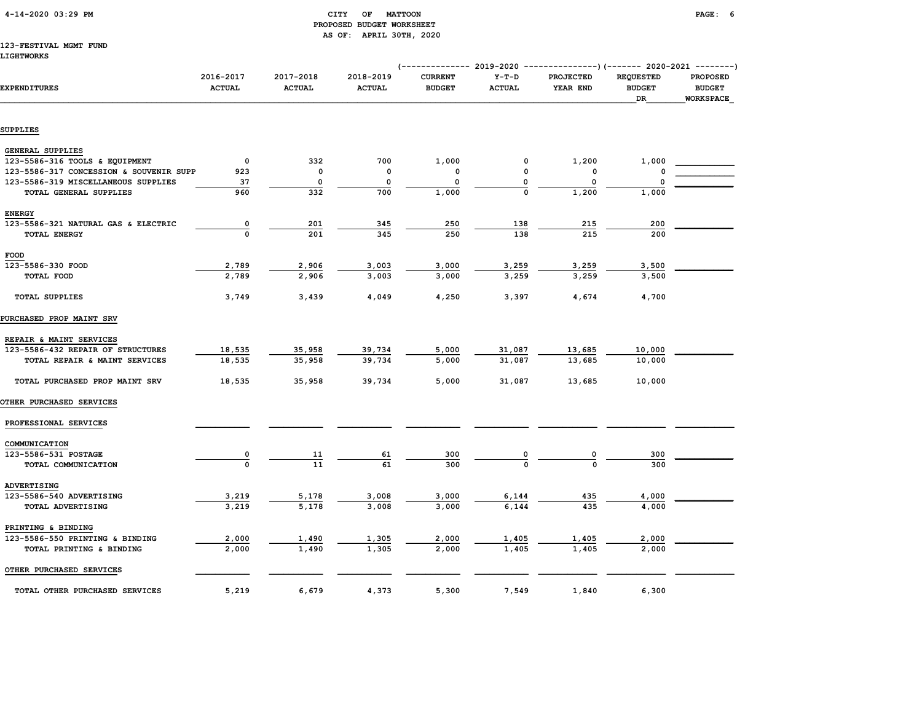CITY OF MATTOON
PROPOSED BUDGET WORKSHEET
AS OF: APRIL 30TH, 2020

123-FESTIVAL MGMT FUND
LIGHTWORKS

| EXPENDITURES | 2016-2017 ACTUAL | 2017-2018 ACTUAL | 2018-2019 ACTUAL | 2019-2020 CURRENT BUDGET | 2019-2020 Y-T-D ACTUAL | 2019-2020 PROJECTED YEAR END | 2020-2021 REQUESTED BUDGET DR | 2020-2021 PROPOSED BUDGET WORKSPACE |
|---|---|---|---|---|---|---|---|---|
| **SUPPLIES** | | | | | | | | |
| GENERAL SUPPLIES | | | | | | | | |
| 123-5586-316 TOOLS & EQUIPMENT | 0 | 332 | 700 | 1,000 | 0 | 1,200 | 1,000 | |
| 123-5586-317 CONCESSION & SOUVENIR SUPP | 923 | 0 | 0 | 0 | 0 | 0 | 0 | |
| 123-5586-319 MISCELLANEOUS SUPPLIES | 37 | 0 | 0 | 0 | 0 | 0 | 0 | |
| TOTAL GENERAL SUPPLIES | 960 | 332 | 700 | 1,000 | 0 | 1,200 | 1,000 | |
| ENERGY | | | | | | | | |
| 123-5586-321 NATURAL GAS & ELECTRIC | 0 | 201 | 345 | 250 | 138 | 215 | 200 | |
| TOTAL ENERGY | 0 | 201 | 345 | 250 | 138 | 215 | 200 | |
| FOOD | | | | | | | | |
| 123-5586-330 FOOD | 2,789 | 2,906 | 3,003 | 3,000 | 3,259 | 3,259 | 3,500 | |
| TOTAL FOOD | 2,789 | 2,906 | 3,003 | 3,000 | 3,259 | 3,259 | 3,500 | |
| TOTAL SUPPLIES | 3,749 | 3,439 | 4,049 | 4,250 | 3,397 | 4,674 | 4,700 | |
| **PURCHASED PROP MAINT SRV** | | | | | | | | |
| REPAIR & MAINT SERVICES | | | | | | | | |
| 123-5586-432 REPAIR OF STRUCTURES | 18,535 | 35,958 | 39,734 | 5,000 | 31,087 | 13,685 | 10,000 | |
| TOTAL REPAIR & MAINT SERVICES | 18,535 | 35,958 | 39,734 | 5,000 | 31,087 | 13,685 | 10,000 | |
| TOTAL PURCHASED PROP MAINT SRV | 18,535 | 35,958 | 39,734 | 5,000 | 31,087 | 13,685 | 10,000 | |
| **OTHER PURCHASED SERVICES** | | | | | | | | |
| PROFESSIONAL SERVICES | | | | | | | | |
| COMMUNICATION | | | | | | | | |
| 123-5586-531 POSTAGE | 0 | 11 | 61 | 300 | 0 | 0 | 300 | |
| TOTAL COMMUNICATION | 0 | 11 | 61 | 300 | 0 | 0 | 300 | |
| ADVERTISING | | | | | | | | |
| 123-5586-540 ADVERTISING | 3,219 | 5,178 | 3,008 | 3,000 | 6,144 | 435 | 4,000 | |
| TOTAL ADVERTISING | 3,219 | 5,178 | 3,008 | 3,000 | 6,144 | 435 | 4,000 | |
| PRINTING & BINDING | | | | | | | | |
| 123-5586-550 PRINTING & BINDING | 2,000 | 1,490 | 1,305 | 2,000 | 1,405 | 1,405 | 2,000 | |
| TOTAL PRINTING & BINDING | 2,000 | 1,490 | 1,305 | 2,000 | 1,405 | 1,405 | 2,000 | |
| OTHER PURCHASED SERVICES | | | | | | | | |
| TOTAL OTHER PURCHASED SERVICES | 5,219 | 6,679 | 4,373 | 5,300 | 7,549 | 1,840 | 6,300 | |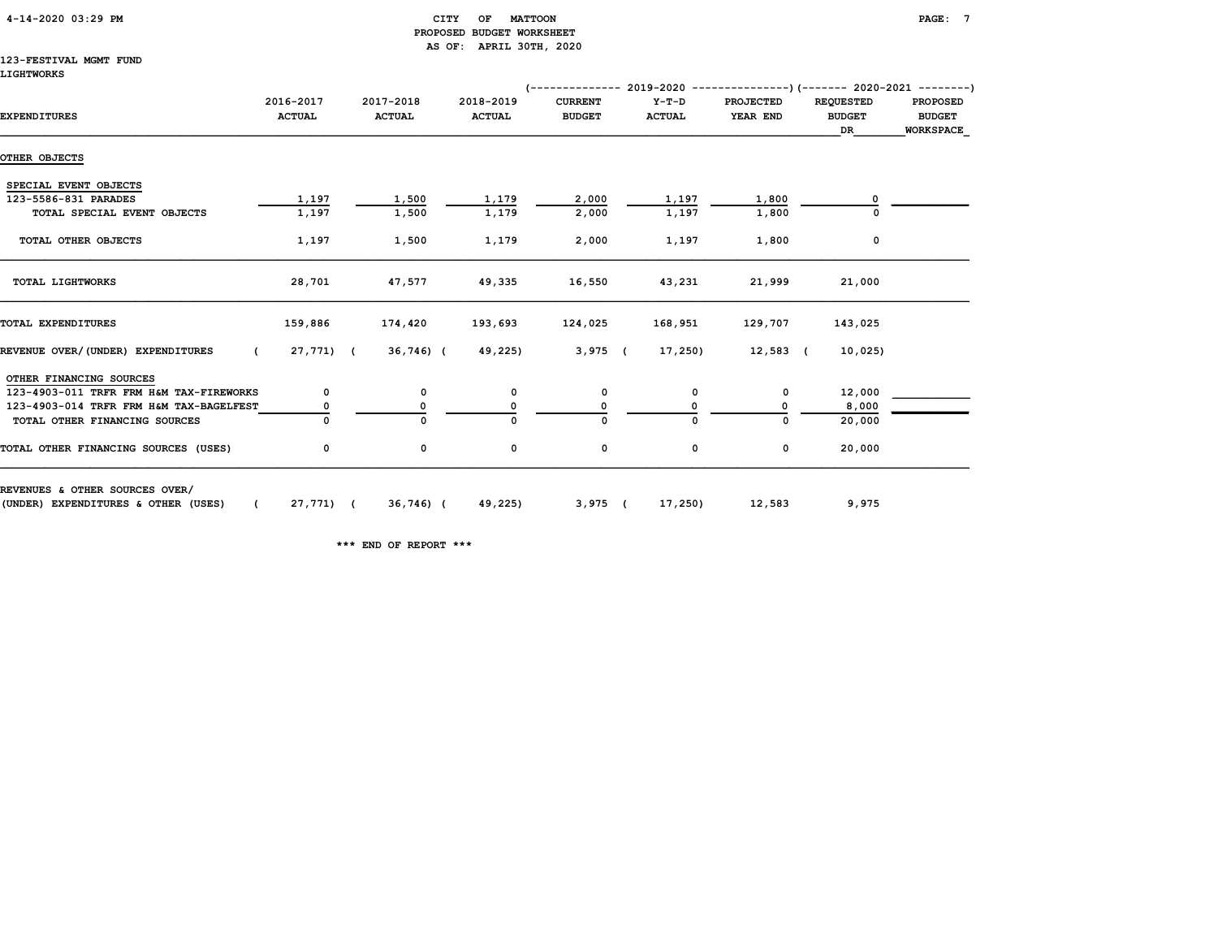CITY OF MATTOON
PROPOSED BUDGET WORKSHEET
AS OF: APRIL 30TH, 2020

123-FESTIVAL MGMT FUND
LIGHTWORKS

| | | | | 2019-2020 | | | 2020-2021 | |
|---|---|---|---|---|---|---|---|---|
| EXPENDITURES | 2016-2017 ACTUAL | 2017-2018 ACTUAL | 2018-2019 ACTUAL | CURRENT BUDGET | Y-T-D ACTUAL | PROJECTED YEAR END | REQUESTED BUDGET DR | PROPOSED BUDGET WORKSPACE |
| OTHER OBJECTS | | | | | | | | |
| SPECIAL EVENT OBJECTS | | | | | | | | |
| 123-5586-831 PARADES | 1,197 | 1,500 | 1,179 | 2,000 | 1,197 | 1,800 | 0 | |
| TOTAL SPECIAL EVENT OBJECTS | 1,197 | 1,500 | 1,179 | 2,000 | 1,197 | 1,800 | 0 | |
| TOTAL OTHER OBJECTS | 1,197 | 1,500 | 1,179 | 2,000 | 1,197 | 1,800 | 0 | |
| TOTAL LIGHTWORKS | 28,701 | 47,577 | 49,335 | 16,550 | 43,231 | 21,999 | 21,000 | |
| TOTAL EXPENDITURES | 159,886 | 174,420 | 193,693 | 124,025 | 168,951 | 129,707 | 143,025 | |
| REVENUE OVER/(UNDER) EXPENDITURES | ( 27,771) | ( 36,746) | ( 49,225) | 3,975 | ( 17,250) | 12,583 | ( 10,025) | |
| OTHER FINANCING SOURCES | | | | | | | | |
| 123-4903-011 TRFR FRM H&M TAX-FIREWORKS | 0 | 0 | 0 | 0 | 0 | 0 | 12,000 | |
| 123-4903-014 TRFR FRM H&M TAX-BAGELFEST | 0 | 0 | 0 | 0 | 0 | 0 | 8,000 | |
| TOTAL OTHER FINANCING SOURCES | 0 | 0 | 0 | 0 | 0 | 0 | 20,000 | |
| TOTAL OTHER FINANCING SOURCES (USES) | 0 | 0 | 0 | 0 | 0 | 0 | 20,000 | |
| REVENUES & OTHER SOURCES OVER/ (UNDER) EXPENDITURES & OTHER (USES) | ( 27,771) | ( 36,746) | ( 49,225) | 3,975 | ( 17,250) | 12,583 | 9,975 | |

*** END OF REPORT ***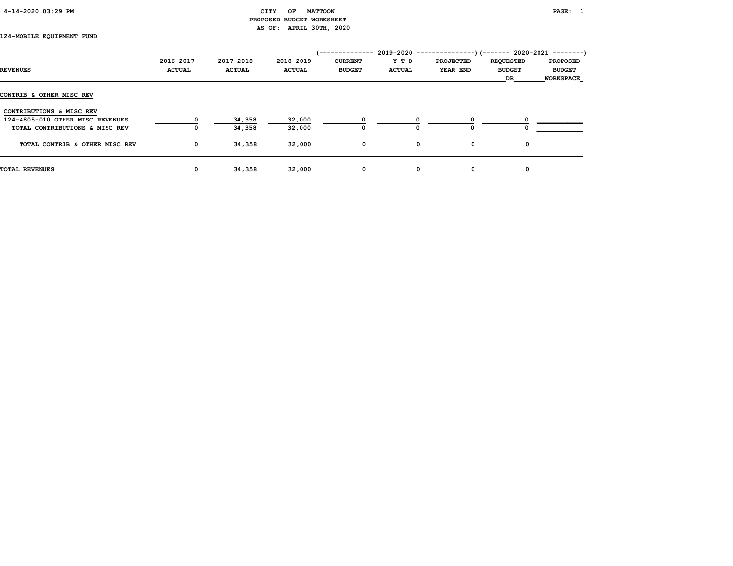CITY OF MATTOON
PROPOSED BUDGET WORKSHEET
AS OF: APRIL 30TH, 2020

124-MOBILE EQUIPMENT FUND

| REVENUES | 2016-2017 ACTUAL | 2017-2018 ACTUAL | 2018-2019 ACTUAL | 2019-2020 CURRENT BUDGET | 2019-2020 Y-T-D ACTUAL | 2019-2020 PROJECTED YEAR END | 2020-2021 REQUESTED BUDGET DR | 2020-2021 PROPOSED BUDGET WORKSPACE |
|---|---|---|---|---|---|---|---|---|
| **CONTRIB & OTHER MISC REV** | | | | | | | | |
| CONTRIBUTIONS & MISC REV | | | | | | | | |
| 124-4805-010 OTHER MISC REVENUES | 0 | 34,358 | 32,000 | 0 | 0 | 0 | 0 | |
| TOTAL CONTRIBUTIONS & MISC REV | 0 | 34,358 | 32,000 | 0 | 0 | 0 | 0 | |
| TOTAL CONTRIB & OTHER MISC REV | 0 | 34,358 | 32,000 | 0 | 0 | 0 | 0 | |
| TOTAL REVENUES | 0 | 34,358 | 32,000 | 0 | 0 | 0 | 0 | |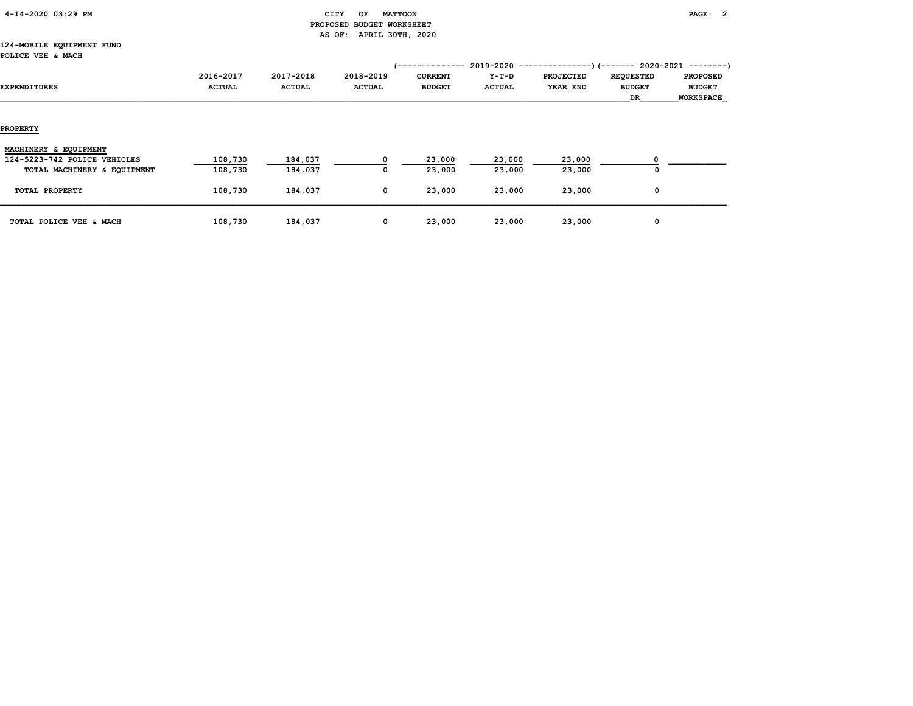CITY OF MATTOON
PROPOSED BUDGET WORKSHEET
AS OF: APRIL 30TH, 2020

124-MOBILE EQUIPMENT FUND
POLICE VEH & MACH

| EXPENDITURES | 2016-2017 ACTUAL | 2017-2018 ACTUAL | 2018-2019 ACTUAL | 2019-2020 CURRENT BUDGET | 2019-2020 Y-T-D ACTUAL | 2019-2020 PROJECTED YEAR END | 2020-2021 REQUESTED BUDGET DR | 2020-2021 PROPOSED BUDGET WORKSPACE |
|---|---|---|---|---|---|---|---|---|
| **PROPERTY** | | | | | | | | |
| MACHINERY & EQUIPMENT | | | | | | | | |
| 124-5223-742 POLICE VEHICLES | 108,730 | 184,037 | 0 | 23,000 | 23,000 | 23,000 | 0 | |
| TOTAL MACHINERY & EQUIPMENT | 108,730 | 184,037 | 0 | 23,000 | 23,000 | 23,000 | 0 | |
| TOTAL PROPERTY | 108,730 | 184,037 | 0 | 23,000 | 23,000 | 23,000 | 0 | |
| TOTAL POLICE VEH & MACH | 108,730 | 184,037 | 0 | 23,000 | 23,000 | 23,000 | 0 | |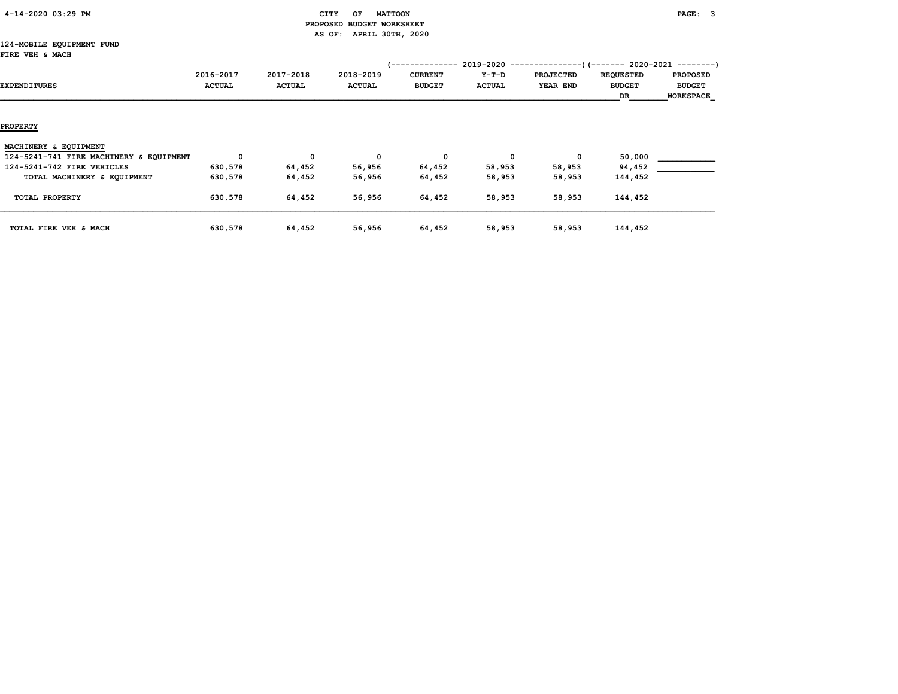CITY OF MATTOON
PROPOSED BUDGET WORKSHEET
AS OF: APRIL 30TH, 2020

124-MOBILE EQUIPMENT FUND
FIRE VEH & MACH

| EXPENDITURES | 2016-2017 ACTUAL | 2017-2018 ACTUAL | 2018-2019 ACTUAL | 2019-2020 CURRENT BUDGET | 2019-2020 Y-T-D ACTUAL | 2019-2020 PROJECTED YEAR END | 2020-2021 REQUESTED BUDGET DR | 2020-2021 PROPOSED BUDGET WORKSPACE |
|---|---|---|---|---|---|---|---|---|
| **PROPERTY** | | | | | | | | |
| MACHINERY & EQUIPMENT | | | | | | | | |
| 124-5241-741 FIRE MACHINERY & EQUIPMENT | 0 | 0 | 0 | 0 | 0 | 0 | 50,000 | |
| 124-5241-742 FIRE VEHICLES | 630,578 | 64,452 | 56,956 | 64,452 | 58,953 | 58,953 | 94,452 | |
| TOTAL MACHINERY & EQUIPMENT | 630,578 | 64,452 | 56,956 | 64,452 | 58,953 | 58,953 | 144,452 | |
| TOTAL PROPERTY | 630,578 | 64,452 | 56,956 | 64,452 | 58,953 | 58,953 | 144,452 | |
| TOTAL FIRE VEH & MACH | 630,578 | 64,452 | 56,956 | 64,452 | 58,953 | 58,953 | 144,452 | |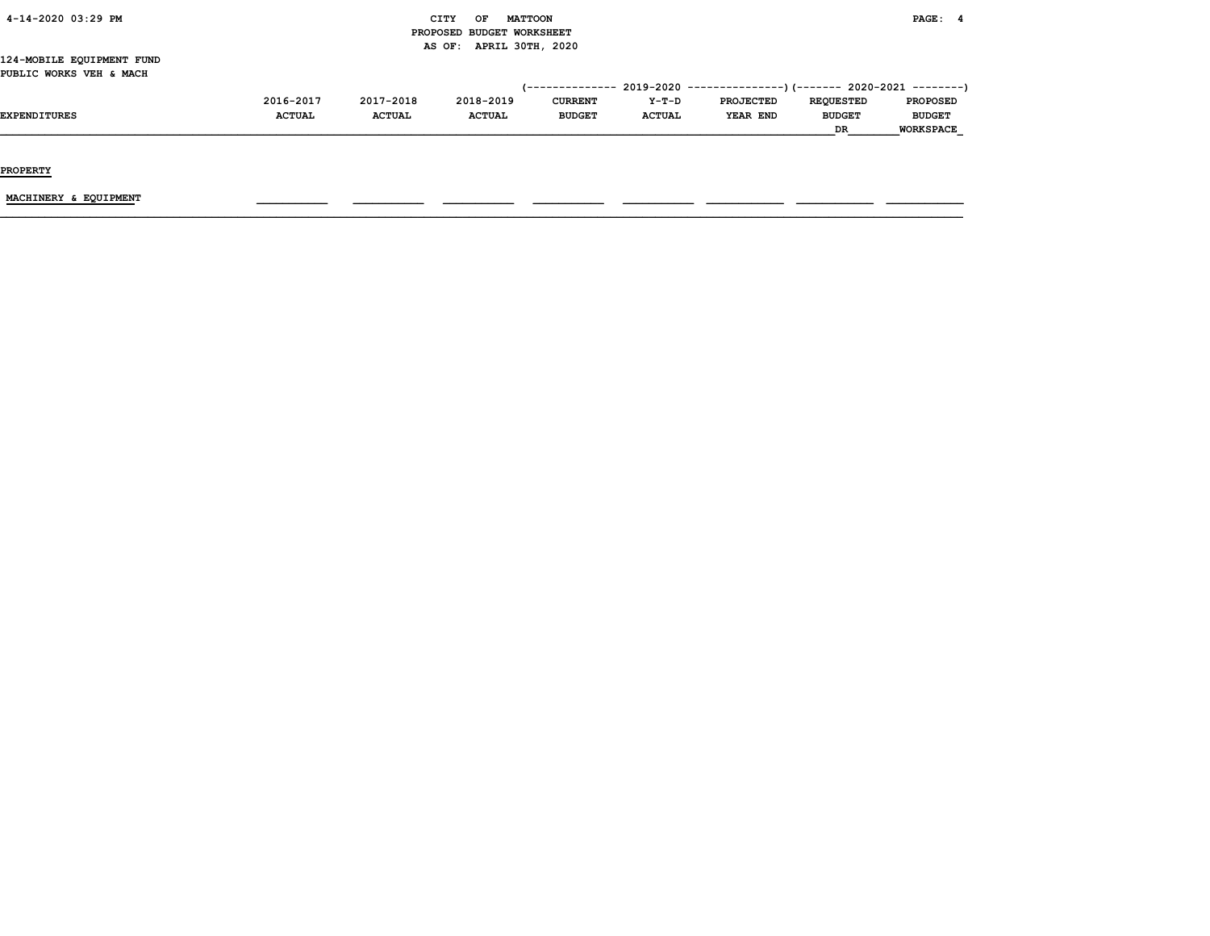CITY OF MATTOON
PROPOSED BUDGET WORKSHEET
AS OF: APRIL 30TH, 2020

124-MOBILE EQUIPMENT FUND
PUBLIC WORKS VEH & MACH

| EXPENDITURES | 2016-2017 ACTUAL | 2017-2018 ACTUAL | 2018-2019 ACTUAL | 2019-2020 CURRENT BUDGET | 2019-2020 Y-T-D ACTUAL | 2019-2020 PROJECTED YEAR END | 2020-2021 REQUESTED BUDGET DR | 2020-2021 PROPOSED BUDGET WORKSPACE |
|---|---|---|---|---|---|---|---|---|
| PROPERTY | | | | | | | | |
| MACHINERY & EQUIPMENT | | | | | | | | |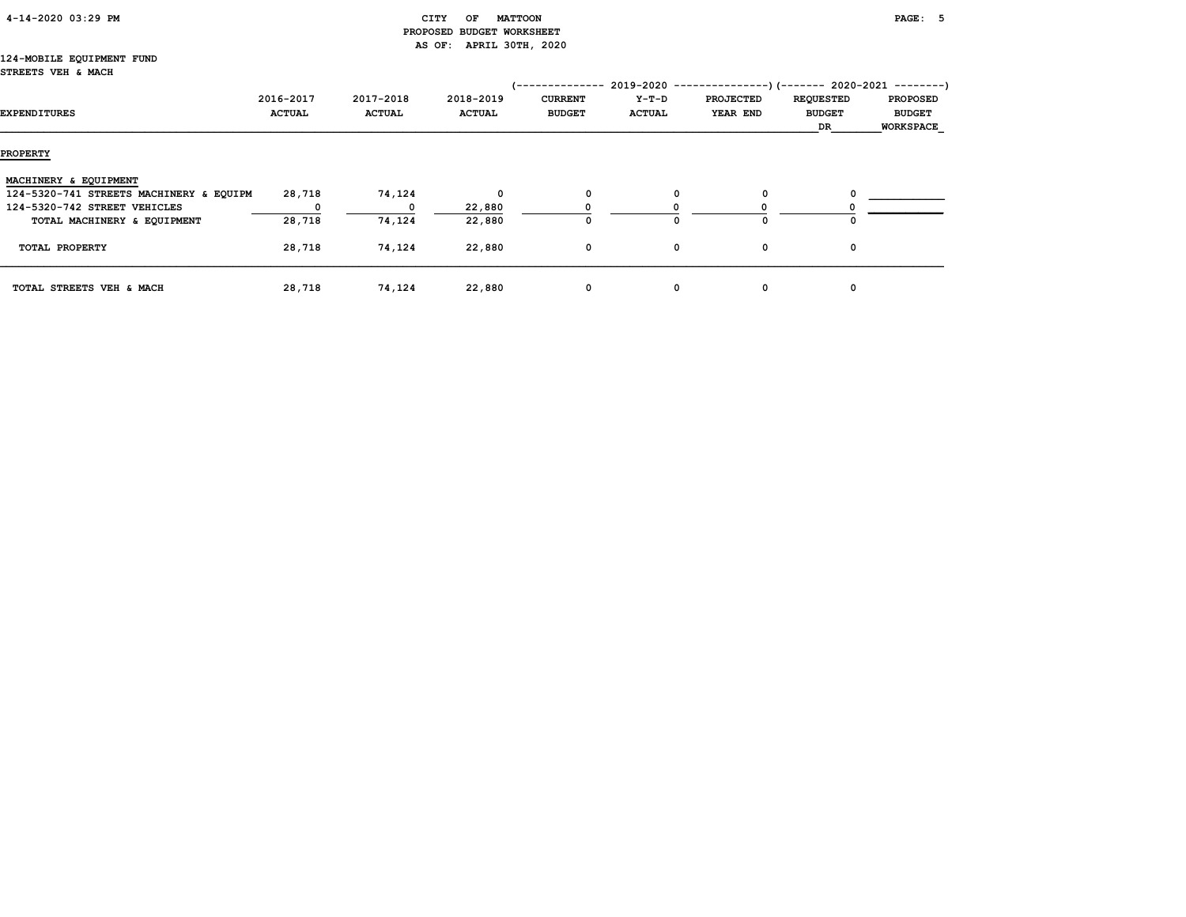CITY OF MATTOON
PROPOSED BUDGET WORKSHEET
AS OF: APRIL 30TH, 2020

124-MOBILE EQUIPMENT FUND
STREETS VEH & MACH

| EXPENDITURES | 2016-2017 ACTUAL | 2017-2018 ACTUAL | 2018-2019 ACTUAL | 2019-2020 CURRENT BUDGET | 2019-2020 Y-T-D ACTUAL | 2019-2020 PROJECTED YEAR END | 2020-2021 REQUESTED BUDGET DR | 2020-2021 PROPOSED BUDGET WORKSPACE |
|---|---|---|---|---|---|---|---|---|
| **PROPERTY** | | | | | | | | |
| MACHINERY & EQUIPMENT | | | | | | | | |
| 124-5320-741 STREETS MACHINERY & EQUIPM | 28,718 | 74,124 | 0 | 0 | 0 | 0 | 0 | |
| 124-5320-742 STREET VEHICLES | 0 | 0 | 22,880 | 0 | 0 | 0 | 0 | |
| TOTAL MACHINERY & EQUIPMENT | 28,718 | 74,124 | 22,880 | 0 | 0 | 0 | 0 | |
| TOTAL PROPERTY | 28,718 | 74,124 | 22,880 | 0 | 0 | 0 | 0 | |
| TOTAL STREETS VEH & MACH | 28,718 | 74,124 | 22,880 | 0 | 0 | 0 | 0 | |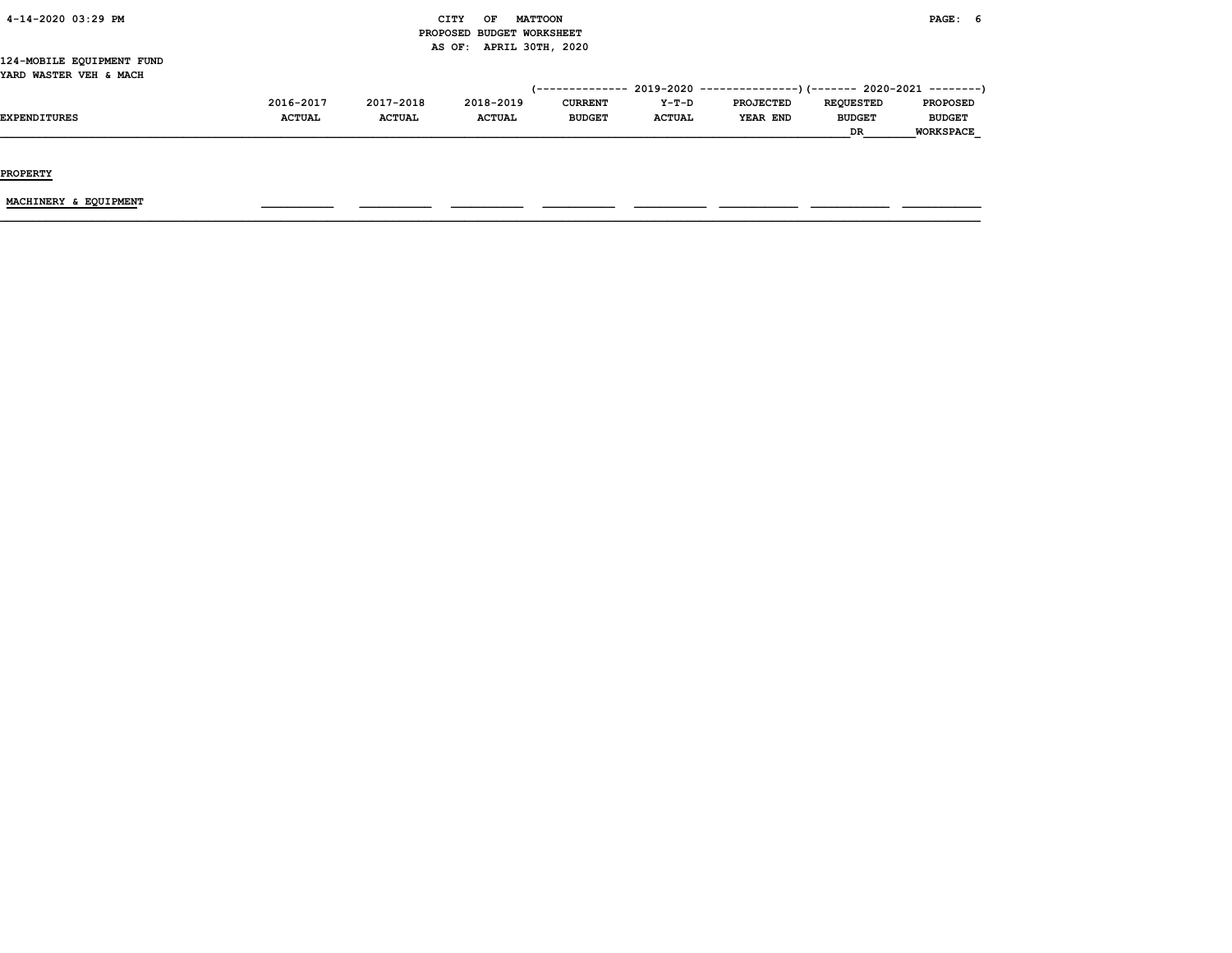CITY OF MATTOON
PROPOSED BUDGET WORKSHEET
AS OF: APRIL 30TH, 2020

124-MOBILE EQUIPMENT FUND
YARD WASTER VEH & MACH

| EXPENDITURES | 2016-2017 ACTUAL | 2017-2018 ACTUAL | 2018-2019 ACTUAL | 2019-2020 CURRENT BUDGET | 2019-2020 Y-T-D ACTUAL | 2019-2020 PROJECTED YEAR END | 2020-2021 REQUESTED BUDGET DR | 2020-2021 PROPOSED BUDGET WORKSPACE |
|---|---|---|---|---|---|---|---|---|
| PROPERTY | | | | | | | | |
| MACHINERY & EQUIPMENT | | | | | | | | |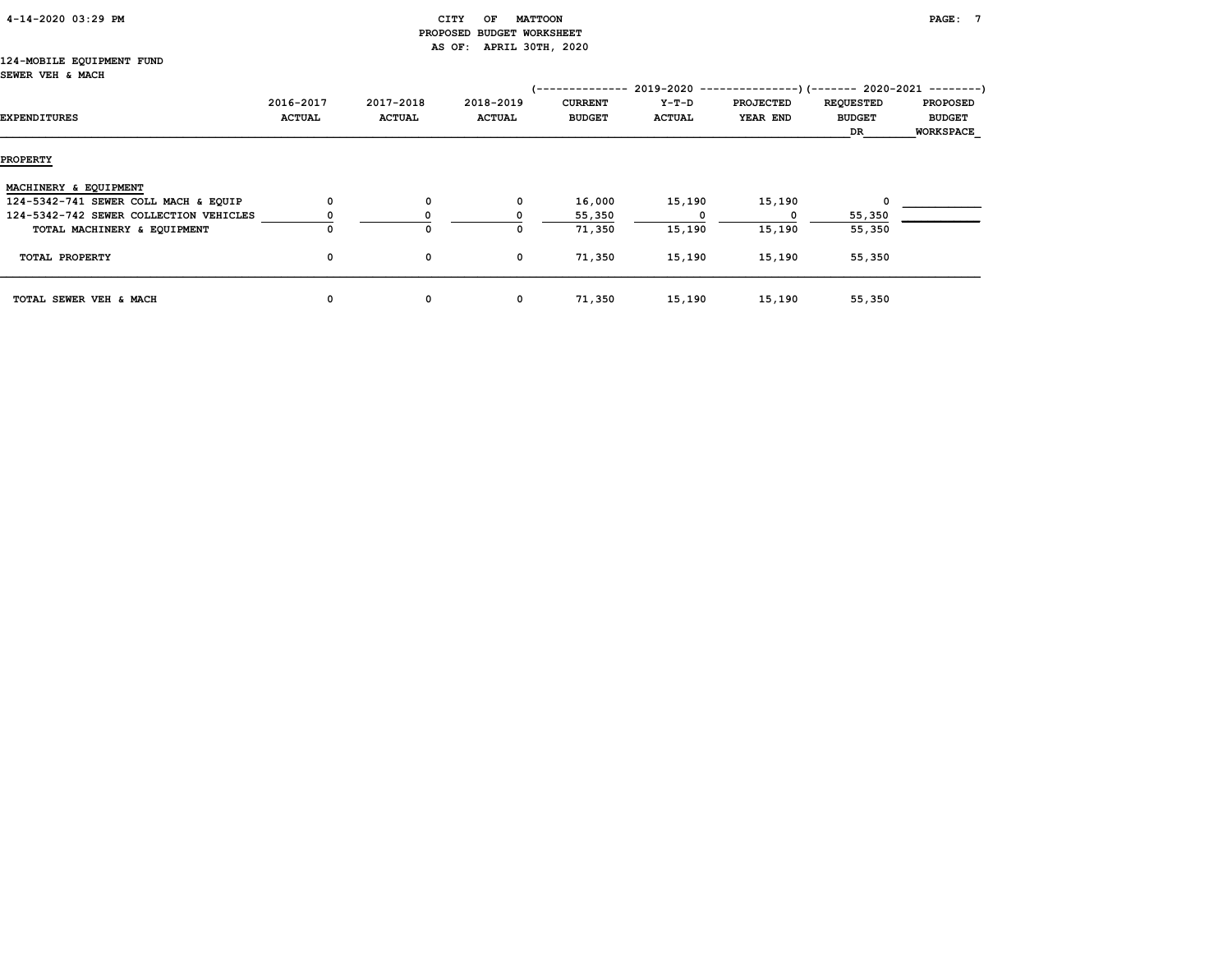CITY OF MATTOON
PROPOSED BUDGET WORKSHEET
AS OF: APRIL 30TH, 2020

124-MOBILE EQUIPMENT FUND
SEWER VEH & MACH

| EXPENDITURES | 2016-2017 ACTUAL | 2017-2018 ACTUAL | 2018-2019 ACTUAL | 2019-2020 CURRENT BUDGET | 2019-2020 Y-T-D ACTUAL | 2019-2020 PROJECTED YEAR END | 2020-2021 REQUESTED BUDGET DR | 2020-2021 PROPOSED BUDGET WORKSPACE |
|---|---|---|---|---|---|---|---|---|
| **PROPERTY** | | | | | | | | |
| MACHINERY & EQUIPMENT | | | | | | | | |
| 124-5342-741 SEWER COLL MACH & EQUIP | 0 | 0 | 0 | 16,000 | 15,190 | 15,190 | 0 | |
| 124-5342-742 SEWER COLLECTION VEHICLES | 0 | 0 | 0 | 55,350 | 0 | 0 | 55,350 | |
| TOTAL MACHINERY & EQUIPMENT | 0 | 0 | 0 | 71,350 | 15,190 | 15,190 | 55,350 | |
| TOTAL PROPERTY | 0 | 0 | 0 | 71,350 | 15,190 | 15,190 | 55,350 | |
| TOTAL SEWER VEH & MACH | 0 | 0 | 0 | 71,350 | 15,190 | 15,190 | 55,350 | |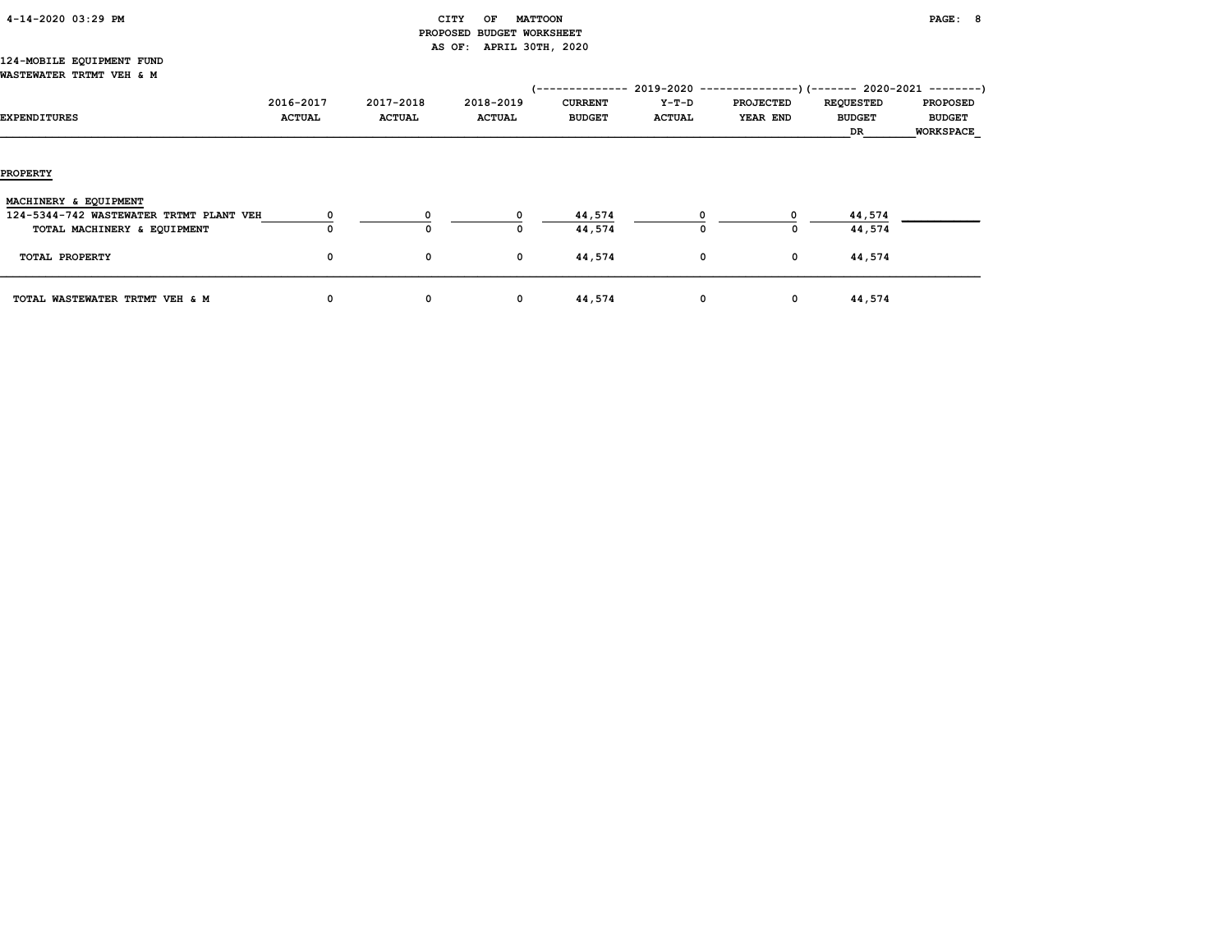CITY OF MATTOON
PROPOSED BUDGET WORKSHEET
AS OF: APRIL 30TH, 2020

124-MOBILE EQUIPMENT FUND
WASTEWATER TRTMT VEH & M

| EXPENDITURES | 2016-2017 ACTUAL | 2017-2018 ACTUAL | 2018-2019 ACTUAL | 2019-2020 CURRENT BUDGET | 2019-2020 Y-T-D ACTUAL | 2019-2020 PROJECTED YEAR END | 2020-2021 REQUESTED BUDGET DR | 2020-2021 PROPOSED BUDGET WORKSPACE |
|---|---|---|---|---|---|---|---|---|
| **PROPERTY** | | | | | | | | |
| MACHINERY & EQUIPMENT | | | | | | | | |
| 124-5344-742 WASTEWATER TRTMT PLANT VEH | 0 | 0 | 0 | 44,574 | 0 | 0 | 44,574 | |
| TOTAL MACHINERY & EQUIPMENT | 0 | 0 | 0 | 44,574 | 0 | 0 | 44,574 | |
| TOTAL PROPERTY | 0 | 0 | 0 | 44,574 | 0 | 0 | 44,574 | |
| TOTAL WASTEWATER TRTMT VEH & M | 0 | 0 | 0 | 44,574 | 0 | 0 | 44,574 | |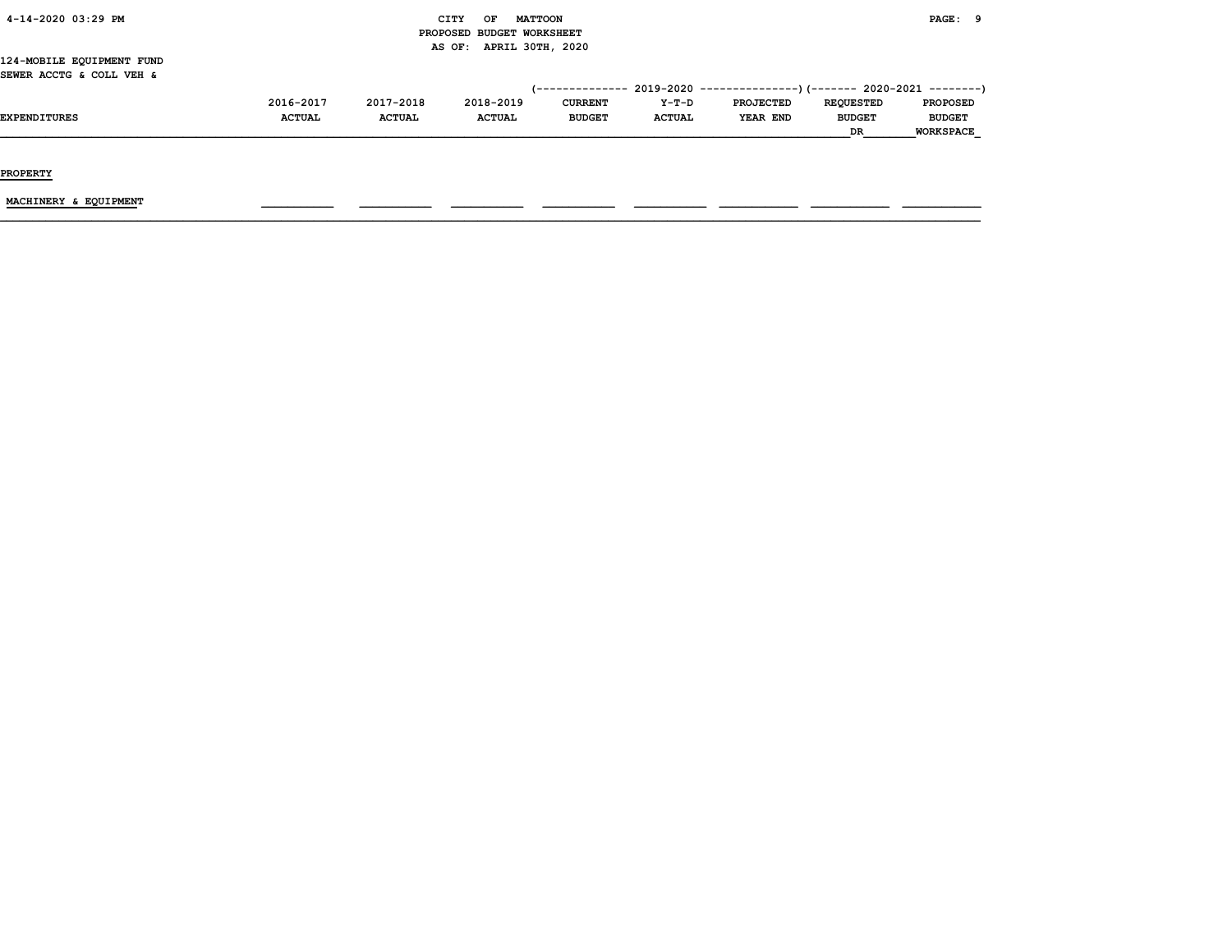CITY OF MATTOON
PROPOSED BUDGET WORKSHEET
AS OF: APRIL 30TH, 2020

124-MOBILE EQUIPMENT FUND
SEWER ACCTG & COLL VEH &

| | | | | 2019-2020 | | | 2020-2021 | |
|---|---|---|---|---|---|---|---|---|
| EXPENDITURES | 2016-2017 ACTUAL | 2017-2018 ACTUAL | 2018-2019 ACTUAL | CURRENT BUDGET | Y-T-D ACTUAL | PROJECTED YEAR END | REQUESTED BUDGET DR | PROPOSED BUDGET WORKSPACE |
| PROPERTY | | | | | | | | |
| MACHINERY & EQUIPMENT | | | | | | | | |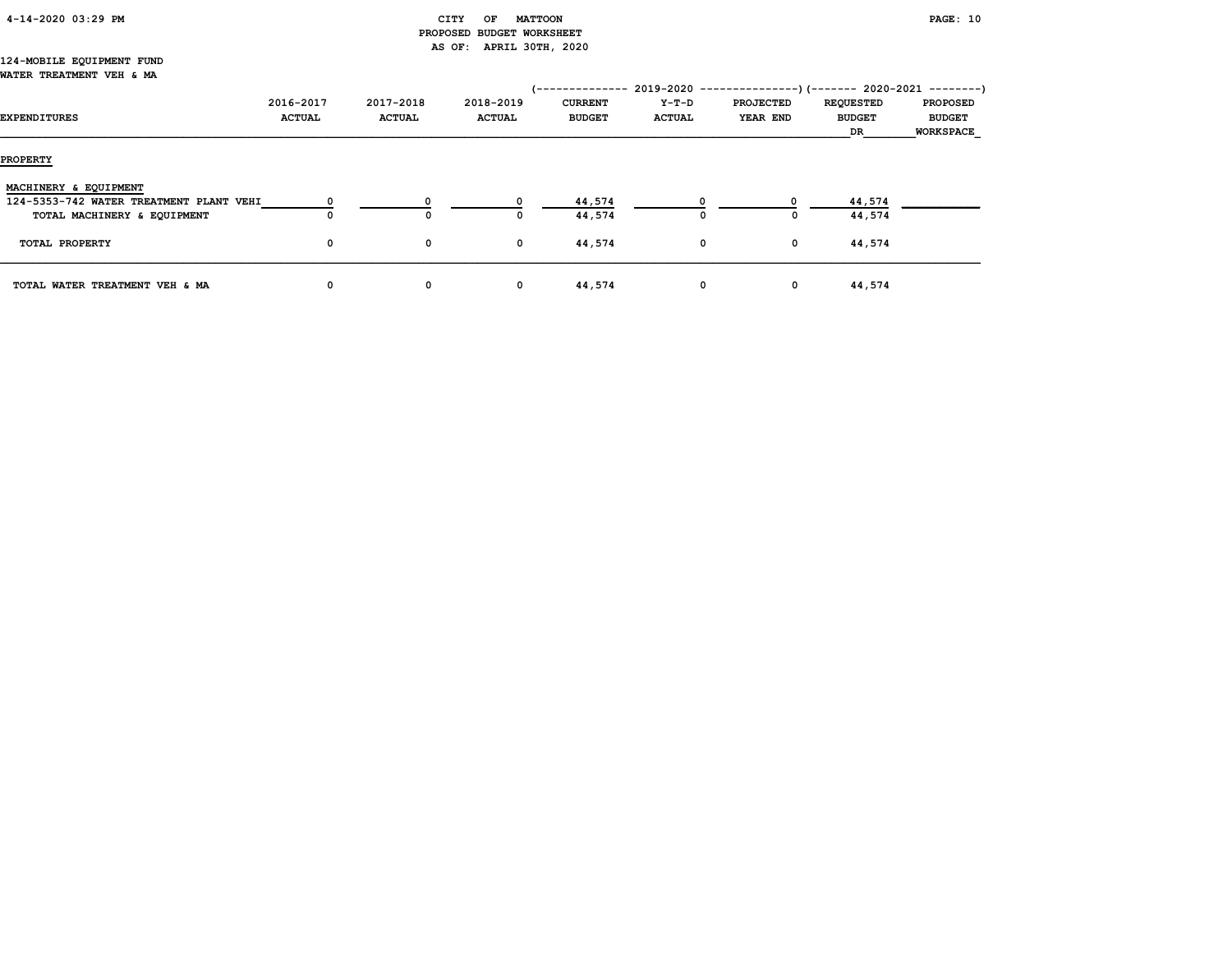CITY OF MATTOON
PROPOSED BUDGET WORKSHEET
AS OF: APRIL 30TH, 2020

124-MOBILE EQUIPMENT FUND
WATER TREATMENT VEH & MA

| EXPENDITURES | 2016-2017 ACTUAL | 2017-2018 ACTUAL | 2018-2019 ACTUAL | 2019-2020 CURRENT BUDGET | 2019-2020 Y-T-D ACTUAL | 2019-2020 PROJECTED YEAR END | 2020-2021 REQUESTED BUDGET DR | 2020-2021 PROPOSED BUDGET WORKSPACE |
|---|---|---|---|---|---|---|---|---|
| **PROPERTY** | | | | | | | | |
| MACHINERY & EQUIPMENT | | | | | | | | |
| 124-5353-742 WATER TREATMENT PLANT VEHI | 0 | 0 | 0 | 44,574 | 0 | 0 | 44,574 | |
| TOTAL MACHINERY & EQUIPMENT | 0 | 0 | 0 | 44,574 | 0 | 0 | 44,574 | |
| TOTAL PROPERTY | 0 | 0 | 0 | 44,574 | 0 | 0 | 44,574 | |
| TOTAL WATER TREATMENT VEH & MA | 0 | 0 | 0 | 44,574 | 0 | 0 | 44,574 | |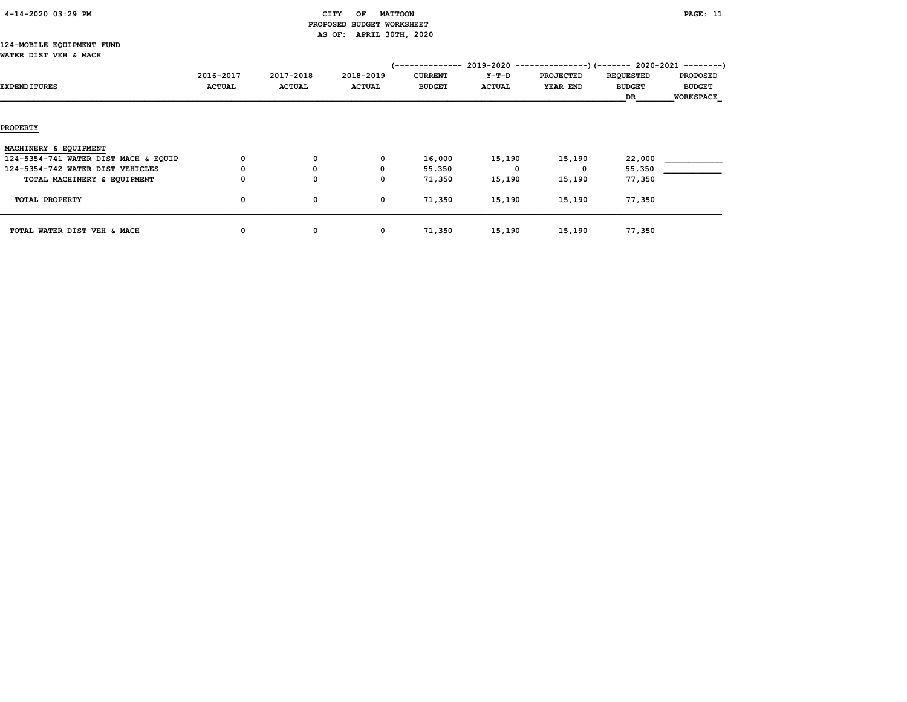CITY OF MATTOON
PROPOSED BUDGET WORKSHEET
AS OF: APRIL 30TH, 2020

124-MOBILE EQUIPMENT FUND
WATER DIST VEH & MACH

| EXPENDITURES | 2016-2017 ACTUAL | 2017-2018 ACTUAL | 2018-2019 ACTUAL | 2019-2020 CURRENT BUDGET | 2019-2020 Y-T-D ACTUAL | 2019-2020 PROJECTED YEAR END | 2020-2021 REQUESTED BUDGET DR | 2020-2021 PROPOSED BUDGET WORKSPACE |
|---|---|---|---|---|---|---|---|---|
| **PROPERTY** | | | | | | | | |
| MACHINERY & EQUIPMENT | | | | | | | | |
| 124-5354-741 WATER DIST MACH & EQUIP | 0 | 0 | 0 | 16,000 | 15,190 | 15,190 | 22,000 | |
| 124-5354-742 WATER DIST VEHICLES | 0 | 0 | 0 | 55,350 | 0 | 0 | 55,350 | |
| TOTAL MACHINERY & EQUIPMENT | 0 | 0 | 0 | 71,350 | 15,190 | 15,190 | 77,350 | |
| TOTAL PROPERTY | 0 | 0 | 0 | 71,350 | 15,190 | 15,190 | 77,350 | |
| TOTAL WATER DIST VEH & MACH | 0 | 0 | 0 | 71,350 | 15,190 | 15,190 | 77,350 | |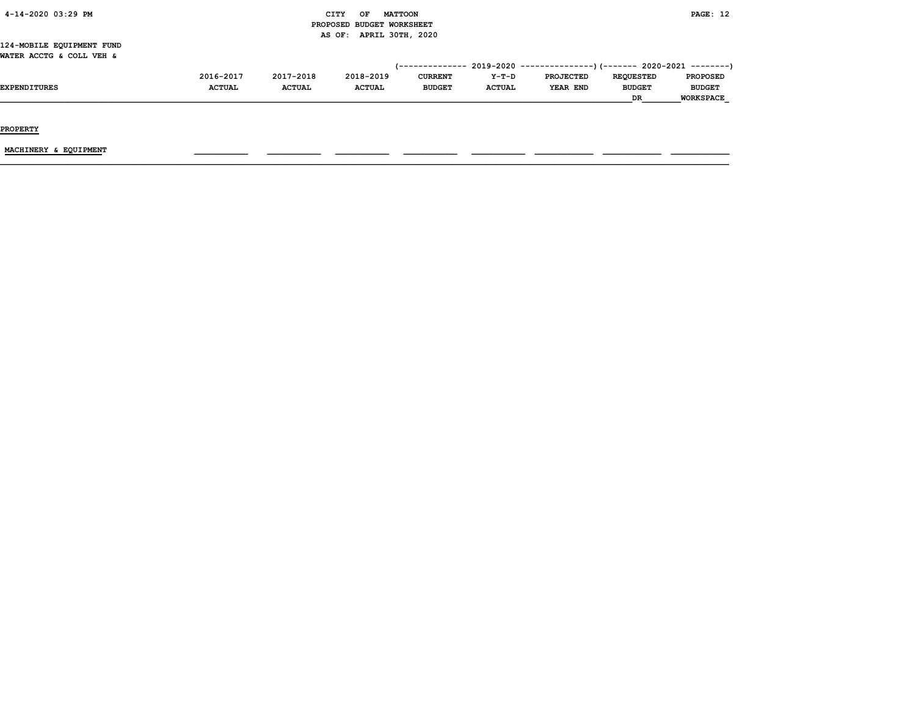PROPOSED BUDGET WORKSHEET
AS OF: APRIL 30TH, 2020

124-MOBILE EQUIPMENT FUND
WATER ACCTG & COLL VEH &

| EXPENDITURES | 2016-2017 ACTUAL | 2017-2018 ACTUAL | 2018-2019 ACTUAL | 2019-2020 CURRENT BUDGET | 2019-2020 Y-T-D ACTUAL | 2019-2020 PROJECTED YEAR END | 2020-2021 REQUESTED BUDGET DR | 2020-2021 PROPOSED BUDGET WORKSPACE |
|---|---|---|---|---|---|---|---|---|
| PROPERTY | | | | | | | | |
| MACHINERY & EQUIPMENT | | | | | | | | |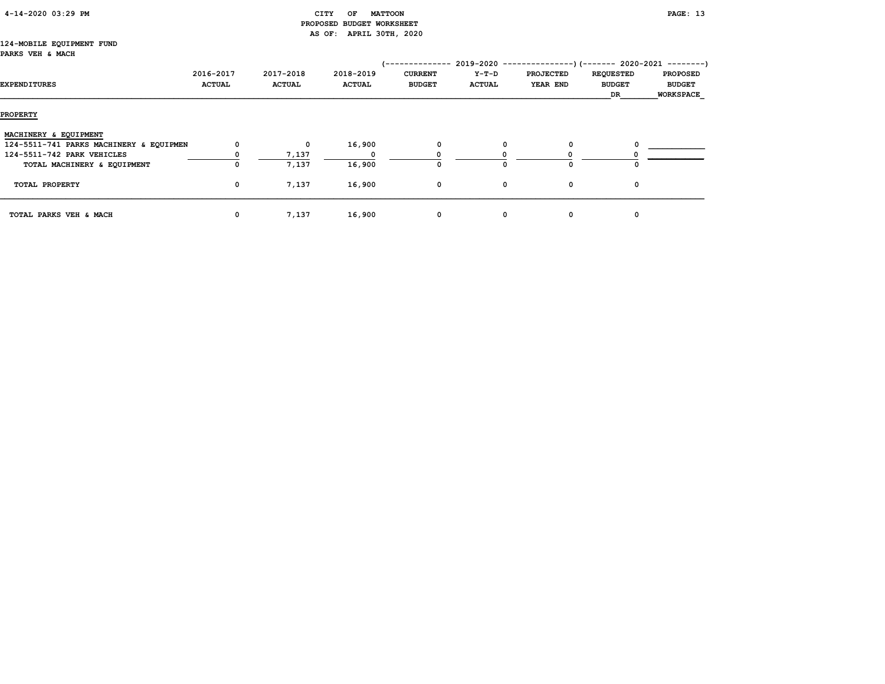CITY OF MATTOON
PROPOSED BUDGET WORKSHEET
AS OF: APRIL 30TH, 2020

124-MOBILE EQUIPMENT FUND
PARKS VEH & MACH

| | | | | 2019-2020 | | | 2020-2021 | |
|---|---|---|---|---|---|---|---|---|
| EXPENDITURES | 2016-2017 ACTUAL | 2017-2018 ACTUAL | 2018-2019 ACTUAL | CURRENT BUDGET | Y-T-D ACTUAL | PROJECTED YEAR END | REQUESTED BUDGET DR | PROPOSED BUDGET WORKSPACE |
| **PROPERTY** | | | | | | | | |
| MACHINERY & EQUIPMENT | | | | | | | | |
| 124-5511-741 PARKS MACHINERY & EQUIPMEN | 0 | 0 | 16,900 | 0 | 0 | 0 | 0 | |
| 124-5511-742 PARK VEHICLES | 0 | 7,137 | 0 | 0 | 0 | 0 | 0 | |
| TOTAL MACHINERY & EQUIPMENT | 0 | 7,137 | 16,900 | 0 | 0 | 0 | 0 | |
| TOTAL PROPERTY | 0 | 7,137 | 16,900 | 0 | 0 | 0 | 0 | |
| TOTAL PARKS VEH & MACH | 0 | 7,137 | 16,900 | 0 | 0 | 0 | 0 | |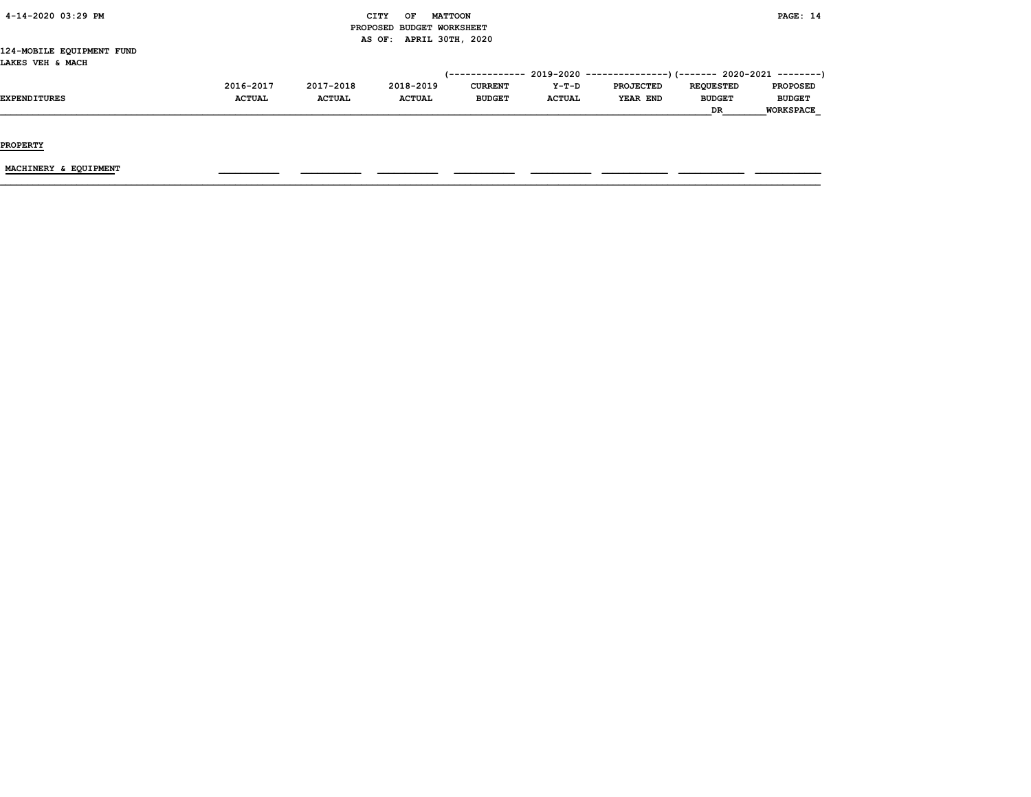CITY OF MATTOON
PROPOSED BUDGET WORKSHEET
AS OF: APRIL 30TH, 2020

124-MOBILE EQUIPMENT FUND
LAKES VEH & MACH

| EXPENDITURES | 2016-2017 ACTUAL | 2017-2018 ACTUAL | 2018-2019 ACTUAL | 2019-2020 CURRENT BUDGET | 2019-2020 Y-T-D ACTUAL | 2019-2020 PROJECTED YEAR END | 2020-2021 REQUESTED BUDGET DR | 2020-2021 PROPOSED BUDGET WORKSPACE |
|---|---|---|---|---|---|---|---|---|
| **PROPERTY** | | | | | | | | |
| MACHINERY & EQUIPMENT | | | | | | | | |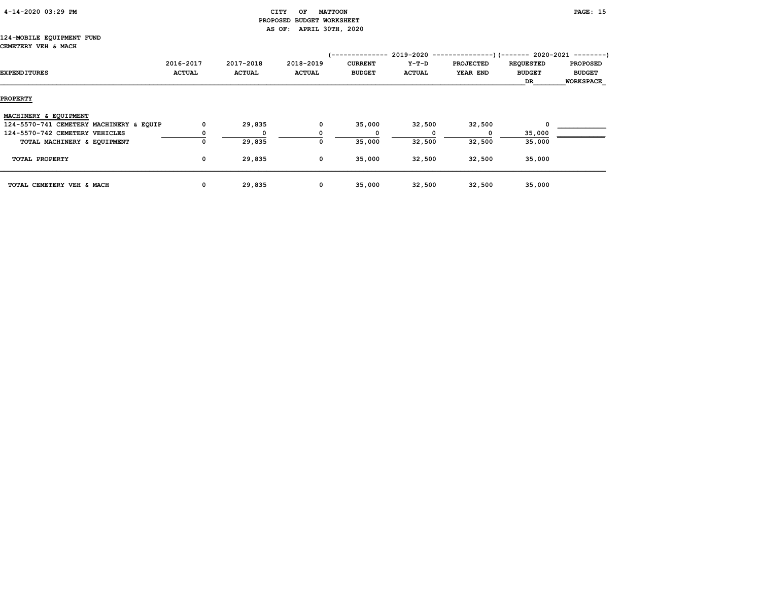CITY OF MATTOON
PROPOSED BUDGET WORKSHEET
AS OF: APRIL 30TH, 2020

124-MOBILE EQUIPMENT FUND
CEMETERY VEH & MACH

| EXPENDITURES | 2016-2017 ACTUAL | 2017-2018 ACTUAL | 2018-2019 ACTUAL | 2019-2020 CURRENT BUDGET | 2019-2020 Y-T-D ACTUAL | 2019-2020 PROJECTED YEAR END | 2020-2021 REQUESTED BUDGET DR | 2020-2021 PROPOSED BUDGET WORKSPACE |
|---|---|---|---|---|---|---|---|---|
| **PROPERTY** | | | | | | | | |
| **MACHINERY & EQUIPMENT** | | | | | | | | |
| 124-5570-741 CEMETERY MACHINERY & EQUIP | 0 | 29,835 | 0 | 35,000 | 32,500 | 32,500 | 0 | ____________ |
| 124-5570-742 CEMETERY VEHICLES | 0 | 0 | 0 | 0 | 0 | 0 | 35,000 | ____________ |
| TOTAL MACHINERY & EQUIPMENT | 0 | 29,835 | 0 | 35,000 | 32,500 | 32,500 | 35,000 | |
| TOTAL PROPERTY | 0 | 29,835 | 0 | 35,000 | 32,500 | 32,500 | 35,000 | |
| TOTAL CEMETERY VEH & MACH | 0 | 29,835 | 0 | 35,000 | 32,500 | 32,500 | 35,000 | |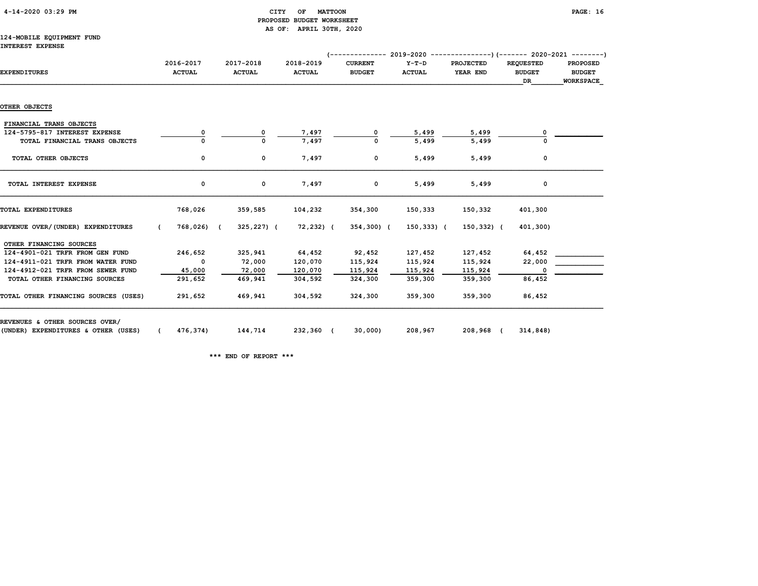# CITY OF MATTOON
## PROPOSED BUDGET WORKSHEET
### AS OF: APRIL 30TH, 2020

124-MOBILE EQUIPMENT FUND
INTEREST EXPENSE

| EXPENDITURES | 2016-2017 ACTUAL | 2017-2018 ACTUAL | 2018-2019 ACTUAL | 2019-2020 CURRENT BUDGET | 2019-2020 Y-T-D ACTUAL | 2019-2020 PROJECTED YEAR END | 2020-2021 REQUESTED BUDGET DR | 2020-2021 PROPOSED BUDGET WORKSPACE |
|---|---|---|---|---|---|---|---|---|
| OTHER OBJECTS | | | | | | | | |
| FINANCIAL TRANS OBJECTS | | | | | | | | |
| 124-5795-817 INTEREST EXPENSE | 0 | 0 | 7,497 | 0 | 5,499 | 5,499 | 0 | |
| TOTAL FINANCIAL TRANS OBJECTS | 0 | 0 | 7,497 | 0 | 5,499 | 5,499 | 0 | |
| TOTAL OTHER OBJECTS | 0 | 0 | 7,497 | 0 | 5,499 | 5,499 | 0 | |
| TOTAL INTEREST EXPENSE | 0 | 0 | 7,497 | 0 | 5,499 | 5,499 | 0 | |
| TOTAL EXPENDITURES | 768,026 | 359,585 | 104,232 | 354,300 | 150,333 | 150,332 | 401,300 | |
| REVENUE OVER/(UNDER) EXPENDITURES | (768,026) | (325,227) | (72,232) | (354,300) | (150,333) | (150,332) | (401,300) | |
| OTHER FINANCING SOURCES | | | | | | | | |
| 124-4901-021 TRFR FROM GEN FUND | 246,652 | 325,941 | 64,452 | 92,452 | 127,452 | 127,452 | 64,452 | |
| 124-4911-021 TRFR FROM WATER FUND | 0 | 72,000 | 120,070 | 115,924 | 115,924 | 115,924 | 22,000 | |
| 124-4912-021 TRFR FROM SEWER FUND | 45,000 | 72,000 | 120,070 | 115,924 | 115,924 | 115,924 | 0 | |
| TOTAL OTHER FINANCING SOURCES | 291,652 | 469,941 | 304,592 | 324,300 | 359,300 | 359,300 | 86,452 | |
| TOTAL OTHER FINANCING SOURCES (USES) | 291,652 | 469,941 | 304,592 | 324,300 | 359,300 | 359,300 | 86,452 | |
| REVENUES & OTHER SOURCES OVER/ (UNDER) EXPENDITURES & OTHER (USES) | (476,374) | 144,714 | 232,360 | (30,000) | 208,967 | 208,968 | (314,848) | |

*** END OF REPORT ***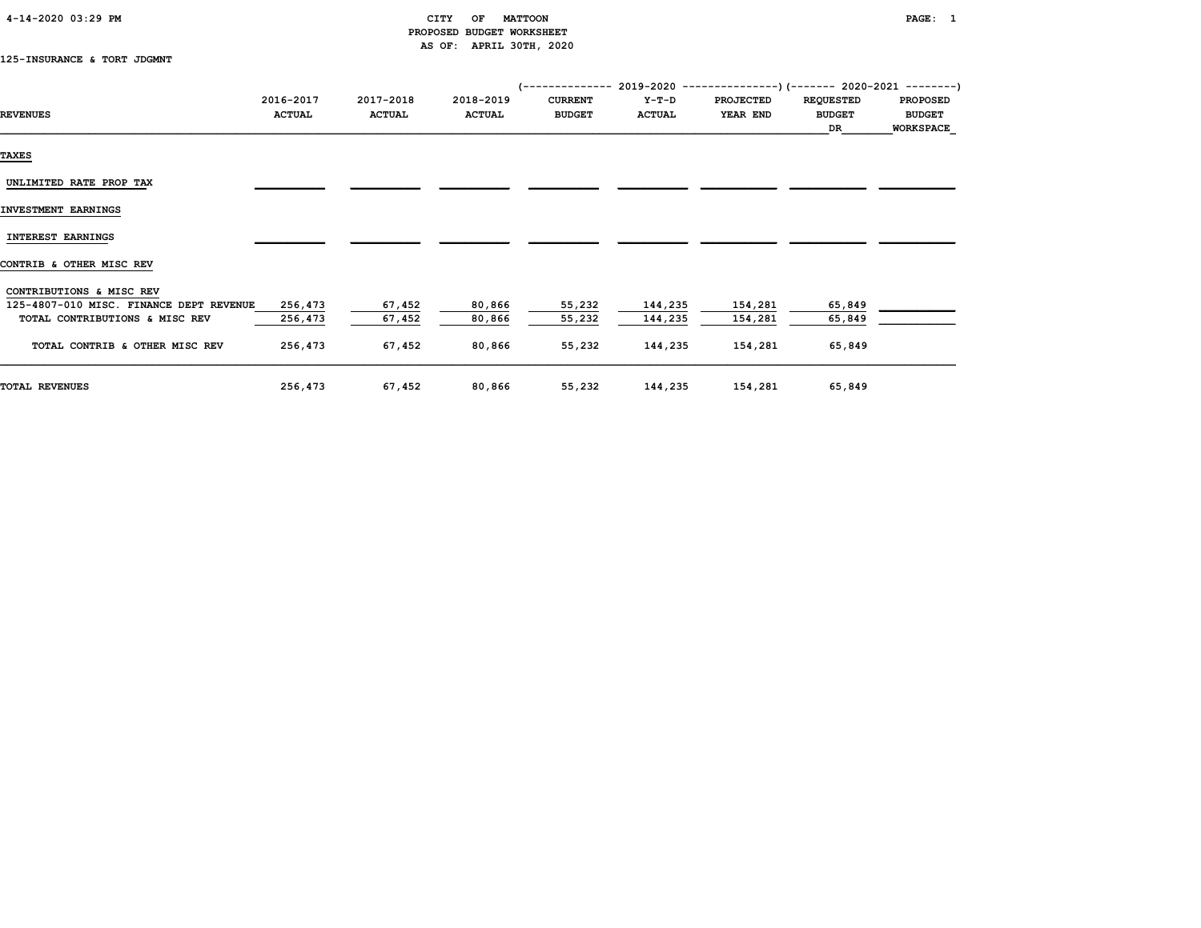CITY OF MATTOON
PROPOSED BUDGET WORKSHEET
AS OF: APRIL 30TH, 2020

125-INSURANCE & TORT JDGMNT

| REVENUES | 2016-2017 ACTUAL | 2017-2018 ACTUAL | 2018-2019 ACTUAL | 2019-2020 CURRENT BUDGET | 2019-2020 Y-T-D ACTUAL | 2019-2020 PROJECTED YEAR END | 2020-2021 REQUESTED BUDGET DR | 2020-2021 PROPOSED BUDGET WORKSPACE |
|---|---|---|---|---|---|---|---|---|
| **TAXES** | | | | | | | | |
| UNLIMITED RATE PROP TAX | | | | | | | | |
| **INVESTMENT EARNINGS** | | | | | | | | |
| INTEREST EARNINGS | | | | | | | | |
| **CONTRIB & OTHER MISC REV** | | | | | | | | |
| CONTRIBUTIONS & MISC REV | | | | | | | | |
| 125-4807-010 MISC. FINANCE DEPT REVENUE | 256,473 | 67,452 | 80,866 | 55,232 | 144,235 | 154,281 | 65,849 | |
| TOTAL CONTRIBUTIONS & MISC REV | 256,473 | 67,452 | 80,866 | 55,232 | 144,235 | 154,281 | 65,849 | |
| TOTAL CONTRIB & OTHER MISC REV | 256,473 | 67,452 | 80,866 | 55,232 | 144,235 | 154,281 | 65,849 | |
| **TOTAL REVENUES** | 256,473 | 67,452 | 80,866 | 55,232 | 144,235 | 154,281 | 65,849 | |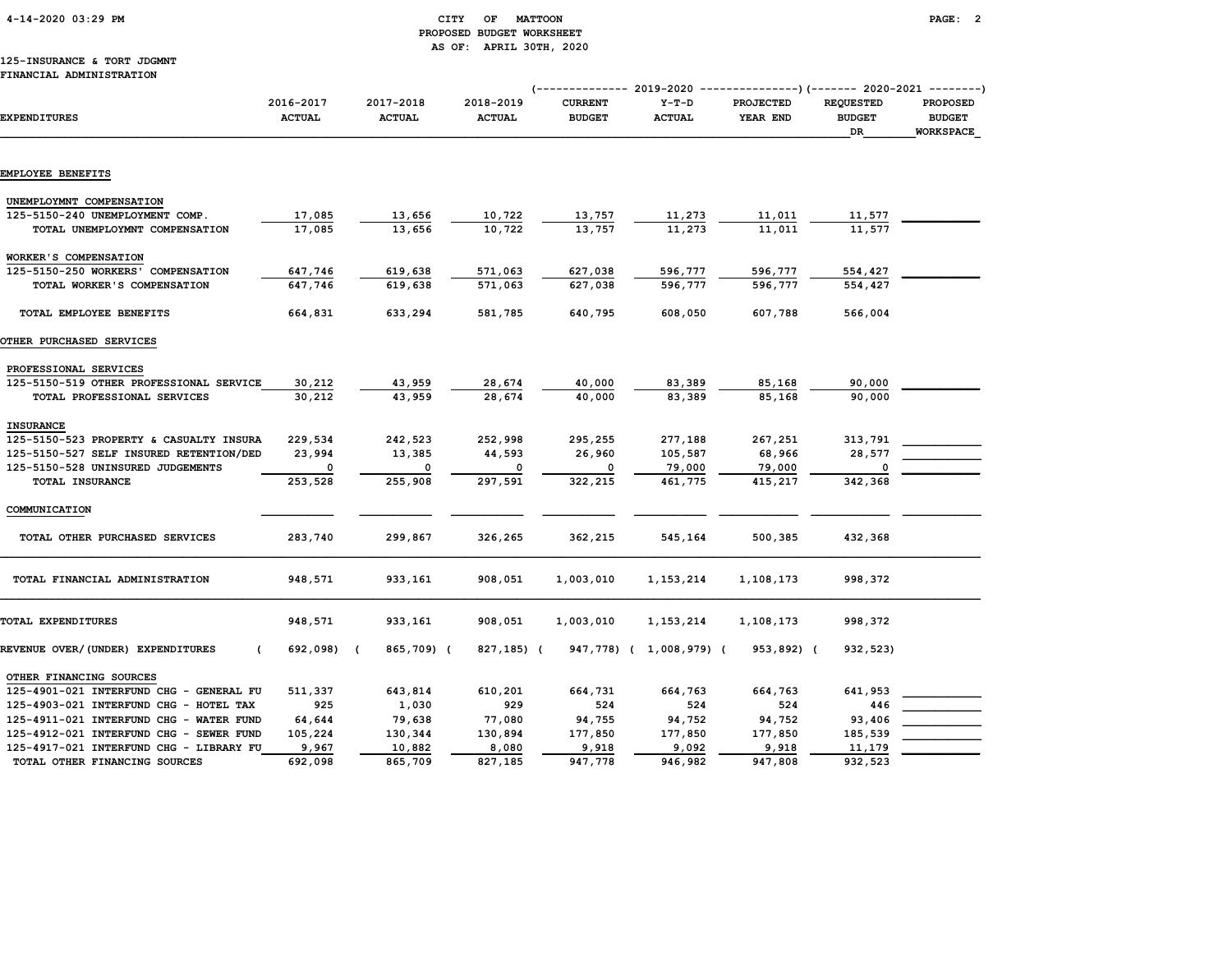CITY OF MATTOON
PROPOSED BUDGET WORKSHEET
AS OF: APRIL 30TH, 2020

125-INSURANCE & TORT JDGMNT
FINANCIAL ADMINISTRATION

| EXPENDITURES | 2016-2017 ACTUAL | 2017-2018 ACTUAL | 2018-2019 ACTUAL | 2019-2020 CURRENT BUDGET | 2019-2020 Y-T-D ACTUAL | 2019-2020 PROJECTED YEAR END | 2020-2021 REQUESTED BUDGET DR | 2020-2021 PROPOSED BUDGET WORKSPACE |
|---|---|---|---|---|---|---|---|---|
| **EMPLOYEE BENEFITS** | | | | | | | | |
| UNEMPLOYMNT COMPENSATION | | | | | | | | |
| 125-5150-240 UNEMPLOYMENT COMP. | 17,085 | 13,656 | 10,722 | 13,757 | 11,273 | 11,011 | 11,577 | |
| TOTAL UNEMPLOYMNT COMPENSATION | 17,085 | 13,656 | 10,722 | 13,757 | 11,273 | 11,011 | 11,577 | |
| WORKER'S COMPENSATION | | | | | | | | |
| 125-5150-250 WORKERS' COMPENSATION | 647,746 | 619,638 | 571,063 | 627,038 | 596,777 | 596,777 | 554,427 | |
| TOTAL WORKER'S COMPENSATION | 647,746 | 619,638 | 571,063 | 627,038 | 596,777 | 596,777 | 554,427 | |
| TOTAL EMPLOYEE BENEFITS | 664,831 | 633,294 | 581,785 | 640,795 | 608,050 | 607,788 | 566,004 | |
| **OTHER PURCHASED SERVICES** | | | | | | | | |
| PROFESSIONAL SERVICES | | | | | | | | |
| 125-5150-519 OTHER PROFESSIONAL SERVICE | 30,212 | 43,959 | 28,674 | 40,000 | 83,389 | 85,168 | 90,000 | |
| TOTAL PROFESSIONAL SERVICES | 30,212 | 43,959 | 28,674 | 40,000 | 83,389 | 85,168 | 90,000 | |
| INSURANCE | | | | | | | | |
| 125-5150-523 PROPERTY & CASUALTY INSURA | 229,534 | 242,523 | 252,998 | 295,255 | 277,188 | 267,251 | 313,791 | |
| 125-5150-527 SELF INSURED RETENTION/DED | 23,994 | 13,385 | 44,593 | 26,960 | 105,587 | 68,966 | 28,577 | |
| 125-5150-528 UNINSURED JUDGEMENTS | 0 | 0 | 0 | 0 | 79,000 | 79,000 | 0 | |
| TOTAL INSURANCE | 253,528 | 255,908 | 297,591 | 322,215 | 461,775 | 415,217 | 342,368 | |
| COMMUNICATION | | | | | | | | |
| TOTAL OTHER PURCHASED SERVICES | 283,740 | 299,867 | 326,265 | 362,215 | 545,164 | 500,385 | 432,368 | |
| TOTAL FINANCIAL ADMINISTRATION | 948,571 | 933,161 | 908,051 | 1,003,010 | 1,153,214 | 1,108,173 | 998,372 | |
| TOTAL EXPENDITURES | 948,571 | 933,161 | 908,051 | 1,003,010 | 1,153,214 | 1,108,173 | 998,372 | |
| REVENUE OVER/(UNDER) EXPENDITURES | ( 692,098) | ( 865,709) | ( 827,185) | ( 947,778) | ( 1,008,979) | ( 953,892) | ( 932,523) | |
| OTHER FINANCING SOURCES | | | | | | | | |
| 125-4901-021 INTERFUND CHG - GENERAL FU | 511,337 | 643,814 | 610,201 | 664,731 | 664,763 | 664,763 | 641,953 | |
| 125-4903-021 INTERFUND CHG - HOTEL TAX | 925 | 1,030 | 929 | 524 | 524 | 524 | 446 | |
| 125-4911-021 INTERFUND CHG - WATER FUND | 64,644 | 79,638 | 77,080 | 94,755 | 94,752 | 94,752 | 93,406 | |
| 125-4912-021 INTERFUND CHG - SEWER FUND | 105,224 | 130,344 | 130,894 | 177,850 | 177,850 | 177,850 | 185,539 | |
| 125-4917-021 INTERFUND CHG - LIBRARY FU | 9,967 | 10,882 | 8,080 | 9,918 | 9,092 | 9,918 | 11,179 | |
| TOTAL OTHER FINANCING SOURCES | 692,098 | 865,709 | 827,185 | 947,778 | 946,982 | 947,808 | 932,523 | |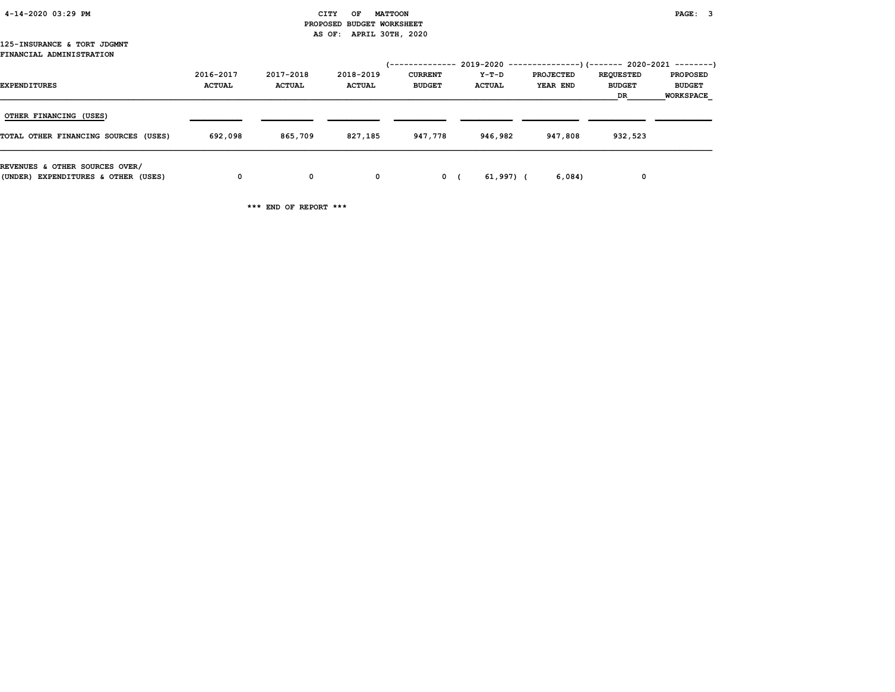125-INSURANCE & TORT JDGMNT
FINANCIAL ADMINISTRATION

| EXPENDITURES | 2016-2017 ACTUAL | 2017-2018 ACTUAL | 2018-2019 ACTUAL | 2019-2020 CURRENT BUDGET | 2019-2020 Y-T-D ACTUAL | 2019-2020 PROJECTED YEAR END | 2020-2021 REQUESTED BUDGET DR | 2020-2021 PROPOSED BUDGET WORKSPACE |
|---|---|---|---|---|---|---|---|---|
| OTHER FINANCING (USES) | | | | | | | | |
| TOTAL OTHER FINANCING SOURCES (USES) | 692,098 | 865,709 | 827,185 | 947,778 | 946,982 | 947,808 | 932,523 | |
| REVENUES & OTHER SOURCES OVER/ (UNDER) EXPENDITURES & OTHER (USES) | 0 | 0 | 0 | 0 | (61,997) | (6,084) | 0 | |

*** END OF REPORT ***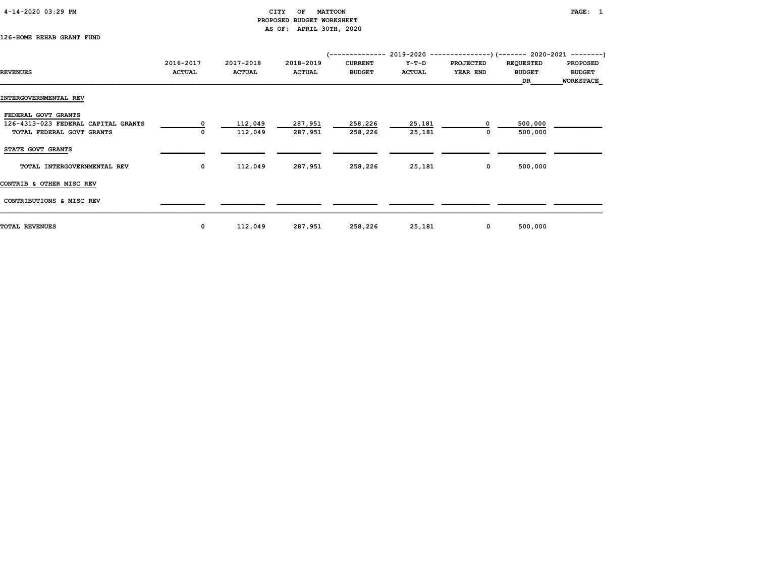CITY OF MATTOON
PROPOSED BUDGET WORKSHEET
AS OF: APRIL 30TH, 2020

126-HOME REHAB GRANT FUND

| REVENUES | 2016-2017 ACTUAL | 2017-2018 ACTUAL | 2018-2019 ACTUAL | 2019-2020 CURRENT BUDGET | 2019-2020 Y-T-D ACTUAL | 2019-2020 PROJECTED YEAR END | 2020-2021 REQUESTED BUDGET DR | 2020-2021 PROPOSED BUDGET WORKSPACE |
|---|---|---|---|---|---|---|---|---|
| INTERGOVERNMENTAL REV | | | | | | | | |
| FEDERAL GOVT GRANTS | | | | | | | | |
| 126-4313-023 FEDERAL CAPITAL GRANTS | 0 | 112,049 | 287,951 | 258,226 | 25,181 | 0 | 500,000 | |
| TOTAL FEDERAL GOVT GRANTS | 0 | 112,049 | 287,951 | 258,226 | 25,181 | 0 | 500,000 | |
| STATE GOVT GRANTS | | | | | | | | |
| TOTAL INTERGOVERNMENTAL REV | 0 | 112,049 | 287,951 | 258,226 | 25,181 | 0 | 500,000 | |
| CONTRIB & OTHER MISC REV | | | | | | | | |
| CONTRIBUTIONS & MISC REV | | | | | | | | |
| TOTAL REVENUES | 0 | 112,049 | 287,951 | 258,226 | 25,181 | 0 | 500,000 | |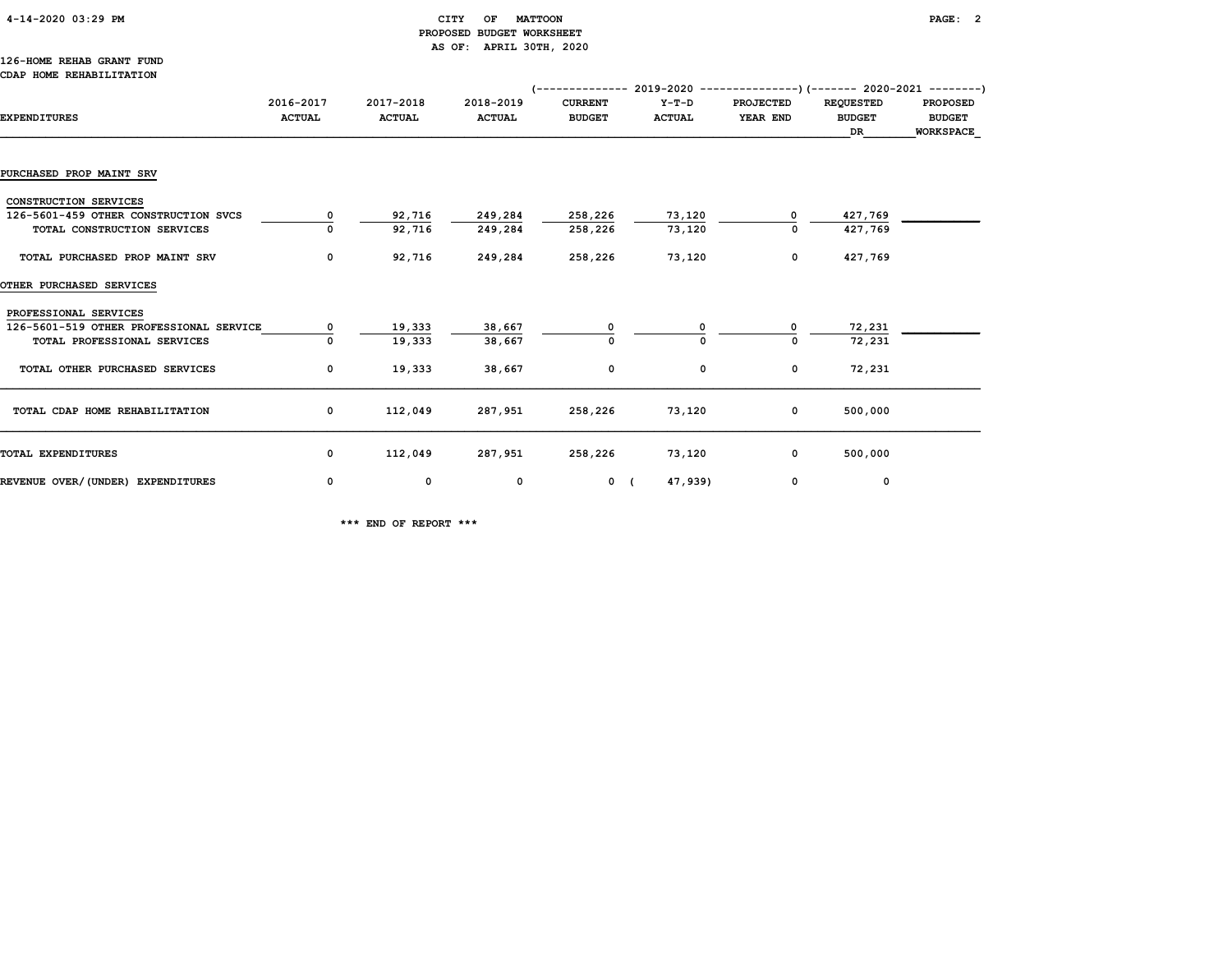CITY OF MATTOON
PROPOSED BUDGET WORKSHEET
AS OF: APRIL 30TH, 2020

126-HOME REHAB GRANT FUND
CDAP HOME REHABILITATION

| EXPENDITURES | 2016-2017 ACTUAL | 2017-2018 ACTUAL | 2018-2019 ACTUAL | 2019-2020 CURRENT BUDGET | 2019-2020 Y-T-D ACTUAL | 2019-2020 PROJECTED YEAR END | 2020-2021 REQUESTED BUDGET DR | 2020-2021 PROPOSED BUDGET WORKSPACE |
|---|---|---|---|---|---|---|---|---|
| **PURCHASED PROP MAINT SRV** | | | | | | | | |
| CONSTRUCTION SERVICES | | | | | | | | |
| 126-5601-459 OTHER CONSTRUCTION SVCS | 0 | 92,716 | 249,284 | 258,226 | 73,120 | 0 | 427,769 | |
| TOTAL CONSTRUCTION SERVICES | 0 | 92,716 | 249,284 | 258,226 | 73,120 | 0 | 427,769 | |
| TOTAL PURCHASED PROP MAINT SRV | 0 | 92,716 | 249,284 | 258,226 | 73,120 | 0 | 427,769 | |
| **OTHER PURCHASED SERVICES** | | | | | | | | |
| PROFESSIONAL SERVICES | | | | | | | | |
| 126-5601-519 OTHER PROFESSIONAL SERVICE | 0 | 19,333 | 38,667 | 0 | 0 | 0 | 72,231 | |
| TOTAL PROFESSIONAL SERVICES | 0 | 19,333 | 38,667 | 0 | 0 | 0 | 72,231 | |
| TOTAL OTHER PURCHASED SERVICES | 0 | 19,333 | 38,667 | 0 | 0 | 0 | 72,231 | |
| TOTAL CDAP HOME REHABILITATION | 0 | 112,049 | 287,951 | 258,226 | 73,120 | 0 | 500,000 | |
| TOTAL EXPENDITURES | 0 | 112,049 | 287,951 | 258,226 | 73,120 | 0 | 500,000 | |
| REVENUE OVER/(UNDER) EXPENDITURES | 0 | 0 | 0 | 0 | (47,939) | 0 | 0 | |

\*\*\* END OF REPORT \*\*\*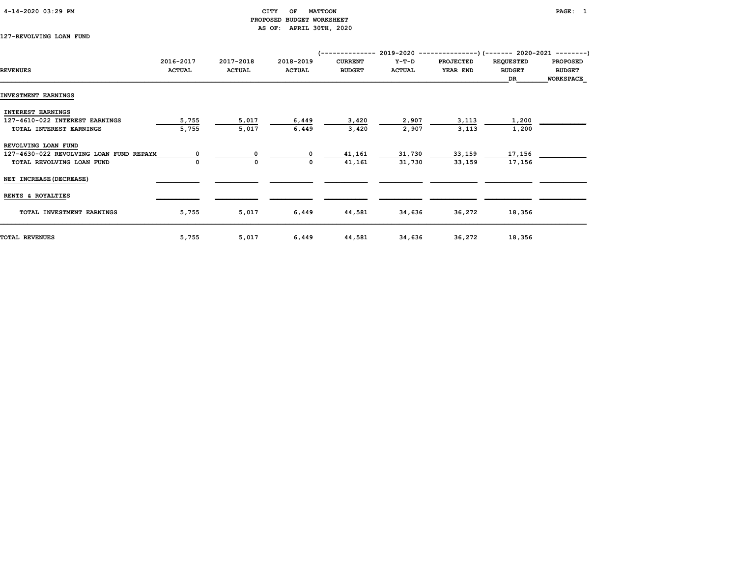CITY OF MATTOON
PROPOSED BUDGET WORKSHEET
AS OF: APRIL 30TH, 2020

127-REVOLVING LOAN FUND

| REVENUES | 2016-2017 ACTUAL | 2017-2018 ACTUAL | 2018-2019 ACTUAL | 2019-2020 CURRENT BUDGET | 2019-2020 Y-T-D ACTUAL | 2019-2020 PROJECTED YEAR END | 2020-2021 REQUESTED BUDGET DR | 2020-2021 PROPOSED BUDGET WORKSPACE |
|---|---|---|---|---|---|---|---|---|
| **INVESTMENT EARNINGS** | | | | | | | | |
| INTEREST EARNINGS | | | | | | | | |
| 127-4610-022 INTEREST EARNINGS | 5,755 | 5,017 | 6,449 | 3,420 | 2,907 | 3,113 | 1,200 | |
| TOTAL INTEREST EARNINGS | 5,755 | 5,017 | 6,449 | 3,420 | 2,907 | 3,113 | 1,200 | |
| REVOLVING LOAN FUND | | | | | | | | |
| 127-4630-022 REVOLVING LOAN FUND REPAYM | 0 | 0 | 0 | 41,161 | 31,730 | 33,159 | 17,156 | |
| TOTAL REVOLVING LOAN FUND | 0 | 0 | 0 | 41,161 | 31,730 | 33,159 | 17,156 | |
| NET INCREASE(DECREASE) | | | | | | | | |
| RENTS & ROYALTIES | | | | | | | | |
| TOTAL INVESTMENT EARNINGS | 5,755 | 5,017 | 6,449 | 44,581 | 34,636 | 36,272 | 18,356 | |
| **TOTAL REVENUES** | 5,755 | 5,017 | 6,449 | 44,581 | 34,636 | 36,272 | 18,356 | |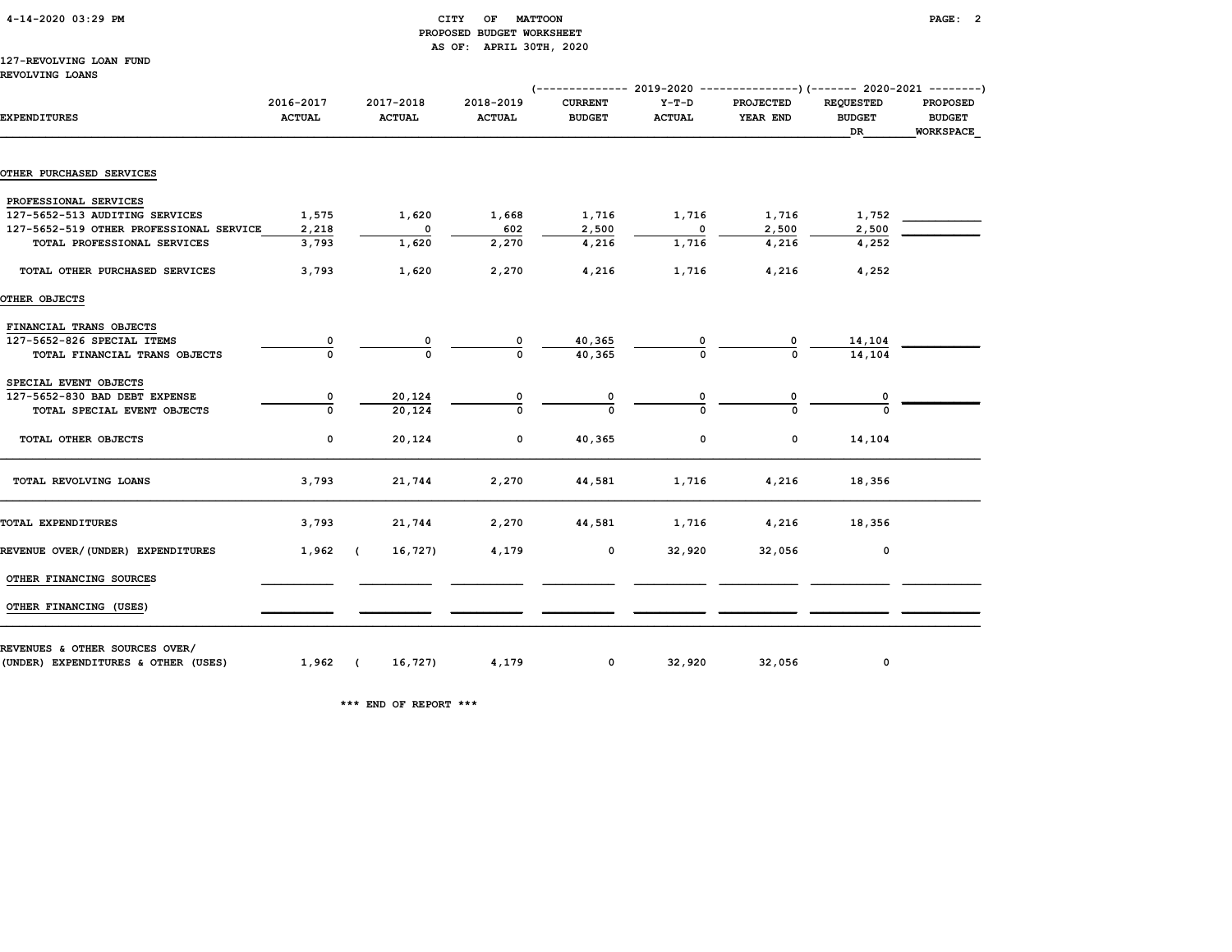CITY OF MATTOON
PROPOSED BUDGET WORKSHEET
AS OF: APRIL 30TH, 2020

127-REVOLVING LOAN FUND
REVOLVING LOANS

| EXPENDITURES | 2016-2017 ACTUAL | 2017-2018 ACTUAL | 2018-2019 ACTUAL | 2019-2020 CURRENT BUDGET | 2019-2020 Y-T-D ACTUAL | 2019-2020 PROJECTED YEAR END | 2020-2021 REQUESTED BUDGET DR | 2020-2021 PROPOSED BUDGET WORKSPACE |
|---|---|---|---|---|---|---|---|---|
| OTHER PURCHASED SERVICES | | | | | | | | |
| PROFESSIONAL SERVICES | | | | | | | | |
| 127-5652-513 AUDITING SERVICES | 1,575 | 1,620 | 1,668 | 1,716 | 1,716 | 1,716 | 1,752 | |
| 127-5652-519 OTHER PROFESSIONAL SERVICE | 2,218 | 0 | 602 | 2,500 | 0 | 2,500 | 2,500 | |
| TOTAL PROFESSIONAL SERVICES | 3,793 | 1,620 | 2,270 | 4,216 | 1,716 | 4,216 | 4,252 | |
| TOTAL OTHER PURCHASED SERVICES | 3,793 | 1,620 | 2,270 | 4,216 | 1,716 | 4,216 | 4,252 | |
| OTHER OBJECTS | | | | | | | | |
| FINANCIAL TRANS OBJECTS | | | | | | | | |
| 127-5652-826 SPECIAL ITEMS | 0 | 0 | 0 | 40,365 | 0 | 0 | 14,104 | |
| TOTAL FINANCIAL TRANS OBJECTS | 0 | 0 | 0 | 40,365 | 0 | 0 | 14,104 | |
| SPECIAL EVENT OBJECTS | | | | | | | | |
| 127-5652-830 BAD DEBT EXPENSE | 0 | 20,124 | 0 | 0 | 0 | 0 | 0 | |
| TOTAL SPECIAL EVENT OBJECTS | 0 | 20,124 | 0 | 0 | 0 | 0 | 0 | |
| TOTAL OTHER OBJECTS | 0 | 20,124 | 0 | 40,365 | 0 | 0 | 14,104 | |
| TOTAL REVOLVING LOANS | 3,793 | 21,744 | 2,270 | 44,581 | 1,716 | 4,216 | 18,356 | |
| TOTAL EXPENDITURES | 3,793 | 21,744 | 2,270 | 44,581 | 1,716 | 4,216 | 18,356 | |
| REVENUE OVER/(UNDER) EXPENDITURES | 1,962 | ( 16,727) | 4,179 | 0 | 32,920 | 32,056 | 0 | |
| OTHER FINANCING SOURCES | | | | | | | | |
| OTHER FINANCING (USES) | | | | | | | | |
| REVENUES & OTHER SOURCES OVER/ (UNDER) EXPENDITURES & OTHER (USES) | 1,962 | ( 16,727) | 4,179 | 0 | 32,920 | 32,056 | 0 | |

*** END OF REPORT ***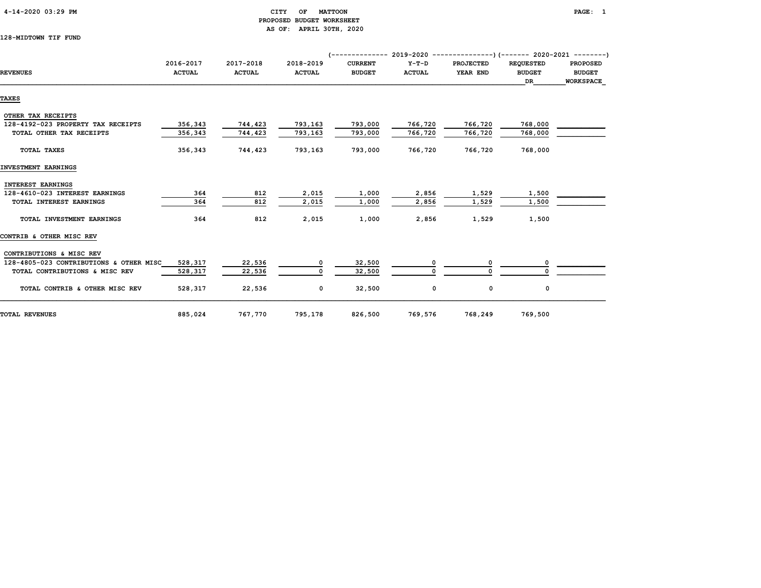CITY OF MATTOON
PROPOSED BUDGET WORKSHEET
AS OF: APRIL 30TH, 2020

128-MIDTOWN TIF FUND

| REVENUES | 2016-2017 ACTUAL | 2017-2018 ACTUAL | 2018-2019 ACTUAL | 2019-2020 CURRENT BUDGET | 2019-2020 Y-T-D ACTUAL | 2019-2020 PROJECTED YEAR END | 2020-2021 REQUESTED BUDGET DR | 2020-2021 PROPOSED BUDGET WORKSPACE |
|---|---|---|---|---|---|---|---|---|
| **TAXES** | | | | | | | | |
| OTHER TAX RECEIPTS | | | | | | | | |
| 128-4192-023 PROPERTY TAX RECEIPTS | 356,343 | 744,423 | 793,163 | 793,000 | 766,720 | 766,720 | 768,000 | |
| TOTAL OTHER TAX RECEIPTS | 356,343 | 744,423 | 793,163 | 793,000 | 766,720 | 766,720 | 768,000 | |
| TOTAL TAXES | 356,343 | 744,423 | 793,163 | 793,000 | 766,720 | 766,720 | 768,000 | |
| **INVESTMENT EARNINGS** | | | | | | | | |
| INTEREST EARNINGS | | | | | | | | |
| 128-4610-023 INTEREST EARNINGS | 364 | 812 | 2,015 | 1,000 | 2,856 | 1,529 | 1,500 | |
| TOTAL INTEREST EARNINGS | 364 | 812 | 2,015 | 1,000 | 2,856 | 1,529 | 1,500 | |
| TOTAL INVESTMENT EARNINGS | 364 | 812 | 2,015 | 1,000 | 2,856 | 1,529 | 1,500 | |
| **CONTRIB & OTHER MISC REV** | | | | | | | | |
| CONTRIBUTIONS & MISC REV | | | | | | | | |
| 128-4805-023 CONTRIBUTIONS & OTHER MISC | 528,317 | 22,536 | 0 | 32,500 | 0 | 0 | 0 | |
| TOTAL CONTRIBUTIONS & MISC REV | 528,317 | 22,536 | 0 | 32,500 | 0 | 0 | 0 | |
| TOTAL CONTRIB & OTHER MISC REV | 528,317 | 22,536 | 0 | 32,500 | 0 | 0 | 0 | |
| **TOTAL REVENUES** | 885,024 | 767,770 | 795,178 | 826,500 | 769,576 | 768,249 | 769,500 | |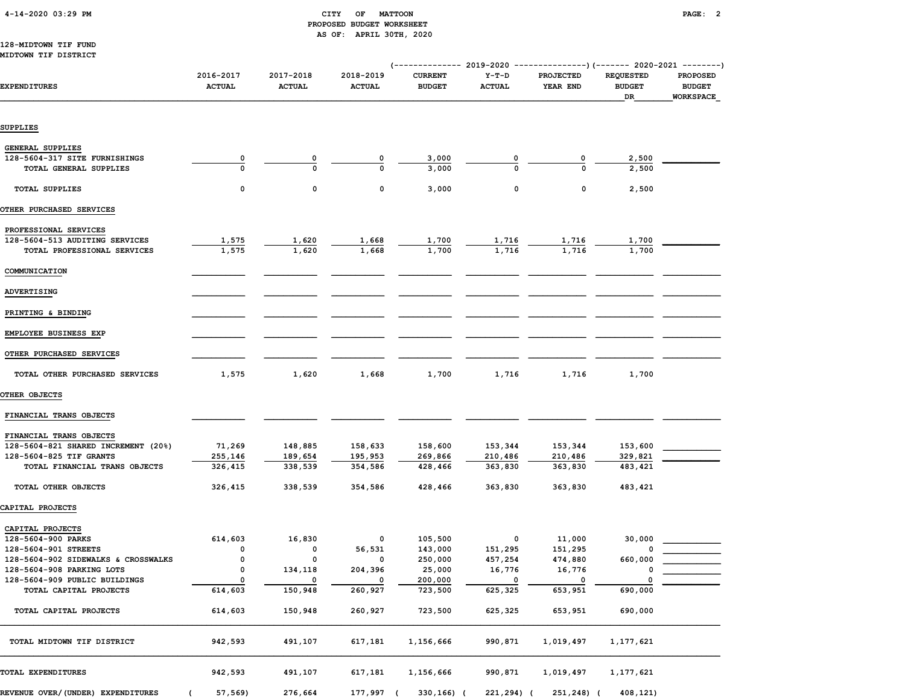CITY OF MATTOON
PROPOSED BUDGET WORKSHEET
AS OF: APRIL 30TH, 2020

128-MIDTOWN TIF FUND
MIDTOWN TIF DISTRICT

| EXPENDITURES | 2016-2017 ACTUAL | 2017-2018 ACTUAL | 2018-2019 ACTUAL | 2019-2020 CURRENT BUDGET | 2019-2020 Y-T-D ACTUAL | 2019-2020 PROJECTED YEAR END | 2020-2021 REQUESTED BUDGET DR | 2020-2021 PROPOSED BUDGET WORKSPACE |
|---|---|---|---|---|---|---|---|---|
| **SUPPLIES** | | | | | | | | |
| GENERAL SUPPLIES | | | | | | | | |
| 128-5604-317 SITE FURNISHINGS | 0 | 0 | 0 | 3,000 | 0 | 0 | 2,500 | |
| TOTAL GENERAL SUPPLIES | 0 | 0 | 0 | 3,000 | 0 | 0 | 2,500 | |
| TOTAL SUPPLIES | 0 | 0 | 0 | 3,000 | 0 | 0 | 2,500 | |
| **OTHER PURCHASED SERVICES** | | | | | | | | |
| PROFESSIONAL SERVICES | | | | | | | | |
| 128-5604-513 AUDITING SERVICES | 1,575 | 1,620 | 1,668 | 1,700 | 1,716 | 1,716 | 1,700 | |
| TOTAL PROFESSIONAL SERVICES | 1,575 | 1,620 | 1,668 | 1,700 | 1,716 | 1,716 | 1,700 | |
| COMMUNICATION | | | | | | | | |
| ADVERTISING | | | | | | | | |
| PRINTING & BINDING | | | | | | | | |
| EMPLOYEE BUSINESS EXP | | | | | | | | |
| OTHER PURCHASED SERVICES | | | | | | | | |
| TOTAL OTHER PURCHASED SERVICES | 1,575 | 1,620 | 1,668 | 1,700 | 1,716 | 1,716 | 1,700 | |
| **OTHER OBJECTS** | | | | | | | | |
| FINANCIAL TRANS OBJECTS | | | | | | | | |
| FINANCIAL TRANS OBJECTS | | | | | | | | |
| 128-5604-821 SHARED INCREMENT (20%) | 71,269 | 148,885 | 158,633 | 158,600 | 153,344 | 153,344 | 153,600 | |
| 128-5604-825 TIF GRANTS | 255,146 | 189,654 | 195,953 | 269,866 | 210,486 | 210,486 | 329,821 | |
| TOTAL FINANCIAL TRANS OBJECTS | 326,415 | 338,539 | 354,586 | 428,466 | 363,830 | 363,830 | 483,421 | |
| TOTAL OTHER OBJECTS | 326,415 | 338,539 | 354,586 | 428,466 | 363,830 | 363,830 | 483,421 | |
| **CAPITAL PROJECTS** | | | | | | | | |
| CAPITAL PROJECTS | | | | | | | | |
| 128-5604-900 PARKS | 614,603 | 16,830 | 0 | 105,500 | 0 | 11,000 | 30,000 | |
| 128-5604-901 STREETS | 0 | 0 | 56,531 | 143,000 | 151,295 | 151,295 | 0 | |
| 128-5604-902 SIDEWALKS & CROSSWALKS | 0 | 0 | 0 | 250,000 | 457,254 | 474,880 | 660,000 | |
| 128-5604-908 PARKING LOTS | 0 | 134,118 | 204,396 | 25,000 | 16,776 | 16,776 | 0 | |
| 128-5604-909 PUBLIC BUILDINGS | 0 | 0 | 0 | 200,000 | 0 | 0 | 0 | |
| TOTAL CAPITAL PROJECTS | 614,603 | 150,948 | 260,927 | 723,500 | 625,325 | 653,951 | 690,000 | |
| TOTAL CAPITAL PROJECTS | 614,603 | 150,948 | 260,927 | 723,500 | 625,325 | 653,951 | 690,000 | |
| TOTAL MIDTOWN TIF DISTRICT | 942,593 | 491,107 | 617,181 | 1,156,666 | 990,871 | 1,019,497 | 1,177,621 | |
| TOTAL EXPENDITURES | 942,593 | 491,107 | 617,181 | 1,156,666 | 990,871 | 1,019,497 | 1,177,621 | |
| REVENUE OVER/(UNDER) EXPENDITURES | ( 57,569) | 276,664 | 177,997 | ( 330,166) | ( 221,294) | ( 251,248) | ( 408,121) | |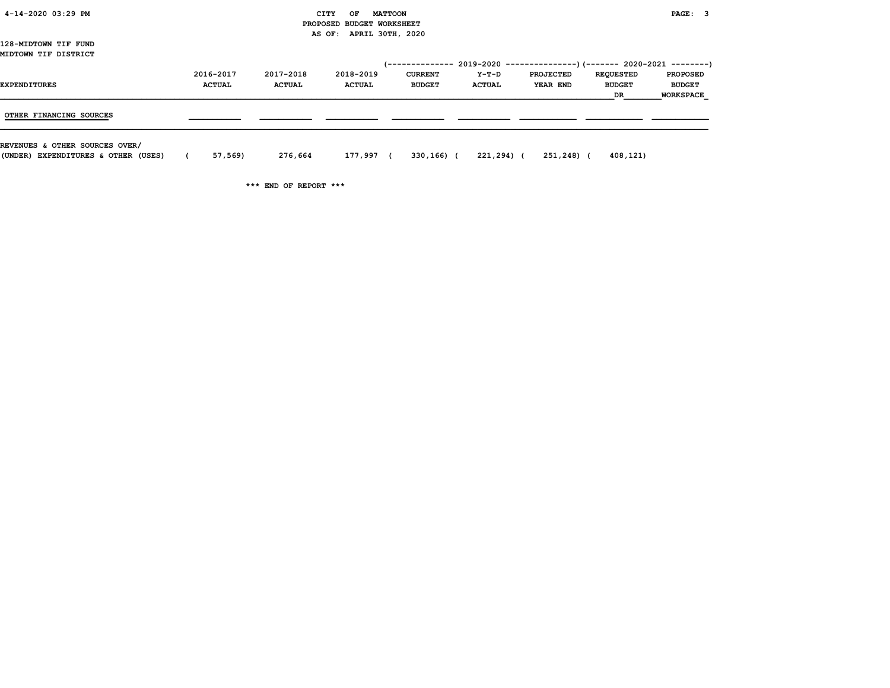CITY OF MATTOON
PROPOSED BUDGET WORKSHEET
AS OF: APRIL 30TH, 2020

128-MIDTOWN TIF FUND
MIDTOWN TIF DISTRICT

| EXPENDITURES | 2016-2017 ACTUAL | 2017-2018 ACTUAL | 2018-2019 ACTUAL | 2019-2020 CURRENT BUDGET | 2019-2020 Y-T-D ACTUAL | 2019-2020 PROJECTED YEAR END | 2020-2021 REQUESTED BUDGET DR | 2020-2021 PROPOSED BUDGET WORKSPACE |
|---|---|---|---|---|---|---|---|---|
| OTHER FINANCING SOURCES | | | | | | | | |
| REVENUES & OTHER SOURCES OVER/ (UNDER) EXPENDITURES & OTHER (USES) | ( 57,569) | 276,664 | 177,997 | ( 330,166) | ( 221,294) | ( 251,248) | ( 408,121) | |

*** END OF REPORT ***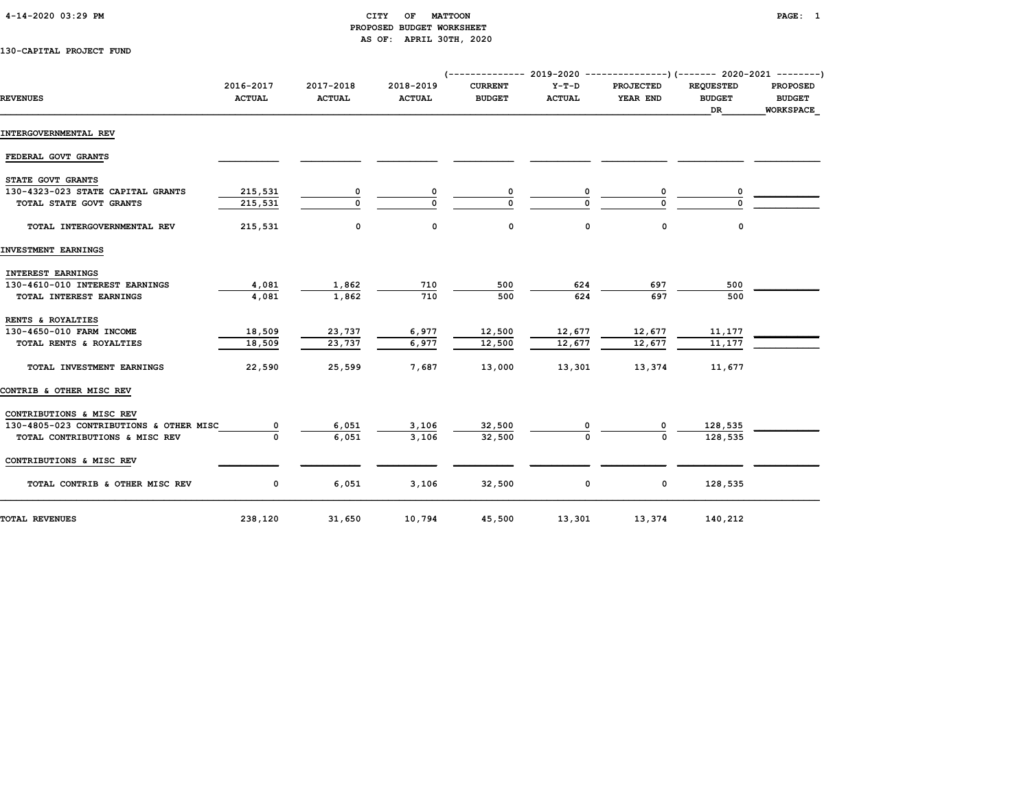# CITY OF MATTOON
## PROPOSED BUDGET WORKSHEET
### AS OF: APRIL 30TH, 2020

4-14-2020 03:29 PM

130-CAPITAL PROJECT FUND

| REVENUES | 2016-2017 ACTUAL | 2017-2018 ACTUAL | 2018-2019 ACTUAL | 2019-2020 CURRENT BUDGET | 2019-2020 Y-T-D ACTUAL | 2019-2020 PROJECTED YEAR END | 2020-2021 REQUESTED BUDGET DR | 2020-2021 PROPOSED BUDGET WORKSPACE |
|---|---|---|---|---|---|---|---|---|
| **INTERGOVERNMENTAL REV** | | | | | | | | |
| FEDERAL GOVT GRANTS | | | | | | | | |
| STATE GOVT GRANTS | | | | | | | | |
| 130-4323-023 STATE CAPITAL GRANTS | 215,531 | 0 | 0 | 0 | 0 | 0 | 0 | |
| TOTAL STATE GOVT GRANTS | 215,531 | 0 | 0 | 0 | 0 | 0 | 0 | |
| TOTAL INTERGOVERNMENTAL REV | 215,531 | 0 | 0 | 0 | 0 | 0 | 0 | |
| **INVESTMENT EARNINGS** | | | | | | | | |
| INTEREST EARNINGS | | | | | | | | |
| 130-4610-010 INTEREST EARNINGS | 4,081 | 1,862 | 710 | 500 | 624 | 697 | 500 | |
| TOTAL INTEREST EARNINGS | 4,081 | 1,862 | 710 | 500 | 624 | 697 | 500 | |
| RENTS & ROYALTIES | | | | | | | | |
| 130-4650-010 FARM INCOME | 18,509 | 23,737 | 6,977 | 12,500 | 12,677 | 12,677 | 11,177 | |
| TOTAL RENTS & ROYALTIES | 18,509 | 23,737 | 6,977 | 12,500 | 12,677 | 12,677 | 11,177 | |
| TOTAL INVESTMENT EARNINGS | 22,590 | 25,599 | 7,687 | 13,000 | 13,301 | 13,374 | 11,677 | |
| **CONTRIB & OTHER MISC REV** | | | | | | | | |
| CONTRIBUTIONS & MISC REV | | | | | | | | |
| 130-4805-023 CONTRIBUTIONS & OTHER MISC | 0 | 6,051 | 3,106 | 32,500 | 0 | 0 | 128,535 | |
| TOTAL CONTRIBUTIONS & MISC REV | 0 | 6,051 | 3,106 | 32,500 | 0 | 0 | 128,535 | |
| CONTRIBUTIONS & MISC REV | | | | | | | | |
| TOTAL CONTRIB & OTHER MISC REV | 0 | 6,051 | 3,106 | 32,500 | 0 | 0 | 128,535 | |
| **TOTAL REVENUES** | 238,120 | 31,650 | 10,794 | 45,500 | 13,301 | 13,374 | 140,212 | |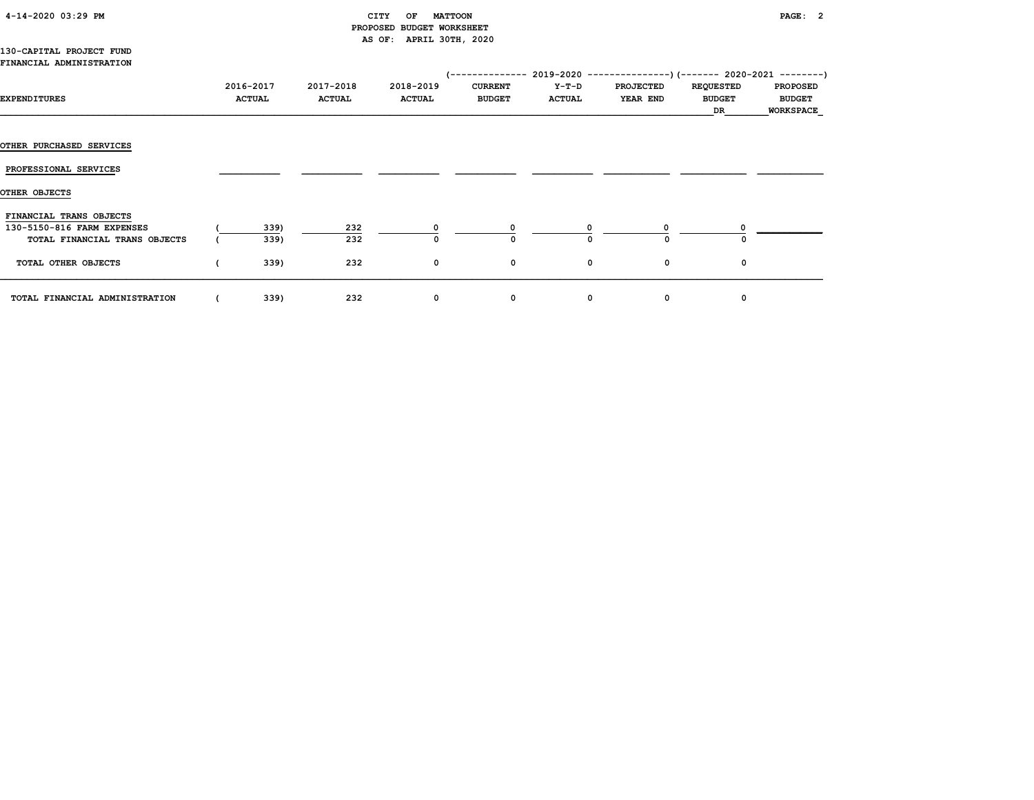# CITY OF MATTOON
## PROPOSED BUDGET WORKSHEET
### AS OF: APRIL 30TH, 2020

130-CAPITAL PROJECT FUND
FINANCIAL ADMINISTRATION

| EXPENDITURES | 2016-2017 ACTUAL | 2017-2018 ACTUAL | 2018-2019 ACTUAL | 2019-2020 CURRENT BUDGET | 2019-2020 Y-T-D ACTUAL | 2019-2020 PROJECTED YEAR END | 2020-2021 REQUESTED BUDGET DR | 2020-2021 PROPOSED BUDGET WORKSPACE |
|---|---|---|---|---|---|---|---|---|
| **OTHER PURCHASED SERVICES** | | | | | | | | |
| PROFESSIONAL SERVICES | | | | | | | | |
| **OTHER OBJECTS** | | | | | | | | |
| FINANCIAL TRANS OBJECTS | | | | | | | | |
| 130-5150-816 FARM EXPENSES | ( 339) | 232 | 0 | 0 | 0 | 0 | 0 | |
| TOTAL FINANCIAL TRANS OBJECTS | ( 339) | 232 | 0 | 0 | 0 | 0 | 0 | |
| TOTAL OTHER OBJECTS | ( 339) | 232 | 0 | 0 | 0 | 0 | 0 | |
| TOTAL FINANCIAL ADMINISTRATION | ( 339) | 232 | 0 | 0 | 0 | 0 | 0 | |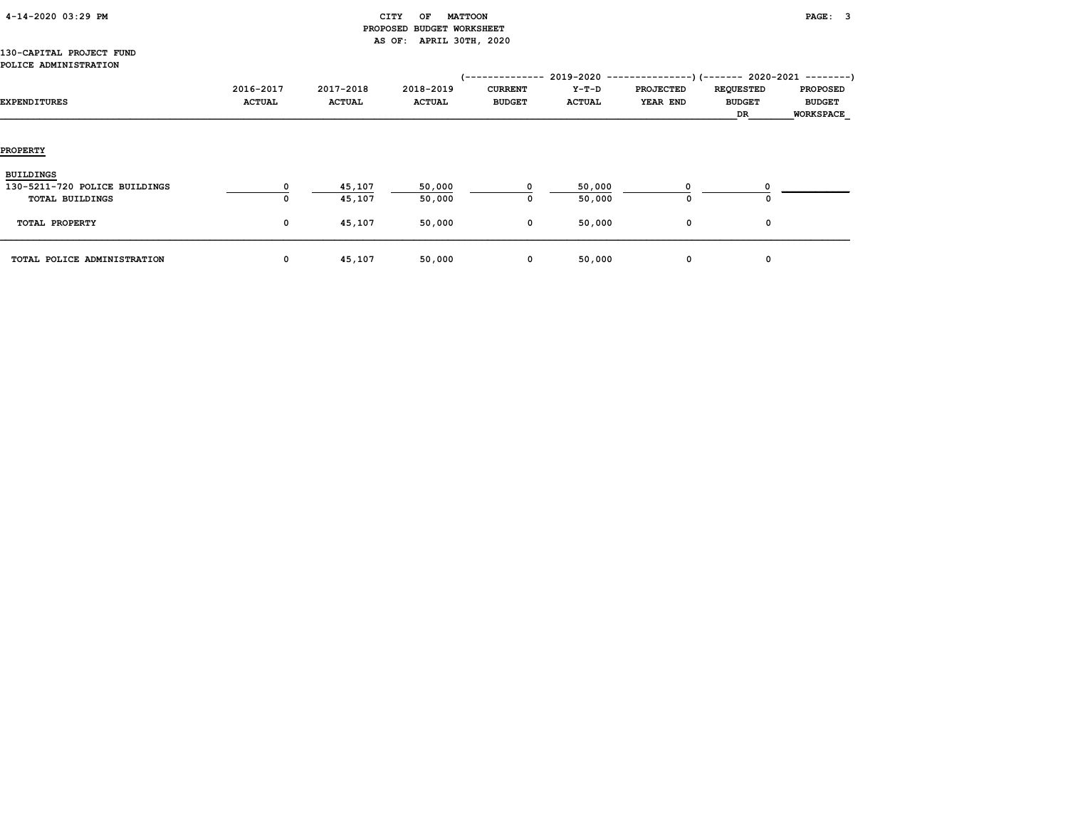# CITY OF MATTOON

## PROPOSED BUDGET WORKSHEET

AS OF: APRIL 30TH, 2020

130-CAPITAL PROJECT FUND

POLICE ADMINISTRATION

| EXPENDITURES | 2016-2017 ACTUAL | 2017-2018 ACTUAL | 2018-2019 ACTUAL | 2019-2020 CURRENT BUDGET | 2019-2020 Y-T-D ACTUAL | 2019-2020 PROJECTED YEAR END | 2020-2021 REQUESTED BUDGET DR | 2020-2021 PROPOSED BUDGET WORKSPACE |
|---|---|---|---|---|---|---|---|---|
| **PROPERTY** | | | | | | | | |
| BUILDINGS | | | | | | | | |
| 130-5211-720 POLICE BUILDINGS | 0 | 45,107 | 50,000 | 0 | 50,000 | 0 | 0 | |
| TOTAL BUILDINGS | 0 | 45,107 | 50,000 | 0 | 50,000 | 0 | 0 | |
| TOTAL PROPERTY | 0 | 45,107 | 50,000 | 0 | 50,000 | 0 | 0 | |
| TOTAL POLICE ADMINISTRATION | 0 | 45,107 | 50,000 | 0 | 50,000 | 0 | 0 | |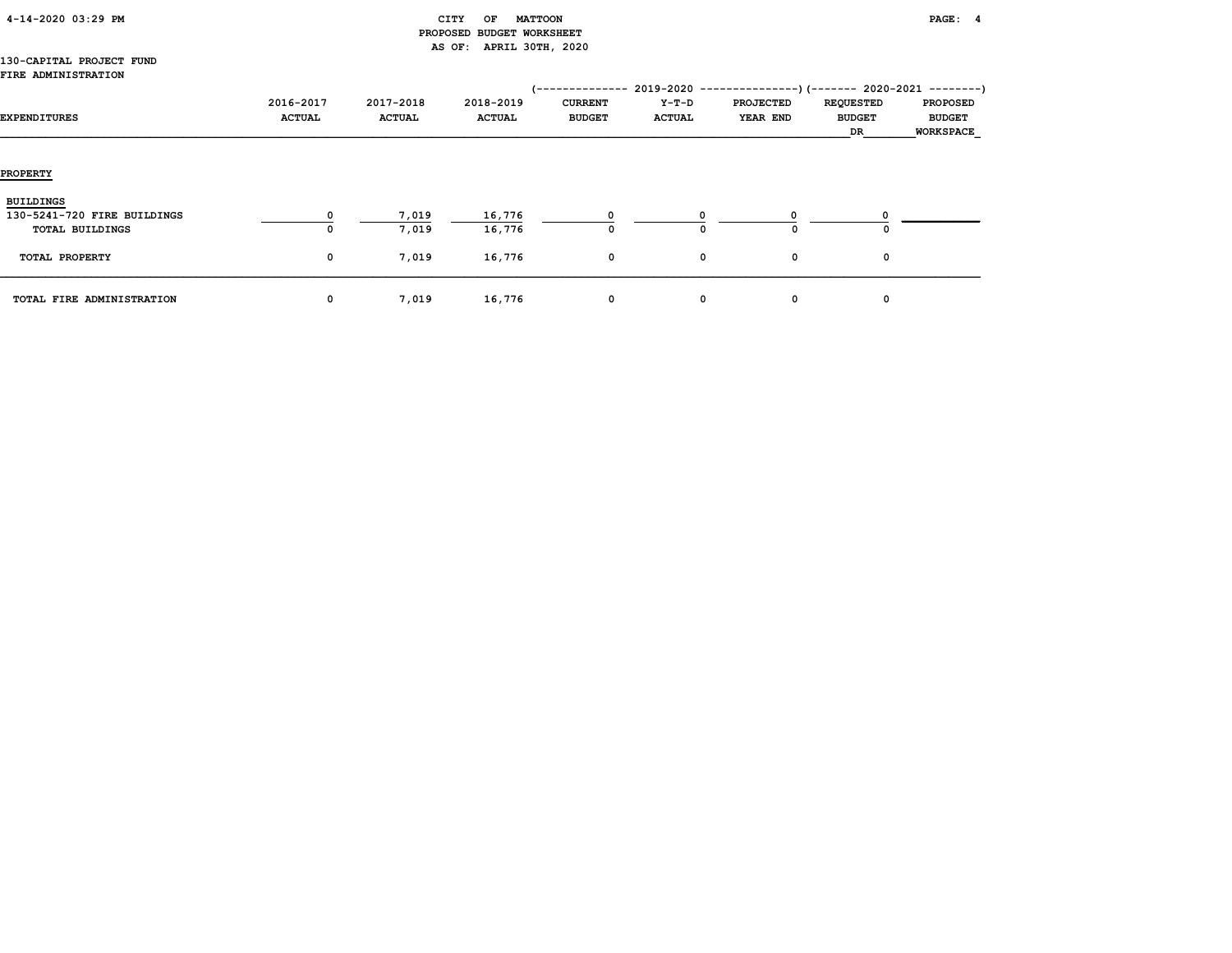CITY OF MATTOON
PROPOSED BUDGET WORKSHEET
AS OF: APRIL 30TH, 2020

130-CAPITAL PROJECT FUND
FIRE ADMINISTRATION

| EXPENDITURES | 2016-2017 ACTUAL | 2017-2018 ACTUAL | 2018-2019 ACTUAL | 2019-2020 CURRENT BUDGET | 2019-2020 Y-T-D ACTUAL | 2019-2020 PROJECTED YEAR END | 2020-2021 REQUESTED BUDGET DR | 2020-2021 PROPOSED BUDGET WORKSPACE |
|---|---|---|---|---|---|---|---|---|
| **PROPERTY** | | | | | | | | |
| **BUILDINGS** | | | | | | | | |
| 130-5241-720 FIRE BUILDINGS | 0 | 7,019 | 16,776 | 0 | 0 | 0 | 0 | |
| TOTAL BUILDINGS | 0 | 7,019 | 16,776 | 0 | 0 | 0 | 0 | |
| TOTAL PROPERTY | 0 | 7,019 | 16,776 | 0 | 0 | 0 | 0 | |
| TOTAL FIRE ADMINISTRATION | 0 | 7,019 | 16,776 | 0 | 0 | 0 | 0 | |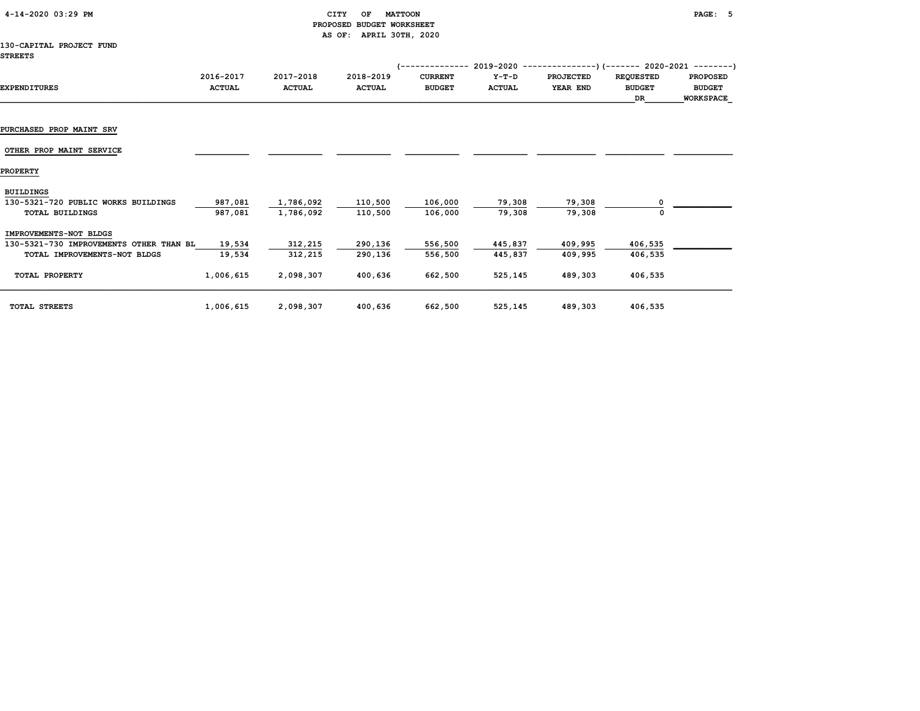CITY OF MATTOON
PROPOSED BUDGET WORKSHEET
AS OF: APRIL 30TH, 2020

130-CAPITAL PROJECT FUND
STREETS

| EXPENDITURES | 2016-2017 ACTUAL | 2017-2018 ACTUAL | 2018-2019 ACTUAL | 2019-2020 CURRENT BUDGET | 2019-2020 Y-T-D ACTUAL | 2019-2020 PROJECTED YEAR END | 2020-2021 REQUESTED BUDGET DR | 2020-2021 PROPOSED BUDGET WORKSPACE |
|---|---|---|---|---|---|---|---|---|
| PURCHASED PROP MAINT SRV | | | | | | | | |
| OTHER PROP MAINT SERVICE | | | | | | | | |
| PROPERTY | | | | | | | | |
| BUILDINGS | | | | | | | | |
| 130-5321-720 PUBLIC WORKS BUILDINGS | 987,081 | 1,786,092 | 110,500 | 106,000 | 79,308 | 79,308 | 0 | |
| TOTAL BUILDINGS | 987,081 | 1,786,092 | 110,500 | 106,000 | 79,308 | 79,308 | 0 | |
| IMPROVEMENTS-NOT BLDGS | | | | | | | | |
| 130-5321-730 IMPROVEMENTS OTHER THAN BL | 19,534 | 312,215 | 290,136 | 556,500 | 445,837 | 409,995 | 406,535 | |
| TOTAL IMPROVEMENTS-NOT BLDGS | 19,534 | 312,215 | 290,136 | 556,500 | 445,837 | 409,995 | 406,535 | |
| TOTAL PROPERTY | 1,006,615 | 2,098,307 | 400,636 | 662,500 | 525,145 | 489,303 | 406,535 | |
| TOTAL STREETS | 1,006,615 | 2,098,307 | 400,636 | 662,500 | 525,145 | 489,303 | 406,535 | |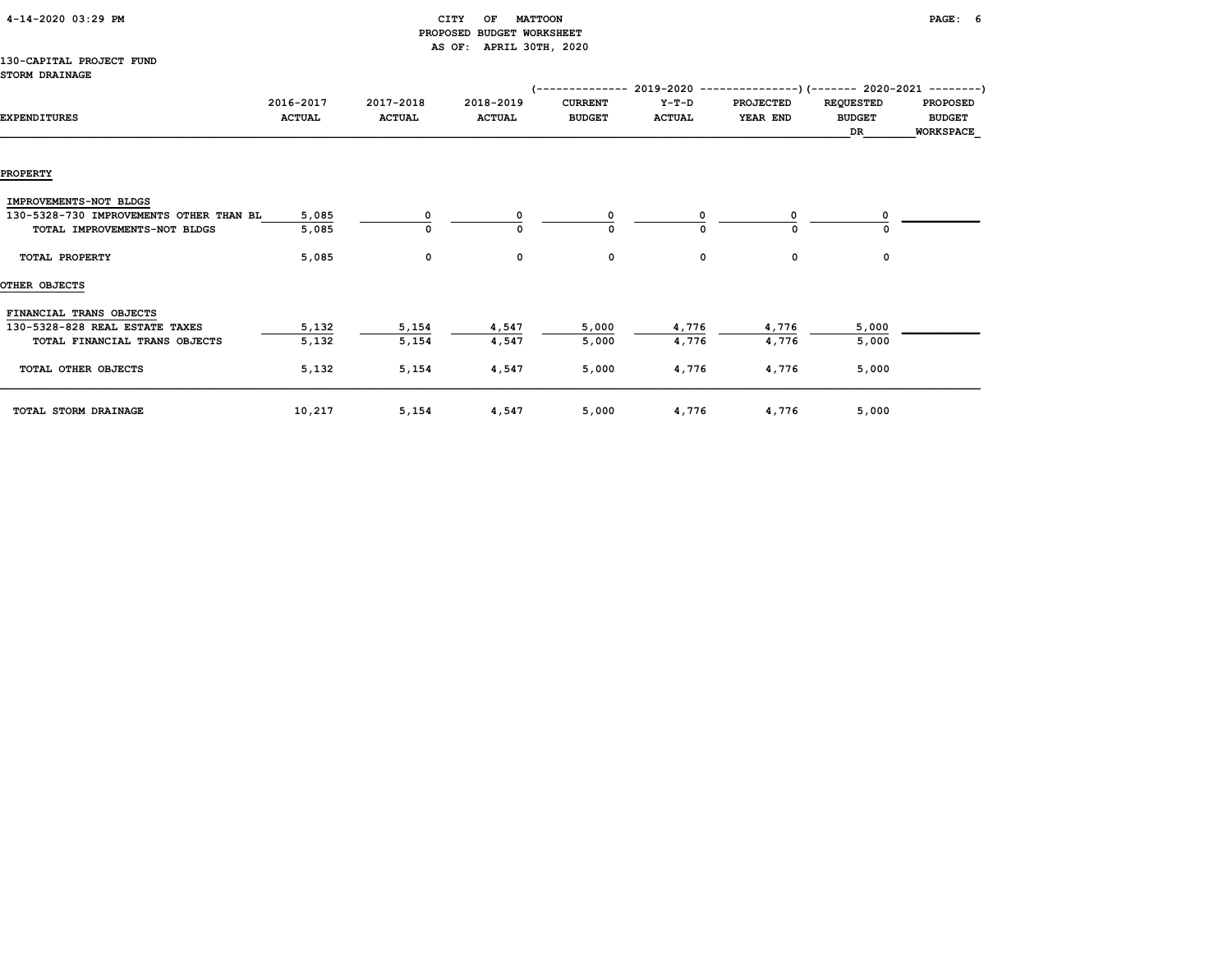CITY OF MATTOON
PROPOSED BUDGET WORKSHEET
AS OF: APRIL 30TH, 2020

130-CAPITAL PROJECT FUND
STORM DRAINAGE

| EXPENDITURES | 2016-2017 ACTUAL | 2017-2018 ACTUAL | 2018-2019 ACTUAL | 2019-2020 CURRENT BUDGET | 2019-2020 Y-T-D ACTUAL | 2019-2020 PROJECTED YEAR END | 2020-2021 REQUESTED BUDGET DR | 2020-2021 PROPOSED BUDGET WORKSPACE |
|---|---|---|---|---|---|---|---|---|
| **PROPERTY** | | | | | | | | |
| IMPROVEMENTS-NOT BLDGS | | | | | | | | |
| 130-5328-730 IMPROVEMENTS OTHER THAN BL | 5,085 | 0 | 0 | 0 | 0 | 0 | 0 | |
| TOTAL IMPROVEMENTS-NOT BLDGS | 5,085 | 0 | 0 | 0 | 0 | 0 | 0 | |
| TOTAL PROPERTY | 5,085 | 0 | 0 | 0 | 0 | 0 | 0 | |
| **OTHER OBJECTS** | | | | | | | | |
| FINANCIAL TRANS OBJECTS | | | | | | | | |
| 130-5328-828 REAL ESTATE TAXES | 5,132 | 5,154 | 4,547 | 5,000 | 4,776 | 4,776 | 5,000 | |
| TOTAL FINANCIAL TRANS OBJECTS | 5,132 | 5,154 | 4,547 | 5,000 | 4,776 | 4,776 | 5,000 | |
| TOTAL OTHER OBJECTS | 5,132 | 5,154 | 4,547 | 5,000 | 4,776 | 4,776 | 5,000 | |
| TOTAL STORM DRAINAGE | 10,217 | 5,154 | 4,547 | 5,000 | 4,776 | 4,776 | 5,000 | |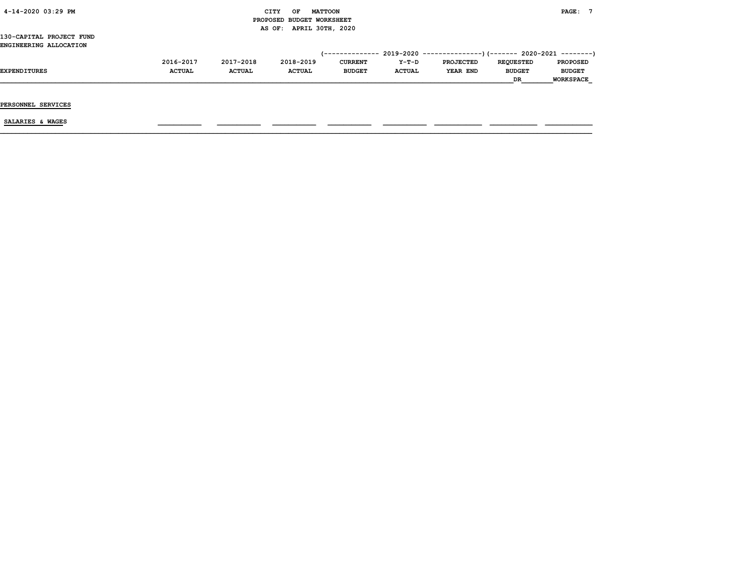CITY OF MATTOON
PROPOSED BUDGET WORKSHEET
AS OF: APRIL 30TH, 2020

130-CAPITAL PROJECT FUND
ENGINEERING ALLOCATION

| EXPENDITURES | 2016-2017 ACTUAL | 2017-2018 ACTUAL | 2018-2019 ACTUAL | 2019-2020 CURRENT BUDGET | 2019-2020 Y-T-D ACTUAL | 2019-2020 PROJECTED YEAR END | 2020-2021 REQUESTED BUDGET DR | 2020-2021 PROPOSED BUDGET WORKSPACE |
|---|---|---|---|---|---|---|---|---|
| **PERSONNEL SERVICES** | | | | | | | | |
| SALARIES & WAGES | | | | | | | | |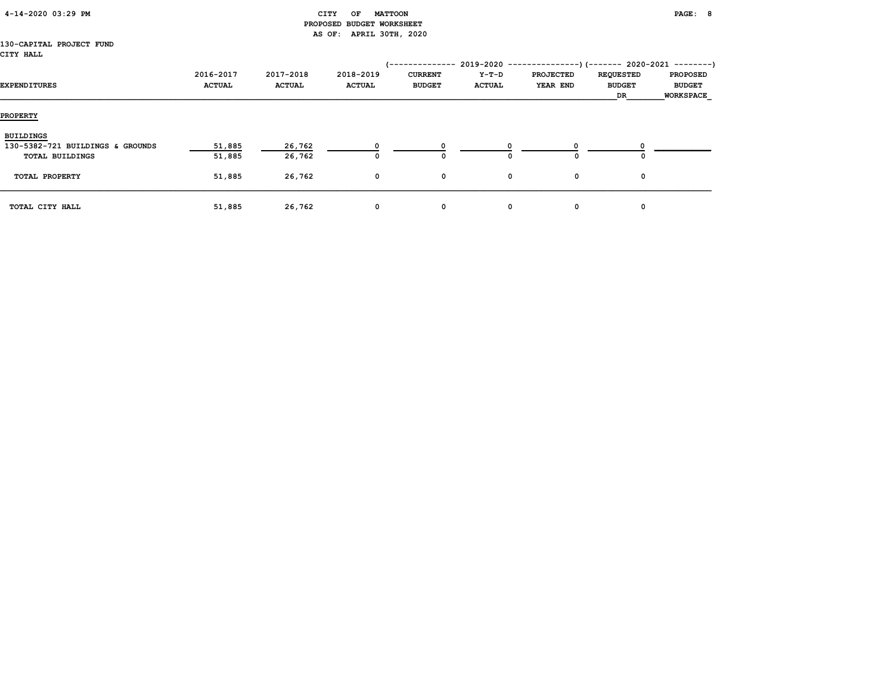# CITY OF MATTOON
## PROPOSED BUDGET WORKSHEET
### AS OF: APRIL 30TH, 2020

130-CAPITAL PROJECT FUND
CITY HALL

| EXPENDITURES | 2016-2017 ACTUAL | 2017-2018 ACTUAL | 2018-2019 ACTUAL | 2019-2020 CURRENT BUDGET | 2019-2020 Y-T-D ACTUAL | 2019-2020 PROJECTED YEAR END | 2020-2021 REQUESTED BUDGET DR | 2020-2021 PROPOSED BUDGET WORKSPACE |
|---|---|---|---|---|---|---|---|---|
| **PROPERTY** | | | | | | | | |
| BUILDINGS | | | | | | | | |
| 130-5382-721 BUILDINGS & GROUNDS | 51,885 | 26,762 | 0 | 0 | 0 | 0 | 0 | |
| TOTAL BUILDINGS | 51,885 | 26,762 | 0 | 0 | 0 | 0 | 0 | |
| TOTAL PROPERTY | 51,885 | 26,762 | 0 | 0 | 0 | 0 | 0 | |
| TOTAL CITY HALL | 51,885 | 26,762 | 0 | 0 | 0 | 0 | 0 | |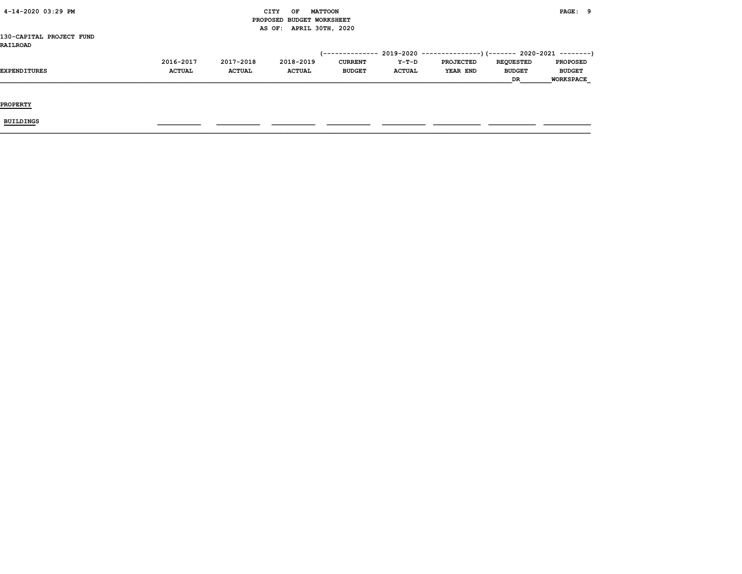CITY OF MATTOON
PROPOSED BUDGET WORKSHEET
AS OF: APRIL 30TH, 2020

130-CAPITAL PROJECT FUND
RAILROAD

| EXPENDITURES | 2016-2017 ACTUAL | 2017-2018 ACTUAL | 2018-2019 ACTUAL | 2019-2020 CURRENT BUDGET | 2019-2020 Y-T-D ACTUAL | 2019-2020 PROJECTED YEAR END | 2020-2021 REQUESTED BUDGET DR | 2020-2021 PROPOSED BUDGET WORKSPACE |
|---|---|---|---|---|---|---|---|---|
| PROPERTY | | | | | | | | |
| BUILDINGS | | | | | | | | |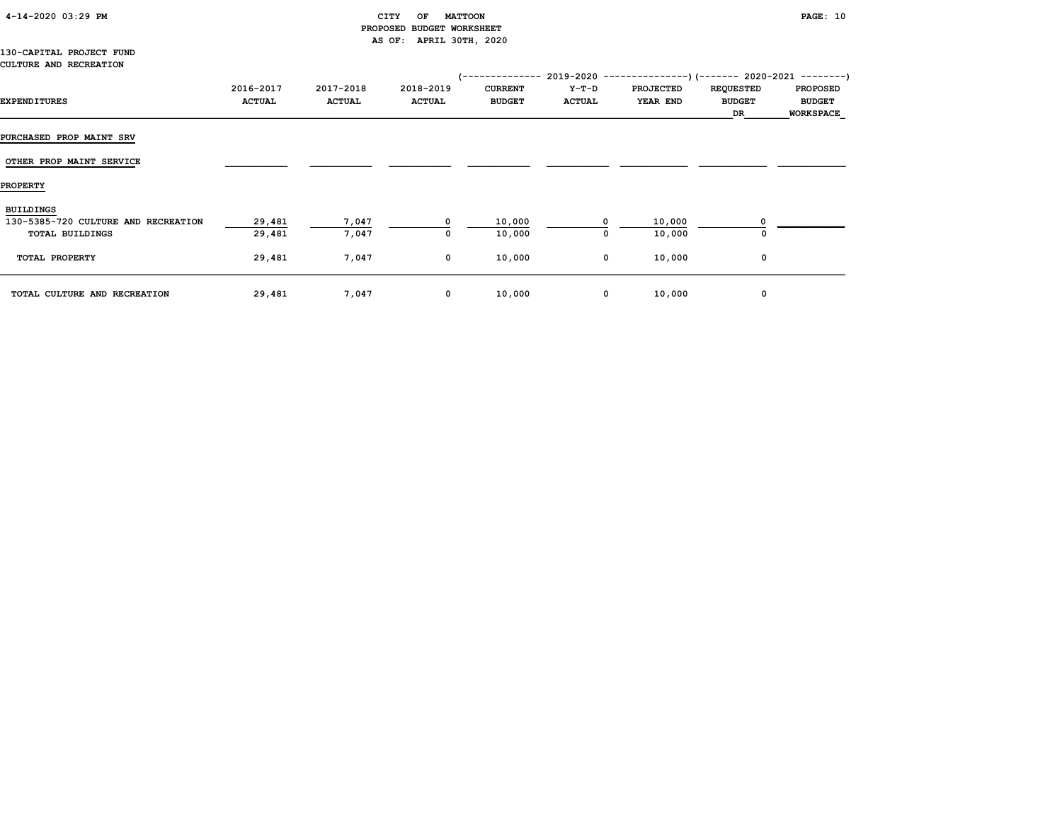CITY OF MATTOON
PROPOSED BUDGET WORKSHEET
AS OF: APRIL 30TH, 2020

130-CAPITAL PROJECT FUND
CULTURE AND RECREATION

| EXPENDITURES | 2016-2017 ACTUAL | 2017-2018 ACTUAL | 2018-2019 ACTUAL | 2019-2020 CURRENT BUDGET | 2019-2020 Y-T-D ACTUAL | 2019-2020 PROJECTED YEAR END | 2020-2021 REQUESTED BUDGET DR | 2020-2021 PROPOSED BUDGET WORKSPACE |
|---|---|---|---|---|---|---|---|---|
| PURCHASED PROP MAINT SRV | | | | | | | | |
| OTHER PROP MAINT SERVICE | | | | | | | | |
| PROPERTY | | | | | | | | |
| BUILDINGS | | | | | | | | |
| 130-5385-720 CULTURE AND RECREATION | 29,481 | 7,047 | 0 | 10,000 | 0 | 10,000 | 0 | |
| TOTAL BUILDINGS | 29,481 | 7,047 | 0 | 10,000 | 0 | 10,000 | 0 | |
| TOTAL PROPERTY | 29,481 | 7,047 | 0 | 10,000 | 0 | 10,000 | 0 | |
| TOTAL CULTURE AND RECREATION | 29,481 | 7,047 | 0 | 10,000 | 0 | 10,000 | 0 | |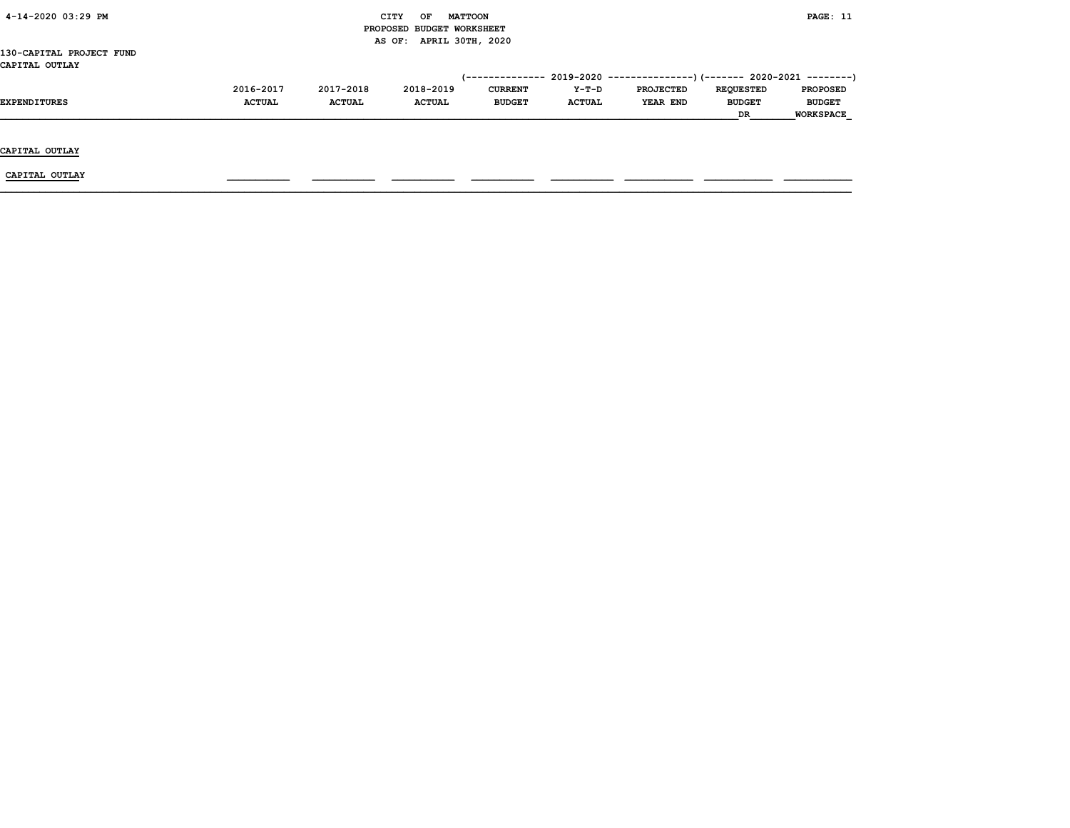CITY OF MATTOON
PROPOSED BUDGET WORKSHEET
AS OF: APRIL 30TH, 2020

130-CAPITAL PROJECT FUND
CAPITAL OUTLAY

| EXPENDITURES | 2016-2017 ACTUAL | 2017-2018 ACTUAL | 2018-2019 ACTUAL | 2019-2020 CURRENT BUDGET | 2019-2020 Y-T-D ACTUAL | 2019-2020 PROJECTED YEAR END | 2020-2021 REQUESTED BUDGET DR | 2020-2021 PROPOSED BUDGET WORKSPACE |
|---|---|---|---|---|---|---|---|---|
| **CAPITAL OUTLAY** | | | | | | | | |
| CAPITAL OUTLAY | | | | | | | | |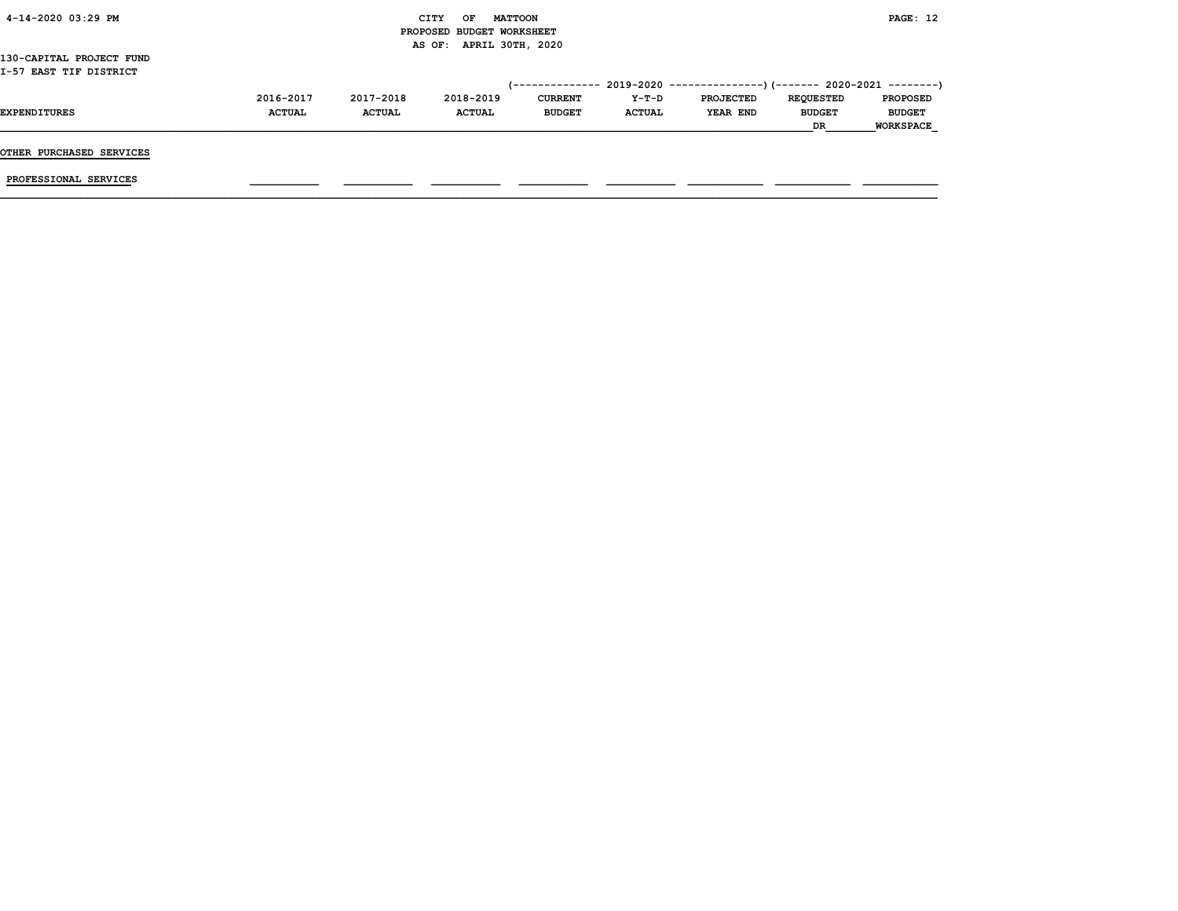130-CAPITAL PROJECT FUND
I-57 EAST TIF DISTRICT

| EXPENDITURES | 2016-2017 ACTUAL | 2017-2018 ACTUAL | 2018-2019 ACTUAL | 2019-2020 CURRENT BUDGET | 2019-2020 Y-T-D ACTUAL | 2019-2020 PROJECTED YEAR END | 2020-2021 REQUESTED BUDGET DR | 2020-2021 PROPOSED BUDGET WORKSPACE |
|---|---|---|---|---|---|---|---|---|
| **OTHER PURCHASED SERVICES** | | | | | | | | |
| PROFESSIONAL SERVICES | | | | | | | | |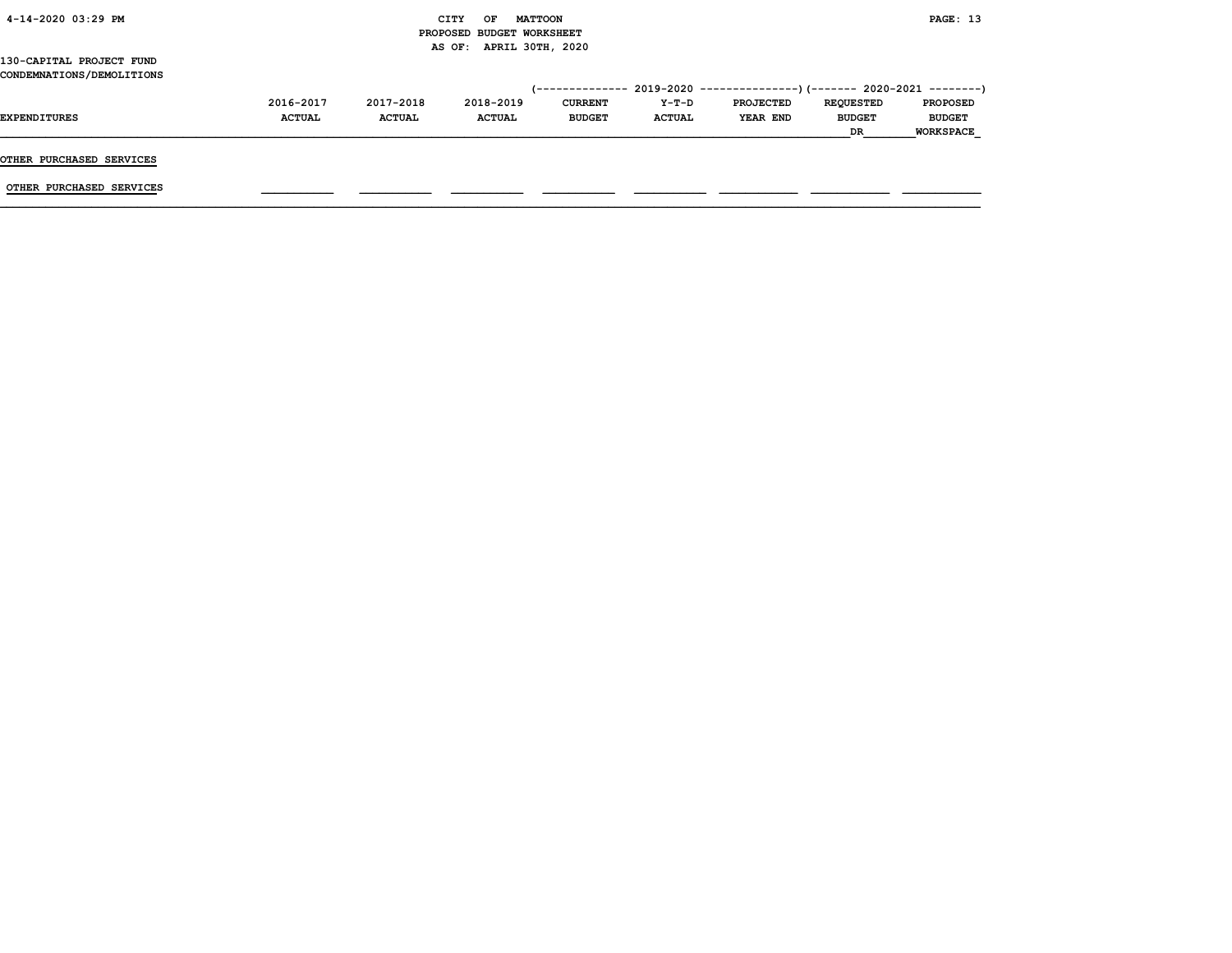130-CAPITAL PROJECT FUND
CONDEMNATIONS/DEMOLITIONS

| EXPENDITURES | 2016-2017 ACTUAL | 2017-2018 ACTUAL | 2018-2019 ACTUAL | 2019-2020 CURRENT BUDGET | 2019-2020 Y-T-D ACTUAL | 2019-2020 PROJECTED YEAR END | 2020-2021 REQUESTED BUDGET DR | 2020-2021 PROPOSED BUDGET WORKSPACE |
|---|---|---|---|---|---|---|---|---|
| **OTHER PURCHASED SERVICES** | | | | | | | | |
| OTHER PURCHASED SERVICES | | | | | | | | |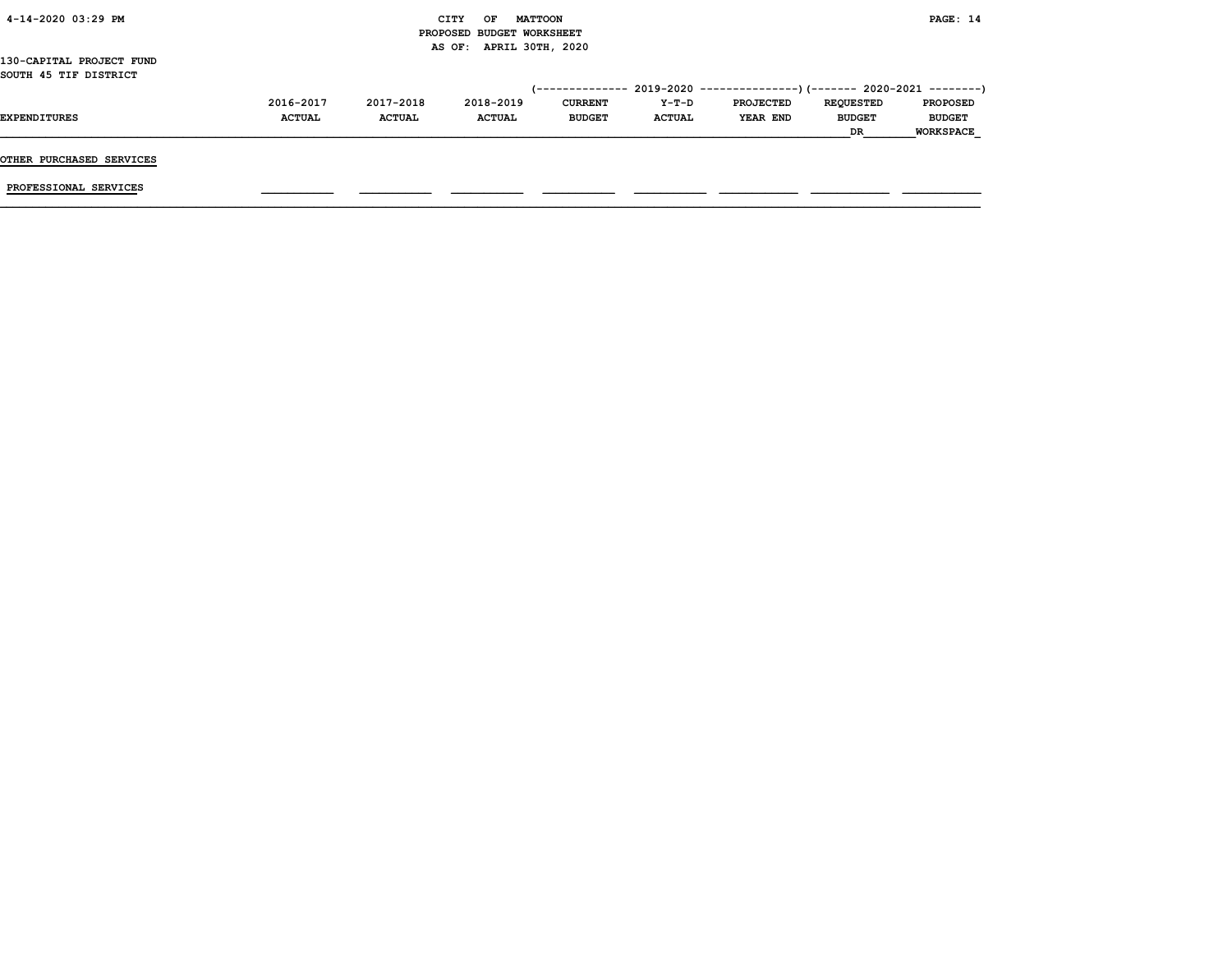# CITY OF MATTOON
## PROPOSED BUDGET WORKSHEET
### AS OF: APRIL 30TH, 2020

130-CAPITAL PROJECT FUND
SOUTH 45 TIF DISTRICT

| | | | | (-------------- 2019-2020 | --------------- | --------------) | (------- 2020-2021 | --------) |
|---|---|---|---|---|---|---|---|---|
| EXPENDITURES | 2016-2017 ACTUAL | 2017-2018 ACTUAL | 2018-2019 ACTUAL | CURRENT BUDGET | Y-T-D ACTUAL | PROJECTED YEAR END | REQUESTED BUDGET DR | PROPOSED BUDGET WORKSPACE |
| OTHER PURCHASED SERVICES | | | | | | | | |
| PROFESSIONAL SERVICES | | | | | | | | |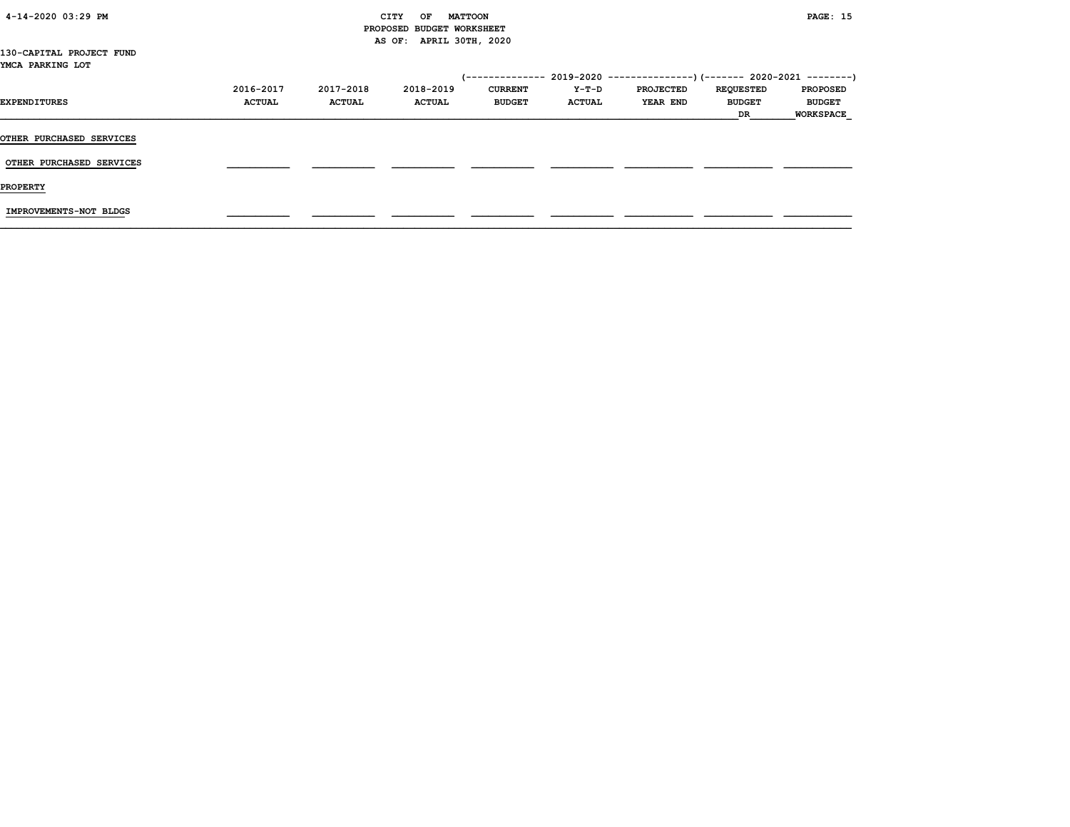CITY OF MATTOON
PROPOSED BUDGET WORKSHEET
AS OF: APRIL 30TH, 2020

130-CAPITAL PROJECT FUND
YMCA PARKING LOT

| EXPENDITURES | 2016-2017 ACTUAL | 2017-2018 ACTUAL | 2018-2019 ACTUAL | 2019-2020 CURRENT BUDGET | 2019-2020 Y-T-D ACTUAL | 2019-2020 PROJECTED YEAR END | 2020-2021 REQUESTED BUDGET DR | 2020-2021 PROPOSED BUDGET WORKSPACE |
|---|---|---|---|---|---|---|---|---|
| **OTHER PURCHASED SERVICES** | | | | | | | | |
| OTHER PURCHASED SERVICES | | | | | | | | |
| **PROPERTY** | | | | | | | | |
| IMPROVEMENTS-NOT BLDGS | | | | | | | | |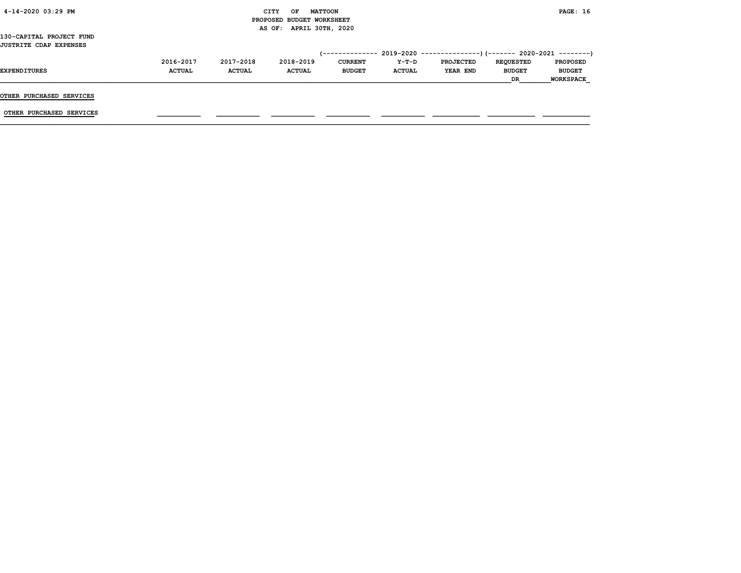130-CAPITAL PROJECT FUND

JUSTRITE CDAP EXPENSES

| EXPENDITURES | 2016-2017 ACTUAL | 2017-2018 ACTUAL | 2018-2019 ACTUAL | 2019-2020 CURRENT BUDGET | 2019-2020 Y-T-D ACTUAL | 2019-2020 PROJECTED YEAR END | 2020-2021 REQUESTED BUDGET DR | 2020-2021 PROPOSED BUDGET WORKSPACE |
|---|---|---|---|---|---|---|---|---|
| **OTHER PURCHASED SERVICES** | | | | | | | | |
| OTHER PURCHASED SERVICES | | | | | | | | |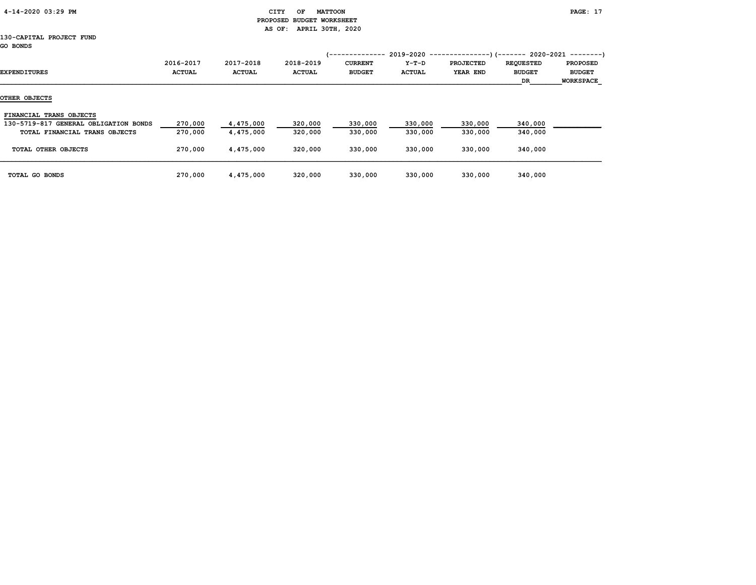CITY OF MATTOON
PROPOSED BUDGET WORKSHEET
AS OF: APRIL 30TH, 2020

130-CAPITAL PROJECT FUND
GO BONDS

| EXPENDITURES | 2016-2017 ACTUAL | 2017-2018 ACTUAL | 2018-2019 ACTUAL | 2019-2020 CURRENT BUDGET | 2019-2020 Y-T-D ACTUAL | 2019-2020 PROJECTED YEAR END | 2020-2021 REQUESTED BUDGET DR | 2020-2021 PROPOSED BUDGET WORKSPACE |
|---|---|---|---|---|---|---|---|---|
| **OTHER OBJECTS** | | | | | | | | |
| FINANCIAL TRANS OBJECTS | | | | | | | | |
| 130-5719-817 GENERAL OBLIGATION BONDS | 270,000 | 4,475,000 | 320,000 | 330,000 | 330,000 | 330,000 | 340,000 | |
| TOTAL FINANCIAL TRANS OBJECTS | 270,000 | 4,475,000 | 320,000 | 330,000 | 330,000 | 330,000 | 340,000 | |
| TOTAL OTHER OBJECTS | 270,000 | 4,475,000 | 320,000 | 330,000 | 330,000 | 330,000 | 340,000 | |
| TOTAL GO BONDS | 270,000 | 4,475,000 | 320,000 | 330,000 | 330,000 | 330,000 | 340,000 | |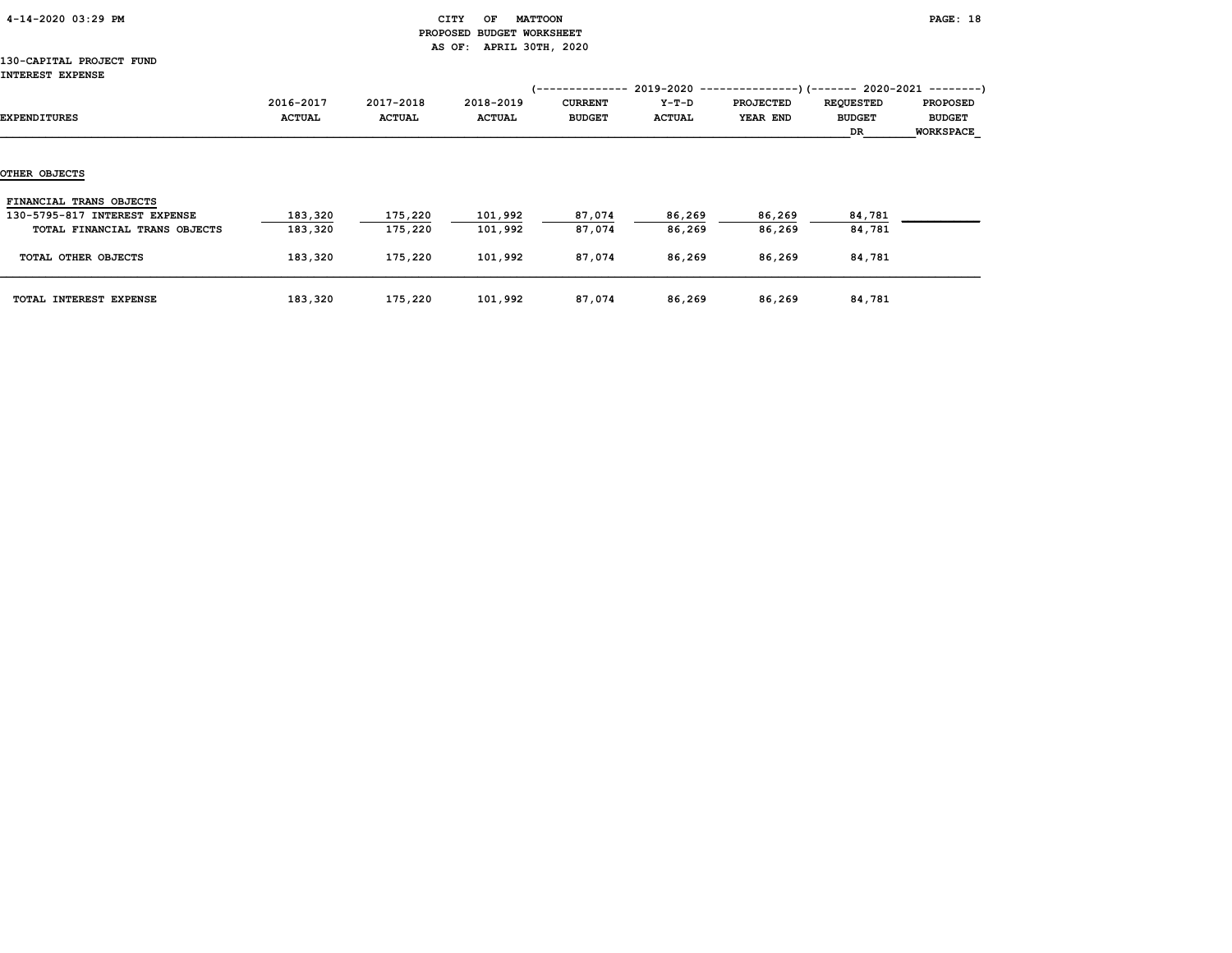CITY OF MATTOON
PROPOSED BUDGET WORKSHEET
AS OF: APRIL 30TH, 2020

130-CAPITAL PROJECT FUND
INTEREST EXPENSE

| | | | | 2019-2020 | | | 2020-2021 | |
|---|---|---|---|---|---|---|---|---|
| EXPENDITURES | 2016-2017 ACTUAL | 2017-2018 ACTUAL | 2018-2019 ACTUAL | CURRENT BUDGET | Y-T-D ACTUAL | PROJECTED YEAR END | REQUESTED BUDGET DR | PROPOSED BUDGET WORKSPACE |
| **OTHER OBJECTS** | | | | | | | | |
| FINANCIAL TRANS OBJECTS | | | | | | | | |
| 130-5795-817 INTEREST EXPENSE | 183,320 | 175,220 | 101,992 | 87,074 | 86,269 | 86,269 | 84,781 | |
| TOTAL FINANCIAL TRANS OBJECTS | 183,320 | 175,220 | 101,992 | 87,074 | 86,269 | 86,269 | 84,781 | |
| TOTAL OTHER OBJECTS | 183,320 | 175,220 | 101,992 | 87,074 | 86,269 | 86,269 | 84,781 | |
| TOTAL INTEREST EXPENSE | 183,320 | 175,220 | 101,992 | 87,074 | 86,269 | 86,269 | 84,781 | |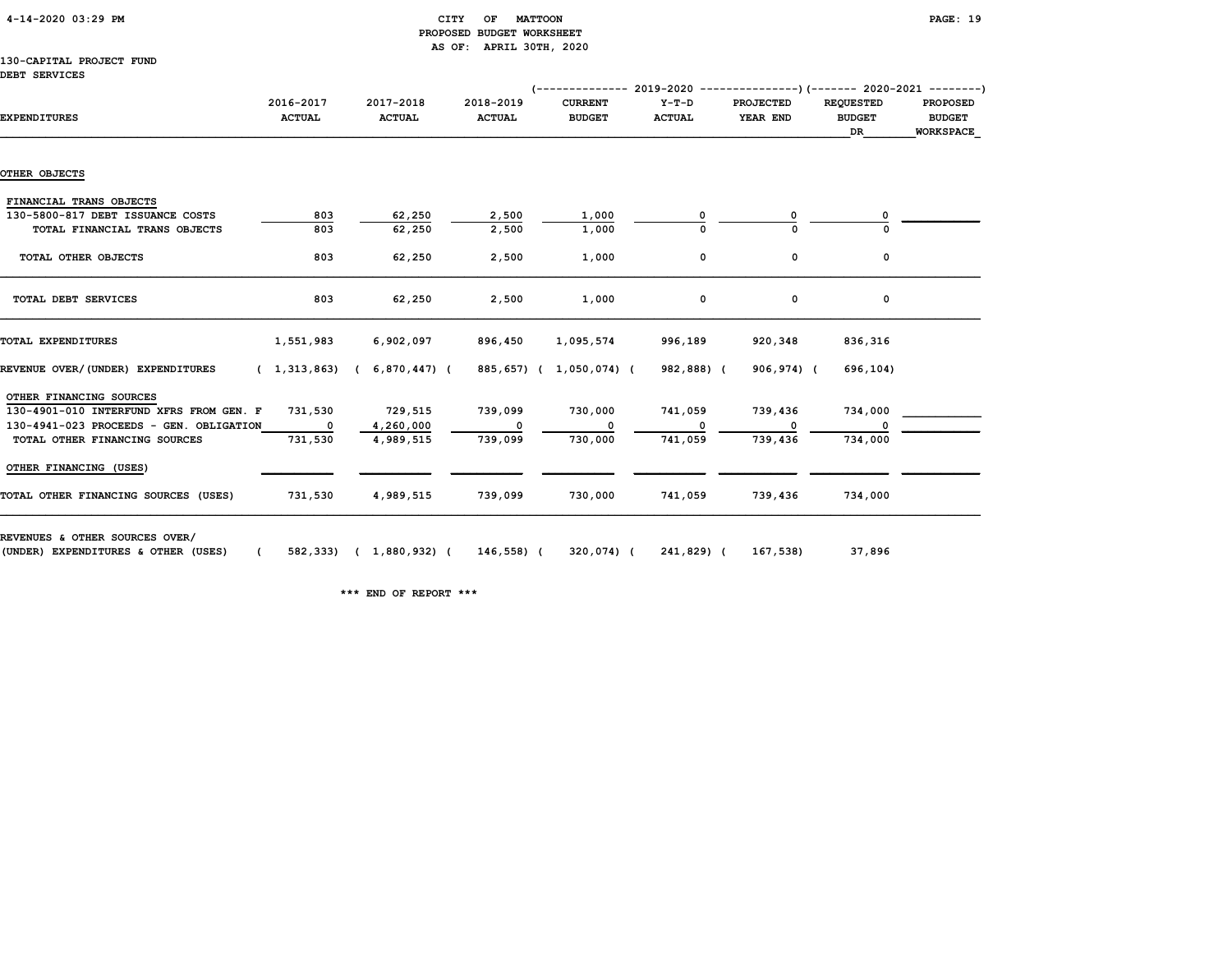130-CAPITAL PROJECT FUND
DEBT SERVICES

CITY OF MATTOON
PROPOSED BUDGET WORKSHEET
AS OF: APRIL 30TH, 2020

| EXPENDITURES | 2016-2017 ACTUAL | 2017-2018 ACTUAL | 2018-2019 ACTUAL | 2019-2020 CURRENT BUDGET | 2019-2020 Y-T-D ACTUAL | 2019-2020 PROJECTED YEAR END | 2020-2021 REQUESTED BUDGET DR | 2020-2021 PROPOSED BUDGET WORKSPACE |
|---|---|---|---|---|---|---|---|---|
| **OTHER OBJECTS** | | | | | | | | |
| FINANCIAL TRANS OBJECTS | | | | | | | | |
| 130-5800-817 DEBT ISSUANCE COSTS | 803 | 62,250 | 2,500 | 1,000 | 0 | 0 | 0 | |
| TOTAL FINANCIAL TRANS OBJECTS | 803 | 62,250 | 2,500 | 1,000 | 0 | 0 | 0 | |
| TOTAL OTHER OBJECTS | 803 | 62,250 | 2,500 | 1,000 | 0 | 0 | 0 | |
| TOTAL DEBT SERVICES | 803 | 62,250 | 2,500 | 1,000 | 0 | 0 | 0 | |
| TOTAL EXPENDITURES | 1,551,983 | 6,902,097 | 896,450 | 1,095,574 | 996,189 | 920,348 | 836,316 | |
| REVENUE OVER/(UNDER) EXPENDITURES | ( 1,313,863) | ( 6,870,447) | ( 885,657) | ( 1,050,074) | ( 982,888) | ( 906,974) | ( 696,104) | |
| OTHER FINANCING SOURCES | | | | | | | | |
| 130-4901-010 INTERFUND XFRS FROM GEN. F | 731,530 | 729,515 | 739,099 | 730,000 | 741,059 | 739,436 | 734,000 | |
| 130-4941-023 PROCEEDS - GEN. OBLIGATION | 0 | 4,260,000 | 0 | 0 | 0 | 0 | 0 | |
| TOTAL OTHER FINANCING SOURCES | 731,530 | 4,989,515 | 739,099 | 730,000 | 741,059 | 739,436 | 734,000 | |
| OTHER FINANCING (USES) | | | | | | | | |
| TOTAL OTHER FINANCING SOURCES (USES) | 731,530 | 4,989,515 | 739,099 | 730,000 | 741,059 | 739,436 | 734,000 | |
| REVENUES & OTHER SOURCES OVER/ (UNDER) EXPENDITURES & OTHER (USES) | ( 582,333) | ( 1,880,932) | ( 146,558) | ( 320,074) | ( 241,829) | ( 167,538) | 37,896 | |

\*\*\* END OF REPORT \*\*\*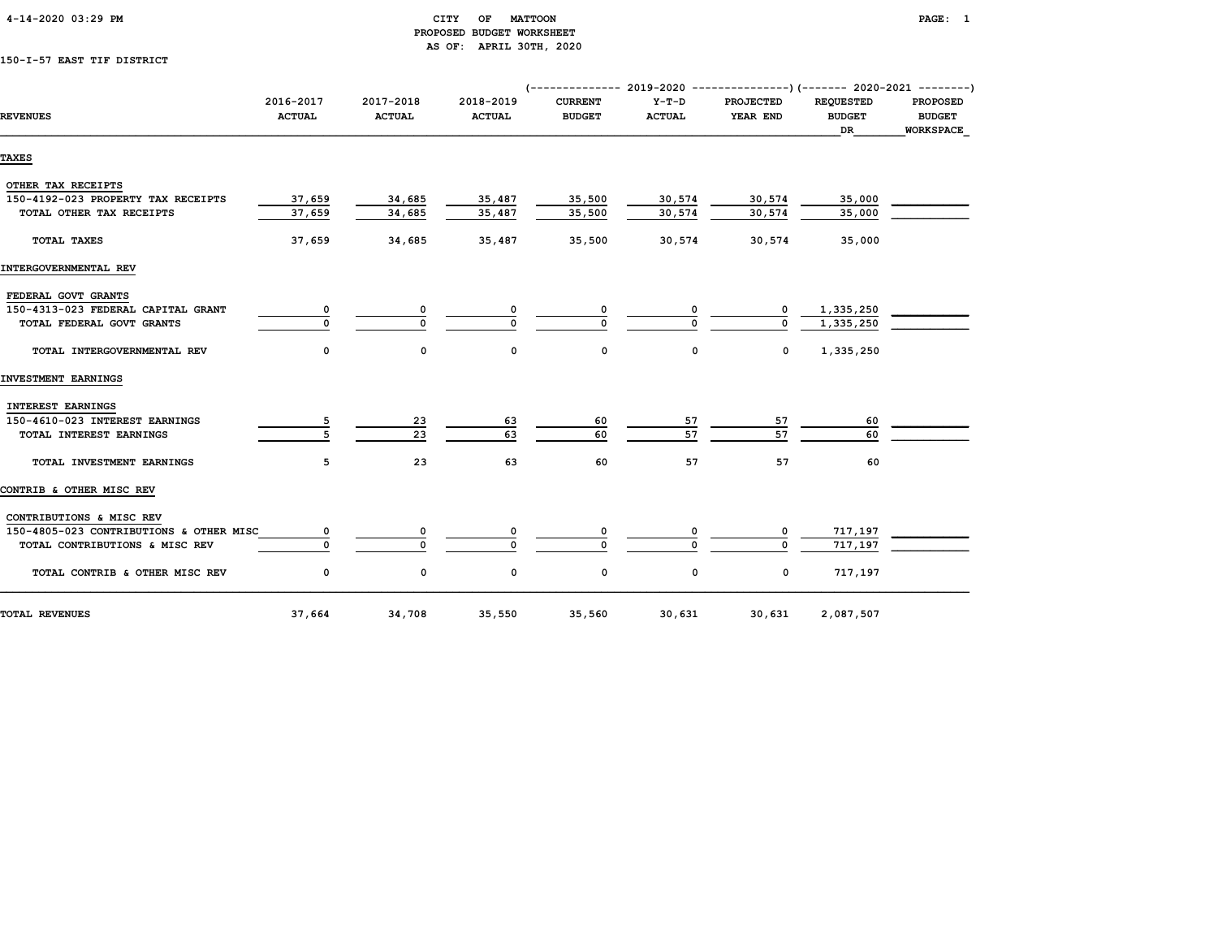# CITY OF MATTOON
## PROPOSED BUDGET WORKSHEET
### AS OF: APRIL 30TH, 2020

150-I-57 EAST TIF DISTRICT

| REVENUES | 2016-2017 ACTUAL | 2017-2018 ACTUAL | 2018-2019 ACTUAL | 2019-2020 CURRENT BUDGET | 2019-2020 Y-T-D ACTUAL | 2019-2020 PROJECTED YEAR END | 2020-2021 REQUESTED BUDGET DR | 2020-2021 PROPOSED BUDGET WORKSPACE |
|---|---|---|---|---|---|---|---|---|
| **TAXES** | | | | | | | | |
| OTHER TAX RECEIPTS | | | | | | | | |
| 150-4192-023 PROPERTY TAX RECEIPTS | 37,659 | 34,685 | 35,487 | 35,500 | 30,574 | 30,574 | 35,000 | |
| TOTAL OTHER TAX RECEIPTS | 37,659 | 34,685 | 35,487 | 35,500 | 30,574 | 30,574 | 35,000 | |
| TOTAL TAXES | 37,659 | 34,685 | 35,487 | 35,500 | 30,574 | 30,574 | 35,000 | |
| **INTERGOVERNMENTAL REV** | | | | | | | | |
| FEDERAL GOVT GRANTS | | | | | | | | |
| 150-4313-023 FEDERAL CAPITAL GRANT | 0 | 0 | 0 | 0 | 0 | 0 | 1,335,250 | |
| TOTAL FEDERAL GOVT GRANTS | 0 | 0 | 0 | 0 | 0 | 0 | 1,335,250 | |
| TOTAL INTERGOVERNMENTAL REV | 0 | 0 | 0 | 0 | 0 | 0 | 1,335,250 | |
| **INVESTMENT EARNINGS** | | | | | | | | |
| INTEREST EARNINGS | | | | | | | | |
| 150-4610-023 INTEREST EARNINGS | 5 | 23 | 63 | 60 | 57 | 57 | 60 | |
| TOTAL INTEREST EARNINGS | 5 | 23 | 63 | 60 | 57 | 57 | 60 | |
| TOTAL INVESTMENT EARNINGS | 5 | 23 | 63 | 60 | 57 | 57 | 60 | |
| **CONTRIB & OTHER MISC REV** | | | | | | | | |
| CONTRIBUTIONS & MISC REV | | | | | | | | |
| 150-4805-023 CONTRIBUTIONS & OTHER MISC | 0 | 0 | 0 | 0 | 0 | 0 | 717,197 | |
| TOTAL CONTRIBUTIONS & MISC REV | 0 | 0 | 0 | 0 | 0 | 0 | 717,197 | |
| TOTAL CONTRIB & OTHER MISC REV | 0 | 0 | 0 | 0 | 0 | 0 | 717,197 | |
| **TOTAL REVENUES** | 37,664 | 34,708 | 35,550 | 35,560 | 30,631 | 30,631 | 2,087,507 | |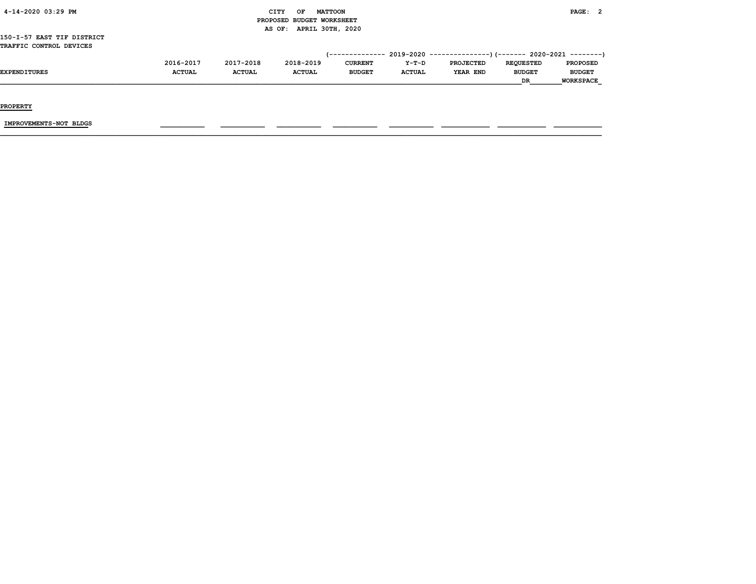CITY OF MATTOON
PROPOSED BUDGET WORKSHEET
AS OF: APRIL 30TH, 2020

150-I-57 EAST TIF DISTRICT
TRAFFIC CONTROL DEVICES

| EXPENDITURES | 2016-2017 ACTUAL | 2017-2018 ACTUAL | 2018-2019 ACTUAL | 2019-2020 CURRENT BUDGET | 2019-2020 Y-T-D ACTUAL | 2019-2020 PROJECTED YEAR END | 2020-2021 REQUESTED BUDGET DR | 2020-2021 PROPOSED BUDGET WORKSPACE |
|---|---|---|---|---|---|---|---|---|
| **PROPERTY** | | | | | | | | |
| IMPROVEMENTS-NOT BLDGS | | | | | | | | |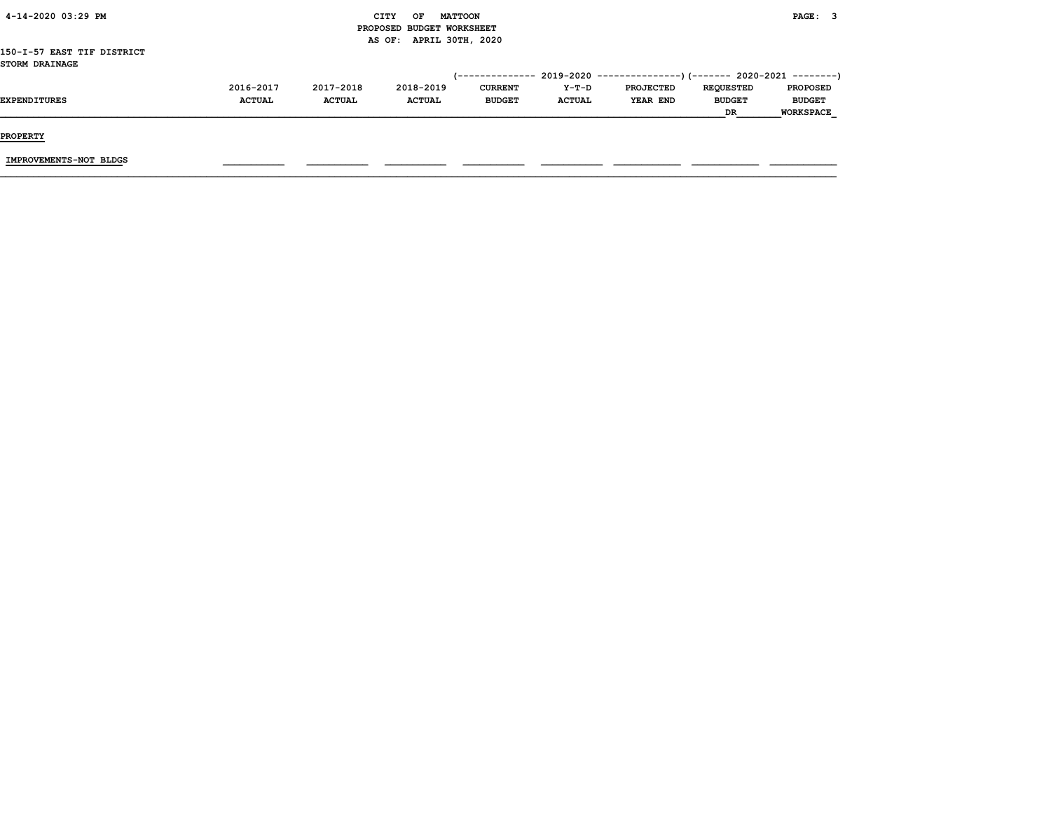CITY OF MATTOON
PROPOSED BUDGET WORKSHEET
AS OF: APRIL 30TH, 2020

150-I-57 EAST TIF DISTRICT
STORM DRAINAGE

| EXPENDITURES | 2016-2017 ACTUAL | 2017-2018 ACTUAL | 2018-2019 ACTUAL | 2019-2020 CURRENT BUDGET | 2019-2020 Y-T-D ACTUAL | 2019-2020 PROJECTED YEAR END | 2020-2021 REQUESTED BUDGET DR | 2020-2021 PROPOSED BUDGET WORKSPACE |
|---|---|---|---|---|---|---|---|---|
| **PROPERTY** | | | | | | | | |
| IMPROVEMENTS-NOT BLDGS | | | | | | | | |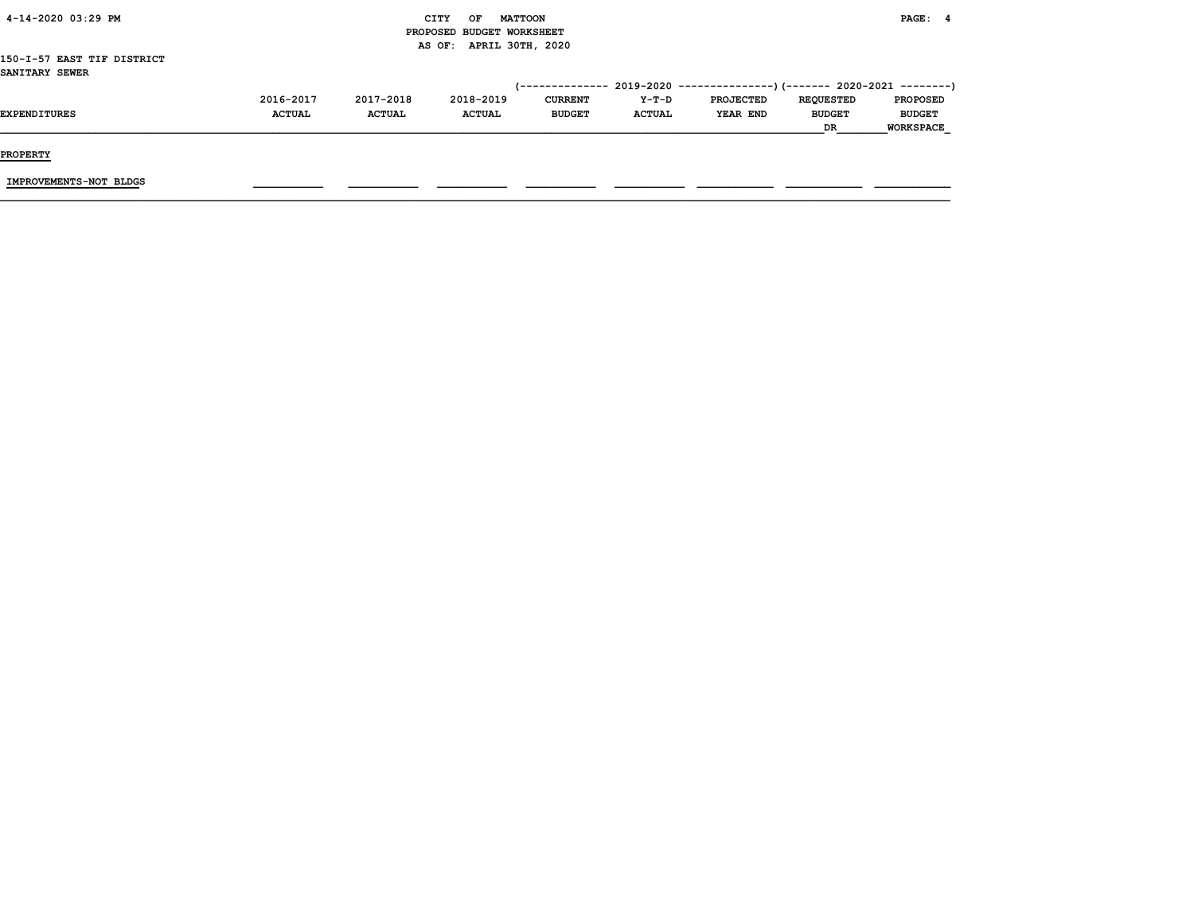CITY OF MATTOON
PROPOSED BUDGET WORKSHEET
AS OF: APRIL 30TH, 2020

150-I-57 EAST TIF DISTRICT
SANITARY SEWER

| EXPENDITURES | 2016-2017 ACTUAL | 2017-2018 ACTUAL | 2018-2019 ACTUAL | 2019-2020 CURRENT BUDGET | 2019-2020 Y-T-D ACTUAL | 2019-2020 PROJECTED YEAR END | 2020-2021 REQUESTED BUDGET DR | 2020-2021 PROPOSED BUDGET WORKSPACE |
|---|---|---|---|---|---|---|---|---|
| **PROPERTY** | | | | | | | | |
| IMPROVEMENTS-NOT BLDGS | | | | | | | | |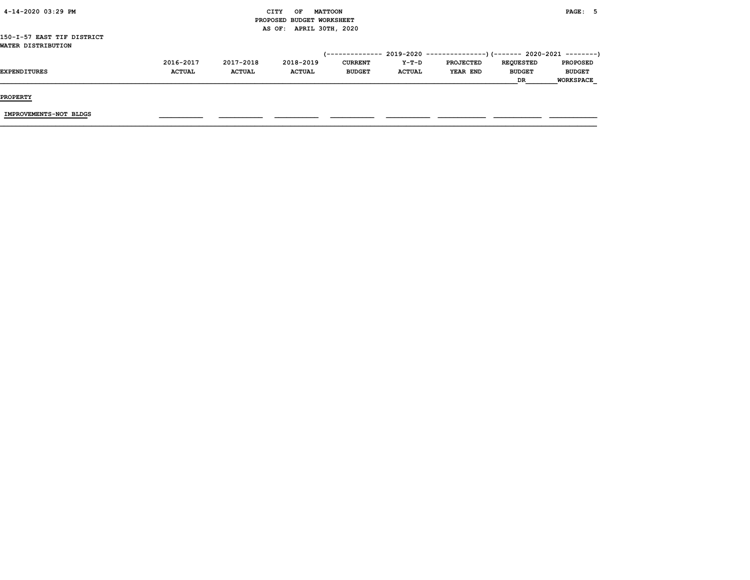CITY OF MATTOON
PROPOSED BUDGET WORKSHEET
AS OF: APRIL 30TH, 2020

150-I-57 EAST TIF DISTRICT
WATER DISTRIBUTION

| EXPENDITURES | 2016-2017 ACTUAL | 2017-2018 ACTUAL | 2018-2019 ACTUAL | 2019-2020 CURRENT BUDGET | 2019-2020 Y-T-D ACTUAL | 2019-2020 PROJECTED YEAR END | 2020-2021 REQUESTED BUDGET DR | 2020-2021 PROPOSED BUDGET WORKSPACE |
|---|---|---|---|---|---|---|---|---|
| **PROPERTY** | | | | | | | | |
| IMPROVEMENTS-NOT BLDGS | | | | | | | | |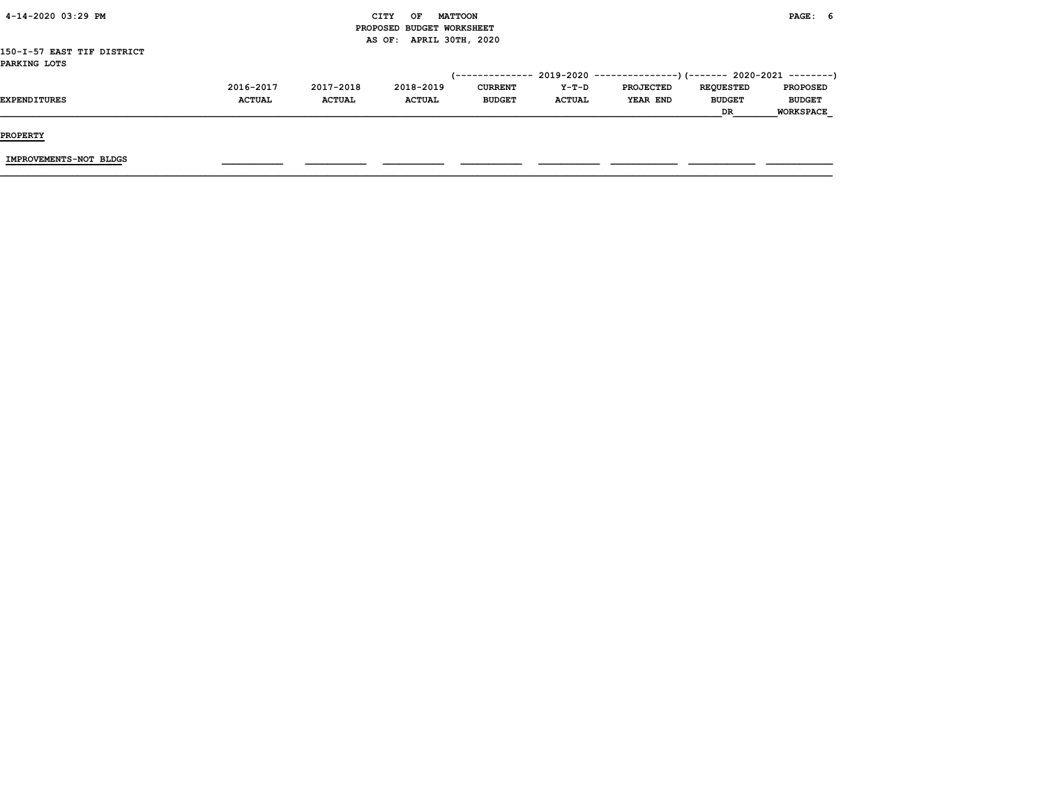CITY OF MATTOON
PROPOSED BUDGET WORKSHEET
AS OF: APRIL 30TH, 2020

150-I-57 EAST TIF DISTRICT
PARKING LOTS

| | | | | 2019-2020 | | | 2020-2021 | |
|---|---|---|---|---|---|---|---|---|
| EXPENDITURES | 2016-2017 ACTUAL | 2017-2018 ACTUAL | 2018-2019 ACTUAL | CURRENT BUDGET | Y-T-D ACTUAL | PROJECTED YEAR END | REQUESTED BUDGET DR | PROPOSED BUDGET WORKSPACE |
| **PROPERTY** | | | | | | | | |
| IMPROVEMENTS-NOT BLDGS | | | | | | | | |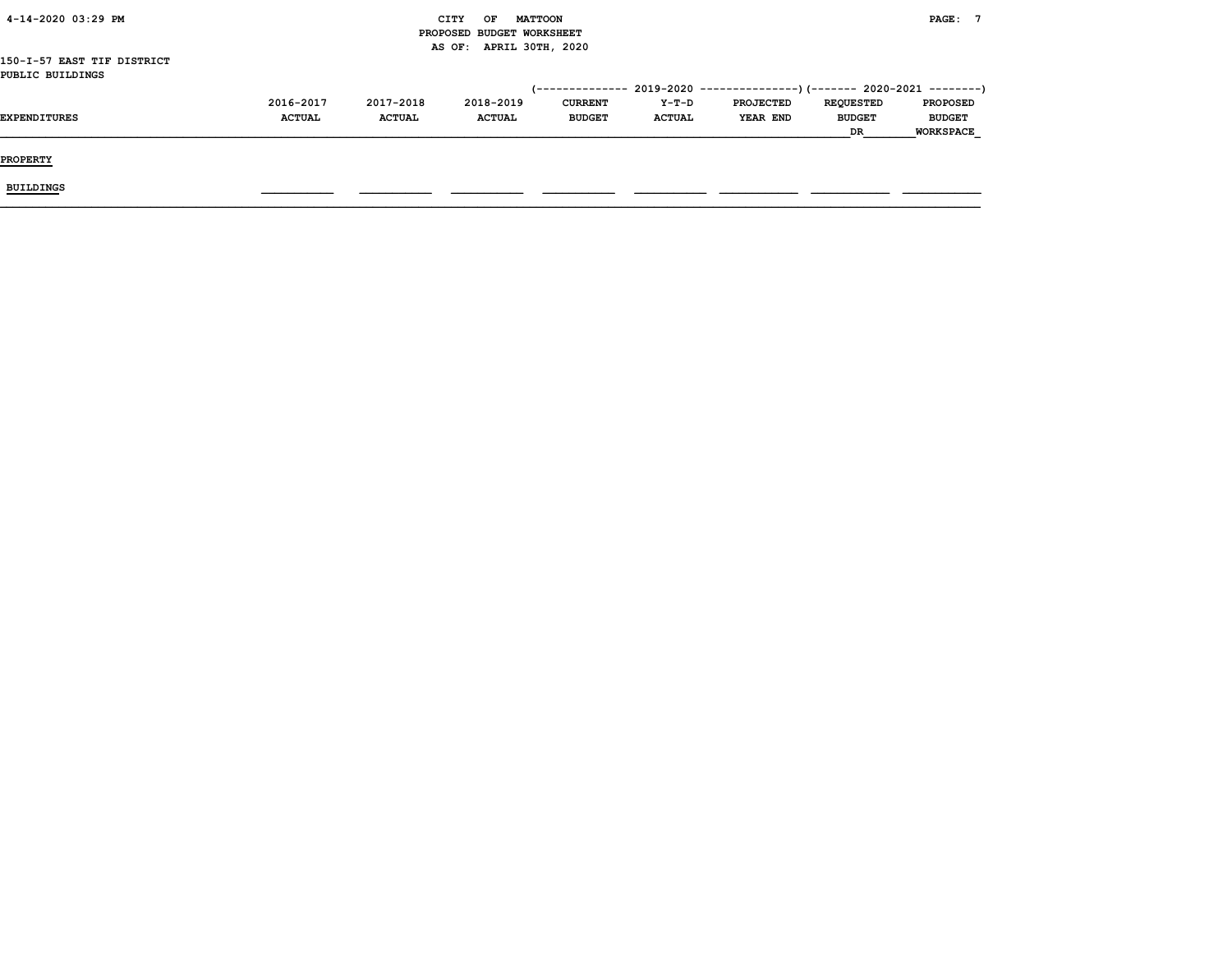150-I-57 EAST TIF DISTRICT
PUBLIC BUILDINGS

| EXPENDITURES | 2016-2017 ACTUAL | 2017-2018 ACTUAL | 2018-2019 ACTUAL | 2019-2020 CURRENT BUDGET | 2019-2020 Y-T-D ACTUAL | 2019-2020 PROJECTED YEAR END | 2020-2021 REQUESTED BUDGET DR | 2020-2021 PROPOSED BUDGET WORKSPACE |
|---|---|---|---|---|---|---|---|---|
| **PROPERTY** | | | | | | | | |
| BUILDINGS | | | | | | | | |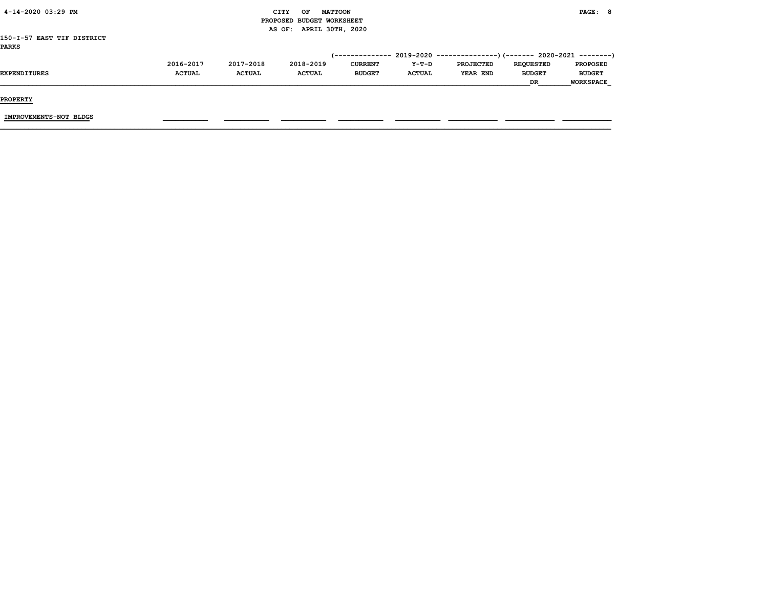CITY OF MATTOON
PROPOSED BUDGET WORKSHEET
AS OF: APRIL 30TH, 2020

150-I-57 EAST TIF DISTRICT
PARKS

| | | | | (-------------- 2019-2020 | --------------- | ---------------) | (------- 2020-2021 | --------) |
|---|---|---|---|---|---|---|---|---|
| EXPENDITURES | 2016-2017 ACTUAL | 2017-2018 ACTUAL | 2018-2019 ACTUAL | CURRENT BUDGET | Y-T-D ACTUAL | PROJECTED YEAR END | REQUESTED BUDGET DR | PROPOSED BUDGET WORKSPACE |
| **PROPERTY** | | | | | | | | |
| IMPROVEMENTS-NOT BLDGS | | | | | | | | |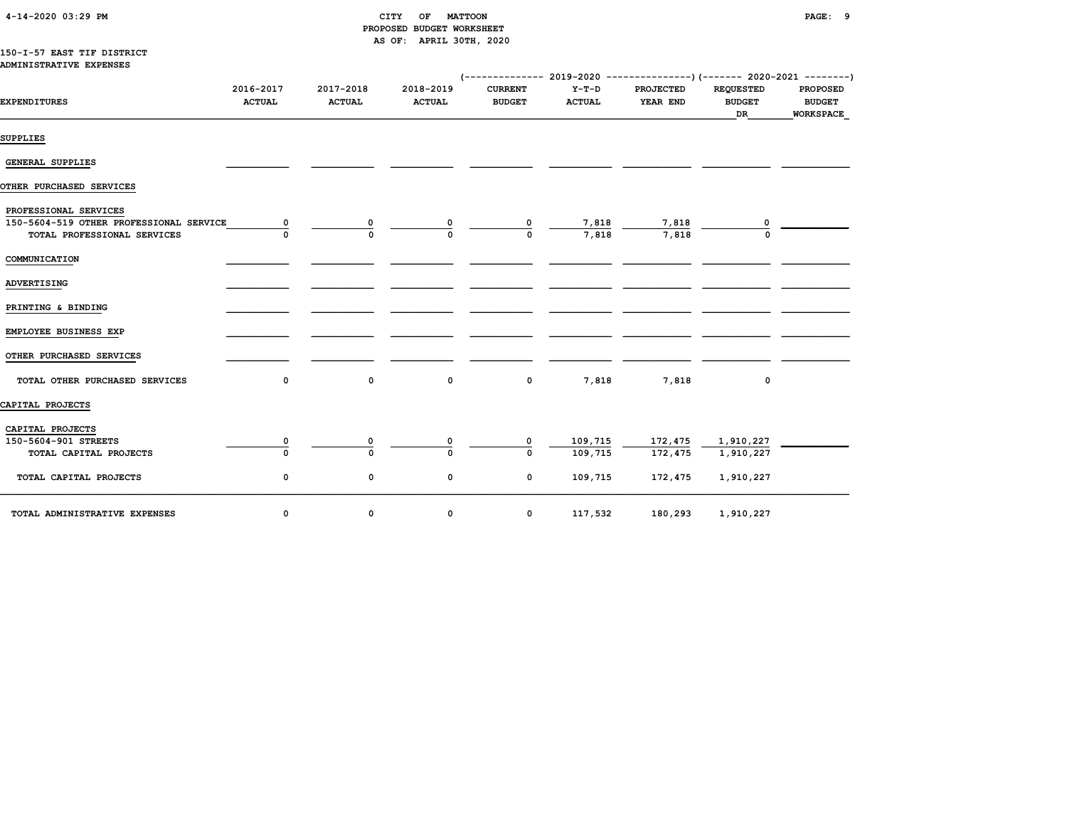CITY OF MATTOON
PROPOSED BUDGET WORKSHEET
AS OF: APRIL 30TH, 2020

150-I-57 EAST TIF DISTRICT
ADMINISTRATIVE EXPENSES

| EXPENDITURES | 2016-2017 ACTUAL | 2017-2018 ACTUAL | 2018-2019 ACTUAL | 2019-2020 CURRENT BUDGET | 2019-2020 Y-T-D ACTUAL | 2019-2020 PROJECTED YEAR END | 2020-2021 REQUESTED BUDGET DR | 2020-2021 PROPOSED BUDGET WORKSPACE |
|---|---|---|---|---|---|---|---|---|
| SUPPLIES | | | | | | | | |
| GENERAL SUPPLIES | | | | | | | | |
| OTHER PURCHASED SERVICES | | | | | | | | |
| PROFESSIONAL SERVICES | | | | | | | | |
| 150-5604-519 OTHER PROFESSIONAL SERVICE | 0 | 0 | 0 | 0 | 7,818 | 7,818 | 0 | |
| TOTAL PROFESSIONAL SERVICES | 0 | 0 | 0 | 0 | 7,818 | 7,818 | 0 | |
| COMMUNICATION | | | | | | | | |
| ADVERTISING | | | | | | | | |
| PRINTING & BINDING | | | | | | | | |
| EMPLOYEE BUSINESS EXP | | | | | | | | |
| OTHER PURCHASED SERVICES | | | | | | | | |
| TOTAL OTHER PURCHASED SERVICES | 0 | 0 | 0 | 0 | 7,818 | 7,818 | 0 | |
| CAPITAL PROJECTS | | | | | | | | |
| CAPITAL PROJECTS | | | | | | | | |
| 150-5604-901 STREETS | 0 | 0 | 0 | 0 | 109,715 | 172,475 | 1,910,227 | |
| TOTAL CAPITAL PROJECTS | 0 | 0 | 0 | 0 | 109,715 | 172,475 | 1,910,227 | |
| TOTAL CAPITAL PROJECTS | 0 | 0 | 0 | 0 | 109,715 | 172,475 | 1,910,227 | |
| TOTAL ADMINISTRATIVE EXPENSES | 0 | 0 | 0 | 0 | 117,532 | 180,293 | 1,910,227 | |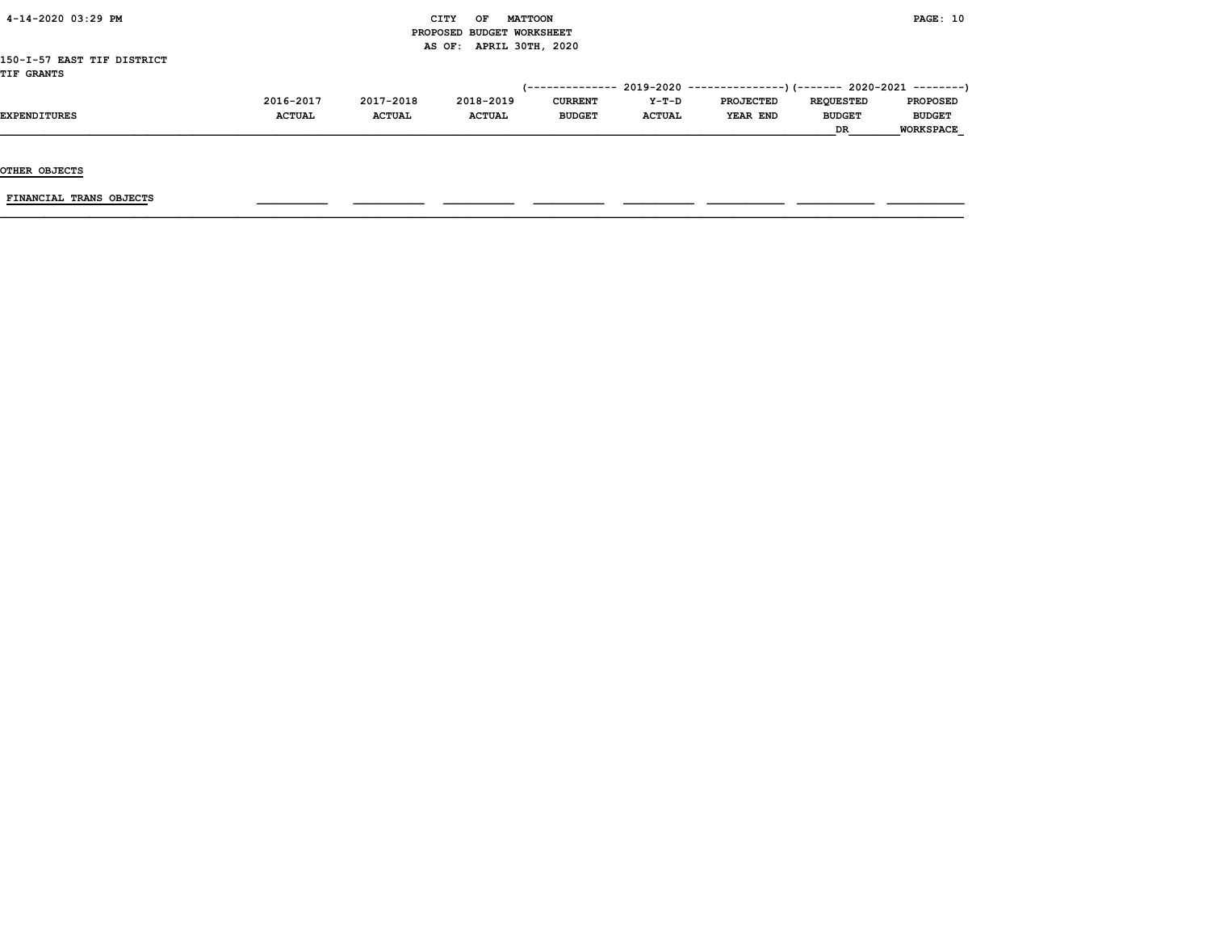CITY OF MATTOON
PROPOSED BUDGET WORKSHEET
AS OF: APRIL 30TH, 2020

150-I-57 EAST TIF DISTRICT
TIF GRANTS

| EXPENDITURES | 2016-2017 ACTUAL | 2017-2018 ACTUAL | 2018-2019 ACTUAL | 2019-2020 CURRENT BUDGET | 2019-2020 Y-T-D ACTUAL | 2019-2020 PROJECTED YEAR END | 2020-2021 REQUESTED BUDGET DR | 2020-2021 PROPOSED BUDGET WORKSPACE |
|---|---|---|---|---|---|---|---|---|
| **OTHER OBJECTS** | | | | | | | | |
| FINANCIAL TRANS OBJECTS | | | | | | | | |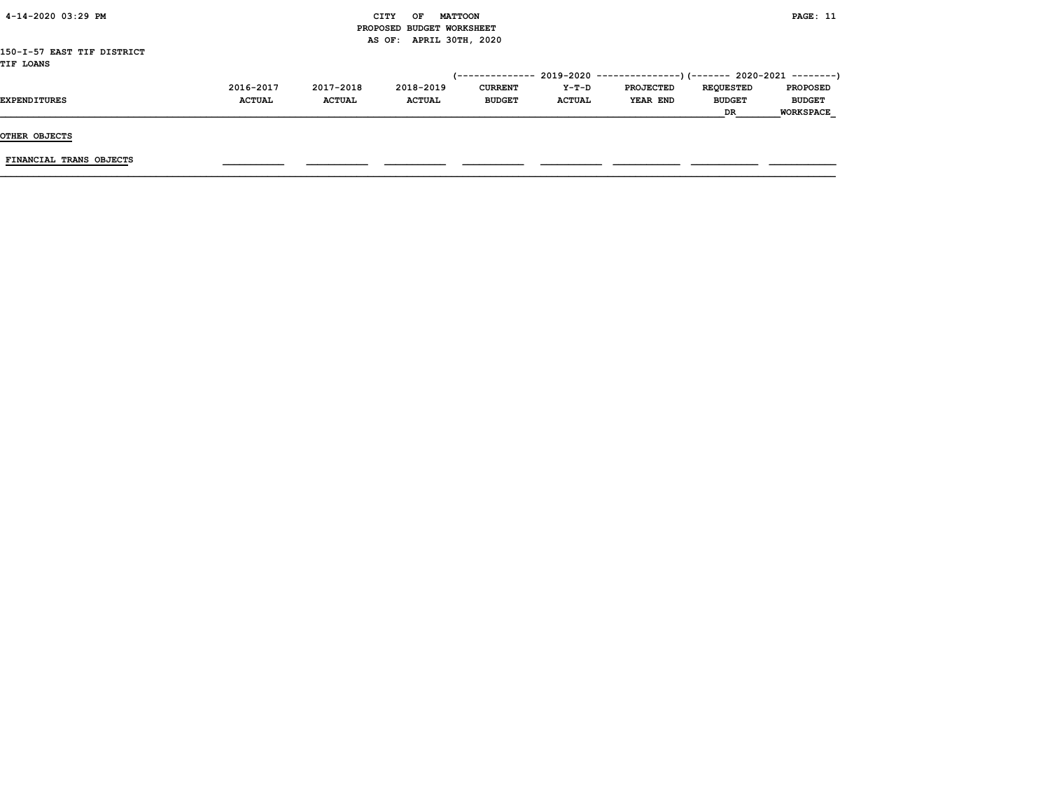CITY OF MATTOON
PROPOSED BUDGET WORKSHEET
AS OF: APRIL 30TH, 2020

150-I-57 EAST TIF DISTRICT
TIF LOANS

| EXPENDITURES | 2016-2017 ACTUAL | 2017-2018 ACTUAL | 2018-2019 ACTUAL | (---- 2019-2020 CURRENT BUDGET | Y-T-D ACTUAL | PROJECTED YEAR END ----) | (---- 2020-2021 REQUESTED BUDGET DR | PROPOSED BUDGET WORKSPACE ----) |
|---|---|---|---|---|---|---|---|---|
| OTHER OBJECTS | | | | | | | | |
| FINANCIAL TRANS OBJECTS | | | | | | | | |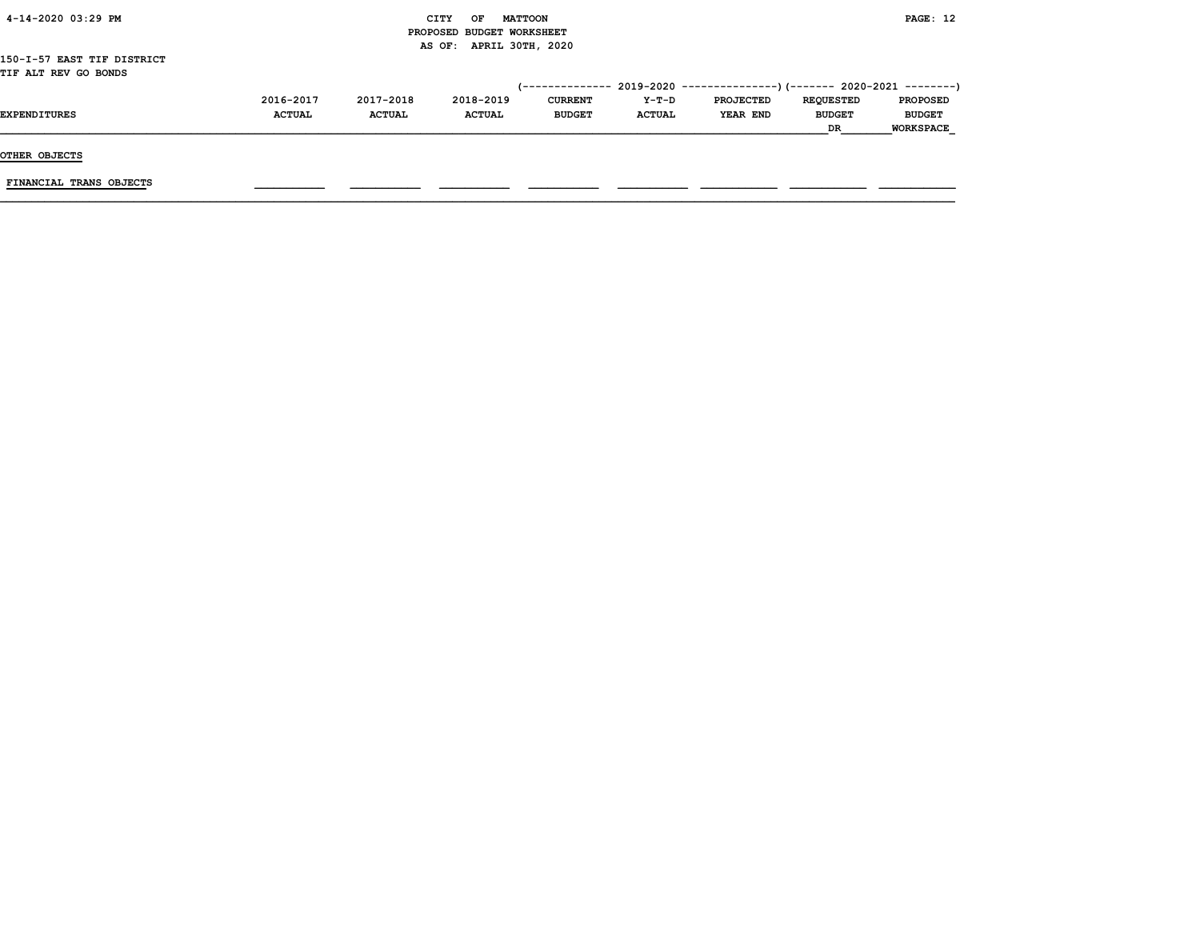CITY OF MATTOON
PROPOSED BUDGET WORKSHEET
AS OF: APRIL 30TH, 2020

150-I-57 EAST TIF DISTRICT
TIF ALT REV GO BONDS

| EXPENDITURES | 2016-2017 ACTUAL | 2017-2018 ACTUAL | 2018-2019 ACTUAL | 2019-2020 CURRENT BUDGET | 2019-2020 Y-T-D ACTUAL | 2019-2020 PROJECTED YEAR END | 2020-2021 REQUESTED BUDGET DR | 2020-2021 PROPOSED BUDGET WORKSPACE |
|---|---|---|---|---|---|---|---|---|
| OTHER OBJECTS | | | | | | | | |
| FINANCIAL TRANS OBJECTS | | | | | | | | |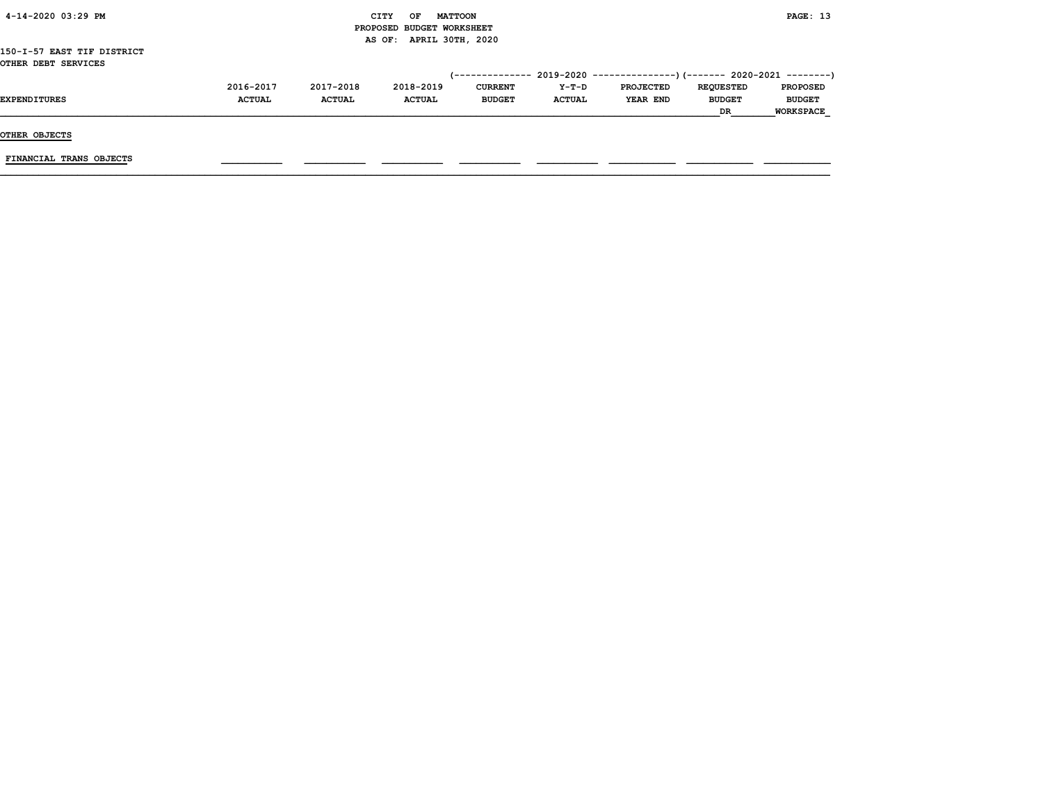CITY OF MATTOON
PROPOSED BUDGET WORKSHEET
AS OF: APRIL 30TH, 2020

150-I-57 EAST TIF DISTRICT
OTHER DEBT SERVICES

| EXPENDITURES | 2016-2017 ACTUAL | 2017-2018 ACTUAL | 2018-2019 ACTUAL | 2019-2020 CURRENT BUDGET | 2019-2020 Y-T-D ACTUAL | 2019-2020 PROJECTED YEAR END | 2020-2021 REQUESTED BUDGET DR | 2020-2021 PROPOSED BUDGET WORKSPACE |
|---|---|---|---|---|---|---|---|---|
| **OTHER OBJECTS** | | | | | | | | |
| FINANCIAL TRANS OBJECTS | | | | | | | | |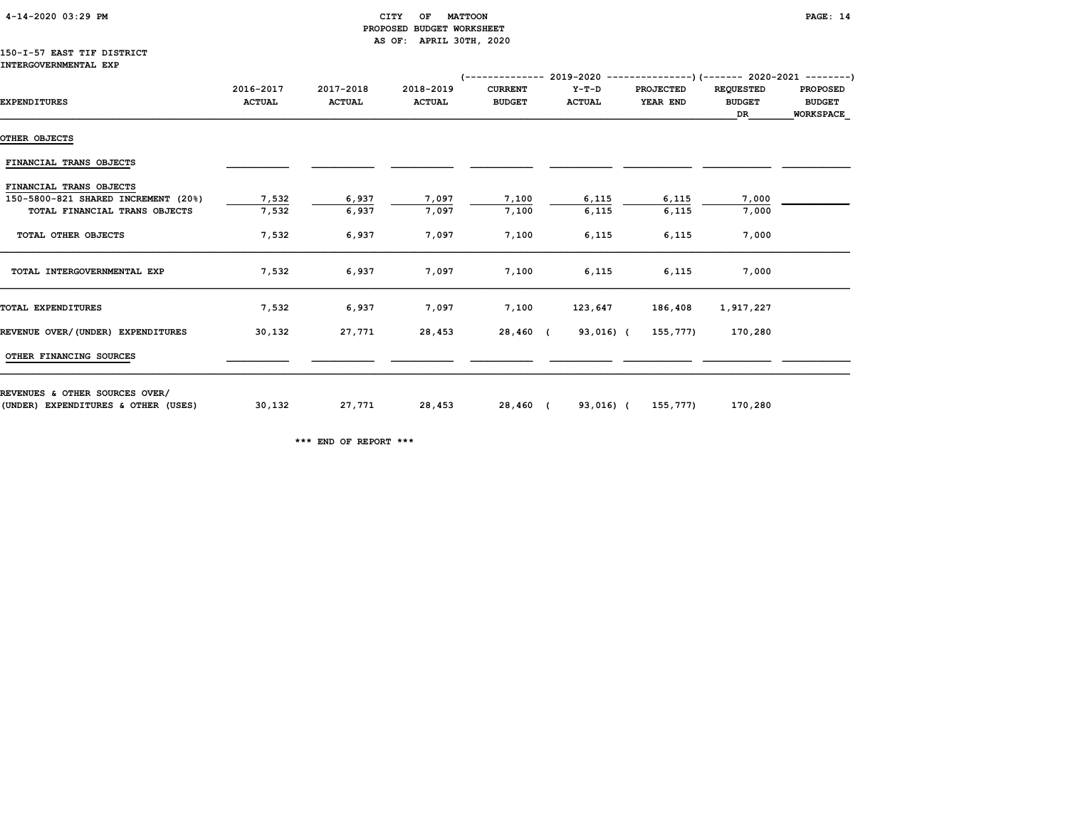CITY OF MATTOON
PROPOSED BUDGET WORKSHEET
AS OF: APRIL 30TH, 2020

150-I-57 EAST TIF DISTRICT
INTERGOVERNMENTAL EXP

| EXPENDITURES | 2016-2017 ACTUAL | 2017-2018 ACTUAL | 2018-2019 ACTUAL | 2019-2020 CURRENT BUDGET | 2019-2020 Y-T-D ACTUAL | 2019-2020 PROJECTED YEAR END | 2020-2021 REQUESTED BUDGET DR | 2020-2021 PROPOSED BUDGET WORKSPACE |
|---|---|---|---|---|---|---|---|---|
| OTHER OBJECTS | | | | | | | | |
| FINANCIAL TRANS OBJECTS | | | | | | | | |
| FINANCIAL TRANS OBJECTS | | | | | | | | |
| 150-5800-821 SHARED INCREMENT (20%) | 7,532 | 6,937 | 7,097 | 7,100 | 6,115 | 6,115 | 7,000 | |
| TOTAL FINANCIAL TRANS OBJECTS | 7,532 | 6,937 | 7,097 | 7,100 | 6,115 | 6,115 | 7,000 | |
| TOTAL OTHER OBJECTS | 7,532 | 6,937 | 7,097 | 7,100 | 6,115 | 6,115 | 7,000 | |
| TOTAL INTERGOVERNMENTAL EXP | 7,532 | 6,937 | 7,097 | 7,100 | 6,115 | 6,115 | 7,000 | |
| TOTAL EXPENDITURES | 7,532 | 6,937 | 7,097 | 7,100 | 123,647 | 186,408 | 1,917,227 | |
| REVENUE OVER/(UNDER) EXPENDITURES | 30,132 | 27,771 | 28,453 | 28,460 | ( 93,016) | ( 155,777) | 170,280 | |
| OTHER FINANCING SOURCES | | | | | | | | |
| REVENUES & OTHER SOURCES OVER/ (UNDER) EXPENDITURES & OTHER (USES) | 30,132 | 27,771 | 28,453 | 28,460 | ( 93,016) | ( 155,777) | 170,280 | |

*** END OF REPORT ***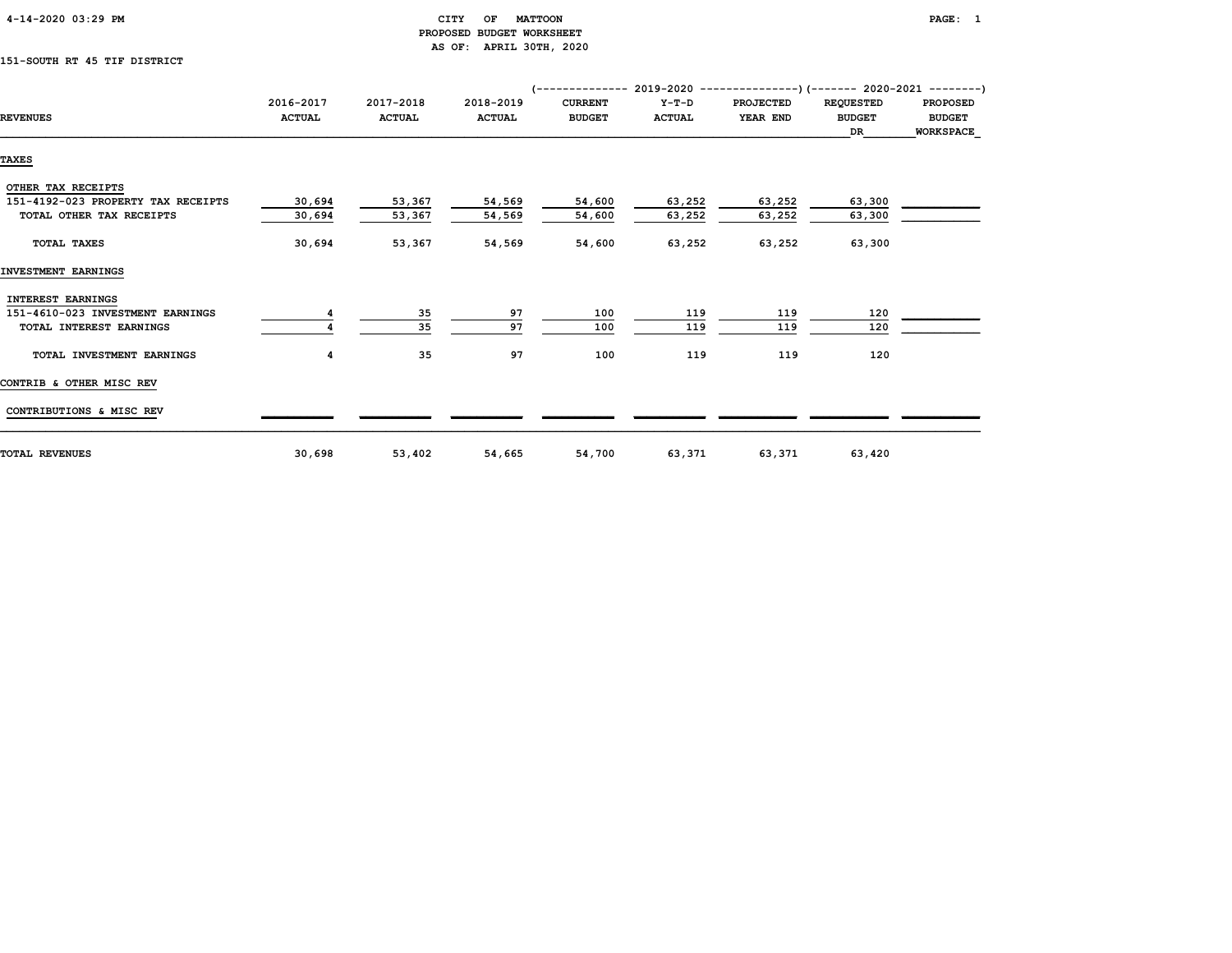CITY OF MATTOON
PROPOSED BUDGET WORKSHEET
AS OF: APRIL 30TH, 2020

151-SOUTH RT 45 TIF DISTRICT

| REVENUES | 2016-2017 ACTUAL | 2017-2018 ACTUAL | 2018-2019 ACTUAL | 2019-2020 CURRENT BUDGET | 2019-2020 Y-T-D ACTUAL | 2019-2020 PROJECTED YEAR END | 2020-2021 REQUESTED BUDGET DR | 2020-2021 PROPOSED BUDGET WORKSPACE |
|---|---|---|---|---|---|---|---|---|
| **TAXES** | | | | | | | | |
| OTHER TAX RECEIPTS | | | | | | | | |
| 151-4192-023 PROPERTY TAX RECEIPTS | 30,694 | 53,367 | 54,569 | 54,600 | 63,252 | 63,252 | 63,300 | |
| TOTAL OTHER TAX RECEIPTS | 30,694 | 53,367 | 54,569 | 54,600 | 63,252 | 63,252 | 63,300 | |
| TOTAL TAXES | 30,694 | 53,367 | 54,569 | 54,600 | 63,252 | 63,252 | 63,300 | |
| **INVESTMENT EARNINGS** | | | | | | | | |
| INTEREST EARNINGS | | | | | | | | |
| 151-4610-023 INVESTMENT EARNINGS | 4 | 35 | 97 | 100 | 119 | 119 | 120 | |
| TOTAL INTEREST EARNINGS | 4 | 35 | 97 | 100 | 119 | 119 | 120 | |
| TOTAL INVESTMENT EARNINGS | 4 | 35 | 97 | 100 | 119 | 119 | 120 | |
| **CONTRIB & OTHER MISC REV** | | | | | | | | |
| CONTRIBUTIONS & MISC REV | | | | | | | | |
| TOTAL REVENUES | 30,698 | 53,402 | 54,665 | 54,700 | 63,371 | 63,371 | 63,420 | |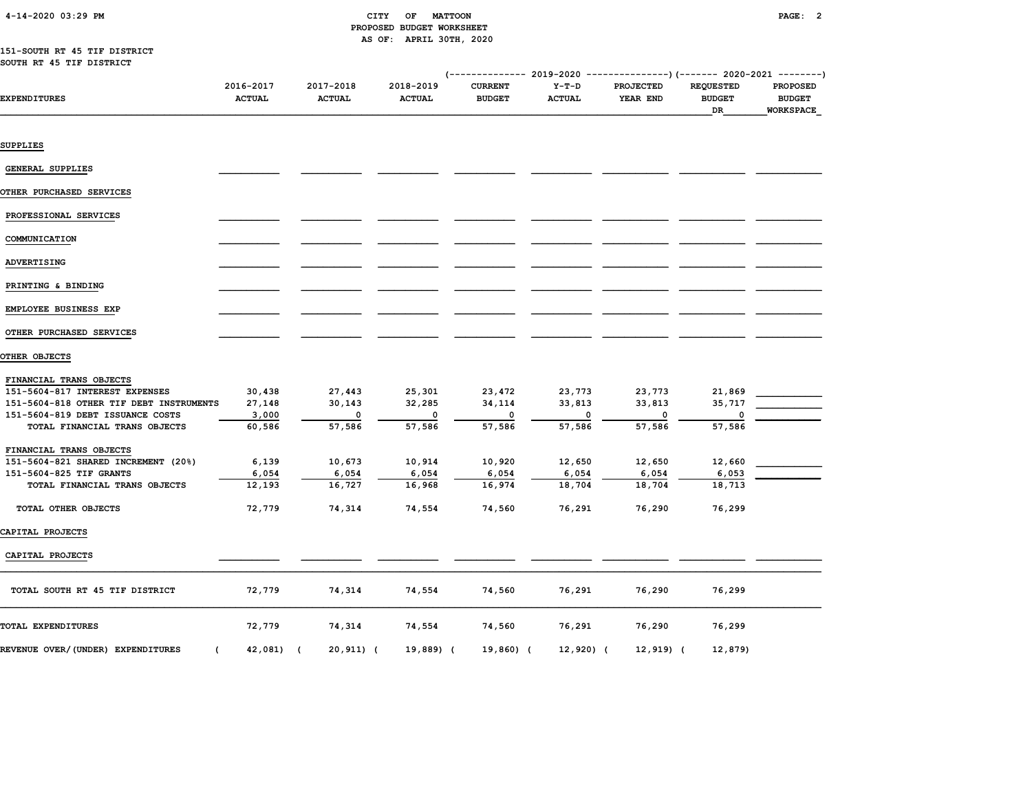CITY OF MATTOON
PROPOSED BUDGET WORKSHEET
AS OF: APRIL 30TH, 2020

151-SOUTH RT 45 TIF DISTRICT
SOUTH RT 45 TIF DISTRICT

| EXPENDITURES | 2016-2017 ACTUAL | 2017-2018 ACTUAL | 2018-2019 ACTUAL | 2019-2020 CURRENT BUDGET | 2019-2020 Y-T-D ACTUAL | 2019-2020 PROJECTED YEAR END | 2020-2021 REQUESTED BUDGET DR | 2020-2021 PROPOSED BUDGET WORKSPACE |
|---|---|---|---|---|---|---|---|---|
| SUPPLIES | | | | | | | | |
| GENERAL SUPPLIES | | | | | | | | |
| OTHER PURCHASED SERVICES | | | | | | | | |
| PROFESSIONAL SERVICES | | | | | | | | |
| COMMUNICATION | | | | | | | | |
| ADVERTISING | | | | | | | | |
| PRINTING & BINDING | | | | | | | | |
| EMPLOYEE BUSINESS EXP | | | | | | | | |
| OTHER PURCHASED SERVICES | | | | | | | | |
| OTHER OBJECTS | | | | | | | | |
| FINANCIAL TRANS OBJECTS | | | | | | | | |
| 151-5604-817 INTEREST EXPENSES | 30,438 | 27,443 | 25,301 | 23,472 | 23,773 | 23,773 | 21,869 | |
| 151-5604-818 OTHER TIF DEBT INSTRUMENTS | 27,148 | 30,143 | 32,285 | 34,114 | 33,813 | 33,813 | 35,717 | |
| 151-5604-819 DEBT ISSUANCE COSTS | 3,000 | 0 | 0 | 0 | 0 | 0 | 0 | |
| TOTAL FINANCIAL TRANS OBJECTS | 60,586 | 57,586 | 57,586 | 57,586 | 57,586 | 57,586 | 57,586 | |
| FINANCIAL TRANS OBJECTS | | | | | | | | |
| 151-5604-821 SHARED INCREMENT (20%) | 6,139 | 10,673 | 10,914 | 10,920 | 12,650 | 12,650 | 12,660 | |
| 151-5604-825 TIF GRANTS | 6,054 | 6,054 | 6,054 | 6,054 | 6,054 | 6,054 | 6,053 | |
| TOTAL FINANCIAL TRANS OBJECTS | 12,193 | 16,727 | 16,968 | 16,974 | 18,704 | 18,704 | 18,713 | |
| TOTAL OTHER OBJECTS | 72,779 | 74,314 | 74,554 | 74,560 | 76,291 | 76,290 | 76,299 | |
| CAPITAL PROJECTS | | | | | | | | |
| CAPITAL PROJECTS | | | | | | | | |
| TOTAL SOUTH RT 45 TIF DISTRICT | 72,779 | 74,314 | 74,554 | 74,560 | 76,291 | 76,290 | 76,299 | |
| TOTAL EXPENDITURES | 72,779 | 74,314 | 74,554 | 74,560 | 76,291 | 76,290 | 76,299 | |
| REVENUE OVER/(UNDER) EXPENDITURES | ( 42,081) | ( 20,911) | ( 19,889) | ( 19,860) | ( 12,920) | ( 12,919) | ( 12,879) | |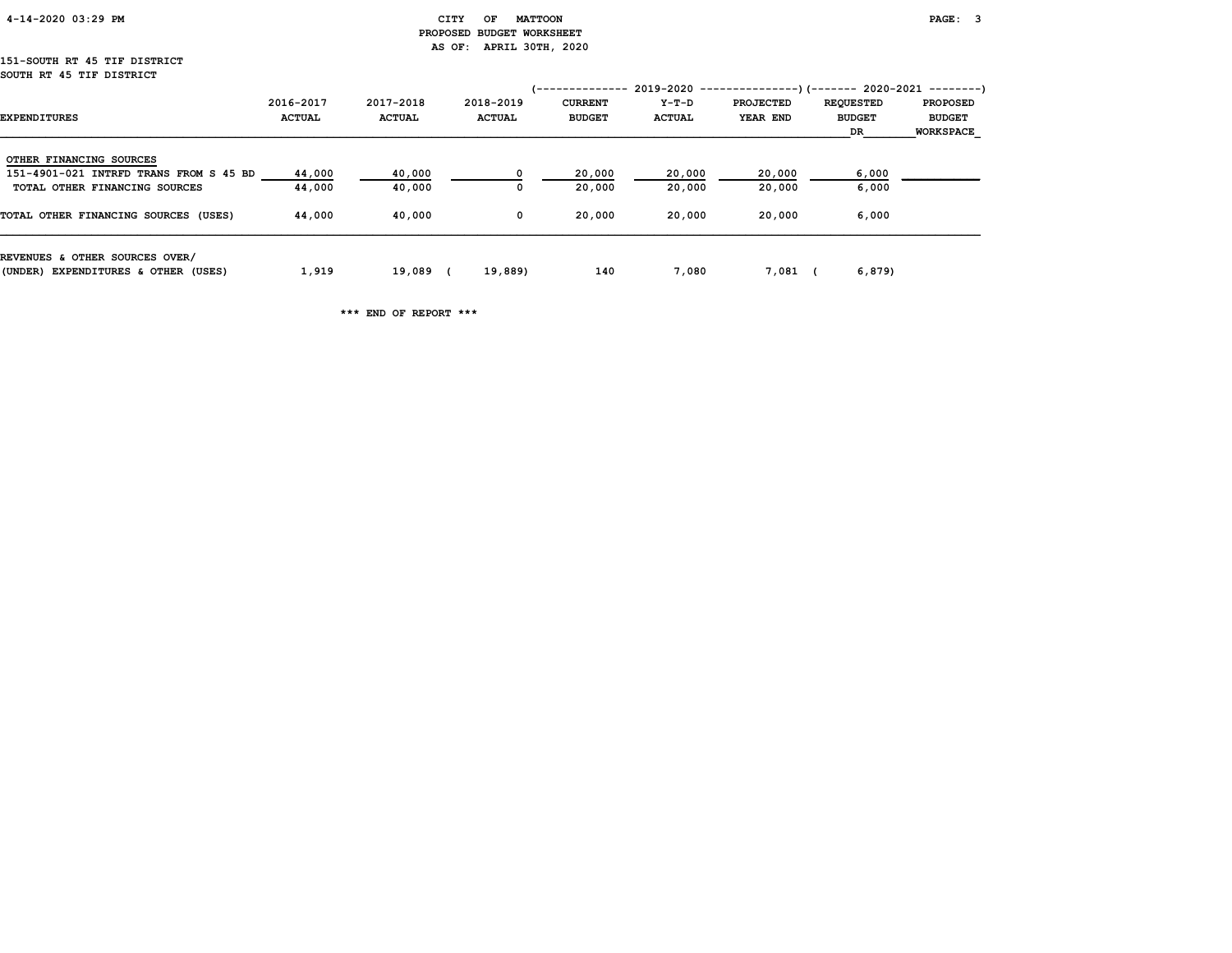CITY OF MATTOON
PROPOSED BUDGET WORKSHEET
AS OF: APRIL 30TH, 2020

151-SOUTH RT 45 TIF DISTRICT
SOUTH RT 45 TIF DISTRICT

| EXPENDITURES | 2016-2017 ACTUAL | 2017-2018 ACTUAL | 2018-2019 ACTUAL | 2019-2020 CURRENT BUDGET | 2019-2020 Y-T-D ACTUAL | 2019-2020 PROJECTED YEAR END | 2020-2021 REQUESTED BUDGET DR | 2020-2021 PROPOSED BUDGET WORKSPACE |
|---|---|---|---|---|---|---|---|---|
| OTHER FINANCING SOURCES | | | | | | | | |
| 151-4901-021 INTRFD TRANS FROM S 45 BD | 44,000 | 40,000 | 0 | 20,000 | 20,000 | 20,000 | 6,000 | |
| TOTAL OTHER FINANCING SOURCES | 44,000 | 40,000 | 0 | 20,000 | 20,000 | 20,000 | 6,000 | |
| TOTAL OTHER FINANCING SOURCES (USES) | 44,000 | 40,000 | 0 | 20,000 | 20,000 | 20,000 | 6,000 | |
| REVENUES & OTHER SOURCES OVER/ (UNDER) EXPENDITURES & OTHER (USES) | 1,919 | 19,089 | ( 19,889) | 140 | 7,080 | 7,081 | ( 6,879) | |

*** END OF REPORT ***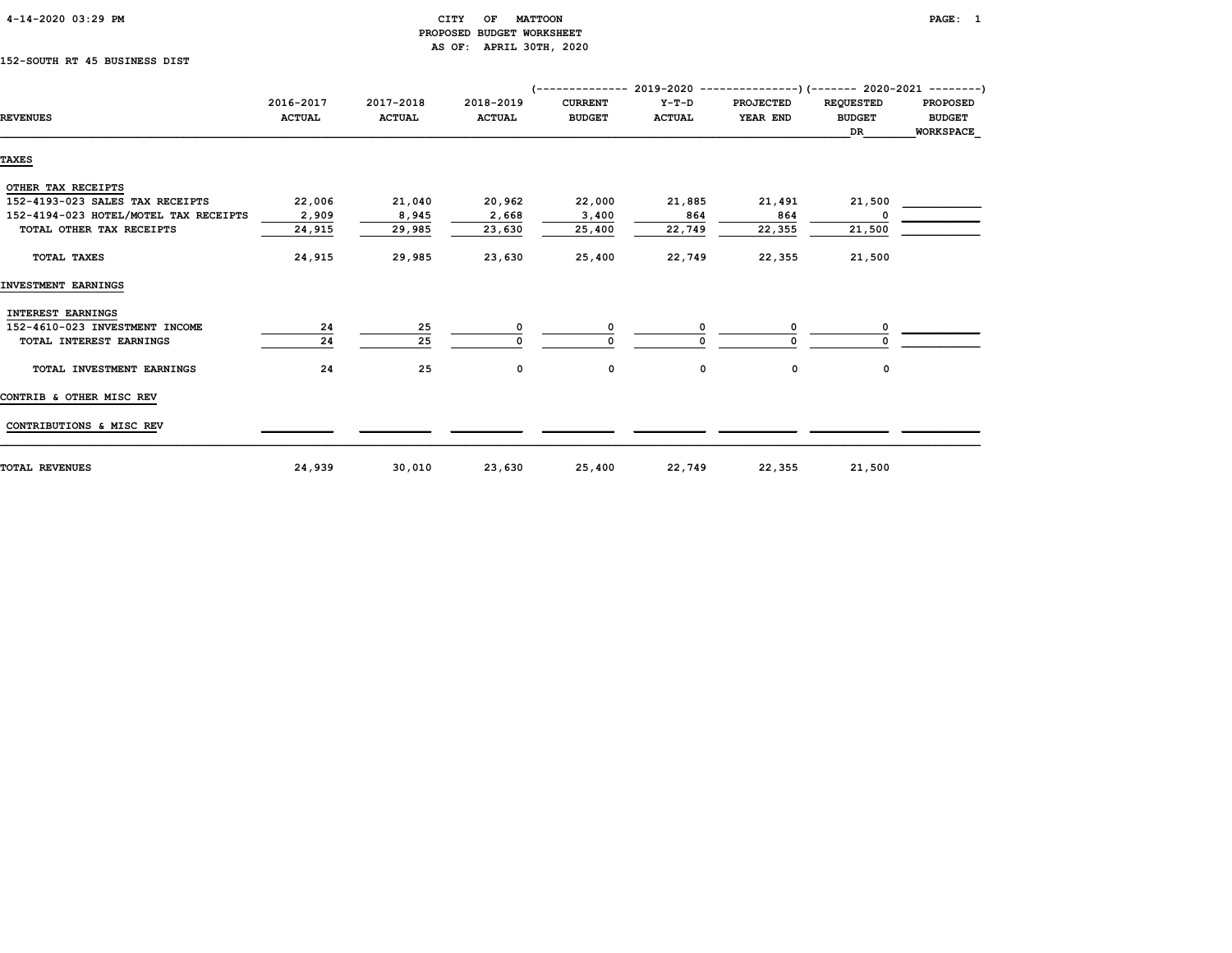# CITY OF MATTOON
## PROPOSED BUDGET WORKSHEET
### AS OF: APRIL 30TH, 2020

152-SOUTH RT 45 BUSINESS DIST

| REVENUES | 2016-2017 ACTUAL | 2017-2018 ACTUAL | 2018-2019 ACTUAL | 2019-2020 CURRENT BUDGET | 2019-2020 Y-T-D ACTUAL | 2019-2020 PROJECTED YEAR END | 2020-2021 REQUESTED BUDGET DR | 2020-2021 PROPOSED BUDGET WORKSPACE |
|---|---|---|---|---|---|---|---|---|
| **TAXES** | | | | | | | | |
| OTHER TAX RECEIPTS | | | | | | | | |
| 152-4193-023 SALES TAX RECEIPTS | 22,006 | 21,040 | 20,962 | 22,000 | 21,885 | 21,491 | 21,500 | |
| 152-4194-023 HOTEL/MOTEL TAX RECEIPTS | 2,909 | 8,945 | 2,668 | 3,400 | 864 | 864 | 0 | |
| TOTAL OTHER TAX RECEIPTS | 24,915 | 29,985 | 23,630 | 25,400 | 22,749 | 22,355 | 21,500 | |
| TOTAL TAXES | 24,915 | 29,985 | 23,630 | 25,400 | 22,749 | 22,355 | 21,500 | |
| **INVESTMENT EARNINGS** | | | | | | | | |
| INTEREST EARNINGS | | | | | | | | |
| 152-4610-023 INVESTMENT INCOME | 24 | 25 | 0 | 0 | 0 | 0 | 0 | |
| TOTAL INTEREST EARNINGS | 24 | 25 | 0 | 0 | 0 | 0 | 0 | |
| TOTAL INVESTMENT EARNINGS | 24 | 25 | 0 | 0 | 0 | 0 | 0 | |
| **CONTRIB & OTHER MISC REV** | | | | | | | | |
| CONTRIBUTIONS & MISC REV | | | | | | | | |
| **TOTAL REVENUES** | 24,939 | 30,010 | 23,630 | 25,400 | 22,749 | 22,355 | 21,500 | |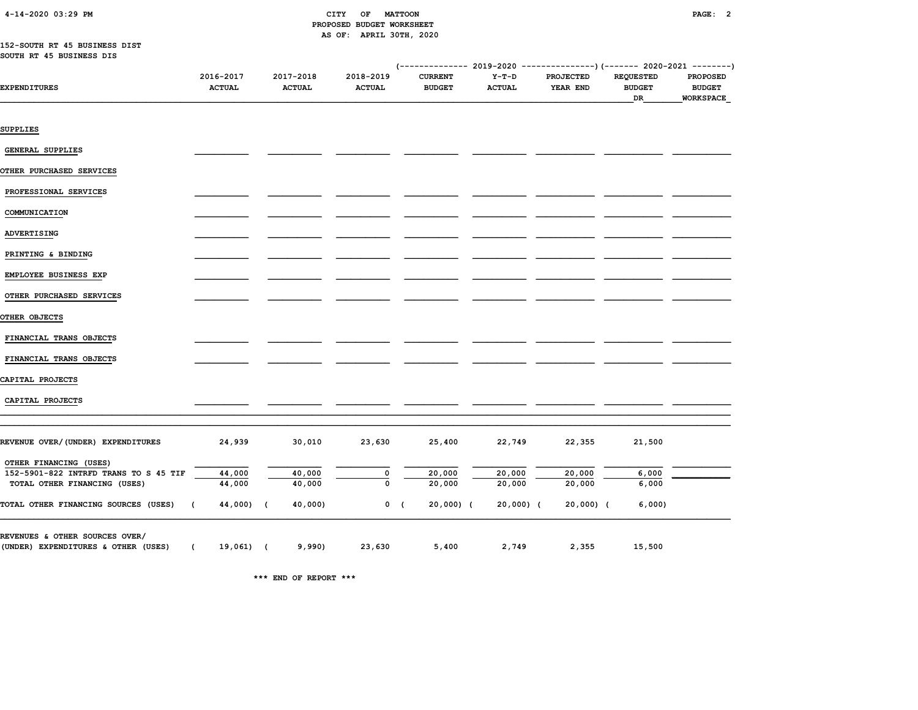CITY OF MATTOON
PROPOSED BUDGET WORKSHEET
AS OF: APRIL 30TH, 2020

152-SOUTH RT 45 BUSINESS DIST
SOUTH RT 45 BUSINESS DIS

| EXPENDITURES | 2016-2017 ACTUAL | 2017-2018 ACTUAL | 2018-2019 ACTUAL | 2019-2020 CURRENT BUDGET | 2019-2020 Y-T-D ACTUAL | 2019-2020 PROJECTED YEAR END | 2020-2021 REQUESTED BUDGET DR | 2020-2021 PROPOSED BUDGET WORKSPACE |
|---|---|---|---|---|---|---|---|---|
| SUPPLIES | | | | | | | | |
| GENERAL SUPPLIES | | | | | | | | |
| OTHER PURCHASED SERVICES | | | | | | | | |
| PROFESSIONAL SERVICES | | | | | | | | |
| COMMUNICATION | | | | | | | | |
| ADVERTISING | | | | | | | | |
| PRINTING & BINDING | | | | | | | | |
| EMPLOYEE BUSINESS EXP | | | | | | | | |
| OTHER PURCHASED SERVICES | | | | | | | | |
| OTHER OBJECTS | | | | | | | | |
| FINANCIAL TRANS OBJECTS | | | | | | | | |
| FINANCIAL TRANS OBJECTS | | | | | | | | |
| CAPITAL PROJECTS | | | | | | | | |
| CAPITAL PROJECTS | | | | | | | | |
| REVENUE OVER/(UNDER) EXPENDITURES | 24,939 | 30,010 | 23,630 | 25,400 | 22,749 | 22,355 | 21,500 | |
| OTHER FINANCING (USES) | | | | | | | | |
| 152-5901-822 INTRFD TRANS TO S 45 TIF | 44,000 | 40,000 | 0 | 20,000 | 20,000 | 20,000 | 6,000 | |
| TOTAL OTHER FINANCING (USES) | 44,000 | 40,000 | 0 | 20,000 | 20,000 | 20,000 | 6,000 | |
| TOTAL OTHER FINANCING SOURCES (USES) | ( 44,000) | ( 40,000) | 0 | ( 20,000) | ( 20,000) | ( 20,000) | ( 6,000) | |
| REVENUES & OTHER SOURCES OVER/ (UNDER) EXPENDITURES & OTHER (USES) | ( 19,061) | ( 9,990) | 23,630 | 5,400 | 2,749 | 2,355 | 15,500 | |

*** END OF REPORT ***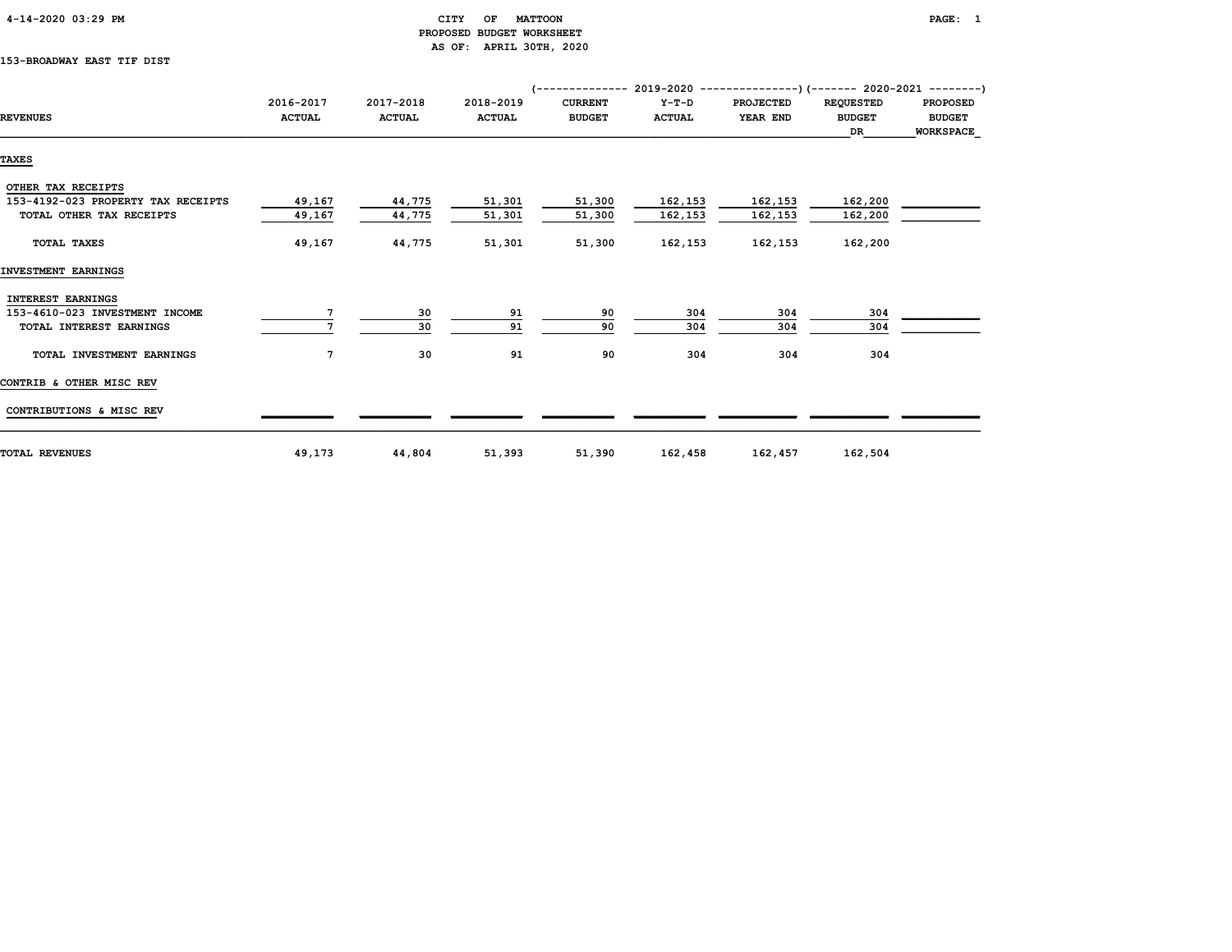CITY OF MATTOON
PROPOSED BUDGET WORKSHEET
AS OF: APRIL 30TH, 2020

153-BROADWAY EAST TIF DIST

| REVENUES | 2016-2017 ACTUAL | 2017-2018 ACTUAL | 2018-2019 ACTUAL | 2019-2020 CURRENT BUDGET | 2019-2020 Y-T-D ACTUAL | 2019-2020 PROJECTED YEAR END | 2020-2021 REQUESTED BUDGET DR | 2020-2021 PROPOSED BUDGET WORKSPACE |
|---|---|---|---|---|---|---|---|---|
| **TAXES** | | | | | | | | |
| OTHER TAX RECEIPTS | | | | | | | | |
| 153-4192-023 PROPERTY TAX RECEIPTS | 49,167 | 44,775 | 51,301 | 51,300 | 162,153 | 162,153 | 162,200 | |
| TOTAL OTHER TAX RECEIPTS | 49,167 | 44,775 | 51,301 | 51,300 | 162,153 | 162,153 | 162,200 | |
| TOTAL TAXES | 49,167 | 44,775 | 51,301 | 51,300 | 162,153 | 162,153 | 162,200 | |
| **INVESTMENT EARNINGS** | | | | | | | | |
| INTEREST EARNINGS | | | | | | | | |
| 153-4610-023 INVESTMENT INCOME | 7 | 30 | 91 | 90 | 304 | 304 | 304 | |
| TOTAL INTEREST EARNINGS | 7 | 30 | 91 | 90 | 304 | 304 | 304 | |
| TOTAL INVESTMENT EARNINGS | 7 | 30 | 91 | 90 | 304 | 304 | 304 | |
| **CONTRIB & OTHER MISC REV** | | | | | | | | |
| CONTRIBUTIONS & MISC REV | | | | | | | | |
| TOTAL REVENUES | 49,173 | 44,804 | 51,393 | 51,390 | 162,458 | 162,457 | 162,504 | |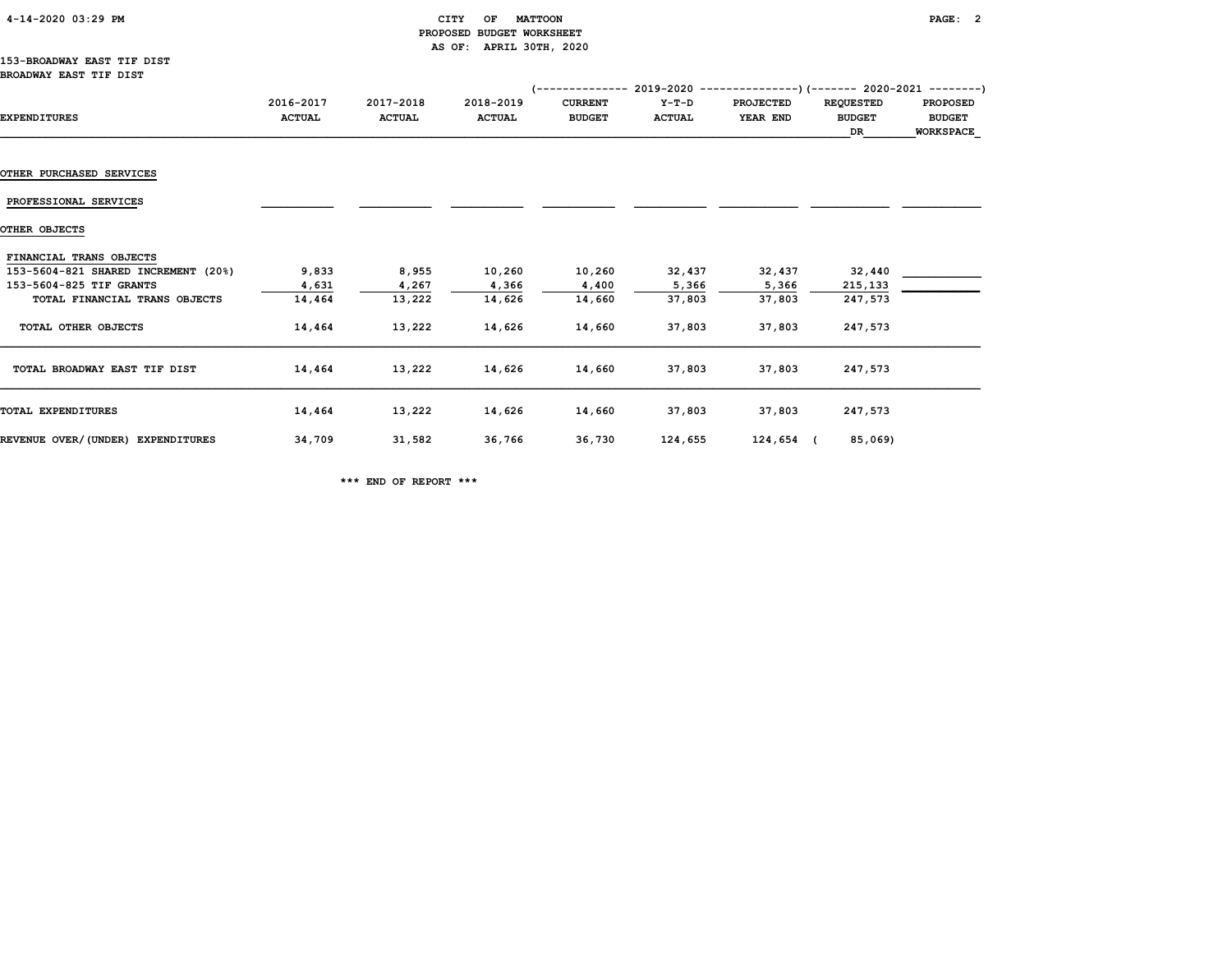CITY OF MATTOON
PROPOSED BUDGET WORKSHEET
AS OF: APRIL 30TH, 2020

153-BROADWAY EAST TIF DIST
BROADWAY EAST TIF DIST

| EXPENDITURES | 2016-2017 ACTUAL | 2017-2018 ACTUAL | 2018-2019 ACTUAL | 2019-2020 CURRENT BUDGET | 2019-2020 Y-T-D ACTUAL | 2019-2020 PROJECTED YEAR END | 2020-2021 REQUESTED BUDGET DR | 2020-2021 PROPOSED BUDGET WORKSPACE |
|---|---|---|---|---|---|---|---|---|
| OTHER PURCHASED SERVICES | | | | | | | | |
| PROFESSIONAL SERVICES | | | | | | | | |
| OTHER OBJECTS | | | | | | | | |
| FINANCIAL TRANS OBJECTS | | | | | | | | |
| 153-5604-821 SHARED INCREMENT (20%) | 9,833 | 8,955 | 10,260 | 10,260 | 32,437 | 32,437 | 32,440 | |
| 153-5604-825 TIF GRANTS | 4,631 | 4,267 | 4,366 | 4,400 | 5,366 | 5,366 | 215,133 | |
| TOTAL FINANCIAL TRANS OBJECTS | 14,464 | 13,222 | 14,626 | 14,660 | 37,803 | 37,803 | 247,573 | |
| TOTAL OTHER OBJECTS | 14,464 | 13,222 | 14,626 | 14,660 | 37,803 | 37,803 | 247,573 | |
| TOTAL BROADWAY EAST TIF DIST | 14,464 | 13,222 | 14,626 | 14,660 | 37,803 | 37,803 | 247,573 | |
| TOTAL EXPENDITURES | 14,464 | 13,222 | 14,626 | 14,660 | 37,803 | 37,803 | 247,573 | |
| REVENUE OVER/(UNDER) EXPENDITURES | 34,709 | 31,582 | 36,766 | 36,730 | 124,655 | 124,654 | ( 85,069) | |

*** END OF REPORT ***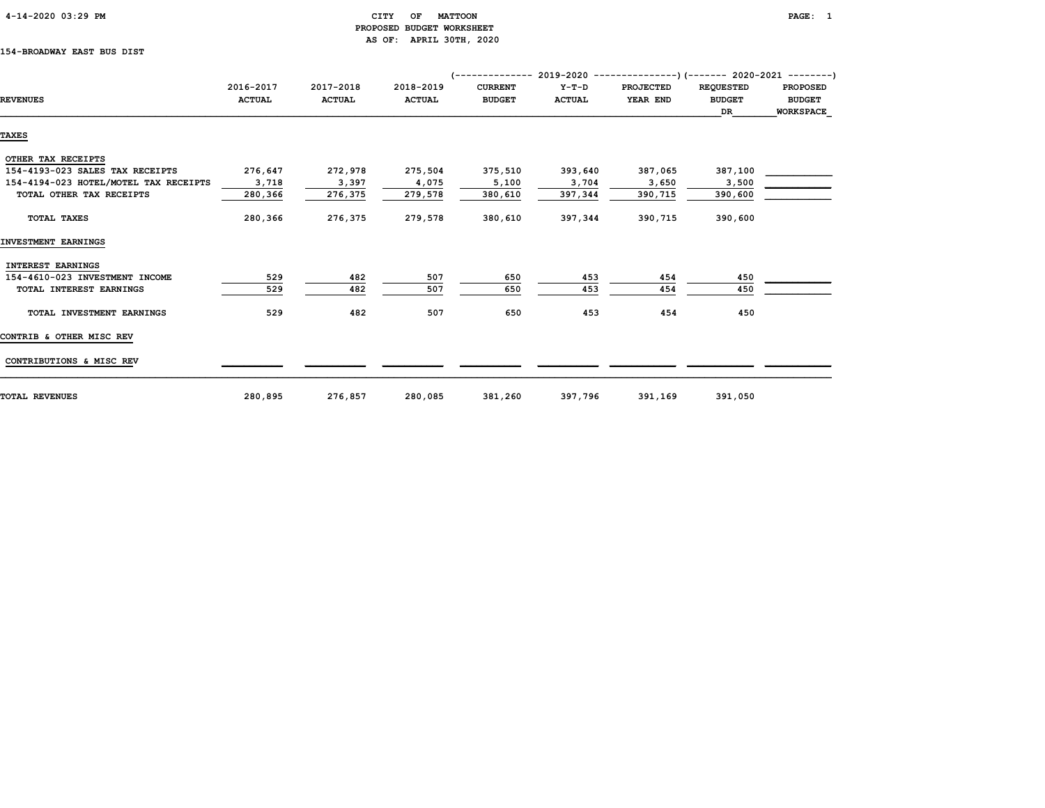CITY OF MATTOON
PROPOSED BUDGET WORKSHEET
AS OF: APRIL 30TH, 2020

154-BROADWAY EAST BUS DIST

| REVENUES | 2016-2017 ACTUAL | 2017-2018 ACTUAL | 2018-2019 ACTUAL | 2019-2020 CURRENT BUDGET | 2019-2020 Y-T-D ACTUAL | 2019-2020 PROJECTED YEAR END | 2020-2021 REQUESTED BUDGET DR | 2020-2021 PROPOSED BUDGET WORKSPACE |
|---|---|---|---|---|---|---|---|---|
| **TAXES** | | | | | | | | |
| OTHER TAX RECEIPTS | | | | | | | | |
| 154-4193-023 SALES TAX RECEIPTS | 276,647 | 272,978 | 275,504 | 375,510 | 393,640 | 387,065 | 387,100 | |
| 154-4194-023 HOTEL/MOTEL TAX RECEIPTS | 3,718 | 3,397 | 4,075 | 5,100 | 3,704 | 3,650 | 3,500 | |
| TOTAL OTHER TAX RECEIPTS | 280,366 | 276,375 | 279,578 | 380,610 | 397,344 | 390,715 | 390,600 | |
| TOTAL TAXES | 280,366 | 276,375 | 279,578 | 380,610 | 397,344 | 390,715 | 390,600 | |
| **INVESTMENT EARNINGS** | | | | | | | | |
| INTEREST EARNINGS | | | | | | | | |
| 154-4610-023 INVESTMENT INCOME | 529 | 482 | 507 | 650 | 453 | 454 | 450 | |
| TOTAL INTEREST EARNINGS | 529 | 482 | 507 | 650 | 453 | 454 | 450 | |
| TOTAL INVESTMENT EARNINGS | 529 | 482 | 507 | 650 | 453 | 454 | 450 | |
| **CONTRIB & OTHER MISC REV** | | | | | | | | |
| CONTRIBUTIONS & MISC REV | | | | | | | | |
| **TOTAL REVENUES** | 280,895 | 276,857 | 280,085 | 381,260 | 397,796 | 391,169 | 391,050 | |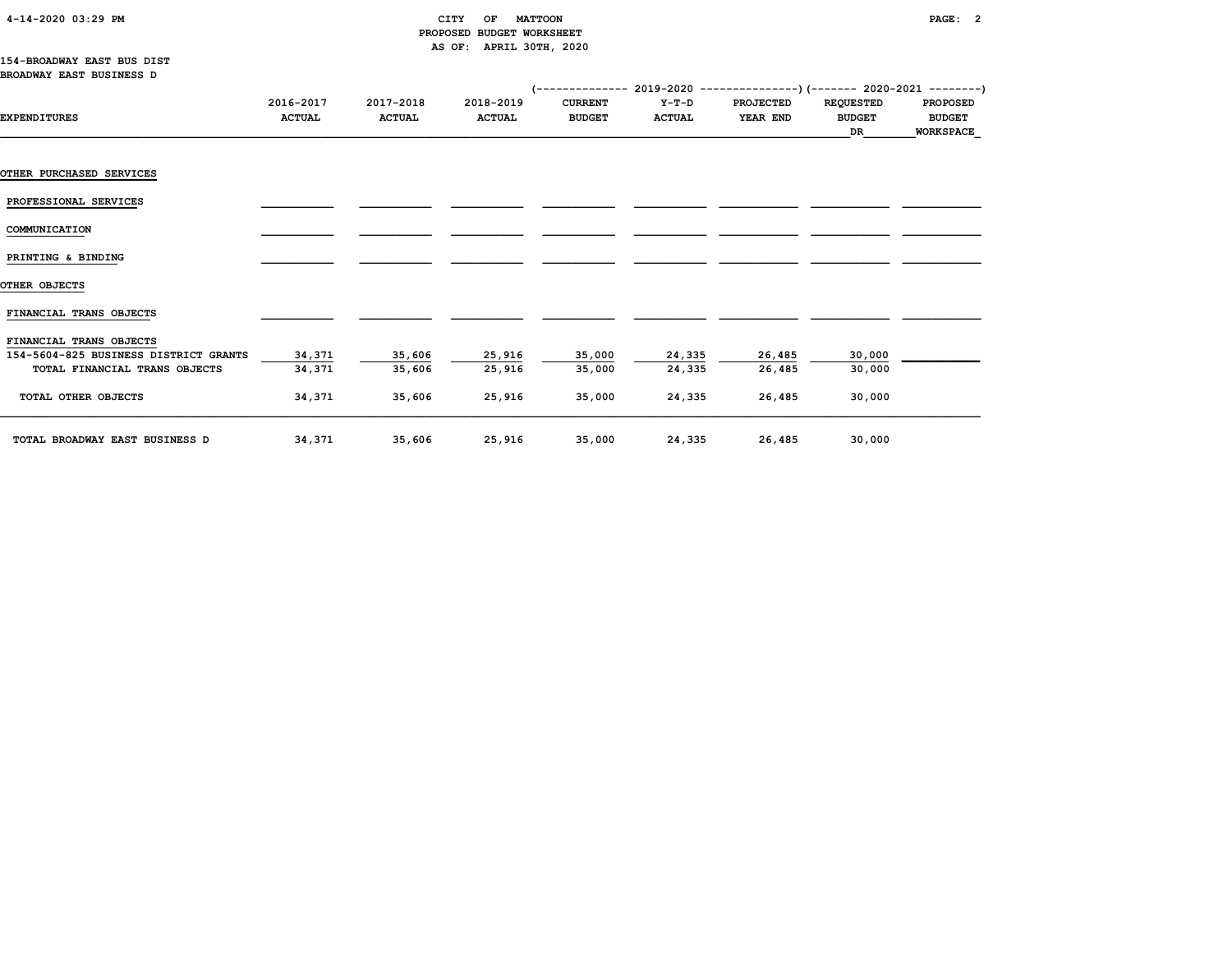CITY OF MATTOON
PROPOSED BUDGET WORKSHEET
AS OF: APRIL 30TH, 2020

154-BROADWAY EAST BUS DIST
BROADWAY EAST BUSINESS D

| EXPENDITURES | 2016-2017 ACTUAL | 2017-2018 ACTUAL | 2018-2019 ACTUAL | 2019-2020 CURRENT BUDGET | 2019-2020 Y-T-D ACTUAL | 2019-2020 PROJECTED YEAR END | 2020-2021 REQUESTED BUDGET DR | 2020-2021 PROPOSED BUDGET WORKSPACE |
|---|---|---|---|---|---|---|---|---|
| OTHER PURCHASED SERVICES | | | | | | | | |
| PROFESSIONAL SERVICES | | | | | | | | |
| COMMUNICATION | | | | | | | | |
| PRINTING & BINDING | | | | | | | | |
| OTHER OBJECTS | | | | | | | | |
| FINANCIAL TRANS OBJECTS | | | | | | | | |
| FINANCIAL TRANS OBJECTS | | | | | | | | |
| 154-5604-825 BUSINESS DISTRICT GRANTS | 34,371 | 35,606 | 25,916 | 35,000 | 24,335 | 26,485 | 30,000 | |
| TOTAL FINANCIAL TRANS OBJECTS | 34,371 | 35,606 | 25,916 | 35,000 | 24,335 | 26,485 | 30,000 | |
| TOTAL OTHER OBJECTS | 34,371 | 35,606 | 25,916 | 35,000 | 24,335 | 26,485 | 30,000 | |
| TOTAL BROADWAY EAST BUSINESS D | 34,371 | 35,606 | 25,916 | 35,000 | 24,335 | 26,485 | 30,000 | |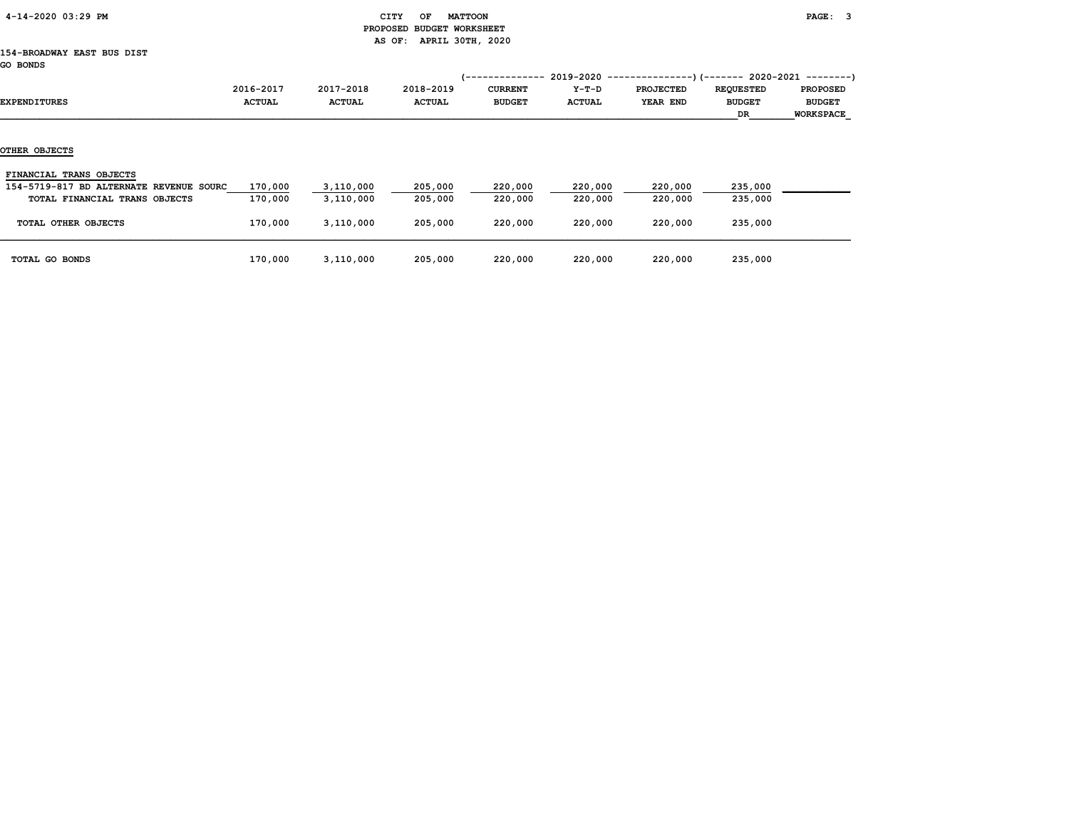# CITY OF MATTOON
## PROPOSED BUDGET WORKSHEET
### AS OF: APRIL 30TH, 2020

154-BROADWAY EAST BUS DIST
GO BONDS

| EXPENDITURES | 2016-2017 ACTUAL | 2017-2018 ACTUAL | 2018-2019 ACTUAL | 2019-2020 CURRENT BUDGET | 2019-2020 Y-T-D ACTUAL | 2019-2020 PROJECTED YEAR END | 2020-2021 REQUESTED BUDGET DR | 2020-2021 PROPOSED BUDGET WORKSPACE |
|---|---|---|---|---|---|---|---|---|
| **OTHER OBJECTS** | | | | | | | | |
| FINANCIAL TRANS OBJECTS | | | | | | | | |
| 154-5719-817 BD ALTERNATE REVENUE SOURC | 170,000 | 3,110,000 | 205,000 | 220,000 | 220,000 | 220,000 | 235,000 | |
| TOTAL FINANCIAL TRANS OBJECTS | 170,000 | 3,110,000 | 205,000 | 220,000 | 220,000 | 220,000 | 235,000 | |
| TOTAL OTHER OBJECTS | 170,000 | 3,110,000 | 205,000 | 220,000 | 220,000 | 220,000 | 235,000 | |
| TOTAL GO BONDS | 170,000 | 3,110,000 | 205,000 | 220,000 | 220,000 | 220,000 | 235,000 | |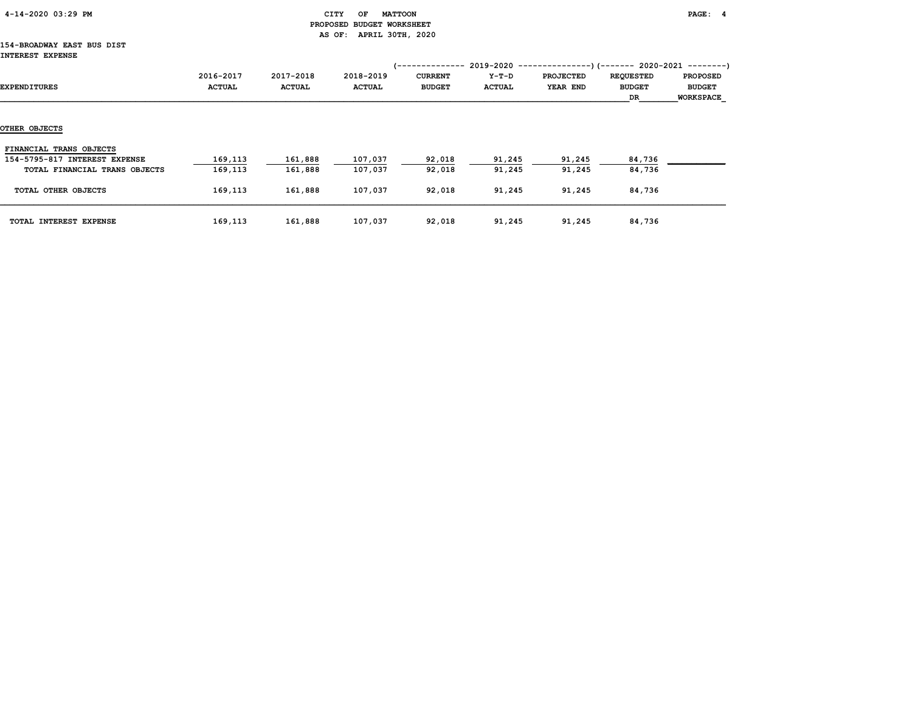CITY OF MATTOON
PROPOSED BUDGET WORKSHEET
AS OF: APRIL 30TH, 2020

154-BROADWAY EAST BUS DIST
INTEREST EXPENSE

| EXPENDITURES | 2016-2017 ACTUAL | 2017-2018 ACTUAL | 2018-2019 ACTUAL | 2019-2020 CURRENT BUDGET | 2019-2020 Y-T-D ACTUAL | 2019-2020 PROJECTED YEAR END | 2020-2021 REQUESTED BUDGET DR | 2020-2021 PROPOSED BUDGET WORKSPACE |
|---|---|---|---|---|---|---|---|---|
| **OTHER OBJECTS** | | | | | | | | |
| FINANCIAL TRANS OBJECTS | | | | | | | | |
| 154-5795-817 INTEREST EXPENSE | 169,113 | 161,888 | 107,037 | 92,018 | 91,245 | 91,245 | 84,736 | |
| TOTAL FINANCIAL TRANS OBJECTS | 169,113 | 161,888 | 107,037 | 92,018 | 91,245 | 91,245 | 84,736 | |
| TOTAL OTHER OBJECTS | 169,113 | 161,888 | 107,037 | 92,018 | 91,245 | 91,245 | 84,736 | |
| TOTAL INTEREST EXPENSE | 169,113 | 161,888 | 107,037 | 92,018 | 91,245 | 91,245 | 84,736 | |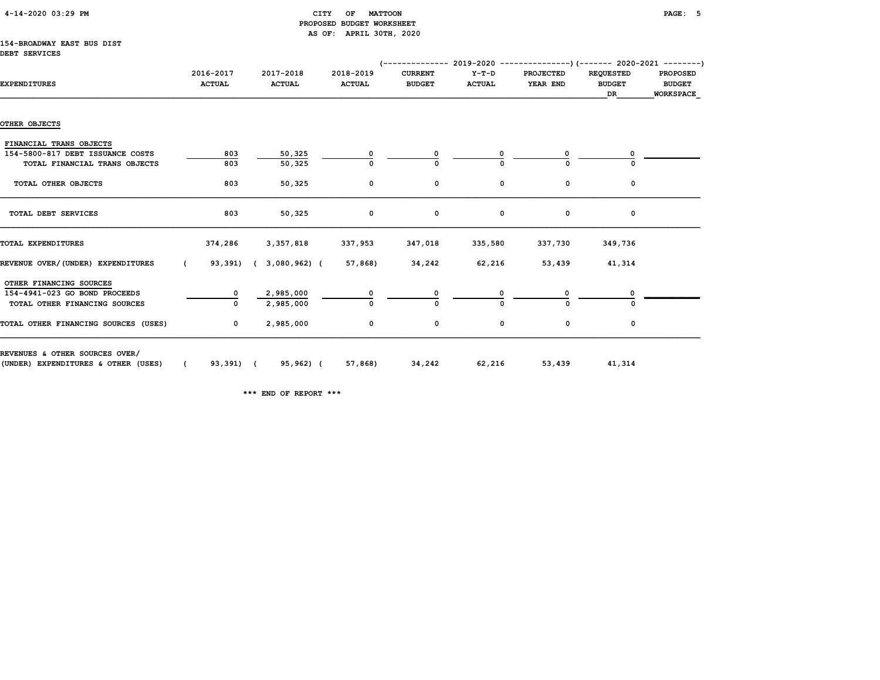CITY OF MATTOON
PROPOSED BUDGET WORKSHEET
AS OF: APRIL 30TH, 2020

154-BROADWAY EAST BUS DIST
DEBT SERVICES

| EXPENDITURES | 2016-2017 ACTUAL | 2017-2018 ACTUAL | 2018-2019 ACTUAL | 2019-2020 CURRENT BUDGET | 2019-2020 Y-T-D ACTUAL | 2019-2020 PROJECTED YEAR END | 2020-2021 REQUESTED BUDGET DR | 2020-2021 PROPOSED BUDGET WORKSPACE |
|---|---|---|---|---|---|---|---|---|
| OTHER OBJECTS | | | | | | | | |
| FINANCIAL TRANS OBJECTS | | | | | | | | |
| 154-5800-817 DEBT ISSUANCE COSTS | 803 | 50,325 | 0 | 0 | 0 | 0 | 0 | |
| TOTAL FINANCIAL TRANS OBJECTS | 803 | 50,325 | 0 | 0 | 0 | 0 | 0 | |
| TOTAL OTHER OBJECTS | 803 | 50,325 | 0 | 0 | 0 | 0 | 0 | |
| TOTAL DEBT SERVICES | 803 | 50,325 | 0 | 0 | 0 | 0 | 0 | |
| TOTAL EXPENDITURES | 374,286 | 3,357,818 | 337,953 | 347,018 | 335,580 | 337,730 | 349,736 | |
| REVENUE OVER/(UNDER) EXPENDITURES | ( 93,391) | ( 3,080,962) | ( 57,868) | 34,242 | 62,216 | 53,439 | 41,314 | |
| OTHER FINANCING SOURCES | | | | | | | | |
| 154-4941-023 GO BOND PROCEEDS | 0 | 2,985,000 | 0 | 0 | 0 | 0 | 0 | |
| TOTAL OTHER FINANCING SOURCES | 0 | 2,985,000 | 0 | 0 | 0 | 0 | 0 | |
| TOTAL OTHER FINANCING SOURCES (USES) | 0 | 2,985,000 | 0 | 0 | 0 | 0 | 0 | |
| REVENUES & OTHER SOURCES OVER/ (UNDER) EXPENDITURES & OTHER (USES) | ( 93,391) | ( 95,962) | ( 57,868) | 34,242 | 62,216 | 53,439 | 41,314 | |

*** END OF REPORT ***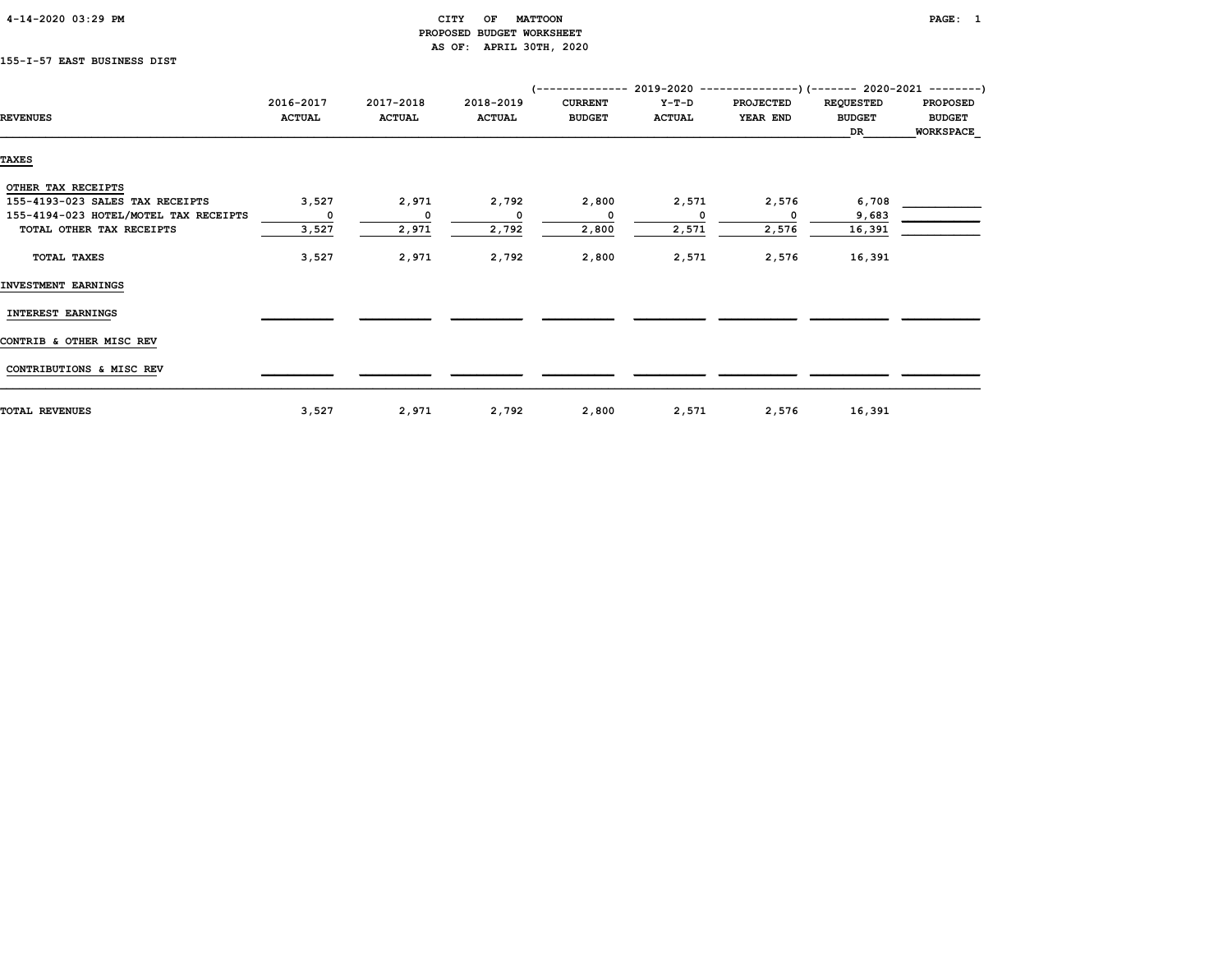CITY OF MATTOON
PROPOSED BUDGET WORKSHEET
AS OF: APRIL 30TH, 2020

155-I-57 EAST BUSINESS DIST

| REVENUES | 2016-2017 ACTUAL | 2017-2018 ACTUAL | 2018-2019 ACTUAL | 2019-2020 CURRENT BUDGET | 2019-2020 Y-T-D ACTUAL | 2019-2020 PROJECTED YEAR END | 2020-2021 REQUESTED BUDGET DR | 2020-2021 PROPOSED BUDGET WORKSPACE |
|---|---|---|---|---|---|---|---|---|
| **TAXES** | | | | | | | | |
| OTHER TAX RECEIPTS | | | | | | | | |
| 155-4193-023 SALES TAX RECEIPTS | 3,527 | 2,971 | 2,792 | 2,800 | 2,571 | 2,576 | 6,708 | |
| 155-4194-023 HOTEL/MOTEL TAX RECEIPTS | 0 | 0 | 0 | 0 | 0 | 0 | 9,683 | |
| TOTAL OTHER TAX RECEIPTS | 3,527 | 2,971 | 2,792 | 2,800 | 2,571 | 2,576 | 16,391 | |
| TOTAL TAXES | 3,527 | 2,971 | 2,792 | 2,800 | 2,571 | 2,576 | 16,391 | |
| **INVESTMENT EARNINGS** | | | | | | | | |
| INTEREST EARNINGS | | | | | | | | |
| **CONTRIB & OTHER MISC REV** | | | | | | | | |
| CONTRIBUTIONS & MISC REV | | | | | | | | |
| TOTAL REVENUES | 3,527 | 2,971 | 2,792 | 2,800 | 2,571 | 2,576 | 16,391 | |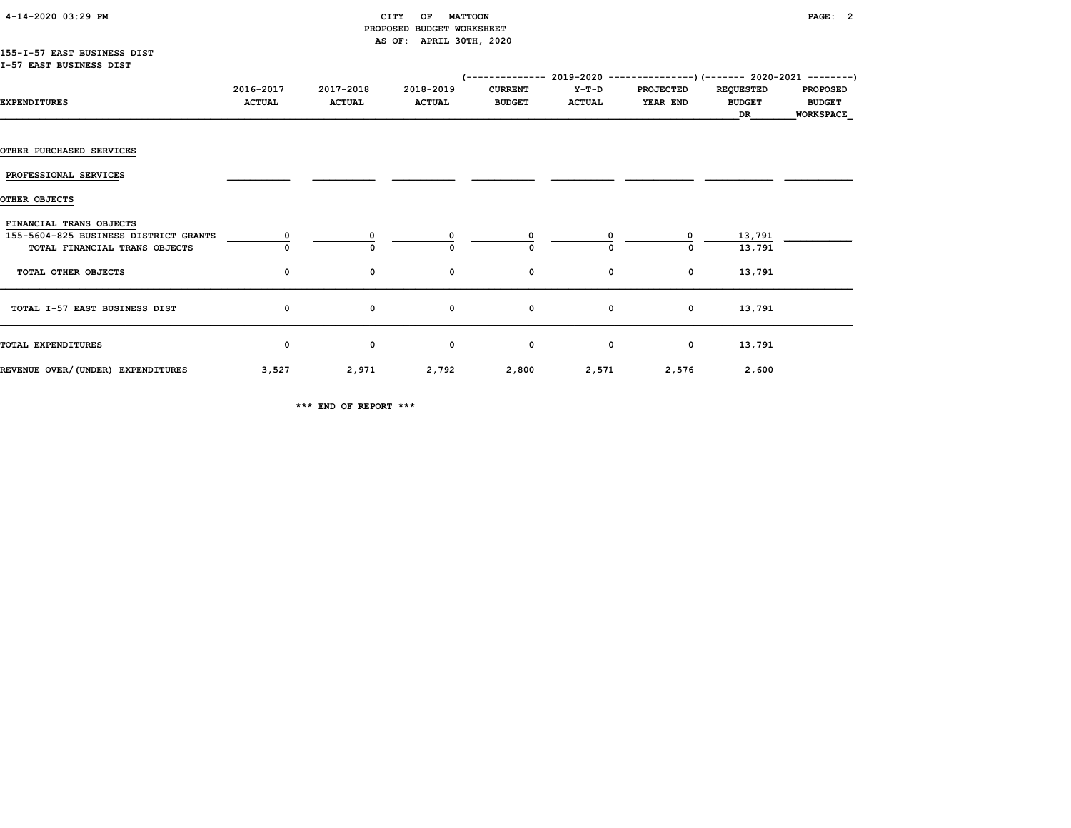CITY OF MATTOON
PROPOSED BUDGET WORKSHEET
AS OF: APRIL 30TH, 2020

155-I-57 EAST BUSINESS DIST
I-57 EAST BUSINESS DIST

| EXPENDITURES | 2016-2017 ACTUAL | 2017-2018 ACTUAL | 2018-2019 ACTUAL | 2019-2020 CURRENT BUDGET | 2019-2020 Y-T-D ACTUAL | 2019-2020 PROJECTED YEAR END | 2020-2021 REQUESTED BUDGET DR | 2020-2021 PROPOSED BUDGET WORKSPACE |
|---|---|---|---|---|---|---|---|---|
| OTHER PURCHASED SERVICES | | | | | | | | |
| PROFESSIONAL SERVICES | | | | | | | | |
| OTHER OBJECTS | | | | | | | | |
| FINANCIAL TRANS OBJECTS | | | | | | | | |
| 155-5604-825 BUSINESS DISTRICT GRANTS | 0 | 0 | 0 | 0 | 0 | 0 | 13,791 | |
| TOTAL FINANCIAL TRANS OBJECTS | 0 | 0 | 0 | 0 | 0 | 0 | 13,791 | |
| TOTAL OTHER OBJECTS | 0 | 0 | 0 | 0 | 0 | 0 | 13,791 | |
| TOTAL I-57 EAST BUSINESS DIST | 0 | 0 | 0 | 0 | 0 | 0 | 13,791 | |
| TOTAL EXPENDITURES | 0 | 0 | 0 | 0 | 0 | 0 | 13,791 | |
| REVENUE OVER/(UNDER) EXPENDITURES | 3,527 | 2,971 | 2,792 | 2,800 | 2,571 | 2,576 | 2,600 | |

*** END OF REPORT ***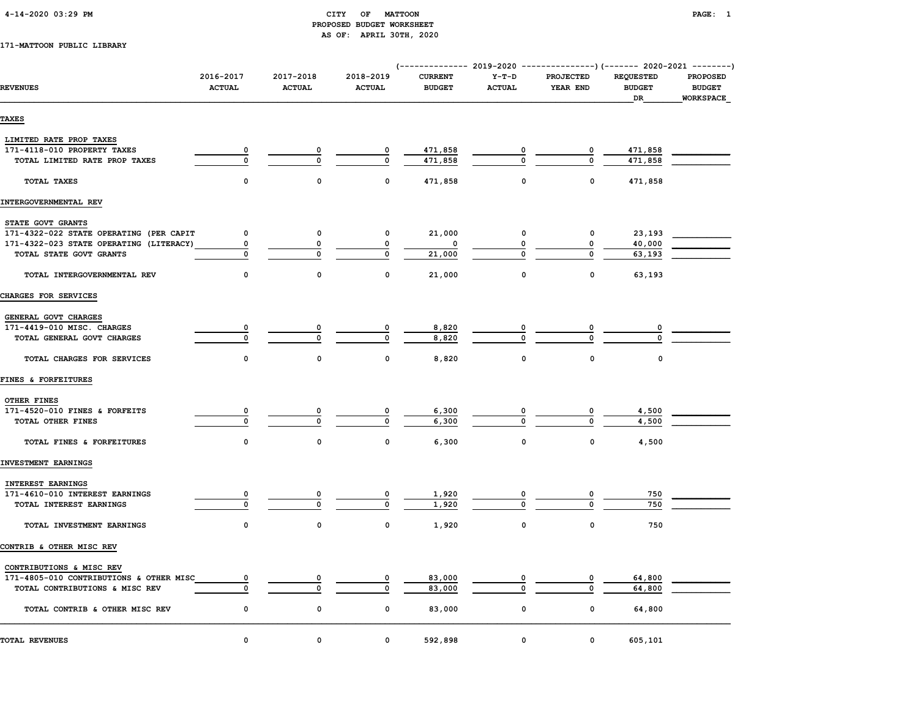# CITY OF MATTOON
## PROPOSED BUDGET WORKSHEET
### AS OF: APRIL 30TH, 2020

4-14-2020 03:29 PM

171-MATTOON PUBLIC LIBRARY

| REVENUES | 2016-2017 ACTUAL | 2017-2018 ACTUAL | 2018-2019 ACTUAL | 2019-2020 CURRENT BUDGET | 2019-2020 Y-T-D ACTUAL | 2019-2020 PROJECTED YEAR END | 2020-2021 REQUESTED BUDGET DR | 2020-2021 PROPOSED BUDGET WORKSPACE |
|---|---|---|---|---|---|---|---|---|
| **TAXES** | | | | | | | | |
| LIMITED RATE PROP TAXES | | | | | | | | |
| 171-4118-010 PROPERTY TAXES | 0 | 0 | 0 | 471,858 | 0 | 0 | 471,858 | |
| TOTAL LIMITED RATE PROP TAXES | 0 | 0 | 0 | 471,858 | 0 | 0 | 471,858 | |
| TOTAL TAXES | 0 | 0 | 0 | 471,858 | 0 | 0 | 471,858 | |
| **INTERGOVERNMENTAL REV** | | | | | | | | |
| STATE GOVT GRANTS | | | | | | | | |
| 171-4322-022 STATE OPERATING (PER CAPIT | 0 | 0 | 0 | 21,000 | 0 | 0 | 23,193 | |
| 171-4322-023 STATE OPERATING (LITERACY) | 0 | 0 | 0 | 0 | 0 | 0 | 40,000 | |
| TOTAL STATE GOVT GRANTS | 0 | 0 | 0 | 21,000 | 0 | 0 | 63,193 | |
| TOTAL INTERGOVERNMENTAL REV | 0 | 0 | 0 | 21,000 | 0 | 0 | 63,193 | |
| **CHARGES FOR SERVICES** | | | | | | | | |
| GENERAL GOVT CHARGES | | | | | | | | |
| 171-4419-010 MISC. CHARGES | 0 | 0 | 0 | 8,820 | 0 | 0 | 0 | |
| TOTAL GENERAL GOVT CHARGES | 0 | 0 | 0 | 8,820 | 0 | 0 | 0 | |
| TOTAL CHARGES FOR SERVICES | 0 | 0 | 0 | 8,820 | 0 | 0 | 0 | |
| **FINES & FORFEITURES** | | | | | | | | |
| OTHER FINES | | | | | | | | |
| 171-4520-010 FINES & FORFEITS | 0 | 0 | 0 | 6,300 | 0 | 0 | 4,500 | |
| TOTAL OTHER FINES | 0 | 0 | 0 | 6,300 | 0 | 0 | 4,500 | |
| TOTAL FINES & FORFEITURES | 0 | 0 | 0 | 6,300 | 0 | 0 | 4,500 | |
| **INVESTMENT EARNINGS** | | | | | | | | |
| INTEREST EARNINGS | | | | | | | | |
| 171-4610-010 INTEREST EARNINGS | 0 | 0 | 0 | 1,920 | 0 | 0 | 750 | |
| TOTAL INTEREST EARNINGS | 0 | 0 | 0 | 1,920 | 0 | 0 | 750 | |
| TOTAL INVESTMENT EARNINGS | 0 | 0 | 0 | 1,920 | 0 | 0 | 750 | |
| **CONTRIB & OTHER MISC REV** | | | | | | | | |
| CONTRIBUTIONS & MISC REV | | | | | | | | |
| 171-4805-010 CONTRIBUTIONS & OTHER MISC | 0 | 0 | 0 | 83,000 | 0 | 0 | 64,800 | |
| TOTAL CONTRIBUTIONS & MISC REV | 0 | 0 | 0 | 83,000 | 0 | 0 | 64,800 | |
| TOTAL CONTRIB & OTHER MISC REV | 0 | 0 | 0 | 83,000 | 0 | 0 | 64,800 | |
| **TOTAL REVENUES** | 0 | 0 | 0 | 592,898 | 0 | 0 | 605,101 | |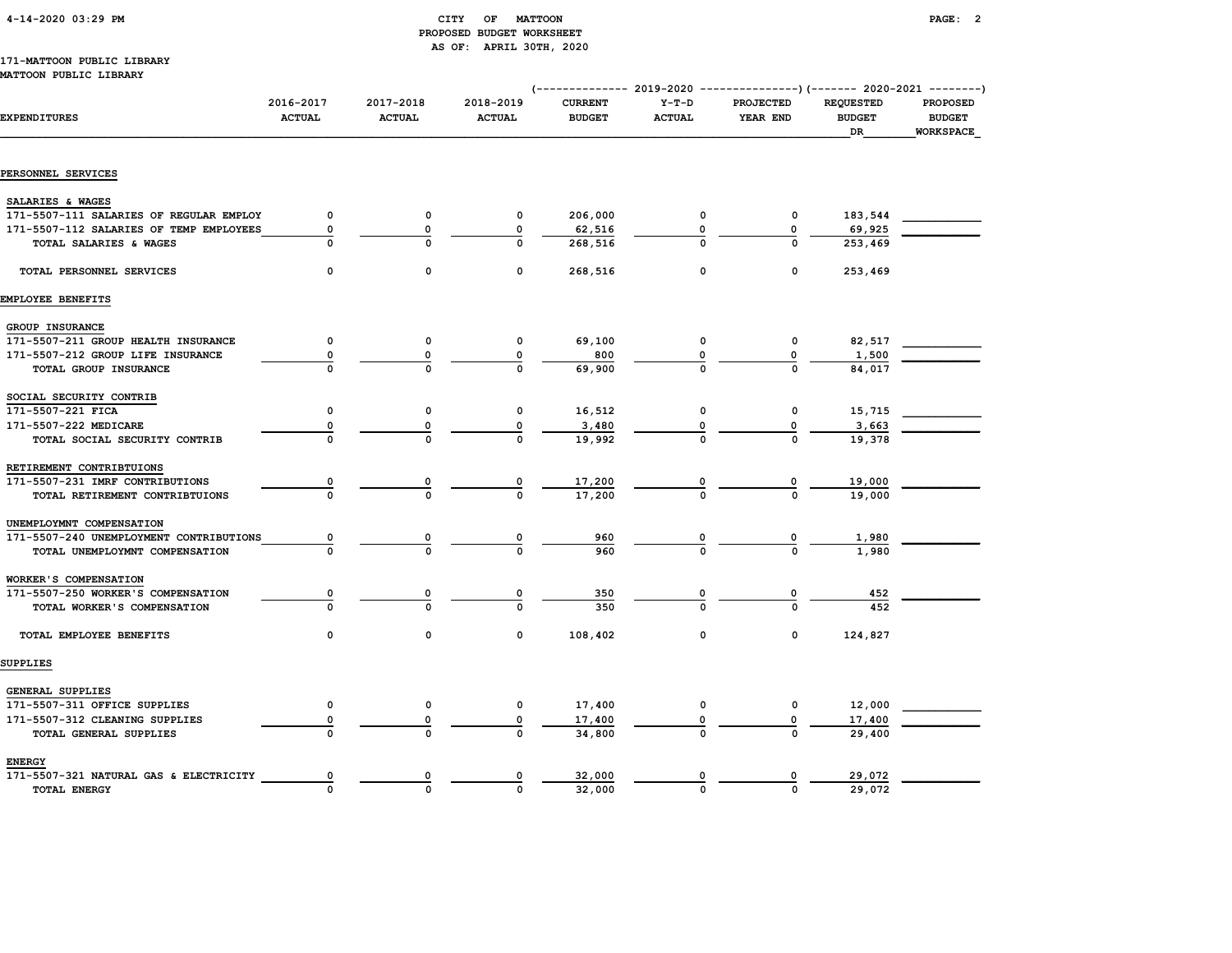# CITY OF MATTOON
## PROPOSED BUDGET WORKSHEET
AS OF: APRIL 30TH, 2020

171-MATTOON PUBLIC LIBRARY
MATTOON PUBLIC LIBRARY

| EXPENDITURES | 2016-2017 ACTUAL | 2017-2018 ACTUAL | 2018-2019 ACTUAL | 2019-2020 CURRENT BUDGET | 2019-2020 Y-T-D ACTUAL | 2019-2020 PROJECTED YEAR END | 2020-2021 REQUESTED BUDGET DR | 2020-2021 PROPOSED BUDGET WORKSPACE |
|---|---|---|---|---|---|---|---|---|
| **PERSONNEL SERVICES** | | | | | | | | |
| SALARIES & WAGES | | | | | | | | |
| 171-5507-111 SALARIES OF REGULAR EMPLOY | 0 | 0 | 0 | 206,000 | 0 | 0 | 183,544 | |
| 171-5507-112 SALARIES OF TEMP EMPLOYEES | 0 | 0 | 0 | 62,516 | 0 | 0 | 69,925 | |
| TOTAL SALARIES & WAGES | 0 | 0 | 0 | 268,516 | 0 | 0 | 253,469 | |
| TOTAL PERSONNEL SERVICES | 0 | 0 | 0 | 268,516 | 0 | 0 | 253,469 | |
| **EMPLOYEE BENEFITS** | | | | | | | | |
| GROUP INSURANCE | | | | | | | | |
| 171-5507-211 GROUP HEALTH INSURANCE | 0 | 0 | 0 | 69,100 | 0 | 0 | 82,517 | |
| 171-5507-212 GROUP LIFE INSURANCE | 0 | 0 | 0 | 800 | 0 | 0 | 1,500 | |
| TOTAL GROUP INSURANCE | 0 | 0 | 0 | 69,900 | 0 | 0 | 84,017 | |
| SOCIAL SECURITY CONTRIB | | | | | | | | |
| 171-5507-221 FICA | 0 | 0 | 0 | 16,512 | 0 | 0 | 15,715 | |
| 171-5507-222 MEDICARE | 0 | 0 | 0 | 3,480 | 0 | 0 | 3,663 | |
| TOTAL SOCIAL SECURITY CONTRIB | 0 | 0 | 0 | 19,992 | 0 | 0 | 19,378 | |
| RETIREMENT CONTRIBTUIONS | | | | | | | | |
| 171-5507-231 IMRF CONTRIBUTIONS | 0 | 0 | 0 | 17,200 | 0 | 0 | 19,000 | |
| TOTAL RETIREMENT CONTRIBTUIONS | 0 | 0 | 0 | 17,200 | 0 | 0 | 19,000 | |
| UNEMPLOYMNT COMPENSATION | | | | | | | | |
| 171-5507-240 UNEMPLOYMENT CONTRIBUTIONS | 0 | 0 | 0 | 960 | 0 | 0 | 1,980 | |
| TOTAL UNEMPLOYMNT COMPENSATION | 0 | 0 | 0 | 960 | 0 | 0 | 1,980 | |
| WORKER'S COMPENSATION | | | | | | | | |
| 171-5507-250 WORKER'S COMPENSATION | 0 | 0 | 0 | 350 | 0 | 0 | 452 | |
| TOTAL WORKER'S COMPENSATION | 0 | 0 | 0 | 350 | 0 | 0 | 452 | |
| TOTAL EMPLOYEE BENEFITS | 0 | 0 | 0 | 108,402 | 0 | 0 | 124,827 | |
| **SUPPLIES** | | | | | | | | |
| GENERAL SUPPLIES | | | | | | | | |
| 171-5507-311 OFFICE SUPPLIES | 0 | 0 | 0 | 17,400 | 0 | 0 | 12,000 | |
| 171-5507-312 CLEANING SUPPLIES | 0 | 0 | 0 | 17,400 | 0 | 0 | 17,400 | |
| TOTAL GENERAL SUPPLIES | 0 | 0 | 0 | 34,800 | 0 | 0 | 29,400 | |
| ENERGY | | | | | | | | |
| 171-5507-321 NATURAL GAS & ELECTRICITY | 0 | 0 | 0 | 32,000 | 0 | 0 | 29,072 | |
| TOTAL ENERGY | 0 | 0 | 0 | 32,000 | 0 | 0 | 29,072 | |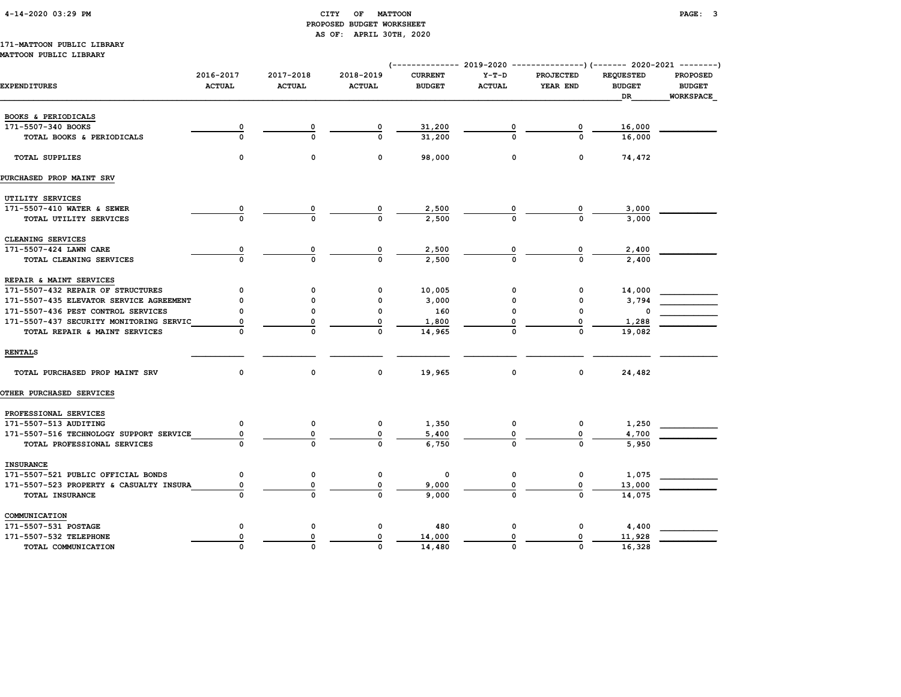CITY OF MATTOON
PROPOSED BUDGET WORKSHEET
AS OF: APRIL 30TH, 2020

171-MATTOON PUBLIC LIBRARY
MATTOON PUBLIC LIBRARY

| | | | | 2019-2020 | | | 2020-2021 | |
|---|---|---|---|---|---|---|---|---|
| EXPENDITURES | 2016-2017 ACTUAL | 2017-2018 ACTUAL | 2018-2019 ACTUAL | CURRENT BUDGET | Y-T-D ACTUAL | PROJECTED YEAR END | REQUESTED BUDGET DR | PROPOSED BUDGET WORKSPACE |
| **BOOKS & PERIODICALS** | | | | | | | | |
| 171-5507-340 BOOKS | 0 | 0 | 0 | 31,200 | 0 | 0 | 16,000 | |
| TOTAL BOOKS & PERIODICALS | 0 | 0 | 0 | 31,200 | 0 | 0 | 16,000 | |
| TOTAL SUPPLIES | 0 | 0 | 0 | 98,000 | 0 | 0 | 74,472 | |
| **PURCHASED PROP MAINT SRV** | | | | | | | | |
| **UTILITY SERVICES** | | | | | | | | |
| 171-5507-410 WATER & SEWER | 0 | 0 | 0 | 2,500 | 0 | 0 | 3,000 | |
| TOTAL UTILITY SERVICES | 0 | 0 | 0 | 2,500 | 0 | 0 | 3,000 | |
| **CLEANING SERVICES** | | | | | | | | |
| 171-5507-424 LAWN CARE | 0 | 0 | 0 | 2,500 | 0 | 0 | 2,400 | |
| TOTAL CLEANING SERVICES | 0 | 0 | 0 | 2,500 | 0 | 0 | 2,400 | |
| **REPAIR & MAINT SERVICES** | | | | | | | | |
| 171-5507-432 REPAIR OF STRUCTURES | 0 | 0 | 0 | 10,005 | 0 | 0 | 14,000 | |
| 171-5507-435 ELEVATOR SERVICE AGREEMENT | 0 | 0 | 0 | 3,000 | 0 | 0 | 3,794 | |
| 171-5507-436 PEST CONTROL SERVICES | 0 | 0 | 0 | 160 | 0 | 0 | 0 | |
| 171-5507-437 SECURITY MONITORING SERVIC | 0 | 0 | 0 | 1,800 | 0 | 0 | 1,288 | |
| TOTAL REPAIR & MAINT SERVICES | 0 | 0 | 0 | 14,965 | 0 | 0 | 19,082 | |
| **RENTALS** | | | | | | | | |
| TOTAL PURCHASED PROP MAINT SRV | 0 | 0 | 0 | 19,965 | 0 | 0 | 24,482 | |
| **OTHER PURCHASED SERVICES** | | | | | | | | |
| **PROFESSIONAL SERVICES** | | | | | | | | |
| 171-5507-513 AUDITING | 0 | 0 | 0 | 1,350 | 0 | 0 | 1,250 | |
| 171-5507-516 TECHNOLOGY SUPPORT SERVICE | 0 | 0 | 0 | 5,400 | 0 | 0 | 4,700 | |
| TOTAL PROFESSIONAL SERVICES | 0 | 0 | 0 | 6,750 | 0 | 0 | 5,950 | |
| **INSURANCE** | | | | | | | | |
| 171-5507-521 PUBLIC OFFICIAL BONDS | 0 | 0 | 0 | 0 | 0 | 0 | 1,075 | |
| 171-5507-523 PROPERTY & CASUALTY INSURA | 0 | 0 | 0 | 9,000 | 0 | 0 | 13,000 | |
| TOTAL INSURANCE | 0 | 0 | 0 | 9,000 | 0 | 0 | 14,075 | |
| **COMMUNICATION** | | | | | | | | |
| 171-5507-531 POSTAGE | 0 | 0 | 0 | 480 | 0 | 0 | 4,400 | |
| 171-5507-532 TELEPHONE | 0 | 0 | 0 | 14,000 | 0 | 0 | 11,928 | |
| TOTAL COMMUNICATION | 0 | 0 | 0 | 14,480 | 0 | 0 | 16,328 | |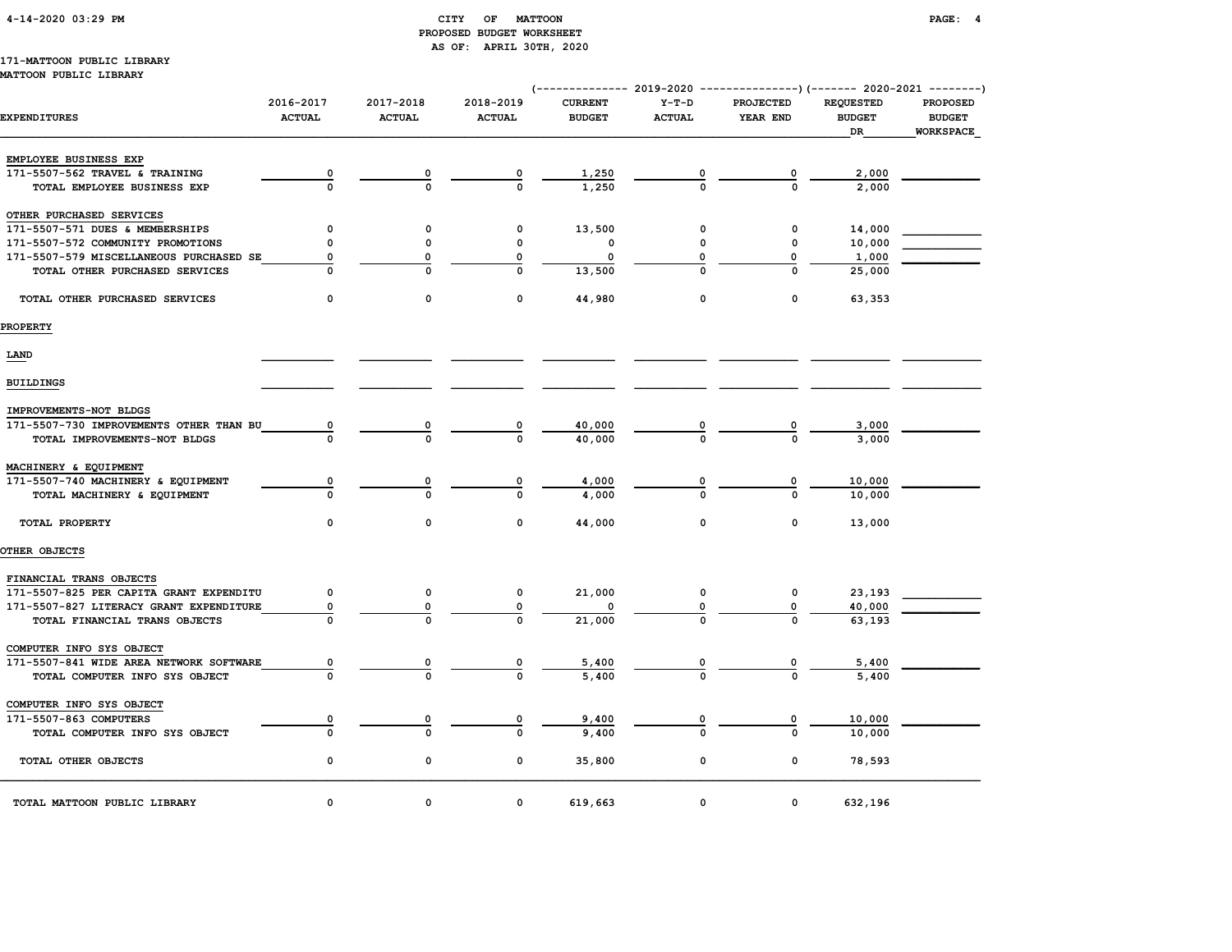CITY OF MATTOON
PROPOSED BUDGET WORKSHEET
AS OF: APRIL 30TH, 2020

171-MATTOON PUBLIC LIBRARY
MATTOON PUBLIC LIBRARY

| EXPENDITURES | 2016-2017 ACTUAL | 2017-2018 ACTUAL | 2018-2019 ACTUAL | 2019-2020 CURRENT BUDGET | 2019-2020 Y-T-D ACTUAL | 2019-2020 PROJECTED YEAR END | 2020-2021 REQUESTED BUDGET DR | 2020-2021 PROPOSED BUDGET WORKSPACE |
|---|---|---|---|---|---|---|---|---|
| EMPLOYEE BUSINESS EXP | | | | | | | | |
| 171-5507-562 TRAVEL & TRAINING | 0 | 0 | 0 | 1,250 | 0 | 0 | 2,000 | |
| TOTAL EMPLOYEE BUSINESS EXP | 0 | 0 | 0 | 1,250 | 0 | 0 | 2,000 | |
| OTHER PURCHASED SERVICES | | | | | | | | |
| 171-5507-571 DUES & MEMBERSHIPS | 0 | 0 | 0 | 13,500 | 0 | 0 | 14,000 | |
| 171-5507-572 COMMUNITY PROMOTIONS | 0 | 0 | 0 | 0 | 0 | 0 | 10,000 | |
| 171-5507-579 MISCELLANEOUS PURCHASED SE | 0 | 0 | 0 | 0 | 0 | 0 | 1,000 | |
| TOTAL OTHER PURCHASED SERVICES | 0 | 0 | 0 | 13,500 | 0 | 0 | 25,000 | |
| TOTAL OTHER PURCHASED SERVICES | 0 | 0 | 0 | 44,980 | 0 | 0 | 63,353 | |
| PROPERTY | | | | | | | | |
| LAND | | | | | | | | |
| BUILDINGS | | | | | | | | |
| IMPROVEMENTS-NOT BLDGS | | | | | | | | |
| 171-5507-730 IMPROVEMENTS OTHER THAN BU | 0 | 0 | 0 | 40,000 | 0 | 0 | 3,000 | |
| TOTAL IMPROVEMENTS-NOT BLDGS | 0 | 0 | 0 | 40,000 | 0 | 0 | 3,000 | |
| MACHINERY & EQUIPMENT | | | | | | | | |
| 171-5507-740 MACHINERY & EQUIPMENT | 0 | 0 | 0 | 4,000 | 0 | 0 | 10,000 | |
| TOTAL MACHINERY & EQUIPMENT | 0 | 0 | 0 | 4,000 | 0 | 0 | 10,000 | |
| TOTAL PROPERTY | 0 | 0 | 0 | 44,000 | 0 | 0 | 13,000 | |
| OTHER OBJECTS | | | | | | | | |
| FINANCIAL TRANS OBJECTS | | | | | | | | |
| 171-5507-825 PER CAPITA GRANT EXPENDITU | 0 | 0 | 0 | 21,000 | 0 | 0 | 23,193 | |
| 171-5507-827 LITERACY GRANT EXPENDITURE | 0 | 0 | 0 | 0 | 0 | 0 | 40,000 | |
| TOTAL FINANCIAL TRANS OBJECTS | 0 | 0 | 0 | 21,000 | 0 | 0 | 63,193 | |
| COMPUTER INFO SYS OBJECT | | | | | | | | |
| 171-5507-841 WIDE AREA NETWORK SOFTWARE | 0 | 0 | 0 | 5,400 | 0 | 0 | 5,400 | |
| TOTAL COMPUTER INFO SYS OBJECT | 0 | 0 | 0 | 5,400 | 0 | 0 | 5,400 | |
| COMPUTER INFO SYS OBJECT | | | | | | | | |
| 171-5507-863 COMPUTERS | 0 | 0 | 0 | 9,400 | 0 | 0 | 10,000 | |
| TOTAL COMPUTER INFO SYS OBJECT | 0 | 0 | 0 | 9,400 | 0 | 0 | 10,000 | |
| TOTAL OTHER OBJECTS | 0 | 0 | 0 | 35,800 | 0 | 0 | 78,593 | |
| TOTAL MATTOON PUBLIC LIBRARY | 0 | 0 | 0 | 619,663 | 0 | 0 | 632,196 | |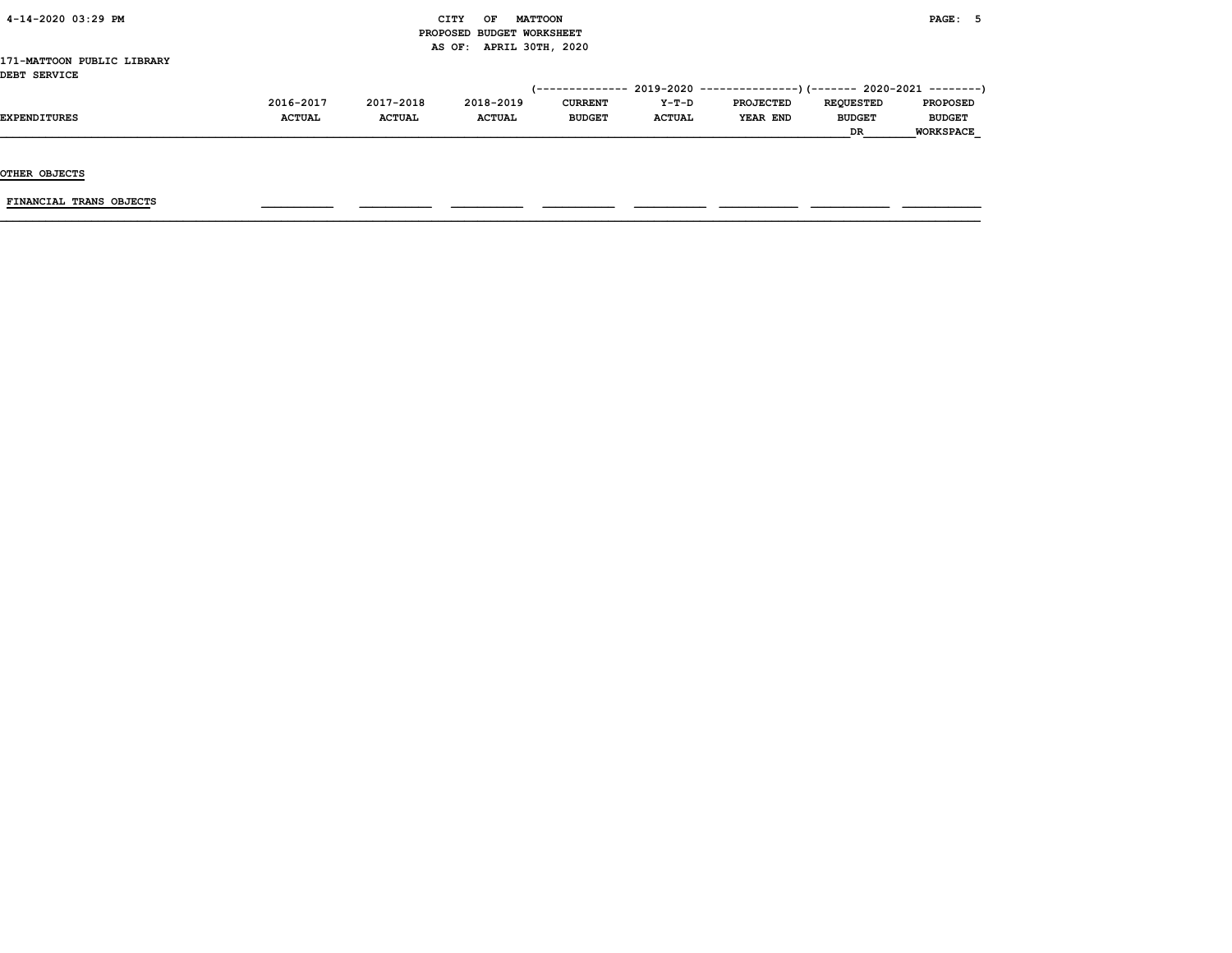CITY OF MATTOON
PROPOSED BUDGET WORKSHEET
AS OF: APRIL 30TH, 2020

171-MATTOON PUBLIC LIBRARY
DEBT SERVICE

| EXPENDITURES | 2016-2017 ACTUAL | 2017-2018 ACTUAL | 2018-2019 ACTUAL | 2019-2020 CURRENT BUDGET | 2019-2020 Y-T-D ACTUAL | 2019-2020 PROJECTED YEAR END | 2020-2021 REQUESTED BUDGET DR | 2020-2021 PROPOSED BUDGET WORKSPACE |
|---|---|---|---|---|---|---|---|---|
| OTHER OBJECTS | | | | | | | | |
| FINANCIAL TRANS OBJECTS | | | | | | | | |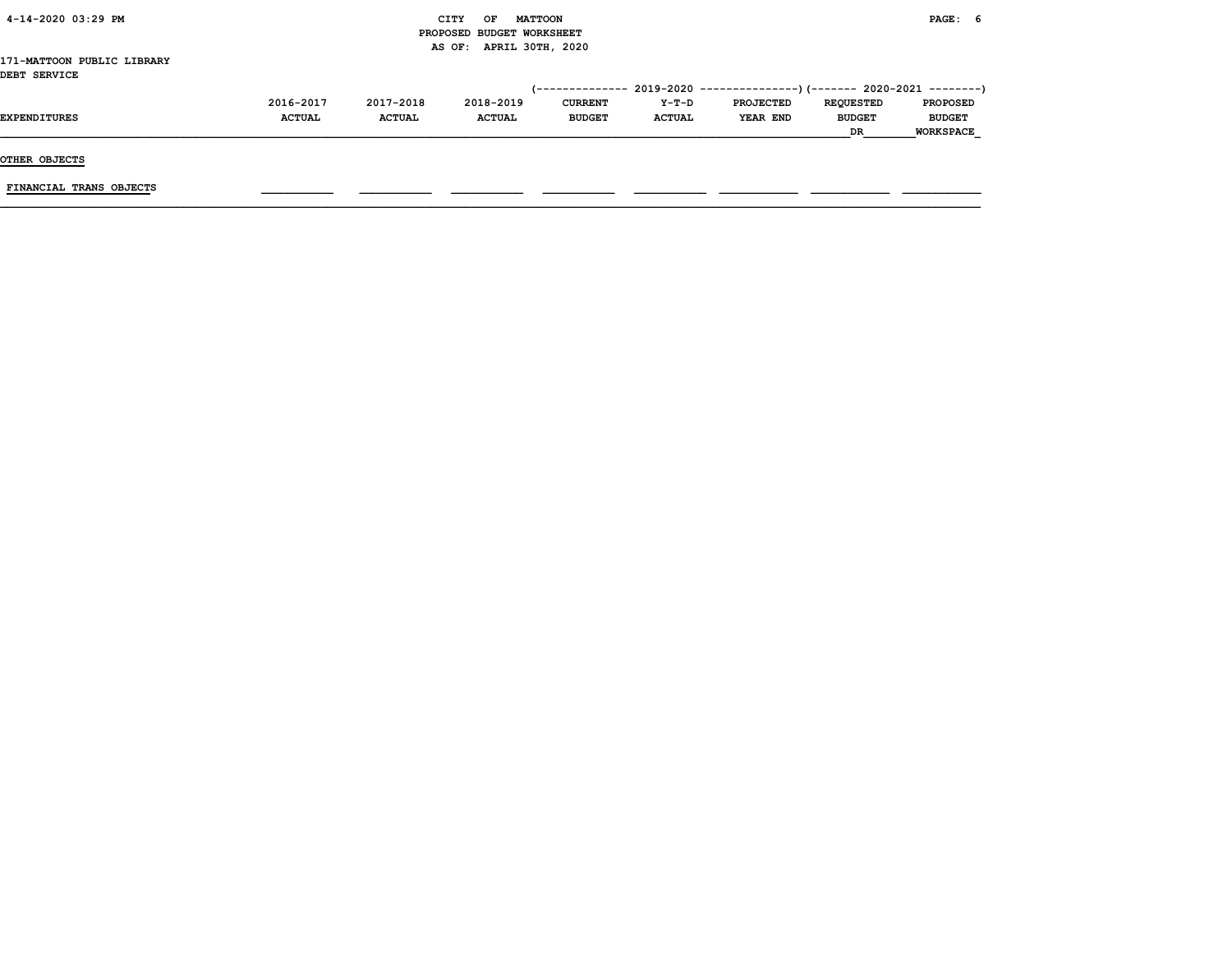CITY OF MATTOON
PROPOSED BUDGET WORKSHEET
AS OF: APRIL 30TH, 2020

171-MATTOON PUBLIC LIBRARY
DEBT SERVICE

| EXPENDITURES | 2016-2017 ACTUAL | 2017-2018 ACTUAL | 2018-2019 ACTUAL | 2019-2020 CURRENT BUDGET | 2019-2020 Y-T-D ACTUAL | 2019-2020 PROJECTED YEAR END | 2020-2021 REQUESTED BUDGET DR | 2020-2021 PROPOSED BUDGET WORKSPACE |
|---|---|---|---|---|---|---|---|---|
| OTHER OBJECTS | | | | | | | | |
| FINANCIAL TRANS OBJECTS | | | | | | | | |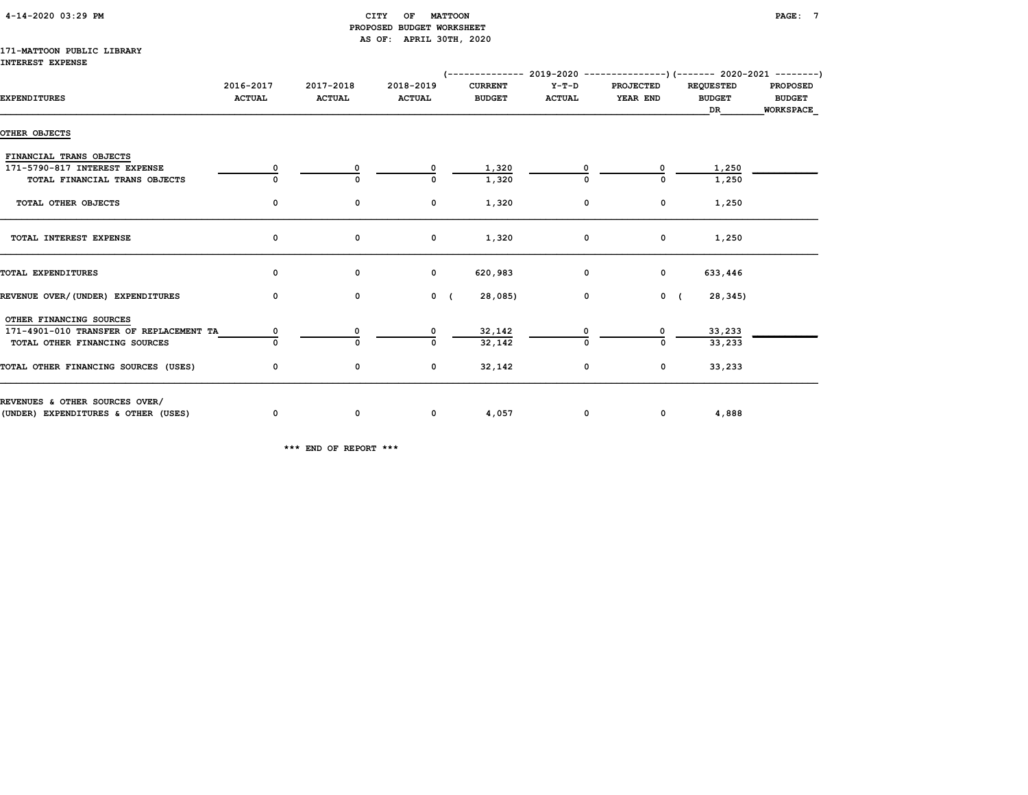CITY OF MATTOON
PROPOSED BUDGET WORKSHEET
AS OF: APRIL 30TH, 2020

171-MATTOON PUBLIC LIBRARY
INTEREST EXPENSE

| EXPENDITURES | 2016-2017 ACTUAL | 2017-2018 ACTUAL | 2018-2019 ACTUAL | 2019-2020 CURRENT BUDGET | 2019-2020 Y-T-D ACTUAL | 2019-2020 PROJECTED YEAR END | 2020-2021 REQUESTED BUDGET DR | 2020-2021 PROPOSED BUDGET WORKSPACE |
|---|---|---|---|---|---|---|---|---|
| **OTHER OBJECTS** | | | | | | | | |
| FINANCIAL TRANS OBJECTS | | | | | | | | |
| 171-5790-817 INTEREST EXPENSE | 0 | 0 | 0 | 1,320 | 0 | 0 | 1,250 | |
| TOTAL FINANCIAL TRANS OBJECTS | 0 | 0 | 0 | 1,320 | 0 | 0 | 1,250 | |
| TOTAL OTHER OBJECTS | 0 | 0 | 0 | 1,320 | 0 | 0 | 1,250 | |
| TOTAL INTEREST EXPENSE | 0 | 0 | 0 | 1,320 | 0 | 0 | 1,250 | |
| TOTAL EXPENDITURES | 0 | 0 | 0 | 620,983 | 0 | 0 | 633,446 | |
| REVENUE OVER/(UNDER) EXPENDITURES | 0 | 0 | 0 | (28,085) | 0 | 0 | (28,345) | |
| OTHER FINANCING SOURCES | | | | | | | | |
| 171-4901-010 TRANSFER OF REPLACEMENT TA | 0 | 0 | 0 | 32,142 | 0 | 0 | 33,233 | |
| TOTAL OTHER FINANCING SOURCES | 0 | 0 | 0 | 32,142 | 0 | 0 | 33,233 | |
| TOTAL OTHER FINANCING SOURCES (USES) | 0 | 0 | 0 | 32,142 | 0 | 0 | 33,233 | |
| REVENUES & OTHER SOURCES OVER/ (UNDER) EXPENDITURES & OTHER (USES) | 0 | 0 | 0 | 4,057 | 0 | 0 | 4,888 | |

*** END OF REPORT ***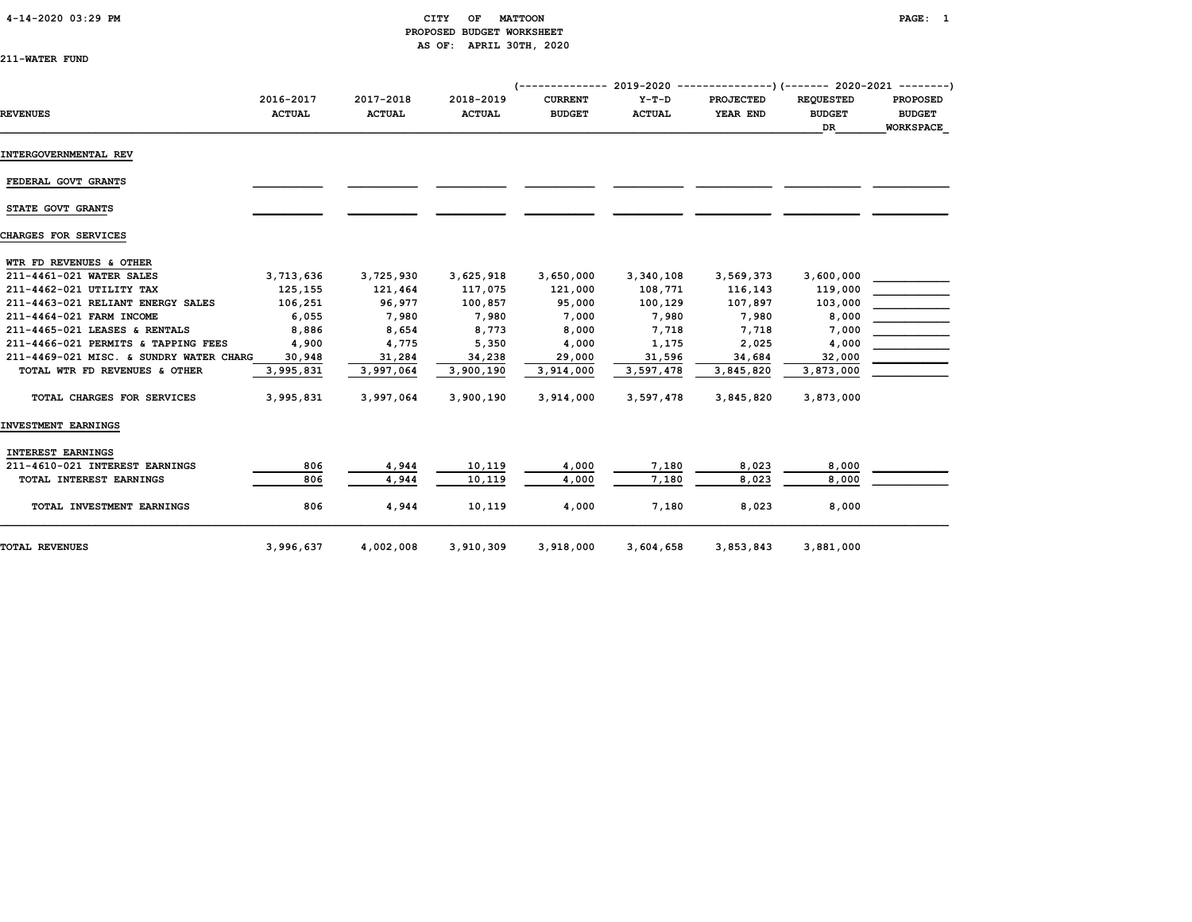CITY OF MATTOON
PROPOSED BUDGET WORKSHEET
AS OF: APRIL 30TH, 2020

211-WATER FUND

| REVENUES | 2016-2017 ACTUAL | 2017-2018 ACTUAL | 2018-2019 ACTUAL | 2019-2020 CURRENT BUDGET | 2019-2020 Y-T-D ACTUAL | 2019-2020 PROJECTED YEAR END | 2020-2021 REQUESTED BUDGET DR | 2020-2021 PROPOSED BUDGET WORKSPACE |
|---|---|---|---|---|---|---|---|---|
| **INTERGOVERNMENTAL REV** | | | | | | | | |
| FEDERAL GOVT GRANTS | | | | | | | | |
| STATE GOVT GRANTS | | | | | | | | |
| **CHARGES FOR SERVICES** | | | | | | | | |
| WTR FD REVENUES & OTHER | | | | | | | | |
| 211-4461-021 WATER SALES | 3,713,636 | 3,725,930 | 3,625,918 | 3,650,000 | 3,340,108 | 3,569,373 | 3,600,000 | |
| 211-4462-021 UTILITY TAX | 125,155 | 121,464 | 117,075 | 121,000 | 108,771 | 116,143 | 119,000 | |
| 211-4463-021 RELIANT ENERGY SALES | 106,251 | 96,977 | 100,857 | 95,000 | 100,129 | 107,897 | 103,000 | |
| 211-4464-021 FARM INCOME | 6,055 | 7,980 | 7,980 | 7,000 | 7,980 | 7,980 | 8,000 | |
| 211-4465-021 LEASES & RENTALS | 8,886 | 8,654 | 8,773 | 8,000 | 7,718 | 7,718 | 7,000 | |
| 211-4466-021 PERMITS & TAPPING FEES | 4,900 | 4,775 | 5,350 | 4,000 | 1,175 | 2,025 | 4,000 | |
| 211-4469-021 MISC. & SUNDRY WATER CHARG | 30,948 | 31,284 | 34,238 | 29,000 | 31,596 | 34,684 | 32,000 | |
| TOTAL WTR FD REVENUES & OTHER | 3,995,831 | 3,997,064 | 3,900,190 | 3,914,000 | 3,597,478 | 3,845,820 | 3,873,000 | |
| TOTAL CHARGES FOR SERVICES | 3,995,831 | 3,997,064 | 3,900,190 | 3,914,000 | 3,597,478 | 3,845,820 | 3,873,000 | |
| **INVESTMENT EARNINGS** | | | | | | | | |
| INTEREST EARNINGS | | | | | | | | |
| 211-4610-021 INTEREST EARNINGS | 806 | 4,944 | 10,119 | 4,000 | 7,180 | 8,023 | 8,000 | |
| TOTAL INTEREST EARNINGS | 806 | 4,944 | 10,119 | 4,000 | 7,180 | 8,023 | 8,000 | |
| TOTAL INVESTMENT EARNINGS | 806 | 4,944 | 10,119 | 4,000 | 7,180 | 8,023 | 8,000 | |
| **TOTAL REVENUES** | 3,996,637 | 4,002,008 | 3,910,309 | 3,918,000 | 3,604,658 | 3,853,843 | 3,881,000 | |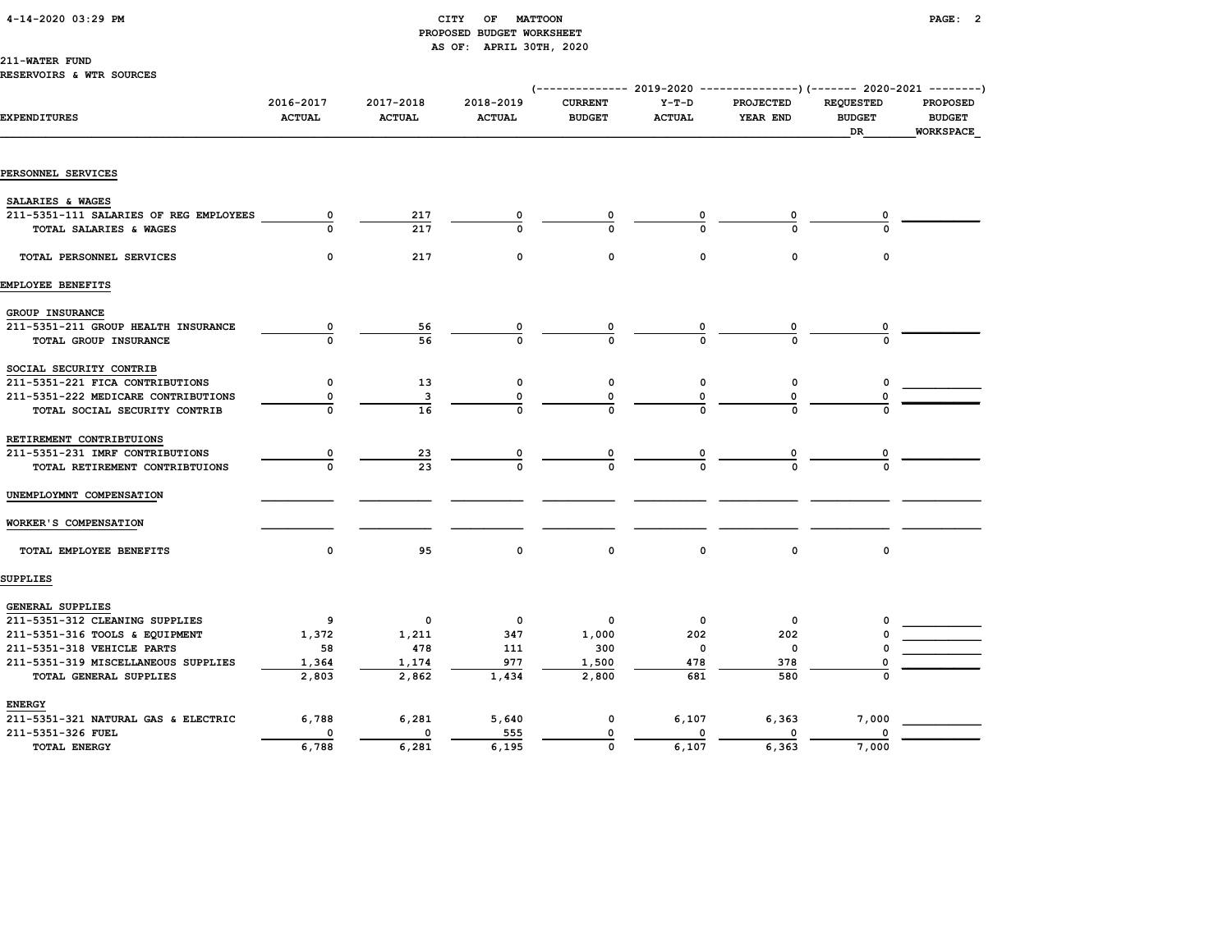CITY OF MATTOON
PROPOSED BUDGET WORKSHEET
AS OF: APRIL 30TH, 2020

211-WATER FUND
RESERVOIRS & WTR SOURCES

| EXPENDITURES | 2016-2017 ACTUAL | 2017-2018 ACTUAL | 2018-2019 ACTUAL | 2019-2020 CURRENT BUDGET | 2019-2020 Y-T-D ACTUAL | 2019-2020 PROJECTED YEAR END | 2020-2021 REQUESTED BUDGET DR | 2020-2021 PROPOSED BUDGET WORKSPACE |
|---|---|---|---|---|---|---|---|---|
| **PERSONNEL SERVICES** | | | | | | | | |
| SALARIES & WAGES | | | | | | | | |
| 211-5351-111 SALARIES OF REG EMPLOYEES | 0 | 217 | 0 | 0 | 0 | 0 | 0 | |
| TOTAL SALARIES & WAGES | 0 | 217 | 0 | 0 | 0 | 0 | 0 | |
| TOTAL PERSONNEL SERVICES | 0 | 217 | 0 | 0 | 0 | 0 | 0 | |
| **EMPLOYEE BENEFITS** | | | | | | | | |
| GROUP INSURANCE | | | | | | | | |
| 211-5351-211 GROUP HEALTH INSURANCE | 0 | 56 | 0 | 0 | 0 | 0 | 0 | |
| TOTAL GROUP INSURANCE | 0 | 56 | 0 | 0 | 0 | 0 | 0 | |
| SOCIAL SECURITY CONTRIB | | | | | | | | |
| 211-5351-221 FICA CONTRIBUTIONS | 0 | 13 | 0 | 0 | 0 | 0 | 0 | |
| 211-5351-222 MEDICARE CONTRIBUTIONS | 0 | 3 | 0 | 0 | 0 | 0 | 0 | |
| TOTAL SOCIAL SECURITY CONTRIB | 0 | 16 | 0 | 0 | 0 | 0 | 0 | |
| RETIREMENT CONTRIBTUIONS | | | | | | | | |
| 211-5351-231 IMRF CONTRIBUTIONS | 0 | 23 | 0 | 0 | 0 | 0 | 0 | |
| TOTAL RETIREMENT CONTRIBTUIONS | 0 | 23 | 0 | 0 | 0 | 0 | 0 | |
| UNEMPLOYMNT COMPENSATION | | | | | | | | |
| WORKER'S COMPENSATION | | | | | | | | |
| TOTAL EMPLOYEE BENEFITS | 0 | 95 | 0 | 0 | 0 | 0 | 0 | |
| **SUPPLIES** | | | | | | | | |
| GENERAL SUPPLIES | | | | | | | | |
| 211-5351-312 CLEANING SUPPLIES | 9 | 0 | 0 | 0 | 0 | 0 | 0 | |
| 211-5351-316 TOOLS & EQUIPMENT | 1,372 | 1,211 | 347 | 1,000 | 202 | 202 | 0 | |
| 211-5351-318 VEHICLE PARTS | 58 | 478 | 111 | 300 | 0 | 0 | 0 | |
| 211-5351-319 MISCELLANEOUS SUPPLIES | 1,364 | 1,174 | 977 | 1,500 | 478 | 378 | 0 | |
| TOTAL GENERAL SUPPLIES | 2,803 | 2,862 | 1,434 | 2,800 | 681 | 580 | 0 | |
| ENERGY | | | | | | | | |
| 211-5351-321 NATURAL GAS & ELECTRIC | 6,788 | 6,281 | 5,640 | 0 | 6,107 | 6,363 | 7,000 | |
| 211-5351-326 FUEL | 0 | 0 | 555 | 0 | 0 | 0 | 0 | |
| TOTAL ENERGY | 6,788 | 6,281 | 6,195 | 0 | 6,107 | 6,363 | 7,000 | |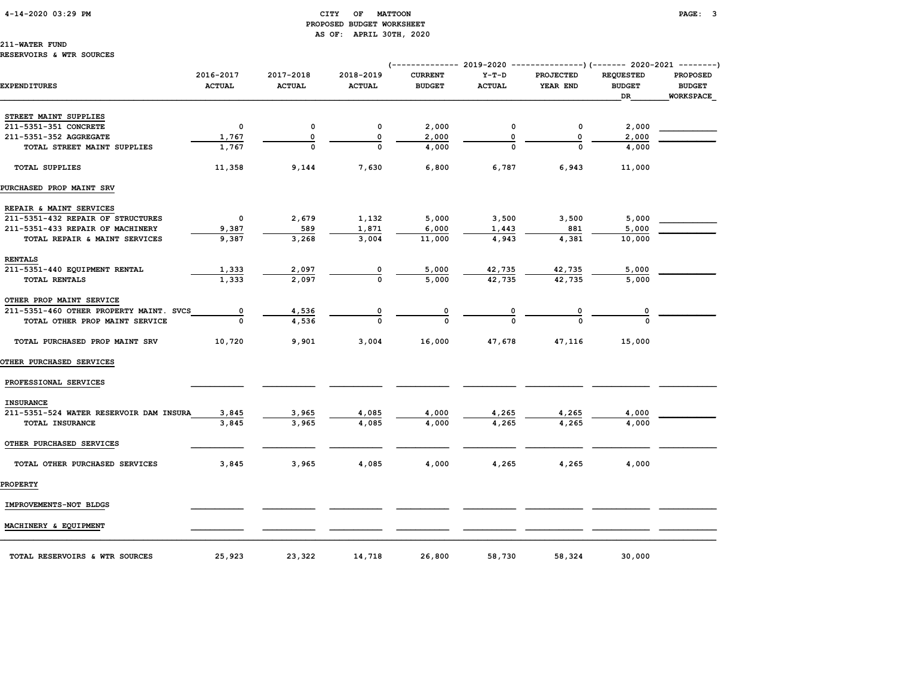CITY OF MATTOON
PROPOSED BUDGET WORKSHEET
AS OF: APRIL 30TH, 2020

211-WATER FUND
RESERVOIRS & WTR SOURCES

| EXPENDITURES | 2016-2017 ACTUAL | 2017-2018 ACTUAL | 2018-2019 ACTUAL | 2019-2020 CURRENT BUDGET | 2019-2020 Y-T-D ACTUAL | 2019-2020 PROJECTED YEAR END | 2020-2021 REQUESTED BUDGET DR | 2020-2021 PROPOSED BUDGET WORKSPACE |
|---|---|---|---|---|---|---|---|---|
| STREET MAINT SUPPLIES | | | | | | | | |
| 211-5351-351 CONCRETE | 0 | 0 | 0 | 2,000 | 0 | 0 | 2,000 | |
| 211-5351-352 AGGREGATE | 1,767 | 0 | 0 | 2,000 | 0 | 0 | 2,000 | |
| TOTAL STREET MAINT SUPPLIES | 1,767 | 0 | 0 | 4,000 | 0 | 0 | 4,000 | |
| TOTAL SUPPLIES | 11,358 | 9,144 | 7,630 | 6,800 | 6,787 | 6,943 | 11,000 | |
| PURCHASED PROP MAINT SRV | | | | | | | | |
| REPAIR & MAINT SERVICES | | | | | | | | |
| 211-5351-432 REPAIR OF STRUCTURES | 0 | 2,679 | 1,132 | 5,000 | 3,500 | 3,500 | 5,000 | |
| 211-5351-433 REPAIR OF MACHINERY | 9,387 | 589 | 1,871 | 6,000 | 1,443 | 881 | 5,000 | |
| TOTAL REPAIR & MAINT SERVICES | 9,387 | 3,268 | 3,004 | 11,000 | 4,943 | 4,381 | 10,000 | |
| RENTALS | | | | | | | | |
| 211-5351-440 EQUIPMENT RENTAL | 1,333 | 2,097 | 0 | 5,000 | 42,735 | 42,735 | 5,000 | |
| TOTAL RENTALS | 1,333 | 2,097 | 0 | 5,000 | 42,735 | 42,735 | 5,000 | |
| OTHER PROP MAINT SERVICE | | | | | | | | |
| 211-5351-460 OTHER PROPERTY MAINT. SVCS | 0 | 4,536 | 0 | 0 | 0 | 0 | 0 | |
| TOTAL OTHER PROP MAINT SERVICE | 0 | 4,536 | 0 | 0 | 0 | 0 | 0 | |
| TOTAL PURCHASED PROP MAINT SRV | 10,720 | 9,901 | 3,004 | 16,000 | 47,678 | 47,116 | 15,000 | |
| OTHER PURCHASED SERVICES | | | | | | | | |
| PROFESSIONAL SERVICES | | | | | | | | |
| INSURANCE | | | | | | | | |
| 211-5351-524 WATER RESERVOIR DAM INSURA | 3,845 | 3,965 | 4,085 | 4,000 | 4,265 | 4,265 | 4,000 | |
| TOTAL INSURANCE | 3,845 | 3,965 | 4,085 | 4,000 | 4,265 | 4,265 | 4,000 | |
| OTHER PURCHASED SERVICES | | | | | | | | |
| TOTAL OTHER PURCHASED SERVICES | 3,845 | 3,965 | 4,085 | 4,000 | 4,265 | 4,265 | 4,000 | |
| PROPERTY | | | | | | | | |
| IMPROVEMENTS-NOT BLDGS | | | | | | | | |
| MACHINERY & EQUIPMENT | | | | | | | | |
| TOTAL RESERVOIRS & WTR SOURCES | 25,923 | 23,322 | 14,718 | 26,800 | 58,730 | 58,324 | 30,000 | |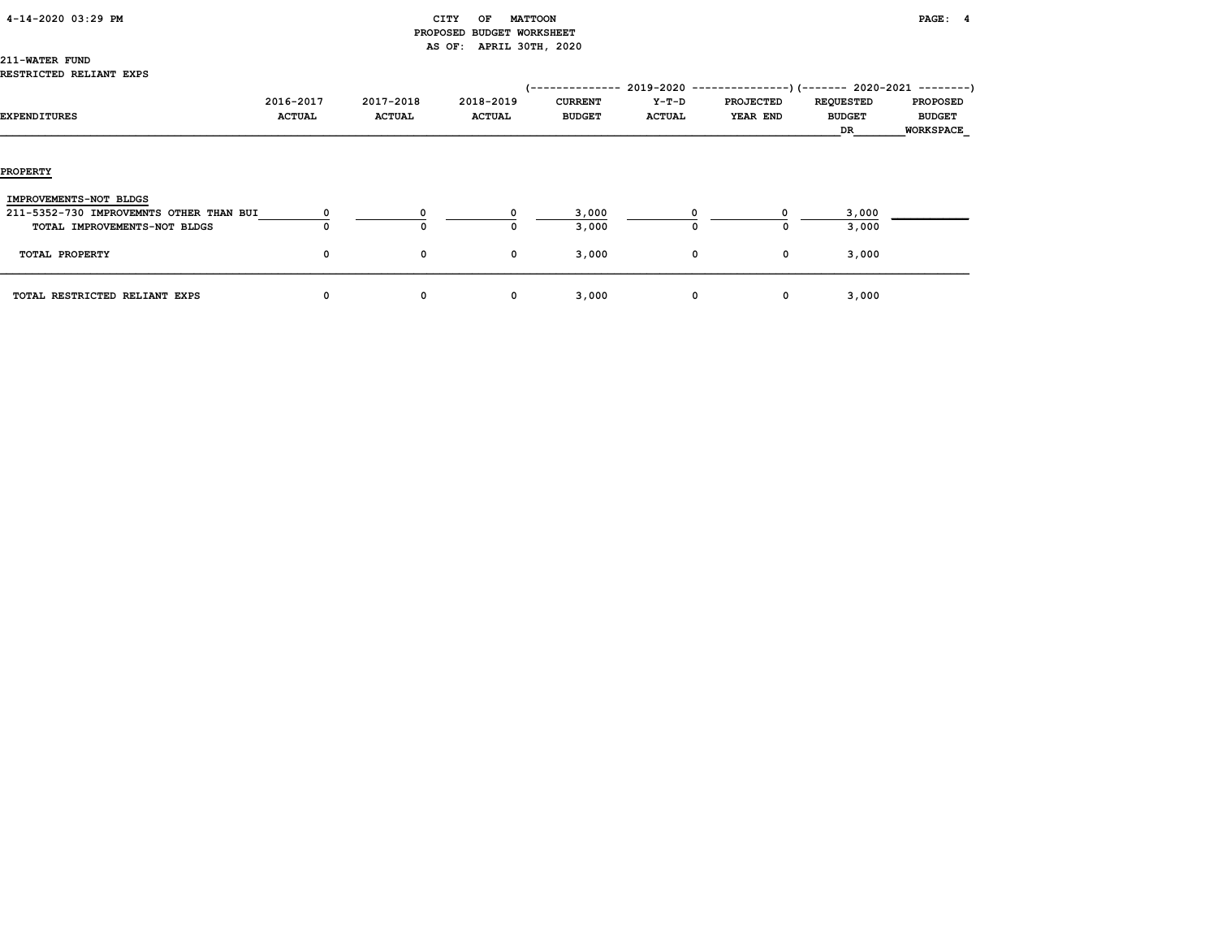# CITY OF MATTOON

## PROPOSED BUDGET WORKSHEET

AS OF: APRIL 30TH, 2020

211-WATER FUND

RESTRICTED RELIANT EXPS

| EXPENDITURES | 2016-2017 ACTUAL | 2017-2018 ACTUAL | 2018-2019 ACTUAL | 2019-2020 CURRENT BUDGET | 2019-2020 Y-T-D ACTUAL | 2019-2020 PROJECTED YEAR END | 2020-2021 REQUESTED BUDGET DR | 2020-2021 PROPOSED BUDGET WORKSPACE |
|---|---|---|---|---|---|---|---|---|
| **PROPERTY** | | | | | | | | |
| IMPROVEMENTS-NOT BLDGS | | | | | | | | |
| 211-5352-730 IMPROVEMNTS OTHER THAN BUI | 0 | 0 | 0 | 3,000 | 0 | 0 | 3,000 | |
| TOTAL IMPROVEMENTS-NOT BLDGS | 0 | 0 | 0 | 3,000 | 0 | 0 | 3,000 | |
| TOTAL PROPERTY | 0 | 0 | 0 | 3,000 | 0 | 0 | 3,000 | |
| TOTAL RESTRICTED RELIANT EXPS | 0 | 0 | 0 | 3,000 | 0 | 0 | 3,000 | |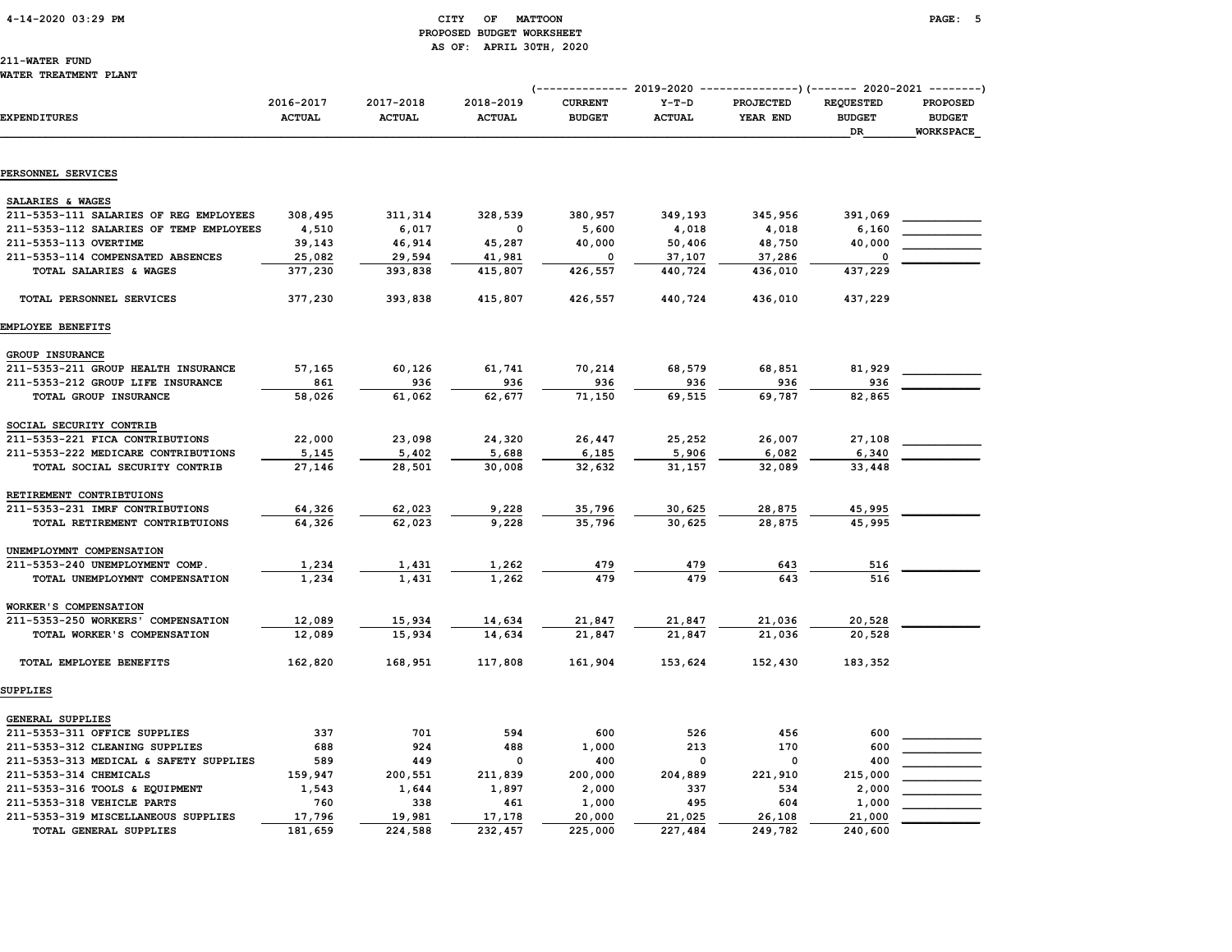CITY OF MATTOON
PROPOSED BUDGET WORKSHEET
AS OF: APRIL 30TH, 2020

211-WATER FUND
WATER TREATMENT PLANT

| EXPENDITURES | 2016-2017 ACTUAL | 2017-2018 ACTUAL | 2018-2019 ACTUAL | 2019-2020 CURRENT BUDGET | 2019-2020 Y-T-D ACTUAL | 2019-2020 PROJECTED YEAR END | 2020-2021 REQUESTED BUDGET DR | 2020-2021 PROPOSED BUDGET WORKSPACE |
|---|---|---|---|---|---|---|---|---|
| **PERSONNEL SERVICES** | | | | | | | | |
| SALARIES & WAGES | | | | | | | | |
| 211-5353-111 SALARIES OF REG EMPLOYEES | 308,495 | 311,314 | 328,539 | 380,957 | 349,193 | 345,956 | 391,069 | |
| 211-5353-112 SALARIES OF TEMP EMPLOYEES | 4,510 | 6,017 | 0 | 5,600 | 4,018 | 4,018 | 6,160 | |
| 211-5353-113 OVERTIME | 39,143 | 46,914 | 45,287 | 40,000 | 50,406 | 48,750 | 40,000 | |
| 211-5353-114 COMPENSATED ABSENCES | 25,082 | 29,594 | 41,981 | 0 | 37,107 | 37,286 | 0 | |
| TOTAL SALARIES & WAGES | 377,230 | 393,838 | 415,807 | 426,557 | 440,724 | 436,010 | 437,229 | |
| TOTAL PERSONNEL SERVICES | 377,230 | 393,838 | 415,807 | 426,557 | 440,724 | 436,010 | 437,229 | |
| **EMPLOYEE BENEFITS** | | | | | | | | |
| GROUP INSURANCE | | | | | | | | |
| 211-5353-211 GROUP HEALTH INSURANCE | 57,165 | 60,126 | 61,741 | 70,214 | 68,579 | 68,851 | 81,929 | |
| 211-5353-212 GROUP LIFE INSURANCE | 861 | 936 | 936 | 936 | 936 | 936 | 936 | |
| TOTAL GROUP INSURANCE | 58,026 | 61,062 | 62,677 | 71,150 | 69,515 | 69,787 | 82,865 | |
| SOCIAL SECURITY CONTRIB | | | | | | | | |
| 211-5353-221 FICA CONTRIBUTIONS | 22,000 | 23,098 | 24,320 | 26,447 | 25,252 | 26,007 | 27,108 | |
| 211-5353-222 MEDICARE CONTRIBUTIONS | 5,145 | 5,402 | 5,688 | 6,185 | 5,906 | 6,082 | 6,340 | |
| TOTAL SOCIAL SECURITY CONTRIB | 27,146 | 28,501 | 30,008 | 32,632 | 31,157 | 32,089 | 33,448 | |
| RETIREMENT CONTRIBTUIONS | | | | | | | | |
| 211-5353-231 IMRF CONTRIBUTIONS | 64,326 | 62,023 | 9,228 | 35,796 | 30,625 | 28,875 | 45,995 | |
| TOTAL RETIREMENT CONTRIBTUIONS | 64,326 | 62,023 | 9,228 | 35,796 | 30,625 | 28,875 | 45,995 | |
| UNEMPLOYMNT COMPENSATION | | | | | | | | |
| 211-5353-240 UNEMPLOYMENT COMP. | 1,234 | 1,431 | 1,262 | 479 | 479 | 643 | 516 | |
| TOTAL UNEMPLOYMNT COMPENSATION | 1,234 | 1,431 | 1,262 | 479 | 479 | 643 | 516 | |
| WORKER'S COMPENSATION | | | | | | | | |
| 211-5353-250 WORKERS' COMPENSATION | 12,089 | 15,934 | 14,634 | 21,847 | 21,847 | 21,036 | 20,528 | |
| TOTAL WORKER'S COMPENSATION | 12,089 | 15,934 | 14,634 | 21,847 | 21,847 | 21,036 | 20,528 | |
| TOTAL EMPLOYEE BENEFITS | 162,820 | 168,951 | 117,808 | 161,904 | 153,624 | 152,430 | 183,352 | |
| **SUPPLIES** | | | | | | | | |
| GENERAL SUPPLIES | | | | | | | | |
| 211-5353-311 OFFICE SUPPLIES | 337 | 701 | 594 | 600 | 526 | 456 | 600 | |
| 211-5353-312 CLEANING SUPPLIES | 688 | 924 | 488 | 1,000 | 213 | 170 | 600 | |
| 211-5353-313 MEDICAL & SAFETY SUPPLIES | 589 | 449 | 0 | 400 | 0 | 0 | 400 | |
| 211-5353-314 CHEMICALS | 159,947 | 200,551 | 211,839 | 200,000 | 204,889 | 221,910 | 215,000 | |
| 211-5353-316 TOOLS & EQUIPMENT | 1,543 | 1,644 | 1,897 | 2,000 | 337 | 534 | 2,000 | |
| 211-5353-318 VEHICLE PARTS | 760 | 338 | 461 | 1,000 | 495 | 604 | 1,000 | |
| 211-5353-319 MISCELLANEOUS SUPPLIES | 17,796 | 19,981 | 17,178 | 20,000 | 21,025 | 26,108 | 21,000 | |
| TOTAL GENERAL SUPPLIES | 181,659 | 224,588 | 232,457 | 225,000 | 227,484 | 249,782 | 240,600 | |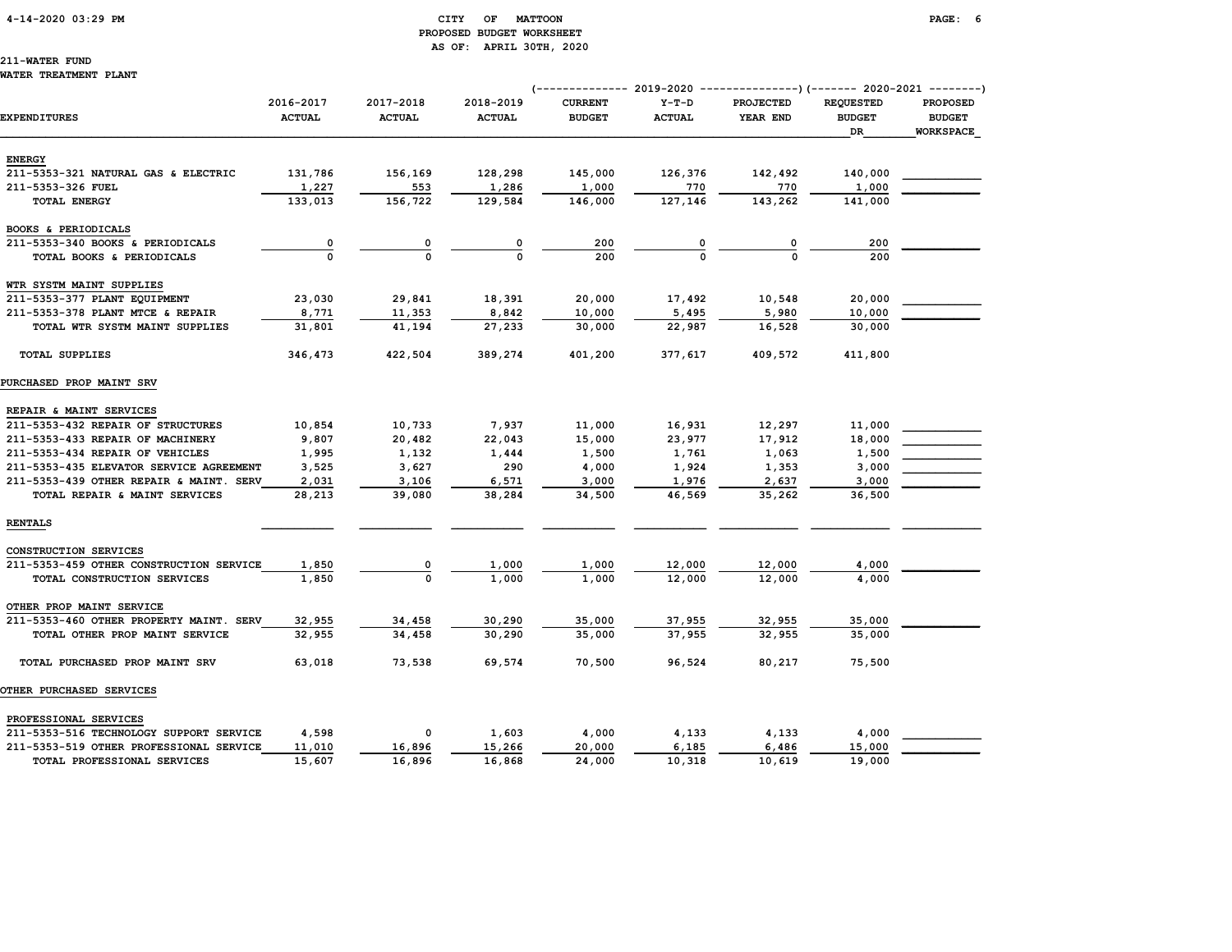CITY OF MATTOON
PROPOSED BUDGET WORKSHEET
AS OF: APRIL 30TH, 2020

211-WATER FUND
WATER TREATMENT PLANT

| EXPENDITURES | 2016-2017 ACTUAL | 2017-2018 ACTUAL | 2018-2019 ACTUAL | 2019-2020 CURRENT BUDGET | 2019-2020 Y-T-D ACTUAL | 2019-2020 PROJECTED YEAR END | 2020-2021 REQUESTED BUDGET DR | 2020-2021 PROPOSED BUDGET WORKSPACE |
|---|---|---|---|---|---|---|---|---|
| **ENERGY** | | | | | | | | |
| 211-5353-321 NATURAL GAS & ELECTRIC | 131,786 | 156,169 | 128,298 | 145,000 | 126,376 | 142,492 | 140,000 | |
| 211-5353-326 FUEL | 1,227 | 553 | 1,286 | 1,000 | 770 | 770 | 1,000 | |
| TOTAL ENERGY | 133,013 | 156,722 | 129,584 | 146,000 | 127,146 | 143,262 | 141,000 | |
| **BOOKS & PERIODICALS** | | | | | | | | |
| 211-5353-340 BOOKS & PERIODICALS | 0 | 0 | 0 | 200 | 0 | 0 | 200 | |
| TOTAL BOOKS & PERIODICALS | 0 | 0 | 0 | 200 | 0 | 0 | 200 | |
| **WTR SYSTM MAINT SUPPLIES** | | | | | | | | |
| 211-5353-377 PLANT EQUIPMENT | 23,030 | 29,841 | 18,391 | 20,000 | 17,492 | 10,548 | 20,000 | |
| 211-5353-378 PLANT MTCE & REPAIR | 8,771 | 11,353 | 8,842 | 10,000 | 5,495 | 5,980 | 10,000 | |
| TOTAL WTR SYSTM MAINT SUPPLIES | 31,801 | 41,194 | 27,233 | 30,000 | 22,987 | 16,528 | 30,000 | |
| TOTAL SUPPLIES | 346,473 | 422,504 | 389,274 | 401,200 | 377,617 | 409,572 | 411,800 | |
| **PURCHASED PROP MAINT SRV** | | | | | | | | |
| **REPAIR & MAINT SERVICES** | | | | | | | | |
| 211-5353-432 REPAIR OF STRUCTURES | 10,854 | 10,733 | 7,937 | 11,000 | 16,931 | 12,297 | 11,000 | |
| 211-5353-433 REPAIR OF MACHINERY | 9,807 | 20,482 | 22,043 | 15,000 | 23,977 | 17,912 | 18,000 | |
| 211-5353-434 REPAIR OF VEHICLES | 1,995 | 1,132 | 1,444 | 1,500 | 1,761 | 1,063 | 1,500 | |
| 211-5353-435 ELEVATOR SERVICE AGREEMENT | 3,525 | 3,627 | 290 | 4,000 | 1,924 | 1,353 | 3,000 | |
| 211-5353-439 OTHER REPAIR & MAINT. SERV | 2,031 | 3,106 | 6,571 | 3,000 | 1,976 | 2,637 | 3,000 | |
| TOTAL REPAIR & MAINT SERVICES | 28,213 | 39,080 | 38,284 | 34,500 | 46,569 | 35,262 | 36,500 | |
| **RENTALS** | | | | | | | | |
| **CONSTRUCTION SERVICES** | | | | | | | | |
| 211-5353-459 OTHER CONSTRUCTION SERVICE | 1,850 | 0 | 1,000 | 1,000 | 12,000 | 12,000 | 4,000 | |
| TOTAL CONSTRUCTION SERVICES | 1,850 | 0 | 1,000 | 1,000 | 12,000 | 12,000 | 4,000 | |
| **OTHER PROP MAINT SERVICE** | | | | | | | | |
| 211-5353-460 OTHER PROPERTY MAINT. SERV | 32,955 | 34,458 | 30,290 | 35,000 | 37,955 | 32,955 | 35,000 | |
| TOTAL OTHER PROP MAINT SERVICE | 32,955 | 34,458 | 30,290 | 35,000 | 37,955 | 32,955 | 35,000 | |
| TOTAL PURCHASED PROP MAINT SRV | 63,018 | 73,538 | 69,574 | 70,500 | 96,524 | 80,217 | 75,500 | |
| **OTHER PURCHASED SERVICES** | | | | | | | | |
| **PROFESSIONAL SERVICES** | | | | | | | | |
| 211-5353-516 TECHNOLOGY SUPPORT SERVICE | 4,598 | 0 | 1,603 | 4,000 | 4,133 | 4,133 | 4,000 | |
| 211-5353-519 OTHER PROFESSIONAL SERVICE | 11,010 | 16,896 | 15,266 | 20,000 | 6,185 | 6,486 | 15,000 | |
| TOTAL PROFESSIONAL SERVICES | 15,607 | 16,896 | 16,868 | 24,000 | 10,318 | 10,619 | 19,000 | |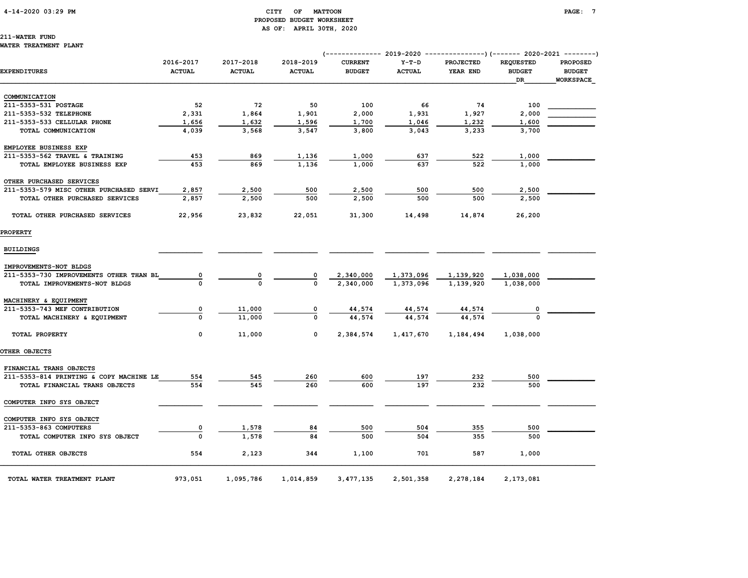CITY OF MATTOON
PROPOSED BUDGET WORKSHEET
AS OF: APRIL 30TH, 2020

211-WATER FUND
WATER TREATMENT PLANT

| EXPENDITURES | 2016-2017 ACTUAL | 2017-2018 ACTUAL | 2018-2019 ACTUAL | 2019-2020 CURRENT BUDGET | 2019-2020 Y-T-D ACTUAL | 2019-2020 PROJECTED YEAR END | 2020-2021 REQUESTED BUDGET DR | 2020-2021 PROPOSED BUDGET WORKSPACE |
|---|---|---|---|---|---|---|---|---|
| **COMMUNICATION** | | | | | | | | |
| 211-5353-531 POSTAGE | 52 | 72 | 50 | 100 | 66 | 74 | 100 | |
| 211-5353-532 TELEPHONE | 2,331 | 1,864 | 1,901 | 2,000 | 1,931 | 1,927 | 2,000 | |
| 211-5353-533 CELLULAR PHONE | 1,656 | 1,632 | 1,596 | 1,700 | 1,046 | 1,232 | 1,600 | |
| TOTAL COMMUNICATION | 4,039 | 3,568 | 3,547 | 3,800 | 3,043 | 3,233 | 3,700 | |
| **EMPLOYEE BUSINESS EXP** | | | | | | | | |
| 211-5353-562 TRAVEL & TRAINING | 453 | 869 | 1,136 | 1,000 | 637 | 522 | 1,000 | |
| TOTAL EMPLOYEE BUSINESS EXP | 453 | 869 | 1,136 | 1,000 | 637 | 522 | 1,000 | |
| **OTHER PURCHASED SERVICES** | | | | | | | | |
| 211-5353-579 MISC OTHER PURCHASED SERVI | 2,857 | 2,500 | 500 | 2,500 | 500 | 500 | 2,500 | |
| TOTAL OTHER PURCHASED SERVICES | 2,857 | 2,500 | 500 | 2,500 | 500 | 500 | 2,500 | |
| TOTAL OTHER PURCHASED SERVICES | 22,956 | 23,832 | 22,051 | 31,300 | 14,498 | 14,874 | 26,200 | |
| **PROPERTY** | | | | | | | | |
| **BUILDINGS** | | | | | | | | |
| **IMPROVEMENTS-NOT BLDGS** | | | | | | | | |
| 211-5353-730 IMPROVEMENTS OTHER THAN BL | 0 | 0 | 0 | 2,340,000 | 1,373,096 | 1,139,920 | 1,038,000 | |
| TOTAL IMPROVEMENTS-NOT BLDGS | 0 | 0 | 0 | 2,340,000 | 1,373,096 | 1,139,920 | 1,038,000 | |
| **MACHINERY & EQUIPMENT** | | | | | | | | |
| 211-5353-743 MEF CONTRIBUTION | 0 | 11,000 | 0 | 44,574 | 44,574 | 44,574 | 0 | |
| TOTAL MACHINERY & EQUIPMENT | 0 | 11,000 | 0 | 44,574 | 44,574 | 44,574 | 0 | |
| TOTAL PROPERTY | 0 | 11,000 | 0 | 2,384,574 | 1,417,670 | 1,184,494 | 1,038,000 | |
| **OTHER OBJECTS** | | | | | | | | |
| **FINANCIAL TRANS OBJECTS** | | | | | | | | |
| 211-5353-814 PRINTING & COPY MACHINE LE | 554 | 545 | 260 | 600 | 197 | 232 | 500 | |
| TOTAL FINANCIAL TRANS OBJECTS | 554 | 545 | 260 | 600 | 197 | 232 | 500 | |
| **COMPUTER INFO SYS OBJECT** | | | | | | | | |
| **COMPUTER INFO SYS OBJECT** | | | | | | | | |
| 211-5353-863 COMPUTERS | 0 | 1,578 | 84 | 500 | 504 | 355 | 500 | |
| TOTAL COMPUTER INFO SYS OBJECT | 0 | 1,578 | 84 | 500 | 504 | 355 | 500 | |
| TOTAL OTHER OBJECTS | 554 | 2,123 | 344 | 1,100 | 701 | 587 | 1,000 | |
| TOTAL WATER TREATMENT PLANT | 973,051 | 1,095,786 | 1,014,859 | 3,477,135 | 2,501,358 | 2,278,184 | 2,173,081 | |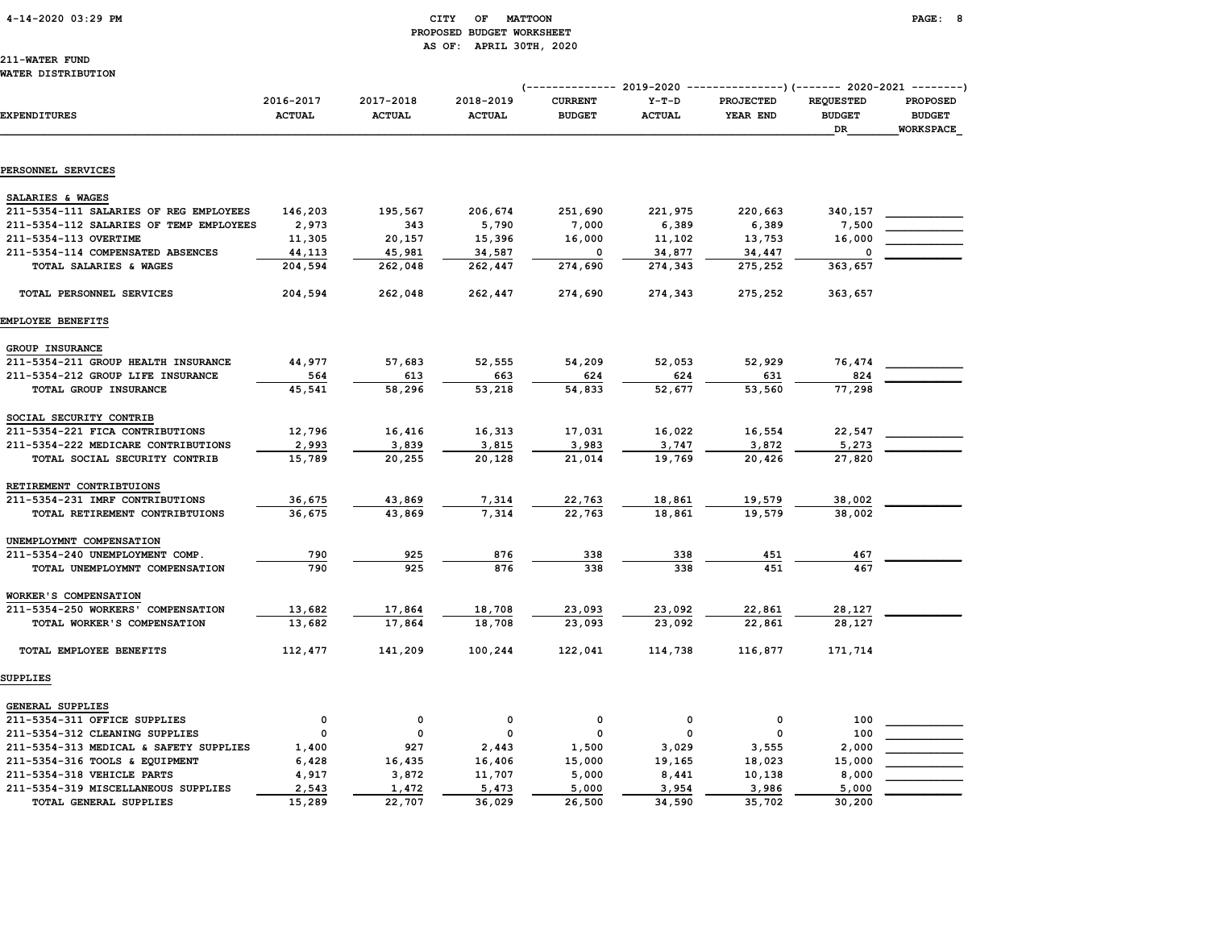CITY OF MATTOON
PROPOSED BUDGET WORKSHEET
AS OF: APRIL 30TH, 2020

211-WATER FUND
WATER DISTRIBUTION

| EXPENDITURES | 2016-2017 ACTUAL | 2017-2018 ACTUAL | 2018-2019 ACTUAL | 2019-2020 CURRENT BUDGET | 2019-2020 Y-T-D ACTUAL | 2019-2020 PROJECTED YEAR END | 2020-2021 REQUESTED BUDGET DR | 2020-2021 PROPOSED BUDGET WORKSPACE |
|---|---|---|---|---|---|---|---|---|
| **PERSONNEL SERVICES** | | | | | | | | |
| SALARIES & WAGES | | | | | | | | |
| 211-5354-111 SALARIES OF REG EMPLOYEES | 146,203 | 195,567 | 206,674 | 251,690 | 221,975 | 220,663 | 340,157 | |
| 211-5354-112 SALARIES OF TEMP EMPLOYEES | 2,973 | 343 | 5,790 | 7,000 | 6,389 | 6,389 | 7,500 | |
| 211-5354-113 OVERTIME | 11,305 | 20,157 | 15,396 | 16,000 | 11,102 | 13,753 | 16,000 | |
| 211-5354-114 COMPENSATED ABSENCES | 44,113 | 45,981 | 34,587 | 0 | 34,877 | 34,447 | 0 | |
| TOTAL SALARIES & WAGES | 204,594 | 262,048 | 262,447 | 274,690 | 274,343 | 275,252 | 363,657 | |
| TOTAL PERSONNEL SERVICES | 204,594 | 262,048 | 262,447 | 274,690 | 274,343 | 275,252 | 363,657 | |
| **EMPLOYEE BENEFITS** | | | | | | | | |
| GROUP INSURANCE | | | | | | | | |
| 211-5354-211 GROUP HEALTH INSURANCE | 44,977 | 57,683 | 52,555 | 54,209 | 52,053 | 52,929 | 76,474 | |
| 211-5354-212 GROUP LIFE INSURANCE | 564 | 613 | 663 | 624 | 624 | 631 | 824 | |
| TOTAL GROUP INSURANCE | 45,541 | 58,296 | 53,218 | 54,833 | 52,677 | 53,560 | 77,298 | |
| SOCIAL SECURITY CONTRIB | | | | | | | | |
| 211-5354-221 FICA CONTRIBUTIONS | 12,796 | 16,416 | 16,313 | 17,031 | 16,022 | 16,554 | 22,547 | |
| 211-5354-222 MEDICARE CONTRIBUTIONS | 2,993 | 3,839 | 3,815 | 3,983 | 3,747 | 3,872 | 5,273 | |
| TOTAL SOCIAL SECURITY CONTRIB | 15,789 | 20,255 | 20,128 | 21,014 | 19,769 | 20,426 | 27,820 | |
| RETIREMENT CONTRIBTUIONS | | | | | | | | |
| 211-5354-231 IMRF CONTRIBUTIONS | 36,675 | 43,869 | 7,314 | 22,763 | 18,861 | 19,579 | 38,002 | |
| TOTAL RETIREMENT CONTRIBTUIONS | 36,675 | 43,869 | 7,314 | 22,763 | 18,861 | 19,579 | 38,002 | |
| UNEMPLOYMNT COMPENSATION | | | | | | | | |
| 211-5354-240 UNEMPLOYMENT COMP. | 790 | 925 | 876 | 338 | 338 | 451 | 467 | |
| TOTAL UNEMPLOYMNT COMPENSATION | 790 | 925 | 876 | 338 | 338 | 451 | 467 | |
| WORKER'S COMPENSATION | | | | | | | | |
| 211-5354-250 WORKERS' COMPENSATION | 13,682 | 17,864 | 18,708 | 23,093 | 23,092 | 22,861 | 28,127 | |
| TOTAL WORKER'S COMPENSATION | 13,682 | 17,864 | 18,708 | 23,093 | 23,092 | 22,861 | 28,127 | |
| TOTAL EMPLOYEE BENEFITS | 112,477 | 141,209 | 100,244 | 122,041 | 114,738 | 116,877 | 171,714 | |
| **SUPPLIES** | | | | | | | | |
| GENERAL SUPPLIES | | | | | | | | |
| 211-5354-311 OFFICE SUPPLIES | 0 | 0 | 0 | 0 | 0 | 0 | 100 | |
| 211-5354-312 CLEANING SUPPLIES | 0 | 0 | 0 | 0 | 0 | 0 | 100 | |
| 211-5354-313 MEDICAL & SAFETY SUPPLIES | 1,400 | 927 | 2,443 | 1,500 | 3,029 | 3,555 | 2,000 | |
| 211-5354-316 TOOLS & EQUIPMENT | 6,428 | 16,435 | 16,406 | 15,000 | 19,165 | 18,023 | 15,000 | |
| 211-5354-318 VEHICLE PARTS | 4,917 | 3,872 | 11,707 | 5,000 | 8,441 | 10,138 | 8,000 | |
| 211-5354-319 MISCELLANEOUS SUPPLIES | 2,543 | 1,472 | 5,473 | 5,000 | 3,954 | 3,986 | 5,000 | |
| TOTAL GENERAL SUPPLIES | 15,289 | 22,707 | 36,029 | 26,500 | 34,590 | 35,702 | 30,200 | |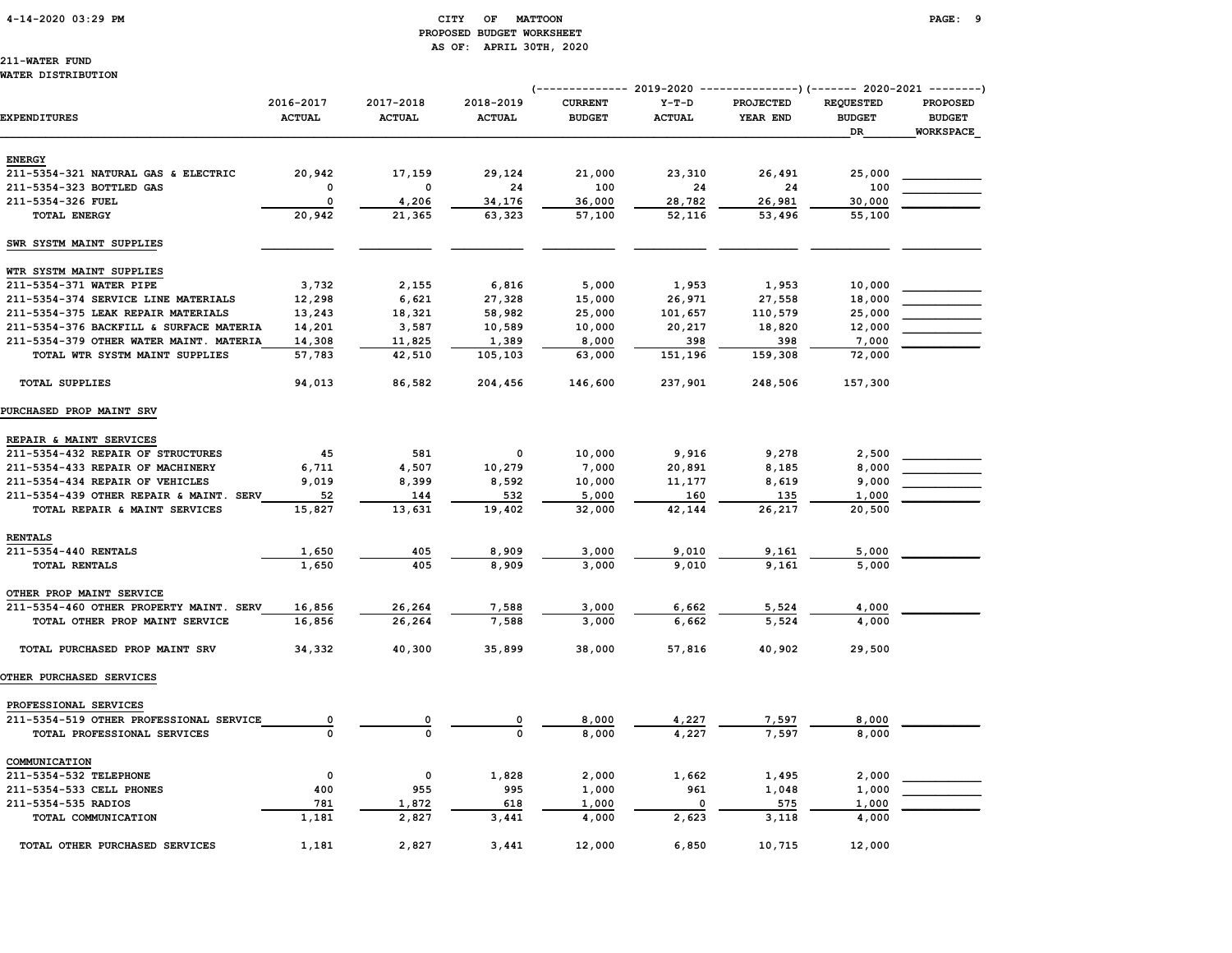CITY OF MATTOON
PROPOSED BUDGET WORKSHEET
AS OF: APRIL 30TH, 2020

211-WATER FUND
WATER DISTRIBUTION

| EXPENDITURES | 2016-2017 ACTUAL | 2017-2018 ACTUAL | 2018-2019 ACTUAL | 2019-2020 CURRENT BUDGET | 2019-2020 Y-T-D ACTUAL | 2019-2020 PROJECTED YEAR END | 2020-2021 REQUESTED BUDGET DR | 2020-2021 PROPOSED BUDGET WORKSPACE |
|---|---|---|---|---|---|---|---|---|
| **ENERGY** | | | | | | | | |
| 211-5354-321 NATURAL GAS & ELECTRIC | 20,942 | 17,159 | 29,124 | 21,000 | 23,310 | 26,491 | 25,000 | |
| 211-5354-323 BOTTLED GAS | 0 | 0 | 24 | 100 | 24 | 24 | 100 | |
| 211-5354-326 FUEL | 0 | 4,206 | 34,176 | 36,000 | 28,782 | 26,981 | 30,000 | |
| TOTAL ENERGY | 20,942 | 21,365 | 63,323 | 57,100 | 52,116 | 53,496 | 55,100 | |
| **SWR SYSTM MAINT SUPPLIES** | | | | | | | | |
| **WTR SYSTM MAINT SUPPLIES** | | | | | | | | |
| 211-5354-371 WATER PIPE | 3,732 | 2,155 | 6,816 | 5,000 | 1,953 | 1,953 | 10,000 | |
| 211-5354-374 SERVICE LINE MATERIALS | 12,298 | 6,621 | 27,328 | 15,000 | 26,971 | 27,558 | 18,000 | |
| 211-5354-375 LEAK REPAIR MATERIALS | 13,243 | 18,321 | 58,982 | 25,000 | 101,657 | 110,579 | 25,000 | |
| 211-5354-376 BACKFILL & SURFACE MATERIA | 14,201 | 3,587 | 10,589 | 10,000 | 20,217 | 18,820 | 12,000 | |
| 211-5354-379 OTHER WATER MAINT. MATERIA | 14,308 | 11,825 | 1,389 | 8,000 | 398 | 398 | 7,000 | |
| TOTAL WTR SYSTM MAINT SUPPLIES | 57,783 | 42,510 | 105,103 | 63,000 | 151,196 | 159,308 | 72,000 | |
| TOTAL SUPPLIES | 94,013 | 86,582 | 204,456 | 146,600 | 237,901 | 248,506 | 157,300 | |
| **PURCHASED PROP MAINT SRV** | | | | | | | | |
| **REPAIR & MAINT SERVICES** | | | | | | | | |
| 211-5354-432 REPAIR OF STRUCTURES | 45 | 581 | 0 | 10,000 | 9,916 | 9,278 | 2,500 | |
| 211-5354-433 REPAIR OF MACHINERY | 6,711 | 4,507 | 10,279 | 7,000 | 20,891 | 8,185 | 8,000 | |
| 211-5354-434 REPAIR OF VEHICLES | 9,019 | 8,399 | 8,592 | 10,000 | 11,177 | 8,619 | 9,000 | |
| 211-5354-439 OTHER REPAIR & MAINT. SERV | 52 | 144 | 532 | 5,000 | 160 | 135 | 1,000 | |
| TOTAL REPAIR & MAINT SERVICES | 15,827 | 13,631 | 19,402 | 32,000 | 42,144 | 26,217 | 20,500 | |
| **RENTALS** | | | | | | | | |
| 211-5354-440 RENTALS | 1,650 | 405 | 8,909 | 3,000 | 9,010 | 9,161 | 5,000 | |
| TOTAL RENTALS | 1,650 | 405 | 8,909 | 3,000 | 9,010 | 9,161 | 5,000 | |
| **OTHER PROP MAINT SERVICE** | | | | | | | | |
| 211-5354-460 OTHER PROPERTY MAINT. SERV | 16,856 | 26,264 | 7,588 | 3,000 | 6,662 | 5,524 | 4,000 | |
| TOTAL OTHER PROP MAINT SERVICE | 16,856 | 26,264 | 7,588 | 3,000 | 6,662 | 5,524 | 4,000 | |
| TOTAL PURCHASED PROP MAINT SRV | 34,332 | 40,300 | 35,899 | 38,000 | 57,816 | 40,902 | 29,500 | |
| **OTHER PURCHASED SERVICES** | | | | | | | | |
| **PROFESSIONAL SERVICES** | | | | | | | | |
| 211-5354-519 OTHER PROFESSIONAL SERVICE | 0 | 0 | 0 | 8,000 | 4,227 | 7,597 | 8,000 | |
| TOTAL PROFESSIONAL SERVICES | 0 | 0 | 0 | 8,000 | 4,227 | 7,597 | 8,000 | |
| **COMMUNICATION** | | | | | | | | |
| 211-5354-532 TELEPHONE | 0 | 0 | 1,828 | 2,000 | 1,662 | 1,495 | 2,000 | |
| 211-5354-533 CELL PHONES | 400 | 955 | 995 | 1,000 | 961 | 1,048 | 1,000 | |
| 211-5354-535 RADIOS | 781 | 1,872 | 618 | 1,000 | 0 | 575 | 1,000 | |
| TOTAL COMMUNICATION | 1,181 | 2,827 | 3,441 | 4,000 | 2,623 | 3,118 | 4,000 | |
| TOTAL OTHER PURCHASED SERVICES | 1,181 | 2,827 | 3,441 | 12,000 | 6,850 | 10,715 | 12,000 | |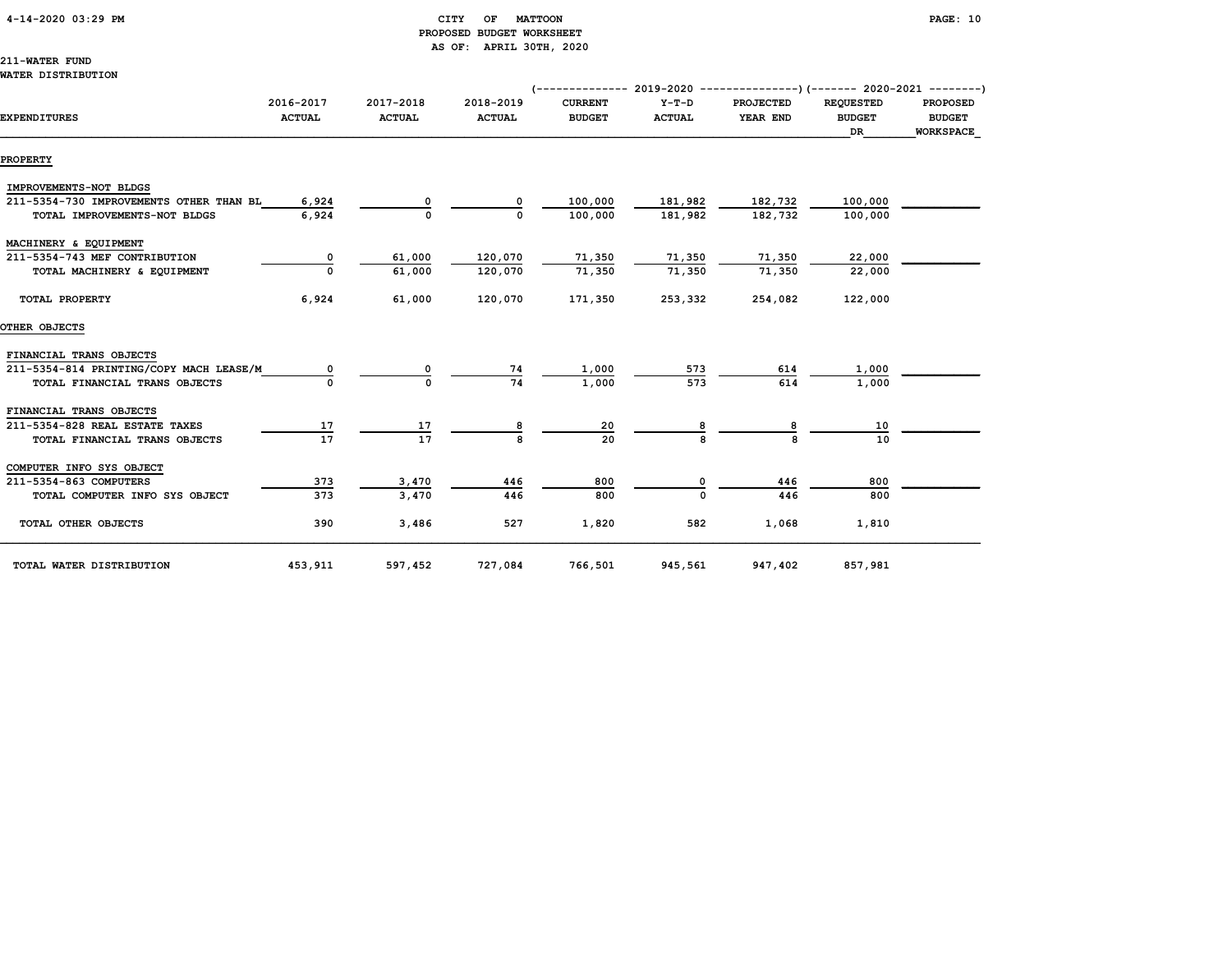CITY OF MATTOON
PROPOSED BUDGET WORKSHEET
AS OF: APRIL 30TH, 2020

211-WATER FUND
WATER DISTRIBUTION

| EXPENDITURES | 2016-2017 ACTUAL | 2017-2018 ACTUAL | 2018-2019 ACTUAL | 2019-2020 CURRENT BUDGET | 2019-2020 Y-T-D ACTUAL | 2019-2020 PROJECTED YEAR END | 2020-2021 REQUESTED BUDGET DR | 2020-2021 PROPOSED BUDGET WORKSPACE |
|---|---|---|---|---|---|---|---|---|
| **PROPERTY** | | | | | | | | |
| IMPROVEMENTS-NOT BLDGS | | | | | | | | |
| 211-5354-730 IMPROVEMENTS OTHER THAN BL | 6,924 | 0 | 0 | 100,000 | 181,982 | 182,732 | 100,000 | |
| TOTAL IMPROVEMENTS-NOT BLDGS | 6,924 | 0 | 0 | 100,000 | 181,982 | 182,732 | 100,000 | |
| MACHINERY & EQUIPMENT | | | | | | | | |
| 211-5354-743 MEF CONTRIBUTION | 0 | 61,000 | 120,070 | 71,350 | 71,350 | 71,350 | 22,000 | |
| TOTAL MACHINERY & EQUIPMENT | 0 | 61,000 | 120,070 | 71,350 | 71,350 | 71,350 | 22,000 | |
| TOTAL PROPERTY | 6,924 | 61,000 | 120,070 | 171,350 | 253,332 | 254,082 | 122,000 | |
| **OTHER OBJECTS** | | | | | | | | |
| FINANCIAL TRANS OBJECTS | | | | | | | | |
| 211-5354-814 PRINTING/COPY MACH LEASE/M | 0 | 0 | 74 | 1,000 | 573 | 614 | 1,000 | |
| TOTAL FINANCIAL TRANS OBJECTS | 0 | 0 | 74 | 1,000 | 573 | 614 | 1,000 | |
| FINANCIAL TRANS OBJECTS | | | | | | | | |
| 211-5354-828 REAL ESTATE TAXES | 17 | 17 | 8 | 20 | 8 | 8 | 10 | |
| TOTAL FINANCIAL TRANS OBJECTS | 17 | 17 | 8 | 20 | 8 | 8 | 10 | |
| COMPUTER INFO SYS OBJECT | | | | | | | | |
| 211-5354-863 COMPUTERS | 373 | 3,470 | 446 | 800 | 0 | 446 | 800 | |
| TOTAL COMPUTER INFO SYS OBJECT | 373 | 3,470 | 446 | 800 | 0 | 446 | 800 | |
| TOTAL OTHER OBJECTS | 390 | 3,486 | 527 | 1,820 | 582 | 1,068 | 1,810 | |
| TOTAL WATER DISTRIBUTION | 453,911 | 597,452 | 727,084 | 766,501 | 945,561 | 947,402 | 857,981 | |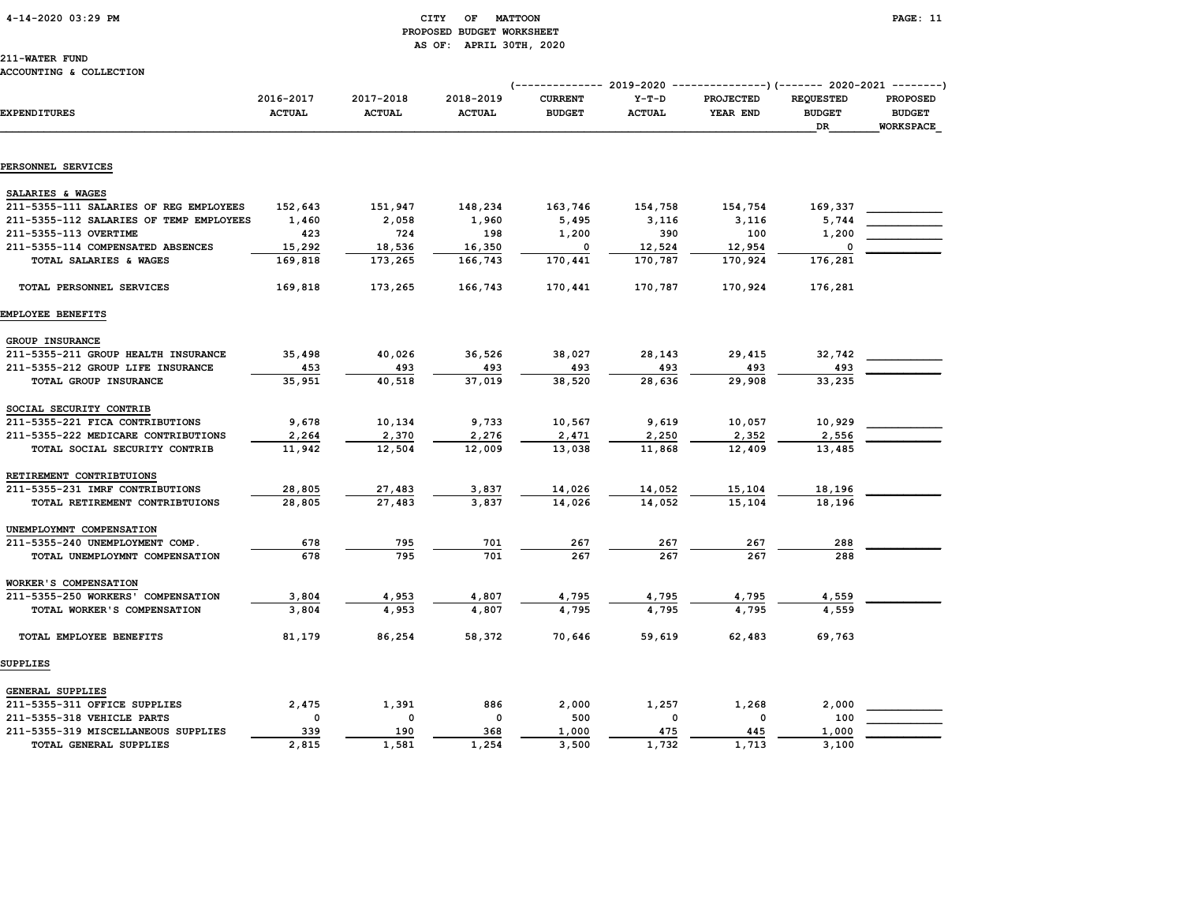# CITY OF MATTOON
## PROPOSED BUDGET WORKSHEET
### AS OF: APRIL 30TH, 2020

211-WATER FUND
ACCOUNTING & COLLECTION

| EXPENDITURES | 2016-2017 ACTUAL | 2017-2018 ACTUAL | 2018-2019 ACTUAL | 2019-2020 CURRENT BUDGET | 2019-2020 Y-T-D ACTUAL | 2019-2020 PROJECTED YEAR END | 2020-2021 REQUESTED BUDGET DR | 2020-2021 PROPOSED BUDGET WORKSPACE |
|---|---|---|---|---|---|---|---|---|
| **PERSONNEL SERVICES** | | | | | | | | |
| SALARIES & WAGES | | | | | | | | |
| 211-5355-111 SALARIES OF REG EMPLOYEES | 152,643 | 151,947 | 148,234 | 163,746 | 154,758 | 154,754 | 169,337 | |
| 211-5355-112 SALARIES OF TEMP EMPLOYEES | 1,460 | 2,058 | 1,960 | 5,495 | 3,116 | 3,116 | 5,744 | |
| 211-5355-113 OVERTIME | 423 | 724 | 198 | 1,200 | 390 | 100 | 1,200 | |
| 211-5355-114 COMPENSATED ABSENCES | 15,292 | 18,536 | 16,350 | 0 | 12,524 | 12,954 | 0 | |
| TOTAL SALARIES & WAGES | 169,818 | 173,265 | 166,743 | 170,441 | 170,787 | 170,924 | 176,281 | |
| TOTAL PERSONNEL SERVICES | 169,818 | 173,265 | 166,743 | 170,441 | 170,787 | 170,924 | 176,281 | |
| **EMPLOYEE BENEFITS** | | | | | | | | |
| GROUP INSURANCE | | | | | | | | |
| 211-5355-211 GROUP HEALTH INSURANCE | 35,498 | 40,026 | 36,526 | 38,027 | 28,143 | 29,415 | 32,742 | |
| 211-5355-212 GROUP LIFE INSURANCE | 453 | 493 | 493 | 493 | 493 | 493 | 493 | |
| TOTAL GROUP INSURANCE | 35,951 | 40,518 | 37,019 | 38,520 | 28,636 | 29,908 | 33,235 | |
| SOCIAL SECURITY CONTRIB | | | | | | | | |
| 211-5355-221 FICA CONTRIBUTIONS | 9,678 | 10,134 | 9,733 | 10,567 | 9,619 | 10,057 | 10,929 | |
| 211-5355-222 MEDICARE CONTRIBUTIONS | 2,264 | 2,370 | 2,276 | 2,471 | 2,250 | 2,352 | 2,556 | |
| TOTAL SOCIAL SECURITY CONTRIB | 11,942 | 12,504 | 12,009 | 13,038 | 11,868 | 12,409 | 13,485 | |
| RETIREMENT CONTRIBTUIONS | | | | | | | | |
| 211-5355-231 IMRF CONTRIBUTIONS | 28,805 | 27,483 | 3,837 | 14,026 | 14,052 | 15,104 | 18,196 | |
| TOTAL RETIREMENT CONTRIBTUIONS | 28,805 | 27,483 | 3,837 | 14,026 | 14,052 | 15,104 | 18,196 | |
| UNEMPLOYMNT COMPENSATION | | | | | | | | |
| 211-5355-240 UNEMPLOYMENT COMP. | 678 | 795 | 701 | 267 | 267 | 267 | 288 | |
| TOTAL UNEMPLOYMNT COMPENSATION | 678 | 795 | 701 | 267 | 267 | 267 | 288 | |
| WORKER'S COMPENSATION | | | | | | | | |
| 211-5355-250 WORKERS' COMPENSATION | 3,804 | 4,953 | 4,807 | 4,795 | 4,795 | 4,795 | 4,559 | |
| TOTAL WORKER'S COMPENSATION | 3,804 | 4,953 | 4,807 | 4,795 | 4,795 | 4,795 | 4,559 | |
| TOTAL EMPLOYEE BENEFITS | 81,179 | 86,254 | 58,372 | 70,646 | 59,619 | 62,483 | 69,763 | |
| **SUPPLIES** | | | | | | | | |
| GENERAL SUPPLIES | | | | | | | | |
| 211-5355-311 OFFICE SUPPLIES | 2,475 | 1,391 | 886 | 2,000 | 1,257 | 1,268 | 2,000 | |
| 211-5355-318 VEHICLE PARTS | 0 | 0 | 0 | 500 | 0 | 0 | 100 | |
| 211-5355-319 MISCELLANEOUS SUPPLIES | 339 | 190 | 368 | 1,000 | 475 | 445 | 1,000 | |
| TOTAL GENERAL SUPPLIES | 2,815 | 1,581 | 1,254 | 3,500 | 1,732 | 1,713 | 3,100 | |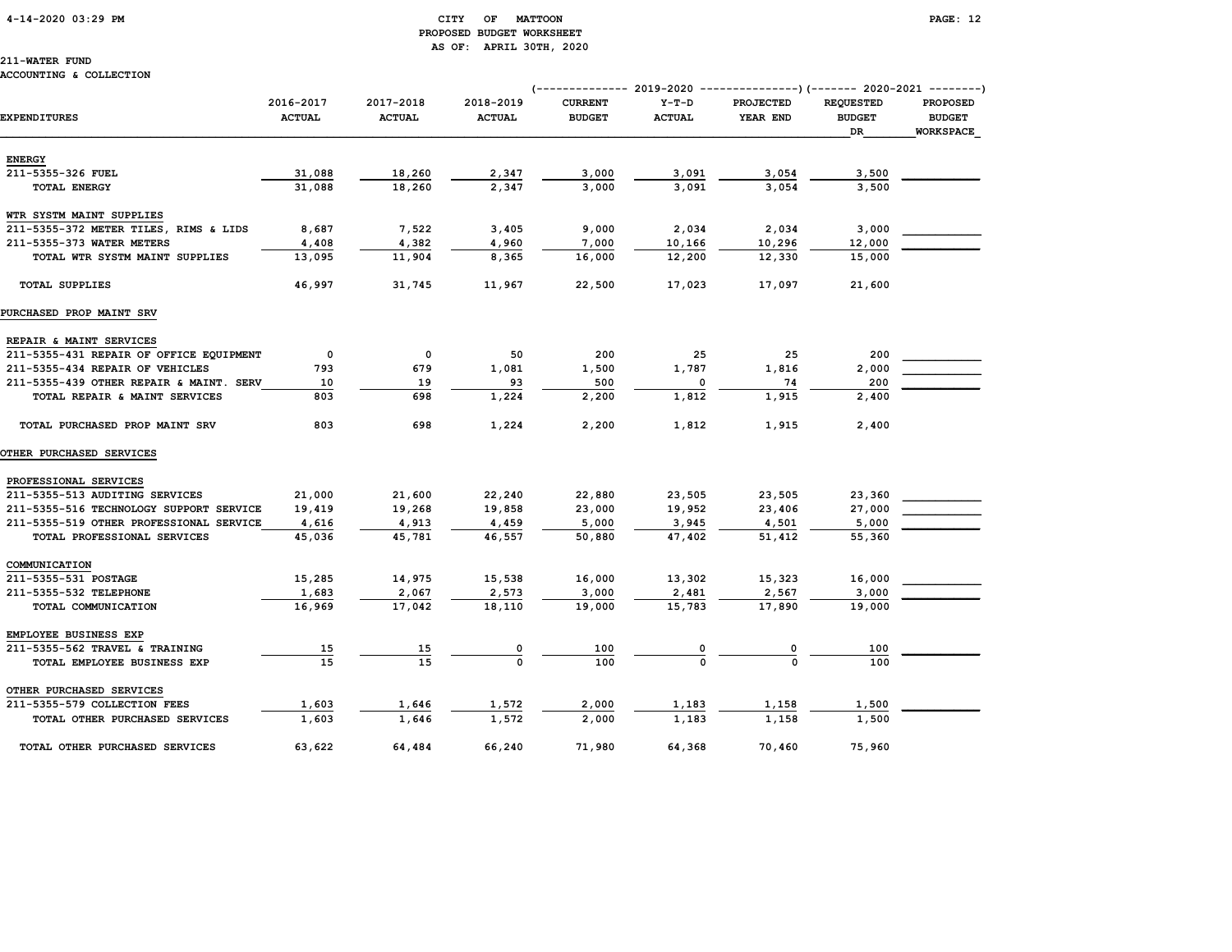CITY OF MATTOON
PROPOSED BUDGET WORKSHEET
AS OF: APRIL 30TH, 2020

211-WATER FUND
ACCOUNTING & COLLECTION

| EXPENDITURES | 2016-2017 ACTUAL | 2017-2018 ACTUAL | 2018-2019 ACTUAL | 2019-2020 CURRENT BUDGET | 2019-2020 Y-T-D ACTUAL | 2019-2020 PROJECTED YEAR END | 2020-2021 REQUESTED BUDGET DR | 2020-2021 PROPOSED BUDGET WORKSPACE |
|---|---|---|---|---|---|---|---|---|
| **ENERGY** | | | | | | | | |
| 211-5355-326 FUEL | 31,088 | 18,260 | 2,347 | 3,000 | 3,091 | 3,054 | 3,500 | |
| TOTAL ENERGY | 31,088 | 18,260 | 2,347 | 3,000 | 3,091 | 3,054 | 3,500 | |
| **WTR SYSTM MAINT SUPPLIES** | | | | | | | | |
| 211-5355-372 METER TILES, RIMS & LIDS | 8,687 | 7,522 | 3,405 | 9,000 | 2,034 | 2,034 | 3,000 | |
| 211-5355-373 WATER METERS | 4,408 | 4,382 | 4,960 | 7,000 | 10,166 | 10,296 | 12,000 | |
| TOTAL WTR SYSTM MAINT SUPPLIES | 13,095 | 11,904 | 8,365 | 16,000 | 12,200 | 12,330 | 15,000 | |
| TOTAL SUPPLIES | 46,997 | 31,745 | 11,967 | 22,500 | 17,023 | 17,097 | 21,600 | |
| **PURCHASED PROP MAINT SRV** | | | | | | | | |
| **REPAIR & MAINT SERVICES** | | | | | | | | |
| 211-5355-431 REPAIR OF OFFICE EQUIPMENT | 0 | 0 | 50 | 200 | 25 | 25 | 200 | |
| 211-5355-434 REPAIR OF VEHICLES | 793 | 679 | 1,081 | 1,500 | 1,787 | 1,816 | 2,000 | |
| 211-5355-439 OTHER REPAIR & MAINT. SERV | 10 | 19 | 93 | 500 | 0 | 74 | 200 | |
| TOTAL REPAIR & MAINT SERVICES | 803 | 698 | 1,224 | 2,200 | 1,812 | 1,915 | 2,400 | |
| TOTAL PURCHASED PROP MAINT SRV | 803 | 698 | 1,224 | 2,200 | 1,812 | 1,915 | 2,400 | |
| **OTHER PURCHASED SERVICES** | | | | | | | | |
| **PROFESSIONAL SERVICES** | | | | | | | | |
| 211-5355-513 AUDITING SERVICES | 21,000 | 21,600 | 22,240 | 22,880 | 23,505 | 23,505 | 23,360 | |
| 211-5355-516 TECHNOLOGY SUPPORT SERVICE | 19,419 | 19,268 | 19,858 | 23,000 | 19,952 | 23,406 | 27,000 | |
| 211-5355-519 OTHER PROFESSIONAL SERVICE | 4,616 | 4,913 | 4,459 | 5,000 | 3,945 | 4,501 | 5,000 | |
| TOTAL PROFESSIONAL SERVICES | 45,036 | 45,781 | 46,557 | 50,880 | 47,402 | 51,412 | 55,360 | |
| **COMMUNICATION** | | | | | | | | |
| 211-5355-531 POSTAGE | 15,285 | 14,975 | 15,538 | 16,000 | 13,302 | 15,323 | 16,000 | |
| 211-5355-532 TELEPHONE | 1,683 | 2,067 | 2,573 | 3,000 | 2,481 | 2,567 | 3,000 | |
| TOTAL COMMUNICATION | 16,969 | 17,042 | 18,110 | 19,000 | 15,783 | 17,890 | 19,000 | |
| **EMPLOYEE BUSINESS EXP** | | | | | | | | |
| 211-5355-562 TRAVEL & TRAINING | 15 | 15 | 0 | 100 | 0 | 0 | 100 | |
| TOTAL EMPLOYEE BUSINESS EXP | 15 | 15 | 0 | 100 | 0 | 0 | 100 | |
| **OTHER PURCHASED SERVICES** | | | | | | | | |
| 211-5355-579 COLLECTION FEES | 1,603 | 1,646 | 1,572 | 2,000 | 1,183 | 1,158 | 1,500 | |
| TOTAL OTHER PURCHASED SERVICES | 1,603 | 1,646 | 1,572 | 2,000 | 1,183 | 1,158 | 1,500 | |
| TOTAL OTHER PURCHASED SERVICES | 63,622 | 64,484 | 66,240 | 71,980 | 64,368 | 70,460 | 75,960 | |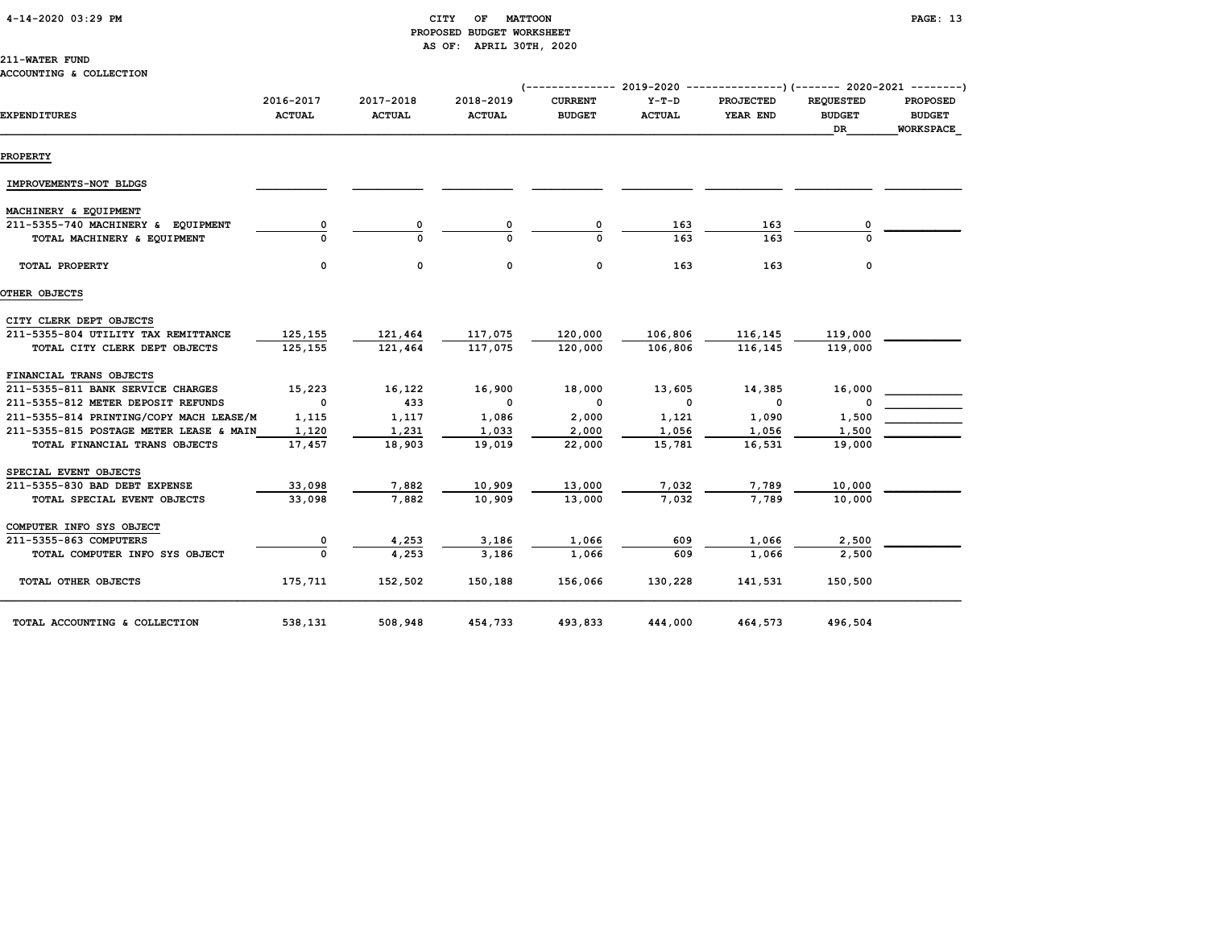# CITY OF MATTOON
## PROPOSED BUDGET WORKSHEET
### AS OF: APRIL 30TH, 2020

211-WATER FUND
ACCOUNTING & COLLECTION

| EXPENDITURES | 2016-2017 ACTUAL | 2017-2018 ACTUAL | 2018-2019 ACTUAL | 2019-2020 CURRENT BUDGET | 2019-2020 Y-T-D ACTUAL | 2019-2020 PROJECTED YEAR END | 2020-2021 REQUESTED BUDGET DR | 2020-2021 PROPOSED BUDGET WORKSPACE |
|---|---|---|---|---|---|---|---|---|
| **PROPERTY** | | | | | | | | |
| IMPROVEMENTS-NOT BLDGS | | | | | | | | |
| MACHINERY & EQUIPMENT | | | | | | | | |
| 211-5355-740 MACHINERY & EQUIPMENT | 0 | 0 | 0 | 0 | 163 | 163 | 0 | |
| TOTAL MACHINERY & EQUIPMENT | 0 | 0 | 0 | 0 | 163 | 163 | 0 | |
| TOTAL PROPERTY | 0 | 0 | 0 | 0 | 163 | 163 | 0 | |
| **OTHER OBJECTS** | | | | | | | | |
| CITY CLERK DEPT OBJECTS | | | | | | | | |
| 211-5355-804 UTILITY TAX REMITTANCE | 125,155 | 121,464 | 117,075 | 120,000 | 106,806 | 116,145 | 119,000 | |
| TOTAL CITY CLERK DEPT OBJECTS | 125,155 | 121,464 | 117,075 | 120,000 | 106,806 | 116,145 | 119,000 | |
| FINANCIAL TRANS OBJECTS | | | | | | | | |
| 211-5355-811 BANK SERVICE CHARGES | 15,223 | 16,122 | 16,900 | 18,000 | 13,605 | 14,385 | 16,000 | |
| 211-5355-812 METER DEPOSIT REFUNDS | 0 | 433 | 0 | 0 | 0 | 0 | 0 | |
| 211-5355-814 PRINTING/COPY MACH LEASE/M | 1,115 | 1,117 | 1,086 | 2,000 | 1,121 | 1,090 | 1,500 | |
| 211-5355-815 POSTAGE METER LEASE & MAIN | 1,120 | 1,231 | 1,033 | 2,000 | 1,056 | 1,056 | 1,500 | |
| TOTAL FINANCIAL TRANS OBJECTS | 17,457 | 18,903 | 19,019 | 22,000 | 15,781 | 16,531 | 19,000 | |
| SPECIAL EVENT OBJECTS | | | | | | | | |
| 211-5355-830 BAD DEBT EXPENSE | 33,098 | 7,882 | 10,909 | 13,000 | 7,032 | 7,789 | 10,000 | |
| TOTAL SPECIAL EVENT OBJECTS | 33,098 | 7,882 | 10,909 | 13,000 | 7,032 | 7,789 | 10,000 | |
| COMPUTER INFO SYS OBJECT | | | | | | | | |
| 211-5355-863 COMPUTERS | 0 | 4,253 | 3,186 | 1,066 | 609 | 1,066 | 2,500 | |
| TOTAL COMPUTER INFO SYS OBJECT | 0 | 4,253 | 3,186 | 1,066 | 609 | 1,066 | 2,500 | |
| TOTAL OTHER OBJECTS | 175,711 | 152,502 | 150,188 | 156,066 | 130,228 | 141,531 | 150,500 | |
| TOTAL ACCOUNTING & COLLECTION | 538,131 | 508,948 | 454,733 | 493,833 | 444,000 | 464,573 | 496,504 | |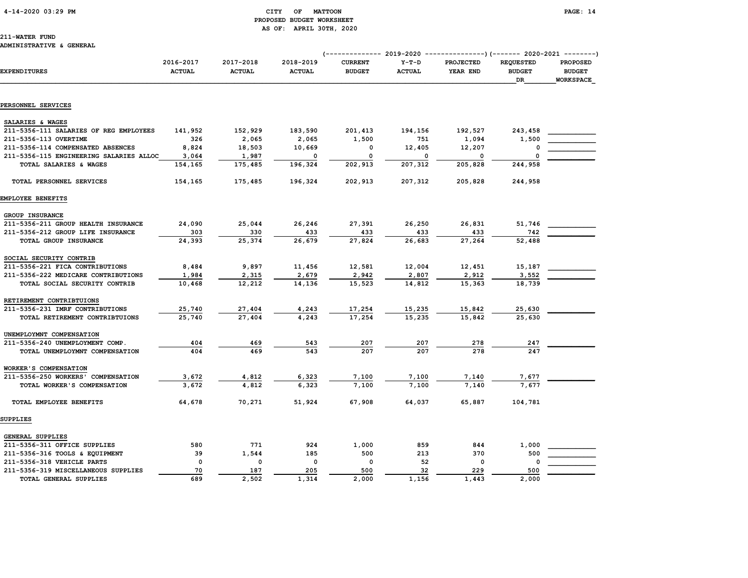CITY OF MATTOON
PROPOSED BUDGET WORKSHEET
AS OF: APRIL 30TH, 2020

211-WATER FUND
ADMINISTRATIVE & GENERAL

| EXPENDITURES | 2016-2017 ACTUAL | 2017-2018 ACTUAL | 2018-2019 ACTUAL | 2019-2020 CURRENT BUDGET | 2019-2020 Y-T-D ACTUAL | 2019-2020 PROJECTED YEAR END | 2020-2021 REQUESTED BUDGET DR | 2020-2021 PROPOSED BUDGET WORKSPACE |
|---|---|---|---|---|---|---|---|---|
| **PERSONNEL SERVICES** | | | | | | | | |
| SALARIES & WAGES | | | | | | | | |
| 211-5356-111 SALARIES OF REG EMPLOYEES | 141,952 | 152,929 | 183,590 | 201,413 | 194,156 | 192,527 | 243,458 | |
| 211-5356-113 OVERTIME | 326 | 2,065 | 2,065 | 1,500 | 751 | 1,094 | 1,500 | |
| 211-5356-114 COMPENSATED ABSENCES | 8,824 | 18,503 | 10,669 | 0 | 12,405 | 12,207 | 0 | |
| 211-5356-115 ENGINEERING SALARIES ALLOC | 3,064 | 1,987 | 0 | 0 | 0 | 0 | 0 | |
| TOTAL SALARIES & WAGES | 154,165 | 175,485 | 196,324 | 202,913 | 207,312 | 205,828 | 244,958 | |
| TOTAL PERSONNEL SERVICES | 154,165 | 175,485 | 196,324 | 202,913 | 207,312 | 205,828 | 244,958 | |
| **EMPLOYEE BENEFITS** | | | | | | | | |
| GROUP INSURANCE | | | | | | | | |
| 211-5356-211 GROUP HEALTH INSURANCE | 24,090 | 25,044 | 26,246 | 27,391 | 26,250 | 26,831 | 51,746 | |
| 211-5356-212 GROUP LIFE INSURANCE | 303 | 330 | 433 | 433 | 433 | 433 | 742 | |
| TOTAL GROUP INSURANCE | 24,393 | 25,374 | 26,679 | 27,824 | 26,683 | 27,264 | 52,488 | |
| SOCIAL SECURITY CONTRIB | | | | | | | | |
| 211-5356-221 FICA CONTRIBUTIONS | 8,484 | 9,897 | 11,456 | 12,581 | 12,004 | 12,451 | 15,187 | |
| 211-5356-222 MEDICARE CONTRIBUTIONS | 1,984 | 2,315 | 2,679 | 2,942 | 2,807 | 2,912 | 3,552 | |
| TOTAL SOCIAL SECURITY CONTRIB | 10,468 | 12,212 | 14,136 | 15,523 | 14,812 | 15,363 | 18,739 | |
| RETIREMENT CONTRIBTUIONS | | | | | | | | |
| 211-5356-231 IMRF CONTRIBUTIONS | 25,740 | 27,404 | 4,243 | 17,254 | 15,235 | 15,842 | 25,630 | |
| TOTAL RETIREMENT CONTRIBTUIONS | 25,740 | 27,404 | 4,243 | 17,254 | 15,235 | 15,842 | 25,630 | |
| UNEMPLOYMNT COMPENSATION | | | | | | | | |
| 211-5356-240 UNEMPLOYMENT COMP. | 404 | 469 | 543 | 207 | 207 | 278 | 247 | |
| TOTAL UNEMPLOYMNT COMPENSATION | 404 | 469 | 543 | 207 | 207 | 278 | 247 | |
| WORKER'S COMPENSATION | | | | | | | | |
| 211-5356-250 WORKERS' COMPENSATION | 3,672 | 4,812 | 6,323 | 7,100 | 7,100 | 7,140 | 7,677 | |
| TOTAL WORKER'S COMPENSATION | 3,672 | 4,812 | 6,323 | 7,100 | 7,100 | 7,140 | 7,677 | |
| TOTAL EMPLOYEE BENEFITS | 64,678 | 70,271 | 51,924 | 67,908 | 64,037 | 65,887 | 104,781 | |
| **SUPPLIES** | | | | | | | | |
| GENERAL SUPPLIES | | | | | | | | |
| 211-5356-311 OFFICE SUPPLIES | 580 | 771 | 924 | 1,000 | 859 | 844 | 1,000 | |
| 211-5356-316 TOOLS & EQUIPMENT | 39 | 1,544 | 185 | 500 | 213 | 370 | 500 | |
| 211-5356-318 VEHICLE PARTS | 0 | 0 | 0 | 0 | 52 | 0 | 0 | |
| 211-5356-319 MISCELLANEOUS SUPPLIES | 70 | 187 | 205 | 500 | 32 | 229 | 500 | |
| TOTAL GENERAL SUPPLIES | 689 | 2,502 | 1,314 | 2,000 | 1,156 | 1,443 | 2,000 | |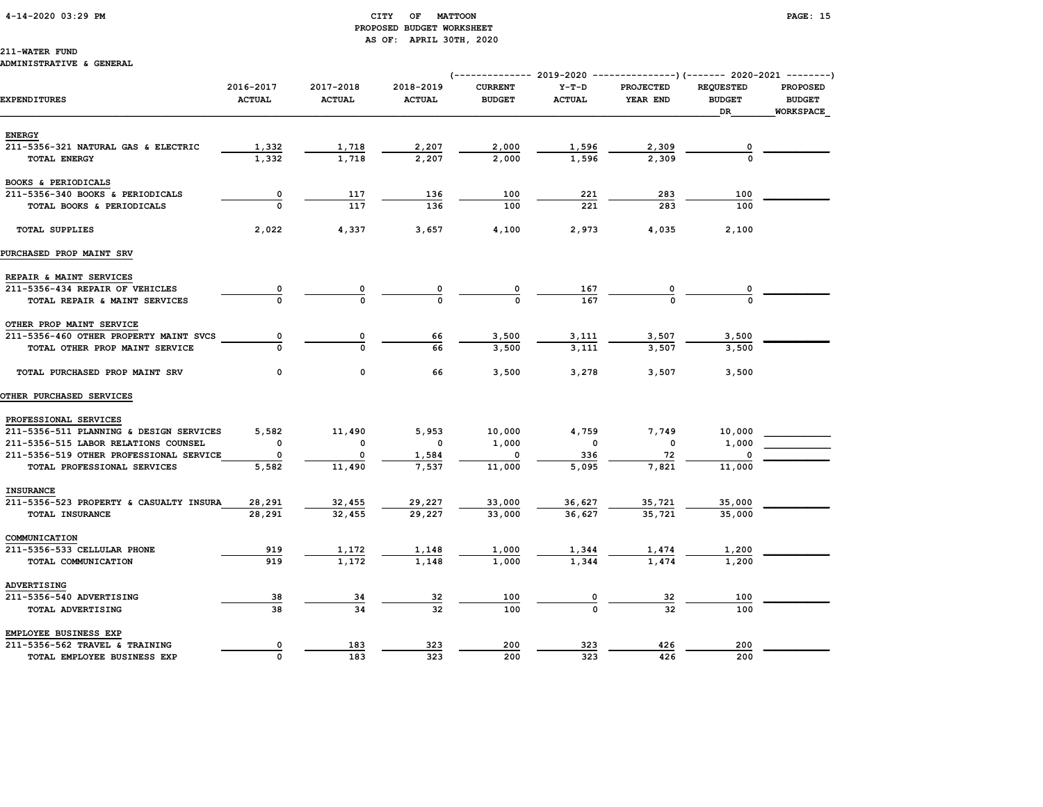# CITY OF MATTOON
## PROPOSED BUDGET WORKSHEET
### AS OF: APRIL 30TH, 2020

**211-WATER FUND**
**ADMINISTRATIVE & GENERAL**

| EXPENDITURES | 2016-2017 ACTUAL | 2017-2018 ACTUAL | 2018-2019 ACTUAL | 2019-2020 CURRENT BUDGET | 2019-2020 Y-T-D ACTUAL | 2019-2020 PROJECTED YEAR END | 2020-2021 REQUESTED BUDGET DR | 2020-2021 PROPOSED BUDGET WORKSPACE |
|---|---|---|---|---|---|---|---|---|
| **ENERGY** | | | | | | | | |
| 211-5356-321 NATURAL GAS & ELECTRIC | 1,332 | 1,718 | 2,207 | 2,000 | 1,596 | 2,309 | 0 | |
| TOTAL ENERGY | 1,332 | 1,718 | 2,207 | 2,000 | 1,596 | 2,309 | 0 | |
| **BOOKS & PERIODICALS** | | | | | | | | |
| 211-5356-340 BOOKS & PERIODICALS | 0 | 117 | 136 | 100 | 221 | 283 | 100 | |
| TOTAL BOOKS & PERIODICALS | 0 | 117 | 136 | 100 | 221 | 283 | 100 | |
| TOTAL SUPPLIES | 2,022 | 4,337 | 3,657 | 4,100 | 2,973 | 4,035 | 2,100 | |
| **PURCHASED PROP MAINT SRV** | | | | | | | | |
| **REPAIR & MAINT SERVICES** | | | | | | | | |
| 211-5356-434 REPAIR OF VEHICLES | 0 | 0 | 0 | 0 | 167 | 0 | 0 | |
| TOTAL REPAIR & MAINT SERVICES | 0 | 0 | 0 | 0 | 167 | 0 | 0 | |
| **OTHER PROP MAINT SERVICE** | | | | | | | | |
| 211-5356-460 OTHER PROPERTY MAINT SVCS | 0 | 0 | 66 | 3,500 | 3,111 | 3,507 | 3,500 | |
| TOTAL OTHER PROP MAINT SERVICE | 0 | 0 | 66 | 3,500 | 3,111 | 3,507 | 3,500 | |
| TOTAL PURCHASED PROP MAINT SRV | 0 | 0 | 66 | 3,500 | 3,278 | 3,507 | 3,500 | |
| **OTHER PURCHASED SERVICES** | | | | | | | | |
| **PROFESSIONAL SERVICES** | | | | | | | | |
| 211-5356-511 PLANNING & DESIGN SERVICES | 5,582 | 11,490 | 5,953 | 10,000 | 4,759 | 7,749 | 10,000 | |
| 211-5356-515 LABOR RELATIONS COUNSEL | 0 | 0 | 0 | 1,000 | 0 | 0 | 1,000 | |
| 211-5356-519 OTHER PROFESSIONAL SERVICE | 0 | 0 | 1,584 | 0 | 336 | 72 | 0 | |
| TOTAL PROFESSIONAL SERVICES | 5,582 | 11,490 | 7,537 | 11,000 | 5,095 | 7,821 | 11,000 | |
| **INSURANCE** | | | | | | | | |
| 211-5356-523 PROPERTY & CASUALTY INSURA | 28,291 | 32,455 | 29,227 | 33,000 | 36,627 | 35,721 | 35,000 | |
| TOTAL INSURANCE | 28,291 | 32,455 | 29,227 | 33,000 | 36,627 | 35,721 | 35,000 | |
| **COMMUNICATION** | | | | | | | | |
| 211-5356-533 CELLULAR PHONE | 919 | 1,172 | 1,148 | 1,000 | 1,344 | 1,474 | 1,200 | |
| TOTAL COMMUNICATION | 919 | 1,172 | 1,148 | 1,000 | 1,344 | 1,474 | 1,200 | |
| **ADVERTISING** | | | | | | | | |
| 211-5356-540 ADVERTISING | 38 | 34 | 32 | 100 | 0 | 32 | 100 | |
| TOTAL ADVERTISING | 38 | 34 | 32 | 100 | 0 | 32 | 100 | |
| **EMPLOYEE BUSINESS EXP** | | | | | | | | |
| 211-5356-562 TRAVEL & TRAINING | 0 | 183 | 323 | 200 | 323 | 426 | 200 | |
| TOTAL EMPLOYEE BUSINESS EXP | 0 | 183 | 323 | 200 | 323 | 426 | 200 | |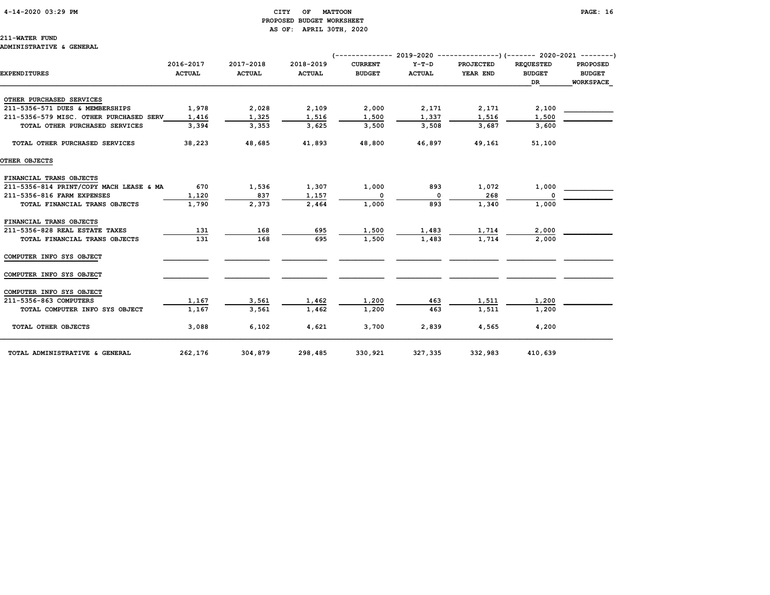CITY OF MATTOON
PROPOSED BUDGET WORKSHEET
AS OF: APRIL 30TH, 2020

211-WATER FUND
ADMINISTRATIVE & GENERAL

| EXPENDITURES | 2016-2017 ACTUAL | 2017-2018 ACTUAL | 2018-2019 ACTUAL | 2019-2020 CURRENT BUDGET | 2019-2020 Y-T-D ACTUAL | 2019-2020 PROJECTED YEAR END | 2020-2021 REQUESTED BUDGET DR | 2020-2021 PROPOSED BUDGET WORKSPACE |
|---|---|---|---|---|---|---|---|---|
| OTHER PURCHASED SERVICES | | | | | | | | |
| 211-5356-571 DUES & MEMBERSHIPS | 1,978 | 2,028 | 2,109 | 2,000 | 2,171 | 2,171 | 2,100 | ___________ |
| 211-5356-579 MISC. OTHER PURCHASED SERV | 1,416 | 1,325 | 1,516 | 1,500 | 1,337 | 1,516 | 1,500 | ___________ |
| TOTAL OTHER PURCHASED SERVICES | 3,394 | 3,353 | 3,625 | 3,500 | 3,508 | 3,687 | 3,600 | |
| TOTAL OTHER PURCHASED SERVICES | 38,223 | 48,685 | 41,893 | 48,800 | 46,897 | 49,161 | 51,100 | |
| OTHER OBJECTS | | | | | | | | |
| FINANCIAL TRANS OBJECTS | | | | | | | | |
| 211-5356-814 PRINT/COPY MACH LEASE & MA | 670 | 1,536 | 1,307 | 1,000 | 893 | 1,072 | 1,000 | ___________ |
| 211-5356-816 FARM EXPENSES | 1,120 | 837 | 1,157 | 0 | 0 | 268 | 0 | ___________ |
| TOTAL FINANCIAL TRANS OBJECTS | 1,790 | 2,373 | 2,464 | 1,000 | 893 | 1,340 | 1,000 | |
| FINANCIAL TRANS OBJECTS | | | | | | | | |
| 211-5356-828 REAL ESTATE TAXES | 131 | 168 | 695 | 1,500 | 1,483 | 1,714 | 2,000 | ___________ |
| TOTAL FINANCIAL TRANS OBJECTS | 131 | 168 | 695 | 1,500 | 1,483 | 1,714 | 2,000 | |
| COMPUTER INFO SYS OBJECT | | | | | | | | |
| COMPUTER INFO SYS OBJECT | | | | | | | | |
| COMPUTER INFO SYS OBJECT | | | | | | | | |
| 211-5356-863 COMPUTERS | 1,167 | 3,561 | 1,462 | 1,200 | 463 | 1,511 | 1,200 | ___________ |
| TOTAL COMPUTER INFO SYS OBJECT | 1,167 | 3,561 | 1,462 | 1,200 | 463 | 1,511 | 1,200 | |
| TOTAL OTHER OBJECTS | 3,088 | 6,102 | 4,621 | 3,700 | 2,839 | 4,565 | 4,200 | |
| TOTAL ADMINISTRATIVE & GENERAL | 262,176 | 304,879 | 298,485 | 330,921 | 327,335 | 332,983 | 410,639 | |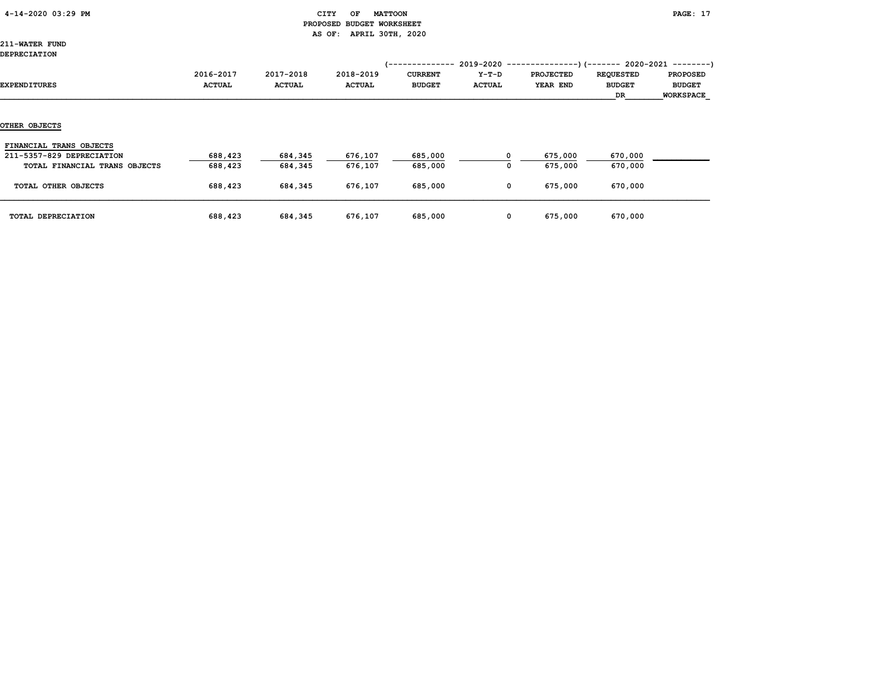CITY OF MATTOON
PROPOSED BUDGET WORKSHEET
AS OF: APRIL 30TH, 2020

211-WATER FUND
DEPRECIATION

| EXPENDITURES | 2016-2017 ACTUAL | 2017-2018 ACTUAL | 2018-2019 ACTUAL | 2019-2020 CURRENT BUDGET | 2019-2020 Y-T-D ACTUAL | 2019-2020 PROJECTED YEAR END | 2020-2021 REQUESTED BUDGET DR | 2020-2021 PROPOSED BUDGET WORKSPACE |
|---|---|---|---|---|---|---|---|---|
| **OTHER OBJECTS** | | | | | | | | |
| FINANCIAL TRANS OBJECTS | | | | | | | | |
| 211-5357-829 DEPRECIATION | 688,423 | 684,345 | 676,107 | 685,000 | 0 | 675,000 | 670,000 | |
| TOTAL FINANCIAL TRANS OBJECTS | 688,423 | 684,345 | 676,107 | 685,000 | 0 | 675,000 | 670,000 | |
| TOTAL OTHER OBJECTS | 688,423 | 684,345 | 676,107 | 685,000 | 0 | 675,000 | 670,000 | |
| TOTAL DEPRECIATION | 688,423 | 684,345 | 676,107 | 685,000 | 0 | 675,000 | 670,000 | |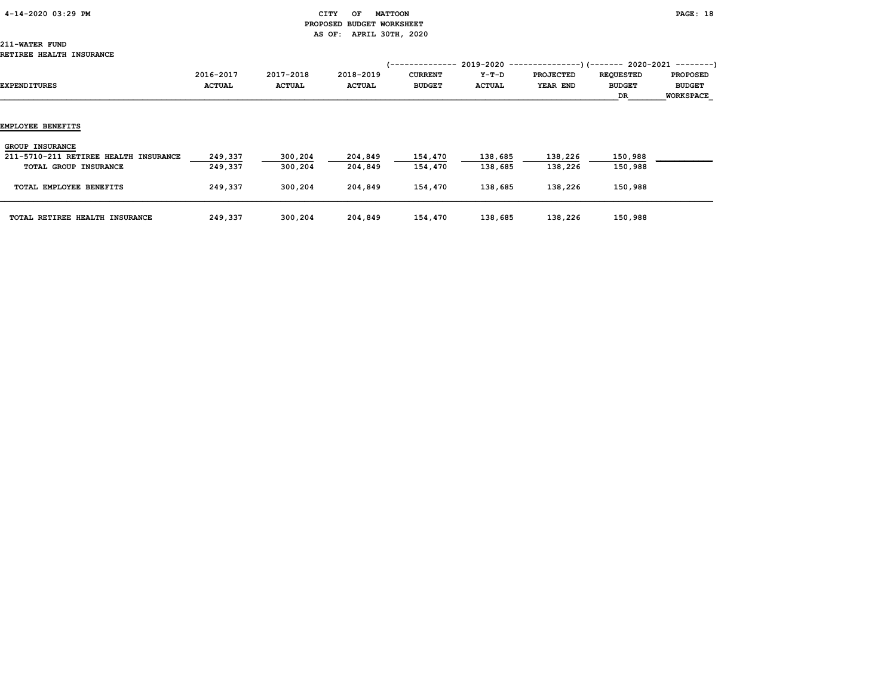CITY OF MATTOON
PROPOSED BUDGET WORKSHEET
AS OF: APRIL 30TH, 2020

211-WATER FUND
RETIREE HEALTH INSURANCE

| EXPENDITURES | 2016-2017 ACTUAL | 2017-2018 ACTUAL | 2018-2019 ACTUAL | 2019-2020 CURRENT BUDGET | 2019-2020 Y-T-D ACTUAL | 2019-2020 PROJECTED YEAR END | 2020-2021 REQUESTED BUDGET DR | 2020-2021 PROPOSED BUDGET WORKSPACE |
|---|---|---|---|---|---|---|---|---|
| **EMPLOYEE BENEFITS** | | | | | | | | |
| GROUP INSURANCE | | | | | | | | |
| 211-5710-211 RETIREE HEALTH INSURANCE | 249,337 | 300,204 | 204,849 | 154,470 | 138,685 | 138,226 | 150,988 | |
| TOTAL GROUP INSURANCE | 249,337 | 300,204 | 204,849 | 154,470 | 138,685 | 138,226 | 150,988 | |
| TOTAL EMPLOYEE BENEFITS | 249,337 | 300,204 | 204,849 | 154,470 | 138,685 | 138,226 | 150,988 | |
| TOTAL RETIREE HEALTH INSURANCE | 249,337 | 300,204 | 204,849 | 154,470 | 138,685 | 138,226 | 150,988 | |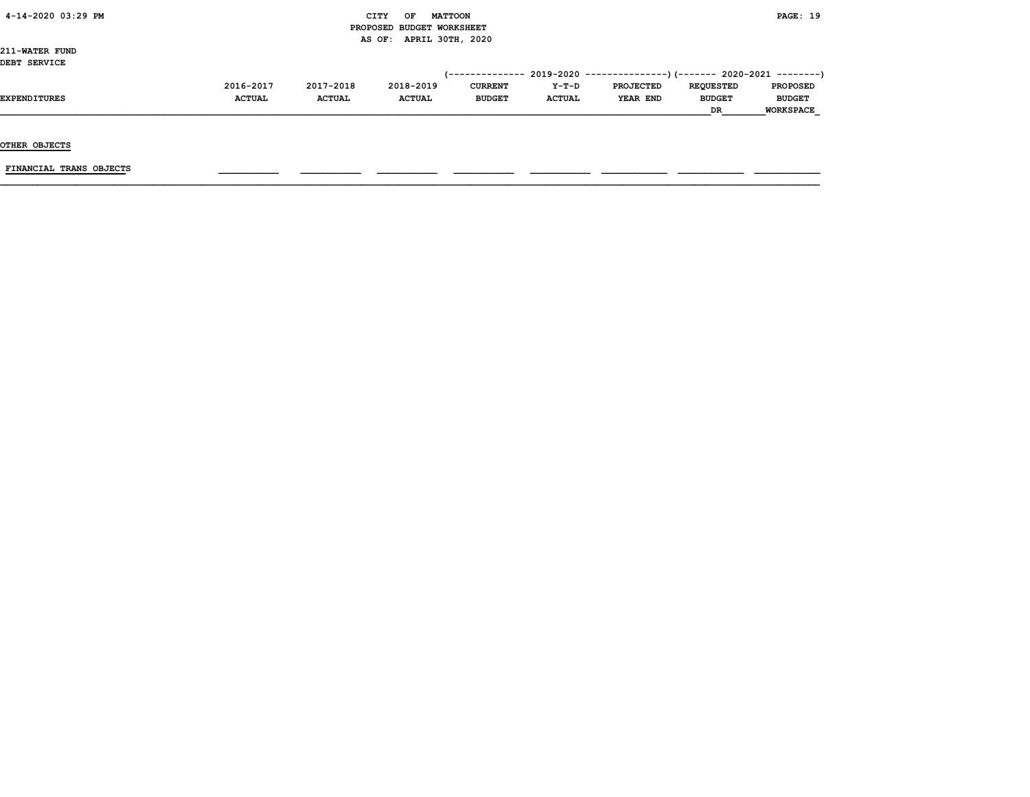CITY OF MATTOON
PROPOSED BUDGET WORKSHEET
AS OF: APRIL 30TH, 2020

211-WATER FUND
DEBT SERVICE

| EXPENDITURES | 2016-2017 ACTUAL | 2017-2018 ACTUAL | 2018-2019 ACTUAL | 2019-2020 CURRENT BUDGET | 2019-2020 Y-T-D ACTUAL | 2019-2020 PROJECTED YEAR END | 2020-2021 REQUESTED BUDGET DR | 2020-2021 PROPOSED BUDGET WORKSPACE |
|---|---|---|---|---|---|---|---|---|
| **OTHER OBJECTS** | | | | | | | | |
| FINANCIAL TRANS OBJECTS | | | | | | | | |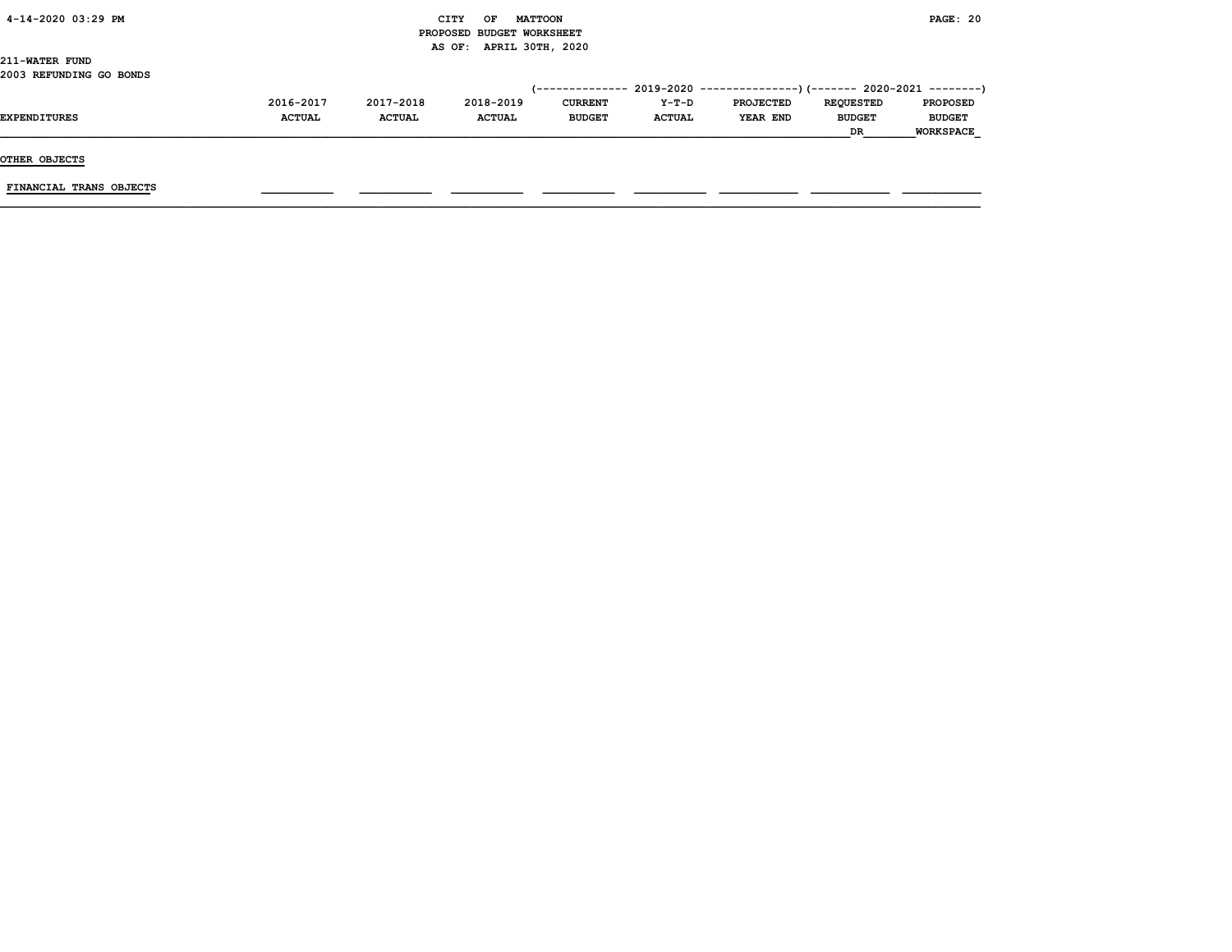CITY OF MATTOON
PROPOSED BUDGET WORKSHEET
AS OF: APRIL 30TH, 2020

211-WATER FUND
2003 REFUNDING GO BONDS

| EXPENDITURES | 2016-2017 ACTUAL | 2017-2018 ACTUAL | 2018-2019 ACTUAL | 2019-2020 CURRENT BUDGET | 2019-2020 Y-T-D ACTUAL | 2019-2020 PROJECTED YEAR END | 2020-2021 REQUESTED BUDGET DR | 2020-2021 PROPOSED BUDGET WORKSPACE |
|---|---|---|---|---|---|---|---|---|
| **OTHER OBJECTS** | | | | | | | | |
| FINANCIAL TRANS OBJECTS | | | | | | | | |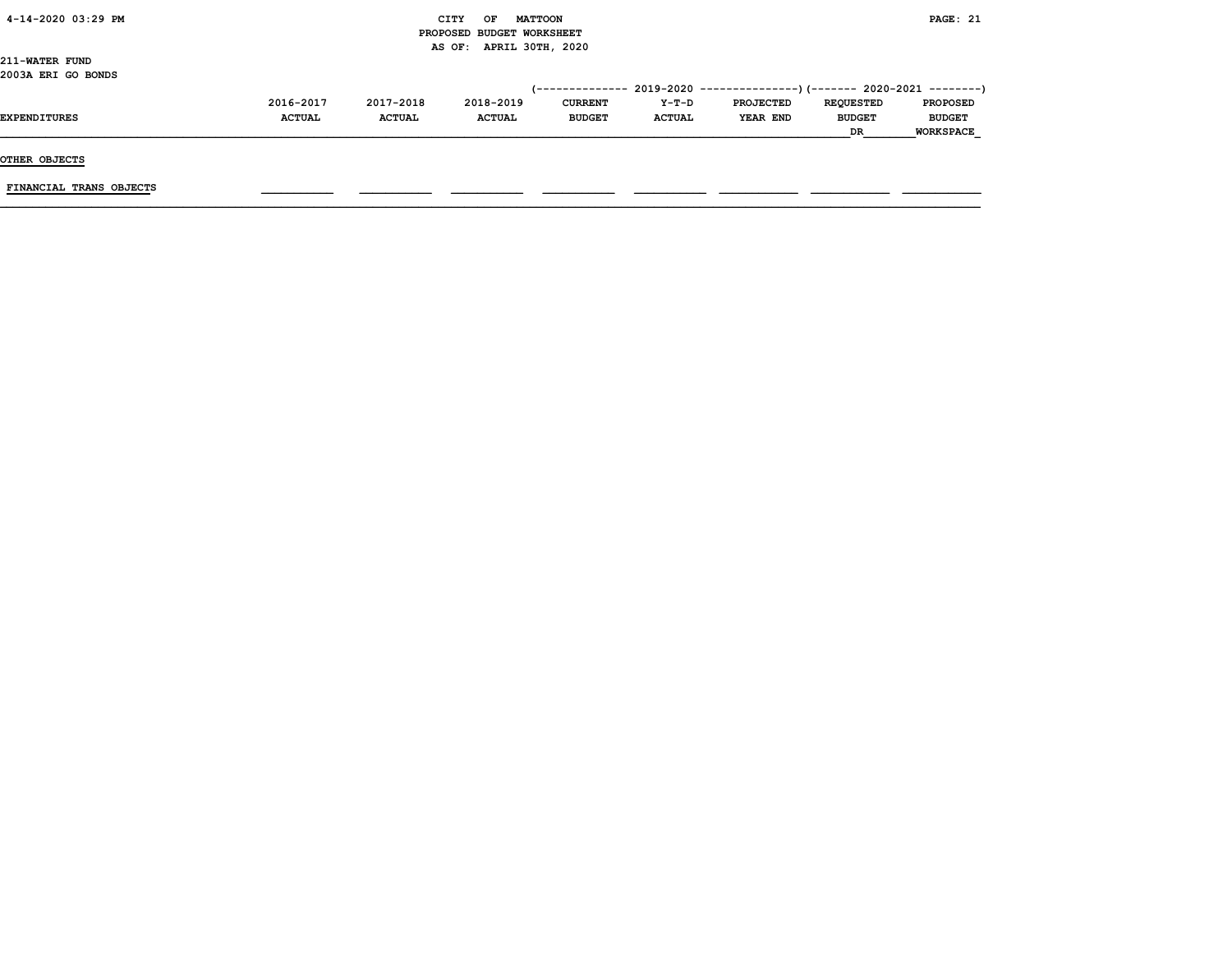CITY OF MATTOON
PROPOSED BUDGET WORKSHEET
AS OF: APRIL 30TH, 2020

211-WATER FUND
2003A ERI GO BONDS

| | | | | 2019-2020 | | | 2020-2021 | |
|---|---|---|---|---|---|---|---|---|
| EXPENDITURES | 2016-2017 ACTUAL | 2017-2018 ACTUAL | 2018-2019 ACTUAL | CURRENT BUDGET | Y-T-D ACTUAL | PROJECTED YEAR END | REQUESTED BUDGET DR | PROPOSED BUDGET WORKSPACE |
| OTHER OBJECTS | | | | | | | | |
| FINANCIAL TRANS OBJECTS | | | | | | | | |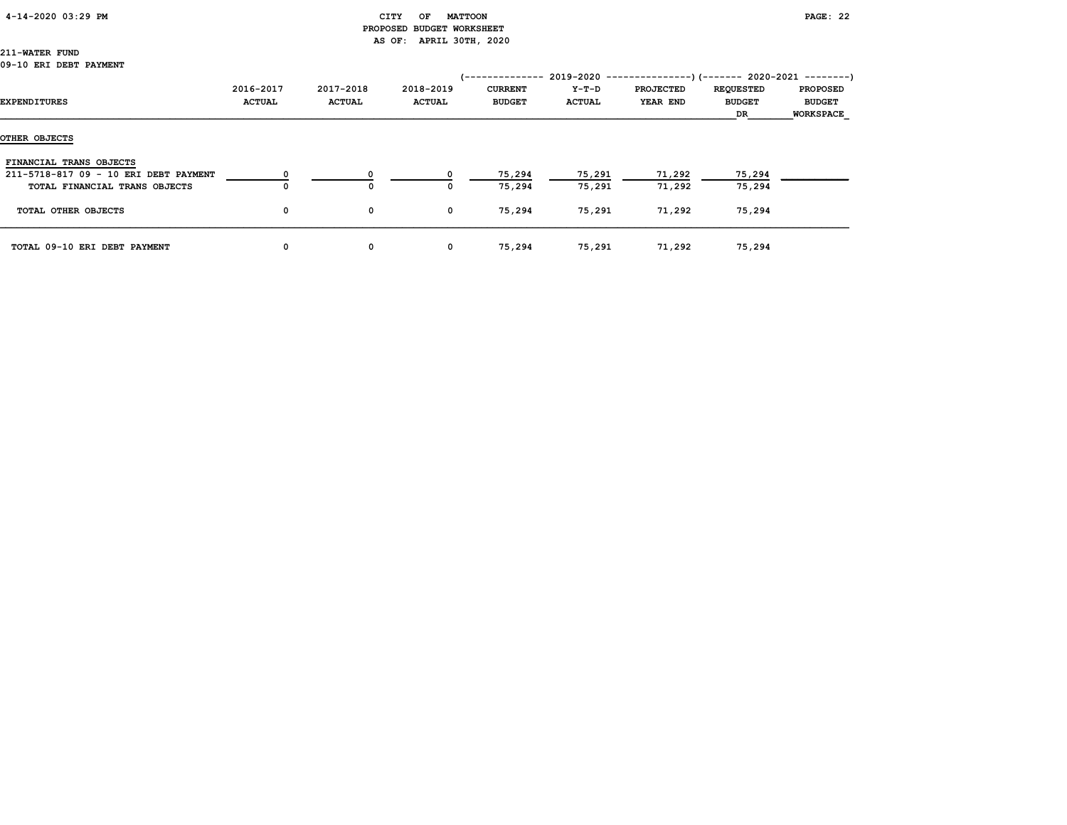CITY OF MATTOON
PROPOSED BUDGET WORKSHEET
AS OF: APRIL 30TH, 2020

211-WATER FUND
09-10 ERI DEBT PAYMENT

| | | | | (-------------- 2019-2020 | --------------- | ---------------) | (------- 2020-2021 | --------) |
|---|---|---|---|---|---|---|---|---|
| EXPENDITURES | 2016-2017 ACTUAL | 2017-2018 ACTUAL | 2018-2019 ACTUAL | CURRENT BUDGET | Y-T-D ACTUAL | PROJECTED YEAR END | REQUESTED BUDGET DR | PROPOSED BUDGET WORKSPACE |
| **OTHER OBJECTS** | | | | | | | | |
| FINANCIAL TRANS OBJECTS | | | | | | | | |
| 211-5718-817 09 - 10 ERI DEBT PAYMENT | 0 | 0 | 0 | 75,294 | 75,291 | 71,292 | 75,294 | |
| TOTAL FINANCIAL TRANS OBJECTS | 0 | 0 | 0 | 75,294 | 75,291 | 71,292 | 75,294 | |
| TOTAL OTHER OBJECTS | 0 | 0 | 0 | 75,294 | 75,291 | 71,292 | 75,294 | |
| TOTAL 09-10 ERI DEBT PAYMENT | 0 | 0 | 0 | 75,294 | 75,291 | 71,292 | 75,294 | |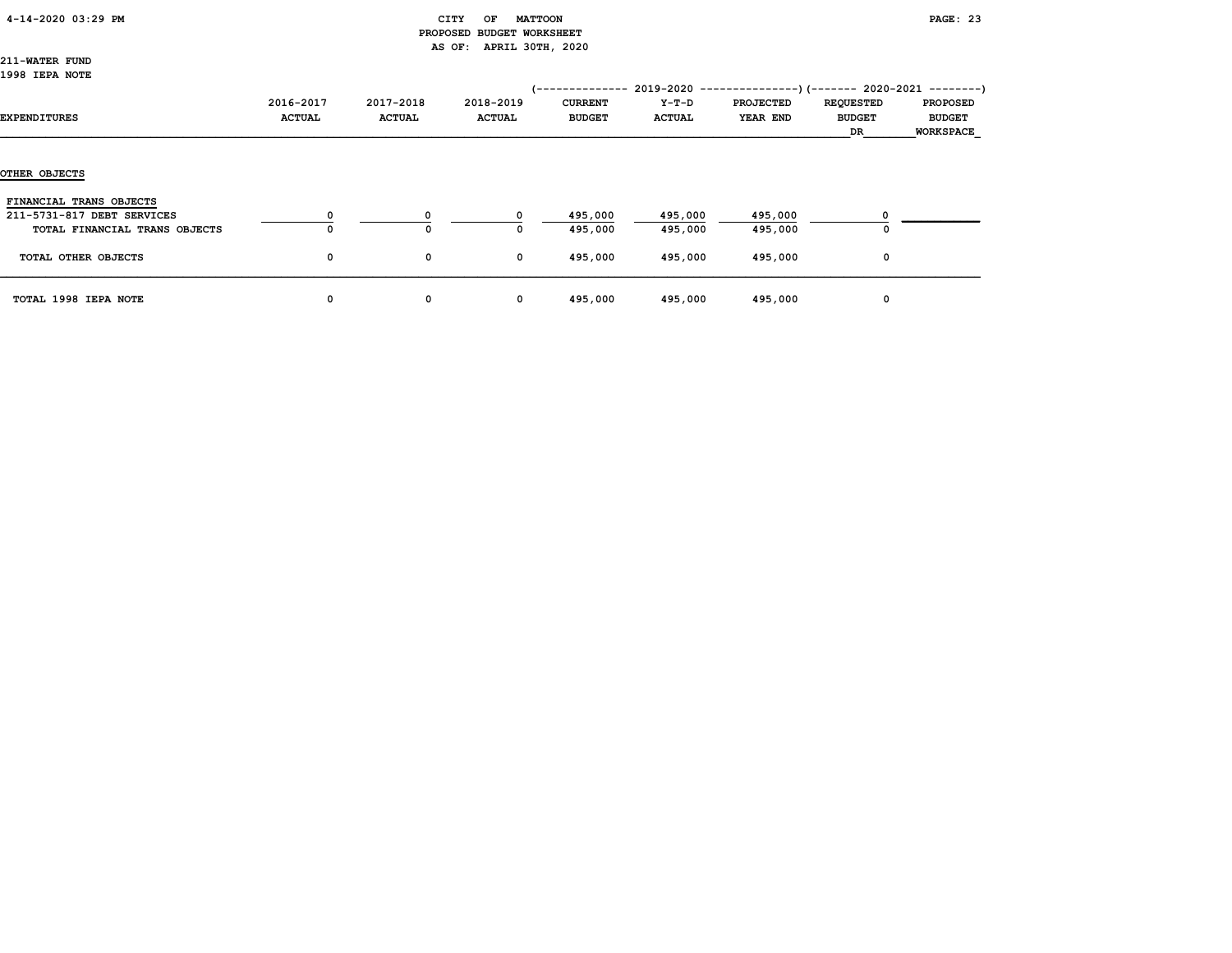# CITY OF MATTOON
## PROPOSED BUDGET WORKSHEET
### AS OF: APRIL 30TH, 2020

211-WATER FUND
1998 IEPA NOTE

| EXPENDITURES | 2016-2017 ACTUAL | 2017-2018 ACTUAL | 2018-2019 ACTUAL | 2019-2020 CURRENT BUDGET | 2019-2020 Y-T-D ACTUAL | 2019-2020 PROJECTED YEAR END | 2020-2021 REQUESTED BUDGET DR | 2020-2021 PROPOSED BUDGET WORKSPACE |
|---|---|---|---|---|---|---|---|---|
| **OTHER OBJECTS** | | | | | | | | |
| FINANCIAL TRANS OBJECTS | | | | | | | | |
| 211-5731-817 DEBT SERVICES | 0 | 0 | 0 | 495,000 | 495,000 | 495,000 | 0 | |
| TOTAL FINANCIAL TRANS OBJECTS | 0 | 0 | 0 | 495,000 | 495,000 | 495,000 | 0 | |
| TOTAL OTHER OBJECTS | 0 | 0 | 0 | 495,000 | 495,000 | 495,000 | 0 | |
| TOTAL 1998 IEPA NOTE | 0 | 0 | 0 | 495,000 | 495,000 | 495,000 | 0 | |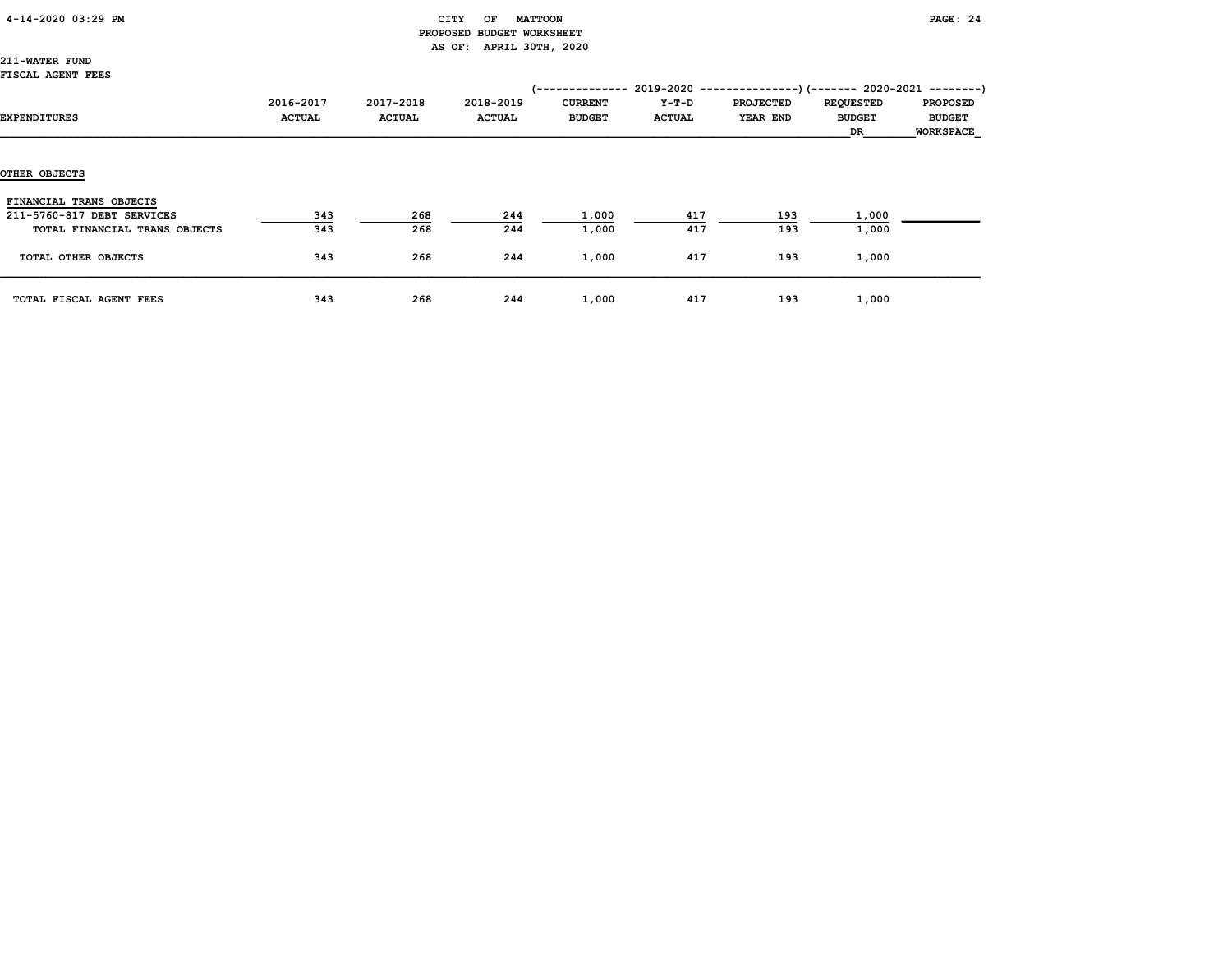CITY OF MATTOON
PROPOSED BUDGET WORKSHEET
AS OF: APRIL 30TH, 2020

211-WATER FUND
FISCAL AGENT FEES

| EXPENDITURES | 2016-2017 ACTUAL | 2017-2018 ACTUAL | 2018-2019 ACTUAL | 2019-2020 CURRENT BUDGET | 2019-2020 Y-T-D ACTUAL | 2019-2020 PROJECTED YEAR END | 2020-2021 REQUESTED BUDGET DR | 2020-2021 PROPOSED BUDGET WORKSPACE |
|---|---|---|---|---|---|---|---|---|
| OTHER OBJECTS | | | | | | | | |
| FINANCIAL TRANS OBJECTS | | | | | | | | |
| 211-5760-817 DEBT SERVICES | 343 | 268 | 244 | 1,000 | 417 | 193 | 1,000 | |
| TOTAL FINANCIAL TRANS OBJECTS | 343 | 268 | 244 | 1,000 | 417 | 193 | 1,000 | |
| TOTAL OTHER OBJECTS | 343 | 268 | 244 | 1,000 | 417 | 193 | 1,000 | |
| TOTAL FISCAL AGENT FEES | 343 | 268 | 244 | 1,000 | 417 | 193 | 1,000 | |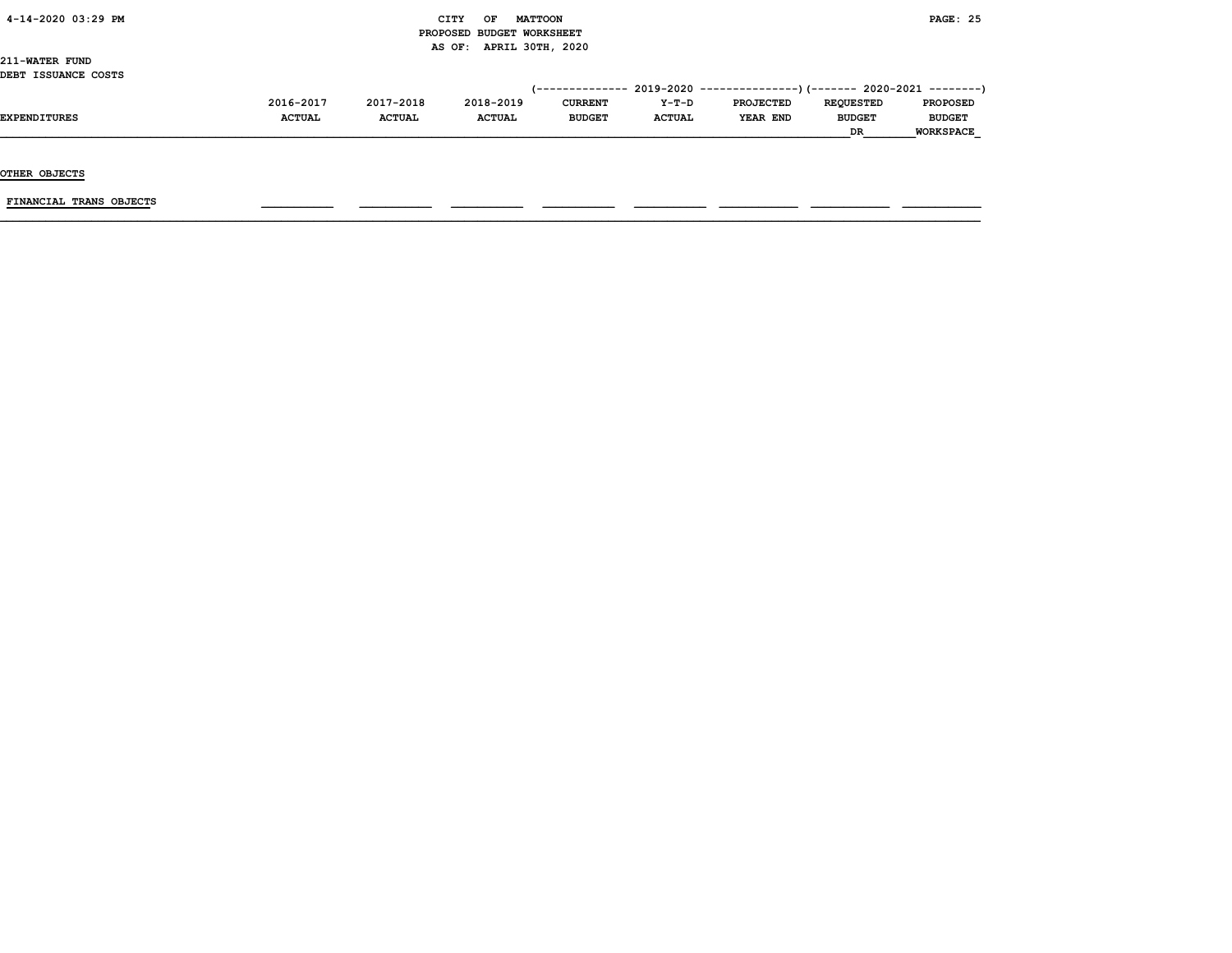CITY OF MATTOON
PROPOSED BUDGET WORKSHEET
AS OF: APRIL 30TH, 2020

211-WATER FUND
DEBT ISSUANCE COSTS

| EXPENDITURES | 2016-2017 ACTUAL | 2017-2018 ACTUAL | 2018-2019 ACTUAL | 2019-2020 CURRENT BUDGET | 2019-2020 Y-T-D ACTUAL | 2019-2020 PROJECTED YEAR END | 2020-2021 REQUESTED BUDGET DR | 2020-2021 PROPOSED BUDGET WORKSPACE |
|---|---|---|---|---|---|---|---|---|
| OTHER OBJECTS | | | | | | | | |
| FINANCIAL TRANS OBJECTS | | | | | | | | |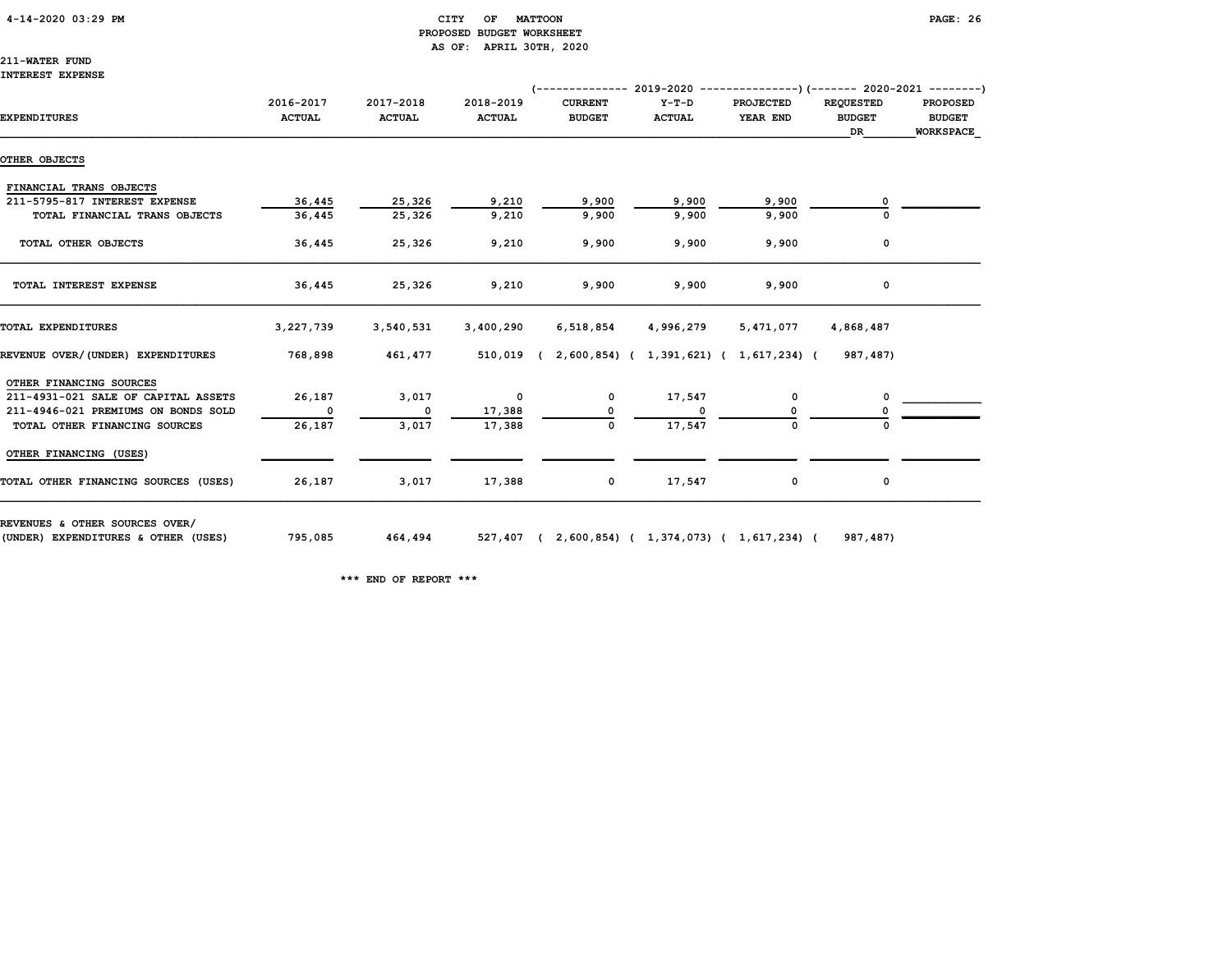CITY OF MATTOON
PROPOSED BUDGET WORKSHEET
AS OF: APRIL 30TH, 2020

211-WATER FUND
INTEREST EXPENSE

| EXPENDITURES | 2016-2017 ACTUAL | 2017-2018 ACTUAL | 2018-2019 ACTUAL | 2019-2020 CURRENT BUDGET | 2019-2020 Y-T-D ACTUAL | 2019-2020 PROJECTED YEAR END | 2020-2021 REQUESTED BUDGET DR | 2020-2021 PROPOSED BUDGET WORKSPACE |
|---|---|---|---|---|---|---|---|---|
| **OTHER OBJECTS** | | | | | | | | |
| FINANCIAL TRANS OBJECTS | | | | | | | | |
| 211-5795-817 INTEREST EXPENSE | 36,445 | 25,326 | 9,210 | 9,900 | 9,900 | 9,900 | 0 | |
| TOTAL FINANCIAL TRANS OBJECTS | 36,445 | 25,326 | 9,210 | 9,900 | 9,900 | 9,900 | 0 | |
| TOTAL OTHER OBJECTS | 36,445 | 25,326 | 9,210 | 9,900 | 9,900 | 9,900 | 0 | |
| TOTAL INTEREST EXPENSE | 36,445 | 25,326 | 9,210 | 9,900 | 9,900 | 9,900 | 0 | |
| TOTAL EXPENDITURES | 3,227,739 | 3,540,531 | 3,400,290 | 6,518,854 | 4,996,279 | 5,471,077 | 4,868,487 | |
| REVENUE OVER/(UNDER) EXPENDITURES | 768,898 | 461,477 | 510,019 | ( 2,600,854) | ( 1,391,621) | ( 1,617,234) | ( 987,487) | |
| OTHER FINANCING SOURCES | | | | | | | | |
| 211-4931-021 SALE OF CAPITAL ASSETS | 26,187 | 3,017 | 0 | 0 | 17,547 | 0 | 0 | |
| 211-4946-021 PREMIUMS ON BONDS SOLD | 0 | 0 | 17,388 | 0 | 0 | 0 | 0 | |
| TOTAL OTHER FINANCING SOURCES | 26,187 | 3,017 | 17,388 | 0 | 17,547 | 0 | 0 | |
| OTHER FINANCING (USES) | | | | | | | | |
| TOTAL OTHER FINANCING SOURCES (USES) | 26,187 | 3,017 | 17,388 | 0 | 17,547 | 0 | 0 | |
| REVENUES & OTHER SOURCES OVER/ (UNDER) EXPENDITURES & OTHER (USES) | 795,085 | 464,494 | 527,407 | ( 2,600,854) | ( 1,374,073) | ( 1,617,234) | ( 987,487) | |

*** END OF REPORT ***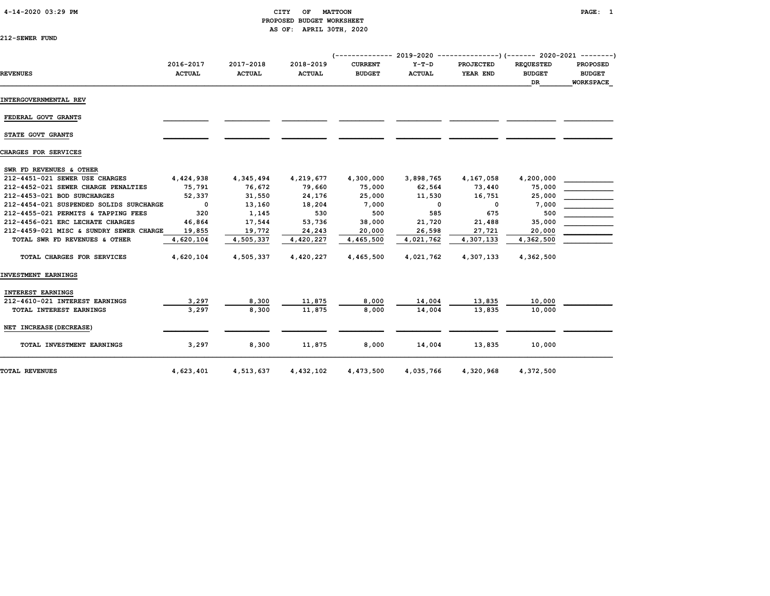CITY OF MATTOON
PROPOSED BUDGET WORKSHEET
AS OF: APRIL 30TH, 2020

212-SEWER FUND

| REVENUES | 2016-2017 ACTUAL | 2017-2018 ACTUAL | 2018-2019 ACTUAL | 2019-2020 CURRENT BUDGET | 2019-2020 Y-T-D ACTUAL | 2019-2020 PROJECTED YEAR END | 2020-2021 REQUESTED BUDGET DR | 2020-2021 PROPOSED BUDGET WORKSPACE |
|---|---|---|---|---|---|---|---|---|
| INTERGOVERNMENTAL REV | | | | | | | | |
| FEDERAL GOVT GRANTS | | | | | | | | |
| STATE GOVT GRANTS | | | | | | | | |
| CHARGES FOR SERVICES | | | | | | | | |
| SWR FD REVENUES & OTHER | | | | | | | | |
| 212-4451-021 SEWER USE CHARGES | 4,424,938 | 4,345,494 | 4,219,677 | 4,300,000 | 3,898,765 | 4,167,058 | 4,200,000 | |
| 212-4452-021 SEWER CHARGE PENALTIES | 75,791 | 76,672 | 79,660 | 75,000 | 62,564 | 73,440 | 75,000 | |
| 212-4453-021 BOD SURCHARGES | 52,337 | 31,550 | 24,176 | 25,000 | 11,530 | 16,751 | 25,000 | |
| 212-4454-021 SUSPENDED SOLIDS SURCHARGE | 0 | 13,160 | 18,204 | 7,000 | 0 | 0 | 7,000 | |
| 212-4455-021 PERMITS & TAPPING FEES | 320 | 1,145 | 530 | 500 | 585 | 675 | 500 | |
| 212-4456-021 ERC LECHATE CHARGES | 46,864 | 17,544 | 53,736 | 38,000 | 21,720 | 21,488 | 35,000 | |
| 212-4459-021 MISC & SUNDRY SEWER CHARGE | 19,855 | 19,772 | 24,243 | 20,000 | 26,598 | 27,721 | 20,000 | |
| TOTAL SWR FD REVENUES & OTHER | 4,620,104 | 4,505,337 | 4,420,227 | 4,465,500 | 4,021,762 | 4,307,133 | 4,362,500 | |
| TOTAL CHARGES FOR SERVICES | 4,620,104 | 4,505,337 | 4,420,227 | 4,465,500 | 4,021,762 | 4,307,133 | 4,362,500 | |
| INVESTMENT EARNINGS | | | | | | | | |
| INTEREST EARNINGS | | | | | | | | |
| 212-4610-021 INTEREST EARNINGS | 3,297 | 8,300 | 11,875 | 8,000 | 14,004 | 13,835 | 10,000 | |
| TOTAL INTEREST EARNINGS | 3,297 | 8,300 | 11,875 | 8,000 | 14,004 | 13,835 | 10,000 | |
| NET INCREASE(DECREASE) | | | | | | | | |
| TOTAL INVESTMENT EARNINGS | 3,297 | 8,300 | 11,875 | 8,000 | 14,004 | 13,835 | 10,000 | |
| TOTAL REVENUES | 4,623,401 | 4,513,637 | 4,432,102 | 4,473,500 | 4,035,766 | 4,320,968 | 4,372,500 | |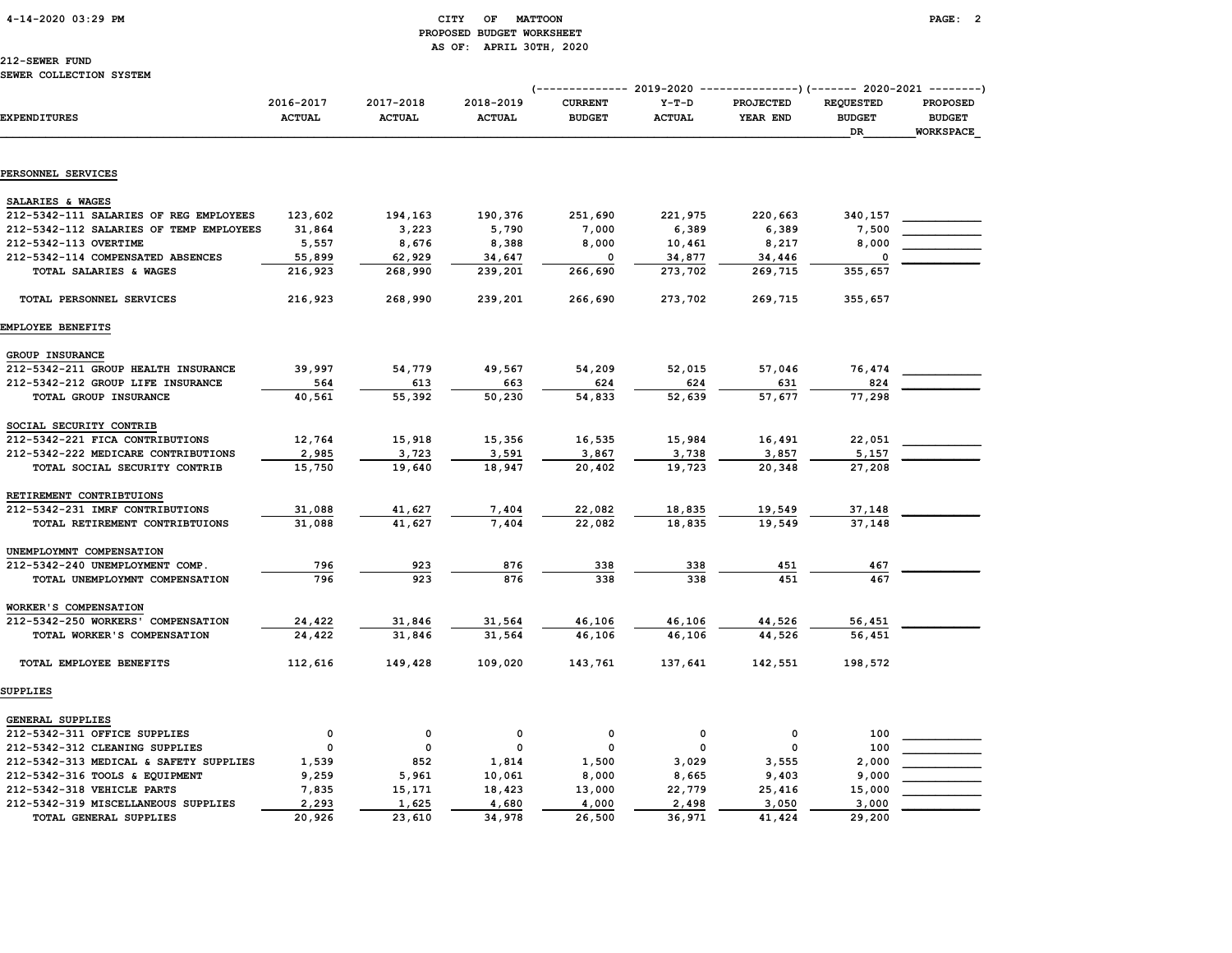CITY OF MATTOON
PROPOSED BUDGET WORKSHEET
AS OF: APRIL 30TH, 2020

212-SEWER FUND
SEWER COLLECTION SYSTEM

| EXPENDITURES | 2016-2017 ACTUAL | 2017-2018 ACTUAL | 2018-2019 ACTUAL | 2019-2020 CURRENT BUDGET | 2019-2020 Y-T-D ACTUAL | 2019-2020 PROJECTED YEAR END | 2020-2021 REQUESTED BUDGET DR | 2020-2021 PROPOSED BUDGET WORKSPACE |
|---|---|---|---|---|---|---|---|---|
| **PERSONNEL SERVICES** | | | | | | | | |
| SALARIES & WAGES | | | | | | | | |
| 212-5342-111 SALARIES OF REG EMPLOYEES | 123,602 | 194,163 | 190,376 | 251,690 | 221,975 | 220,663 | 340,157 | |
| 212-5342-112 SALARIES OF TEMP EMPLOYEES | 31,864 | 3,223 | 5,790 | 7,000 | 6,389 | 6,389 | 7,500 | |
| 212-5342-113 OVERTIME | 5,557 | 8,676 | 8,388 | 8,000 | 10,461 | 8,217 | 8,000 | |
| 212-5342-114 COMPENSATED ABSENCES | 55,899 | 62,929 | 34,647 | 0 | 34,877 | 34,446 | 0 | |
| TOTAL SALARIES & WAGES | 216,923 | 268,990 | 239,201 | 266,690 | 273,702 | 269,715 | 355,657 | |
| TOTAL PERSONNEL SERVICES | 216,923 | 268,990 | 239,201 | 266,690 | 273,702 | 269,715 | 355,657 | |
| **EMPLOYEE BENEFITS** | | | | | | | | |
| GROUP INSURANCE | | | | | | | | |
| 212-5342-211 GROUP HEALTH INSURANCE | 39,997 | 54,779 | 49,567 | 54,209 | 52,015 | 57,046 | 76,474 | |
| 212-5342-212 GROUP LIFE INSURANCE | 564 | 613 | 663 | 624 | 624 | 631 | 824 | |
| TOTAL GROUP INSURANCE | 40,561 | 55,392 | 50,230 | 54,833 | 52,639 | 57,677 | 77,298 | |
| SOCIAL SECURITY CONTRIB | | | | | | | | |
| 212-5342-221 FICA CONTRIBUTIONS | 12,764 | 15,918 | 15,356 | 16,535 | 15,984 | 16,491 | 22,051 | |
| 212-5342-222 MEDICARE CONTRIBUTIONS | 2,985 | 3,723 | 3,591 | 3,867 | 3,738 | 3,857 | 5,157 | |
| TOTAL SOCIAL SECURITY CONTRIB | 15,750 | 19,640 | 18,947 | 20,402 | 19,723 | 20,348 | 27,208 | |
| RETIREMENT CONTRIBTUIONS | | | | | | | | |
| 212-5342-231 IMRF CONTRIBUTIONS | 31,088 | 41,627 | 7,404 | 22,082 | 18,835 | 19,549 | 37,148 | |
| TOTAL RETIREMENT CONTRIBTUIONS | 31,088 | 41,627 | 7,404 | 22,082 | 18,835 | 19,549 | 37,148 | |
| UNEMPLOYMNT COMPENSATION | | | | | | | | |
| 212-5342-240 UNEMPLOYMENT COMP. | 796 | 923 | 876 | 338 | 338 | 451 | 467 | |
| TOTAL UNEMPLOYMNT COMPENSATION | 796 | 923 | 876 | 338 | 338 | 451 | 467 | |
| WORKER'S COMPENSATION | | | | | | | | |
| 212-5342-250 WORKERS' COMPENSATION | 24,422 | 31,846 | 31,564 | 46,106 | 46,106 | 44,526 | 56,451 | |
| TOTAL WORKER'S COMPENSATION | 24,422 | 31,846 | 31,564 | 46,106 | 46,106 | 44,526 | 56,451 | |
| TOTAL EMPLOYEE BENEFITS | 112,616 | 149,428 | 109,020 | 143,761 | 137,641 | 142,551 | 198,572 | |
| **SUPPLIES** | | | | | | | | |
| GENERAL SUPPLIES | | | | | | | | |
| 212-5342-311 OFFICE SUPPLIES | 0 | 0 | 0 | 0 | 0 | 0 | 100 | |
| 212-5342-312 CLEANING SUPPLIES | 0 | 0 | 0 | 0 | 0 | 0 | 100 | |
| 212-5342-313 MEDICAL & SAFETY SUPPLIES | 1,539 | 852 | 1,814 | 1,500 | 3,029 | 3,555 | 2,000 | |
| 212-5342-316 TOOLS & EQUIPMENT | 9,259 | 5,961 | 10,061 | 8,000 | 8,665 | 9,403 | 9,000 | |
| 212-5342-318 VEHICLE PARTS | 7,835 | 15,171 | 18,423 | 13,000 | 22,779 | 25,416 | 15,000 | |
| 212-5342-319 MISCELLANEOUS SUPPLIES | 2,293 | 1,625 | 4,680 | 4,000 | 2,498 | 3,050 | 3,000 | |
| TOTAL GENERAL SUPPLIES | 20,926 | 23,610 | 34,978 | 26,500 | 36,971 | 41,424 | 29,200 | |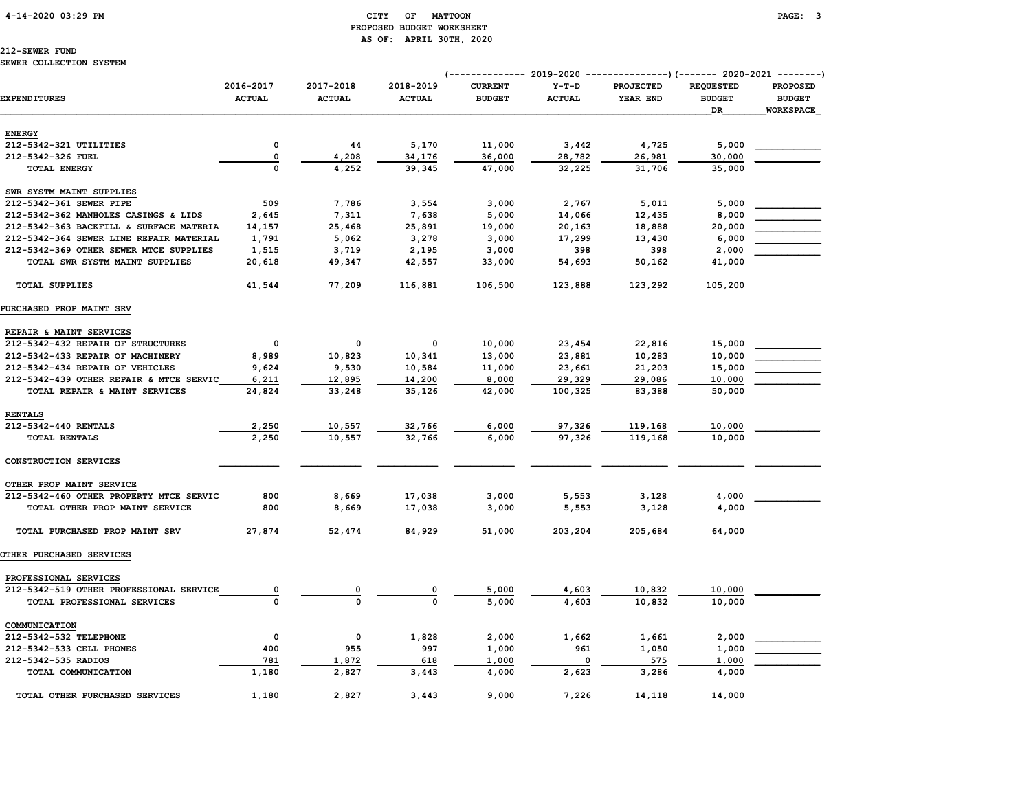CITY OF MATTOON
PROPOSED BUDGET WORKSHEET
AS OF: APRIL 30TH, 2020

212-SEWER FUND
SEWER COLLECTION SYSTEM

| EXPENDITURES | 2016-2017 ACTUAL | 2017-2018 ACTUAL | 2018-2019 ACTUAL | 2019-2020 CURRENT BUDGET | 2019-2020 Y-T-D ACTUAL | 2019-2020 PROJECTED YEAR END | 2020-2021 REQUESTED BUDGET DR | 2020-2021 PROPOSED BUDGET WORKSPACE |
|---|---|---|---|---|---|---|---|---|
| ENERGY | | | | | | | | |
| 212-5342-321 UTILITIES | 0 | 44 | 5,170 | 11,000 | 3,442 | 4,725 | 5,000 | |
| 212-5342-326 FUEL | 0 | 4,208 | 34,176 | 36,000 | 28,782 | 26,981 | 30,000 | |
| TOTAL ENERGY | 0 | 4,252 | 39,345 | 47,000 | 32,225 | 31,706 | 35,000 | |
| SWR SYSTM MAINT SUPPLIES | | | | | | | | |
| 212-5342-361 SEWER PIPE | 509 | 7,786 | 3,554 | 3,000 | 2,767 | 5,011 | 5,000 | |
| 212-5342-362 MANHOLES CASINGS & LIDS | 2,645 | 7,311 | 7,638 | 5,000 | 14,066 | 12,435 | 8,000 | |
| 212-5342-363 BACKFILL & SURFACE MATERIA | 14,157 | 25,468 | 25,891 | 19,000 | 20,163 | 18,888 | 20,000 | |
| 212-5342-364 SEWER LINE REPAIR MATERIAL | 1,791 | 5,062 | 3,278 | 3,000 | 17,299 | 13,430 | 6,000 | |
| 212-5342-369 OTHER SEWER MTCE SUPPLIES | 1,515 | 3,719 | 2,195 | 3,000 | 398 | 398 | 2,000 | |
| TOTAL SWR SYSTM MAINT SUPPLIES | 20,618 | 49,347 | 42,557 | 33,000 | 54,693 | 50,162 | 41,000 | |
| TOTAL SUPPLIES | 41,544 | 77,209 | 116,881 | 106,500 | 123,888 | 123,292 | 105,200 | |
| PURCHASED PROP MAINT SRV | | | | | | | | |
| REPAIR & MAINT SERVICES | | | | | | | | |
| 212-5342-432 REPAIR OF STRUCTURES | 0 | 0 | 0 | 10,000 | 23,454 | 22,816 | 15,000 | |
| 212-5342-433 REPAIR OF MACHINERY | 8,989 | 10,823 | 10,341 | 13,000 | 23,881 | 10,283 | 10,000 | |
| 212-5342-434 REPAIR OF VEHICLES | 9,624 | 9,530 | 10,584 | 11,000 | 23,661 | 21,203 | 15,000 | |
| 212-5342-439 OTHER REPAIR & MTCE SERVIC | 6,211 | 12,895 | 14,200 | 8,000 | 29,329 | 29,086 | 10,000 | |
| TOTAL REPAIR & MAINT SERVICES | 24,824 | 33,248 | 35,126 | 42,000 | 100,325 | 83,388 | 50,000 | |
| RENTALS | | | | | | | | |
| 212-5342-440 RENTALS | 2,250 | 10,557 | 32,766 | 6,000 | 97,326 | 119,168 | 10,000 | |
| TOTAL RENTALS | 2,250 | 10,557 | 32,766 | 6,000 | 97,326 | 119,168 | 10,000 | |
| CONSTRUCTION SERVICES | | | | | | | | |
| OTHER PROP MAINT SERVICE | | | | | | | | |
| 212-5342-460 OTHER PROPERTY MTCE SERVIC | 800 | 8,669 | 17,038 | 3,000 | 5,553 | 3,128 | 4,000 | |
| TOTAL OTHER PROP MAINT SERVICE | 800 | 8,669 | 17,038 | 3,000 | 5,553 | 3,128 | 4,000 | |
| TOTAL PURCHASED PROP MAINT SRV | 27,874 | 52,474 | 84,929 | 51,000 | 203,204 | 205,684 | 64,000 | |
| OTHER PURCHASED SERVICES | | | | | | | | |
| PROFESSIONAL SERVICES | | | | | | | | |
| 212-5342-519 OTHER PROFESSIONAL SERVICE | 0 | 0 | 0 | 5,000 | 4,603 | 10,832 | 10,000 | |
| TOTAL PROFESSIONAL SERVICES | 0 | 0 | 0 | 5,000 | 4,603 | 10,832 | 10,000 | |
| COMMUNICATION | | | | | | | | |
| 212-5342-532 TELEPHONE | 0 | 0 | 1,828 | 2,000 | 1,662 | 1,661 | 2,000 | |
| 212-5342-533 CELL PHONES | 400 | 955 | 997 | 1,000 | 961 | 1,050 | 1,000 | |
| 212-5342-535 RADIOS | 781 | 1,872 | 618 | 1,000 | 0 | 575 | 1,000 | |
| TOTAL COMMUNICATION | 1,180 | 2,827 | 3,443 | 4,000 | 2,623 | 3,286 | 4,000 | |
| TOTAL OTHER PURCHASED SERVICES | 1,180 | 2,827 | 3,443 | 9,000 | 7,226 | 14,118 | 14,000 | |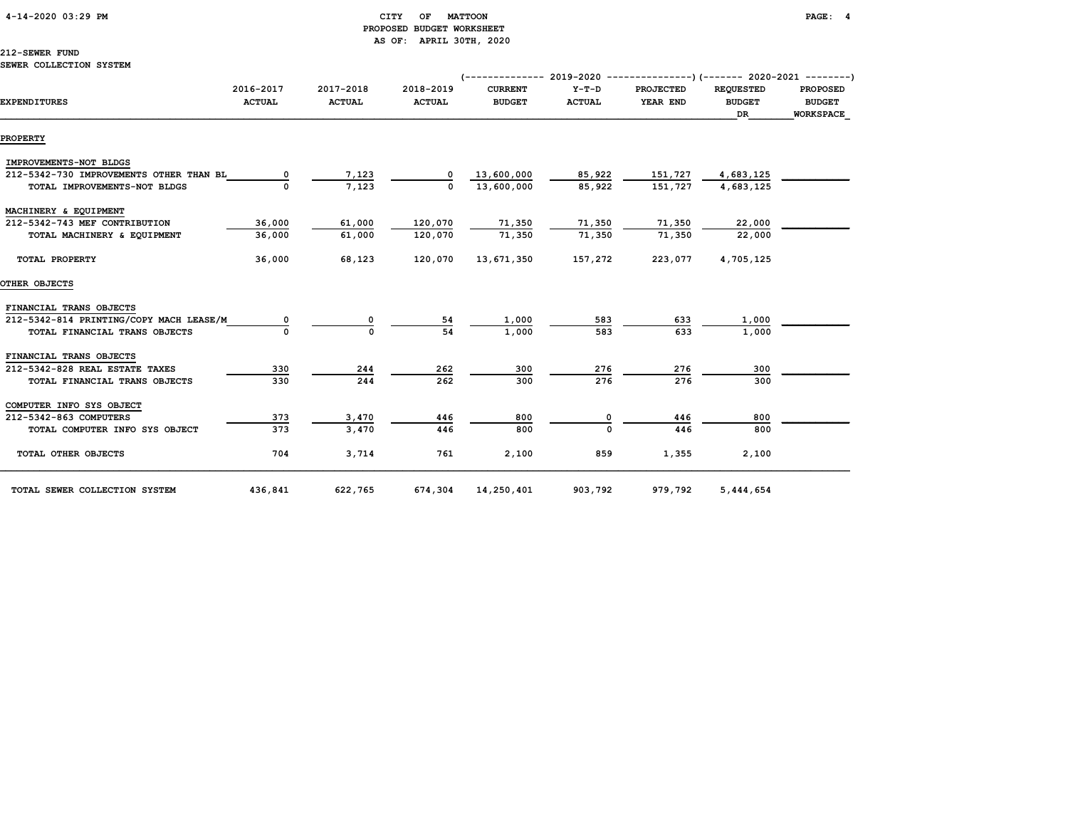CITY OF MATTOON
PROPOSED BUDGET WORKSHEET
AS OF: APRIL 30TH, 2020

212-SEWER FUND
SEWER COLLECTION SYSTEM

| EXPENDITURES | 2016-2017 ACTUAL | 2017-2018 ACTUAL | 2018-2019 ACTUAL | 2019-2020 CURRENT BUDGET | 2019-2020 Y-T-D ACTUAL | 2019-2020 PROJECTED YEAR END | 2020-2021 REQUESTED BUDGET DR | 2020-2021 PROPOSED BUDGET WORKSPACE |
|---|---|---|---|---|---|---|---|---|
| **PROPERTY** | | | | | | | | |
| IMPROVEMENTS-NOT BLDGS | | | | | | | | |
| 212-5342-730 IMPROVEMENTS OTHER THAN BL | 0 | 7,123 | 0 | 13,600,000 | 85,922 | 151,727 | 4,683,125 | |
| TOTAL IMPROVEMENTS-NOT BLDGS | 0 | 7,123 | 0 | 13,600,000 | 85,922 | 151,727 | 4,683,125 | |
| MACHINERY & EQUIPMENT | | | | | | | | |
| 212-5342-743 MEF CONTRIBUTION | 36,000 | 61,000 | 120,070 | 71,350 | 71,350 | 71,350 | 22,000 | |
| TOTAL MACHINERY & EQUIPMENT | 36,000 | 61,000 | 120,070 | 71,350 | 71,350 | 71,350 | 22,000 | |
| TOTAL PROPERTY | 36,000 | 68,123 | 120,070 | 13,671,350 | 157,272 | 223,077 | 4,705,125 | |
| **OTHER OBJECTS** | | | | | | | | |
| FINANCIAL TRANS OBJECTS | | | | | | | | |
| 212-5342-814 PRINTING/COPY MACH LEASE/M | 0 | 0 | 54 | 1,000 | 583 | 633 | 1,000 | |
| TOTAL FINANCIAL TRANS OBJECTS | 0 | 0 | 54 | 1,000 | 583 | 633 | 1,000 | |
| FINANCIAL TRANS OBJECTS | | | | | | | | |
| 212-5342-828 REAL ESTATE TAXES | 330 | 244 | 262 | 300 | 276 | 276 | 300 | |
| TOTAL FINANCIAL TRANS OBJECTS | 330 | 244 | 262 | 300 | 276 | 276 | 300 | |
| COMPUTER INFO SYS OBJECT | | | | | | | | |
| 212-5342-863 COMPUTERS | 373 | 3,470 | 446 | 800 | 0 | 446 | 800 | |
| TOTAL COMPUTER INFO SYS OBJECT | 373 | 3,470 | 446 | 800 | 0 | 446 | 800 | |
| TOTAL OTHER OBJECTS | 704 | 3,714 | 761 | 2,100 | 859 | 1,355 | 2,100 | |
| TOTAL SEWER COLLECTION SYSTEM | 436,841 | 622,765 | 674,304 | 14,250,401 | 903,792 | 979,792 | 5,444,654 | |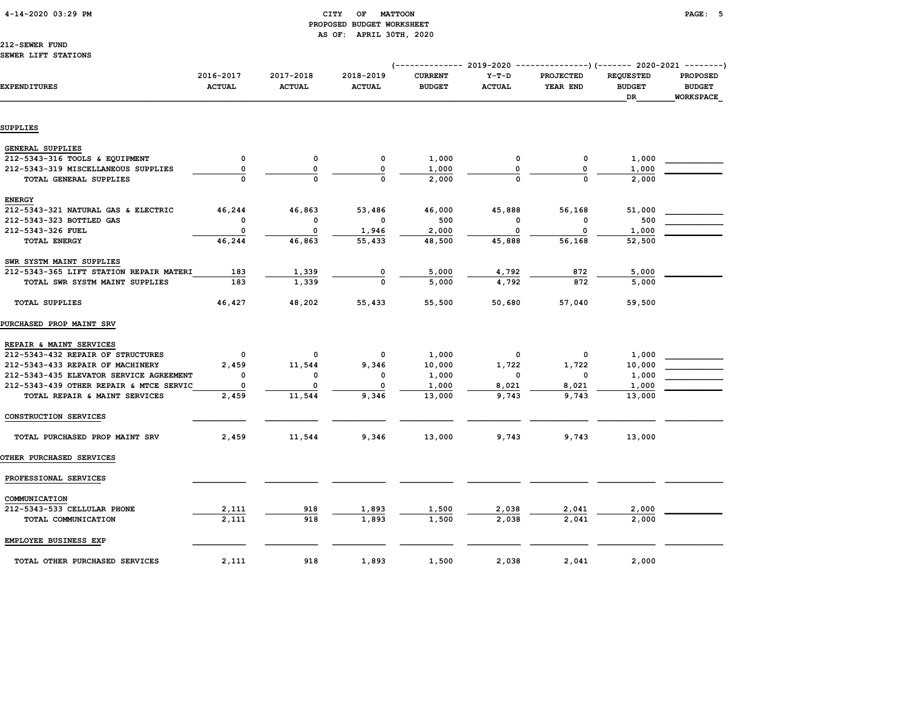CITY OF MATTOON
PROPOSED BUDGET WORKSHEET
AS OF: APRIL 30TH, 2020

212-SEWER FUND
SEWER LIFT STATIONS

| EXPENDITURES | 2016-2017 ACTUAL | 2017-2018 ACTUAL | 2018-2019 ACTUAL | 2019-2020 CURRENT BUDGET | 2019-2020 Y-T-D ACTUAL | 2019-2020 PROJECTED YEAR END | 2020-2021 REQUESTED BUDGET DR | 2020-2021 PROPOSED BUDGET WORKSPACE |
|---|---|---|---|---|---|---|---|---|
| **SUPPLIES** | | | | | | | | |
| GENERAL SUPPLIES | | | | | | | | |
| 212-5343-316 TOOLS & EQUIPMENT | 0 | 0 | 0 | 1,000 | 0 | 0 | 1,000 | |
| 212-5343-319 MISCELLANEOUS SUPPLIES | 0 | 0 | 0 | 1,000 | 0 | 0 | 1,000 | |
| TOTAL GENERAL SUPPLIES | 0 | 0 | 0 | 2,000 | 0 | 0 | 2,000 | |
| ENERGY | | | | | | | | |
| 212-5343-321 NATURAL GAS & ELECTRIC | 46,244 | 46,863 | 53,486 | 46,000 | 45,888 | 56,168 | 51,000 | |
| 212-5343-323 BOTTLED GAS | 0 | 0 | 0 | 500 | 0 | 0 | 500 | |
| 212-5343-326 FUEL | 0 | 0 | 1,946 | 2,000 | 0 | 0 | 1,000 | |
| TOTAL ENERGY | 46,244 | 46,863 | 55,433 | 48,500 | 45,888 | 56,168 | 52,500 | |
| SWR SYSTM MAINT SUPPLIES | | | | | | | | |
| 212-5343-365 LIFT STATION REPAIR MATERI | 183 | 1,339 | 0 | 5,000 | 4,792 | 872 | 5,000 | |
| TOTAL SWR SYSTM MAINT SUPPLIES | 183 | 1,339 | 0 | 5,000 | 4,792 | 872 | 5,000 | |
| TOTAL SUPPLIES | 46,427 | 48,202 | 55,433 | 55,500 | 50,680 | 57,040 | 59,500 | |
| **PURCHASED PROP MAINT SRV** | | | | | | | | |
| REPAIR & MAINT SERVICES | | | | | | | | |
| 212-5343-432 REPAIR OF STRUCTURES | 0 | 0 | 0 | 1,000 | 0 | 0 | 1,000 | |
| 212-5343-433 REPAIR OF MACHINERY | 2,459 | 11,544 | 9,346 | 10,000 | 1,722 | 1,722 | 10,000 | |
| 212-5343-435 ELEVATOR SERVICE AGREEMENT | 0 | 0 | 0 | 1,000 | 0 | 0 | 1,000 | |
| 212-5343-439 OTHER REPAIR & MTCE SERVIC | 0 | 0 | 0 | 1,000 | 8,021 | 8,021 | 1,000 | |
| TOTAL REPAIR & MAINT SERVICES | 2,459 | 11,544 | 9,346 | 13,000 | 9,743 | 9,743 | 13,000 | |
| CONSTRUCTION SERVICES | | | | | | | | |
| TOTAL PURCHASED PROP MAINT SRV | 2,459 | 11,544 | 9,346 | 13,000 | 9,743 | 9,743 | 13,000 | |
| **OTHER PURCHASED SERVICES** | | | | | | | | |
| PROFESSIONAL SERVICES | | | | | | | | |
| COMMUNICATION | | | | | | | | |
| 212-5343-533 CELLULAR PHONE | 2,111 | 918 | 1,893 | 1,500 | 2,038 | 2,041 | 2,000 | |
| TOTAL COMMUNICATION | 2,111 | 918 | 1,893 | 1,500 | 2,038 | 2,041 | 2,000 | |
| EMPLOYEE BUSINESS EXP | | | | | | | | |
| TOTAL OTHER PURCHASED SERVICES | 2,111 | 918 | 1,893 | 1,500 | 2,038 | 2,041 | 2,000 | |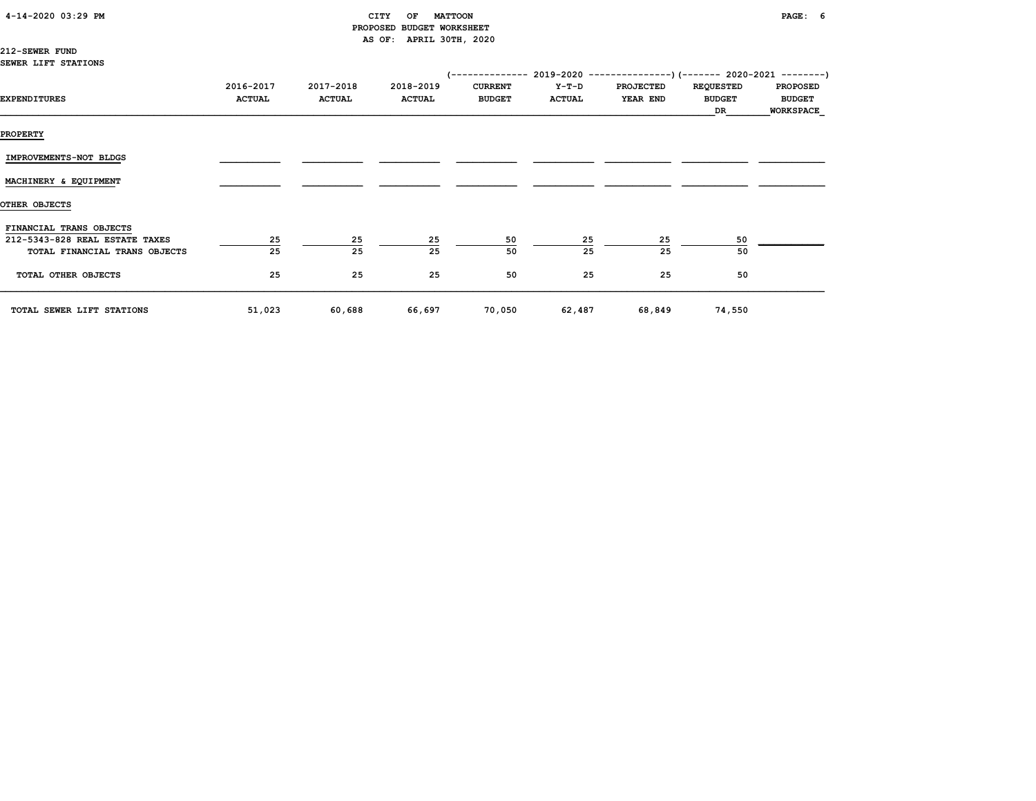CITY OF MATTOON
PROPOSED BUDGET WORKSHEET
AS OF: APRIL 30TH, 2020

212-SEWER FUND
SEWER LIFT STATIONS

| EXPENDITURES | 2016-2017 ACTUAL | 2017-2018 ACTUAL | 2018-2019 ACTUAL | 2019-2020 CURRENT BUDGET | 2019-2020 Y-T-D ACTUAL | 2019-2020 PROJECTED YEAR END | 2020-2021 REQUESTED BUDGET DR | 2020-2021 PROPOSED BUDGET WORKSPACE |
|---|---|---|---|---|---|---|---|---|
| **PROPERTY** | | | | | | | | |
| IMPROVEMENTS-NOT BLDGS | | | | | | | | |
| MACHINERY & EQUIPMENT | | | | | | | | |
| **OTHER OBJECTS** | | | | | | | | |
| FINANCIAL TRANS OBJECTS | | | | | | | | |
| 212-5343-828 REAL ESTATE TAXES | 25 | 25 | 25 | 50 | 25 | 25 | 50 | |
| TOTAL FINANCIAL TRANS OBJECTS | 25 | 25 | 25 | 50 | 25 | 25 | 50 | |
| TOTAL OTHER OBJECTS | 25 | 25 | 25 | 50 | 25 | 25 | 50 | |
| TOTAL SEWER LIFT STATIONS | 51,023 | 60,688 | 66,697 | 70,050 | 62,487 | 68,849 | 74,550 | |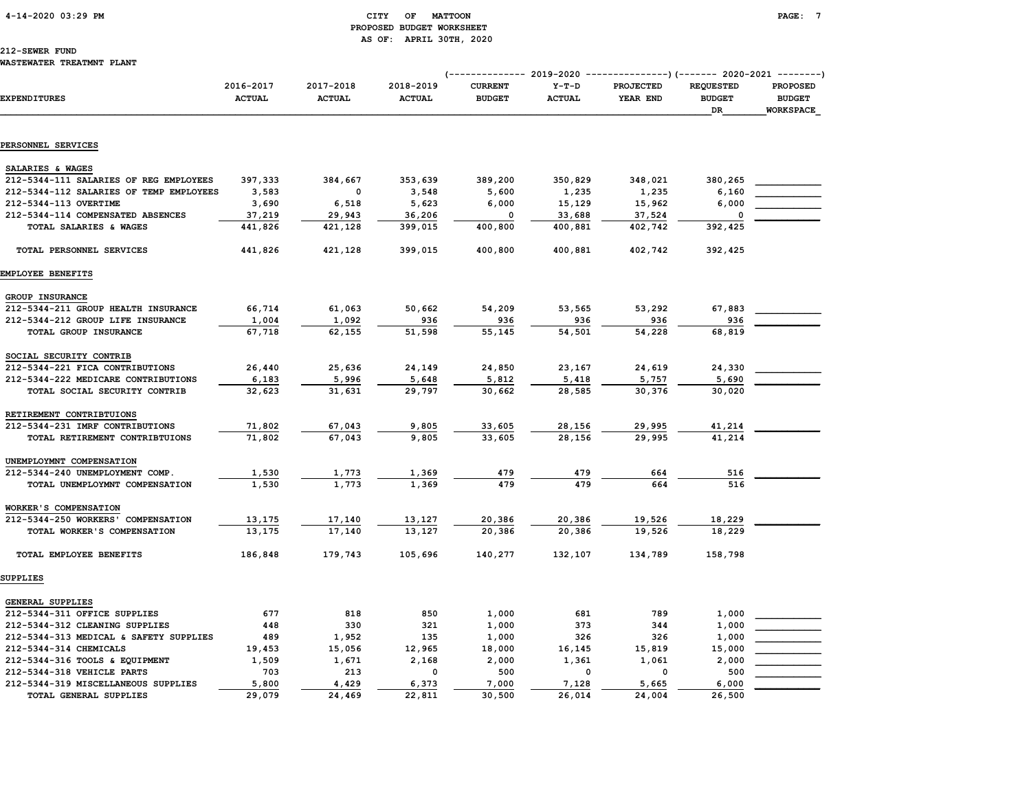CITY OF MATTOON
PROPOSED BUDGET WORKSHEET
AS OF: APRIL 30TH, 2020

212-SEWER FUND
WASTEWATER TREATMNT PLANT

| EXPENDITURES | 2016-2017 ACTUAL | 2017-2018 ACTUAL | 2018-2019 ACTUAL | 2019-2020 CURRENT BUDGET | 2019-2020 Y-T-D ACTUAL | 2019-2020 PROJECTED YEAR END | 2020-2021 REQUESTED BUDGET DR | 2020-2021 PROPOSED BUDGET WORKSPACE |
|---|---|---|---|---|---|---|---|---|
| **PERSONNEL SERVICES** | | | | | | | | |
| SALARIES & WAGES | | | | | | | | |
| 212-5344-111 SALARIES OF REG EMPLOYEES | 397,333 | 384,667 | 353,639 | 389,200 | 350,829 | 348,021 | 380,265 | |
| 212-5344-112 SALARIES OF TEMP EMPLOYEES | 3,583 | 0 | 3,548 | 5,600 | 1,235 | 1,235 | 6,160 | |
| 212-5344-113 OVERTIME | 3,690 | 6,518 | 5,623 | 6,000 | 15,129 | 15,962 | 6,000 | |
| 212-5344-114 COMPENSATED ABSENCES | 37,219 | 29,943 | 36,206 | 0 | 33,688 | 37,524 | 0 | |
| TOTAL SALARIES & WAGES | 441,826 | 421,128 | 399,015 | 400,800 | 400,881 | 402,742 | 392,425 | |
| TOTAL PERSONNEL SERVICES | 441,826 | 421,128 | 399,015 | 400,800 | 400,881 | 402,742 | 392,425 | |
| **EMPLOYEE BENEFITS** | | | | | | | | |
| GROUP INSURANCE | | | | | | | | |
| 212-5344-211 GROUP HEALTH INSURANCE | 66,714 | 61,063 | 50,662 | 54,209 | 53,565 | 53,292 | 67,883 | |
| 212-5344-212 GROUP LIFE INSURANCE | 1,004 | 1,092 | 936 | 936 | 936 | 936 | 936 | |
| TOTAL GROUP INSURANCE | 67,718 | 62,155 | 51,598 | 55,145 | 54,501 | 54,228 | 68,819 | |
| SOCIAL SECURITY CONTRIB | | | | | | | | |
| 212-5344-221 FICA CONTRIBUTIONS | 26,440 | 25,636 | 24,149 | 24,850 | 23,167 | 24,619 | 24,330 | |
| 212-5344-222 MEDICARE CONTRIBUTIONS | 6,183 | 5,996 | 5,648 | 5,812 | 5,418 | 5,757 | 5,690 | |
| TOTAL SOCIAL SECURITY CONTRIB | 32,623 | 31,631 | 29,797 | 30,662 | 28,585 | 30,376 | 30,020 | |
| RETIREMENT CONTRIBTUIONS | | | | | | | | |
| 212-5344-231 IMRF CONTRIBUTIONS | 71,802 | 67,043 | 9,805 | 33,605 | 28,156 | 29,995 | 41,214 | |
| TOTAL RETIREMENT CONTRIBTUIONS | 71,802 | 67,043 | 9,805 | 33,605 | 28,156 | 29,995 | 41,214 | |
| UNEMPLOYMNT COMPENSATION | | | | | | | | |
| 212-5344-240 UNEMPLOYMENT COMP. | 1,530 | 1,773 | 1,369 | 479 | 479 | 664 | 516 | |
| TOTAL UNEMPLOYMNT COMPENSATION | 1,530 | 1,773 | 1,369 | 479 | 479 | 664 | 516 | |
| WORKER'S COMPENSATION | | | | | | | | |
| 212-5344-250 WORKERS' COMPENSATION | 13,175 | 17,140 | 13,127 | 20,386 | 20,386 | 19,526 | 18,229 | |
| TOTAL WORKER'S COMPENSATION | 13,175 | 17,140 | 13,127 | 20,386 | 20,386 | 19,526 | 18,229 | |
| TOTAL EMPLOYEE BENEFITS | 186,848 | 179,743 | 105,696 | 140,277 | 132,107 | 134,789 | 158,798 | |
| **SUPPLIES** | | | | | | | | |
| GENERAL SUPPLIES | | | | | | | | |
| 212-5344-311 OFFICE SUPPLIES | 677 | 818 | 850 | 1,000 | 681 | 789 | 1,000 | |
| 212-5344-312 CLEANING SUPPLIES | 448 | 330 | 321 | 1,000 | 373 | 344 | 1,000 | |
| 212-5344-313 MEDICAL & SAFETY SUPPLIES | 489 | 1,952 | 135 | 1,000 | 326 | 326 | 1,000 | |
| 212-5344-314 CHEMICALS | 19,453 | 15,056 | 12,965 | 18,000 | 16,145 | 15,819 | 15,000 | |
| 212-5344-316 TOOLS & EQUIPMENT | 1,509 | 1,671 | 2,168 | 2,000 | 1,361 | 1,061 | 2,000 | |
| 212-5344-318 VEHICLE PARTS | 703 | 213 | 0 | 500 | 0 | 0 | 500 | |
| 212-5344-319 MISCELLANEOUS SUPPLIES | 5,800 | 4,429 | 6,373 | 7,000 | 7,128 | 5,665 | 6,000 | |
| TOTAL GENERAL SUPPLIES | 29,079 | 24,469 | 22,811 | 30,500 | 26,014 | 24,004 | 26,500 | |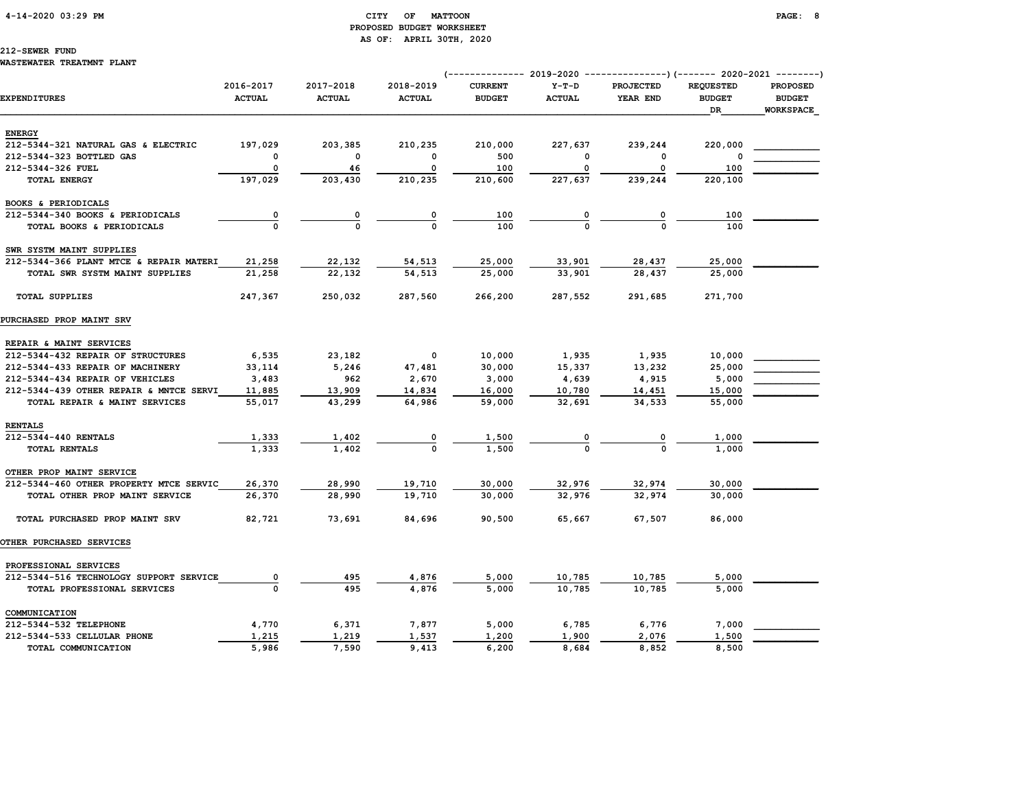CITY OF MATTOON
PROPOSED BUDGET WORKSHEET
AS OF: APRIL 30TH, 2020

212-SEWER FUND
WASTEWATER TREATMNT PLANT

| EXPENDITURES | 2016-2017 ACTUAL | 2017-2018 ACTUAL | 2018-2019 ACTUAL | 2019-2020 CURRENT BUDGET | 2019-2020 Y-T-D ACTUAL | 2019-2020 PROJECTED YEAR END | 2020-2021 REQUESTED BUDGET DR | 2020-2021 PROPOSED BUDGET WORKSPACE |
|---|---|---|---|---|---|---|---|---|
| **ENERGY** | | | | | | | | |
| 212-5344-321 NATURAL GAS & ELECTRIC | 197,029 | 203,385 | 210,235 | 210,000 | 227,637 | 239,244 | 220,000 | |
| 212-5344-323 BOTTLED GAS | 0 | 0 | 0 | 500 | 0 | 0 | 0 | |
| 212-5344-326 FUEL | 0 | 46 | 0 | 100 | 0 | 0 | 100 | |
| TOTAL ENERGY | 197,029 | 203,430 | 210,235 | 210,600 | 227,637 | 239,244 | 220,100 | |
| **BOOKS & PERIODICALS** | | | | | | | | |
| 212-5344-340 BOOKS & PERIODICALS | 0 | 0 | 0 | 100 | 0 | 0 | 100 | |
| TOTAL BOOKS & PERIODICALS | 0 | 0 | 0 | 100 | 0 | 0 | 100 | |
| **SWR SYSTM MAINT SUPPLIES** | | | | | | | | |
| 212-5344-366 PLANT MTCE & REPAIR MATERI | 21,258 | 22,132 | 54,513 | 25,000 | 33,901 | 28,437 | 25,000 | |
| TOTAL SWR SYSTM MAINT SUPPLIES | 21,258 | 22,132 | 54,513 | 25,000 | 33,901 | 28,437 | 25,000 | |
| TOTAL SUPPLIES | 247,367 | 250,032 | 287,560 | 266,200 | 287,552 | 291,685 | 271,700 | |
| **PURCHASED PROP MAINT SRV** | | | | | | | | |
| **REPAIR & MAINT SERVICES** | | | | | | | | |
| 212-5344-432 REPAIR OF STRUCTURES | 6,535 | 23,182 | 0 | 10,000 | 1,935 | 1,935 | 10,000 | |
| 212-5344-433 REPAIR OF MACHINERY | 33,114 | 5,246 | 47,481 | 30,000 | 15,337 | 13,232 | 25,000 | |
| 212-5344-434 REPAIR OF VEHICLES | 3,483 | 962 | 2,670 | 3,000 | 4,639 | 4,915 | 5,000 | |
| 212-5344-439 OTHER REPAIR & MNTCE SERVI | 11,885 | 13,909 | 14,834 | 16,000 | 10,780 | 14,451 | 15,000 | |
| TOTAL REPAIR & MAINT SERVICES | 55,017 | 43,299 | 64,986 | 59,000 | 32,691 | 34,533 | 55,000 | |
| **RENTALS** | | | | | | | | |
| 212-5344-440 RENTALS | 1,333 | 1,402 | 0 | 1,500 | 0 | 0 | 1,000 | |
| TOTAL RENTALS | 1,333 | 1,402 | 0 | 1,500 | 0 | 0 | 1,000 | |
| **OTHER PROP MAINT SERVICE** | | | | | | | | |
| 212-5344-460 OTHER PROPERTY MTCE SERVIC | 26,370 | 28,990 | 19,710 | 30,000 | 32,976 | 32,974 | 30,000 | |
| TOTAL OTHER PROP MAINT SERVICE | 26,370 | 28,990 | 19,710 | 30,000 | 32,976 | 32,974 | 30,000 | |
| TOTAL PURCHASED PROP MAINT SRV | 82,721 | 73,691 | 84,696 | 90,500 | 65,667 | 67,507 | 86,000 | |
| **OTHER PURCHASED SERVICES** | | | | | | | | |
| **PROFESSIONAL SERVICES** | | | | | | | | |
| 212-5344-516 TECHNOLOGY SUPPORT SERVICE | 0 | 495 | 4,876 | 5,000 | 10,785 | 10,785 | 5,000 | |
| TOTAL PROFESSIONAL SERVICES | 0 | 495 | 4,876 | 5,000 | 10,785 | 10,785 | 5,000 | |
| **COMMUNICATION** | | | | | | | | |
| 212-5344-532 TELEPHONE | 4,770 | 6,371 | 7,877 | 5,000 | 6,785 | 6,776 | 7,000 | |
| 212-5344-533 CELLULAR PHONE | 1,215 | 1,219 | 1,537 | 1,200 | 1,900 | 2,076 | 1,500 | |
| TOTAL COMMUNICATION | 5,986 | 7,590 | 9,413 | 6,200 | 8,684 | 8,852 | 8,500 | |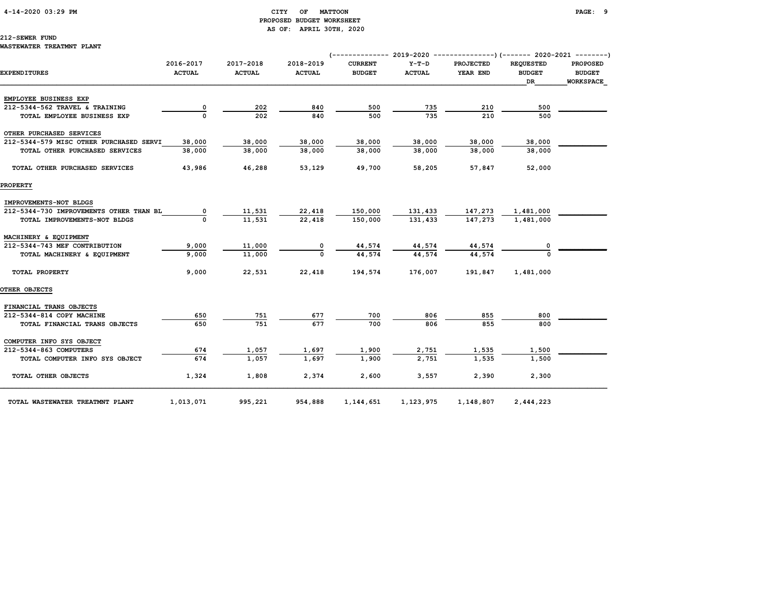CITY OF MATTOON
PROPOSED BUDGET WORKSHEET
AS OF: APRIL 30TH, 2020

212-SEWER FUND
WASTEWATER TREATMNT PLANT

| EXPENDITURES | 2016-2017 ACTUAL | 2017-2018 ACTUAL | 2018-2019 ACTUAL | 2019-2020 CURRENT BUDGET | 2019-2020 Y-T-D ACTUAL | 2019-2020 PROJECTED YEAR END | 2020-2021 REQUESTED BUDGET DR | 2020-2021 PROPOSED BUDGET WORKSPACE |
|---|---|---|---|---|---|---|---|---|
| EMPLOYEE BUSINESS EXP | | | | | | | | |
| 212-5344-562 TRAVEL & TRAINING | 0 | 202 | 840 | 500 | 735 | 210 | 500 | |
| TOTAL EMPLOYEE BUSINESS EXP | 0 | 202 | 840 | 500 | 735 | 210 | 500 | |
| OTHER PURCHASED SERVICES | | | | | | | | |
| 212-5344-579 MISC OTHER PURCHASED SERVI | 38,000 | 38,000 | 38,000 | 38,000 | 38,000 | 38,000 | 38,000 | |
| TOTAL OTHER PURCHASED SERVICES | 38,000 | 38,000 | 38,000 | 38,000 | 38,000 | 38,000 | 38,000 | |
| TOTAL OTHER PURCHASED SERVICES | 43,986 | 46,288 | 53,129 | 49,700 | 58,205 | 57,847 | 52,000 | |
| PROPERTY | | | | | | | | |
| IMPROVEMENTS-NOT BLDGS | | | | | | | | |
| 212-5344-730 IMPROVEMENTS OTHER THAN BL | 0 | 11,531 | 22,418 | 150,000 | 131,433 | 147,273 | 1,481,000 | |
| TOTAL IMPROVEMENTS-NOT BLDGS | 0 | 11,531 | 22,418 | 150,000 | 131,433 | 147,273 | 1,481,000 | |
| MACHINERY & EQUIPMENT | | | | | | | | |
| 212-5344-743 MEF CONTRIBUTION | 9,000 | 11,000 | 0 | 44,574 | 44,574 | 44,574 | 0 | |
| TOTAL MACHINERY & EQUIPMENT | 9,000 | 11,000 | 0 | 44,574 | 44,574 | 44,574 | 0 | |
| TOTAL PROPERTY | 9,000 | 22,531 | 22,418 | 194,574 | 176,007 | 191,847 | 1,481,000 | |
| OTHER OBJECTS | | | | | | | | |
| FINANCIAL TRANS OBJECTS | | | | | | | | |
| 212-5344-814 COPY MACHINE | 650 | 751 | 677 | 700 | 806 | 855 | 800 | |
| TOTAL FINANCIAL TRANS OBJECTS | 650 | 751 | 677 | 700 | 806 | 855 | 800 | |
| COMPUTER INFO SYS OBJECT | | | | | | | | |
| 212-5344-863 COMPUTERS | 674 | 1,057 | 1,697 | 1,900 | 2,751 | 1,535 | 1,500 | |
| TOTAL COMPUTER INFO SYS OBJECT | 674 | 1,057 | 1,697 | 1,900 | 2,751 | 1,535 | 1,500 | |
| TOTAL OTHER OBJECTS | 1,324 | 1,808 | 2,374 | 2,600 | 3,557 | 2,390 | 2,300 | |
| TOTAL WASTEWATER TREATMNT PLANT | 1,013,071 | 995,221 | 954,888 | 1,144,651 | 1,123,975 | 1,148,807 | 2,444,223 | |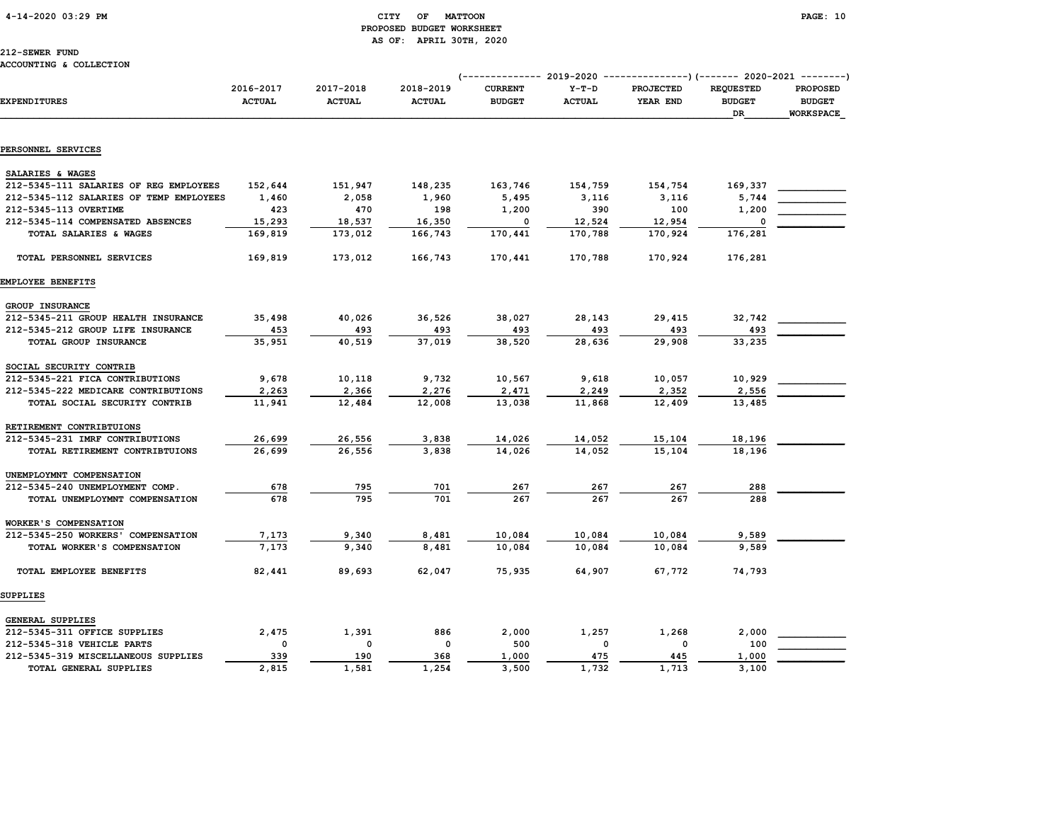# CITY OF MATTOON
## PROPOSED BUDGET WORKSHEET
### AS OF: APRIL 30TH, 2020

212-SEWER FUND
ACCOUNTING & COLLECTION

| EXPENDITURES | 2016-2017 ACTUAL | 2017-2018 ACTUAL | 2018-2019 ACTUAL | 2019-2020 CURRENT BUDGET | 2019-2020 Y-T-D ACTUAL | 2019-2020 PROJECTED YEAR END | 2020-2021 REQUESTED BUDGET DR | 2020-2021 PROPOSED BUDGET WORKSPACE |
|---|---|---|---|---|---|---|---|---|
| **PERSONNEL SERVICES** | | | | | | | | |
| SALARIES & WAGES | | | | | | | | |
| 212-5345-111 SALARIES OF REG EMPLOYEES | 152,644 | 151,947 | 148,235 | 163,746 | 154,759 | 154,754 | 169,337 | |
| 212-5345-112 SALARIES OF TEMP EMPLOYEES | 1,460 | 2,058 | 1,960 | 5,495 | 3,116 | 3,116 | 5,744 | |
| 212-5345-113 OVERTIME | 423 | 470 | 198 | 1,200 | 390 | 100 | 1,200 | |
| 212-5345-114 COMPENSATED ABSENCES | 15,293 | 18,537 | 16,350 | 0 | 12,524 | 12,954 | 0 | |
| TOTAL SALARIES & WAGES | 169,819 | 173,012 | 166,743 | 170,441 | 170,788 | 170,924 | 176,281 | |
| TOTAL PERSONNEL SERVICES | 169,819 | 173,012 | 166,743 | 170,441 | 170,788 | 170,924 | 176,281 | |
| **EMPLOYEE BENEFITS** | | | | | | | | |
| GROUP INSURANCE | | | | | | | | |
| 212-5345-211 GROUP HEALTH INSURANCE | 35,498 | 40,026 | 36,526 | 38,027 | 28,143 | 29,415 | 32,742 | |
| 212-5345-212 GROUP LIFE INSURANCE | 453 | 493 | 493 | 493 | 493 | 493 | 493 | |
| TOTAL GROUP INSURANCE | 35,951 | 40,519 | 37,019 | 38,520 | 28,636 | 29,908 | 33,235 | |
| SOCIAL SECURITY CONTRIB | | | | | | | | |
| 212-5345-221 FICA CONTRIBUTIONS | 9,678 | 10,118 | 9,732 | 10,567 | 9,618 | 10,057 | 10,929 | |
| 212-5345-222 MEDICARE CONTRIBUTIONS | 2,263 | 2,366 | 2,276 | 2,471 | 2,249 | 2,352 | 2,556 | |
| TOTAL SOCIAL SECURITY CONTRIB | 11,941 | 12,484 | 12,008 | 13,038 | 11,868 | 12,409 | 13,485 | |
| RETIREMENT CONTRIBTUIONS | | | | | | | | |
| 212-5345-231 IMRF CONTRIBUTIONS | 26,699 | 26,556 | 3,838 | 14,026 | 14,052 | 15,104 | 18,196 | |
| TOTAL RETIREMENT CONTRIBTUIONS | 26,699 | 26,556 | 3,838 | 14,026 | 14,052 | 15,104 | 18,196 | |
| UNEMPLOYMNT COMPENSATION | | | | | | | | |
| 212-5345-240 UNEMPLOYMENT COMP. | 678 | 795 | 701 | 267 | 267 | 267 | 288 | |
| TOTAL UNEMPLOYMNT COMPENSATION | 678 | 795 | 701 | 267 | 267 | 267 | 288 | |
| WORKER'S COMPENSATION | | | | | | | | |
| 212-5345-250 WORKERS' COMPENSATION | 7,173 | 9,340 | 8,481 | 10,084 | 10,084 | 10,084 | 9,589 | |
| TOTAL WORKER'S COMPENSATION | 7,173 | 9,340 | 8,481 | 10,084 | 10,084 | 10,084 | 9,589 | |
| TOTAL EMPLOYEE BENEFITS | 82,441 | 89,693 | 62,047 | 75,935 | 64,907 | 67,772 | 74,793 | |
| **SUPPLIES** | | | | | | | | |
| GENERAL SUPPLIES | | | | | | | | |
| 212-5345-311 OFFICE SUPPLIES | 2,475 | 1,391 | 886 | 2,000 | 1,257 | 1,268 | 2,000 | |
| 212-5345-318 VEHICLE PARTS | 0 | 0 | 0 | 500 | 0 | 0 | 100 | |
| 212-5345-319 MISCELLANEOUS SUPPLIES | 339 | 190 | 368 | 1,000 | 475 | 445 | 1,000 | |
| TOTAL GENERAL SUPPLIES | 2,815 | 1,581 | 1,254 | 3,500 | 1,732 | 1,713 | 3,100 | |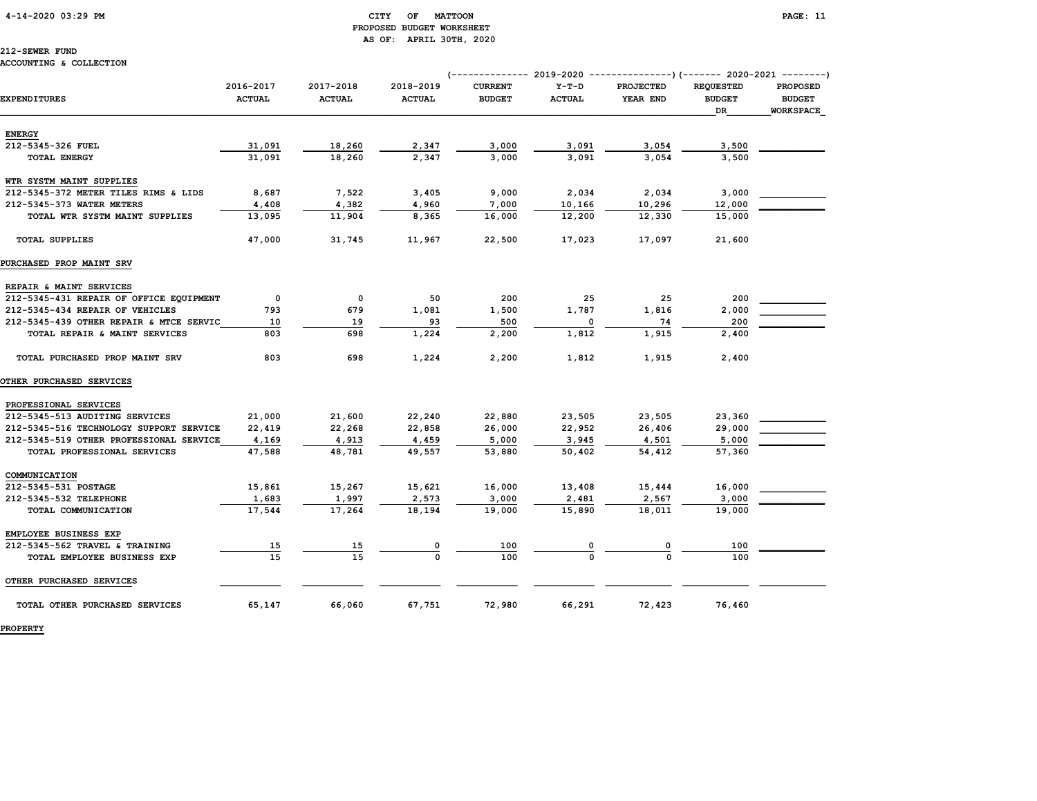**212-SEWER FUND**
**ACCOUNTING & COLLECTION**

| EXPENDITURES | 2016-2017 ACTUAL | 2017-2018 ACTUAL | 2018-2019 ACTUAL | 2019-2020 CURRENT BUDGET | 2019-2020 Y-T-D ACTUAL | 2019-2020 PROJECTED YEAR END | 2020-2021 REQUESTED BUDGET DR | 2020-2021 PROPOSED BUDGET WORKSPACE |
|---|---|---|---|---|---|---|---|---|
| **ENERGY** | | | | | | | | |
| 212-5345-326 FUEL | 31,091 | 18,260 | 2,347 | 3,000 | 3,091 | 3,054 | 3,500 | |
| TOTAL ENERGY | 31,091 | 18,260 | 2,347 | 3,000 | 3,091 | 3,054 | 3,500 | |
| **WTR SYSTM MAINT SUPPLIES** | | | | | | | | |
| 212-5345-372 METER TILES RIMS & LIDS | 8,687 | 7,522 | 3,405 | 9,000 | 2,034 | 2,034 | 3,000 | |
| 212-5345-373 WATER METERS | 4,408 | 4,382 | 4,960 | 7,000 | 10,166 | 10,296 | 12,000 | |
| TOTAL WTR SYSTM MAINT SUPPLIES | 13,095 | 11,904 | 8,365 | 16,000 | 12,200 | 12,330 | 15,000 | |
| TOTAL SUPPLIES | 47,000 | 31,745 | 11,967 | 22,500 | 17,023 | 17,097 | 21,600 | |
| **PURCHASED PROP MAINT SRV** | | | | | | | | |
| **REPAIR & MAINT SERVICES** | | | | | | | | |
| 212-5345-431 REPAIR OF OFFICE EQUIPMENT | 0 | 0 | 50 | 200 | 25 | 25 | 200 | |
| 212-5345-434 REPAIR OF VEHICLES | 793 | 679 | 1,081 | 1,500 | 1,787 | 1,816 | 2,000 | |
| 212-5345-439 OTHER REPAIR & MTCE SERVIC | 10 | 19 | 93 | 500 | 0 | 74 | 200 | |
| TOTAL REPAIR & MAINT SERVICES | 803 | 698 | 1,224 | 2,200 | 1,812 | 1,915 | 2,400 | |
| TOTAL PURCHASED PROP MAINT SRV | 803 | 698 | 1,224 | 2,200 | 1,812 | 1,915 | 2,400 | |
| **OTHER PURCHASED SERVICES** | | | | | | | | |
| **PROFESSIONAL SERVICES** | | | | | | | | |
| 212-5345-513 AUDITING SERVICES | 21,000 | 21,600 | 22,240 | 22,880 | 23,505 | 23,505 | 23,360 | |
| 212-5345-516 TECHNOLOGY SUPPORT SERVICE | 22,419 | 22,268 | 22,858 | 26,000 | 22,952 | 26,406 | 29,000 | |
| 212-5345-519 OTHER PROFESSIONAL SERVICE | 4,169 | 4,913 | 4,459 | 5,000 | 3,945 | 4,501 | 5,000 | |
| TOTAL PROFESSIONAL SERVICES | 47,588 | 48,781 | 49,557 | 53,880 | 50,402 | 54,412 | 57,360 | |
| **COMMUNICATION** | | | | | | | | |
| 212-5345-531 POSTAGE | 15,861 | 15,267 | 15,621 | 16,000 | 13,408 | 15,444 | 16,000 | |
| 212-5345-532 TELEPHONE | 1,683 | 1,997 | 2,573 | 3,000 | 2,481 | 2,567 | 3,000 | |
| TOTAL COMMUNICATION | 17,544 | 17,264 | 18,194 | 19,000 | 15,890 | 18,011 | 19,000 | |
| **EMPLOYEE BUSINESS EXP** | | | | | | | | |
| 212-5345-562 TRAVEL & TRAINING | 15 | 15 | 0 | 100 | 0 | 0 | 100 | |
| TOTAL EMPLOYEE BUSINESS EXP | 15 | 15 | 0 | 100 | 0 | 0 | 100 | |
| OTHER PURCHASED SERVICES | | | | | | | | |
| TOTAL OTHER PURCHASED SERVICES | 65,147 | 66,060 | 67,751 | 72,980 | 66,291 | 72,423 | 76,460 | |

**PROPERTY**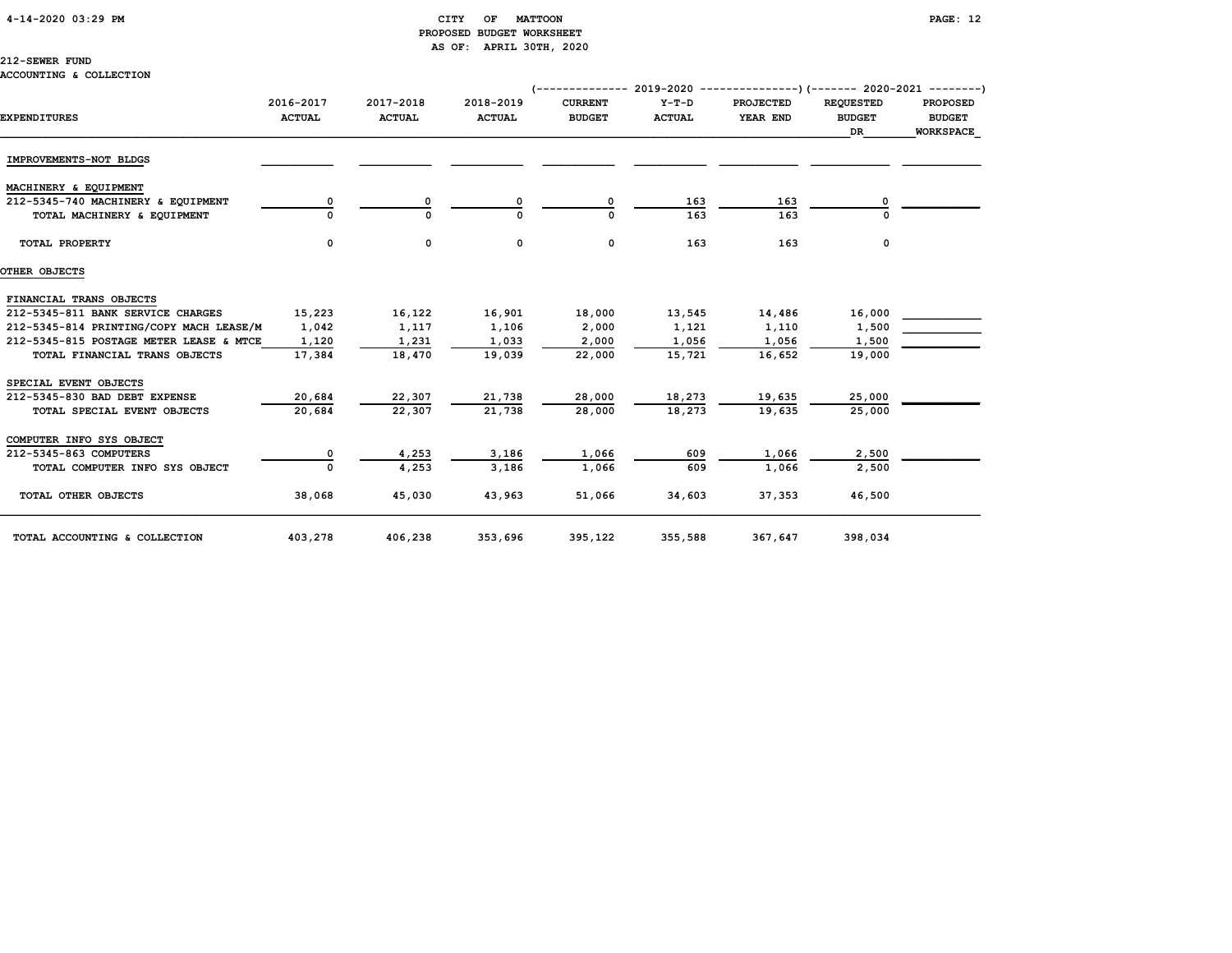CITY OF MATTOON
PROPOSED BUDGET WORKSHEET
AS OF: APRIL 30TH, 2020

212-SEWER FUND
ACCOUNTING & COLLECTION

| | | | | (------ 2019-2020 | ------) | | (--- 2020-2021 | ---) |
|---|---|---|---|---|---|---|---|---|
| EXPENDITURES | 2016-2017 ACTUAL | 2017-2018 ACTUAL | 2018-2019 ACTUAL | CURRENT BUDGET | Y-T-D ACTUAL | PROJECTED YEAR END | REQUESTED BUDGET DR | PROPOSED BUDGET WORKSPACE |
| IMPROVEMENTS-NOT BLDGS | | | | | | | | |
| MACHINERY & EQUIPMENT | | | | | | | | |
| 212-5345-740 MACHINERY & EQUIPMENT | 0 | 0 | 0 | 0 | 163 | 163 | 0 | |
| TOTAL MACHINERY & EQUIPMENT | 0 | 0 | 0 | 0 | 163 | 163 | 0 | |
| TOTAL PROPERTY | 0 | 0 | 0 | 0 | 163 | 163 | 0 | |
| OTHER OBJECTS | | | | | | | | |
| FINANCIAL TRANS OBJECTS | | | | | | | | |
| 212-5345-811 BANK SERVICE CHARGES | 15,223 | 16,122 | 16,901 | 18,000 | 13,545 | 14,486 | 16,000 | |
| 212-5345-814 PRINTING/COPY MACH LEASE/M | 1,042 | 1,117 | 1,106 | 2,000 | 1,121 | 1,110 | 1,500 | |
| 212-5345-815 POSTAGE METER LEASE & MTCE | 1,120 | 1,231 | 1,033 | 2,000 | 1,056 | 1,056 | 1,500 | |
| TOTAL FINANCIAL TRANS OBJECTS | 17,384 | 18,470 | 19,039 | 22,000 | 15,721 | 16,652 | 19,000 | |
| SPECIAL EVENT OBJECTS | | | | | | | | |
| 212-5345-830 BAD DEBT EXPENSE | 20,684 | 22,307 | 21,738 | 28,000 | 18,273 | 19,635 | 25,000 | |
| TOTAL SPECIAL EVENT OBJECTS | 20,684 | 22,307 | 21,738 | 28,000 | 18,273 | 19,635 | 25,000 | |
| COMPUTER INFO SYS OBJECT | | | | | | | | |
| 212-5345-863 COMPUTERS | 0 | 4,253 | 3,186 | 1,066 | 609 | 1,066 | 2,500 | |
| TOTAL COMPUTER INFO SYS OBJECT | 0 | 4,253 | 3,186 | 1,066 | 609 | 1,066 | 2,500 | |
| TOTAL OTHER OBJECTS | 38,068 | 45,030 | 43,963 | 51,066 | 34,603 | 37,353 | 46,500 | |
| TOTAL ACCOUNTING & COLLECTION | 403,278 | 406,238 | 353,696 | 395,122 | 355,588 | 367,647 | 398,034 | |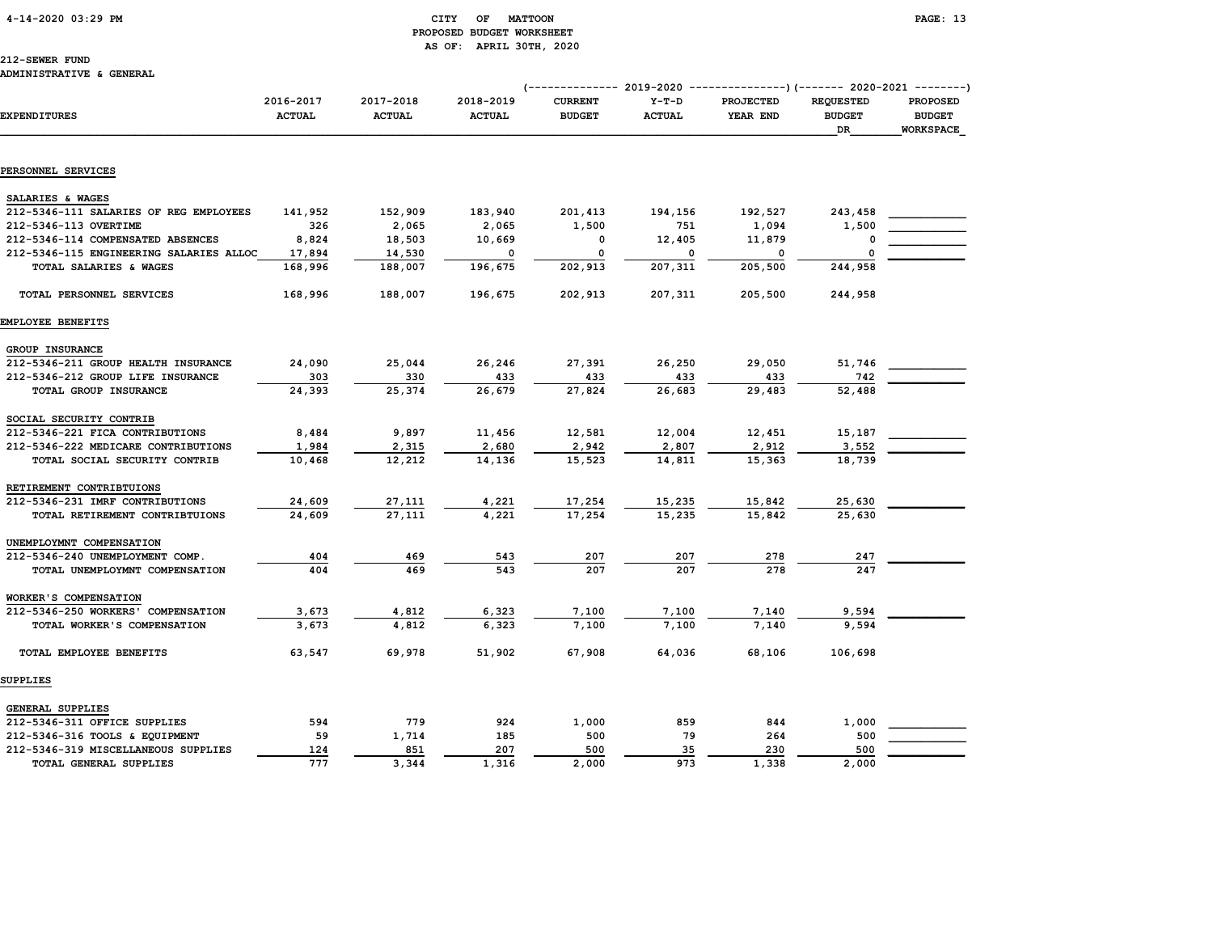CITY OF MATTOON
PROPOSED BUDGET WORKSHEET
AS OF: APRIL 30TH, 2020

212-SEWER FUND
ADMINISTRATIVE & GENERAL

| EXPENDITURES | 2016-2017 ACTUAL | 2017-2018 ACTUAL | 2018-2019 ACTUAL | 2019-2020 CURRENT BUDGET | 2019-2020 Y-T-D ACTUAL | 2019-2020 PROJECTED YEAR END | 2020-2021 REQUESTED BUDGET DR | 2020-2021 PROPOSED BUDGET WORKSPACE |
|---|---|---|---|---|---|---|---|---|
| **PERSONNEL SERVICES** | | | | | | | | |
| SALARIES & WAGES | | | | | | | | |
| 212-5346-111 SALARIES OF REG EMPLOYEES | 141,952 | 152,909 | 183,940 | 201,413 | 194,156 | 192,527 | 243,458 | |
| 212-5346-113 OVERTIME | 326 | 2,065 | 2,065 | 1,500 | 751 | 1,094 | 1,500 | |
| 212-5346-114 COMPENSATED ABSENCES | 8,824 | 18,503 | 10,669 | 0 | 12,405 | 11,879 | 0 | |
| 212-5346-115 ENGINEERING SALARIES ALLOC | 17,894 | 14,530 | 0 | 0 | 0 | 0 | 0 | |
| TOTAL SALARIES & WAGES | 168,996 | 188,007 | 196,675 | 202,913 | 207,311 | 205,500 | 244,958 | |
| TOTAL PERSONNEL SERVICES | 168,996 | 188,007 | 196,675 | 202,913 | 207,311 | 205,500 | 244,958 | |
| **EMPLOYEE BENEFITS** | | | | | | | | |
| GROUP INSURANCE | | | | | | | | |
| 212-5346-211 GROUP HEALTH INSURANCE | 24,090 | 25,044 | 26,246 | 27,391 | 26,250 | 29,050 | 51,746 | |
| 212-5346-212 GROUP LIFE INSURANCE | 303 | 330 | 433 | 433 | 433 | 433 | 742 | |
| TOTAL GROUP INSURANCE | 24,393 | 25,374 | 26,679 | 27,824 | 26,683 | 29,483 | 52,488 | |
| SOCIAL SECURITY CONTRIB | | | | | | | | |
| 212-5346-221 FICA CONTRIBUTIONS | 8,484 | 9,897 | 11,456 | 12,581 | 12,004 | 12,451 | 15,187 | |
| 212-5346-222 MEDICARE CONTRIBUTIONS | 1,984 | 2,315 | 2,680 | 2,942 | 2,807 | 2,912 | 3,552 | |
| TOTAL SOCIAL SECURITY CONTRIB | 10,468 | 12,212 | 14,136 | 15,523 | 14,811 | 15,363 | 18,739 | |
| RETIREMENT CONTRIBTUIONS | | | | | | | | |
| 212-5346-231 IMRF CONTRIBUTIONS | 24,609 | 27,111 | 4,221 | 17,254 | 15,235 | 15,842 | 25,630 | |
| TOTAL RETIREMENT CONTRIBTUIONS | 24,609 | 27,111 | 4,221 | 17,254 | 15,235 | 15,842 | 25,630 | |
| UNEMPLOYMNT COMPENSATION | | | | | | | | |
| 212-5346-240 UNEMPLOYMENT COMP. | 404 | 469 | 543 | 207 | 207 | 278 | 247 | |
| TOTAL UNEMPLOYMNT COMPENSATION | 404 | 469 | 543 | 207 | 207 | 278 | 247 | |
| WORKER'S COMPENSATION | | | | | | | | |
| 212-5346-250 WORKERS' COMPENSATION | 3,673 | 4,812 | 6,323 | 7,100 | 7,100 | 7,140 | 9,594 | |
| TOTAL WORKER'S COMPENSATION | 3,673 | 4,812 | 6,323 | 7,100 | 7,100 | 7,140 | 9,594 | |
| TOTAL EMPLOYEE BENEFITS | 63,547 | 69,978 | 51,902 | 67,908 | 64,036 | 68,106 | 106,698 | |
| **SUPPLIES** | | | | | | | | |
| GENERAL SUPPLIES | | | | | | | | |
| 212-5346-311 OFFICE SUPPLIES | 594 | 779 | 924 | 1,000 | 859 | 844 | 1,000 | |
| 212-5346-316 TOOLS & EQUIPMENT | 59 | 1,714 | 185 | 500 | 79 | 264 | 500 | |
| 212-5346-319 MISCELLANEOUS SUPPLIES | 124 | 851 | 207 | 500 | 35 | 230 | 500 | |
| TOTAL GENERAL SUPPLIES | 777 | 3,344 | 1,316 | 2,000 | 973 | 1,338 | 2,000 | |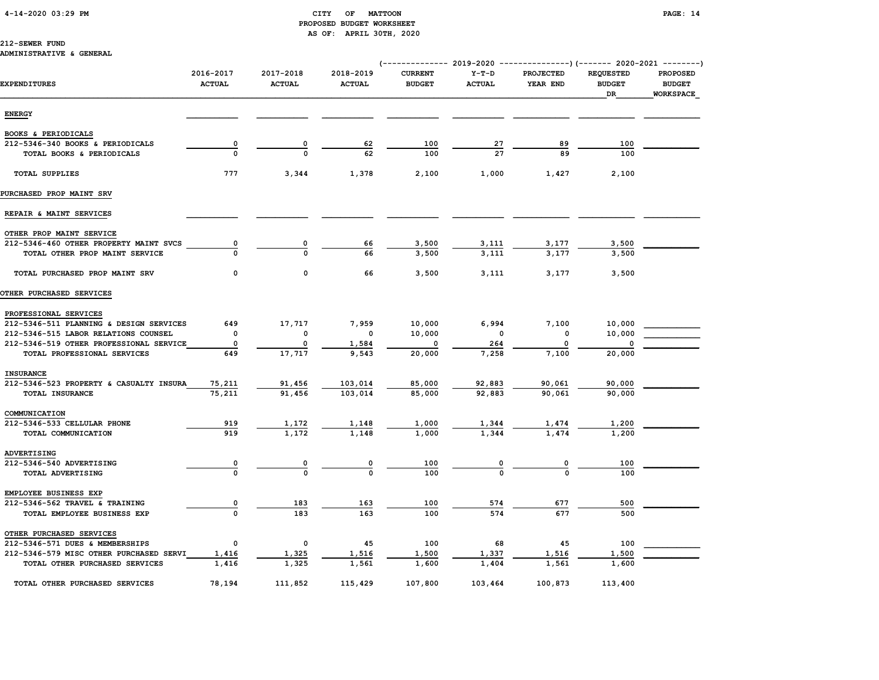CITY OF MATTOON
PROPOSED BUDGET WORKSHEET
AS OF: APRIL 30TH, 2020

212-SEWER FUND
ADMINISTRATIVE & GENERAL

| EXPENDITURES | 2016-2017 ACTUAL | 2017-2018 ACTUAL | 2018-2019 ACTUAL | 2019-2020 CURRENT BUDGET | 2019-2020 Y-T-D ACTUAL | 2019-2020 PROJECTED YEAR END | 2020-2021 REQUESTED BUDGET DR | 2020-2021 PROPOSED BUDGET WORKSPACE |
|---|---|---|---|---|---|---|---|---|
| **ENERGY** | | | | | | | | |
| BOOKS & PERIODICALS | | | | | | | | |
| 212-5346-340 BOOKS & PERIODICALS | 0 | 0 | 62 | 100 | 27 | 89 | 100 | |
| TOTAL BOOKS & PERIODICALS | 0 | 0 | 62 | 100 | 27 | 89 | 100 | |
| TOTAL SUPPLIES | 777 | 3,344 | 1,378 | 2,100 | 1,000 | 1,427 | 2,100 | |
| **PURCHASED PROP MAINT SRV** | | | | | | | | |
| REPAIR & MAINT SERVICES | | | | | | | | |
| OTHER PROP MAINT SERVICE | | | | | | | | |
| 212-5346-460 OTHER PROPERTY MAINT SVCS | 0 | 0 | 66 | 3,500 | 3,111 | 3,177 | 3,500 | |
| TOTAL OTHER PROP MAINT SERVICE | 0 | 0 | 66 | 3,500 | 3,111 | 3,177 | 3,500 | |
| TOTAL PURCHASED PROP MAINT SRV | 0 | 0 | 66 | 3,500 | 3,111 | 3,177 | 3,500 | |
| **OTHER PURCHASED SERVICES** | | | | | | | | |
| PROFESSIONAL SERVICES | | | | | | | | |
| 212-5346-511 PLANNING & DESIGN SERVICES | 649 | 17,717 | 7,959 | 10,000 | 6,994 | 7,100 | 10,000 | |
| 212-5346-515 LABOR RELATIONS COUNSEL | 0 | 0 | 0 | 10,000 | 0 | 0 | 10,000 | |
| 212-5346-519 OTHER PROFESSIONAL SERVICE | 0 | 0 | 1,584 | 0 | 264 | 0 | 0 | |
| TOTAL PROFESSIONAL SERVICES | 649 | 17,717 | 9,543 | 20,000 | 7,258 | 7,100 | 20,000 | |
| INSURANCE | | | | | | | | |
| 212-5346-523 PROPERTY & CASUALTY INSURA | 75,211 | 91,456 | 103,014 | 85,000 | 92,883 | 90,061 | 90,000 | |
| TOTAL INSURANCE | 75,211 | 91,456 | 103,014 | 85,000 | 92,883 | 90,061 | 90,000 | |
| COMMUNICATION | | | | | | | | |
| 212-5346-533 CELLULAR PHONE | 919 | 1,172 | 1,148 | 1,000 | 1,344 | 1,474 | 1,200 | |
| TOTAL COMMUNICATION | 919 | 1,172 | 1,148 | 1,000 | 1,344 | 1,474 | 1,200 | |
| ADVERTISING | | | | | | | | |
| 212-5346-540 ADVERTISING | 0 | 0 | 0 | 100 | 0 | 0 | 100 | |
| TOTAL ADVERTISING | 0 | 0 | 0 | 100 | 0 | 0 | 100 | |
| EMPLOYEE BUSINESS EXP | | | | | | | | |
| 212-5346-562 TRAVEL & TRAINING | 0 | 183 | 163 | 100 | 574 | 677 | 500 | |
| TOTAL EMPLOYEE BUSINESS EXP | 0 | 183 | 163 | 100 | 574 | 677 | 500 | |
| OTHER PURCHASED SERVICES | | | | | | | | |
| 212-5346-571 DUES & MEMBERSHIPS | 0 | 0 | 45 | 100 | 68 | 45 | 100 | |
| 212-5346-579 MISC OTHER PURCHASED SERVI | 1,416 | 1,325 | 1,516 | 1,500 | 1,337 | 1,516 | 1,500 | |
| TOTAL OTHER PURCHASED SERVICES | 1,416 | 1,325 | 1,561 | 1,600 | 1,404 | 1,561 | 1,600 | |
| TOTAL OTHER PURCHASED SERVICES | 78,194 | 111,852 | 115,429 | 107,800 | 103,464 | 100,873 | 113,400 | |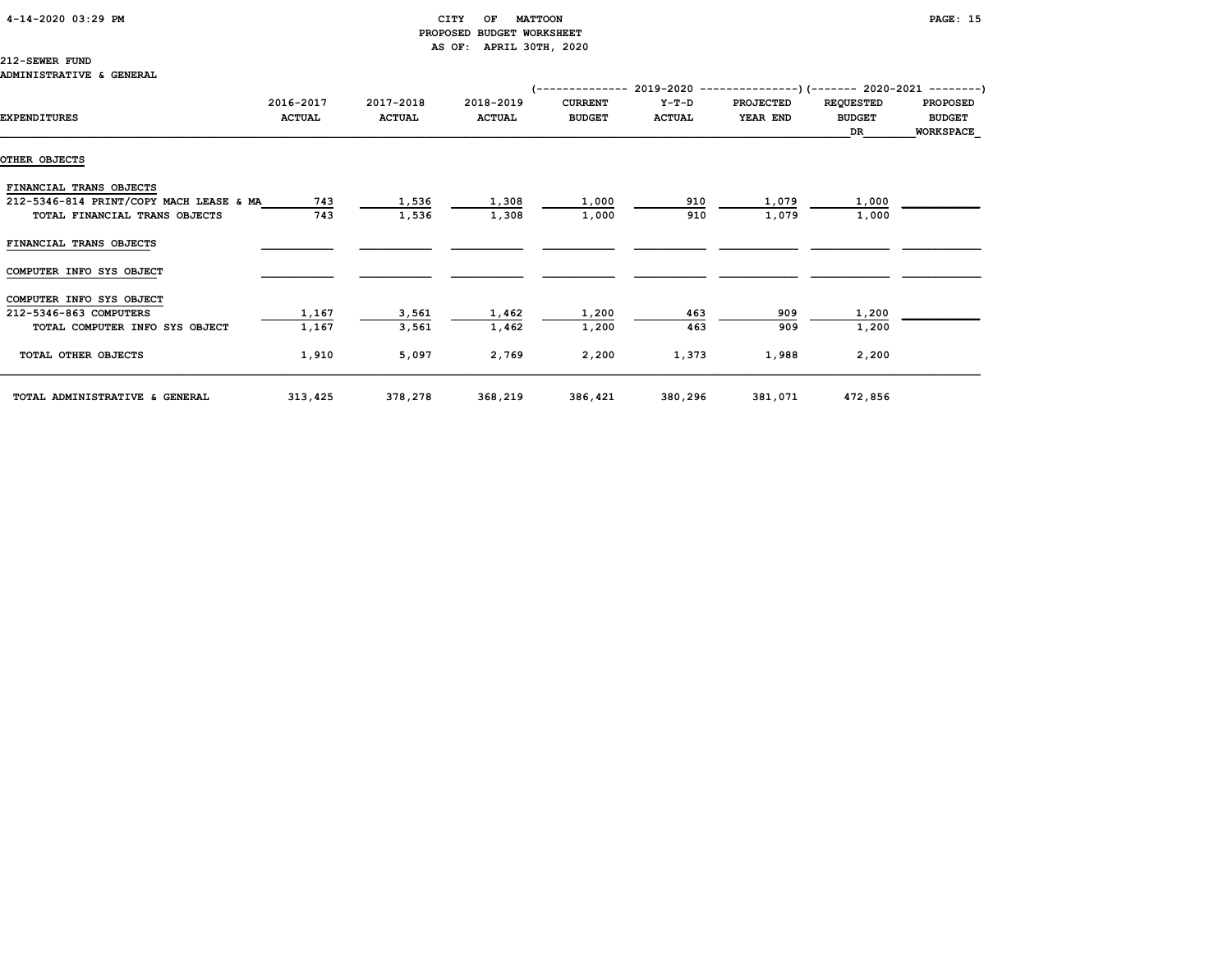CITY OF MATTOON
PROPOSED BUDGET WORKSHEET
AS OF: APRIL 30TH, 2020

212-SEWER FUND
ADMINISTRATIVE & GENERAL

| EXPENDITURES | 2016-2017 ACTUAL | 2017-2018 ACTUAL | 2018-2019 ACTUAL | 2019-2020 CURRENT BUDGET | 2019-2020 Y-T-D ACTUAL | 2019-2020 PROJECTED YEAR END | 2020-2021 REQUESTED BUDGET DR | 2020-2021 PROPOSED BUDGET WORKSPACE |
|---|---|---|---|---|---|---|---|---|
| OTHER OBJECTS | | | | | | | | |
| FINANCIAL TRANS OBJECTS | | | | | | | | |
| 212-5346-814 PRINT/COPY MACH LEASE & MA | 743 | 1,536 | 1,308 | 1,000 | 910 | 1,079 | 1,000 | |
| TOTAL FINANCIAL TRANS OBJECTS | 743 | 1,536 | 1,308 | 1,000 | 910 | 1,079 | 1,000 | |
| FINANCIAL TRANS OBJECTS | | | | | | | | |
| COMPUTER INFO SYS OBJECT | | | | | | | | |
| COMPUTER INFO SYS OBJECT | | | | | | | | |
| 212-5346-863 COMPUTERS | 1,167 | 3,561 | 1,462 | 1,200 | 463 | 909 | 1,200 | |
| TOTAL COMPUTER INFO SYS OBJECT | 1,167 | 3,561 | 1,462 | 1,200 | 463 | 909 | 1,200 | |
| TOTAL OTHER OBJECTS | 1,910 | 5,097 | 2,769 | 2,200 | 1,373 | 1,988 | 2,200 | |
| TOTAL ADMINISTRATIVE & GENERAL | 313,425 | 378,278 | 368,219 | 386,421 | 380,296 | 381,071 | 472,856 | |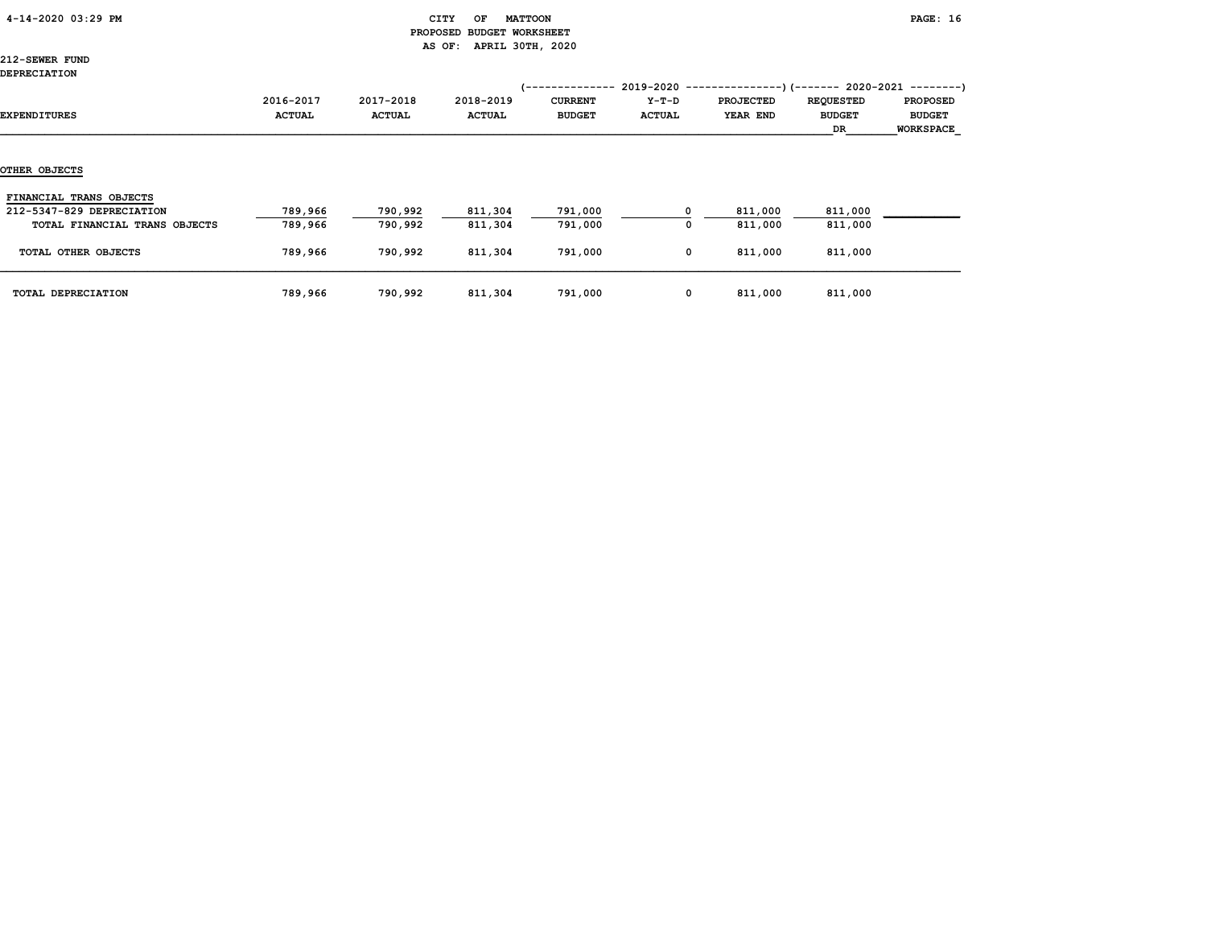CITY OF MATTOON
PROPOSED BUDGET WORKSHEET
AS OF: APRIL 30TH, 2020

212-SEWER FUND
DEPRECIATION

| EXPENDITURES | 2016-2017 ACTUAL | 2017-2018 ACTUAL | 2018-2019 ACTUAL | 2019-2020 CURRENT BUDGET | 2019-2020 Y-T-D ACTUAL | 2019-2020 PROJECTED YEAR END | 2020-2021 REQUESTED BUDGET DR | 2020-2021 PROPOSED BUDGET WORKSPACE |
|---|---|---|---|---|---|---|---|---|
| **OTHER OBJECTS** | | | | | | | | |
| FINANCIAL TRANS OBJECTS | | | | | | | | |
| 212-5347-829 DEPRECIATION | 789,966 | 790,992 | 811,304 | 791,000 | 0 | 811,000 | 811,000 | |
| TOTAL FINANCIAL TRANS OBJECTS | 789,966 | 790,992 | 811,304 | 791,000 | 0 | 811,000 | 811,000 | |
| TOTAL OTHER OBJECTS | 789,966 | 790,992 | 811,304 | 791,000 | 0 | 811,000 | 811,000 | |
| TOTAL DEPRECIATION | 789,966 | 790,992 | 811,304 | 791,000 | 0 | 811,000 | 811,000 | |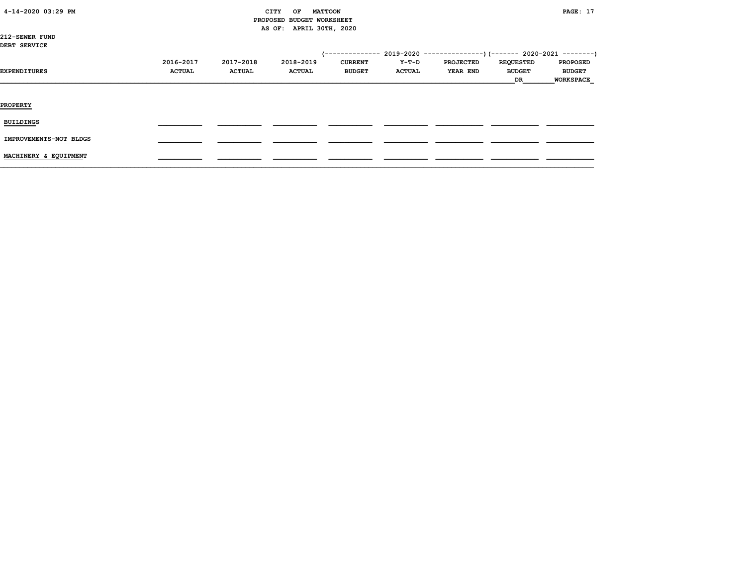CITY OF MATTOON
PROPOSED BUDGET WORKSHEET
AS OF: APRIL 30TH, 2020

212-SEWER FUND
DEBT SERVICE

| EXPENDITURES | 2016-2017 ACTUAL | 2017-2018 ACTUAL | 2018-2019 ACTUAL | 2019-2020 CURRENT BUDGET | 2019-2020 Y-T-D ACTUAL | 2019-2020 PROJECTED YEAR END | 2020-2021 REQUESTED BUDGET DR | 2020-2021 PROPOSED BUDGET WORKSPACE |
|---|---|---|---|---|---|---|---|---|
| PROPERTY | | | | | | | | |
| BUILDINGS | | | | | | | | |
| IMPROVEMENTS-NOT BLDGS | | | | | | | | |
| MACHINERY & EQUIPMENT | | | | | | | | |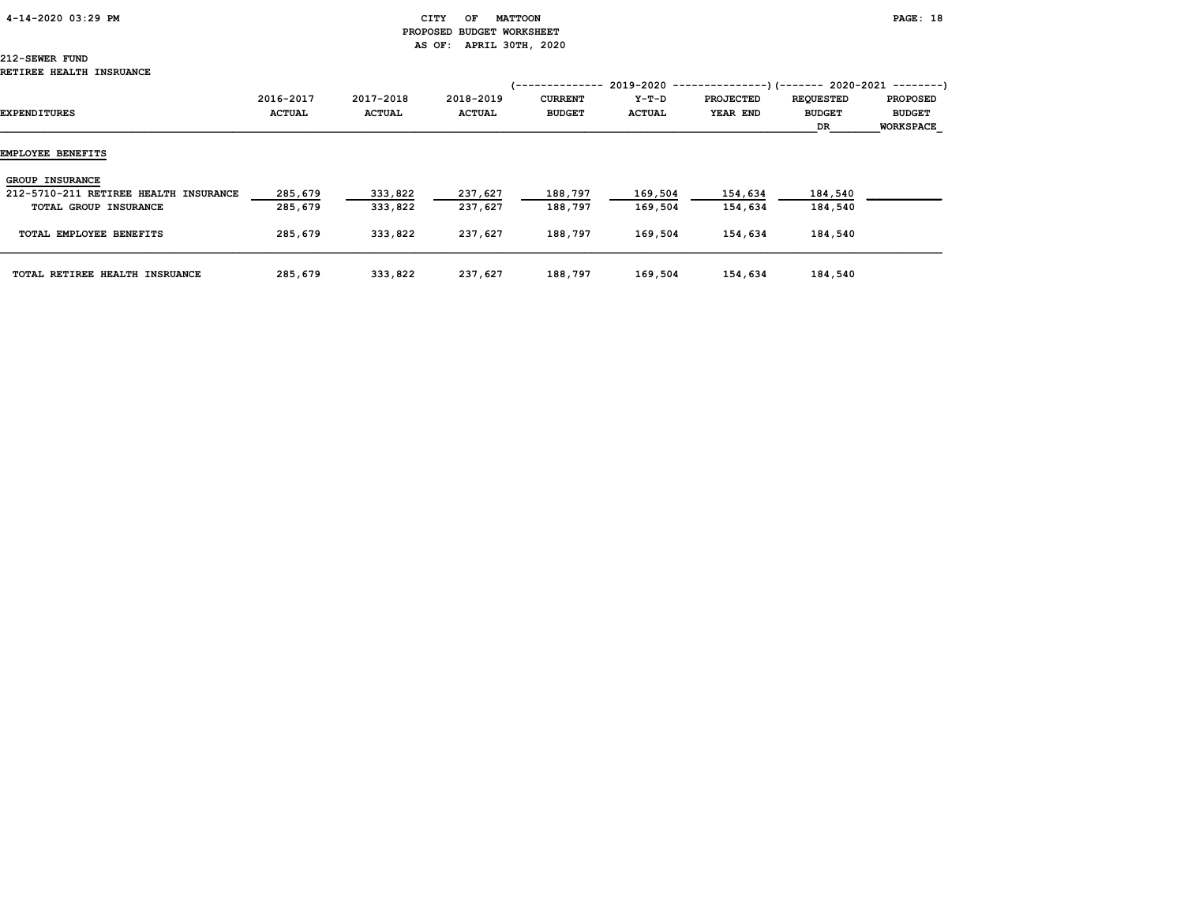CITY OF MATTOON
PROPOSED BUDGET WORKSHEET
AS OF: APRIL 30TH, 2020

212-SEWER FUND
RETIREE HEALTH INSRUANCE

| EXPENDITURES | 2016-2017 ACTUAL | 2017-2018 ACTUAL | 2018-2019 ACTUAL | 2019-2020 CURRENT BUDGET | 2019-2020 Y-T-D ACTUAL | 2019-2020 PROJECTED YEAR END | 2020-2021 REQUESTED BUDGET DR | 2020-2021 PROPOSED BUDGET WORKSPACE |
|---|---|---|---|---|---|---|---|---|
| **EMPLOYEE BENEFITS** | | | | | | | | |
| GROUP INSURANCE | | | | | | | | |
| 212-5710-211 RETIREE HEALTH INSURANCE | 285,679 | 333,822 | 237,627 | 188,797 | 169,504 | 154,634 | 184,540 | |
| TOTAL GROUP INSURANCE | 285,679 | 333,822 | 237,627 | 188,797 | 169,504 | 154,634 | 184,540 | |
| TOTAL EMPLOYEE BENEFITS | 285,679 | 333,822 | 237,627 | 188,797 | 169,504 | 154,634 | 184,540 | |
| TOTAL RETIREE HEALTH INSRUANCE | 285,679 | 333,822 | 237,627 | 188,797 | 169,504 | 154,634 | 184,540 | |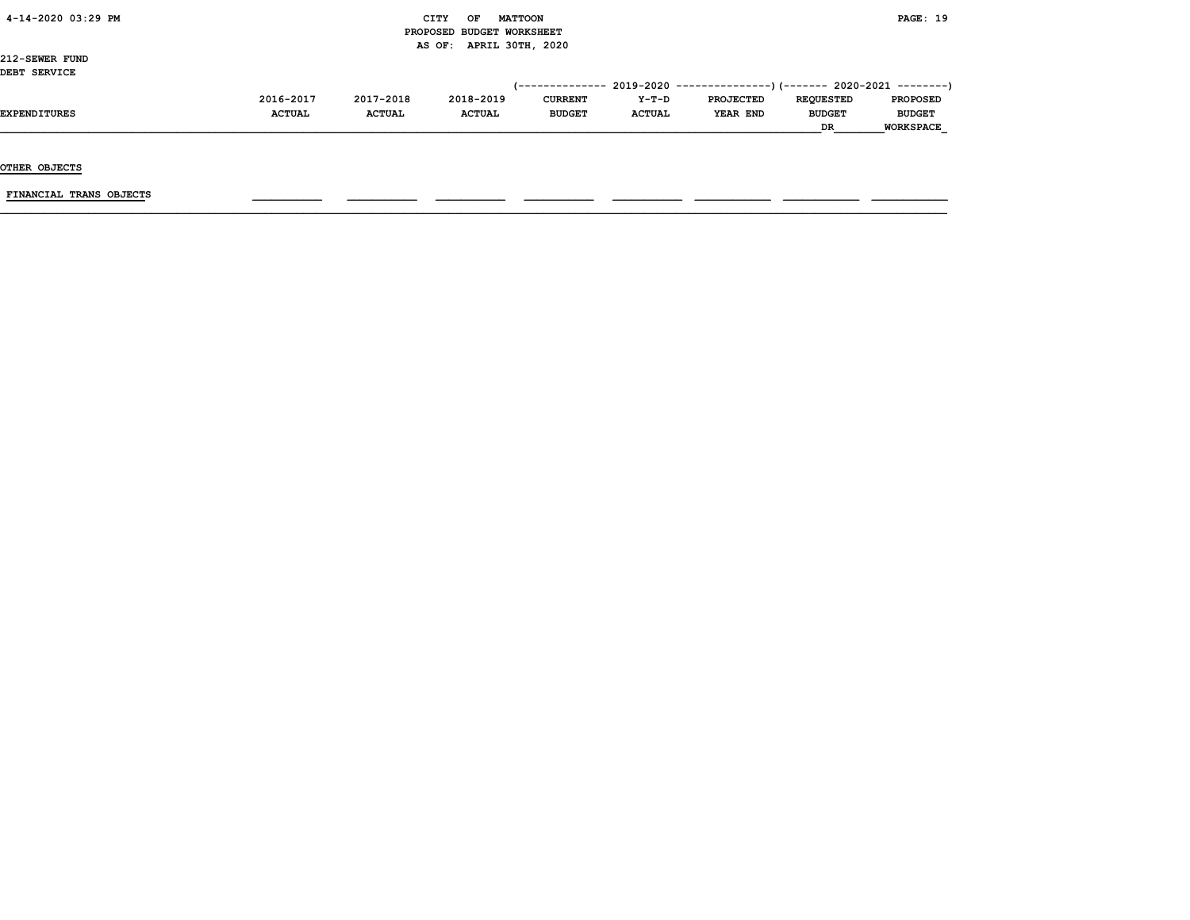212-SEWER FUND
DEBT SERVICE

| EXPENDITURES | 2016-2017 ACTUAL | 2017-2018 ACTUAL | 2018-2019 ACTUAL | 2019-2020 CURRENT BUDGET | 2019-2020 Y-T-D ACTUAL | 2019-2020 PROJECTED YEAR END | 2020-2021 REQUESTED BUDGET DR | 2020-2021 PROPOSED BUDGET WORKSPACE |
|---|---|---|---|---|---|---|---|---|
| OTHER OBJECTS | | | | | | | | |
| FINANCIAL TRANS OBJECTS | | | | | | | | |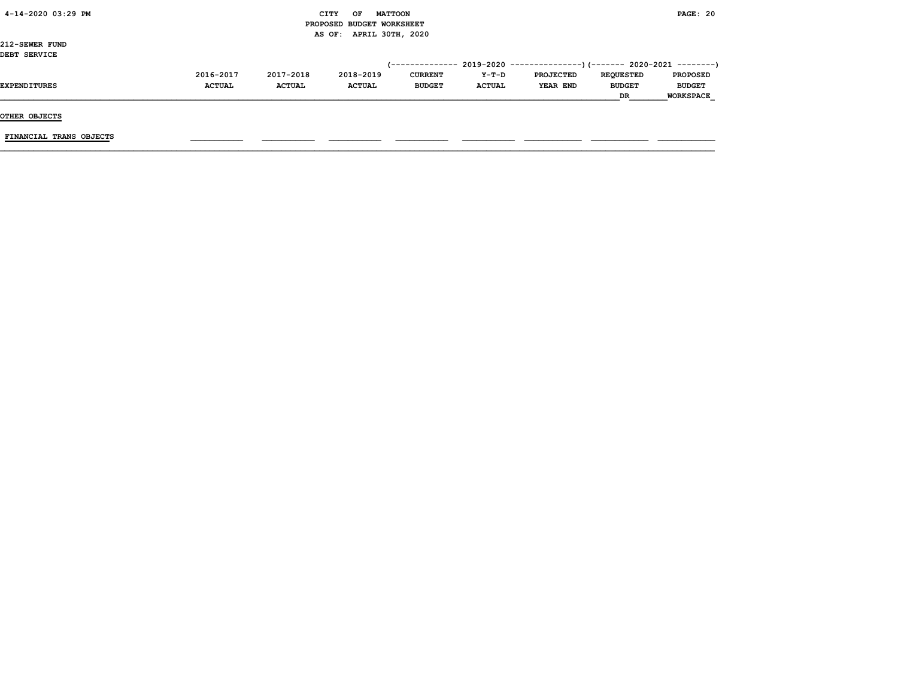CITY OF MATTOON
PROPOSED BUDGET WORKSHEET
AS OF: APRIL 30TH, 2020

212-SEWER FUND
DEBT SERVICE

| EXPENDITURES | 2016-2017 ACTUAL | 2017-2018 ACTUAL | 2018-2019 ACTUAL | 2019-2020 CURRENT BUDGET | 2019-2020 Y-T-D ACTUAL | 2019-2020 PROJECTED YEAR END | 2020-2021 REQUESTED BUDGET DR | 2020-2021 PROPOSED BUDGET WORKSPACE |
|---|---|---|---|---|---|---|---|---|
| **OTHER OBJECTS** | | | | | | | | |
| FINANCIAL TRANS OBJECTS | | | | | | | | |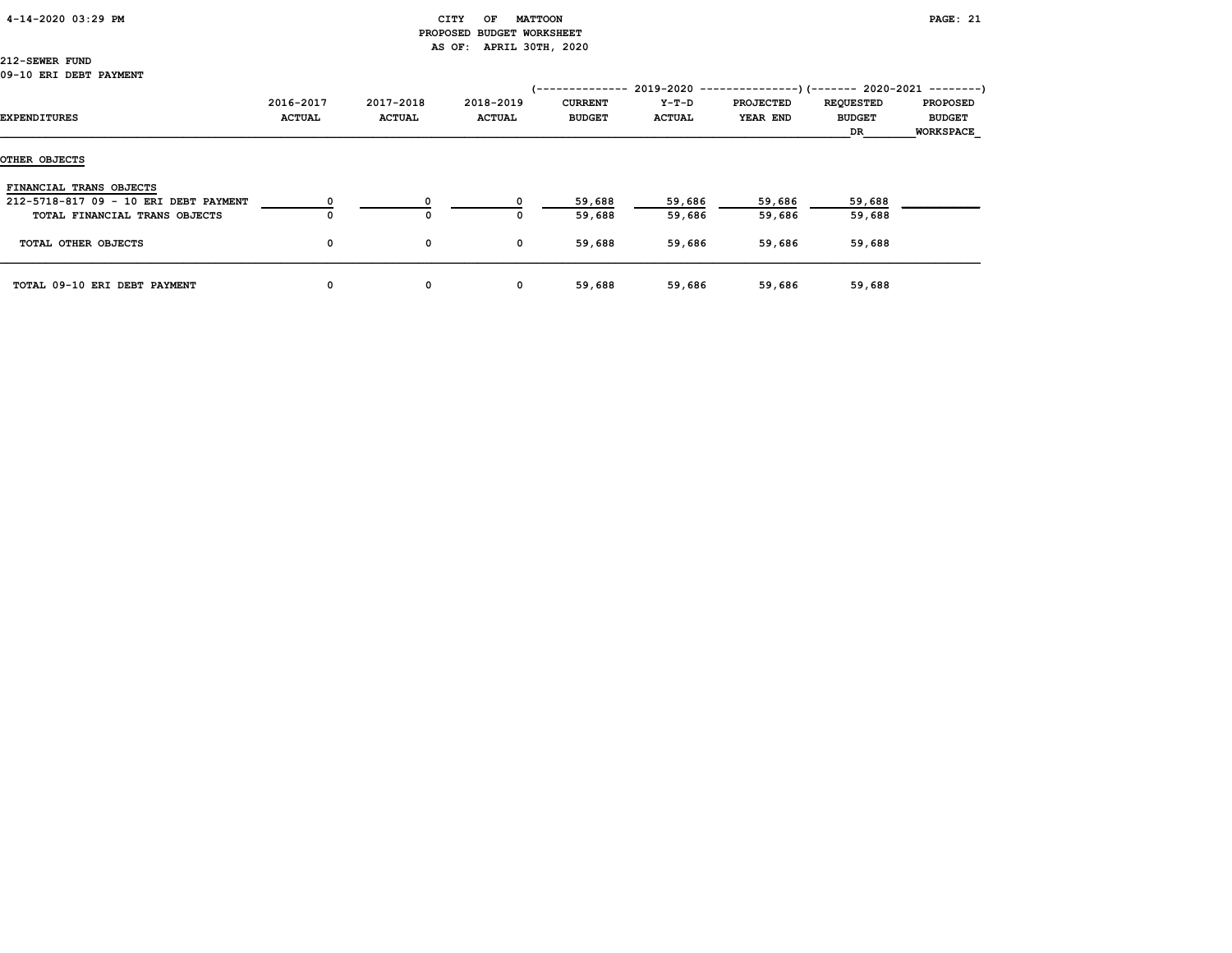CITY OF MATTOON
PROPOSED BUDGET WORKSHEET
AS OF: APRIL 30TH, 2020

212-SEWER FUND
09-10 ERI DEBT PAYMENT

| EXPENDITURES | 2016-2017 ACTUAL | 2017-2018 ACTUAL | 2018-2019 ACTUAL | 2019-2020 CURRENT BUDGET | 2019-2020 Y-T-D ACTUAL | 2019-2020 PROJECTED YEAR END | 2020-2021 REQUESTED BUDGET DR | 2020-2021 PROPOSED BUDGET WORKSPACE |
|---|---|---|---|---|---|---|---|---|
| **OTHER OBJECTS** | | | | | | | | |
| FINANCIAL TRANS OBJECTS | | | | | | | | |
| 212-5718-817 09 - 10 ERI DEBT PAYMENT | 0 | 0 | 0 | 59,688 | 59,686 | 59,686 | 59,688 | |
| TOTAL FINANCIAL TRANS OBJECTS | 0 | 0 | 0 | 59,688 | 59,686 | 59,686 | 59,688 | |
| TOTAL OTHER OBJECTS | 0 | 0 | 0 | 59,688 | 59,686 | 59,686 | 59,688 | |
| TOTAL 09-10 ERI DEBT PAYMENT | 0 | 0 | 0 | 59,688 | 59,686 | 59,686 | 59,688 | |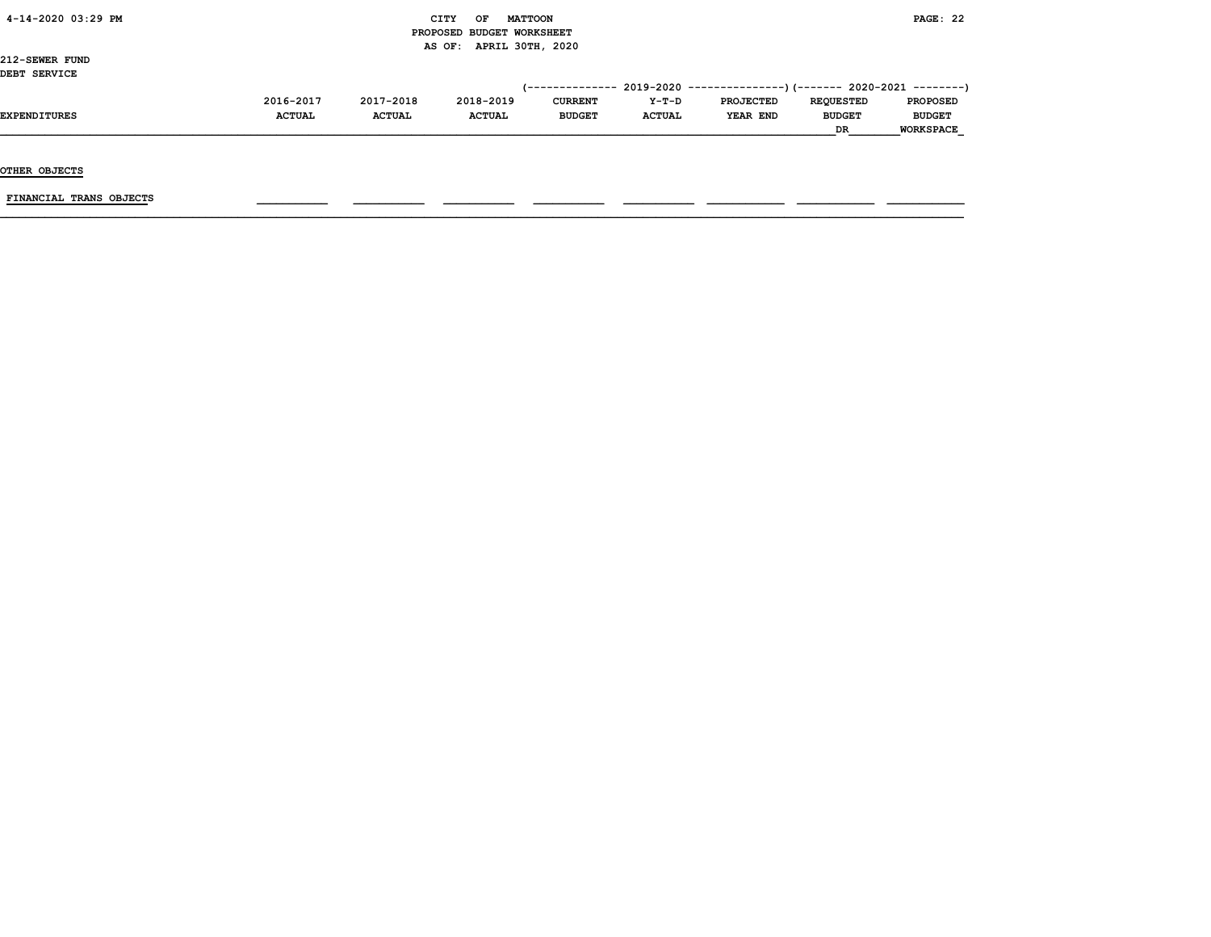CITY OF MATTOON
PROPOSED BUDGET WORKSHEET
AS OF: APRIL 30TH, 2020

212-SEWER FUND
DEBT SERVICE

| EXPENDITURES | 2016-2017 ACTUAL | 2017-2018 ACTUAL | 2018-2019 ACTUAL | 2019-2020 CURRENT BUDGET | 2019-2020 Y-T-D ACTUAL | 2019-2020 PROJECTED YEAR END | 2020-2021 REQUESTED BUDGET DR | 2020-2021 PROPOSED BUDGET WORKSPACE |
|---|---|---|---|---|---|---|---|---|
| **OTHER OBJECTS** | | | | | | | | |
| FINANCIAL TRANS OBJECTS | | | | | | | | |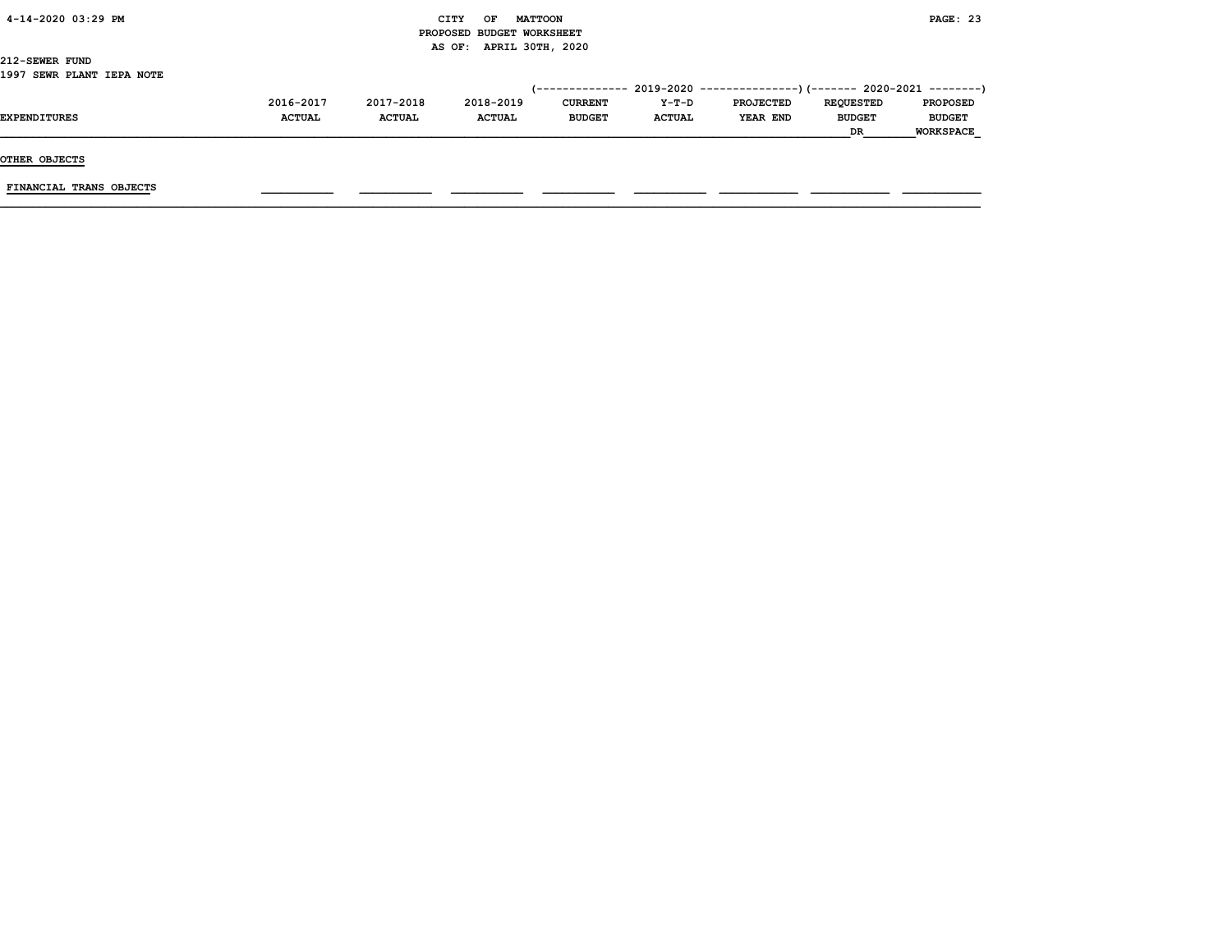212-SEWER FUND
1997 SEWR PLANT IEPA NOTE

| EXPENDITURES | 2016-2017 ACTUAL | 2017-2018 ACTUAL | 2018-2019 ACTUAL | 2019-2020 CURRENT BUDGET | 2019-2020 Y-T-D ACTUAL | 2019-2020 PROJECTED YEAR END | 2020-2021 REQUESTED BUDGET DR | 2020-2021 PROPOSED BUDGET WORKSPACE |
|---|---|---|---|---|---|---|---|---|
| **OTHER OBJECTS** | | | | | | | | |
| FINANCIAL TRANS OBJECTS | | | | | | | | |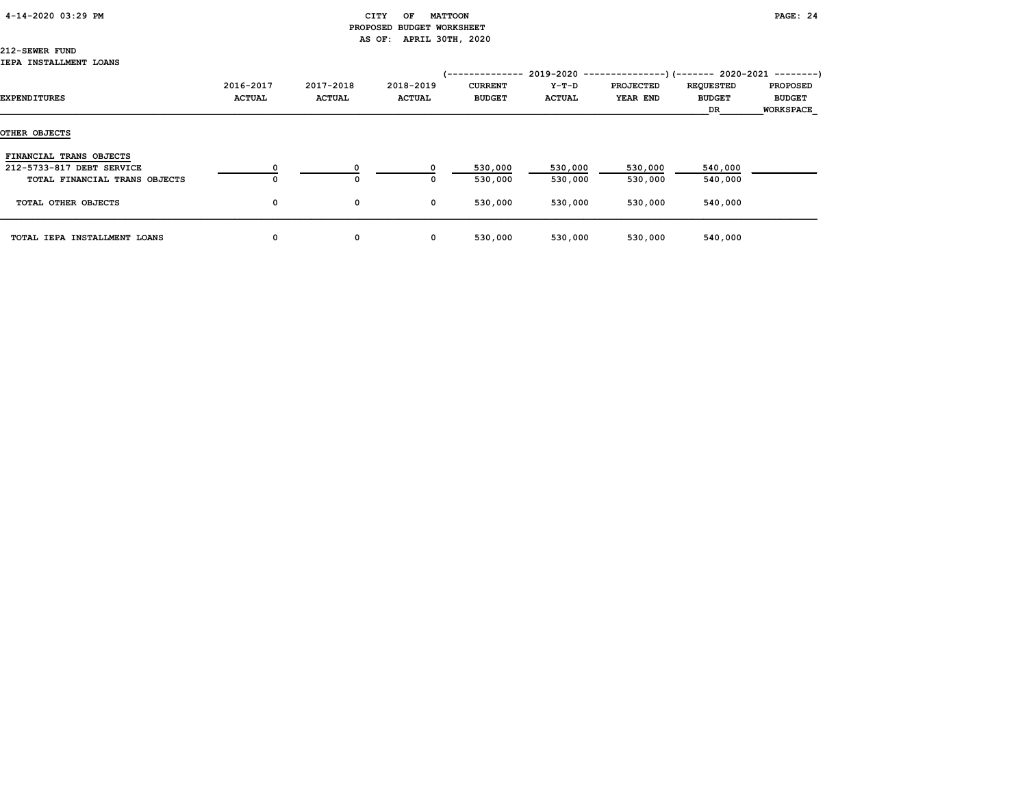CITY OF MATTOON
PROPOSED BUDGET WORKSHEET
AS OF: APRIL 30TH, 2020

212-SEWER FUND
IEPA INSTALLMENT LOANS

| EXPENDITURES | 2016-2017 ACTUAL | 2017-2018 ACTUAL | 2018-2019 ACTUAL | 2019-2020 CURRENT BUDGET | 2019-2020 Y-T-D ACTUAL | 2019-2020 PROJECTED YEAR END | 2020-2021 REQUESTED BUDGET DR | 2020-2021 PROPOSED BUDGET WORKSPACE |
|---|---|---|---|---|---|---|---|---|
| **OTHER OBJECTS** | | | | | | | | |
| FINANCIAL TRANS OBJECTS | | | | | | | | |
| 212-5733-817 DEBT SERVICE | 0 | 0 | 0 | 530,000 | 530,000 | 530,000 | 540,000 | |
| TOTAL FINANCIAL TRANS OBJECTS | 0 | 0 | 0 | 530,000 | 530,000 | 530,000 | 540,000 | |
| TOTAL OTHER OBJECTS | 0 | 0 | 0 | 530,000 | 530,000 | 530,000 | 540,000 | |
| TOTAL IEPA INSTALLMENT LOANS | 0 | 0 | 0 | 530,000 | 530,000 | 530,000 | 540,000 | |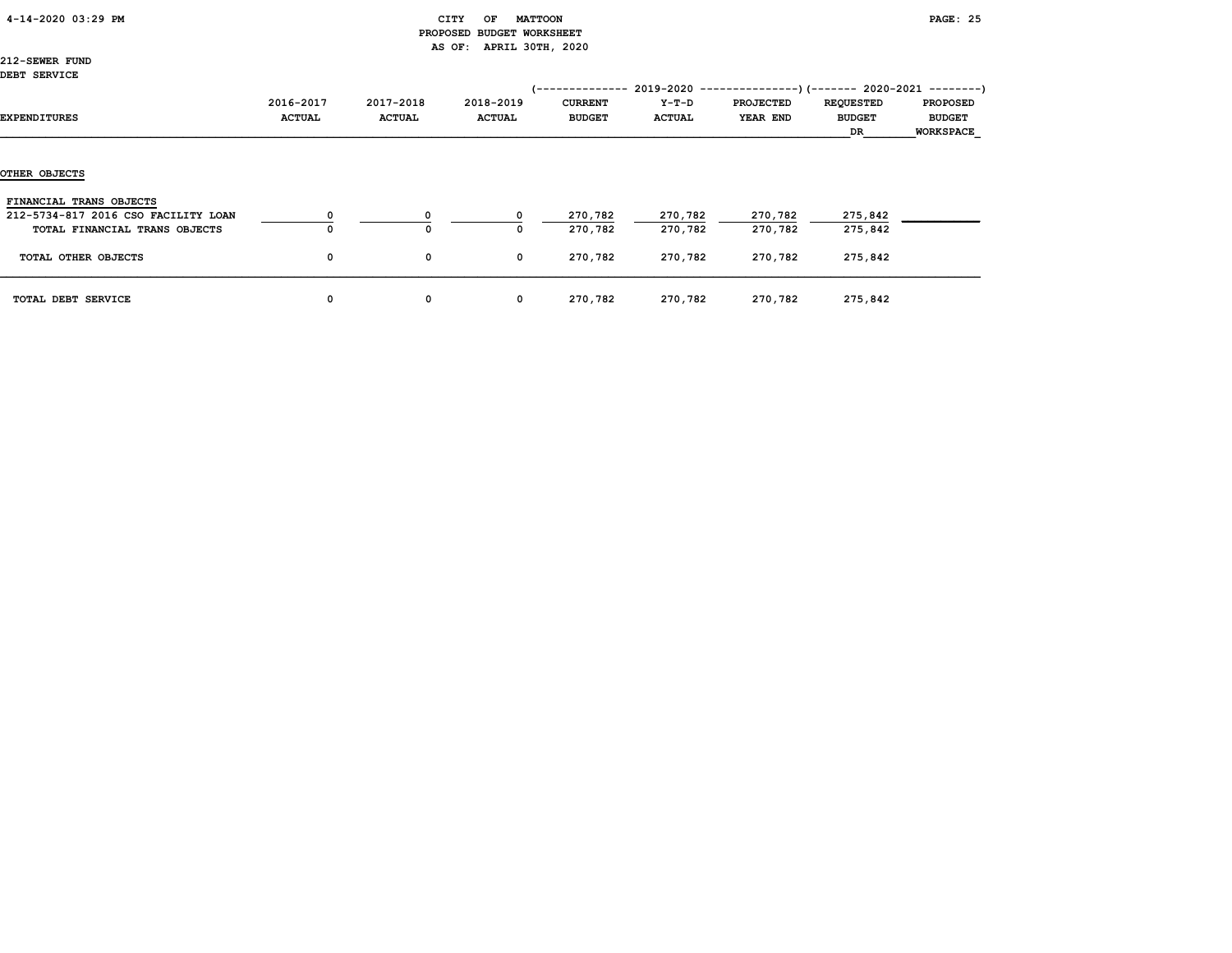CITY OF MATTOON
PROPOSED BUDGET WORKSHEET
AS OF: APRIL 30TH, 2020

212-SEWER FUND
DEBT SERVICE

| EXPENDITURES | 2016-2017 ACTUAL | 2017-2018 ACTUAL | 2018-2019 ACTUAL | 2019-2020 CURRENT BUDGET | 2019-2020 Y-T-D ACTUAL | 2019-2020 PROJECTED YEAR END | 2020-2021 REQUESTED BUDGET DR | 2020-2021 PROPOSED BUDGET WORKSPACE |
|---|---|---|---|---|---|---|---|---|
| OTHER OBJECTS | | | | | | | | |
| FINANCIAL TRANS OBJECTS | | | | | | | | |
| 212-5734-817 2016 CSO FACILITY LOAN | 0 | 0 | 0 | 270,782 | 270,782 | 270,782 | 275,842 | |
| TOTAL FINANCIAL TRANS OBJECTS | 0 | 0 | 0 | 270,782 | 270,782 | 270,782 | 275,842 | |
| TOTAL OTHER OBJECTS | 0 | 0 | 0 | 270,782 | 270,782 | 270,782 | 275,842 | |
| TOTAL DEBT SERVICE | 0 | 0 | 0 | 270,782 | 270,782 | 270,782 | 275,842 | |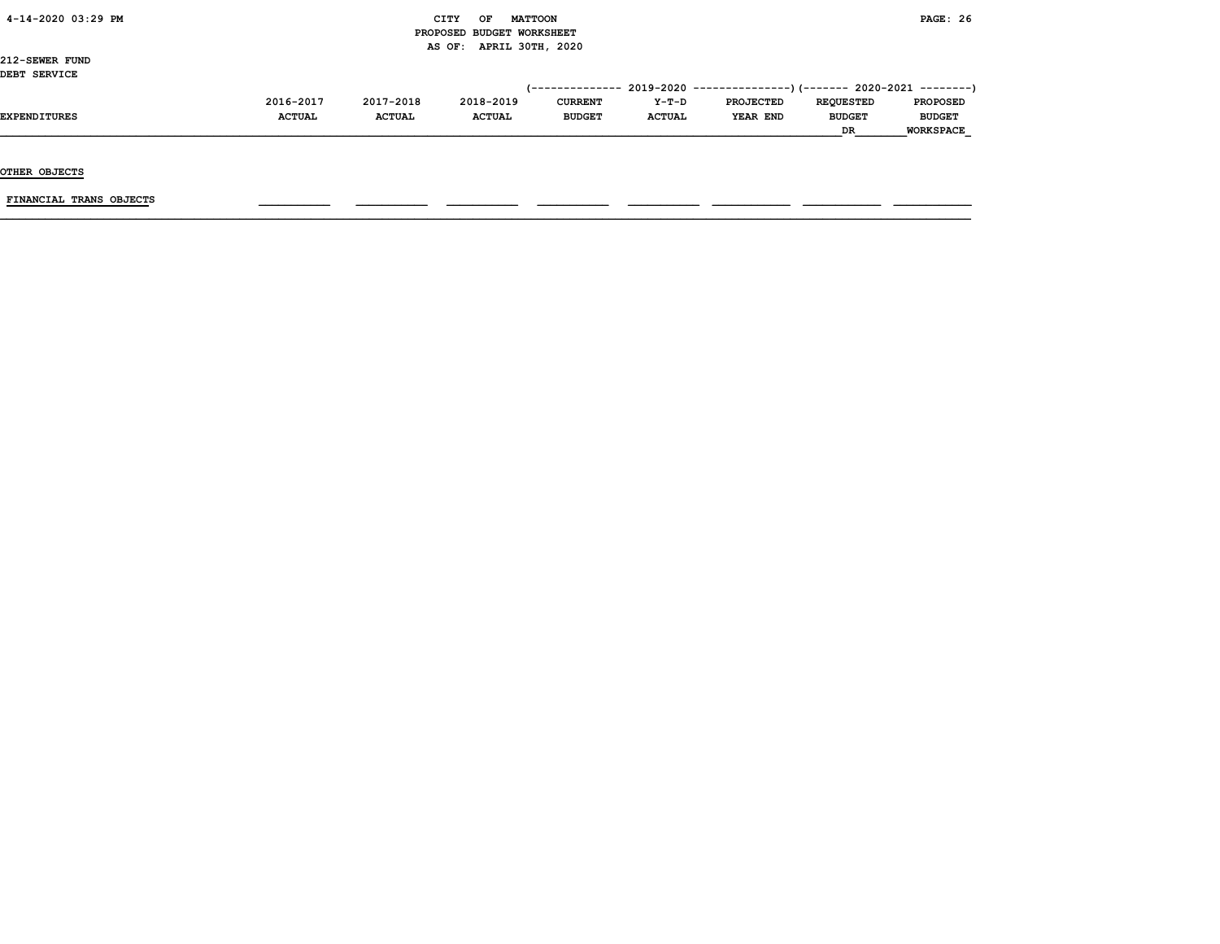CITY OF MATTOON
PROPOSED BUDGET WORKSHEET
AS OF: APRIL 30TH, 2020

212-SEWER FUND
DEBT SERVICE

| EXPENDITURES | 2016-2017 ACTUAL | 2017-2018 ACTUAL | 2018-2019 ACTUAL | 2019-2020 CURRENT BUDGET | 2019-2020 Y-T-D ACTUAL | 2019-2020 PROJECTED YEAR END | 2020-2021 REQUESTED BUDGET DR | 2020-2021 PROPOSED BUDGET WORKSPACE |
|---|---|---|---|---|---|---|---|---|
| OTHER OBJECTS | | | | | | | | |
| FINANCIAL TRANS OBJECTS | | | | | | | | |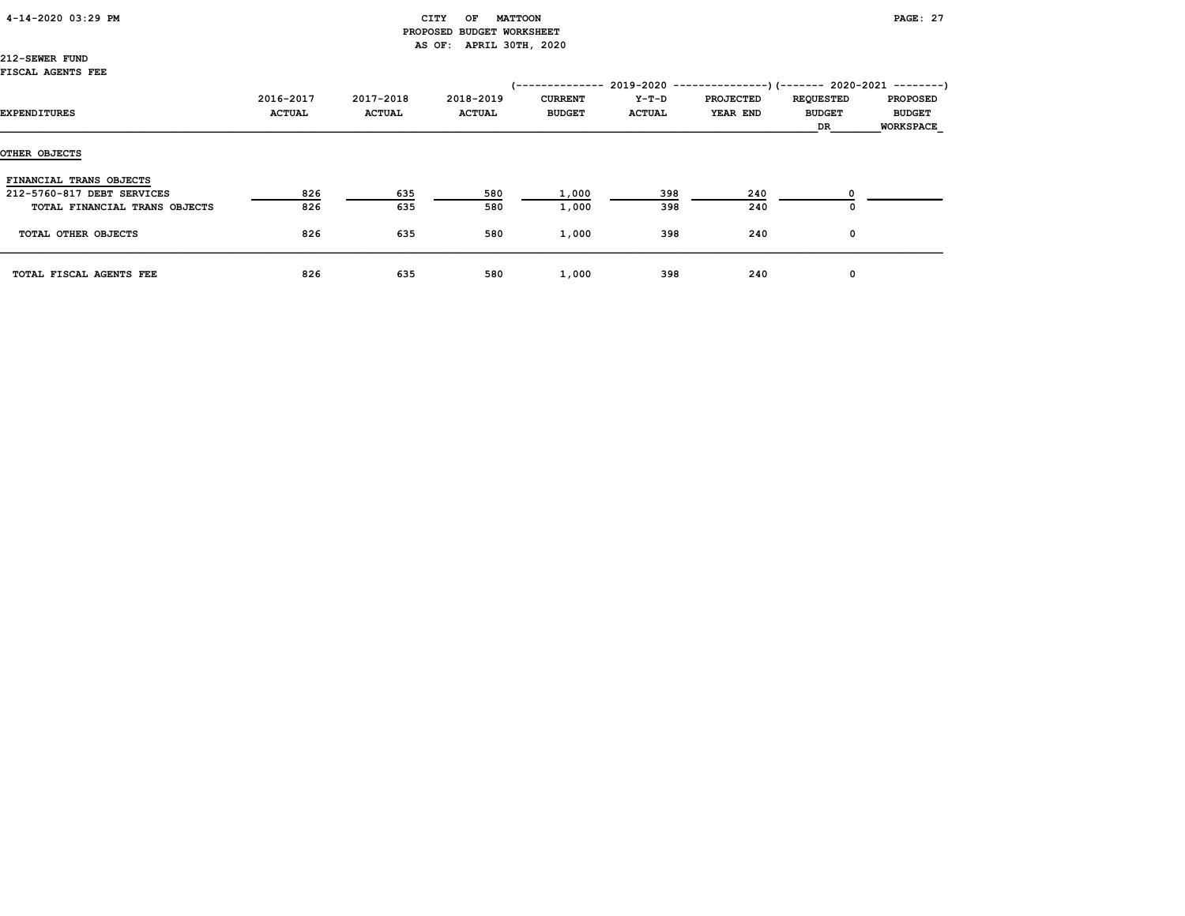CITY OF MATTOON
PROPOSED BUDGET WORKSHEET
AS OF: APRIL 30TH, 2020

212-SEWER FUND
FISCAL AGENTS FEE

| | | | | (-------------- 2019-2020 | | ---------------) | (------- 2020-2021 | --------) |
|---|---|---|---|---|---|---|---|---|
| EXPENDITURES | 2016-2017 ACTUAL | 2017-2018 ACTUAL | 2018-2019 ACTUAL | CURRENT BUDGET | Y-T-D ACTUAL | PROJECTED YEAR END | REQUESTED BUDGET DR | PROPOSED BUDGET WORKSPACE |
| **OTHER OBJECTS** | | | | | | | | |
| FINANCIAL TRANS OBJECTS | | | | | | | | |
| 212-5760-817 DEBT SERVICES | 826 | 635 | 580 | 1,000 | 398 | 240 | 0 | |
| TOTAL FINANCIAL TRANS OBJECTS | 826 | 635 | 580 | 1,000 | 398 | 240 | 0 | |
| TOTAL OTHER OBJECTS | 826 | 635 | 580 | 1,000 | 398 | 240 | 0 | |
| TOTAL FISCAL AGENTS FEE | 826 | 635 | 580 | 1,000 | 398 | 240 | 0 | |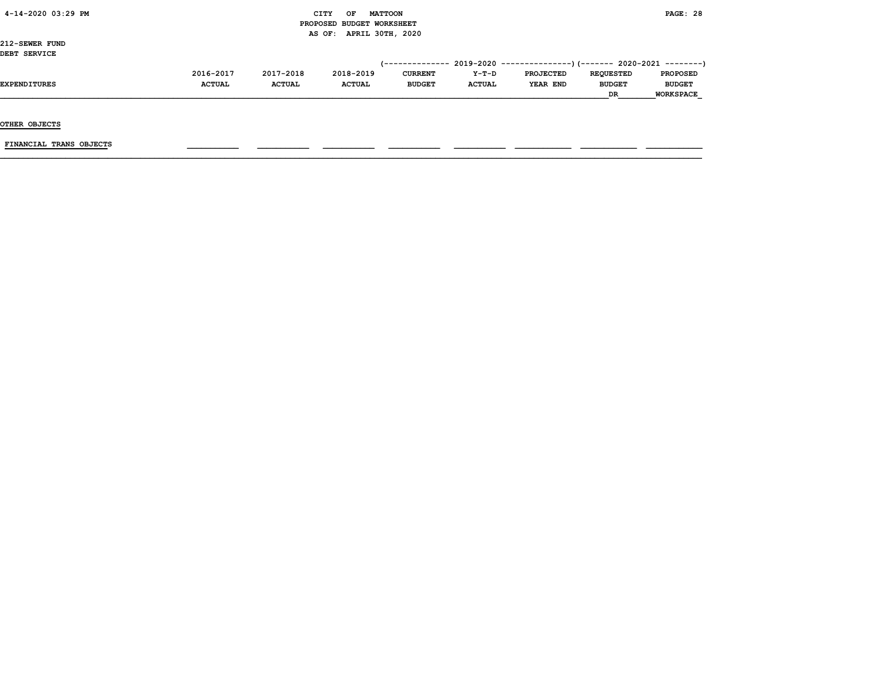CITY OF MATTOON
PROPOSED BUDGET WORKSHEET
AS OF: APRIL 30TH, 2020

212-SEWER FUND
DEBT SERVICE

| EXPENDITURES | 2016-2017 ACTUAL | 2017-2018 ACTUAL | 2018-2019 ACTUAL | 2019-2020 CURRENT BUDGET | 2019-2020 Y-T-D ACTUAL | 2019-2020 PROJECTED YEAR END | 2020-2021 REQUESTED BUDGET DR | 2020-2021 PROPOSED BUDGET WORKSPACE |
|---|---|---|---|---|---|---|---|---|
| OTHER OBJECTS | | | | | | | | |
| FINANCIAL TRANS OBJECTS | | | | | | | | |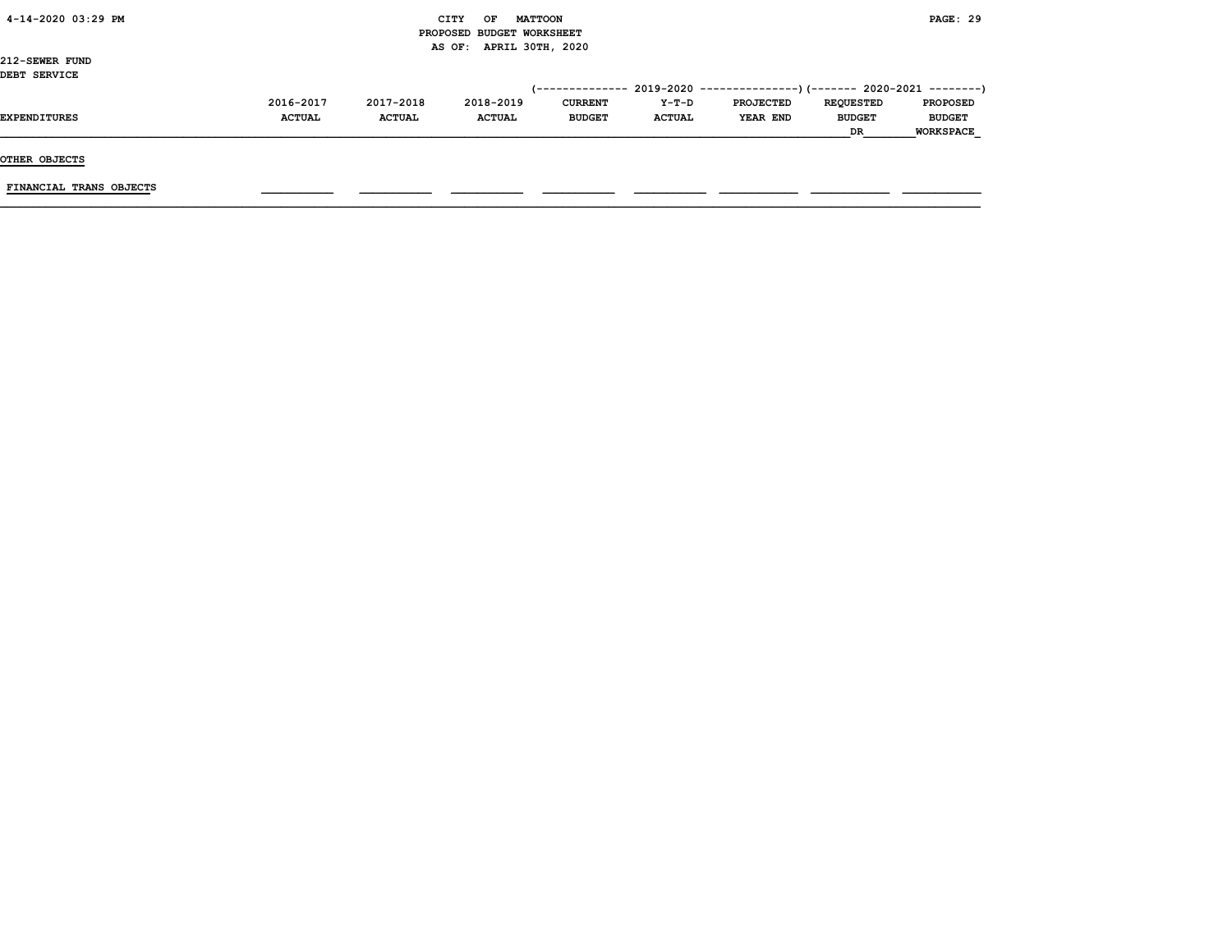CITY OF MATTOON
PROPOSED BUDGET WORKSHEET
AS OF: APRIL 30TH, 2020

212-SEWER FUND
DEBT SERVICE

| EXPENDITURES | 2016-2017 ACTUAL | 2017-2018 ACTUAL | 2018-2019 ACTUAL | 2019-2020 CURRENT BUDGET | 2019-2020 Y-T-D ACTUAL | 2019-2020 PROJECTED YEAR END | 2020-2021 REQUESTED BUDGET DR | 2020-2021 PROPOSED BUDGET WORKSPACE |
|---|---|---|---|---|---|---|---|---|
| **OTHER OBJECTS** | | | | | | | | |
| FINANCIAL TRANS OBJECTS | | | | | | | | |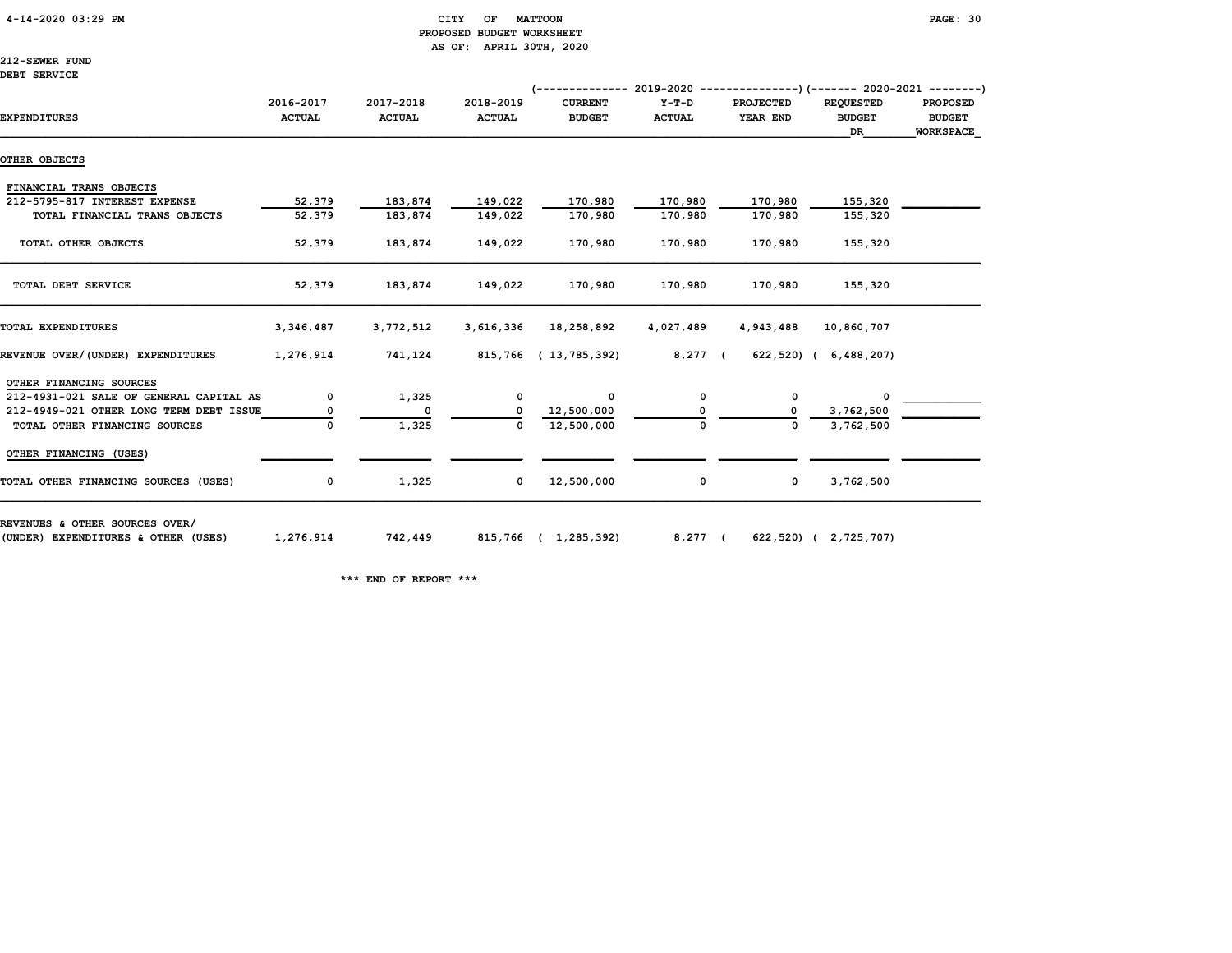CITY OF MATTOON
PROPOSED BUDGET WORKSHEET
AS OF: APRIL 30TH, 2020

212-SEWER FUND
DEBT SERVICE

| EXPENDITURES | 2016-2017 ACTUAL | 2017-2018 ACTUAL | 2018-2019 ACTUAL | 2019-2020 CURRENT BUDGET | 2019-2020 Y-T-D ACTUAL | 2019-2020 PROJECTED YEAR END | 2020-2021 REQUESTED BUDGET DR | 2020-2021 PROPOSED BUDGET WORKSPACE |
|---|---|---|---|---|---|---|---|---|
| OTHER OBJECTS | | | | | | | | |
| FINANCIAL TRANS OBJECTS | | | | | | | | |
| 212-5795-817 INTEREST EXPENSE | 52,379 | 183,874 | 149,022 | 170,980 | 170,980 | 170,980 | 155,320 | |
| TOTAL FINANCIAL TRANS OBJECTS | 52,379 | 183,874 | 149,022 | 170,980 | 170,980 | 170,980 | 155,320 | |
| TOTAL OTHER OBJECTS | 52,379 | 183,874 | 149,022 | 170,980 | 170,980 | 170,980 | 155,320 | |
| TOTAL DEBT SERVICE | 52,379 | 183,874 | 149,022 | 170,980 | 170,980 | 170,980 | 155,320 | |
| TOTAL EXPENDITURES | 3,346,487 | 3,772,512 | 3,616,336 | 18,258,892 | 4,027,489 | 4,943,488 | 10,860,707 | |
| REVENUE OVER/(UNDER) EXPENDITURES | 1,276,914 | 741,124 | 815,766 | ( 13,785,392) | 8,277 | ( 622,520) | ( 6,488,207) | |
| OTHER FINANCING SOURCES | | | | | | | | |
| 212-4931-021 SALE OF GENERAL CAPITAL AS | 0 | 1,325 | 0 | 0 | 0 | 0 | 0 | |
| 212-4949-021 OTHER LONG TERM DEBT ISSUE | 0 | 0 | 0 | 12,500,000 | 0 | 0 | 3,762,500 | |
| TOTAL OTHER FINANCING SOURCES | 0 | 1,325 | 0 | 12,500,000 | 0 | 0 | 3,762,500 | |
| OTHER FINANCING (USES) | | | | | | | | |
| TOTAL OTHER FINANCING SOURCES (USES) | 0 | 1,325 | 0 | 12,500,000 | 0 | 0 | 3,762,500 | |
| REVENUES & OTHER SOURCES OVER/ (UNDER) EXPENDITURES & OTHER (USES) | 1,276,914 | 742,449 | 815,766 | ( 1,285,392) | 8,277 | ( 622,520) | ( 2,725,707) | |

*** END OF REPORT ***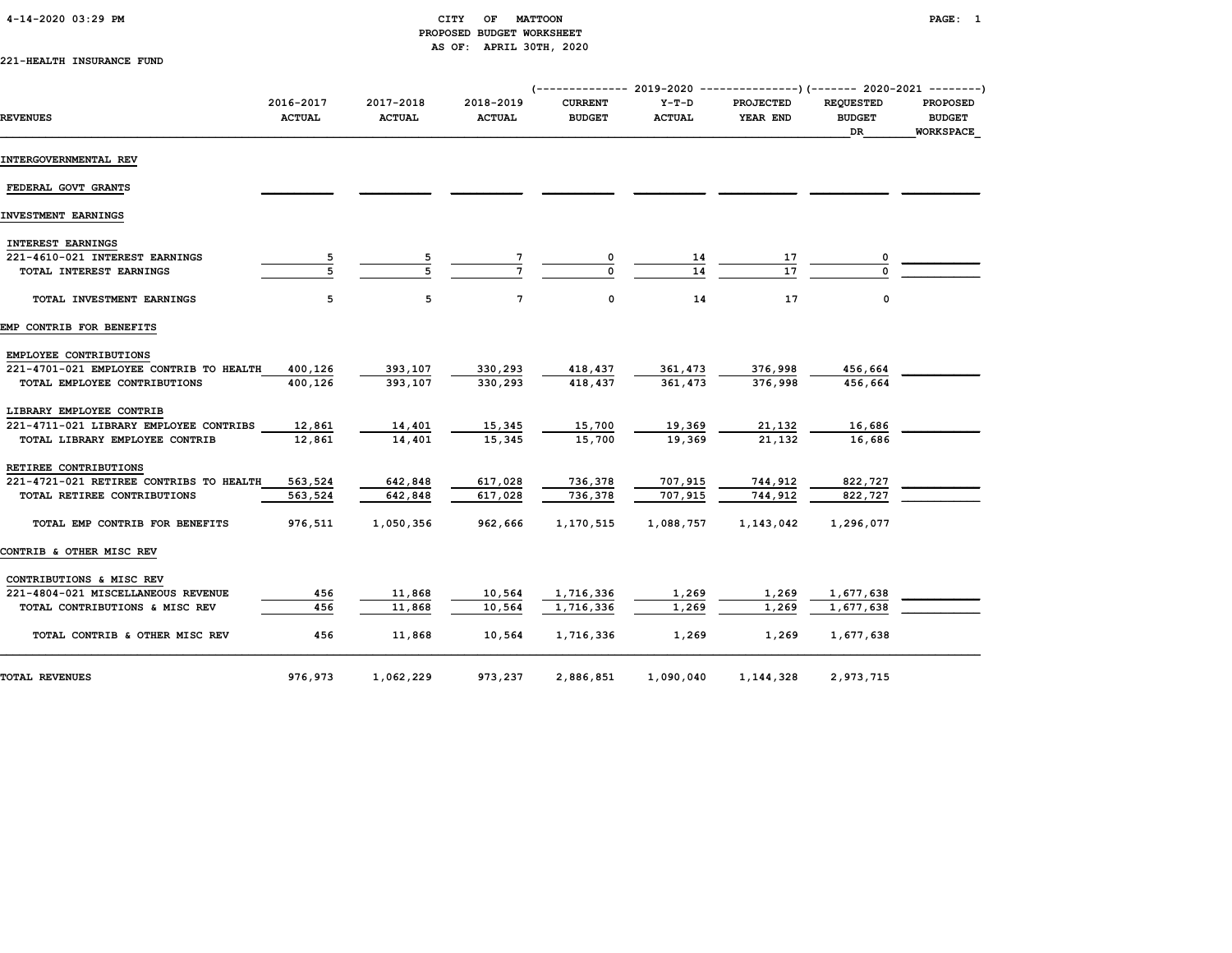CITY OF MATTOON
PROPOSED BUDGET WORKSHEET
AS OF: APRIL 30TH, 2020

4-14-2020 03:29 PM

221-HEALTH INSURANCE FUND

| REVENUES | 2016-2017 ACTUAL | 2017-2018 ACTUAL | 2018-2019 ACTUAL | 2019-2020 CURRENT BUDGET | 2019-2020 Y-T-D ACTUAL | 2019-2020 PROJECTED YEAR END | 2020-2021 REQUESTED BUDGET DR | 2020-2021 PROPOSED BUDGET WORKSPACE |
|---|---|---|---|---|---|---|---|---|
| INTERGOVERNMENTAL REV | | | | | | | | |
| FEDERAL GOVT GRANTS | | | | | | | | |
| INVESTMENT EARNINGS | | | | | | | | |
| INTEREST EARNINGS | | | | | | | | |
| 221-4610-021 INTEREST EARNINGS | 5 | 5 | 7 | 0 | 14 | 17 | 0 | |
| TOTAL INTEREST EARNINGS | 5 | 5 | 7 | 0 | 14 | 17 | 0 | |
| TOTAL INVESTMENT EARNINGS | 5 | 5 | 7 | 0 | 14 | 17 | 0 | |
| EMP CONTRIB FOR BENEFITS | | | | | | | | |
| EMPLOYEE CONTRIBUTIONS | | | | | | | | |
| 221-4701-021 EMPLOYEE CONTRIB TO HEALTH | 400,126 | 393,107 | 330,293 | 418,437 | 361,473 | 376,998 | 456,664 | |
| TOTAL EMPLOYEE CONTRIBUTIONS | 400,126 | 393,107 | 330,293 | 418,437 | 361,473 | 376,998 | 456,664 | |
| LIBRARY EMPLOYEE CONTRIB | | | | | | | | |
| 221-4711-021 LIBRARY EMPLOYEE CONTRIBS | 12,861 | 14,401 | 15,345 | 15,700 | 19,369 | 21,132 | 16,686 | |
| TOTAL LIBRARY EMPLOYEE CONTRIB | 12,861 | 14,401 | 15,345 | 15,700 | 19,369 | 21,132 | 16,686 | |
| RETIREE CONTRIBUTIONS | | | | | | | | |
| 221-4721-021 RETIREE CONTRIBS TO HEALTH | 563,524 | 642,848 | 617,028 | 736,378 | 707,915 | 744,912 | 822,727 | |
| TOTAL RETIREE CONTRIBUTIONS | 563,524 | 642,848 | 617,028 | 736,378 | 707,915 | 744,912 | 822,727 | |
| TOTAL EMP CONTRIB FOR BENEFITS | 976,511 | 1,050,356 | 962,666 | 1,170,515 | 1,088,757 | 1,143,042 | 1,296,077 | |
| CONTRIB & OTHER MISC REV | | | | | | | | |
| CONTRIBUTIONS & MISC REV | | | | | | | | |
| 221-4804-021 MISCELLANEOUS REVENUE | 456 | 11,868 | 10,564 | 1,716,336 | 1,269 | 1,269 | 1,677,638 | |
| TOTAL CONTRIBUTIONS & MISC REV | 456 | 11,868 | 10,564 | 1,716,336 | 1,269 | 1,269 | 1,677,638 | |
| TOTAL CONTRIB & OTHER MISC REV | 456 | 11,868 | 10,564 | 1,716,336 | 1,269 | 1,269 | 1,677,638 | |
| TOTAL REVENUES | 976,973 | 1,062,229 | 973,237 | 2,886,851 | 1,090,040 | 1,144,328 | 2,973,715 | |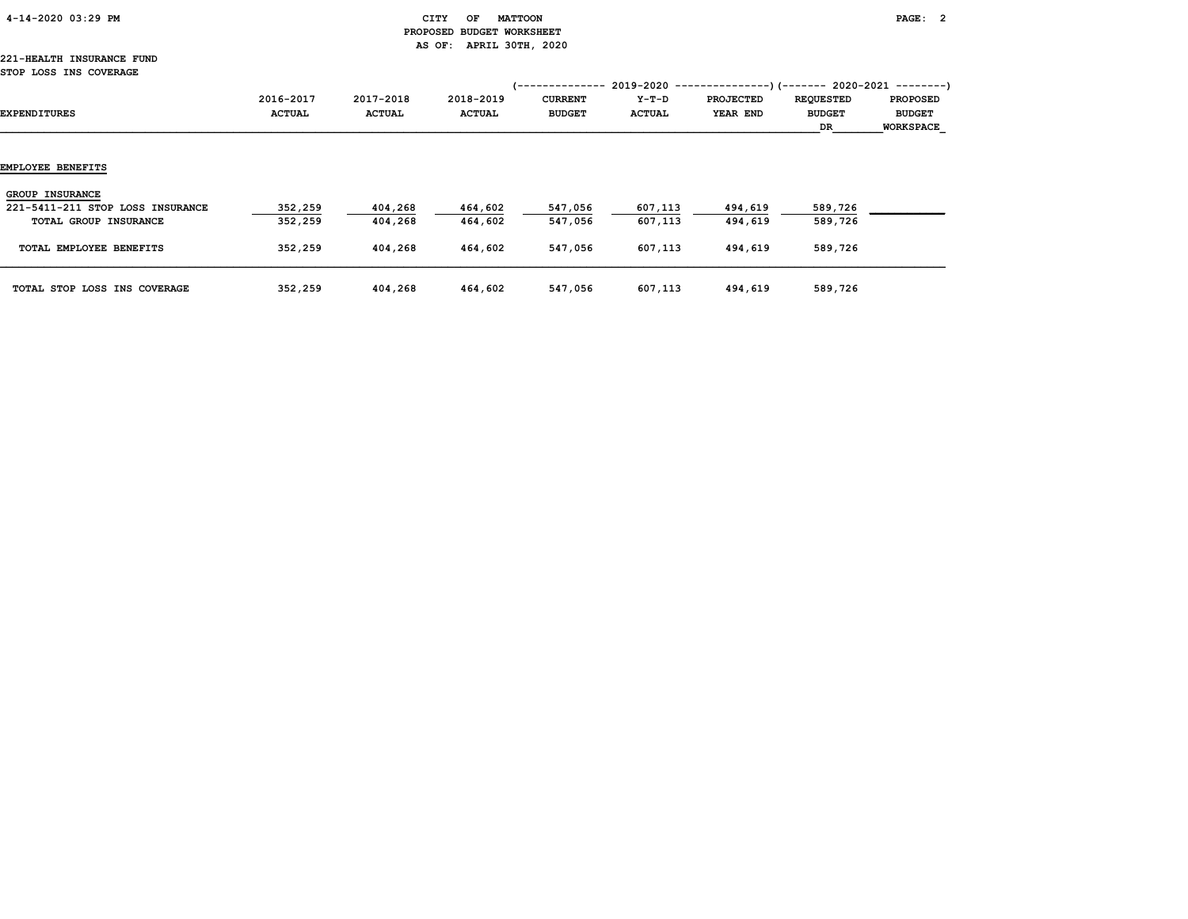CITY OF MATTOON
PROPOSED BUDGET WORKSHEET
AS OF: APRIL 30TH, 2020

221-HEALTH INSURANCE FUND
STOP LOSS INS COVERAGE

| | | | | 2019-2020 | | | 2020-2021 | |
|---|---|---|---|---|---|---|---|---|
| EXPENDITURES | 2016-2017 ACTUAL | 2017-2018 ACTUAL | 2018-2019 ACTUAL | CURRENT BUDGET | Y-T-D ACTUAL | PROJECTED YEAR END | REQUESTED BUDGET DR | PROPOSED BUDGET WORKSPACE |
| **EMPLOYEE BENEFITS** | | | | | | | | |
| GROUP INSURANCE | | | | | | | | |
| 221-5411-211 STOP LOSS INSURANCE | 352,259 | 404,268 | 464,602 | 547,056 | 607,113 | 494,619 | 589,726 | |
| TOTAL GROUP INSURANCE | 352,259 | 404,268 | 464,602 | 547,056 | 607,113 | 494,619 | 589,726 | |
| TOTAL EMPLOYEE BENEFITS | 352,259 | 404,268 | 464,602 | 547,056 | 607,113 | 494,619 | 589,726 | |
| TOTAL STOP LOSS INS COVERAGE | 352,259 | 404,268 | 464,602 | 547,056 | 607,113 | 494,619 | 589,726 | |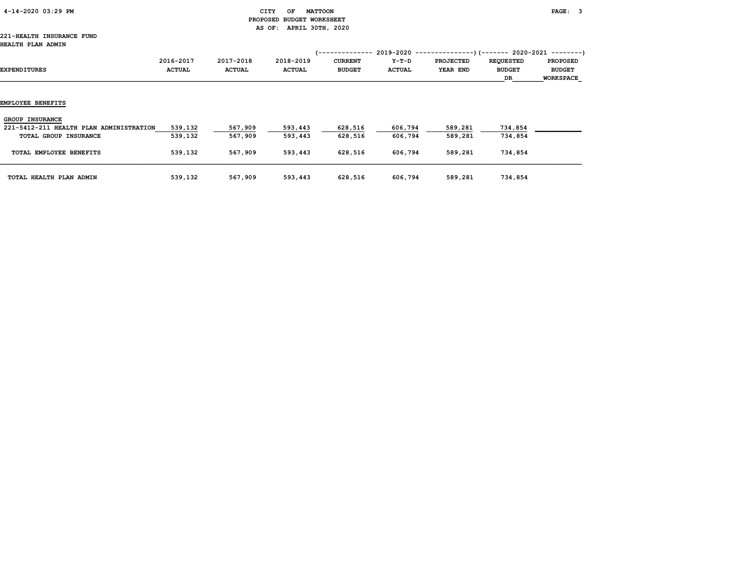CITY OF MATTOON
PROPOSED BUDGET WORKSHEET
AS OF: APRIL 30TH, 2020

221-HEALTH INSURANCE FUND
HEALTH PLAN ADMIN

| EXPENDITURES | 2016-2017 ACTUAL | 2017-2018 ACTUAL | 2018-2019 ACTUAL | 2019-2020 CURRENT BUDGET | 2019-2020 Y-T-D ACTUAL | 2019-2020 PROJECTED YEAR END | 2020-2021 REQUESTED BUDGET DR | 2020-2021 PROPOSED BUDGET WORKSPACE |
|---|---|---|---|---|---|---|---|---|
| **EMPLOYEE BENEFITS** | | | | | | | | |
| GROUP INSURANCE | | | | | | | | |
| 221-5412-211 HEALTH PLAN ADMINISTRATION | 539,132 | 567,909 | 593,443 | 628,516 | 606,794 | 589,281 | 734,854 | |
| TOTAL GROUP INSURANCE | 539,132 | 567,909 | 593,443 | 628,516 | 606,794 | 589,281 | 734,854 | |
| TOTAL EMPLOYEE BENEFITS | 539,132 | 567,909 | 593,443 | 628,516 | 606,794 | 589,281 | 734,854 | |
| TOTAL HEALTH PLAN ADMIN | 539,132 | 567,909 | 593,443 | 628,516 | 606,794 | 589,281 | 734,854 | |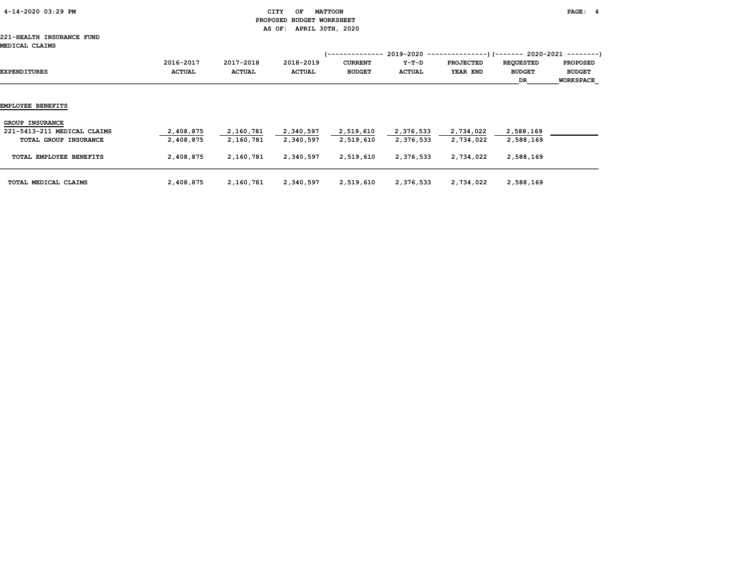CITY OF MATTOON
PROPOSED BUDGET WORKSHEET
AS OF: APRIL 30TH, 2020

221-HEALTH INSURANCE FUND
MEDICAL CLAIMS

| EXPENDITURES | 2016-2017 ACTUAL | 2017-2018 ACTUAL | 2018-2019 ACTUAL | 2019-2020 CURRENT BUDGET | 2019-2020 Y-T-D ACTUAL | 2019-2020 PROJECTED YEAR END | 2020-2021 REQUESTED BUDGET DR | 2020-2021 PROPOSED BUDGET WORKSPACE |
|---|---|---|---|---|---|---|---|---|
| **EMPLOYEE BENEFITS** | | | | | | | | |
| GROUP INSURANCE | | | | | | | | |
| 221-5413-211 MEDICAL CLAIMS | 2,408,875 | 2,160,781 | 2,340,597 | 2,519,610 | 2,376,533 | 2,734,022 | 2,588,169 | |
| TOTAL GROUP INSURANCE | 2,408,875 | 2,160,781 | 2,340,597 | 2,519,610 | 2,376,533 | 2,734,022 | 2,588,169 | |
| TOTAL EMPLOYEE BENEFITS | 2,408,875 | 2,160,781 | 2,340,597 | 2,519,610 | 2,376,533 | 2,734,022 | 2,588,169 | |
| TOTAL MEDICAL CLAIMS | 2,408,875 | 2,160,781 | 2,340,597 | 2,519,610 | 2,376,533 | 2,734,022 | 2,588,169 | |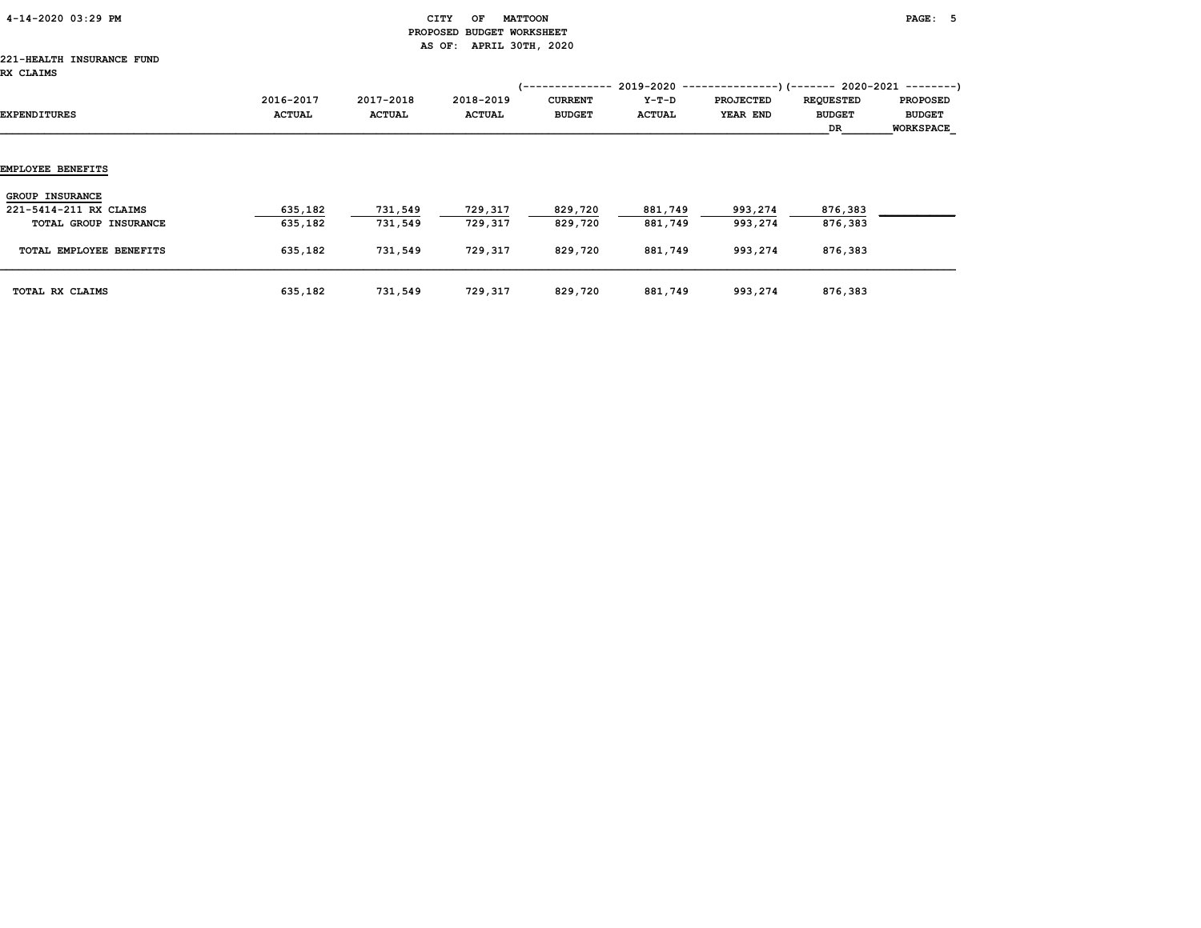CITY OF MATTOON
PROPOSED BUDGET WORKSHEET
AS OF: APRIL 30TH, 2020

221-HEALTH INSURANCE FUND
RX CLAIMS

| EXPENDITURES | 2016-2017 ACTUAL | 2017-2018 ACTUAL | 2018-2019 ACTUAL | 2019-2020 CURRENT BUDGET | 2019-2020 Y-T-D ACTUAL | 2019-2020 PROJECTED YEAR END | 2020-2021 REQUESTED BUDGET DR | 2020-2021 PROPOSED BUDGET WORKSPACE |
|---|---|---|---|---|---|---|---|---|
| **EMPLOYEE BENEFITS** | | | | | | | | |
| GROUP INSURANCE | | | | | | | | |
| 221-5414-211 RX CLAIMS | 635,182 | 731,549 | 729,317 | 829,720 | 881,749 | 993,274 | 876,383 | |
| TOTAL GROUP INSURANCE | 635,182 | 731,549 | 729,317 | 829,720 | 881,749 | 993,274 | 876,383 | |
| TOTAL EMPLOYEE BENEFITS | 635,182 | 731,549 | 729,317 | 829,720 | 881,749 | 993,274 | 876,383 | |
| TOTAL RX CLAIMS | 635,182 | 731,549 | 729,317 | 829,720 | 881,749 | 993,274 | 876,383 | |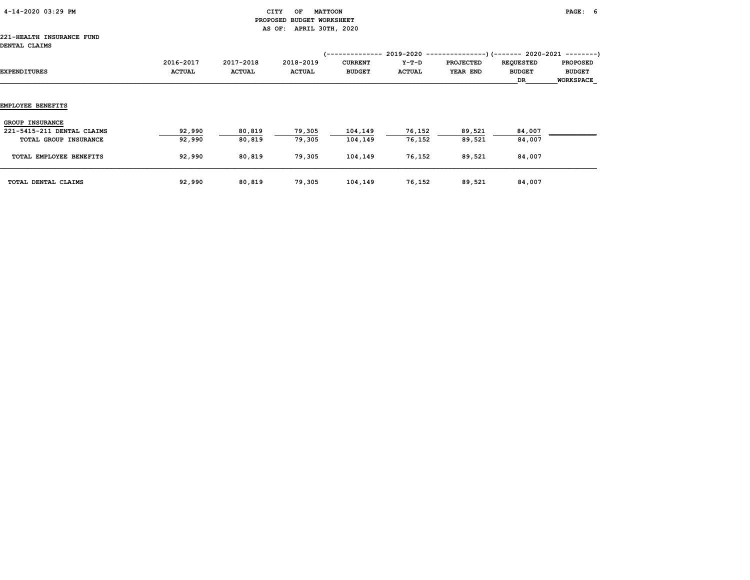CITY OF MATTOON
PROPOSED BUDGET WORKSHEET
AS OF: APRIL 30TH, 2020

221-HEALTH INSURANCE FUND
DENTAL CLAIMS

| | | | | 2019-2020 | | | 2020-2021 | |
|---|---|---|---|---|---|---|---|---|
| EXPENDITURES | 2016-2017 ACTUAL | 2017-2018 ACTUAL | 2018-2019 ACTUAL | CURRENT BUDGET | Y-T-D ACTUAL | PROJECTED YEAR END | REQUESTED BUDGET DR | PROPOSED BUDGET WORKSPACE |
| **EMPLOYEE BENEFITS** | | | | | | | | |
| GROUP INSURANCE | | | | | | | | |
| 221-5415-211 DENTAL CLAIMS | 92,990 | 80,819 | 79,305 | 104,149 | 76,152 | 89,521 | 84,007 | |
| TOTAL GROUP INSURANCE | 92,990 | 80,819 | 79,305 | 104,149 | 76,152 | 89,521 | 84,007 | |
| TOTAL EMPLOYEE BENEFITS | 92,990 | 80,819 | 79,305 | 104,149 | 76,152 | 89,521 | 84,007 | |
| TOTAL DENTAL CLAIMS | 92,990 | 80,819 | 79,305 | 104,149 | 76,152 | 89,521 | 84,007 | |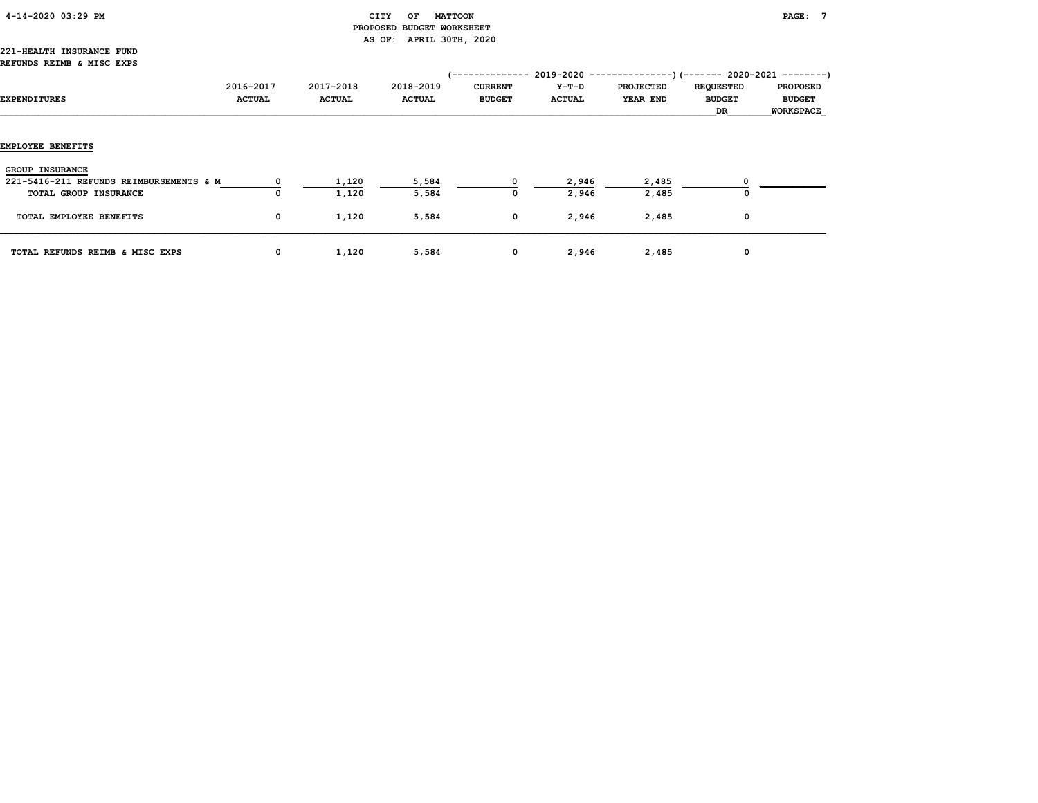CITY OF MATTOON
PROPOSED BUDGET WORKSHEET
AS OF: APRIL 30TH, 2020

221-HEALTH INSURANCE FUND
REFUNDS REIMB & MISC EXPS

| EXPENDITURES | 2016-2017 ACTUAL | 2017-2018 ACTUAL | 2018-2019 ACTUAL | 2019-2020 CURRENT BUDGET | 2019-2020 Y-T-D ACTUAL | 2019-2020 PROJECTED YEAR END | 2020-2021 REQUESTED BUDGET DR | 2020-2021 PROPOSED BUDGET WORKSPACE |
|---|---|---|---|---|---|---|---|---|
| **EMPLOYEE BENEFITS** | | | | | | | | |
| GROUP INSURANCE | | | | | | | | |
| 221-5416-211 REFUNDS REIMBURSEMENTS & M | 0 | 1,120 | 5,584 | 0 | 2,946 | 2,485 | 0 | |
| TOTAL GROUP INSURANCE | 0 | 1,120 | 5,584 | 0 | 2,946 | 2,485 | 0 | |
| TOTAL EMPLOYEE BENEFITS | 0 | 1,120 | 5,584 | 0 | 2,946 | 2,485 | 0 | |
| TOTAL REFUNDS REIMB & MISC EXPS | 0 | 1,120 | 5,584 | 0 | 2,946 | 2,485 | 0 | |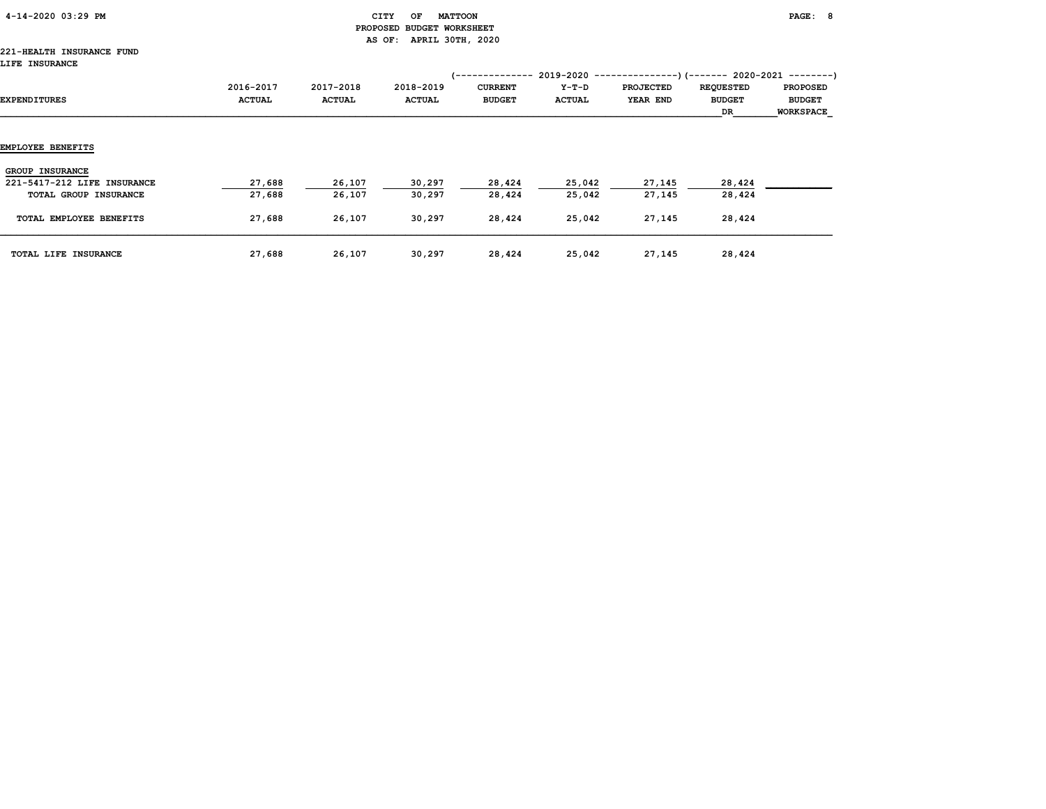CITY OF MATTOON
PROPOSED BUDGET WORKSHEET
AS OF: APRIL 30TH, 2020

221-HEALTH INSURANCE FUND
LIFE INSURANCE

| | | | | (-------------- 2019-2020 | | ---------------) | (------- 2020-2021 | --------) |
|---|---|---|---|---|---|---|---|---|
| EXPENDITURES | 2016-2017 ACTUAL | 2017-2018 ACTUAL | 2018-2019 ACTUAL | CURRENT BUDGET | Y-T-D ACTUAL | PROJECTED YEAR END | REQUESTED BUDGET DR | PROPOSED BUDGET WORKSPACE |
| EMPLOYEE BENEFITS | | | | | | | | |
| GROUP INSURANCE | | | | | | | | |
| 221-5417-212 LIFE INSURANCE | 27,688 | 26,107 | 30,297 | 28,424 | 25,042 | 27,145 | 28,424 | |
| TOTAL GROUP INSURANCE | 27,688 | 26,107 | 30,297 | 28,424 | 25,042 | 27,145 | 28,424 | |
| TOTAL EMPLOYEE BENEFITS | 27,688 | 26,107 | 30,297 | 28,424 | 25,042 | 27,145 | 28,424 | |
| TOTAL LIFE INSURANCE | 27,688 | 26,107 | 30,297 | 28,424 | 25,042 | 27,145 | 28,424 | |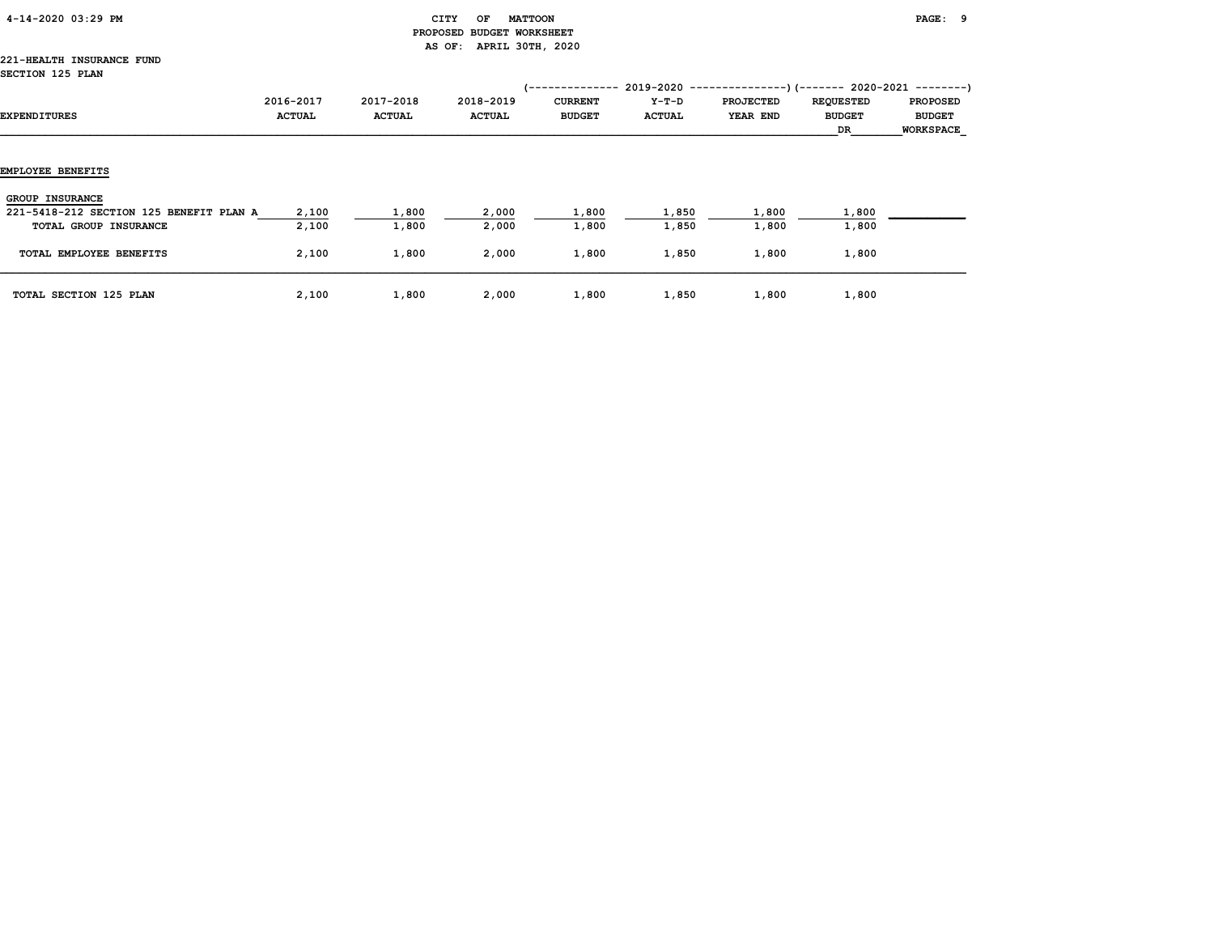CITY OF MATTOON
PROPOSED BUDGET WORKSHEET
AS OF: APRIL 30TH, 2020

221-HEALTH INSURANCE FUND
SECTION 125 PLAN

| EXPENDITURES | 2016-2017 ACTUAL | 2017-2018 ACTUAL | 2018-2019 ACTUAL | 2019-2020 CURRENT BUDGET | 2019-2020 Y-T-D ACTUAL | 2019-2020 PROJECTED YEAR END | 2020-2021 REQUESTED BUDGET DR | 2020-2021 PROPOSED BUDGET WORKSPACE |
|---|---|---|---|---|---|---|---|---|
| **EMPLOYEE BENEFITS** | | | | | | | | |
| GROUP INSURANCE | | | | | | | | |
| 221-5418-212 SECTION 125 BENEFIT PLAN A | 2,100 | 1,800 | 2,000 | 1,800 | 1,850 | 1,800 | 1,800 | |
| TOTAL GROUP INSURANCE | 2,100 | 1,800 | 2,000 | 1,800 | 1,850 | 1,800 | 1,800 | |
| TOTAL EMPLOYEE BENEFITS | 2,100 | 1,800 | 2,000 | 1,800 | 1,850 | 1,800 | 1,800 | |
| TOTAL SECTION 125 PLAN | 2,100 | 1,800 | 2,000 | 1,800 | 1,850 | 1,800 | 1,800 | |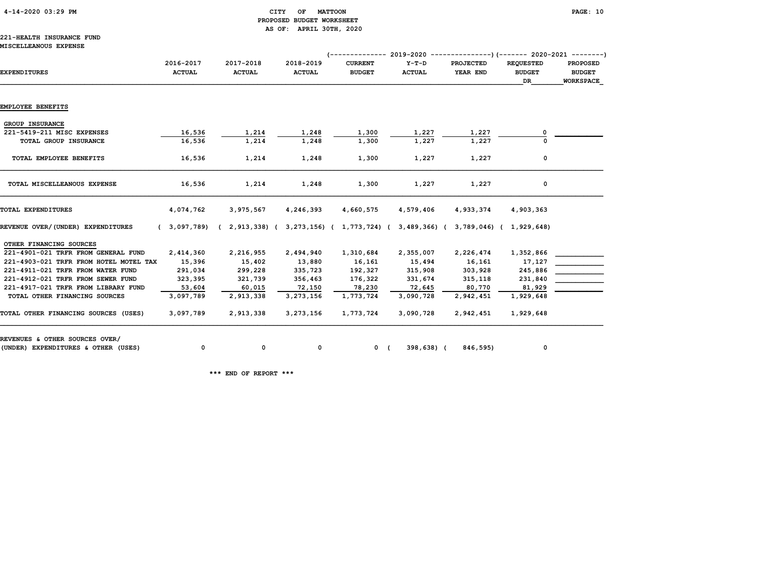CITY OF MATTOON
PROPOSED BUDGET WORKSHEET
AS OF: APRIL 30TH, 2020

221-HEALTH INSURANCE FUND
MISCELLEANOUS EXPENSE

| | | | | 2019-2020 | | | 2020-2021 | |
|---|---|---|---|---|---|---|---|---|
| EXPENDITURES | 2016-2017 ACTUAL | 2017-2018 ACTUAL | 2018-2019 ACTUAL | CURRENT BUDGET | Y-T-D ACTUAL | PROJECTED YEAR END | REQUESTED BUDGET DR | PROPOSED BUDGET WORKSPACE |
| EMPLOYEE BENEFITS | | | | | | | | |
| GROUP INSURANCE | | | | | | | | |
| 221-5419-211 MISC EXPENSES | 16,536 | 1,214 | 1,248 | 1,300 | 1,227 | 1,227 | 0 | |
| TOTAL GROUP INSURANCE | 16,536 | 1,214 | 1,248 | 1,300 | 1,227 | 1,227 | 0 | |
| TOTAL EMPLOYEE BENEFITS | 16,536 | 1,214 | 1,248 | 1,300 | 1,227 | 1,227 | 0 | |
| TOTAL MISCELLEANOUS EXPENSE | 16,536 | 1,214 | 1,248 | 1,300 | 1,227 | 1,227 | 0 | |
| TOTAL EXPENDITURES | 4,074,762 | 3,975,567 | 4,246,393 | 4,660,575 | 4,579,406 | 4,933,374 | 4,903,363 | |
| REVENUE OVER/(UNDER) EXPENDITURES | ( 3,097,789) | ( 2,913,338) | ( 3,273,156) | ( 1,773,724) | ( 3,489,366) | ( 3,789,046) | ( 1,929,648) | |
| OTHER FINANCING SOURCES | | | | | | | | |
| 221-4901-021 TRFR FROM GENERAL FUND | 2,414,360 | 2,216,955 | 2,494,940 | 1,310,684 | 2,355,007 | 2,226,474 | 1,352,866 | |
| 221-4903-021 TRFR FROM HOTEL MOTEL TAX | 15,396 | 15,402 | 13,880 | 16,161 | 15,494 | 16,161 | 17,127 | |
| 221-4911-021 TRFR FROM WATER FUND | 291,034 | 299,228 | 335,723 | 192,327 | 315,908 | 303,928 | 245,886 | |
| 221-4912-021 TRFR FROM SEWER FUND | 323,395 | 321,739 | 356,463 | 176,322 | 331,674 | 315,118 | 231,840 | |
| 221-4917-021 TRFR FROM LIBRARY FUND | 53,604 | 60,015 | 72,150 | 78,230 | 72,645 | 80,770 | 81,929 | |
| TOTAL OTHER FINANCING SOURCES | 3,097,789 | 2,913,338 | 3,273,156 | 1,773,724 | 3,090,728 | 2,942,451 | 1,929,648 | |
| TOTAL OTHER FINANCING SOURCES (USES) | 3,097,789 | 2,913,338 | 3,273,156 | 1,773,724 | 3,090,728 | 2,942,451 | 1,929,648 | |
| REVENUES & OTHER SOURCES OVER/ (UNDER) EXPENDITURES & OTHER (USES) | 0 | 0 | 0 | 0 | ( 398,638) | ( 846,595) | 0 | |

*** END OF REPORT ***